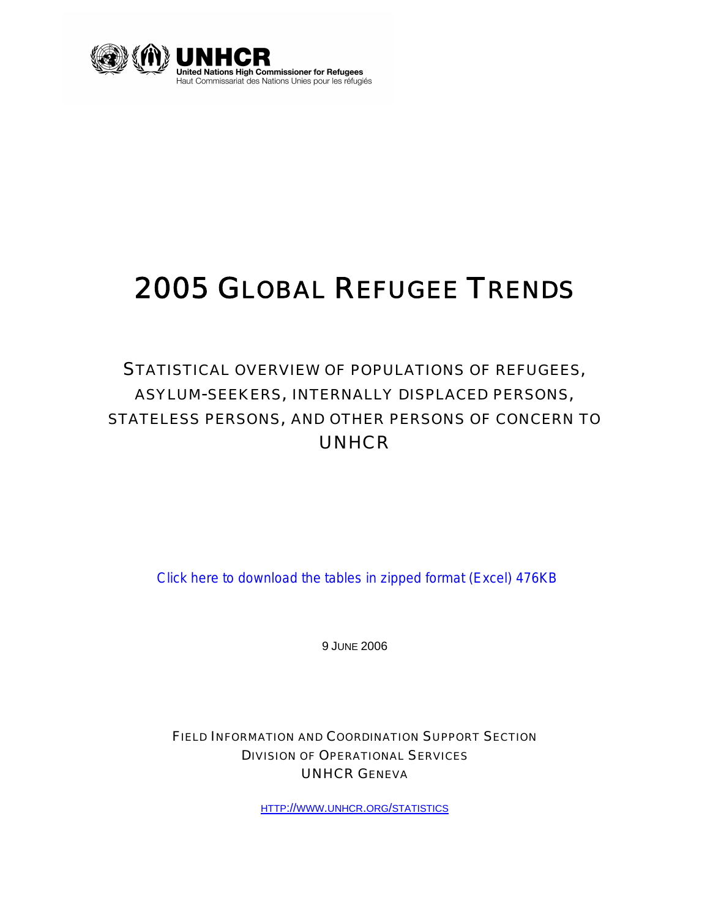UNHCR
United Nations High Commissioner for Refugees
Haut Commissariat des Nations Unies pour les réfugiés

# 2005 GLOBAL REFUGEE TRENDS

## STATISTICAL OVERVIEW OF POPULATIONS OF REFUGEES, ASYLUM-SEEKERS, INTERNALLY DISPLACED PERSONS, STATELESS PERSONS, AND OTHER PERSONS OF CONCERN TO UNHCR

Click here to download the tables in zipped format (Excel) 476KB

9 JUNE 2006

FIELD INFORMATION AND COORDINATION SUPPORT SECTION
DIVISION OF OPERATIONAL SERVICES
UNHCR GENEVA

HTTP://WWW.UNHCR.ORG/STATISTICS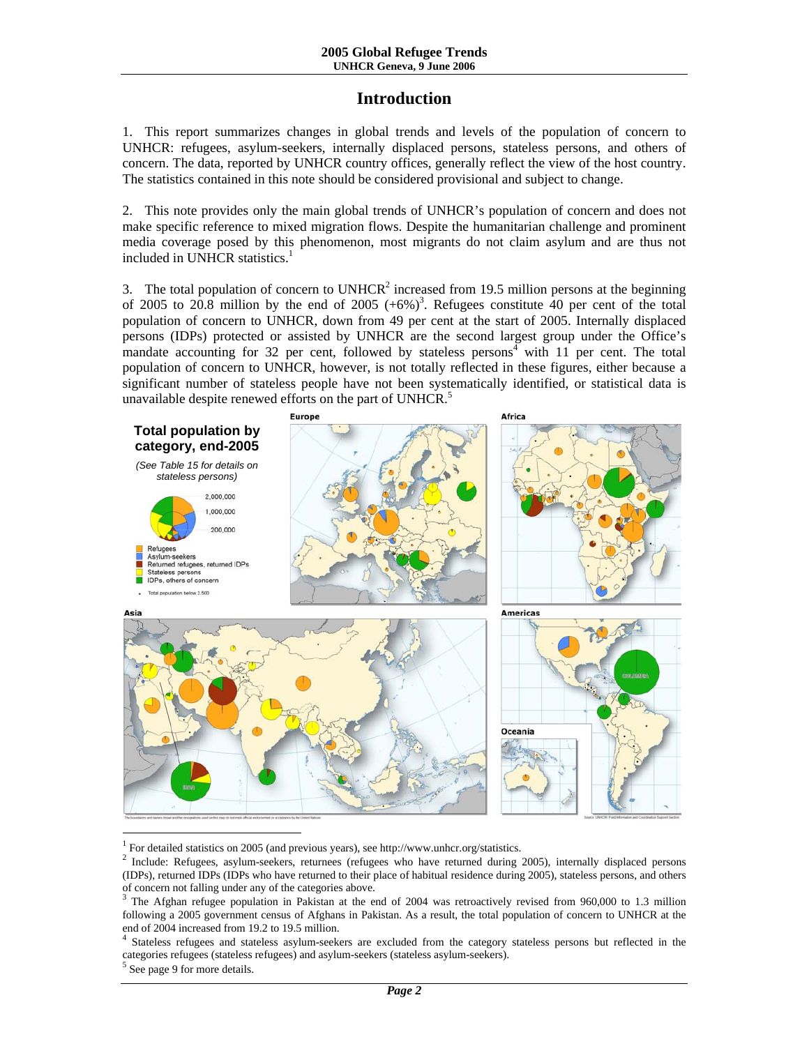# Introduction

1. This report summarizes changes in global trends and levels of the population of concern to UNHCR: refugees, asylum-seekers, internally displaced persons, stateless persons, and others of concern. The data, reported by UNHCR country offices, generally reflect the view of the host country. The statistics contained in this note should be considered provisional and subject to change.

2. This note provides only the main global trends of UNHCR's population of concern and does not make specific reference to mixed migration flows. Despite the humanitarian challenge and prominent media coverage posed by this phenomenon, most migrants do not claim asylum and are thus not included in UNHCR statistics.[1]

3. The total population of concern to UNHCR[2] increased from 19.5 million persons at the beginning of 2005 to 20.8 million by the end of 2005 (+6%)[3]. Refugees constitute 40 per cent of the total population of concern to UNHCR, down from 49 per cent at the start of 2005. Internally displaced persons (IDPs) protected or assisted by UNHCR are the second largest group under the Office's mandate accounting for 32 per cent, followed by stateless persons[4] with 11 per cent. The total population of concern to UNHCR, however, is not totally reflected in these figures, either because a significant number of stateless people have not been systematically identified, or statistical data is unavailable despite renewed efforts on the part of UNHCR.[5]

**Total population by category, end-2005**

*(See Table 15 for details on stateless persons)*

2,000,000
1,000,000
200,000

Refugees
Asylum-seekers
Returned refugees, returned IDPs
Stateless persons
IDPs, others of concern

Total population below 2,500

Europe

Africa

Asia

Americas

Oceania

COLOMBIA

IRAQ

---

[1] For detailed statistics on 2005 (and previous years), see http://www.unhcr.org/statistics.

[2] Include: Refugees, asylum-seekers, returnees (refugees who have returned during 2005), internally displaced persons (IDPs), returned IDPs (IDPs who have returned to their place of habitual residence during 2005), stateless persons, and others of concern not falling under any of the categories above.

[3] The Afghan refugee population in Pakistan at the end of 2004 was retroactively revised from 960,000 to 1.3 million following a 2005 government census of Afghans in Pakistan. As a result, the total population of concern to UNHCR at the end of 2004 increased from 19.2 to 19.5 million.

[4] Stateless refugees and stateless asylum-seekers are excluded from the category stateless persons but reflected in the categories refugees (stateless refugees) and asylum-seekers (stateless asylum-seekers).

[5] See page 9 for more details.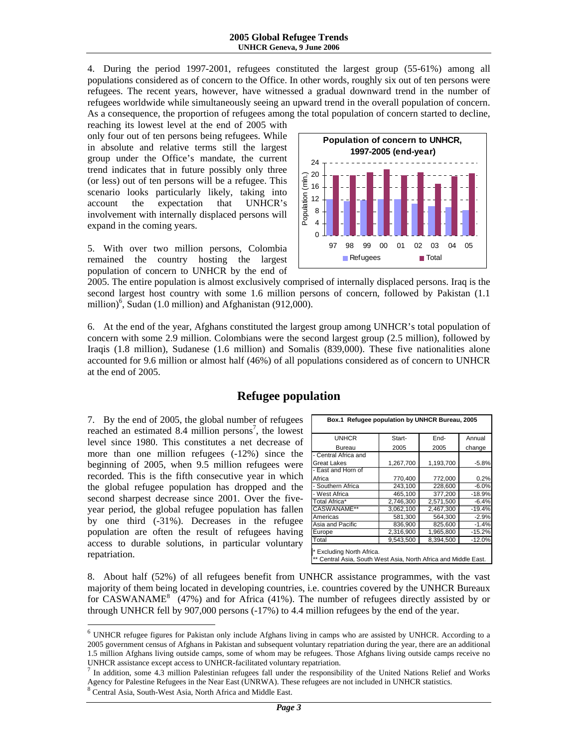4. During the period 1997-2001, refugees constituted the largest group (55-61%) among all populations considered as of concern to the Office. In other words, roughly six out of ten persons were refugees. The recent years, however, have witnessed a gradual downward trend in the number of refugees worldwide while simultaneously seeing an upward trend in the overall population of concern. As a consequence, the proportion of refugees among the total population of concern started to decline, reaching its lowest level at the end of 2005 with only four out of ten persons being refugees. While in absolute and relative terms still the largest group under the Office's mandate, the current trend indicates that in future possibly only three (or less) out of ten persons will be a refugee. This scenario looks particularly likely, taking into account the expectation that UNHCR's involvement with internally displaced persons will expand in the coming years.

**Population of concern to UNHCR, 1997-2005 (end-year)**

Population (mln.)

0
4
8
12
16
20
24

97 98 99 00 01 02 03 04 05

Refugees
Total

5. With over two million persons, Colombia remained the country hosting the largest population of concern to UNHCR by the end of 2005. The entire population is almost exclusively comprised of internally displaced persons. Iraq is the second largest host country with some 1.6 million persons of concern, followed by Pakistan (1.1 million)[6], Sudan (1.0 million) and Afghanistan (912,000).

6. At the end of the year, Afghans constituted the largest group among UNHCR's total population of concern with some 2.9 million. Colombians were the second largest group (2.5 million), followed by Iraqis (1.8 million), Sudanese (1.6 million) and Somalis (839,000). These five nationalities alone accounted for 9.6 million or almost half (46%) of all populations considered as of concern to UNHCR at the end of 2005.

## Refugee population

7. By the end of 2005, the global number of refugees reached an estimated 8.4 million persons[7], the lowest level since 1980. This constitutes a net decrease of more than one million refugees (-12%) since the beginning of 2005, when 9.5 million refugees were recorded. This is the fifth consecutive year in which the global refugee population has dropped and the second sharpest decrease since 2001. Over the five-year period, the global refugee population has fallen by one third (-31%). Decreases in the refugee population are often the result of refugees having access to durable solutions, in particular voluntary repatriation.

**Box.1 Refugee population by UNHCR Bureau, 2005**

| UNHCR Bureau | Start-2005 | End-2005 | Annual change |
|---|---|---|---|
| - Central Africa and Great Lakes | 1,267,700 | 1,193,700 | -5.8% |
| - East and Horn of Africa | 770,400 | 772,000 | 0.2% |
| - Southern Africa | 243,100 | 228,600 | -6.0% |
| - West Africa | 465,100 | 377,200 | -18.9% |
| Total Africa* | 2,746,300 | 2,571,500 | -6.4% |
| CASWANAME** | 3,062,100 | 2,467,300 | -19.4% |
| Americas | 581,300 | 564,300 | -2.9% |
| Asia and Pacific | 836,900 | 825,600 | -1.4% |
| Europe | 2,316,900 | 1,965,800 | -15.2% |
| Total | 9,543,500 | 8,394,500 | -12.0% |

\* Excluding North Africa.
\*\* Central Asia, South West Asia, North Africa and Middle East.

8. About half (52%) of all refugees benefit from UNHCR assistance programmes, with the vast majority of them being located in developing countries, i.e. countries covered by the UNHCR Bureaux for CASWANAME[8] (47%) and for Africa (41%). The number of refugees directly assisted by or through UNHCR fell by 907,000 persons (-17%) to 4.4 million refugees by the end of the year.

[6] UNHCR refugee figures for Pakistan only include Afghans living in camps who are assisted by UNHCR. According to a 2005 government census of Afghans in Pakistan and subsequent voluntary repatriation during the year, there are an additional 1.5 million Afghans living outside camps, some of whom may be refugees. Those Afghans living outside camps receive no UNHCR assistance except access to UNHCR-facilitated voluntary repatriation.

[7] In addition, some 4.3 million Palestinian refugees fall under the responsibility of the United Nations Relief and Works Agency for Palestine Refugees in the Near East (UNRWA). These refugees are not included in UNHCR statistics.

[8] Central Asia, South-West Asia, North Africa and Middle East.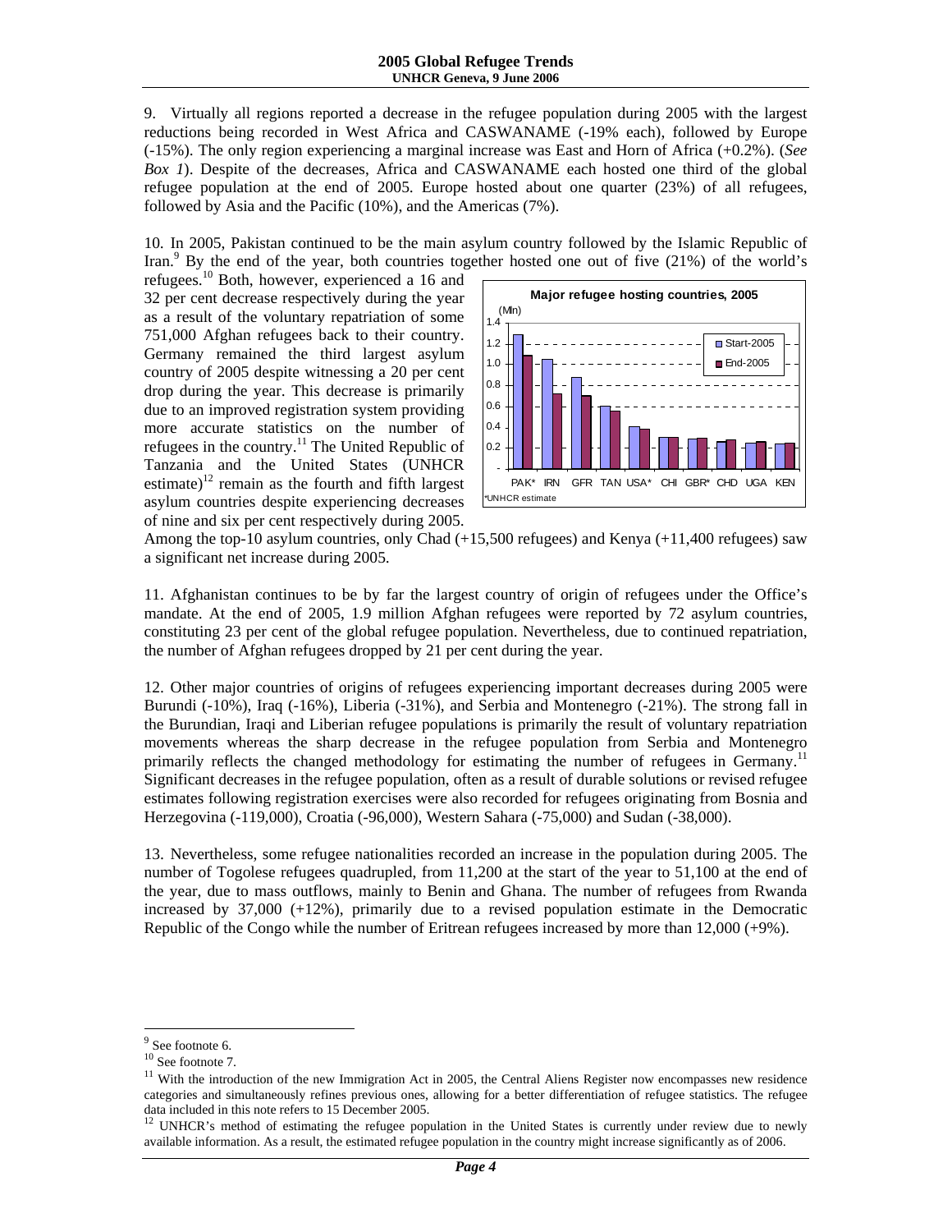9. Virtually all regions reported a decrease in the refugee population during 2005 with the largest reductions being recorded in West Africa and CASWANAME (-19% each), followed by Europe (-15%). The only region experiencing a marginal increase was East and Horn of Africa (+0.2%). (*See Box 1*). Despite of the decreases, Africa and CASWANAME each hosted one third of the global refugee population at the end of 2005. Europe hosted about one quarter (23%) of all refugees, followed by Asia and the Pacific (10%), and the Americas (7%).

10. In 2005, Pakistan continued to be the main asylum country followed by the Islamic Republic of Iran.[9] By the end of the year, both countries together hosted one out of five (21%) of the world's refugees.[10] Both, however, experienced a 16 and 32 per cent decrease respectively during the year as a result of the voluntary repatriation of some 751,000 Afghan refugees back to their country. Germany remained the third largest asylum country of 2005 despite witnessing a 20 per cent drop during the year. This decrease is primarily due to an improved registration system providing more accurate statistics on the number of refugees in the country.[11] The United Republic of Tanzania and the United States (UNHCR estimate)[12] remain as the fourth and fifth largest asylum countries despite experiencing decreases of nine and six per cent respectively during 2005. Among the top-10 asylum countries, only Chad (+15,500 refugees) and Kenya (+11,400 refugees) saw a significant net increase during 2005.

Major refugee hosting countries, 2005

(Mln)

1.4
1.2
1.0
0.8
0.6
0.4
0.2
-

Start-2005
End-2005

PAK* IRN GFR TAN USA* CHI GBR* CHD UGA KEN

*UNHCR estimate

11. Afghanistan continues to be by far the largest country of origin of refugees under the Office's mandate. At the end of 2005, 1.9 million Afghan refugees were reported by 72 asylum countries, constituting 23 per cent of the global refugee population. Nevertheless, due to continued repatriation, the number of Afghan refugees dropped by 21 per cent during the year.

12. Other major countries of origins of refugees experiencing important decreases during 2005 were Burundi (-10%), Iraq (-16%), Liberia (-31%), and Serbia and Montenegro (-21%). The strong fall in the Burundian, Iraqi and Liberian refugee populations is primarily the result of voluntary repatriation movements whereas the sharp decrease in the refugee population from Serbia and Montenegro primarily reflects the changed methodology for estimating the number of refugees in Germany.[11] Significant decreases in the refugee population, often as a result of durable solutions or revised refugee estimates following registration exercises were also recorded for refugees originating from Bosnia and Herzegovina (-119,000), Croatia (-96,000), Western Sahara (-75,000) and Sudan (-38,000).

13. Nevertheless, some refugee nationalities recorded an increase in the population during 2005. The number of Togolese refugees quadrupled, from 11,200 at the start of the year to 51,100 at the end of the year, due to mass outflows, mainly to Benin and Ghana. The number of refugees from Rwanda increased by 37,000 (+12%), primarily due to a revised population estimate in the Democratic Republic of the Congo while the number of Eritrean refugees increased by more than 12,000 (+9%).

---

[9] See footnote 6.

[10] See footnote 7.

[11] With the introduction of the new Immigration Act in 2005, the Central Aliens Register now encompasses new residence categories and simultaneously refines previous ones, allowing for a better differentiation of refugee statistics. The refugee data included in this note refers to 15 December 2005.

[12] UNHCR's method of estimating the refugee population in the United States is currently under review due to newly available information. As a result, the estimated refugee population in the country might increase significantly as of 2006.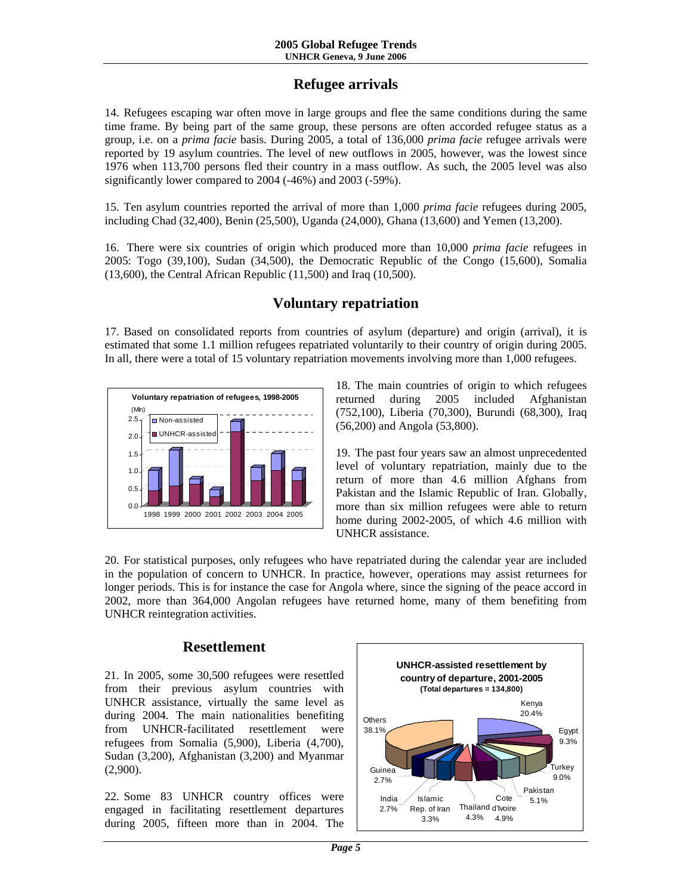## Refugee arrivals

14. Refugees escaping war often move in large groups and flee the same conditions during the same time frame. By being part of the same group, these persons are often accorded refugee status as a group, i.e. on a *prima facie* basis. During 2005, a total of 136,000 *prima facie* refugee arrivals were reported by 19 asylum countries. The level of new outflows in 2005, however, was the lowest since 1976 when 113,700 persons fled their country in a mass outflow. As such, the 2005 level was also significantly lower compared to 2004 (-46%) and 2003 (-59%).

15. Ten asylum countries reported the arrival of more than 1,000 *prima facie* refugees during 2005, including Chad (32,400), Benin (25,500), Uganda (24,000), Ghana (13,600) and Yemen (13,200).

16. There were six countries of origin which produced more than 10,000 *prima facie* refugees in 2005: Togo (39,100), Sudan (34,500), the Democratic Republic of the Congo (15,600), Somalia (13,600), the Central African Republic (11,500) and Iraq (10,500).

## Voluntary repatriation

17. Based on consolidated reports from countries of asylum (departure) and origin (arrival), it is estimated that some 1.1 million refugees repatriated voluntarily to their country of origin during 2005. In all, there were a total of 15 voluntary repatriation movements involving more than 1,000 refugees.

**Voluntary repatriation of refugees, 1998-2005**

18. The main countries of origin to which refugees returned during 2005 included Afghanistan (752,100), Liberia (70,300), Burundi (68,300), Iraq (56,200) and Angola (53,800).

19. The past four years saw an almost unprecedented level of voluntary repatriation, mainly due to the return of more than 4.6 million Afghans from Pakistan and the Islamic Republic of Iran. Globally, more than six million refugees were able to return home during 2002-2005, of which 4.6 million with UNHCR assistance.

20. For statistical purposes, only refugees who have repatriated during the calendar year are included in the population of concern to UNHCR. In practice, however, operations may assist returnees for longer periods. This is for instance the case for Angola where, since the signing of the peace accord in 2002, more than 364,000 Angolan refugees have returned home, many of them benefiting from UNHCR reintegration activities.

## Resettlement

21. In 2005, some 30,500 refugees were resettled from their previous asylum countries with UNHCR assistance, virtually the same level as during 2004. The main nationalities benefiting from UNHCR-facilitated resettlement were refugees from Somalia (5,900), Liberia (4,700), Sudan (3,200), Afghanistan (3,200) and Myanmar (2,900).

**UNHCR-assisted resettlement by country of departure, 2001-2005 (Total departures = 134,800)**

22. Some 83 UNHCR country offices were engaged in facilitating resettlement departures during 2005, fifteen more than in 2004. The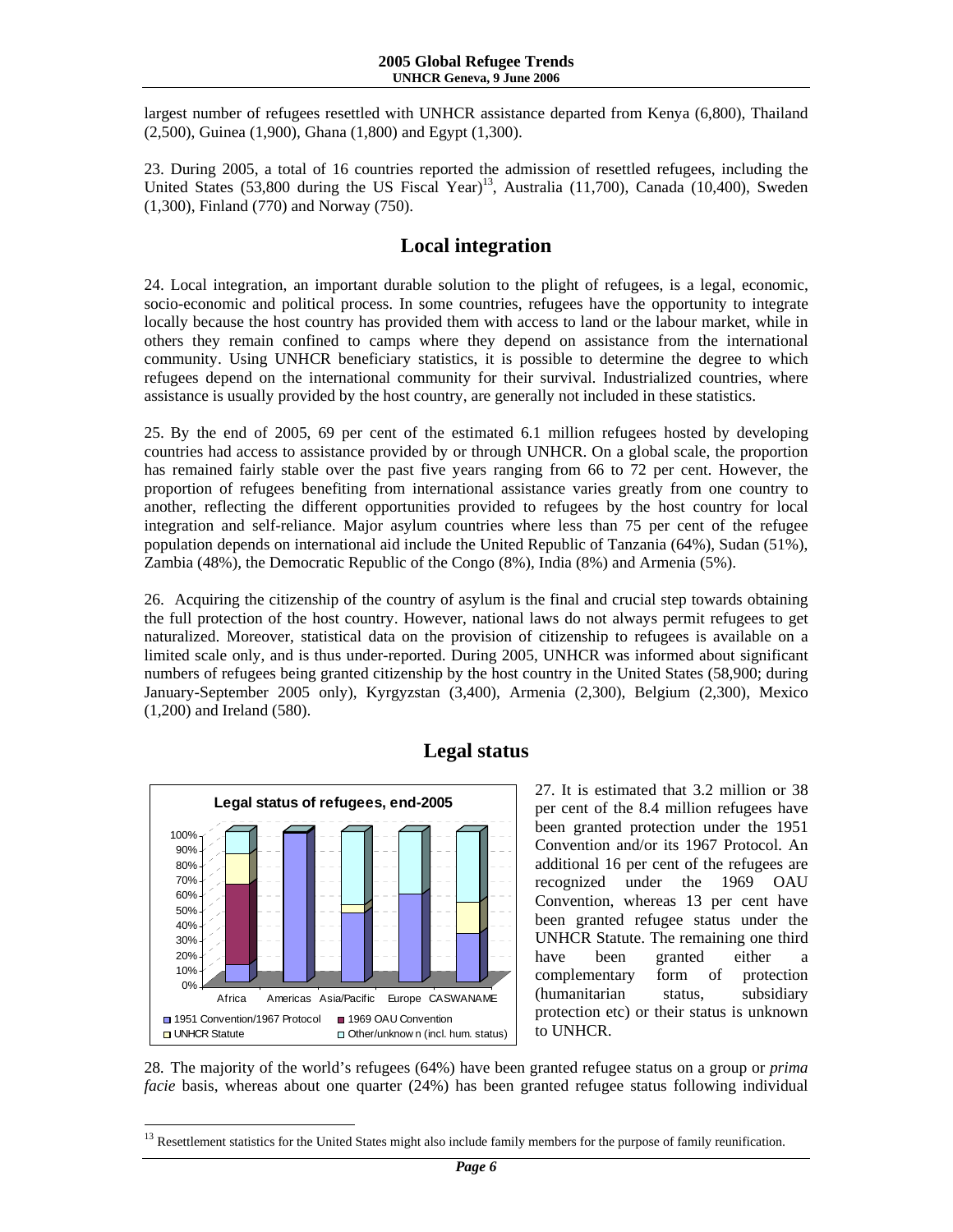largest number of refugees resettled with UNHCR assistance departed from Kenya (6,800), Thailand (2,500), Guinea (1,900), Ghana (1,800) and Egypt (1,300).

23. During 2005, a total of 16 countries reported the admission of resettled refugees, including the United States (53,800 during the US Fiscal Year)[13], Australia (11,700), Canada (10,400), Sweden (1,300), Finland (770) and Norway (750).

## Local integration

24. Local integration, an important durable solution to the plight of refugees, is a legal, economic, socio-economic and political process. In some countries, refugees have the opportunity to integrate locally because the host country has provided them with access to land or the labour market, while in others they remain confined to camps where they depend on assistance from the international community. Using UNHCR beneficiary statistics, it is possible to determine the degree to which refugees depend on the international community for their survival. Industrialized countries, where assistance is usually provided by the host country, are generally not included in these statistics.

25. By the end of 2005, 69 per cent of the estimated 6.1 million refugees hosted by developing countries had access to assistance provided by or through UNHCR. On a global scale, the proportion has remained fairly stable over the past five years ranging from 66 to 72 per cent. However, the proportion of refugees benefiting from international assistance varies greatly from one country to another, reflecting the different opportunities provided to refugees by the host country for local integration and self-reliance. Major asylum countries where less than 75 per cent of the refugee population depends on international aid include the United Republic of Tanzania (64%), Sudan (51%), Zambia (48%), the Democratic Republic of the Congo (8%), India (8%) and Armenia (5%).

26. Acquiring the citizenship of the country of asylum is the final and crucial step towards obtaining the full protection of the host country. However, national laws do not always permit refugees to get naturalized. Moreover, statistical data on the provision of citizenship to refugees is available on a limited scale only, and is thus under-reported. During 2005, UNHCR was informed about significant numbers of refugees being granted citizenship by the host country in the United States (58,900; during January-September 2005 only), Kyrgyzstan (3,400), Armenia (2,300), Belgium (2,300), Mexico (1,200) and Ireland (580).

## Legal status

**Legal status of refugees, end-2005**

(Chart: stacked bars for Africa, Americas, Asia/Pacific, Europe, CASWANAME; legend: 1951 Convention/1967 Protocol; 1969 OAU Convention; UNHCR Statute; Other/unknown (incl. hum. status))

27. It is estimated that 3.2 million or 38 per cent of the 8.4 million refugees have been granted protection under the 1951 Convention and/or its 1967 Protocol. An additional 16 per cent of the refugees are recognized under the 1969 OAU Convention, whereas 13 per cent have been granted refugee status under the UNHCR Statute. The remaining one third have been granted either a complementary form of protection (humanitarian status, subsidiary protection etc) or their status is unknown to UNHCR.

28. The majority of the world's refugees (64%) have been granted refugee status on a group or *prima facie* basis, whereas about one quarter (24%) has been granted refugee status following individual

[13] Resettlement statistics for the United States might also include family members for the purpose of family reunification.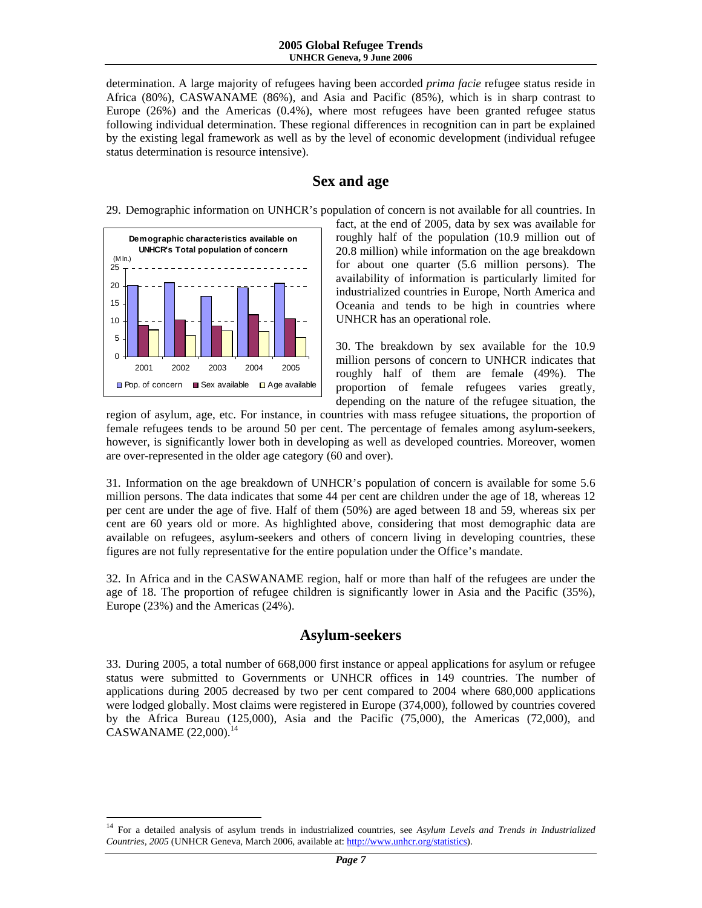determination. A large majority of refugees having been accorded *prima facie* refugee status reside in Africa (80%), CASWANAME (86%), and Asia and Pacific (85%), which is in sharp contrast to Europe (26%) and the Americas (0.4%), where most refugees have been granted refugee status following individual determination. These regional differences in recognition can in part be explained by the existing legal framework as well as by the level of economic development (individual refugee status determination is resource intensive).

## Sex and age

29. Demographic information on UNHCR's population of concern is not available for all countries. In fact, at the end of 2005, data by sex was available for roughly half of the population (10.9 million out of 20.8 million) while information on the age breakdown for about one quarter (5.6 million persons). The availability of information is particularly limited for industrialized countries in Europe, North America and Oceania and tends to be high in countries where UNHCR has an operational role.

**Demographic characteristics available on UNHCR's Total population of concern**

(Mln.)

25
20
15
10
5
0

2001 2002 2003 2004 2005

Pop. of concern ■ Sex available □ Age available

30. The breakdown by sex available for the 10.9 million persons of concern to UNHCR indicates that roughly half of them are female (49%). The proportion of female refugees varies greatly, depending on the nature of the refugee situation, the region of asylum, age, etc. For instance, in countries with mass refugee situations, the proportion of female refugees tends to be around 50 per cent. The percentage of females among asylum-seekers, however, is significantly lower both in developing as well as developed countries. Moreover, women are over-represented in the older age category (60 and over).

31. Information on the age breakdown of UNHCR's population of concern is available for some 5.6 million persons. The data indicates that some 44 per cent are children under the age of 18, whereas 12 per cent are under the age of five. Half of them (50%) are aged between 18 and 59, whereas six per cent are 60 years old or more. As highlighted above, considering that most demographic data are available on refugees, asylum-seekers and others of concern living in developing countries, these figures are not fully representative for the entire population under the Office's mandate.

32. In Africa and in the CASWANAME region, half or more than half of the refugees are under the age of 18. The proportion of refugee children is significantly lower in Asia and the Pacific (35%), Europe (23%) and the Americas (24%).

## Asylum-seekers

33. During 2005, a total number of 668,000 first instance or appeal applications for asylum or refugee status were submitted to Governments or UNHCR offices in 149 countries. The number of applications during 2005 decreased by two per cent compared to 2004 where 680,000 applications were lodged globally. Most claims were registered in Europe (374,000), followed by countries covered by the Africa Bureau (125,000), Asia and the Pacific (75,000), the Americas (72,000), and CASWANAME (22,000).[14]

[14] For a detailed analysis of asylum trends in industrialized countries, see *Asylum Levels and Trends in Industrialized Countries, 2005* (UNHCR Geneva, March 2006, available at: http://www.unhcr.org/statistics).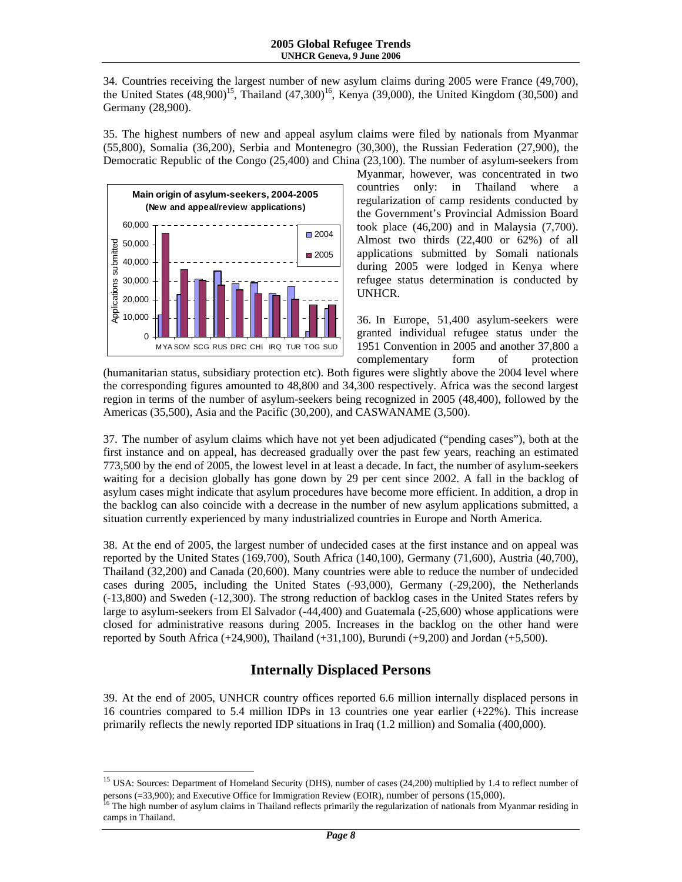34. Countries receiving the largest number of new asylum claims during 2005 were France (49,700), the United States (48,900)[15], Thailand (47,300)[16], Kenya (39,000), the United Kingdom (30,500) and Germany (28,900).

35. The highest numbers of new and appeal asylum claims were filed by nationals from Myanmar (55,800), Somalia (36,200), Serbia and Montenegro (30,300), the Russian Federation (27,900), the Democratic Republic of the Congo (25,400) and China (23,100). The number of asylum-seekers from Myanmar, however, was concentrated in two countries only: in Thailand where a regularization of camp residents conducted by the Government's Provincial Admission Board took place (46,200) and in Malaysia (7,700). Almost two thirds (22,400 or 62%) of all applications submitted by Somali nationals during 2005 were lodged in Kenya where refugee status determination is conducted by UNHCR.

**Main origin of asylum-seekers, 2004-2005**
**(New and appeal/review applications)**

Applications submitted

60,000
50,000
40,000
30,000
20,000
10,000
0

MYA SOM SCG RUS DRC CHI IRQ TUR TOG SUD

2004
2005

36. In Europe, 51,400 asylum-seekers were granted individual refugee status under the 1951 Convention in 2005 and another 37,800 a complementary form of protection (humanitarian status, subsidiary protection etc). Both figures were slightly above the 2004 level where the corresponding figures amounted to 48,800 and 34,300 respectively. Africa was the second largest region in terms of the number of asylum-seekers being recognized in 2005 (48,400), followed by the Americas (35,500), Asia and the Pacific (30,200), and CASWANAME (3,500).

37. The number of asylum claims which have not yet been adjudicated ("pending cases"), both at the first instance and on appeal, has decreased gradually over the past few years, reaching an estimated 773,500 by the end of 2005, the lowest level in at least a decade. In fact, the number of asylum-seekers waiting for a decision globally has gone down by 29 per cent since 2002. A fall in the backlog of asylum cases might indicate that asylum procedures have become more efficient. In addition, a drop in the backlog can also coincide with a decrease in the number of new asylum applications submitted, a situation currently experienced by many industrialized countries in Europe and North America.

38. At the end of 2005, the largest number of undecided cases at the first instance and on appeal was reported by the United States (169,700), South Africa (140,100), Germany (71,600), Austria (40,700), Thailand (32,200) and Canada (20,600). Many countries were able to reduce the number of undecided cases during 2005, including the United States (-93,000), Germany (-29,200), the Netherlands (-13,800) and Sweden (-12,300). The strong reduction of backlog cases in the United States refers by large to asylum-seekers from El Salvador (-44,400) and Guatemala (-25,600) whose applications were closed for administrative reasons during 2005. Increases in the backlog on the other hand were reported by South Africa (+24,900), Thailand (+31,100), Burundi (+9,200) and Jordan (+5,500).

## Internally Displaced Persons

39. At the end of 2005, UNHCR country offices reported 6.6 million internally displaced persons in 16 countries compared to 5.4 million IDPs in 13 countries one year earlier (+22%). This increase primarily reflects the newly reported IDP situations in Iraq (1.2 million) and Somalia (400,000).

[15] USA: Sources: Department of Homeland Security (DHS), number of cases (24,200) multiplied by 1.4 to reflect number of persons (=33,900); and Executive Office for Immigration Review (EOIR), number of persons (15,000).

[16] The high number of asylum claims in Thailand reflects primarily the regularization of nationals from Myanmar residing in camps in Thailand.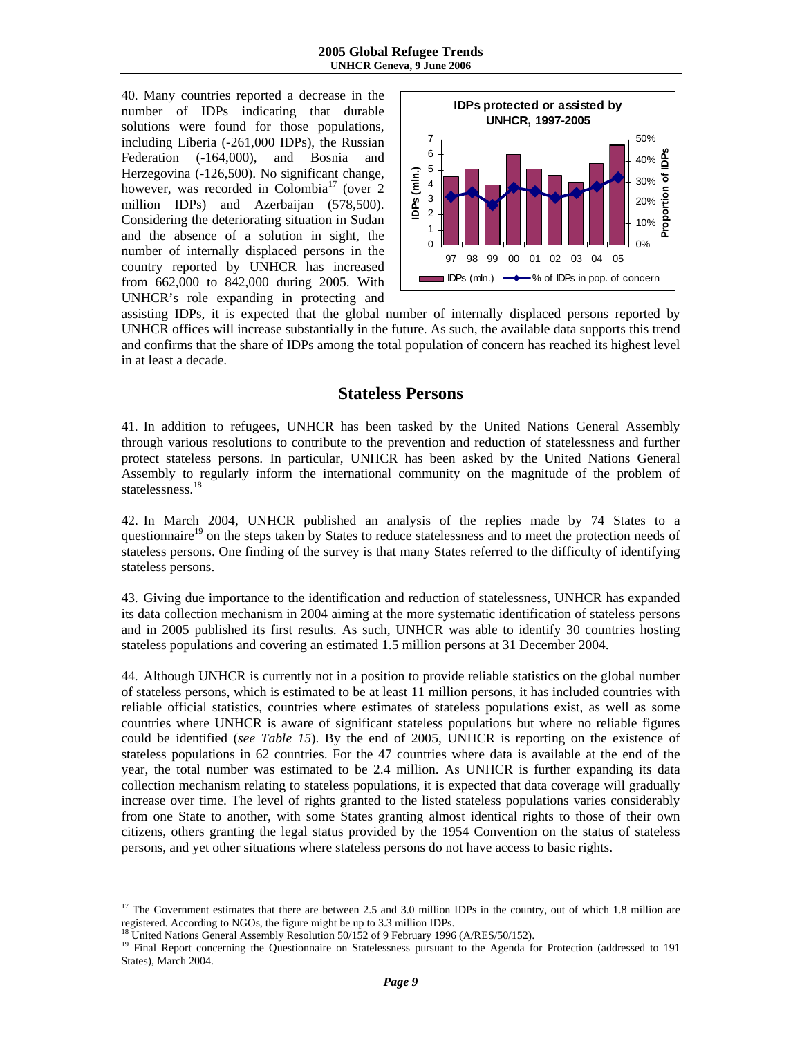40. Many countries reported a decrease in the number of IDPs indicating that durable solutions were found for those populations, including Liberia (-261,000 IDPs), the Russian Federation (-164,000), and Bosnia and Herzegovina (-126,500). No significant change, however, was recorded in Colombia[17] (over 2 million IDPs) and Azerbaijan (578,500). Considering the deteriorating situation in Sudan and the absence of a solution in sight, the number of internally displaced persons in the country reported by UNHCR has increased from 662,000 to 842,000 during 2005. With UNHCR's role expanding in protecting and assisting IDPs, it is expected that the global number of internally displaced persons reported by UNHCR offices will increase substantially in the future. As such, the available data supports this trend and confirms that the share of IDPs among the total population of concern has reached its highest level in at least a decade.

**IDPs protected or assisted by UNHCR, 1997-2005**

IDPs (mln.)
Proportion of IDPs
0 1 2 3 4 5 6 7
0% 10% 20% 30% 40% 50%
97 98 99 00 01 02 03 04 05
IDPs (mln.)
% of IDPs in pop. of concern

## Stateless Persons

41. In addition to refugees, UNHCR has been tasked by the United Nations General Assembly through various resolutions to contribute to the prevention and reduction of statelessness and further protect stateless persons. In particular, UNHCR has been asked by the United Nations General Assembly to regularly inform the international community on the magnitude of the problem of statelessness.[18]

42. In March 2004, UNHCR published an analysis of the replies made by 74 States to a questionnaire[19] on the steps taken by States to reduce statelessness and to meet the protection needs of stateless persons. One finding of the survey is that many States referred to the difficulty of identifying stateless persons.

43. Giving due importance to the identification and reduction of statelessness, UNHCR has expanded its data collection mechanism in 2004 aiming at the more systematic identification of stateless persons and in 2005 published its first results. As such, UNHCR was able to identify 30 countries hosting stateless populations and covering an estimated 1.5 million persons at 31 December 2004.

44. Although UNHCR is currently not in a position to provide reliable statistics on the global number of stateless persons, which is estimated to be at least 11 million persons, it has included countries with reliable official statistics, countries where estimates of stateless populations exist, as well as some countries where UNHCR is aware of significant stateless populations but where no reliable figures could be identified (*see Table 15*). By the end of 2005, UNHCR is reporting on the existence of stateless populations in 62 countries. For the 47 countries where data is available at the end of the year, the total number was estimated to be 2.4 million. As UNHCR is further expanding its data collection mechanism relating to stateless populations, it is expected that data coverage will gradually increase over time. The level of rights granted to the listed stateless populations varies considerably from one State to another, with some States granting almost identical rights to those of their own citizens, others granting the legal status provided by the 1954 Convention on the status of stateless persons, and yet other situations where stateless persons do not have access to basic rights.

---

[17] The Government estimates that there are between 2.5 and 3.0 million IDPs in the country, out of which 1.8 million are registered. According to NGOs, the figure might be up to 3.3 million IDPs.

[18] United Nations General Assembly Resolution 50/152 of 9 February 1996 (A/RES/50/152).

[19] Final Report concerning the Questionnaire on Statelessness pursuant to the Agenda for Protection (addressed to 191 States), March 2004.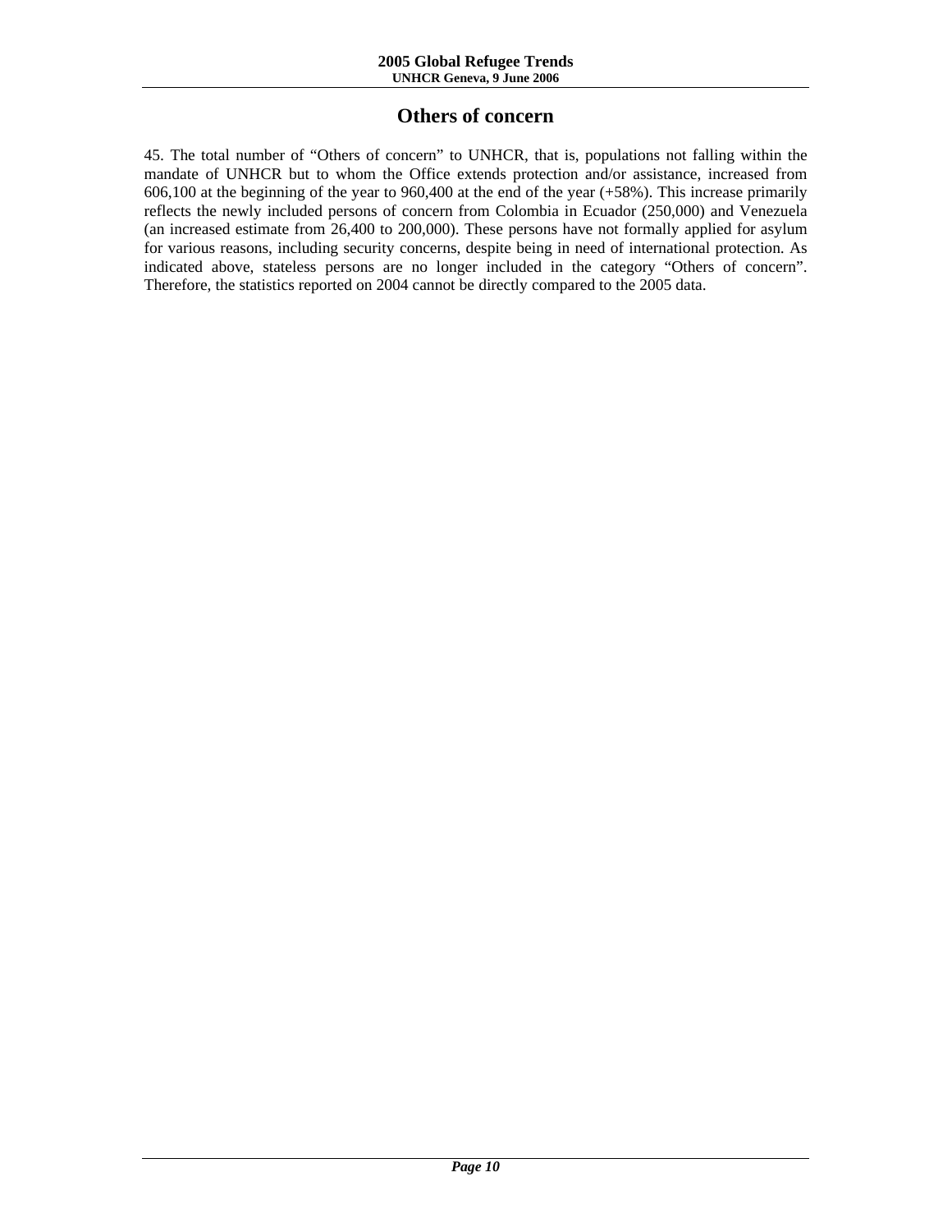## Others of concern

45. The total number of “Others of concern” to UNHCR, that is, populations not falling within the mandate of UNHCR but to whom the Office extends protection and/or assistance, increased from 606,100 at the beginning of the year to 960,400 at the end of the year (+58%). This increase primarily reflects the newly included persons of concern from Colombia in Ecuador (250,000) and Venezuela (an increased estimate from 26,400 to 200,000). These persons have not formally applied for asylum for various reasons, including security concerns, despite being in need of international protection. As indicated above, stateless persons are no longer included in the category “Others of concern”. Therefore, the statistics reported on 2004 cannot be directly compared to the 2005 data.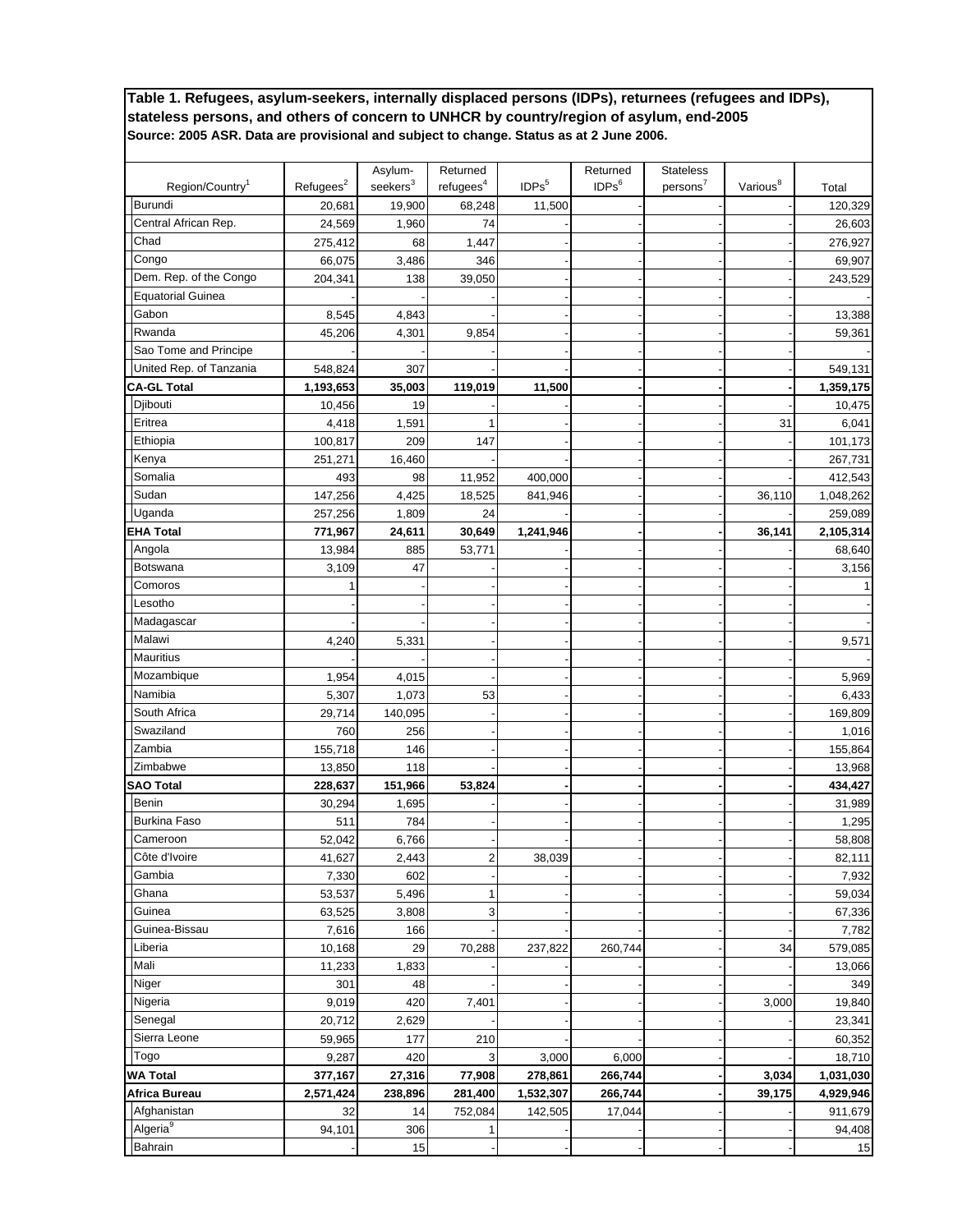**Table 1. Refugees, asylum-seekers, internally displaced persons (IDPs), returnees (refugees and IDPs), stateless persons, and others of concern to UNHCR by country/region of asylum, end-2005**
**Source: 2005 ASR. Data are provisional and subject to change. Status as at 2 June 2006.**

| Region/Country[1] | Refugees[2] | Asylum-seekers[3] | Returned refugees[4] | IDPs[5] | Returned IDPs[6] | Stateless persons[7] | Various[8] | Total |
|---|---|---|---|---|---|---|---|---|
| Burundi | 20,681 | 19,900 | 68,248 | 11,500 | - | - | - | 120,329 |
| Central African Rep. | 24,569 | 1,960 | 74 | - | - | - | - | 26,603 |
| Chad | 275,412 | 68 | 1,447 | - | - | - | - | 276,927 |
| Congo | 66,075 | 3,486 | 346 | - | - | - | - | 69,907 |
| Dem. Rep. of the Congo | 204,341 | 138 | 39,050 | - | - | - | - | 243,529 |
| Equatorial Guinea | - | - | - | - | - | - | - | - |
| Gabon | 8,545 | 4,843 | - | - | - | - | - | 13,388 |
| Rwanda | 45,206 | 4,301 | 9,854 | - | - | - | - | 59,361 |
| Sao Tome and Principe | - | - | - | - | - | - | - | - |
| United Rep. of Tanzania | 548,824 | 307 | - | - | - | - | - | 549,131 |
| **CA-GL Total** | **1,193,653** | **35,003** | **119,019** | **11,500** | **-** | **-** | **-** | **1,359,175** |
| Djibouti | 10,456 | 19 | - | - | - | - | - | 10,475 |
| Eritrea | 4,418 | 1,591 | 1 | - | - | - | 31 | 6,041 |
| Ethiopia | 100,817 | 209 | 147 | - | - | - | - | 101,173 |
| Kenya | 251,271 | 16,460 | - | - | - | - | - | 267,731 |
| Somalia | 493 | 98 | 11,952 | 400,000 | - | - | - | 412,543 |
| Sudan | 147,256 | 4,425 | 18,525 | 841,946 | - | - | 36,110 | 1,048,262 |
| Uganda | 257,256 | 1,809 | 24 | - | - | - | - | 259,089 |
| **EHA Total** | **771,967** | **24,611** | **30,649** | **1,241,946** | **-** | **-** | **36,141** | **2,105,314** |
| Angola | 13,984 | 885 | 53,771 | - | - | - | - | 68,640 |
| Botswana | 3,109 | 47 | - | - | - | - | - | 3,156 |
| Comoros | 1 | - | - | - | - | - | - | 1 |
| Lesotho | - | - | - | - | - | - | - | - |
| Madagascar | - | - | - | - | - | - | - | - |
| Malawi | 4,240 | 5,331 | - | - | - | - | - | 9,571 |
| Mauritius | - | - | - | - | - | - | - | - |
| Mozambique | 1,954 | 4,015 | - | - | - | - | - | 5,969 |
| Namibia | 5,307 | 1,073 | 53 | - | - | - | - | 6,433 |
| South Africa | 29,714 | 140,095 | - | - | - | - | - | 169,809 |
| Swaziland | 760 | 256 | - | - | - | - | - | 1,016 |
| Zambia | 155,718 | 146 | - | - | - | - | - | 155,864 |
| Zimbabwe | 13,850 | 118 | - | - | - | - | - | 13,968 |
| **SAO Total** | **228,637** | **151,966** | **53,824** | **-** | **-** | **-** | **-** | **434,427** |
| Benin | 30,294 | 1,695 | - | - | - | - | - | 31,989 |
| Burkina Faso | 511 | 784 | - | - | - | - | - | 1,295 |
| Cameroon | 52,042 | 6,766 | - | - | - | - | - | 58,808 |
| Côte d'Ivoire | 41,627 | 2,443 | 2 | 38,039 | - | - | - | 82,111 |
| Gambia | 7,330 | 602 | - | - | - | - | - | 7,932 |
| Ghana | 53,537 | 5,496 | 1 | - | - | - | - | 59,034 |
| Guinea | 63,525 | 3,808 | 3 | - | - | - | - | 67,336 |
| Guinea-Bissau | 7,616 | 166 | - | - | - | - | - | 7,782 |
| Liberia | 10,168 | 29 | 70,288 | 237,822 | 260,744 | - | 34 | 579,085 |
| Mali | 11,233 | 1,833 | - | - | - | - | - | 13,066 |
| Niger | 301 | 48 | - | - | - | - | - | 349 |
| Nigeria | 9,019 | 420 | 7,401 | - | - | - | 3,000 | 19,840 |
| Senegal | 20,712 | 2,629 | - | - | - | - | - | 23,341 |
| Sierra Leone | 59,965 | 177 | 210 | - | - | - | - | 60,352 |
| Togo | 9,287 | 420 | 3 | 3,000 | 6,000 | - | - | 18,710 |
| **WA Total** | **377,167** | **27,316** | **77,908** | **278,861** | **266,744** | **-** | **3,034** | **1,031,030** |
| **Africa Bureau** | **2,571,424** | **238,896** | **281,400** | **1,532,307** | **266,744** | **-** | **39,175** | **4,929,946** |
| Afghanistan | 32 | 14 | 752,084 | 142,505 | 17,044 | - | - | 911,679 |
| Algeria[9] | 94,101 | 306 | 1 | - | - | - | - | 94,408 |
| Bahrain | - | 15 | - | - | - | - | - | 15 |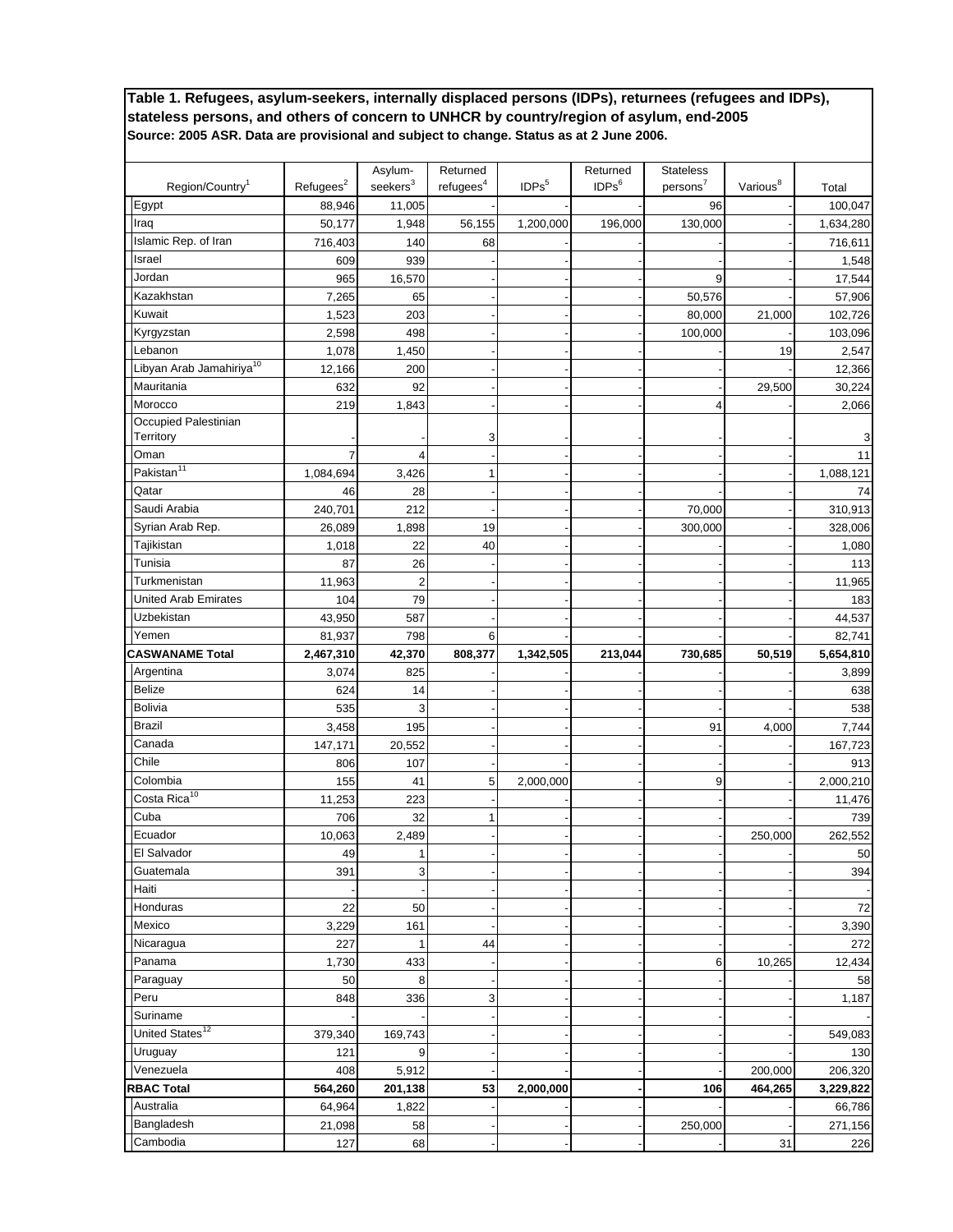**Table 1. Refugees, asylum-seekers, internally displaced persons (IDPs), returnees (refugees and IDPs), stateless persons, and others of concern to UNHCR by country/region of asylum, end-2005**
**Source: 2005 ASR. Data are provisional and subject to change. Status as at 2 June 2006.**

| Region/Country[1] | Refugees[2] | Asylum-seekers[3] | Returned refugees[4] | IDPs[5] | Returned IDPs[6] | Stateless persons[7] | Various[8] | Total |
|---|---|---|---|---|---|---|---|---|
| Egypt | 88,946 | 11,005 | - | - | - | 96 | - | 100,047 |
| Iraq | 50,177 | 1,948 | 56,155 | 1,200,000 | 196,000 | 130,000 | - | 1,634,280 |
| Islamic Rep. of Iran | 716,403 | 140 | 68 | - | - | - | - | 716,611 |
| Israel | 609 | 939 | - | - | - | - | - | 1,548 |
| Jordan | 965 | 16,570 | - | - | - | 9 | - | 17,544 |
| Kazakhstan | 7,265 | 65 | - | - | - | 50,576 | - | 57,906 |
| Kuwait | 1,523 | 203 | - | - | - | 80,000 | 21,000 | 102,726 |
| Kyrgyzstan | 2,598 | 498 | - | - | - | 100,000 | - | 103,096 |
| Lebanon | 1,078 | 1,450 | - | - | - | - | 19 | 2,547 |
| Libyan Arab Jamahiriya[10] | 12,166 | 200 | - | - | - | - | - | 12,366 |
| Mauritania | 632 | 92 | - | - | - | - | 29,500 | 30,224 |
| Morocco | 219 | 1,843 | - | - | - | 4 | - | 2,066 |
| Occupied Palestinian Territory | - | - | 3 | - | - | - | - | 3 |
| Oman | 7 | 4 | - | - | - | - | - | 11 |
| Pakistan[11] | 1,084,694 | 3,426 | 1 | - | - | - | - | 1,088,121 |
| Qatar | 46 | 28 | - | - | - | - | - | 74 |
| Saudi Arabia | 240,701 | 212 | - | - | - | 70,000 | - | 310,913 |
| Syrian Arab Rep. | 26,089 | 1,898 | 19 | - | - | 300,000 | - | 328,006 |
| Tajikistan | 1,018 | 22 | 40 | - | - | - | - | 1,080 |
| Tunisia | 87 | 26 | - | - | - | - | - | 113 |
| Turkmenistan | 11,963 | 2 | - | - | - | - | - | 11,965 |
| United Arab Emirates | 104 | 79 | - | - | - | - | - | 183 |
| Uzbekistan | 43,950 | 587 | - | - | - | - | - | 44,537 |
| Yemen | 81,937 | 798 | 6 | - | - | - | - | 82,741 |
| **CASWANAME Total** | **2,467,310** | **42,370** | **808,377** | **1,342,505** | **213,044** | **730,685** | **50,519** | **5,654,810** |
| Argentina | 3,074 | 825 | - | - | - | - | - | 3,899 |
| Belize | 624 | 14 | - | - | - | - | - | 638 |
| Bolivia | 535 | 3 | - | - | - | - | - | 538 |
| Brazil | 3,458 | 195 | - | - | - | 91 | 4,000 | 7,744 |
| Canada | 147,171 | 20,552 | - | - | - | - | - | 167,723 |
| Chile | 806 | 107 | - | - | - | - | - | 913 |
| Colombia | 155 | 41 | 5 | 2,000,000 | - | 9 | - | 2,000,210 |
| Costa Rica[10] | 11,253 | 223 | - | - | - | - | - | 11,476 |
| Cuba | 706 | 32 | 1 | - | - | - | - | 739 |
| Ecuador | 10,063 | 2,489 | - | - | - | - | 250,000 | 262,552 |
| El Salvador | 49 | 1 | - | - | - | - | - | 50 |
| Guatemala | 391 | 3 | - | - | - | - | - | 394 |
| Haiti | - | - | - | - | - | - | - | - |
| Honduras | 22 | 50 | - | - | - | - | - | 72 |
| Mexico | 3,229 | 161 | - | - | - | - | - | 3,390 |
| Nicaragua | 227 | 1 | 44 | - | - | - | - | 272 |
| Panama | 1,730 | 433 | - | - | - | 6 | 10,265 | 12,434 |
| Paraguay | 50 | 8 | - | - | - | - | - | 58 |
| Peru | 848 | 336 | 3 | - | - | - | - | 1,187 |
| Suriname | - | - | - | - | - | - | - | - |
| United States[12] | 379,340 | 169,743 | - | - | - | - | - | 549,083 |
| Uruguay | 121 | 9 | - | - | - | - | - | 130 |
| Venezuela | 408 | 5,912 | - | - | - | - | 200,000 | 206,320 |
| **RBAC Total** | **564,260** | **201,138** | **53** | **2,000,000** | **-** | **106** | **464,265** | **3,229,822** |
| Australia | 64,964 | 1,822 | - | - | - | - | - | 66,786 |
| Bangladesh | 21,098 | 58 | - | - | - | 250,000 | - | 271,156 |
| Cambodia | 127 | 68 | - | - | - | - | 31 | 226 |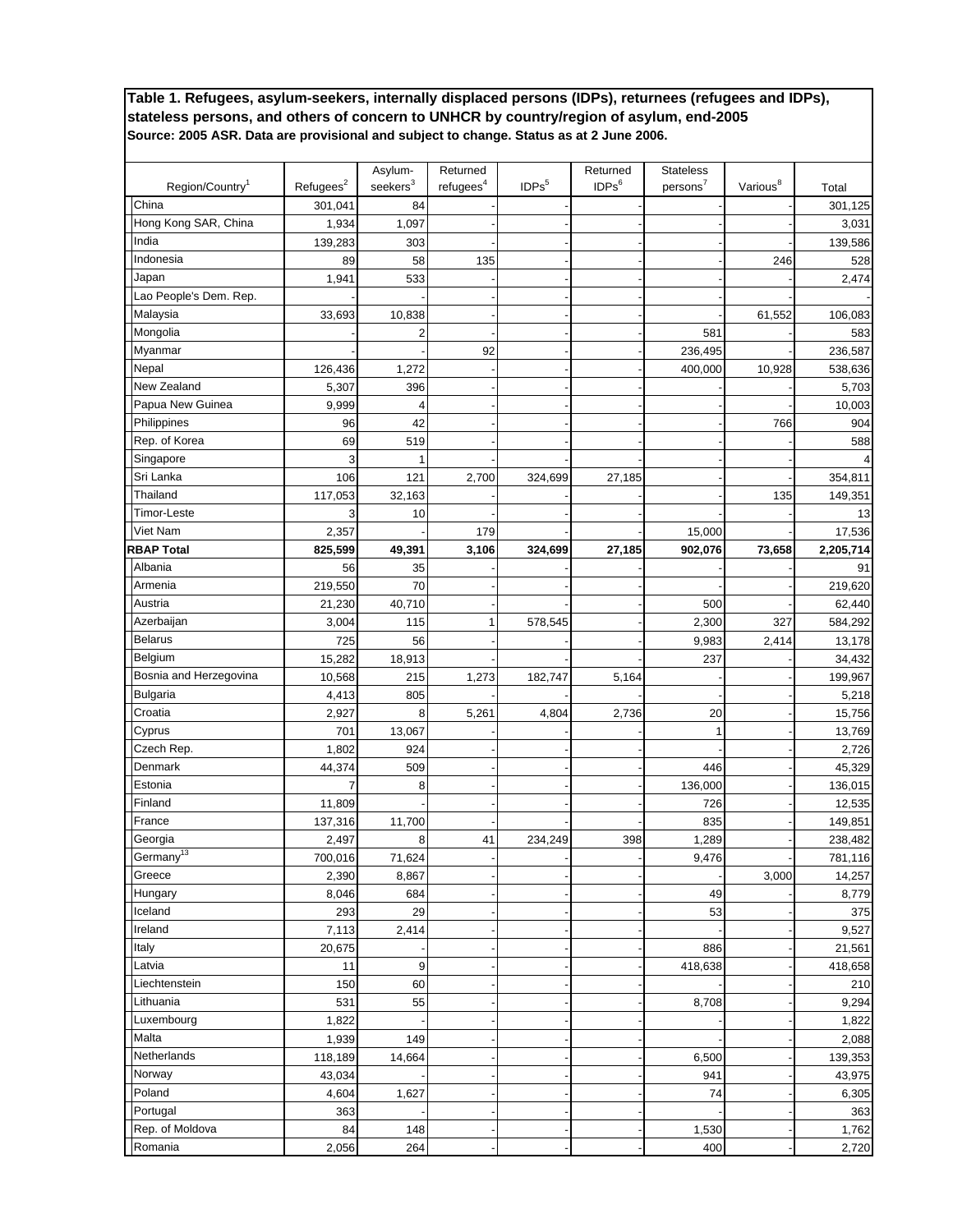**Table 1. Refugees, asylum-seekers, internally displaced persons (IDPs), returnees (refugees and IDPs), stateless persons, and others of concern to UNHCR by country/region of asylum, end-2005**

**Source: 2005 ASR. Data are provisional and subject to change. Status as at 2 June 2006.**

| Region/Country[1] | Refugees[2] | Asylum-seekers[3] | Returned refugees[4] | IDPs[5] | Returned IDPs[6] | Stateless persons[7] | Various[8] | Total |
|---|---|---|---|---|---|---|---|---|
| China | 301,041 | 84 | - | - | - | - | - | 301,125 |
| Hong Kong SAR, China | 1,934 | 1,097 | - | - | - | - | - | 3,031 |
| India | 139,283 | 303 | - | - | - | - | - | 139,586 |
| Indonesia | 89 | 58 | 135 | - | - | - | 246 | 528 |
| Japan | 1,941 | 533 | - | - | - | - | - | 2,474 |
| Lao People's Dem. Rep. | - | - | - | - | - | - | - | - |
| Malaysia | 33,693 | 10,838 | - | - | - | - | 61,552 | 106,083 |
| Mongolia | - | 2 | - | - | - | 581 | - | 583 |
| Myanmar | - | - | 92 | - | - | 236,495 | - | 236,587 |
| Nepal | 126,436 | 1,272 | - | - | - | 400,000 | 10,928 | 538,636 |
| New Zealand | 5,307 | 396 | - | - | - | - | - | 5,703 |
| Papua New Guinea | 9,999 | 4 | - | - | - | - | - | 10,003 |
| Philippines | 96 | 42 | - | - | - | - | 766 | 904 |
| Rep. of Korea | 69 | 519 | - | - | - | - | - | 588 |
| Singapore | 3 | 1 | - | - | - | - | - | 4 |
| Sri Lanka | 106 | 121 | 2,700 | 324,699 | 27,185 | - | - | 354,811 |
| Thailand | 117,053 | 32,163 | - | - | - | - | 135 | 149,351 |
| Timor-Leste | 3 | 10 | - | - | - | - | - | 13 |
| Viet Nam | 2,357 | - | 179 | - | - | 15,000 | - | 17,536 |
| **RBAP Total** | **825,599** | **49,391** | **3,106** | **324,699** | **27,185** | **902,076** | **73,658** | **2,205,714** |
| Albania | 56 | 35 | - | - | - | - | - | 91 |
| Armenia | 219,550 | 70 | - | - | - | - | - | 219,620 |
| Austria | 21,230 | 40,710 | - | - | - | 500 | - | 62,440 |
| Azerbaijan | 3,004 | 115 | 1 | 578,545 | - | 2,300 | 327 | 584,292 |
| Belarus | 725 | 56 | - | - | - | 9,983 | 2,414 | 13,178 |
| Belgium | 15,282 | 18,913 | - | - | - | 237 | - | 34,432 |
| Bosnia and Herzegovina | 10,568 | 215 | 1,273 | 182,747 | 5,164 | - | - | 199,967 |
| Bulgaria | 4,413 | 805 | - | - | - | - | - | 5,218 |
| Croatia | 2,927 | 8 | 5,261 | 4,804 | 2,736 | 20 | - | 15,756 |
| Cyprus | 701 | 13,067 | - | - | - | 1 | - | 13,769 |
| Czech Rep. | 1,802 | 924 | - | - | - | - | - | 2,726 |
| Denmark | 44,374 | 509 | - | - | - | 446 | - | 45,329 |
| Estonia | 7 | 8 | - | - | - | 136,000 | - | 136,015 |
| Finland | 11,809 | - | - | - | - | 726 | - | 12,535 |
| France | 137,316 | 11,700 | - | - | - | 835 | - | 149,851 |
| Georgia | 2,497 | 8 | 41 | 234,249 | 398 | 1,289 | - | 238,482 |
| Germany[13] | 700,016 | 71,624 | - | - | - | 9,476 | - | 781,116 |
| Greece | 2,390 | 8,867 | - | - | - | - | 3,000 | 14,257 |
| Hungary | 8,046 | 684 | - | - | - | 49 | - | 8,779 |
| Iceland | 293 | 29 | - | - | - | 53 | - | 375 |
| Ireland | 7,113 | 2,414 | - | - | - | - | - | 9,527 |
| Italy | 20,675 | - | - | - | - | 886 | - | 21,561 |
| Latvia | 11 | 9 | - | - | - | 418,638 | - | 418,658 |
| Liechtenstein | 150 | 60 | - | - | - | - | - | 210 |
| Lithuania | 531 | 55 | - | - | - | 8,708 | - | 9,294 |
| Luxembourg | 1,822 | - | - | - | - | - | - | 1,822 |
| Malta | 1,939 | 149 | - | - | - | - | - | 2,088 |
| Netherlands | 118,189 | 14,664 | - | - | - | 6,500 | - | 139,353 |
| Norway | 43,034 | - | - | - | - | 941 | - | 43,975 |
| Poland | 4,604 | 1,627 | - | - | - | 74 | - | 6,305 |
| Portugal | 363 | - | - | - | - | - | - | 363 |
| Rep. of Moldova | 84 | 148 | - | - | - | 1,530 | - | 1,762 |
| Romania | 2,056 | 264 | - | - | - | 400 | - | 2,720 |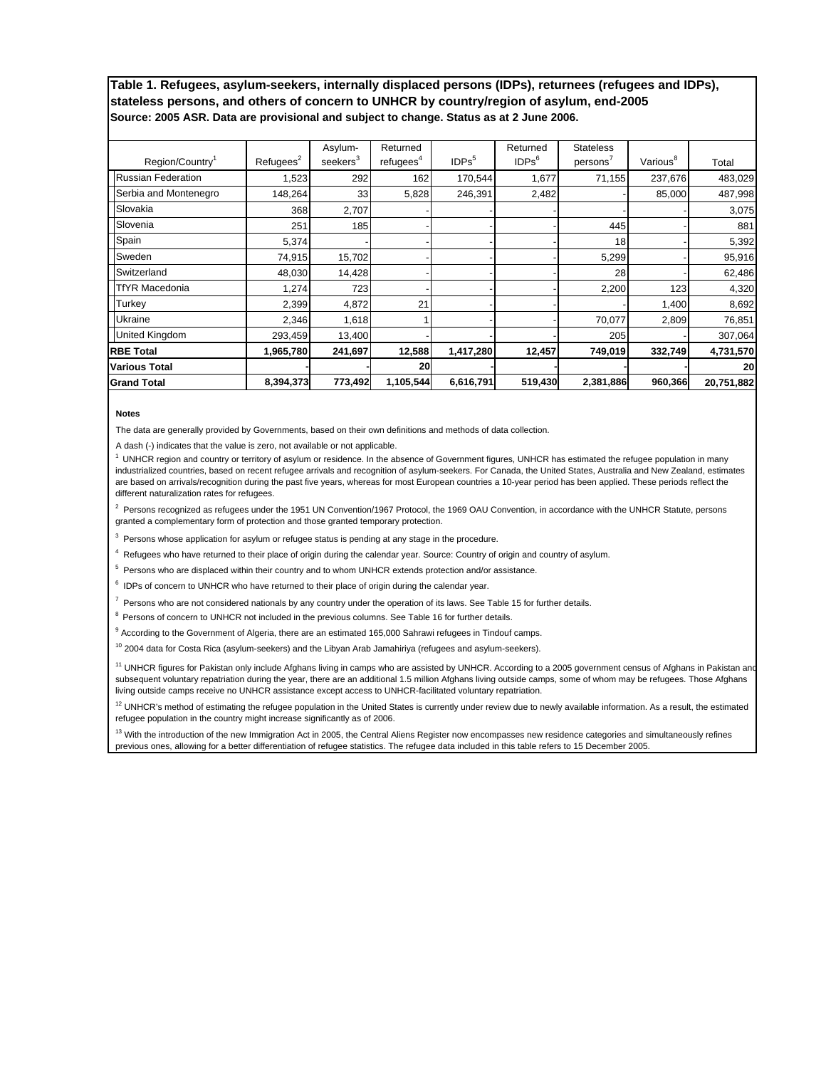**Table 1. Refugees, asylum-seekers, internally displaced persons (IDPs), returnees (refugees and IDPs), stateless persons, and others of concern to UNHCR by country/region of asylum, end-2005**
**Source: 2005 ASR. Data are provisional and subject to change. Status as at 2 June 2006.**

| Region/Country[1] | Refugees[2] | Asylum-seekers[3] | Returned refugees[4] | IDPs[5] | Returned IDPs[6] | Stateless persons[7] | Various[8] | Total |
|---|---|---|---|---|---|---|---|---|
| Russian Federation | 1,523 | 292 | 162 | 170,544 | 1,677 | 71,155 | 237,676 | 483,029 |
| Serbia and Montenegro | 148,264 | 33 | 5,828 | 246,391 | 2,482 | - | 85,000 | 487,998 |
| Slovakia | 368 | 2,707 | - | - | - | - | - | 3,075 |
| Slovenia | 251 | 185 | - | - | - | 445 | - | 881 |
| Spain | 5,374 | - | - | - | - | 18 | - | 5,392 |
| Sweden | 74,915 | 15,702 | - | - | - | 5,299 | - | 95,916 |
| Switzerland | 48,030 | 14,428 | - | - | - | 28 | - | 62,486 |
| TfYR Macedonia | 1,274 | 723 | - | - | - | 2,200 | 123 | 4,320 |
| Turkey | 2,399 | 4,872 | 21 | - | - | - | 1,400 | 8,692 |
| Ukraine | 2,346 | 1,618 | 1 | - | - | 70,077 | 2,809 | 76,851 |
| United Kingdom | 293,459 | 13,400 | - | - | - | 205 | - | 307,064 |
| **RBE Total** | **1,965,780** | **241,697** | **12,588** | **1,417,280** | **12,457** | **749,019** | **332,749** | **4,731,570** |
| **Various Total** | **-** | **-** | **20** | **-** | **-** | **-** | **-** | **20** |
| **Grand Total** | **8,394,373** | **773,492** | **1,105,544** | **6,616,791** | **519,430** | **2,381,886** | **960,366** | **20,751,882** |

**Notes**

The data are generally provided by Governments, based on their own definitions and methods of data collection.

A dash (-) indicates that the value is zero, not available or not applicable.

[1] UNHCR region and country or territory of asylum or residence. In the absence of Government figures, UNHCR has estimated the refugee population in many industrialized countries, based on recent refugee arrivals and recognition of asylum-seekers. For Canada, the United States, Australia and New Zealand, estimates are based on arrivals/recognition during the past five years, whereas for most European countries a 10-year period has been applied. These periods reflect the different naturalization rates for refugees.

[2] Persons recognized as refugees under the 1951 UN Convention/1967 Protocol, the 1969 OAU Convention, in accordance with the UNHCR Statute, persons granted a complementary form of protection and those granted temporary protection.

[3] Persons whose application for asylum or refugee status is pending at any stage in the procedure.

[4] Refugees who have returned to their place of origin during the calendar year. Source: Country of origin and country of asylum.

[5] Persons who are displaced within their country and to whom UNHCR extends protection and/or assistance.

[6] IDPs of concern to UNHCR who have returned to their place of origin during the calendar year.

[7] Persons who are not considered nationals by any country under the operation of its laws. See Table 15 for further details.

[8] Persons of concern to UNHCR not included in the previous columns. See Table 16 for further details.

[9] According to the Government of Algeria, there are an estimated 165,000 Sahrawi refugees in Tindouf camps.

[10] 2004 data for Costa Rica (asylum-seekers) and the Libyan Arab Jamahiriya (refugees and asylum-seekers).

[11] UNHCR figures for Pakistan only include Afghans living in camps who are assisted by UNHCR. According to a 2005 government census of Afghans in Pakistan and subsequent voluntary repatriation during the year, there are an additional 1.5 million Afghans living outside camps, some of whom may be refugees. Those Afghans living outside camps receive no UNHCR assistance except access to UNHCR-facilitated voluntary repatriation.

[12] UNHCR's method of estimating the refugee population in the United States is currently under review due to newly available information. As a result, the estimated refugee population in the country might increase significantly as of 2006.

[13] With the introduction of the new Immigration Act in 2005, the Central Aliens Register now encompasses new residence categories and simultaneously refines previous ones, allowing for a better differentiation of refugee statistics. The refugee data included in this table refers to 15 December 2005.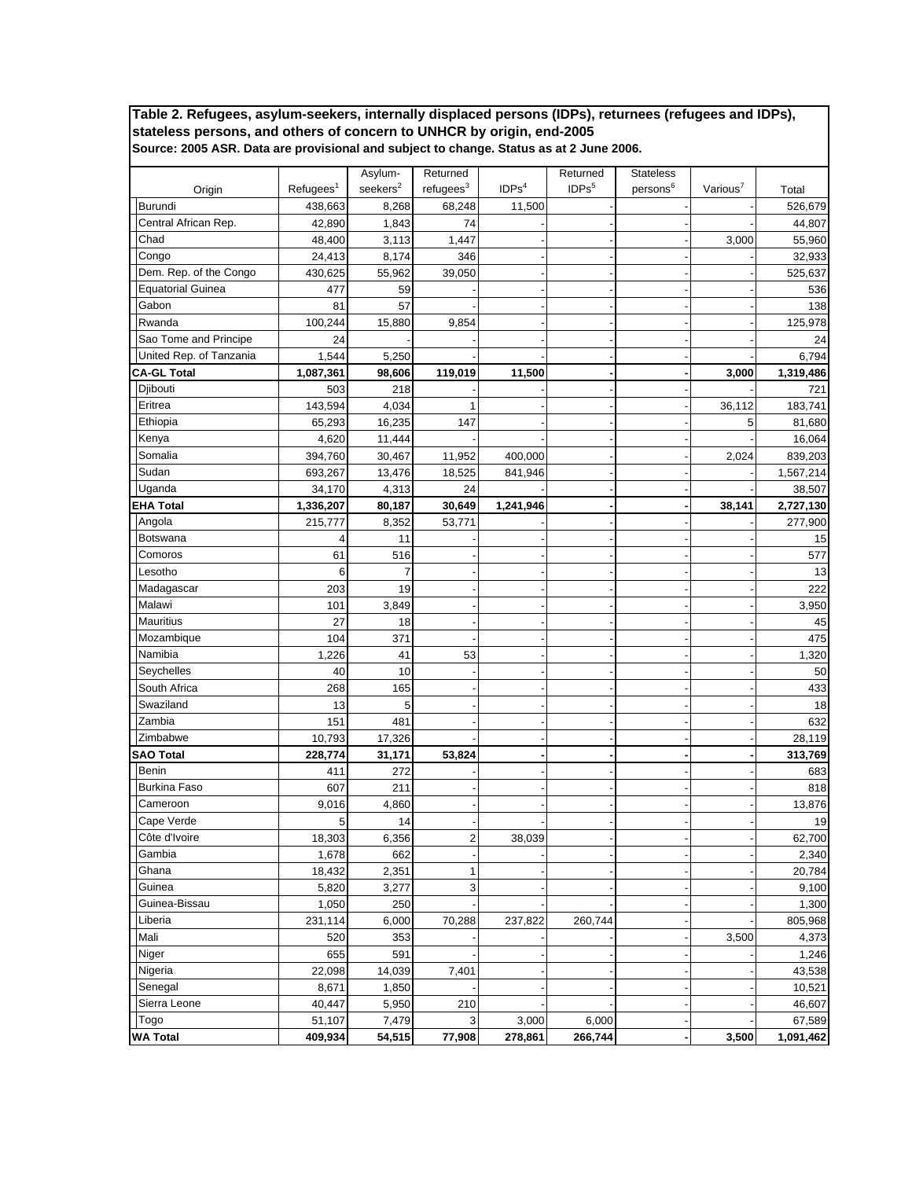**Table 2. Refugees, asylum-seekers, internally displaced persons (IDPs), returnees (refugees and IDPs), stateless persons, and others of concern to UNHCR by origin, end-2005**

**Source: 2005 ASR. Data are provisional and subject to change. Status as at 2 June 2006.**

| Origin | Refugees[1] | Asylum-seekers[2] | Returned refugees[3] | IDPs[4] | Returned IDPs[5] | Stateless persons[6] | Various[7] | Total |
|---|---|---|---|---|---|---|---|---|
| Burundi | 438,663 | 8,268 | 68,248 | 11,500 | - | - | - | 526,679 |
| Central African Rep. | 42,890 | 1,843 | 74 | - | - | - | - | 44,807 |
| Chad | 48,400 | 3,113 | 1,447 | - | - | - | 3,000 | 55,960 |
| Congo | 24,413 | 8,174 | 346 | - | - | - | - | 32,933 |
| Dem. Rep. of the Congo | 430,625 | 55,962 | 39,050 | - | - | - | - | 525,637 |
| Equatorial Guinea | 477 | 59 | - | - | - | - | - | 536 |
| Gabon | 81 | 57 | - | - | - | - | - | 138 |
| Rwanda | 100,244 | 15,880 | 9,854 | - | - | - | - | 125,978 |
| Sao Tome and Principe | 24 | - | - | - | - | - | - | 24 |
| United Rep. of Tanzania | 1,544 | 5,250 | - | - | - | - | - | 6,794 |
| **CA-GL Total** | **1,087,361** | **98,606** | **119,019** | **11,500** | **-** | **-** | **3,000** | **1,319,486** |
| Djibouti | 503 | 218 | - | - | - | - | - | 721 |
| Eritrea | 143,594 | 4,034 | 1 | - | - | - | 36,112 | 183,741 |
| Ethiopia | 65,293 | 16,235 | 147 | - | - | - | 5 | 81,680 |
| Kenya | 4,620 | 11,444 | - | - | - | - | - | 16,064 |
| Somalia | 394,760 | 30,467 | 11,952 | 400,000 | - | - | 2,024 | 839,203 |
| Sudan | 693,267 | 13,476 | 18,525 | 841,946 | - | - | - | 1,567,214 |
| Uganda | 34,170 | 4,313 | 24 | - | - | - | - | 38,507 |
| **EHA Total** | **1,336,207** | **80,187** | **30,649** | **1,241,946** | **-** | **-** | **38,141** | **2,727,130** |
| Angola | 215,777 | 8,352 | 53,771 | - | - | - | - | 277,900 |
| Botswana | 4 | 11 | - | - | - | - | - | 15 |
| Comoros | 61 | 516 | - | - | - | - | - | 577 |
| Lesotho | 6 | 7 | - | - | - | - | - | 13 |
| Madagascar | 203 | 19 | - | - | - | - | - | 222 |
| Malawi | 101 | 3,849 | - | - | - | - | - | 3,950 |
| Mauritius | 27 | 18 | - | - | - | - | - | 45 |
| Mozambique | 104 | 371 | - | - | - | - | - | 475 |
| Namibia | 1,226 | 41 | 53 | - | - | - | - | 1,320 |
| Seychelles | 40 | 10 | - | - | - | - | - | 50 |
| South Africa | 268 | 165 | - | - | - | - | - | 433 |
| Swaziland | 13 | 5 | - | - | - | - | - | 18 |
| Zambia | 151 | 481 | - | - | - | - | - | 632 |
| Zimbabwe | 10,793 | 17,326 | - | - | - | - | - | 28,119 |
| **SAO Total** | **228,774** | **31,171** | **53,824** | **-** | **-** | **-** | **-** | **313,769** |
| Benin | 411 | 272 | - | - | - | - | - | 683 |
| Burkina Faso | 607 | 211 | - | - | - | - | - | 818 |
| Cameroon | 9,016 | 4,860 | - | - | - | - | - | 13,876 |
| Cape Verde | 5 | 14 | - | - | - | - | - | 19 |
| Côte d'Ivoire | 18,303 | 6,356 | 2 | 38,039 | - | - | - | 62,700 |
| Gambia | 1,678 | 662 | - | - | - | - | - | 2,340 |
| Ghana | 18,432 | 2,351 | 1 | - | - | - | - | 20,784 |
| Guinea | 5,820 | 3,277 | 3 | - | - | - | - | 9,100 |
| Guinea-Bissau | 1,050 | 250 | - | - | - | - | - | 1,300 |
| Liberia | 231,114 | 6,000 | 70,288 | 237,822 | 260,744 | - | - | 805,968 |
| Mali | 520 | 353 | - | - | - | - | 3,500 | 4,373 |
| Niger | 655 | 591 | - | - | - | - | - | 1,246 |
| Nigeria | 22,098 | 14,039 | 7,401 | - | - | - | - | 43,538 |
| Senegal | 8,671 | 1,850 | - | - | - | - | - | 10,521 |
| Sierra Leone | 40,447 | 5,950 | 210 | - | - | - | - | 46,607 |
| Togo | 51,107 | 7,479 | 3 | 3,000 | 6,000 | - | - | 67,589 |
| **WA Total** | **409,934** | **54,515** | **77,908** | **278,861** | **266,744** | **-** | **3,500** | **1,091,462** |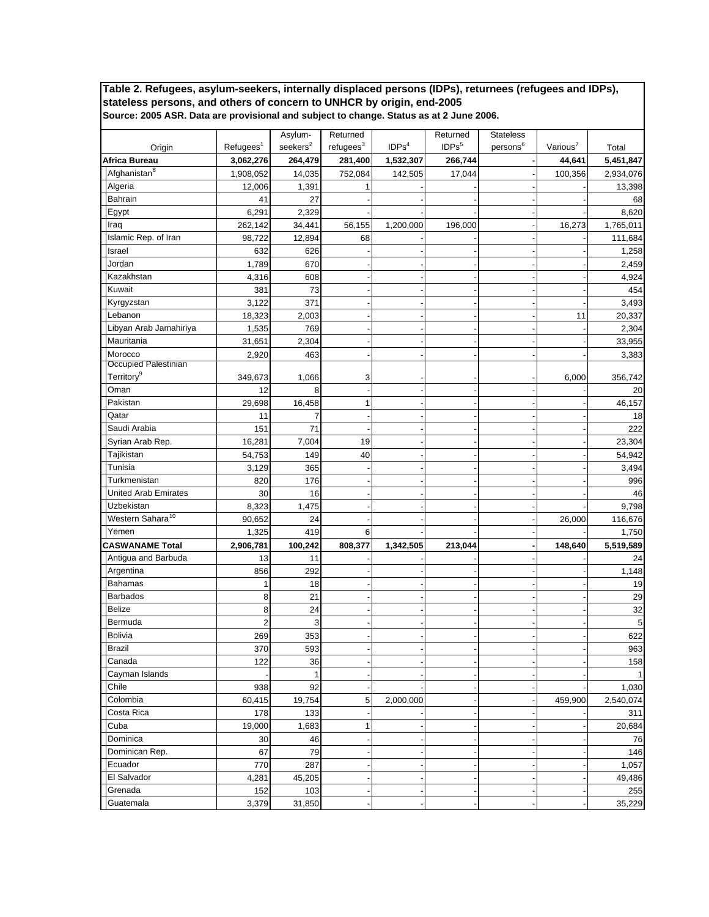**Table 2. Refugees, asylum-seekers, internally displaced persons (IDPs), returnees (refugees and IDPs), stateless persons, and others of concern to UNHCR by origin, end-2005**

**Source: 2005 ASR. Data are provisional and subject to change. Status as at 2 June 2006.**

| Origin | Refugees[1] | Asylum-seekers[2] | Returned refugees[3] | IDPs[4] | Returned IDPs[5] | Stateless persons[6] | Various[7] | Total |
|---|---|---|---|---|---|---|---|---|
| **Africa Bureau** | **3,062,276** | **264,479** | **281,400** | **1,532,307** | **266,744** | **-** | **44,641** | **5,451,847** |
| Afghanistan[8] | 1,908,052 | 14,035 | 752,084 | 142,505 | 17,044 | - | 100,356 | 2,934,076 |
| Algeria | 12,006 | 1,391 | 1 | - | - | - | - | 13,398 |
| Bahrain | 41 | 27 | - | - | - | - | - | 68 |
| Egypt | 6,291 | 2,329 | - | - | - | - | - | 8,620 |
| Iraq | 262,142 | 34,441 | 56,155 | 1,200,000 | 196,000 | - | 16,273 | 1,765,011 |
| Islamic Rep. of Iran | 98,722 | 12,894 | 68 | - | - | - | - | 111,684 |
| Israel | 632 | 626 | - | - | - | - | - | 1,258 |
| Jordan | 1,789 | 670 | - | - | - | - | - | 2,459 |
| Kazakhstan | 4,316 | 608 | - | - | - | - | - | 4,924 |
| Kuwait | 381 | 73 | - | - | - | - | - | 454 |
| Kyrgyzstan | 3,122 | 371 | - | - | - | - | - | 3,493 |
| Lebanon | 18,323 | 2,003 | - | - | - | - | 11 | 20,337 |
| Libyan Arab Jamahiriya | 1,535 | 769 | - | - | - | - | - | 2,304 |
| Mauritania | 31,651 | 2,304 | - | - | - | - | - | 33,955 |
| Morocco | 2,920 | 463 | - | - | - | - | - | 3,383 |
| Occupied Palestinian Territory[9] | 349,673 | 1,066 | 3 | - | - | - | 6,000 | 356,742 |
| Oman | 12 | 8 | - | - | - | - | - | 20 |
| Pakistan | 29,698 | 16,458 | 1 | - | - | - | - | 46,157 |
| Qatar | 11 | 7 | - | - | - | - | - | 18 |
| Saudi Arabia | 151 | 71 | - | - | - | - | - | 222 |
| Syrian Arab Rep. | 16,281 | 7,004 | 19 | - | - | - | - | 23,304 |
| Tajikistan | 54,753 | 149 | 40 | - | - | - | - | 54,942 |
| Tunisia | 3,129 | 365 | - | - | - | - | - | 3,494 |
| Turkmenistan | 820 | 176 | - | - | - | - | - | 996 |
| United Arab Emirates | 30 | 16 | - | - | - | - | - | 46 |
| Uzbekistan | 8,323 | 1,475 | - | - | - | - | - | 9,798 |
| Western Sahara[10] | 90,652 | 24 | - | - | - | - | 26,000 | 116,676 |
| Yemen | 1,325 | 419 | 6 | - | - | - | - | 1,750 |
| **CASWANAME Total** | **2,906,781** | **100,242** | **808,377** | **1,342,505** | **213,044** | **-** | **148,640** | **5,519,589** |
| Antigua and Barbuda | 13 | 11 | - | - | - | - | - | 24 |
| Argentina | 856 | 292 | - | - | - | - | - | 1,148 |
| Bahamas | 1 | 18 | - | - | - | - | - | 19 |
| Barbados | 8 | 21 | - | - | - | - | - | 29 |
| Belize | 8 | 24 | - | - | - | - | - | 32 |
| Bermuda | 2 | 3 | - | - | - | - | - | 5 |
| Bolivia | 269 | 353 | - | - | - | - | - | 622 |
| Brazil | 370 | 593 | - | - | - | - | - | 963 |
| Canada | 122 | 36 | - | - | - | - | - | 158 |
| Cayman Islands | - | 1 | - | - | - | - | - | 1 |
| Chile | 938 | 92 | - | - | - | - | - | 1,030 |
| Colombia | 60,415 | 19,754 | 5 | 2,000,000 | - | - | 459,900 | 2,540,074 |
| Costa Rica | 178 | 133 | - | - | - | - | - | 311 |
| Cuba | 19,000 | 1,683 | 1 | - | - | - | - | 20,684 |
| Dominica | 30 | 46 | - | - | - | - | - | 76 |
| Dominican Rep. | 67 | 79 | - | - | - | - | - | 146 |
| Ecuador | 770 | 287 | - | - | - | - | - | 1,057 |
| El Salvador | 4,281 | 45,205 | - | - | - | - | - | 49,486 |
| Grenada | 152 | 103 | - | - | - | - | - | 255 |
| Guatemala | 3,379 | 31,850 | - | - | - | - | - | 35,229 |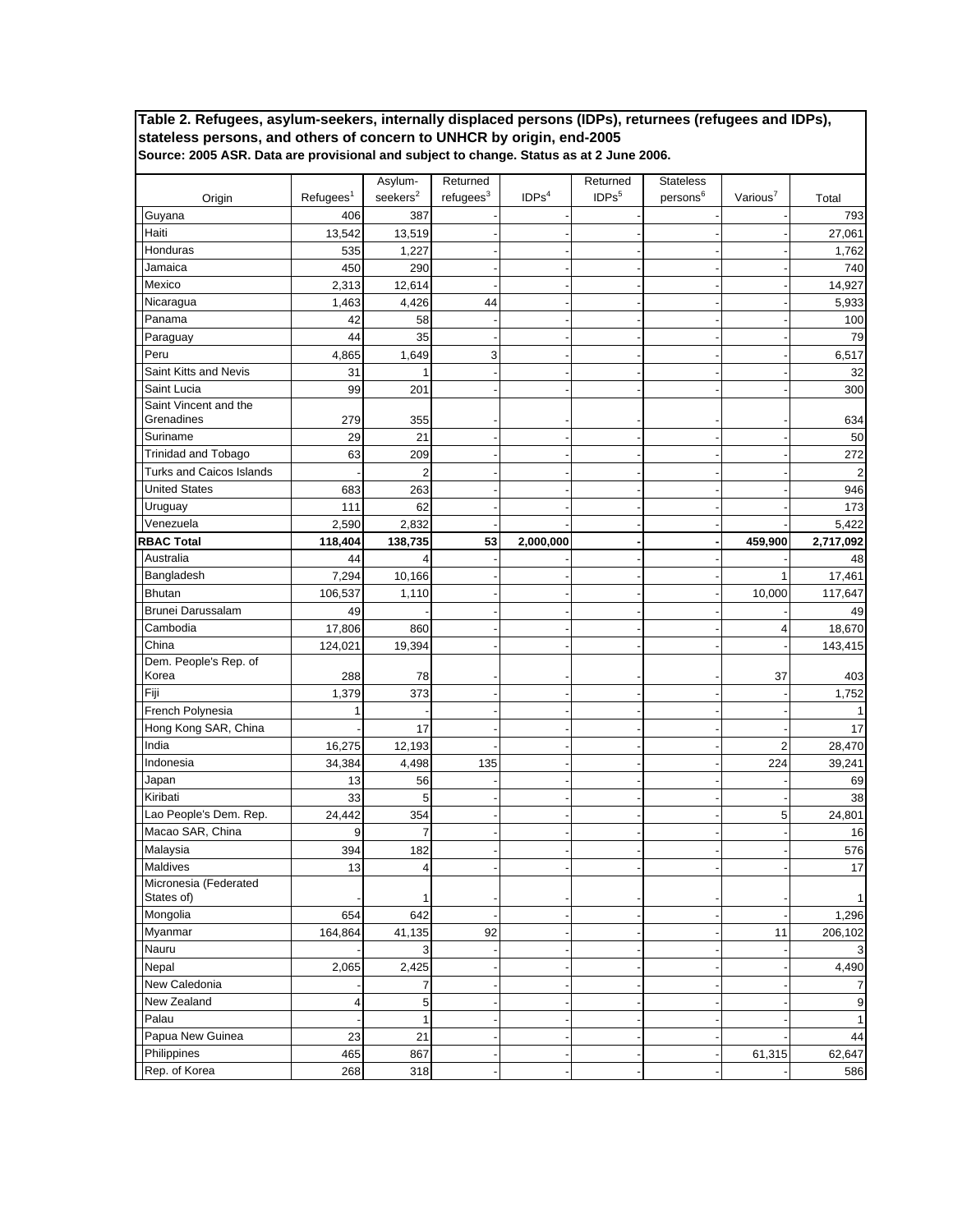**Table 2. Refugees, asylum-seekers, internally displaced persons (IDPs), returnees (refugees and IDPs), stateless persons, and others of concern to UNHCR by origin, end-2005**

**Source: 2005 ASR. Data are provisional and subject to change. Status as at 2 June 2006.**

| Origin | Refugees[1] | Asylum-seekers[2] | Returned refugees[3] | IDPs[4] | Returned IDPs[5] | Stateless persons[6] | Various[7] | Total |
|---|---|---|---|---|---|---|---|---|
| Guyana | 406 | 387 | - | - | - | - | - | 793 |
| Haiti | 13,542 | 13,519 | - | - | - | - | - | 27,061 |
| Honduras | 535 | 1,227 | - | - | - | - | - | 1,762 |
| Jamaica | 450 | 290 | - | - | - | - | - | 740 |
| Mexico | 2,313 | 12,614 | - | - | - | - | - | 14,927 |
| Nicaragua | 1,463 | 4,426 | 44 | - | - | - | - | 5,933 |
| Panama | 42 | 58 | - | - | - | - | - | 100 |
| Paraguay | 44 | 35 | - | - | - | - | - | 79 |
| Peru | 4,865 | 1,649 | 3 | - | - | - | - | 6,517 |
| Saint Kitts and Nevis | 31 | 1 | - | - | - | - | - | 32 |
| Saint Lucia | 99 | 201 | - | - | - | - | - | 300 |
| Saint Vincent and the Grenadines | 279 | 355 | - | - | - | - | - | 634 |
| Suriname | 29 | 21 | - | - | - | - | - | 50 |
| Trinidad and Tobago | 63 | 209 | - | - | - | - | - | 272 |
| Turks and Caicos Islands | - | 2 | - | - | - | - | - | 2 |
| United States | 683 | 263 | - | - | - | - | - | 946 |
| Uruguay | 111 | 62 | - | - | - | - | - | 173 |
| Venezuela | 2,590 | 2,832 | - | - | - | - | - | 5,422 |
| **RBAC Total** | **118,404** | **138,735** | **53** | **2,000,000** | **-** | **-** | **459,900** | **2,717,092** |
| Australia | 44 | 4 | - | - | - | - | - | 48 |
| Bangladesh | 7,294 | 10,166 | - | - | - | - | 1 | 17,461 |
| Bhutan | 106,537 | 1,110 | - | - | - | - | 10,000 | 117,647 |
| Brunei Darussalam | 49 | - | - | - | - | - | - | 49 |
| Cambodia | 17,806 | 860 | - | - | - | - | 4 | 18,670 |
| China | 124,021 | 19,394 | - | - | - | - | - | 143,415 |
| Dem. People's Rep. of Korea | 288 | 78 | - | - | - | - | 37 | 403 |
| Fiji | 1,379 | 373 | - | - | - | - | - | 1,752 |
| French Polynesia | 1 | - | - | - | - | - | - | 1 |
| Hong Kong SAR, China | - | 17 | - | - | - | - | - | 17 |
| India | 16,275 | 12,193 | - | - | - | - | 2 | 28,470 |
| Indonesia | 34,384 | 4,498 | 135 | - | - | - | 224 | 39,241 |
| Japan | 13 | 56 | - | - | - | - | - | 69 |
| Kiribati | 33 | 5 | - | - | - | - | - | 38 |
| Lao People's Dem. Rep. | 24,442 | 354 | - | - | - | - | 5 | 24,801 |
| Macao SAR, China | 9 | 7 | - | - | - | - | - | 16 |
| Malaysia | 394 | 182 | - | - | - | - | - | 576 |
| Maldives | 13 | 4 | - | - | - | - | - | 17 |
| Micronesia (Federated States of) | - | 1 | - | - | - | - | - | 1 |
| Mongolia | 654 | 642 | - | - | - | - | - | 1,296 |
| Myanmar | 164,864 | 41,135 | 92 | - | - | - | 11 | 206,102 |
| Nauru | - | 3 | - | - | - | - | - | 3 |
| Nepal | 2,065 | 2,425 | - | - | - | - | - | 4,490 |
| New Caledonia | - | 7 | - | - | - | - | - | 7 |
| New Zealand | 4 | 5 | - | - | - | - | - | 9 |
| Palau | - | 1 | - | - | - | - | - | 1 |
| Papua New Guinea | 23 | 21 | - | - | - | - | - | 44 |
| Philippines | 465 | 867 | - | - | - | - | 61,315 | 62,647 |
| Rep. of Korea | 268 | 318 | - | - | - | - | - | 586 |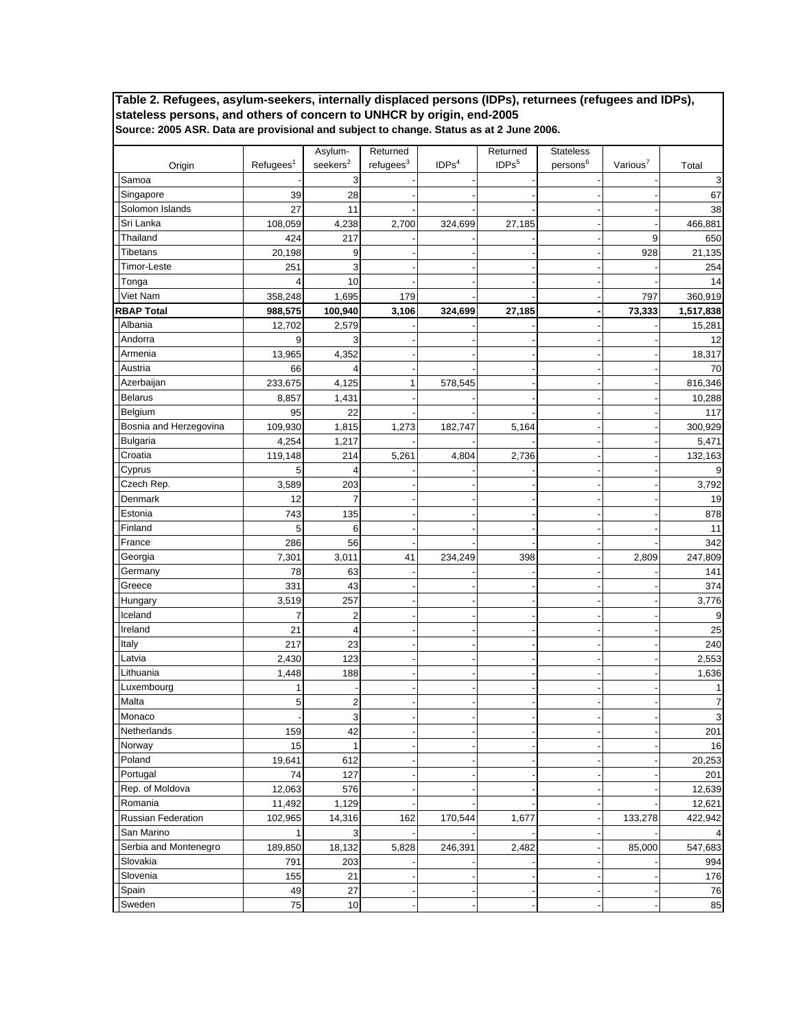**Table 2. Refugees, asylum-seekers, internally displaced persons (IDPs), returnees (refugees and IDPs), stateless persons, and others of concern to UNHCR by origin, end-2005**

**Source: 2005 ASR. Data are provisional and subject to change. Status as at 2 June 2006.**

| Origin | Refugees[1] | Asylum-seekers[2] | Returned refugees[3] | IDPs[4] | Returned IDPs[5] | Stateless persons[6] | Various[7] | Total |
|---|---|---|---|---|---|---|---|---|
| Samoa | - | 3 | - | - | - | - | - | 3 |
| Singapore | 39 | 28 | - | - | - | - | - | 67 |
| Solomon Islands | 27 | 11 | - | - | - | - | - | 38 |
| Sri Lanka | 108,059 | 4,238 | 2,700 | 324,699 | 27,185 | - | - | 466,881 |
| Thailand | 424 | 217 | - | - | - | - | 9 | 650 |
| Tibetans | 20,198 | 9 | - | - | - | - | 928 | 21,135 |
| Timor-Leste | 251 | 3 | - | - | - | - | - | 254 |
| Tonga | 4 | 10 | - | - | - | - | - | 14 |
| Viet Nam | 358,248 | 1,695 | 179 | - | - | - | 797 | 360,919 |
| **RBAP Total** | **988,575** | **100,940** | **3,106** | **324,699** | **27,185** | **-** | **73,333** | **1,517,838** |
| Albania | 12,702 | 2,579 | - | - | - | - | - | 15,281 |
| Andorra | 9 | 3 | - | - | - | - | - | 12 |
| Armenia | 13,965 | 4,352 | - | - | - | - | - | 18,317 |
| Austria | 66 | 4 | - | - | - | - | - | 70 |
| Azerbaijan | 233,675 | 4,125 | 1 | 578,545 | - | - | - | 816,346 |
| Belarus | 8,857 | 1,431 | - | - | - | - | - | 10,288 |
| Belgium | 95 | 22 | - | - | - | - | - | 117 |
| Bosnia and Herzegovina | 109,930 | 1,815 | 1,273 | 182,747 | 5,164 | - | - | 300,929 |
| Bulgaria | 4,254 | 1,217 | - | - | - | - | - | 5,471 |
| Croatia | 119,148 | 214 | 5,261 | 4,804 | 2,736 | - | - | 132,163 |
| Cyprus | 5 | 4 | - | - | - | - | - | 9 |
| Czech Rep. | 3,589 | 203 | - | - | - | - | - | 3,792 |
| Denmark | 12 | 7 | - | - | - | - | - | 19 |
| Estonia | 743 | 135 | - | - | - | - | - | 878 |
| Finland | 5 | 6 | - | - | - | - | - | 11 |
| France | 286 | 56 | - | - | - | - | - | 342 |
| Georgia | 7,301 | 3,011 | 41 | 234,249 | 398 | - | 2,809 | 247,809 |
| Germany | 78 | 63 | - | - | - | - | - | 141 |
| Greece | 331 | 43 | - | - | - | - | - | 374 |
| Hungary | 3,519 | 257 | - | - | - | - | - | 3,776 |
| Iceland | 7 | 2 | - | - | - | - | - | 9 |
| Ireland | 21 | 4 | - | - | - | - | - | 25 |
| Italy | 217 | 23 | - | - | - | - | - | 240 |
| Latvia | 2,430 | 123 | - | - | - | - | - | 2,553 |
| Lithuania | 1,448 | 188 | - | - | - | - | - | 1,636 |
| Luxembourg | 1 | - | - | - | - | - | - | 1 |
| Malta | 5 | 2 | - | - | - | - | - | 7 |
| Monaco | - | 3 | - | - | - | - | - | 3 |
| Netherlands | 159 | 42 | - | - | - | - | - | 201 |
| Norway | 15 | 1 | - | - | - | - | - | 16 |
| Poland | 19,641 | 612 | - | - | - | - | - | 20,253 |
| Portugal | 74 | 127 | - | - | - | - | - | 201 |
| Rep. of Moldova | 12,063 | 576 | - | - | - | - | - | 12,639 |
| Romania | 11,492 | 1,129 | - | - | - | - | - | 12,621 |
| Russian Federation | 102,965 | 14,316 | 162 | 170,544 | 1,677 | - | 133,278 | 422,942 |
| San Marino | 1 | 3 | - | - | - | - | - | 4 |
| Serbia and Montenegro | 189,850 | 18,132 | 5,828 | 246,391 | 2,482 | - | 85,000 | 547,683 |
| Slovakia | 791 | 203 | - | - | - | - | - | 994 |
| Slovenia | 155 | 21 | - | - | - | - | - | 176 |
| Spain | 49 | 27 | - | - | - | - | - | 76 |
| Sweden | 75 | 10 | - | - | - | - | - | 85 |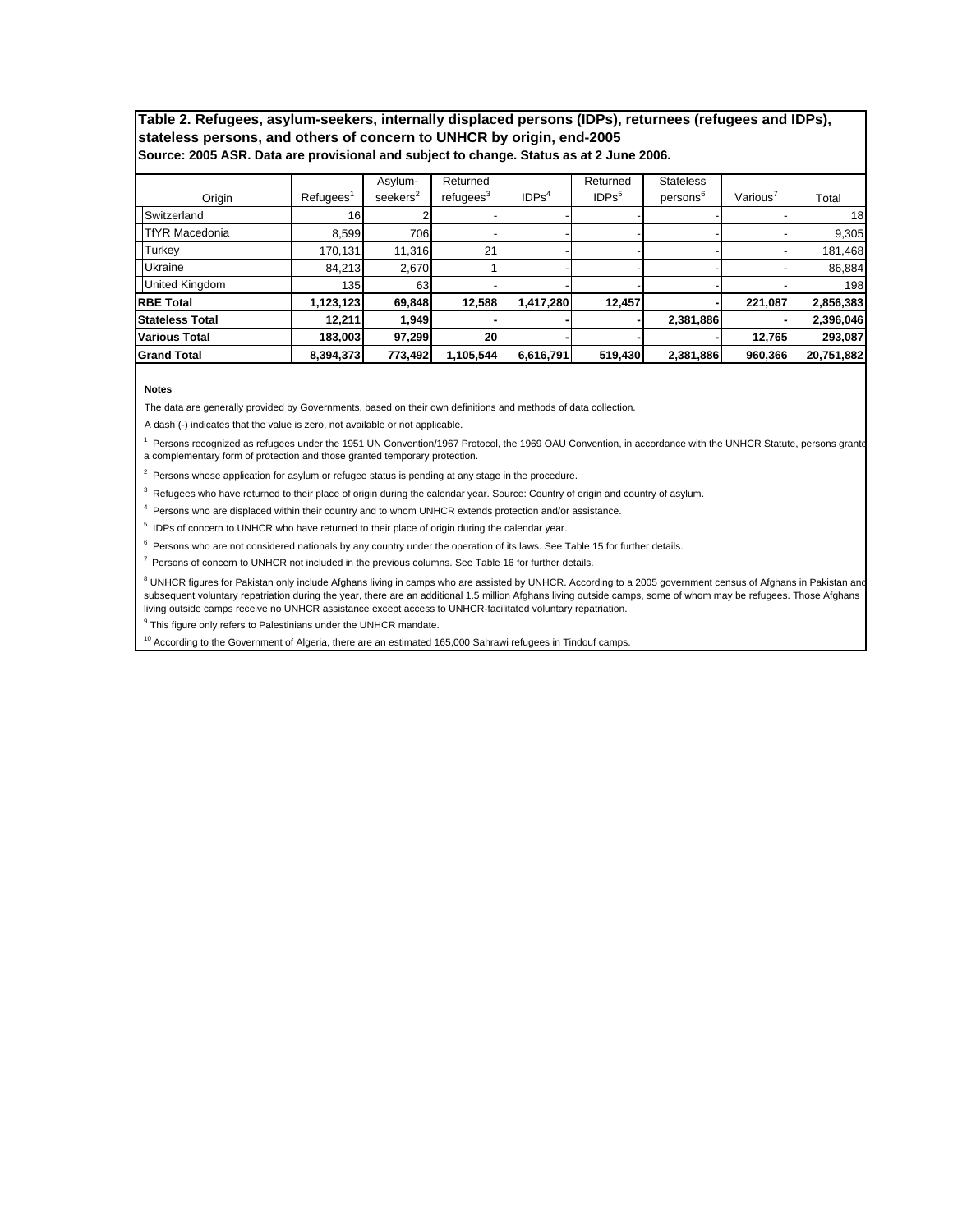**Table 2. Refugees, asylum-seekers, internally displaced persons (IDPs), returnees (refugees and IDPs), stateless persons, and others of concern to UNHCR by origin, end-2005**

**Source: 2005 ASR. Data are provisional and subject to change. Status as at 2 June 2006.**

| Origin | Refugees[1] | Asylum-seekers[2] | Returned refugees[3] | IDPs[4] | Returned IDPs[5] | Stateless persons[6] | Various[7] | Total |
|---|---|---|---|---|---|---|---|---|
| Switzerland | 16 | 2 | - | - | - | - | - | 18 |
| TfYR Macedonia | 8,599 | 706 | - | - | - | - | - | 9,305 |
| Turkey | 170,131 | 11,316 | 21 | - | - | - | - | 181,468 |
| Ukraine | 84,213 | 2,670 | 1 | - | - | - | - | 86,884 |
| United Kingdom | 135 | 63 | - | - | - | - | - | 198 |
| **RBE Total** | **1,123,123** | **69,848** | **12,588** | **1,417,280** | **12,457** | **-** | **221,087** | **2,856,383** |
| **Stateless Total** | **12,211** | **1,949** | **-** | **-** | **-** | **2,381,886** | **-** | **2,396,046** |
| **Various Total** | **183,003** | **97,299** | **20** | **-** | **-** | **-** | **12,765** | **293,087** |
| **Grand Total** | **8,394,373** | **773,492** | **1,105,544** | **6,616,791** | **519,430** | **2,381,886** | **960,366** | **20,751,882** |

**Notes**

The data are generally provided by Governments, based on their own definitions and methods of data collection.

A dash (-) indicates that the value is zero, not available or not applicable.

[1] Persons recognized as refugees under the 1951 UN Convention/1967 Protocol, the 1969 OAU Convention, in accordance with the UNHCR Statute, persons grante a complementary form of protection and those granted temporary protection.

[2] Persons whose application for asylum or refugee status is pending at any stage in the procedure.

[3] Refugees who have returned to their place of origin during the calendar year. Source: Country of origin and country of asylum.

[4] Persons who are displaced within their country and to whom UNHCR extends protection and/or assistance.

[5] IDPs of concern to UNHCR who have returned to their place of origin during the calendar year.

[6] Persons who are not considered nationals by any country under the operation of its laws. See Table 15 for further details.

[7] Persons of concern to UNHCR not included in the previous columns. See Table 16 for further details.

[8] UNHCR figures for Pakistan only include Afghans living in camps who are assisted by UNHCR. According to a 2005 government census of Afghans in Pakistan and subsequent voluntary repatriation during the year, there are an additional 1.5 million Afghans living outside camps, some of whom may be refugees. Those Afghans living outside camps receive no UNHCR assistance except access to UNHCR-facilitated voluntary repatriation.

[9] This figure only refers to Palestinians under the UNHCR mandate.

[10] According to the Government of Algeria, there are an estimated 165,000 Sahrawi refugees in Tindouf camps.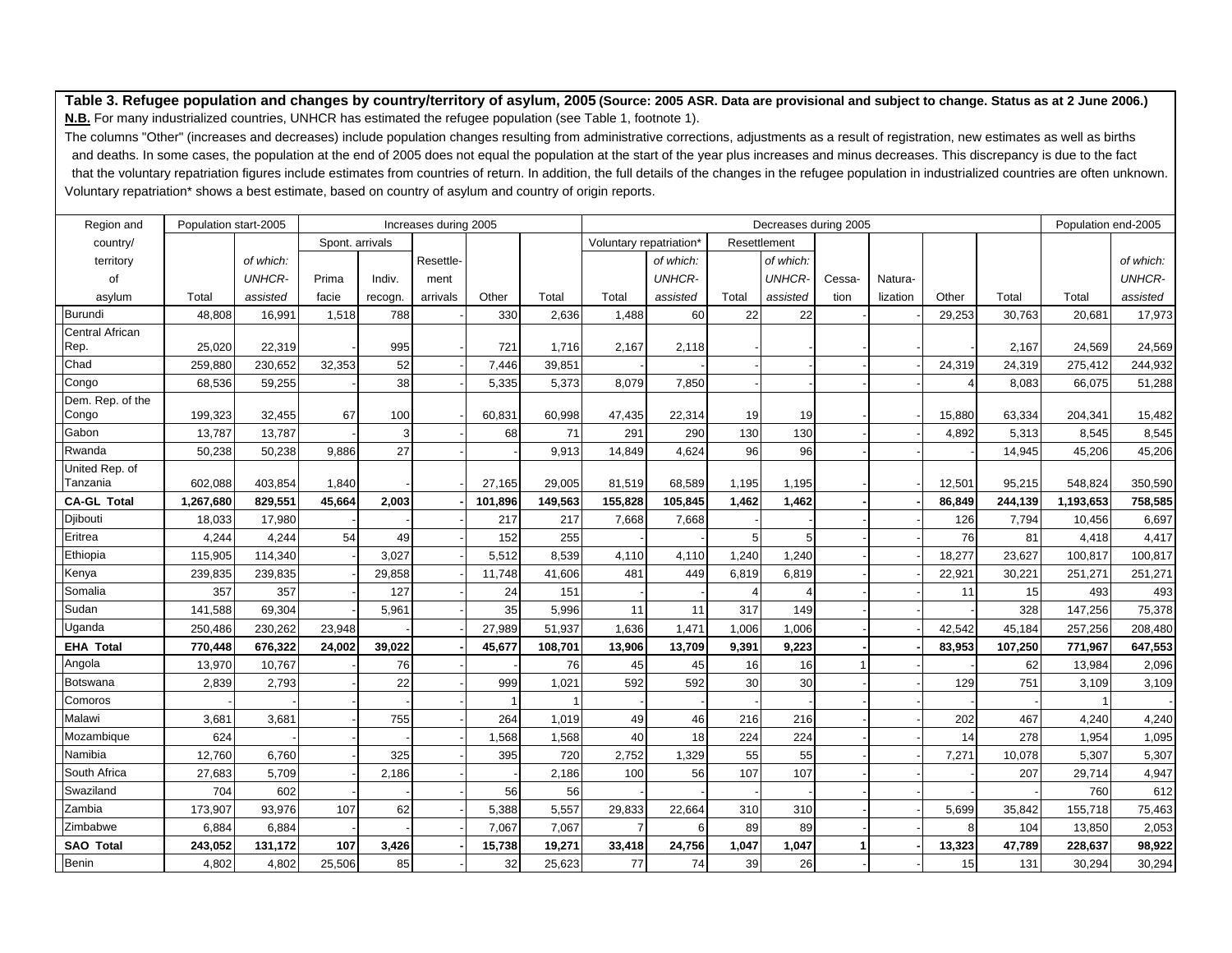**Table 3. Refugee population and changes by country/territory of asylum, 2005** **(Source: 2005 ASR. Data are provisional and subject to change. Status as at 2 June 2006.)**

**N.B.** For many industrialized countries, UNHCR has estimated the refugee population (see Table 1, footnote 1).

The columns "Other" (increases and decreases) include population changes resulting from administrative corrections, adjustments as a result of registration, new estimates as well as births and deaths. In some cases, the population at the end of 2005 does not equal the population at the start of the year plus increases and minus decreases. This discrepancy is due to the fact that the voluntary repatriation figures include estimates from countries of return. In addition, the full details of the changes in the refugee population in industrialized countries are often unknown.

Voluntary repatriation* shows a best estimate, based on country of asylum and country of origin reports.

| Region and country/ territory of asylum | Population start-2005 | | Increases during 2005 | | | | | Decreases during 2005 | | | | | | | | Population end-2005 | |
|---|---|---|---|---|---|---|---|---|---|---|---|---|---|---|---|---|---|
| | | | Spont. arrivals | | | | | Voluntary repatriation* | | Resettlement | | | | | | | |
| | Total | *of which: UNHCR-assisted* | Prima facie | Indiv. recogn. | Resettlement arrivals | Other | Total | Total | *of which: UNHCR-assisted* | Total | *of which: UNHCR-assisted* | Cessation | Naturalization | Other | Total | Total | *of which: UNHCR-assisted* |
| Burundi | 48,808 | 16,991 | 1,518 | 788 | - | 330 | 2,636 | 1,488 | 60 | 22 | 22 | - | - | 29,253 | 30,763 | 20,681 | 17,973 |
| Central African Rep. | 25,020 | 22,319 | - | 995 | - | 721 | 1,716 | 2,167 | 2,118 | - | - | - | - | - | 2,167 | 24,569 | 24,569 |
| Chad | 259,880 | 230,652 | 32,353 | 52 | - | 7,446 | 39,851 | - | - | - | - | - | - | 24,319 | 24,319 | 275,412 | 244,932 |
| Congo | 68,536 | 59,255 | - | 38 | - | 5,335 | 5,373 | 8,079 | 7,850 | - | - | - | - | 4 | 8,083 | 66,075 | 51,288 |
| Dem. Rep. of the Congo | 199,323 | 32,455 | 67 | 100 | - | 60,831 | 60,998 | 47,435 | 22,314 | 19 | 19 | - | - | 15,880 | 63,334 | 204,341 | 15,482 |
| Gabon | 13,787 | 13,787 | - | 3 | - | 68 | 71 | 291 | 290 | 130 | 130 | - | - | 4,892 | 5,313 | 8,545 | 8,545 |
| Rwanda | 50,238 | 50,238 | 9,886 | 27 | - | - | 9,913 | 14,849 | 4,624 | 96 | 96 | - | - | - | 14,945 | 45,206 | 45,206 |
| United Rep. of Tanzania | 602,088 | 403,854 | 1,840 | - | - | 27,165 | 29,005 | 81,519 | 68,589 | 1,195 | 1,195 | - | - | 12,501 | 95,215 | 548,824 | 350,590 |
| **CA-GL Total** | **1,267,680** | **829,551** | **45,664** | **2,003** | **-** | **101,896** | **149,563** | **155,828** | **105,845** | **1,462** | **1,462** | **-** | **-** | **86,849** | **244,139** | **1,193,653** | **758,585** |
| Djibouti | 18,033 | 17,980 | - | - | - | 217 | 217 | 7,668 | 7,668 | - | - | - | - | 126 | 7,794 | 10,456 | 6,697 |
| Eritrea | 4,244 | 4,244 | 54 | 49 | - | 152 | 255 | - | - | 5 | 5 | - | - | 76 | 81 | 4,418 | 4,417 |
| Ethiopia | 115,905 | 114,340 | - | 3,027 | - | 5,512 | 8,539 | 4,110 | 4,110 | 1,240 | 1,240 | - | - | 18,277 | 23,627 | 100,817 | 100,817 |
| Kenya | 239,835 | 239,835 | - | 29,858 | - | 11,748 | 41,606 | 481 | 449 | 6,819 | 6,819 | - | - | 22,921 | 30,221 | 251,271 | 251,271 |
| Somalia | 357 | 357 | - | 127 | - | 24 | 151 | - | - | 4 | 4 | - | - | 11 | 15 | 493 | 493 |
| Sudan | 141,588 | 69,304 | - | 5,961 | - | 35 | 5,996 | 11 | 11 | 317 | 149 | - | - | - | 328 | 147,256 | 75,378 |
| Uganda | 250,486 | 230,262 | 23,948 | - | - | 27,989 | 51,937 | 1,636 | 1,471 | 1,006 | 1,006 | - | - | 42,542 | 45,184 | 257,256 | 208,480 |
| **EHA Total** | **770,448** | **676,322** | **24,002** | **39,022** | **-** | **45,677** | **108,701** | **13,906** | **13,709** | **9,391** | **9,223** | **-** | **-** | **83,953** | **107,250** | **771,967** | **647,553** |
| Angola | 13,970 | 10,767 | - | 76 | - | - | 76 | 45 | 45 | 16 | 16 | 1 | - | - | 62 | 13,984 | 2,096 |
| Botswana | 2,839 | 2,793 | - | 22 | - | 999 | 1,021 | 592 | 592 | 30 | 30 | - | - | 129 | 751 | 3,109 | 3,109 |
| Comoros | - | - | - | - | - | 1 | 1 | - | - | - | - | - | - | - | - | 1 | - |
| Malawi | 3,681 | 3,681 | - | 755 | - | 264 | 1,019 | 49 | 46 | 216 | 216 | - | - | 202 | 467 | 4,240 | 4,240 |
| Mozambique | 624 | - | - | - | - | 1,568 | 1,568 | 40 | 18 | 224 | 224 | - | - | 14 | 278 | 1,954 | 1,095 |
| Namibia | 12,760 | 6,760 | - | 325 | - | 395 | 720 | 2,752 | 1,329 | 55 | 55 | - | - | 7,271 | 10,078 | 5,307 | 5,307 |
| South Africa | 27,683 | 5,709 | - | 2,186 | - | - | 2,186 | 100 | 56 | 107 | 107 | - | - | - | 207 | 29,714 | 4,947 |
| Swaziland | 704 | 602 | - | - | - | 56 | 56 | - | - | - | - | - | - | - | - | 760 | 612 |
| Zambia | 173,907 | 93,976 | 107 | 62 | - | 5,388 | 5,557 | 29,833 | 22,664 | 310 | 310 | - | - | 5,699 | 35,842 | 155,718 | 75,463 |
| Zimbabwe | 6,884 | 6,884 | - | - | - | 7,067 | 7,067 | 7 | 6 | 89 | 89 | - | - | 8 | 104 | 13,850 | 2,053 |
| **SAO Total** | **243,052** | **131,172** | **107** | **3,426** | **-** | **15,738** | **19,271** | **33,418** | **24,756** | **1,047** | **1,047** | **1** | **-** | **13,323** | **47,789** | **228,637** | **98,922** |
| Benin | 4,802 | 4,802 | 25,506 | 85 | - | 32 | 25,623 | 77 | 74 | 39 | 26 | - | - | 15 | 131 | 30,294 | 30,294 |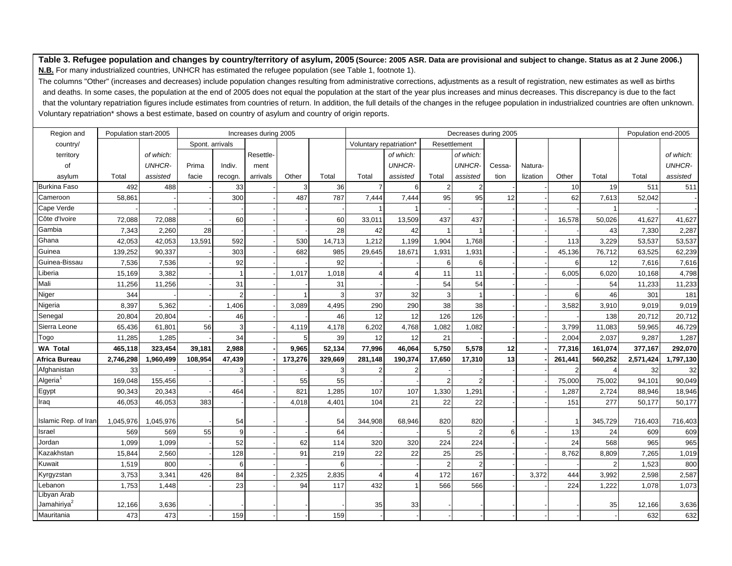**Table 3. Refugee population and changes by country/territory of asylum, 2005 (Source: 2005 ASR. Data are provisional and subject to change. Status as at 2 June 2006.)**

**N.B.** For many industrialized countries, UNHCR has estimated the refugee population (see Table 1, footnote 1).

The columns "Other" (increases and decreases) include population changes resulting from administrative corrections, adjustments as a result of registration, new estimates as well as births and deaths. In some cases, the population at the end of 2005 does not equal the population at the start of the year plus increases and minus decreases. This discrepancy is due to the fact that the voluntary repatriation figures include estimates from countries of return. In addition, the full details of the changes in the refugee population in industrialized countries are often unknown. Voluntary repatriation* shows a best estimate, based on country of asylum and country of origin reports.

| Region and country/ territory of asylum | Population start-2005 | | Increases during 2005 | | | | | Decreases during 2005 | | | | | | | | Population end-2005 | |
|---|---|---|---|---|---|---|---|---|---|---|---|---|---|---|---|---|---|
| | | | Spont. arrivals | | | | | Voluntary repatriation* | | Resettlement | | | | | | | |
| | Total | *of which: UNHCR-assisted* | Prima facie | Indiv. recogn. | Resettle-ment arrivals | Other | Total | Total | *of which: UNHCR-assisted* | Total | *of which: UNHCR-assisted* | Cessa-tion | Natura-lization | Other | Total | Total | *of which: UNHCR-assisted* |
| Burkina Faso | 492 | 488 | - | 33 | - | 3 | 36 | 7 | 6 | 2 | 2 | - | - | 10 | 19 | 511 | 511 |
| Cameroon | 58,861 | - | - | 300 | - | 487 | 787 | 7,444 | 7,444 | 95 | 95 | 12 | - | 62 | 7,613 | 52,042 | - |
| Cape Verde | - | - | - | - | - | - | - | 1 | 1 | - | - | - | - | - | 1 | - | - |
| Côte d'Ivoire | 72,088 | 72,088 | - | 60 | - | - | 60 | 33,011 | 13,509 | 437 | 437 | - | - | 16,578 | 50,026 | 41,627 | 41,627 |
| Gambia | 7,343 | 2,260 | 28 | - | - | - | 28 | 42 | 42 | 1 | 1 | - | - | - | 43 | 7,330 | 2,287 |
| Ghana | 42,053 | 42,053 | 13,591 | 592 | - | 530 | 14,713 | 1,212 | 1,199 | 1,904 | 1,768 | - | - | 113 | 3,229 | 53,537 | 53,537 |
| Guinea | 139,252 | 90,337 | - | 303 | - | 682 | 985 | 29,645 | 18,671 | 1,931 | 1,931 | - | - | 45,136 | 76,712 | 63,525 | 62,239 |
| Guinea-Bissau | 7,536 | 7,536 | - | 92 | - | - | 92 | - | - | 6 | 6 | - | - | 6 | 12 | 7,616 | 7,616 |
| Liberia | 15,169 | 3,382 | - | 1 | - | 1,017 | 1,018 | 4 | 4 | 11 | 11 | - | - | 6,005 | 6,020 | 10,168 | 4,798 |
| Mali | 11,256 | 11,256 | - | 31 | - | - | 31 | - | - | 54 | 54 | - | - | - | 54 | 11,233 | 11,233 |
| Niger | 344 | - | - | 2 | - | 1 | 3 | 37 | 32 | 3 | 1 | - | - | 6 | 46 | 301 | 181 |
| Nigeria | 8,397 | 5,362 | - | 1,406 | - | 3,089 | 4,495 | 290 | 290 | 38 | 38 | - | - | 3,582 | 3,910 | 9,019 | 9,019 |
| Senegal | 20,804 | 20,804 | - | 46 | - | - | 46 | 12 | 12 | 126 | 126 | - | - | - | 138 | 20,712 | 20,712 |
| Sierra Leone | 65,436 | 61,801 | 56 | 3 | - | 4,119 | 4,178 | 6,202 | 4,768 | 1,082 | 1,082 | - | - | 3,799 | 11,083 | 59,965 | 46,729 |
| Togo | 11,285 | 1,285 | - | 34 | - | 5 | 39 | 12 | 12 | 21 | - | - | - | 2,004 | 2,037 | 9,287 | 1,287 |
| **WA Total** | **465,118** | **323,454** | **39,181** | **2,988** | **-** | **9,965** | **52,134** | **77,996** | **46,064** | **5,750** | **5,578** | **12** | **-** | **77,316** | **161,074** | **377,167** | **292,070** |
| **Africa Bureau** | **2,746,298** | **1,960,499** | **108,954** | **47,439** | **-** | **173,276** | **329,669** | **281,148** | **190,374** | **17,650** | **17,310** | **13** | **-** | **261,441** | **560,252** | **2,571,424** | **1,797,130** |
| Afghanistan | 33 | - | - | 3 | - | - | 3 | 2 | 2 | - | - | - | - | 2 | 4 | 32 | 32 |
| Algeria[1] | 169,048 | 155,456 | - | - | - | 55 | 55 | - | - | 2 | 2 | - | - | 75,000 | 75,002 | 94,101 | 90,049 |
| Egypt | 90,343 | 20,343 | - | 464 | - | 821 | 1,285 | 107 | 107 | 1,330 | 1,291 | - | - | 1,287 | 2,724 | 88,946 | 18,946 |
| Iraq | 46,053 | 46,053 | 383 | - | - | 4,018 | 4,401 | 104 | 21 | 22 | 22 | - | - | 151 | 277 | 50,177 | 50,177 |
| Islamic Rep. of Iran | 1,045,976 | 1,045,976 | - | 54 | - | - | 54 | 344,908 | 68,946 | 820 | 820 | - | - | 1 | 345,729 | 716,403 | 716,403 |
| Israel | 569 | 569 | 55 | 9 | - | - | 64 | - | - | 5 | 2 | 6 | - | 13 | 24 | 609 | 609 |
| Jordan | 1,099 | 1,099 | - | 52 | - | 62 | 114 | 320 | 320 | 224 | 224 | - | - | 24 | 568 | 965 | 965 |
| Kazakhstan | 15,844 | 2,560 | - | 128 | - | 91 | 219 | 22 | 22 | 25 | 25 | - | - | 8,762 | 8,809 | 7,265 | 1,019 |
| Kuwait | 1,519 | 800 | - | 6 | - | - | 6 | - | - | 2 | 2 | - | - | - | 2 | 1,523 | 800 |
| Kyrgyzstan | 3,753 | 3,341 | 426 | 84 | - | 2,325 | 2,835 | 4 | 4 | 172 | 167 | - | 3,372 | 444 | 3,992 | 2,598 | 2,587 |
| Lebanon | 1,753 | 1,448 | - | 23 | - | 94 | 117 | 432 | 1 | 566 | 566 | - | - | 224 | 1,222 | 1,078 | 1,073 |
| Libyan Arab Jamahiriya[2] | 12,166 | 3,636 | - | - | - | - | - | 35 | 33 | - | - | - | - | - | 35 | 12,166 | 3,636 |
| Mauritania | 473 | 473 | - | 159 | - | - | 159 | - | - | - | - | - | - | - | - | 632 | 632 |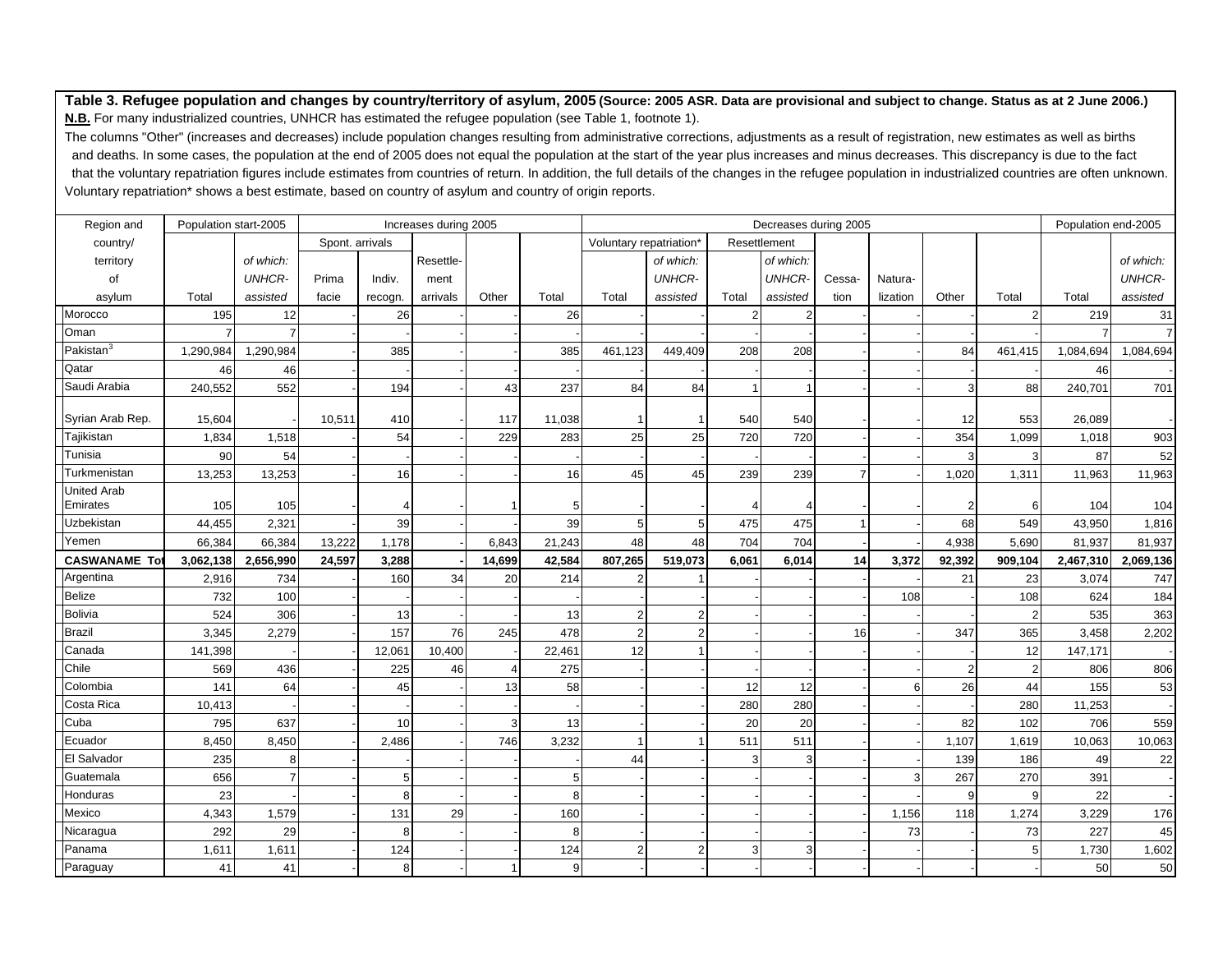**Table 3. Refugee population and changes by country/territory of asylum, 2005** **(Source: 2005 ASR. Data are provisional and subject to change. Status as at 2 June 2006.)**

**N.B.** For many industrialized countries, UNHCR has estimated the refugee population (see Table 1, footnote 1).

The columns "Other" (increases and decreases) include population changes resulting from administrative corrections, adjustments as a result of registration, new estimates as well as births and deaths. In some cases, the population at the end of 2005 does not equal the population at the start of the year plus increases and minus decreases. This discrepancy is due to the fact that the voluntary repatriation figures include estimates from countries of return. In addition, the full details of the changes in the refugee population in industrialized countries are often unknown. Voluntary repatriation* shows a best estimate, based on country of asylum and country of origin reports.

| Region and country/ territory of asylum | Population start-2005 | | Increases during 2005 | | | | | Decreases during 2005 | | | | | | | | Population end-2005 | |
|---|---|---|---|---|---|---|---|---|---|---|---|---|---|---|---|---|---|
| | | | Spont. arrivals | | | | | Voluntary repatriation* | | Resettlement | | | | | | | |
| | Total | *of which: UNHCR-assisted* | Prima facie | Indiv. recogn. | Resettlement arrivals | Other | Total | Total | *of which: UNHCR-assisted* | Total | *of which: UNHCR-assisted* | Cessation | Naturalization | Other | Total | Total | *of which: UNHCR-assisted* |
| Morocco | 195 | 12 | - | 26 | - | - | 26 | - | - | 2 | 2 | - | - | - | 2 | 219 | 31 |
| Oman | 7 | 7 | - | - | - | - | - | - | - | - | - | - | - | - | - | 7 | 7 |
| Pakistan[3] | 1,290,984 | 1,290,984 | - | 385 | - | - | 385 | 461,123 | 449,409 | 208 | 208 | - | - | 84 | 461,415 | 1,084,694 | 1,084,694 |
| Qatar | 46 | 46 | - | - | - | - | - | - | - | - | - | - | - | - | - | 46 | - |
| Saudi Arabia | 240,552 | 552 | - | 194 | - | 43 | 237 | 84 | 84 | 1 | 1 | - | - | 3 | 88 | 240,701 | 701 |
| Syrian Arab Rep. | 15,604 | - | 10,511 | 410 | - | 117 | 11,038 | 1 | 1 | 540 | 540 | - | - | 12 | 553 | 26,089 | - |
| Tajikistan | 1,834 | 1,518 | - | 54 | - | 229 | 283 | 25 | 25 | 720 | 720 | - | - | 354 | 1,099 | 1,018 | 903 |
| Tunisia | 90 | 54 | - | - | - | - | - | - | - | - | - | - | - | 3 | 3 | 87 | 52 |
| Turkmenistan | 13,253 | 13,253 | - | 16 | - | - | 16 | 45 | 45 | 239 | 239 | 7 | - | 1,020 | 1,311 | 11,963 | 11,963 |
| United Arab Emirates | 105 | 105 | - | 4 | - | 1 | 5 | - | - | 4 | 4 | - | - | 2 | 6 | 104 | 104 |
| Uzbekistan | 44,455 | 2,321 | - | 39 | - | - | 39 | 5 | 5 | 475 | 475 | 1 | - | 68 | 549 | 43,950 | 1,816 |
| Yemen | 66,384 | 66,384 | 13,222 | 1,178 | - | 6,843 | 21,243 | 48 | 48 | 704 | 704 | - | - | 4,938 | 5,690 | 81,937 | 81,937 |
| **CASWANAME Tot** | **3,062,138** | **2,656,990** | **24,597** | **3,288** | **-** | **14,699** | **42,584** | **807,265** | **519,073** | **6,061** | **6,014** | **14** | **3,372** | **92,392** | **909,104** | **2,467,310** | **2,069,136** |
| Argentina | 2,916 | 734 | - | 160 | 34 | 20 | 214 | 2 | 1 | - | - | - | - | 21 | 23 | 3,074 | 747 |
| Belize | 732 | 100 | - | - | - | - | - | - | - | - | - | - | 108 | - | 108 | 624 | 184 |
| Bolivia | 524 | 306 | - | 13 | - | - | 13 | 2 | 2 | - | - | - | - | - | 2 | 535 | 363 |
| Brazil | 3,345 | 2,279 | - | 157 | 76 | 245 | 478 | 2 | 2 | - | - | 16 | - | 347 | 365 | 3,458 | 2,202 |
| Canada | 141,398 | - | - | 12,061 | 10,400 | - | 22,461 | 12 | 1 | - | - | - | - | - | 12 | 147,171 | - |
| Chile | 569 | 436 | - | 225 | 46 | 4 | 275 | - | - | - | - | - | - | 2 | 2 | 806 | 806 |
| Colombia | 141 | 64 | - | 45 | - | 13 | 58 | - | - | 12 | 12 | - | 6 | 26 | 44 | 155 | 53 |
| Costa Rica | 10,413 | - | - | - | - | - | - | - | - | 280 | 280 | - | - | - | 280 | 11,253 | - |
| Cuba | 795 | 637 | - | 10 | - | 3 | 13 | - | - | 20 | 20 | - | - | 82 | 102 | 706 | 559 |
| Ecuador | 8,450 | 8,450 | - | 2,486 | - | 746 | 3,232 | 1 | 1 | 511 | 511 | - | - | 1,107 | 1,619 | 10,063 | 10,063 |
| El Salvador | 235 | 8 | - | - | - | - | - | 44 | - | 3 | 3 | - | - | 139 | 186 | 49 | 22 |
| Guatemala | 656 | 7 | - | 5 | - | - | 5 | - | - | - | - | - | 3 | 267 | 270 | 391 | - |
| Honduras | 23 | - | - | 8 | - | - | 8 | - | - | - | - | - | - | 9 | 9 | 22 | - |
| Mexico | 4,343 | 1,579 | - | 131 | 29 | - | 160 | - | - | - | - | - | 1,156 | 118 | 1,274 | 3,229 | 176 |
| Nicaragua | 292 | 29 | - | 8 | - | - | 8 | - | - | - | - | - | 73 | - | 73 | 227 | 45 |
| Panama | 1,611 | 1,611 | - | 124 | - | - | 124 | 2 | 2 | 3 | 3 | - | - | - | 5 | 1,730 | 1,602 |
| Paraguay | 41 | 41 | - | 8 | - | 1 | 9 | - | - | - | - | - | - | - | - | 50 | 50 |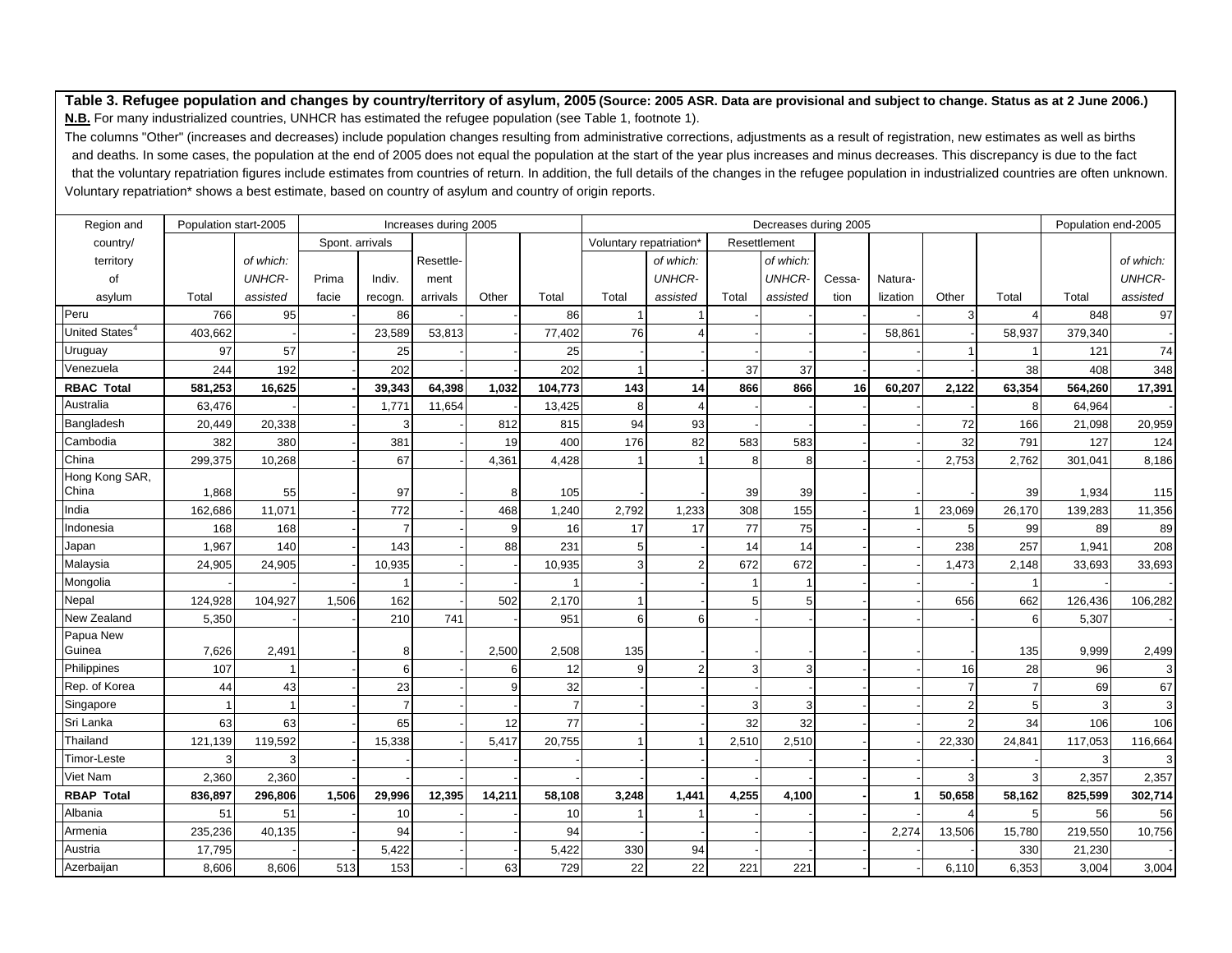**Table 3. Refugee population and changes by country/territory of asylum, 2005** **(Source: 2005 ASR. Data are provisional and subject to change. Status as at 2 June 2006.)**

**N.B.** For many industrialized countries, UNHCR has estimated the refugee population (see Table 1, footnote 1).

The columns "Other" (increases and decreases) include population changes resulting from administrative corrections, adjustments as a result of registration, new estimates as well as births and deaths. In some cases, the population at the end of 2005 does not equal the population at the start of the year plus increases and minus decreases. This discrepancy is due to the fact that the voluntary repatriation figures include estimates from countries of return. In addition, the full details of the changes in the refugee population in industrialized countries are often unknown. Voluntary repatriation* shows a best estimate, based on country of asylum and country of origin reports.

| Region and country/ territory of asylum | Population start-2005 | | Increases during 2005 | | | | | Decreases during 2005 | | | | | | | | Population end-2005 | |
|---|---|---|---|---|---|---|---|---|---|---|---|---|---|---|---|---|---|
| | | | Spont. arrivals | | | | | Voluntary repatriation* | | Resettlement | | | | | | | |
| | Total | *of which: UNHCR-assisted* | Prima facie | Indiv. recogn. | Resettle-ment arrivals | Other | Total | Total | *of which: UNHCR-assisted* | Total | *of which: UNHCR-assisted* | Cessa-tion | Natura-lization | Other | Total | Total | *of which: UNHCR-assisted* |
| Peru | 766 | 95 | - | 86 | - | - | 86 | 1 | 1 | - | - | - | - | 3 | 4 | 848 | 97 |
| United States[4] | 403,662 | - | - | 23,589 | 53,813 | - | 77,402 | 76 | 4 | - | - | - | 58,861 | - | 58,937 | 379,340 | - |
| Uruguay | 97 | 57 | - | 25 | - | - | 25 | - | - | - | - | - | - | 1 | 1 | 121 | 74 |
| Venezuela | 244 | 192 | - | 202 | - | - | 202 | 1 | - | 37 | 37 | - | - | - | 38 | 408 | 348 |
| **RBAC Total** | **581,253** | **16,625** | **-** | **39,343** | **64,398** | **1,032** | **104,773** | **143** | **14** | **866** | **866** | **16** | **60,207** | **2,122** | **63,354** | **564,260** | **17,391** |
| Australia | 63,476 | - | - | 1,771 | 11,654 | - | 13,425 | 8 | 4 | - | - | - | - | - | 8 | 64,964 | - |
| Bangladesh | 20,449 | 20,338 | - | 3 | - | 812 | 815 | 94 | 93 | - | - | - | - | 72 | 166 | 21,098 | 20,959 |
| Cambodia | 382 | 380 | - | 381 | - | 19 | 400 | 176 | 82 | 583 | 583 | - | - | 32 | 791 | 127 | 124 |
| China | 299,375 | 10,268 | - | 67 | - | 4,361 | 4,428 | 1 | 1 | 8 | 8 | - | - | 2,753 | 2,762 | 301,041 | 8,186 |
| Hong Kong SAR, China | 1,868 | 55 | - | 97 | - | 8 | 105 | - | - | 39 | 39 | - | - | - | 39 | 1,934 | 115 |
| India | 162,686 | 11,071 | - | 772 | - | 468 | 1,240 | 2,792 | 1,233 | 308 | 155 | - | 1 | 23,069 | 26,170 | 139,283 | 11,356 |
| Indonesia | 168 | 168 | - | 7 | - | 9 | 16 | 17 | 17 | 77 | 75 | - | - | 5 | 99 | 89 | 89 |
| Japan | 1,967 | 140 | - | 143 | - | 88 | 231 | 5 | - | 14 | 14 | - | - | 238 | 257 | 1,941 | 208 |
| Malaysia | 24,905 | 24,905 | - | 10,935 | - | - | 10,935 | 3 | 2 | 672 | 672 | - | - | 1,473 | 2,148 | 33,693 | 33,693 |
| Mongolia | - | - | - | 1 | - | - | 1 | - | - | 1 | 1 | - | - | - | 1 | - | - |
| Nepal | 124,928 | 104,927 | 1,506 | 162 | - | 502 | 2,170 | 1 | - | 5 | 5 | - | - | 656 | 662 | 126,436 | 106,282 |
| New Zealand | 5,350 | - | - | 210 | 741 | - | 951 | 6 | 6 | - | - | - | - | - | 6 | 5,307 | - |
| Papua New Guinea | 7,626 | 2,491 | - | 8 | - | 2,500 | 2,508 | 135 | - | - | - | - | - | - | 135 | 9,999 | 2,499 |
| Philippines | 107 | 1 | - | 6 | - | 6 | 12 | 9 | 2 | 3 | 3 | - | - | 16 | 28 | 96 | 3 |
| Rep. of Korea | 44 | 43 | - | 23 | - | 9 | 32 | - | - | - | - | - | - | 7 | 7 | 69 | 67 |
| Singapore | 1 | 1 | - | 7 | - | - | 7 | - | - | 3 | 3 | - | - | 2 | 5 | 3 | 3 |
| Sri Lanka | 63 | 63 | - | 65 | - | 12 | 77 | - | - | 32 | 32 | - | - | 2 | 34 | 106 | 106 |
| Thailand | 121,139 | 119,592 | - | 15,338 | - | 5,417 | 20,755 | 1 | 1 | 2,510 | 2,510 | - | - | 22,330 | 24,841 | 117,053 | 116,664 |
| Timor-Leste | 3 | 3 | - | - | - | - | - | - | - | - | - | - | - | - | - | 3 | 3 |
| Viet Nam | 2,360 | 2,360 | - | - | - | - | - | - | - | - | - | - | - | 3 | 3 | 2,357 | 2,357 |
| **RBAP Total** | **836,897** | **296,806** | **1,506** | **29,996** | **12,395** | **14,211** | **58,108** | **3,248** | **1,441** | **4,255** | **4,100** | **-** | **1** | **50,658** | **58,162** | **825,599** | **302,714** |
| Albania | 51 | 51 | - | 10 | - | - | 10 | 1 | 1 | - | - | - | - | 4 | 5 | 56 | 56 |
| Armenia | 235,236 | 40,135 | - | 94 | - | - | 94 | - | - | - | - | - | 2,274 | 13,506 | 15,780 | 219,550 | 10,756 |
| Austria | 17,795 | - | - | 5,422 | - | - | 5,422 | 330 | 94 | - | - | - | - | - | 330 | 21,230 | - |
| Azerbaijan | 8,606 | 8,606 | 513 | 153 | - | 63 | 729 | 22 | 22 | 221 | 221 | - | - | 6,110 | 6,353 | 3,004 | 3,004 |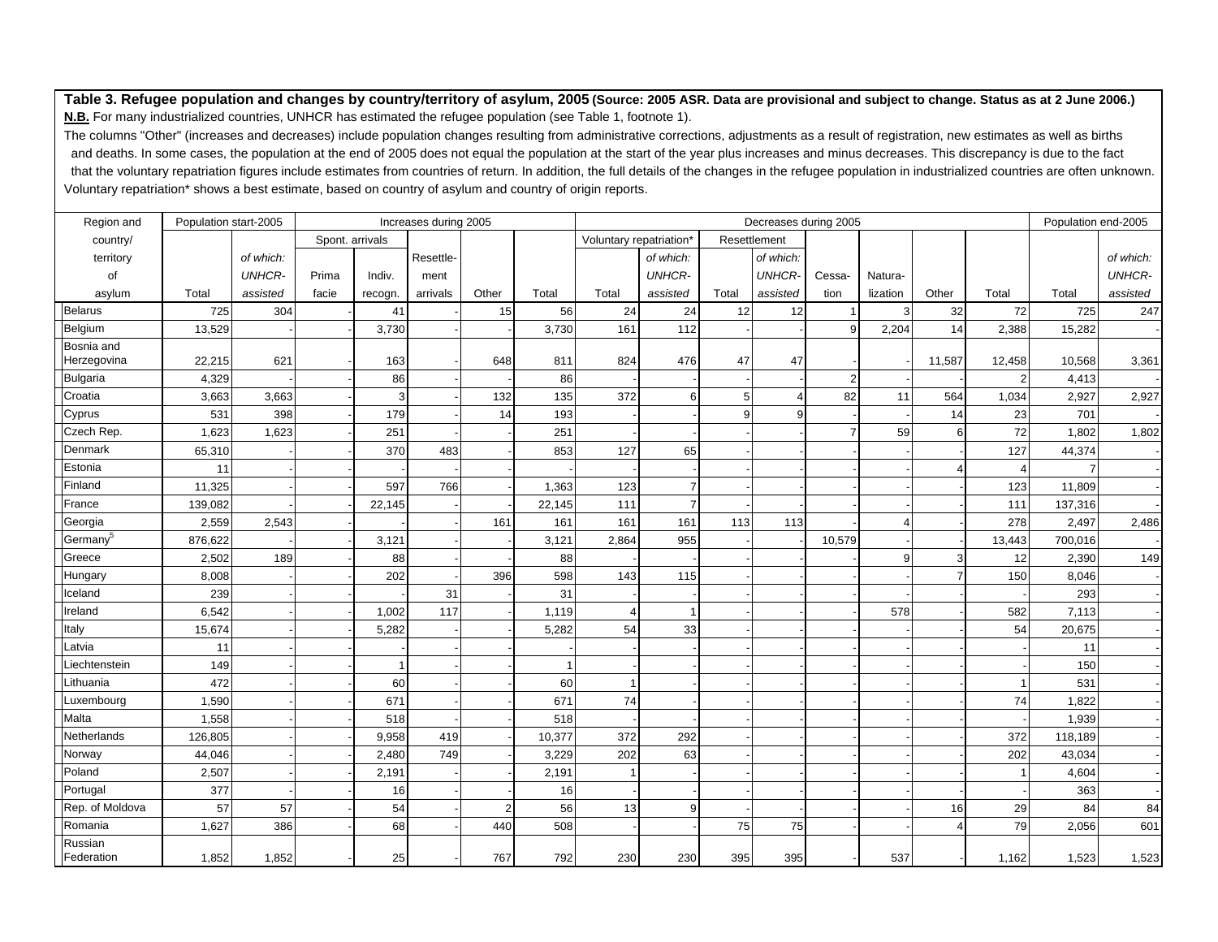**Table 3. Refugee population and changes by country/territory of asylum, 2005 (Source: 2005 ASR. Data are provisional and subject to change. Status as at 2 June 2006.)**

**N.B.** For many industrialized countries, UNHCR has estimated the refugee population (see Table 1, footnote 1).

The columns "Other" (increases and decreases) include population changes resulting from administrative corrections, adjustments as a result of registration, new estimates as well as births and deaths. In some cases, the population at the end of 2005 does not equal the population at the start of the year plus increases and minus decreases. This discrepancy is due to the fact that the voluntary repatriation figures include estimates from countries of return. In addition, the full details of the changes in the refugee population in industrialized countries are often unknown.

Voluntary repatriation* shows a best estimate, based on country of asylum and country of origin reports.

| Region and country/ territory of asylum | Population start-2005 | | Increases during 2005 | | | | | Decreases during 2005 | | | | | | | | Population end-2005 | |
|---|---|---|---|---|---|---|---|---|---|---|---|---|---|---|---|---|---|
| | | | Spont. arrivals | | | | | Voluntary repatriation* | | Resettlement | | | | | | | |
| | Total | *of which: UNHCR-assisted* | Prima facie | Indiv. recogn. | Resettle-ment arrivals | Other | Total | Total | *of which: UNHCR-assisted* | Total | *of which: UNHCR-assisted* | Cessa-tion | Natura-lization | Other | Total | Total | *of which: UNHCR-assisted* |
| Belarus | 725 | 304 | - | 41 | - | 15 | 56 | 24 | 24 | 12 | 12 | 1 | 3 | 32 | 72 | 725 | 247 |
| Belgium | 13,529 | - | - | 3,730 | - | - | 3,730 | 161 | 112 | - | - | 9 | 2,204 | 14 | 2,388 | 15,282 | - |
| Bosnia and Herzegovina | 22,215 | 621 | - | 163 | - | 648 | 811 | 824 | 476 | 47 | 47 | - | - | 11,587 | 12,458 | 10,568 | 3,361 |
| Bulgaria | 4,329 | - | - | 86 | - | - | 86 | - | - | - | - | 2 | - | - | 2 | 4,413 | - |
| Croatia | 3,663 | 3,663 | - | 3 | - | 132 | 135 | 372 | 6 | 5 | 4 | 82 | 11 | 564 | 1,034 | 2,927 | 2,927 |
| Cyprus | 531 | 398 | - | 179 | - | 14 | 193 | - | - | 9 | 9 | - | - | 14 | 23 | 701 | - |
| Czech Rep. | 1,623 | 1,623 | - | 251 | - | - | 251 | - | - | - | - | 7 | 59 | 6 | 72 | 1,802 | 1,802 |
| Denmark | 65,310 | - | - | 370 | 483 | - | 853 | 127 | 65 | - | - | - | - | - | 127 | 44,374 | - |
| Estonia | 11 | - | - | - | - | - | - | - | - | - | - | - | - | 4 | 4 | 7 | - |
| Finland | 11,325 | - | - | 597 | 766 | - | 1,363 | 123 | 7 | - | - | - | - | - | 123 | 11,809 | - |
| France | 139,082 | - | - | 22,145 | - | - | 22,145 | 111 | 7 | - | - | - | - | - | 111 | 137,316 | - |
| Georgia | 2,559 | 2,543 | - | - | - | 161 | 161 | 161 | 161 | 113 | 113 | - | 4 | - | 278 | 2,497 | 2,486 |
| Germany[5] | 876,622 | - | - | 3,121 | - | - | 3,121 | 2,864 | 955 | - | - | 10,579 | - | - | 13,443 | 700,016 | - |
| Greece | 2,502 | 189 | - | 88 | - | - | 88 | - | - | - | - | - | 9 | 3 | 12 | 2,390 | 149 |
| Hungary | 8,008 | - | - | 202 | - | 396 | 598 | 143 | 115 | - | - | - | - | 7 | 150 | 8,046 | - |
| Iceland | 239 | - | - | - | 31 | - | 31 | - | - | - | - | - | - | - | - | 293 | - |
| Ireland | 6,542 | - | - | 1,002 | 117 | - | 1,119 | 4 | 1 | - | - | - | 578 | - | 582 | 7,113 | - |
| Italy | 15,674 | - | - | 5,282 | - | - | 5,282 | 54 | 33 | - | - | - | - | - | 54 | 20,675 | - |
| Latvia | 11 | - | - | - | - | - | - | - | - | - | - | - | - | - | - | 11 | - |
| Liechtenstein | 149 | - | - | 1 | - | - | 1 | - | - | - | - | - | - | - | - | 150 | - |
| Lithuania | 472 | - | - | 60 | - | - | 60 | 1 | - | - | - | - | - | - | 1 | 531 | - |
| Luxembourg | 1,590 | - | - | 671 | - | - | 671 | 74 | - | - | - | - | - | - | 74 | 1,822 | - |
| Malta | 1,558 | - | - | 518 | - | - | 518 | - | - | - | - | - | - | - | - | 1,939 | - |
| Netherlands | 126,805 | - | - | 9,958 | 419 | - | 10,377 | 372 | 292 | - | - | - | - | - | 372 | 118,189 | - |
| Norway | 44,046 | - | - | 2,480 | 749 | - | 3,229 | 202 | 63 | - | - | - | - | - | 202 | 43,034 | - |
| Poland | 2,507 | - | - | 2,191 | - | - | 2,191 | 1 | - | - | - | - | - | - | 1 | 4,604 | - |
| Portugal | 377 | - | - | 16 | - | - | 16 | - | - | - | - | - | - | - | - | 363 | - |
| Rep. of Moldova | 57 | 57 | - | 54 | - | 2 | 56 | 13 | 9 | - | - | - | - | 16 | 29 | 84 | 84 |
| Romania | 1,627 | 386 | - | 68 | - | 440 | 508 | - | - | 75 | 75 | - | - | 4 | 79 | 2,056 | 601 |
| Russian Federation | 1,852 | 1,852 | - | 25 | - | 767 | 792 | 230 | 230 | 395 | 395 | - | 537 | - | 1,162 | 1,523 | 1,523 |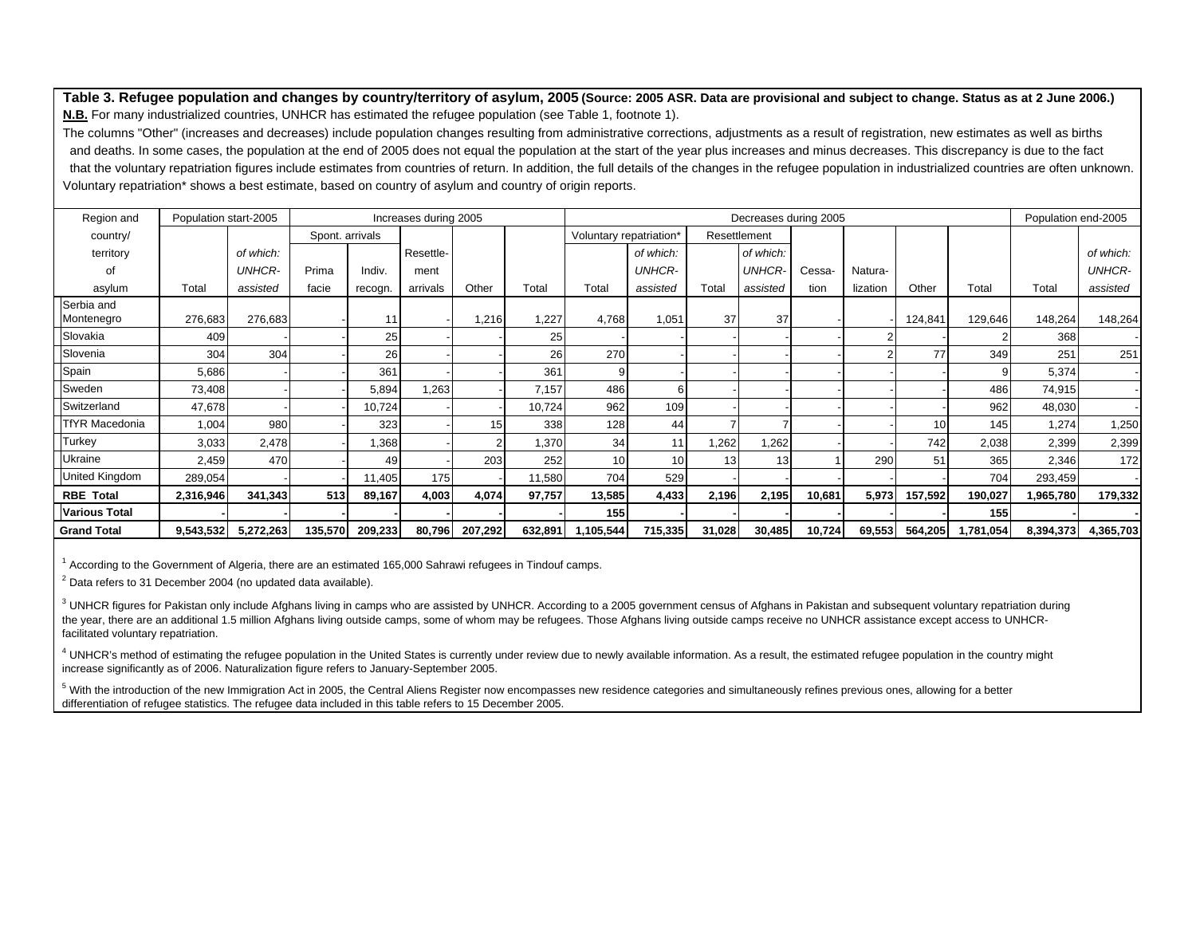**Table 3. Refugee population and changes by country/territory of asylum, 2005** **(Source: 2005 ASR. Data are provisional and subject to change. Status as at 2 June 2006.)**

**N.B.** For many industrialized countries, UNHCR has estimated the refugee population (see Table 1, footnote 1).

The columns "Other" (increases and decreases) include population changes resulting from administrative corrections, adjustments as a result of registration, new estimates as well as births and deaths. In some cases, the population at the end of 2005 does not equal the population at the start of the year plus increases and minus decreases. This discrepancy is due to the fact that the voluntary repatriation figures include estimates from countries of return. In addition, the full details of the changes in the refugee population in industrialized countries are often unknown.

Voluntary repatriation* shows a best estimate, based on country of asylum and country of origin reports.

| Region and country/ territory of asylum | Population start-2005 | | Increases during 2005 | | | | | Decreases during 2005 | | | | | | | | Population end-2005 | |
|---|---|---|---|---|---|---|---|---|---|---|---|---|---|---|---|---|---|
| | | | Spont. arrivals | | | | | Voluntary repatriation* | | Resettlement | | | | | | | |
| | Total | *of which: UNHCR-assisted* | Prima facie | Indiv. recogn. | Resettle-ment arrivals | Other | Total | Total | *of which: UNHCR-assisted* | Total | *of which: UNHCR-assisted* | Cessa-tion | Natura-lization | Other | Total | Total | *of which: UNHCR-assisted* |
| Serbia and Montenegro | 276,683 | 276,683 | - | 11 | - | 1,216 | 1,227 | 4,768 | 1,051 | 37 | 37 | - | - | 124,841 | 129,646 | 148,264 | 148,264 |
| Slovakia | 409 | - | - | 25 | - | - | 25 | - | - | - | - | - | 2 | - | 2 | 368 | - |
| Slovenia | 304 | 304 | - | 26 | - | - | 26 | 270 | - | - | - | - | 2 | 77 | 349 | 251 | 251 |
| Spain | 5,686 | - | - | 361 | - | - | 361 | 9 | - | - | - | - | - | - | 9 | 5,374 | - |
| Sweden | 73,408 | - | - | 5,894 | 1,263 | - | 7,157 | 486 | 6 | - | - | - | - | - | 486 | 74,915 | - |
| Switzerland | 47,678 | - | - | 10,724 | - | - | 10,724 | 962 | 109 | - | - | - | - | - | 962 | 48,030 | - |
| TfYR Macedonia | 1,004 | 980 | - | 323 | - | 15 | 338 | 128 | 44 | 7 | 7 | - | - | 10 | 145 | 1,274 | 1,250 |
| Turkey | 3,033 | 2,478 | - | 1,368 | - | 2 | 1,370 | 34 | 11 | 1,262 | 1,262 | - | - | 742 | 2,038 | 2,399 | 2,399 |
| Ukraine | 2,459 | 470 | - | 49 | - | 203 | 252 | 10 | 10 | 13 | 13 | 1 | 290 | 51 | 365 | 2,346 | 172 |
| United Kingdom | 289,054 | - | - | 11,405 | 175 | - | 11,580 | 704 | 529 | - | - | - | - | - | 704 | 293,459 | - |
| **RBE Total** | **2,316,946** | **341,343** | **513** | **89,167** | **4,003** | **4,074** | **97,757** | **13,585** | **4,433** | **2,196** | **2,195** | **10,681** | **5,973** | **157,592** | **190,027** | **1,965,780** | **179,332** |
| **Various Total** | **-** | **-** | **-** | **-** | **-** | **-** | **-** | **155** | **-** | **-** | **-** | **-** | **-** | **-** | **155** | **-** | **-** |
| **Grand Total** | **9,543,532** | **5,272,263** | **135,570** | **209,233** | **80,796** | **207,292** | **632,891** | **1,105,544** | **715,335** | **31,028** | **30,485** | **10,724** | **69,553** | **564,205** | **1,781,054** | **8,394,373** | **4,365,703** |

[1] According to the Government of Algeria, there are an estimated 165,000 Sahrawi refugees in Tindouf camps.

[2] Data refers to 31 December 2004 (no updated data available).

[3] UNHCR figures for Pakistan only include Afghans living in camps who are assisted by UNHCR. According to a 2005 government census of Afghans in Pakistan and subsequent voluntary repatriation during the year, there are an additional 1.5 million Afghans living outside camps, some of whom may be refugees. Those Afghans living outside camps receive no UNHCR assistance except access to UNHCR-facilitated voluntary repatriation.

[4] UNHCR's method of estimating the refugee population in the United States is currently under review due to newly available information. As a result, the estimated refugee population in the country might increase significantly as of 2006. Naturalization figure refers to January-September 2005.

[5] With the introduction of the new Immigration Act in 2005, the Central Aliens Register now encompasses new residence categories and simultaneously refines previous ones, allowing for a better differentiation of refugee statistics. The refugee data included in this table refers to 15 December 2005.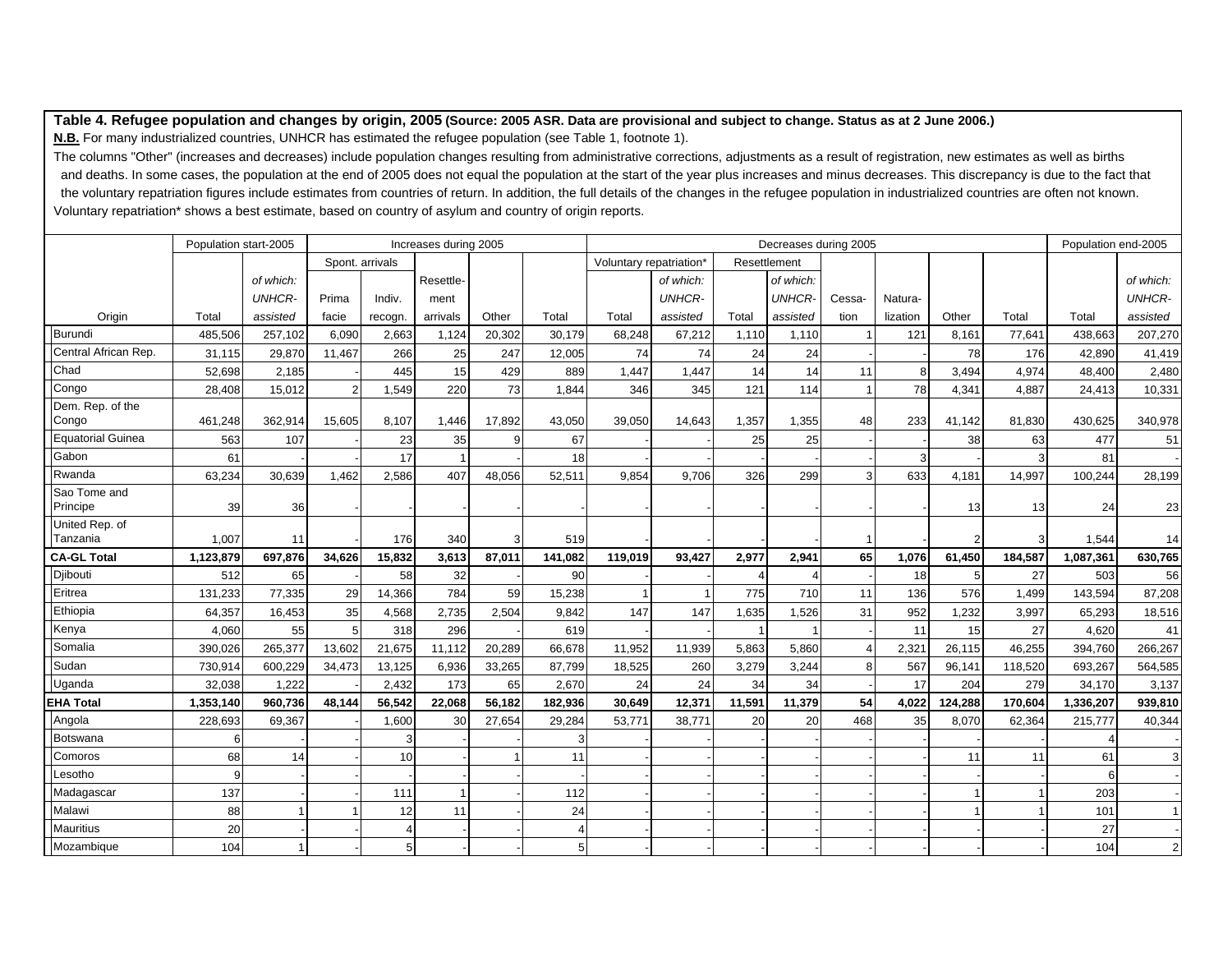**Table 4. Refugee population and changes by origin, 2005 (Source: 2005 ASR. Data are provisional and subject to change. Status as at 2 June 2006.)**

**N.B.** For many industrialized countries, UNHCR has estimated the refugee population (see Table 1, footnote 1).

The columns "Other" (increases and decreases) include population changes resulting from administrative corrections, adjustments as a result of registration, new estimates as well as births and deaths. In some cases, the population at the end of 2005 does not equal the population at the start of the year plus increases and minus decreases. This discrepancy is due to the fact that the voluntary repatriation figures include estimates from countries of return. In addition, the full details of the changes in the refugee population in industrialized countries are often not known. Voluntary repatriation* shows a best estimate, based on country of asylum and country of origin reports.

| | Population start-2005 | | Increases during 2005 | | | | | Decreases during 2005 | | | | | | | | Population end-2005 | |
|---|---|---|---|---|---|---|---|---|---|---|---|---|---|---|---|---|---|
| | | | Spont. arrivals | | | | | Voluntary repatriation* | | Resettlement | | | | | | | |
| Origin | Total | *of which: UNHCR-assisted* | Prima facie | Indiv. recogn. | Resettlement arrivals | Other | Total | Total | *of which: UNHCR-assisted* | Total | *of which: UNHCR-assisted* | Cessation | Naturalization | Other | Total | Total | *of which: UNHCR-assisted* |
| Burundi | 485,506 | 257,102 | 6,090 | 2,663 | 1,124 | 20,302 | 30,179 | 68,248 | 67,212 | 1,110 | 1,110 | 1 | 121 | 8,161 | 77,641 | 438,663 | 207,270 |
| Central African Rep. | 31,115 | 29,870 | 11,467 | 266 | 25 | 247 | 12,005 | 74 | 74 | 24 | 24 | - | - | 78 | 176 | 42,890 | 41,419 |
| Chad | 52,698 | 2,185 | - | 445 | 15 | 429 | 889 | 1,447 | 1,447 | 14 | 14 | 11 | 8 | 3,494 | 4,974 | 48,400 | 2,480 |
| Congo | 28,408 | 15,012 | 2 | 1,549 | 220 | 73 | 1,844 | 346 | 345 | 121 | 114 | 1 | 78 | 4,341 | 4,887 | 24,413 | 10,331 |
| Dem. Rep. of the Congo | 461,248 | 362,914 | 15,605 | 8,107 | 1,446 | 17,892 | 43,050 | 39,050 | 14,643 | 1,357 | 1,355 | 48 | 233 | 41,142 | 81,830 | 430,625 | 340,978 |
| Equatorial Guinea | 563 | 107 | - | 23 | 35 | 9 | 67 | - | - | 25 | 25 | - | - | 38 | 63 | 477 | 51 |
| Gabon | 61 | - | - | 17 | 1 | - | 18 | - | - | - | - | - | 3 | - | 3 | 81 | - |
| Rwanda | 63,234 | 30,639 | 1,462 | 2,586 | 407 | 48,056 | 52,511 | 9,854 | 9,706 | 326 | 299 | 3 | 633 | 4,181 | 14,997 | 100,244 | 28,199 |
| Sao Tome and Principe | 39 | 36 | - | - | - | - | - | - | - | - | - | - | - | 13 | 13 | 24 | 23 |
| United Rep. of Tanzania | 1,007 | 11 | - | 176 | 340 | 3 | 519 | - | - | - | - | 1 | - | 2 | 3 | 1,544 | 14 |
| **CA-GL Total** | **1,123,879** | **697,876** | **34,626** | **15,832** | **3,613** | **87,011** | **141,082** | **119,019** | **93,427** | **2,977** | **2,941** | **65** | **1,076** | **61,450** | **184,587** | **1,087,361** | **630,765** |
| Djibouti | 512 | 65 | - | 58 | 32 | - | 90 | - | - | 4 | 4 | - | 18 | 5 | 27 | 503 | 56 |
| Eritrea | 131,233 | 77,335 | 29 | 14,366 | 784 | 59 | 15,238 | 1 | 1 | 775 | 710 | 11 | 136 | 576 | 1,499 | 143,594 | 87,208 |
| Ethiopia | 64,357 | 16,453 | 35 | 4,568 | 2,735 | 2,504 | 9,842 | 147 | 147 | 1,635 | 1,526 | 31 | 952 | 1,232 | 3,997 | 65,293 | 18,516 |
| Kenya | 4,060 | 55 | 5 | 318 | 296 | - | 619 | - | - | 1 | 1 | - | 11 | 15 | 27 | 4,620 | 41 |
| Somalia | 390,026 | 265,377 | 13,602 | 21,675 | 11,112 | 20,289 | 66,678 | 11,952 | 11,939 | 5,863 | 5,860 | 4 | 2,321 | 26,115 | 46,255 | 394,760 | 266,267 |
| Sudan | 730,914 | 600,229 | 34,473 | 13,125 | 6,936 | 33,265 | 87,799 | 18,525 | 260 | 3,279 | 3,244 | 8 | 567 | 96,141 | 118,520 | 693,267 | 564,585 |
| Uganda | 32,038 | 1,222 | - | 2,432 | 173 | 65 | 2,670 | 24 | 24 | 34 | 34 | - | 17 | 204 | 279 | 34,170 | 3,137 |
| **EHA Total** | **1,353,140** | **960,736** | **48,144** | **56,542** | **22,068** | **56,182** | **182,936** | **30,649** | **12,371** | **11,591** | **11,379** | **54** | **4,022** | **124,288** | **170,604** | **1,336,207** | **939,810** |
| Angola | 228,693 | 69,367 | - | 1,600 | 30 | 27,654 | 29,284 | 53,771 | 38,771 | 20 | 20 | 468 | 35 | 8,070 | 62,364 | 215,777 | 40,344 |
| Botswana | 6 | - | - | 3 | - | - | 3 | - | - | - | - | - | - | - | - | 4 | - |
| Comoros | 68 | 14 | - | 10 | - | 1 | 11 | - | - | - | - | - | - | 11 | 11 | 61 | 3 |
| Lesotho | 9 | - | - | - | - | - | - | - | - | - | - | - | - | - | - | 6 | - |
| Madagascar | 137 | - | - | 111 | 1 | - | 112 | - | - | - | - | - | - | 1 | 1 | 203 | - |
| Malawi | 88 | 1 | 1 | 12 | 11 | - | 24 | - | - | - | - | - | - | 1 | 1 | 101 | 1 |
| Mauritius | 20 | - | - | 4 | - | - | 4 | - | - | - | - | - | - | - | - | 27 | - |
| Mozambique | 104 | 1 | - | 5 | - | - | 5 | - | - | - | - | - | - | - | - | 104 | 2 |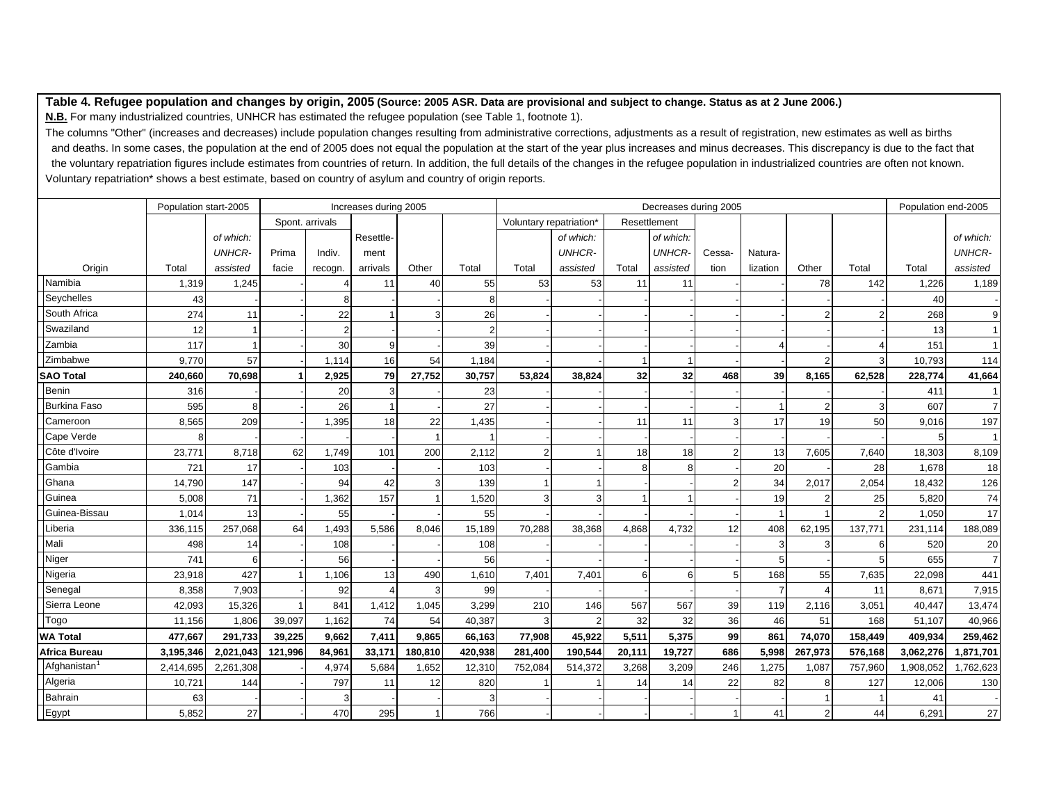**Table 4. Refugee population and changes by origin, 2005 (Source: 2005 ASR. Data are provisional and subject to change. Status as at 2 June 2006.)**

**N.B.** For many industrialized countries, UNHCR has estimated the refugee population (see Table 1, footnote 1).

The columns "Other" (increases and decreases) include population changes resulting from administrative corrections, adjustments as a result of registration, new estimates as well as births and deaths. In some cases, the population at the end of 2005 does not equal the population at the start of the year plus increases and minus decreases. This discrepancy is due to the fact that the voluntary repatriation figures include estimates from countries of return. In addition, the full details of the changes in the refugee population in industrialized countries are often not known.

Voluntary repatriation* shows a best estimate, based on country of asylum and country of origin reports.

| | Population start-2005 | | Increases during 2005 | | | | | Decreases during 2005 | | | | | | | | Population end-2005 | |
|---|---|---|---|---|---|---|---|---|---|---|---|---|---|---|---|---|---|
| | | | Spont. arrivals | | | | | Voluntary repatriation* | | Resettlement | | | | | | | |
| Origin | Total | *of which: UNHCR-assisted* | Prima facie | Indiv. recogn. | Resettle-ment arrivals | Other | Total | Total | *of which: UNHCR-assisted* | Total | *of which: UNHCR-assisted* | Cessa-tion | Natura-lization | Other | Total | Total | *of which: UNHCR-assisted* |
| Namibia | 1,319 | 1,245 | - | 4 | 11 | 40 | 55 | 53 | 53 | 11 | 11 | - | - | 78 | 142 | 1,226 | 1,189 |
| Seychelles | 43 | - | - | 8 | - | - | 8 | - | - | - | - | - | - | - | - | 40 | - |
| South Africa | 274 | 11 | - | 22 | 1 | 3 | 26 | - | - | - | - | - | - | 2 | 2 | 268 | 9 |
| Swaziland | 12 | 1 | - | 2 | - | - | 2 | - | - | - | - | - | - | - | - | 13 | 1 |
| Zambia | 117 | 1 | - | 30 | 9 | - | 39 | - | - | - | - | - | 4 | - | 4 | 151 | 1 |
| Zimbabwe | 9,770 | 57 | - | 1,114 | 16 | 54 | 1,184 | - | - | 1 | 1 | - | - | 2 | 3 | 10,793 | 114 |
| **SAO Total** | **240,660** | **70,698** | **1** | **2,925** | **79** | **27,752** | **30,757** | **53,824** | **38,824** | **32** | **32** | **468** | **39** | **8,165** | **62,528** | **228,774** | **41,664** |
| Benin | 316 | - | - | 20 | 3 | - | 23 | - | - | - | - | - | - | - | - | 411 | 1 |
| Burkina Faso | 595 | 8 | - | 26 | 1 | - | 27 | - | - | - | - | - | 1 | 2 | 3 | 607 | 7 |
| Cameroon | 8,565 | 209 | - | 1,395 | 18 | 22 | 1,435 | - | - | 11 | 11 | 3 | 17 | 19 | 50 | 9,016 | 197 |
| Cape Verde | 8 | - | - | - | - | 1 | 1 | - | - | - | - | - | - | - | - | 5 | 1 |
| Côte d'Ivoire | 23,771 | 8,718 | 62 | 1,749 | 101 | 200 | 2,112 | 2 | 1 | 18 | 18 | 2 | 13 | 7,605 | 7,640 | 18,303 | 8,109 |
| Gambia | 721 | 17 | - | 103 | - | - | 103 | - | - | 8 | 8 | - | 20 | - | 28 | 1,678 | 18 |
| Ghana | 14,790 | 147 | - | 94 | 42 | 3 | 139 | 1 | 1 | - | - | 2 | 34 | 2,017 | 2,054 | 18,432 | 126 |
| Guinea | 5,008 | 71 | - | 1,362 | 157 | 1 | 1,520 | 3 | 3 | 1 | 1 | - | 19 | 2 | 25 | 5,820 | 74 |
| Guinea-Bissau | 1,014 | 13 | - | 55 | - | - | 55 | - | - | - | - | - | 1 | 1 | 2 | 1,050 | 17 |
| Liberia | 336,115 | 257,068 | 64 | 1,493 | 5,586 | 8,046 | 15,189 | 70,288 | 38,368 | 4,868 | 4,732 | 12 | 408 | 62,195 | 137,771 | 231,114 | 188,089 |
| Mali | 498 | 14 | - | 108 | - | - | 108 | - | - | - | - | - | 3 | 3 | 6 | 520 | 20 |
| Niger | 741 | 6 | - | 56 | - | - | 56 | - | - | - | - | - | 5 | - | 5 | 655 | 7 |
| Nigeria | 23,918 | 427 | 1 | 1,106 | 13 | 490 | 1,610 | 7,401 | 7,401 | 6 | 6 | 5 | 168 | 55 | 7,635 | 22,098 | 441 |
| Senegal | 8,358 | 7,903 | - | 92 | 4 | 3 | 99 | - | - | - | - | - | 7 | 4 | 11 | 8,671 | 7,915 |
| Sierra Leone | 42,093 | 15,326 | 1 | 841 | 1,412 | 1,045 | 3,299 | 210 | 146 | 567 | 567 | 39 | 119 | 2,116 | 3,051 | 40,447 | 13,474 |
| Togo | 11,156 | 1,806 | 39,097 | 1,162 | 74 | 54 | 40,387 | 3 | 2 | 32 | 32 | 36 | 46 | 51 | 168 | 51,107 | 40,966 |
| **WA Total** | **477,667** | **291,733** | **39,225** | **9,662** | **7,411** | **9,865** | **66,163** | **77,908** | **45,922** | **5,511** | **5,375** | **99** | **861** | **74,070** | **158,449** | **409,934** | **259,462** |
| **Africa Bureau** | **3,195,346** | **2,021,043** | **121,996** | **84,961** | **33,171** | **180,810** | **420,938** | **281,400** | **190,544** | **20,111** | **19,727** | **686** | **5,998** | **267,973** | **576,168** | **3,062,276** | **1,871,701** |
| Afghanistan[1] | 2,414,695 | 2,261,308 | - | 4,974 | 5,684 | 1,652 | 12,310 | 752,084 | 514,372 | 3,268 | 3,209 | 246 | 1,275 | 1,087 | 757,960 | 1,908,052 | 1,762,623 |
| Algeria | 10,721 | 144 | - | 797 | 11 | 12 | 820 | 1 | 1 | 14 | 14 | 22 | 82 | 8 | 127 | 12,006 | 130 |
| Bahrain | 63 | - | - | 3 | - | - | 3 | - | - | - | - | - | - | 1 | 1 | 41 | - |
| Egypt | 5,852 | 27 | - | 470 | 295 | 1 | 766 | - | - | - | - | 1 | 41 | 2 | 44 | 6,291 | 27 |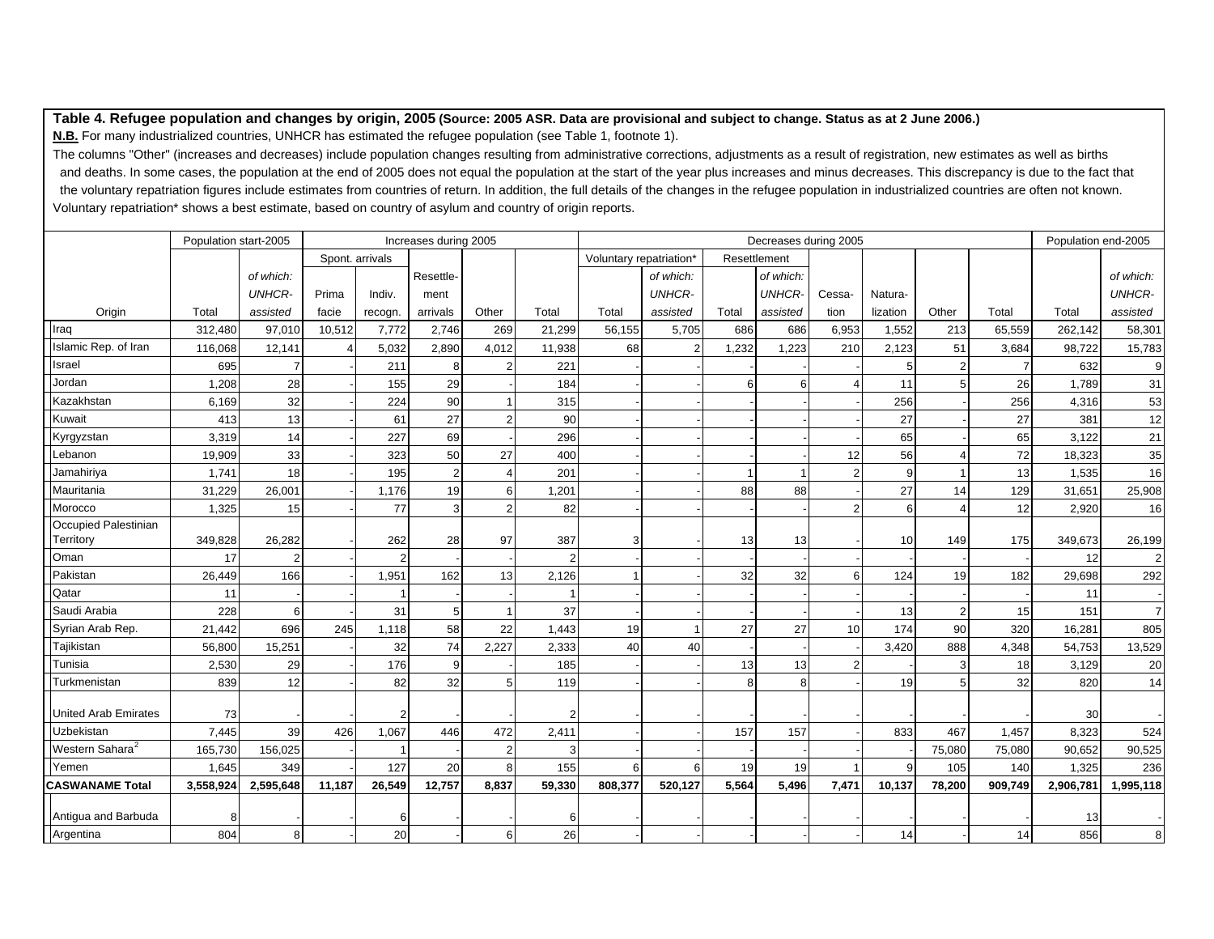**Table 4. Refugee population and changes by origin, 2005** **(Source: 2005 ASR. Data are provisional and subject to change. Status as at 2 June 2006.)**

**N.B.** For many industrialized countries, UNHCR has estimated the refugee population (see Table 1, footnote 1).

The columns "Other" (increases and decreases) include population changes resulting from administrative corrections, adjustments as a result of registration, new estimates as well as births and deaths. In some cases, the population at the end of 2005 does not equal the population at the start of the year plus increases and minus decreases. This discrepancy is due to the fact that the voluntary repatriation figures include estimates from countries of return. In addition, the full details of the changes in the refugee population in industrialized countries are often not known.

Voluntary repatriation* shows a best estimate, based on country of asylum and country of origin reports.

| | Population start-2005 | | Increases during 2005 | | | | | Decreases during 2005 | | | | | | | | Population end-2005 | |
|---|---|---|---|---|---|---|---|---|---|---|---|---|---|---|---|---|---|
| | | | Spont. arrivals | | | | | Voluntary repatriation* | | Resettlement | | | | | | | |
| Origin | Total | *of which: UNHCR-assisted* | Prima facie | Indiv. recogn. | Resettlement arrivals | Other | Total | Total | *of which: UNHCR-assisted* | Total | *of which: UNHCR-assisted* | Cessation | Naturalization | Other | Total | Total | *of which: UNHCR-assisted* |
| Iraq | 312,480 | 97,010 | 10,512 | 7,772 | 2,746 | 269 | 21,299 | 56,155 | 5,705 | 686 | 686 | 6,953 | 1,552 | 213 | 65,559 | 262,142 | 58,301 |
| Islamic Rep. of Iran | 116,068 | 12,141 | 4 | 5,032 | 2,890 | 4,012 | 11,938 | 68 | 2 | 1,232 | 1,223 | 210 | 2,123 | 51 | 3,684 | 98,722 | 15,783 |
| Israel | 695 | 7 | - | 211 | 8 | 2 | 221 | - | - | - | - | - | 5 | 2 | 7 | 632 | 9 |
| Jordan | 1,208 | 28 | - | 155 | 29 | - | 184 | - | - | 6 | 6 | 4 | 11 | 5 | 26 | 1,789 | 31 |
| Kazakhstan | 6,169 | 32 | - | 224 | 90 | 1 | 315 | - | - | - | - | - | 256 | - | 256 | 4,316 | 53 |
| Kuwait | 413 | 13 | - | 61 | 27 | 2 | 90 | - | - | - | - | - | 27 | - | 27 | 381 | 12 |
| Kyrgyzstan | 3,319 | 14 | - | 227 | 69 | - | 296 | - | - | - | - | - | 65 | - | 65 | 3,122 | 21 |
| Lebanon | 19,909 | 33 | - | 323 | 50 | 27 | 400 | - | - | - | - | 12 | 56 | 4 | 72 | 18,323 | 35 |
| Jamahiriya | 1,741 | 18 | - | 195 | 2 | 4 | 201 | - | - | 1 | 1 | 2 | 9 | 1 | 13 | 1,535 | 16 |
| Mauritania | 31,229 | 26,001 | - | 1,176 | 19 | 6 | 1,201 | - | - | 88 | 88 | - | 27 | 14 | 129 | 31,651 | 25,908 |
| Morocco | 1,325 | 15 | - | 77 | 3 | 2 | 82 | - | - | - | - | 2 | 6 | 4 | 12 | 2,920 | 16 |
| Occupied Palestinian Territory | 349,828 | 26,282 | - | 262 | 28 | 97 | 387 | 3 | - | 13 | 13 | - | 10 | 149 | 175 | 349,673 | 26,199 |
| Oman | 17 | 2 | - | 2 | - | - | 2 | - | - | - | - | - | - | - | - | 12 | 2 |
| Pakistan | 26,449 | 166 | - | 1,951 | 162 | 13 | 2,126 | 1 | - | 32 | 32 | 6 | 124 | 19 | 182 | 29,698 | 292 |
| Qatar | 11 | - | - | 1 | - | - | 1 | - | - | - | - | - | - | - | - | 11 | - |
| Saudi Arabia | 228 | 6 | - | 31 | 5 | 1 | 37 | - | - | - | - | - | 13 | 2 | 15 | 151 | 7 |
| Syrian Arab Rep. | 21,442 | 696 | 245 | 1,118 | 58 | 22 | 1,443 | 19 | 1 | 27 | 27 | 10 | 174 | 90 | 320 | 16,281 | 805 |
| Tajikistan | 56,800 | 15,251 | - | 32 | 74 | 2,227 | 2,333 | 40 | 40 | - | - | - | 3,420 | 888 | 4,348 | 54,753 | 13,529 |
| Tunisia | 2,530 | 29 | - | 176 | 9 | - | 185 | - | - | 13 | 13 | 2 | - | 3 | 18 | 3,129 | 20 |
| Turkmenistan | 839 | 12 | - | 82 | 32 | 5 | 119 | - | - | 8 | 8 | - | 19 | 5 | 32 | 820 | 14 |
| United Arab Emirates | 73 | - | - | 2 | - | - | 2 | - | - | - | - | - | - | - | - | 30 | - |
| Uzbekistan | 7,445 | 39 | 426 | 1,067 | 446 | 472 | 2,411 | - | - | 157 | 157 | - | 833 | 467 | 1,457 | 8,323 | 524 |
| Western Sahara[2] | 165,730 | 156,025 | - | 1 | - | 2 | 3 | - | - | - | - | - | - | 75,080 | 75,080 | 90,652 | 90,525 |
| Yemen | 1,645 | 349 | - | 127 | 20 | 8 | 155 | 6 | 6 | 19 | 19 | 1 | 9 | 105 | 140 | 1,325 | 236 |
| **CASWANAME Total** | **3,558,924** | **2,595,648** | **11,187** | **26,549** | **12,757** | **8,837** | **59,330** | **808,377** | **520,127** | **5,564** | **5,496** | **7,471** | **10,137** | **78,200** | **909,749** | **2,906,781** | **1,995,118** |
| Antigua and Barbuda | 8 | - | - | 6 | - | - | 6 | - | - | - | - | - | - | - | - | 13 | - |
| Argentina | 804 | 8 | - | 20 | - | 6 | 26 | - | - | - | - | - | 14 | - | 14 | 856 | 8 |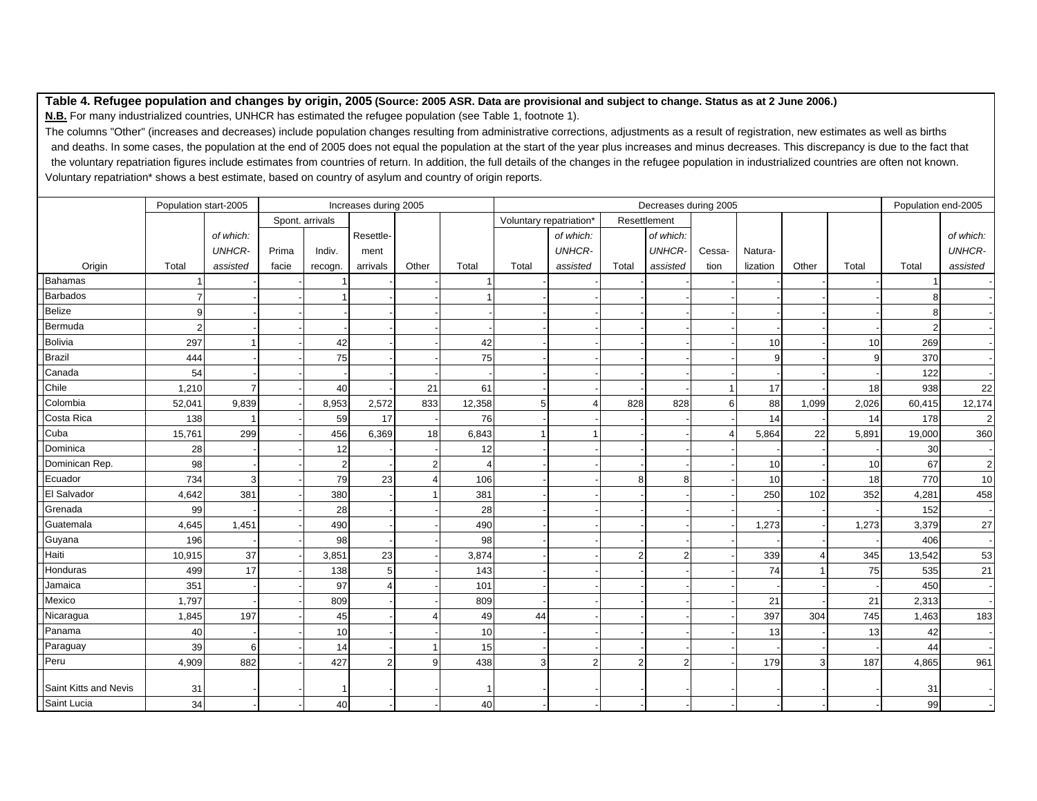**Table 4. Refugee population and changes by origin, 2005** **(Source: 2005 ASR. Data are provisional and subject to change. Status as at 2 June 2006.)**

**N.B.** For many industrialized countries, UNHCR has estimated the refugee population (see Table 1, footnote 1).

The columns "Other" (increases and decreases) include population changes resulting from administrative corrections, adjustments as a result of registration, new estimates as well as births and deaths. In some cases, the population at the end of 2005 does not equal the population at the start of the year plus increases and minus decreases. This discrepancy is due to the fact that the voluntary repatriation figures include estimates from countries of return. In addition, the full details of the changes in the refugee population in industrialized countries are often not known.

Voluntary repatriation* shows a best estimate, based on country of asylum and country of origin reports.

| | Population start-2005 | | Increases during 2005 | | | | | Decreases during 2005 | | | | | | | | Population end-2005 | |
|---|---|---|---|---|---|---|---|---|---|---|---|---|---|---|---|---|---|
| | | | Spont. arrivals | | | | | Voluntary repatriation* | | Resettlement | | | | | | | |
| Origin | Total | *of which: UNHCR-assisted* | Prima facie | Indiv. recogn. | Resettle-ment arrivals | Other | Total | Total | *of which: UNHCR-assisted* | Total | *of which: UNHCR-assisted* | Cessa-tion | Natura-lization | Other | Total | Total | *of which: UNHCR-assisted* |
| Bahamas | 1 | - | - | 1 | - | - | 1 | - | - | - | - | - | - | - | - | 1 | - |
| Barbados | 7 | - | - | 1 | - | - | 1 | - | - | - | - | - | - | - | - | 8 | - |
| Belize | 9 | - | - | - | - | - | - | - | - | - | - | - | - | - | - | 8 | - |
| Bermuda | 2 | - | - | - | - | - | - | - | - | - | - | - | - | - | - | 2 | - |
| Bolivia | 297 | 1 | - | 42 | - | - | 42 | - | - | - | - | - | 10 | - | 10 | 269 | - |
| Brazil | 444 | - | - | 75 | - | - | 75 | - | - | - | - | - | 9 | - | 9 | 370 | - |
| Canada | 54 | - | - | - | - | - | - | - | - | - | - | - | - | - | - | 122 | - |
| Chile | 1,210 | 7 | - | 40 | - | 21 | 61 | - | - | - | - | 1 | 17 | - | 18 | 938 | 22 |
| Colombia | 52,041 | 9,839 | - | 8,953 | 2,572 | 833 | 12,358 | 5 | 4 | 828 | 828 | 6 | 88 | 1,099 | 2,026 | 60,415 | 12,174 |
| Costa Rica | 138 | 1 | - | 59 | 17 | - | 76 | - | - | - | - | - | 14 | - | 14 | 178 | 2 |
| Cuba | 15,761 | 299 | - | 456 | 6,369 | 18 | 6,843 | 1 | 1 | - | - | 4 | 5,864 | 22 | 5,891 | 19,000 | 360 |
| Dominica | 28 | - | - | 12 | - | - | 12 | - | - | - | - | - | - | - | - | 30 | - |
| Dominican Rep. | 98 | - | - | 2 | - | 2 | 4 | - | - | - | - | - | 10 | - | 10 | 67 | 2 |
| Ecuador | 734 | 3 | - | 79 | 23 | 4 | 106 | - | - | 8 | 8 | - | 10 | - | 18 | 770 | 10 |
| El Salvador | 4,642 | 381 | - | 380 | - | 1 | 381 | - | - | - | - | - | 250 | 102 | 352 | 4,281 | 458 |
| Grenada | 99 | - | - | 28 | - | - | 28 | - | - | - | - | - | - | - | - | 152 | - |
| Guatemala | 4,645 | 1,451 | - | 490 | - | - | 490 | - | - | - | - | - | 1,273 | - | 1,273 | 3,379 | 27 |
| Guyana | 196 | - | - | 98 | - | - | 98 | - | - | - | - | - | - | - | - | 406 | - |
| Haiti | 10,915 | 37 | - | 3,851 | 23 | - | 3,874 | - | - | 2 | 2 | - | 339 | 4 | 345 | 13,542 | 53 |
| Honduras | 499 | 17 | - | 138 | 5 | - | 143 | - | - | - | - | - | 74 | 1 | 75 | 535 | 21 |
| Jamaica | 351 | - | - | 97 | 4 | - | 101 | - | - | - | - | - | - | - | - | 450 | - |
| Mexico | 1,797 | - | - | 809 | - | - | 809 | - | - | - | - | - | 21 | - | 21 | 2,313 | - |
| Nicaragua | 1,845 | 197 | - | 45 | - | 4 | 49 | 44 | - | - | - | - | 397 | 304 | 745 | 1,463 | 183 |
| Panama | 40 | - | - | 10 | - | - | 10 | - | - | - | - | - | 13 | - | 13 | 42 | - |
| Paraguay | 39 | 6 | - | 14 | - | 1 | 15 | - | - | - | - | - | - | - | - | 44 | - |
| Peru | 4,909 | 882 | - | 427 | 2 | 9 | 438 | 3 | 2 | 2 | 2 | - | 179 | 3 | 187 | 4,865 | 961 |
| Saint Kitts and Nevis | 31 | - | - | 1 | - | - | 1 | - | - | - | - | - | - | - | - | 31 | - |
| Saint Lucia | 34 | - | - | 40 | - | - | 40 | - | - | - | - | - | - | - | - | 99 | - |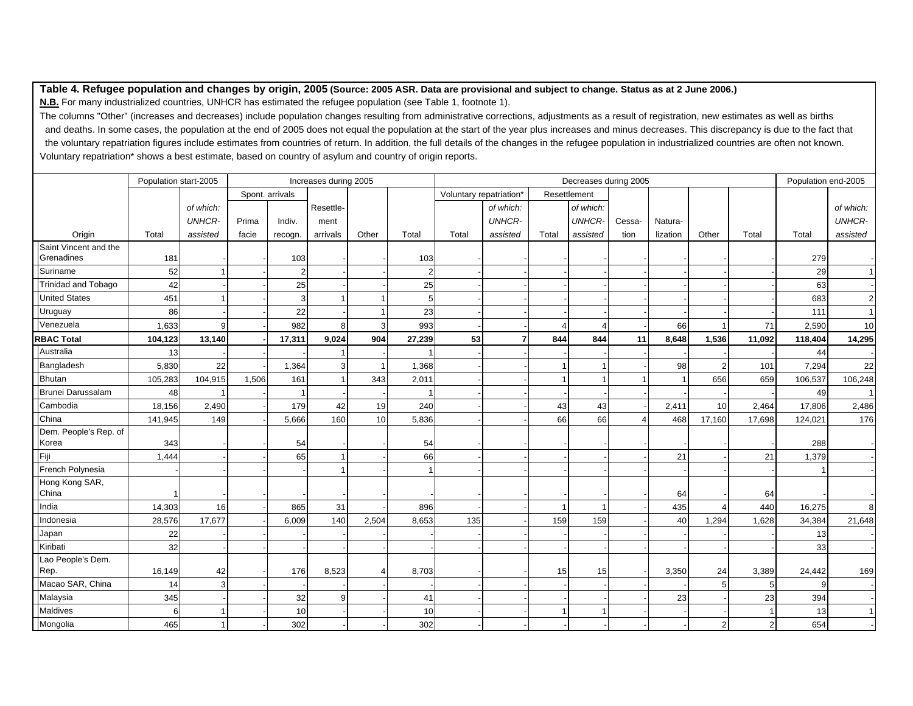**Table 4. Refugee population and changes by origin, 2005 (Source: 2005 ASR. Data are provisional and subject to change. Status as at 2 June 2006.)**

**N.B.** For many industrialized countries, UNHCR has estimated the refugee population (see Table 1, footnote 1).

The columns "Other" (increases and decreases) include population changes resulting from administrative corrections, adjustments as a result of registration, new estimates as well as births and deaths. In some cases, the population at the end of 2005 does not equal the population at the start of the year plus increases and minus decreases. This discrepancy is due to the fact that the voluntary repatriation figures include estimates from countries of return. In addition, the full details of the changes in the refugee population in industrialized countries are often not known.

Voluntary repatriation* shows a best estimate, based on country of asylum and country of origin reports.

| | Population start-2005 | | Increases during 2005 | | | | | Decreases during 2005 | | | | | | | | Population end-2005 | |
|---|---|---|---|---|---|---|---|---|---|---|---|---|---|---|---|---|---|
| | | | Spont. arrivals | | | | | Voluntary repatriation* | | Resettlement | | | | | | | |
| Origin | Total | *of which: UNHCR-assisted* | Prima facie | Indiv. recogn. | Resettle-ment arrivals | Other | Total | Total | *of which: UNHCR-assisted* | Total | *of which: UNHCR-assisted* | Cessa-tion | Natura-lization | Other | Total | Total | *of which: UNHCR-assisted* |
| Saint Vincent and the Grenadines | 181 | - | - | 103 | - | - | 103 | - | - | - | - | - | - | - | - | 279 | - |
| Suriname | 52 | 1 | - | 2 | - | - | 2 | - | - | - | - | - | - | - | - | 29 | 1 |
| Trinidad and Tobago | 42 | - | - | 25 | - | - | 25 | - | - | - | - | - | - | - | - | 63 | - |
| United States | 451 | 1 | - | 3 | 1 | 1 | 5 | - | - | - | - | - | - | - | - | 683 | 2 |
| Uruguay | 86 | - | - | 22 | - | 1 | 23 | - | - | - | - | - | - | - | - | 111 | 1 |
| Venezuela | 1,633 | 9 | - | 982 | 8 | 3 | 993 | - | - | 4 | 4 | - | 66 | 1 | 71 | 2,590 | 10 |
| **RBAC Total** | **104,123** | **13,140** | **-** | **17,311** | **9,024** | **904** | **27,239** | **53** | **7** | **844** | **844** | **11** | **8,648** | **1,536** | **11,092** | **118,404** | **14,295** |
| Australia | 13 | - | - | - | 1 | - | 1 | - | - | - | - | - | - | - | - | 44 | - |
| Bangladesh | 5,830 | 22 | - | 1,364 | 3 | 1 | 1,368 | - | - | 1 | 1 | - | 98 | 2 | 101 | 7,294 | 22 |
| Bhutan | 105,283 | 104,915 | 1,506 | 161 | 1 | 343 | 2,011 | - | - | 1 | 1 | 1 | 1 | 656 | 659 | 106,537 | 106,248 |
| Brunei Darussalam | 48 | 1 | - | 1 | - | - | 1 | - | - | - | - | - | - | - | - | 49 | 1 |
| Cambodia | 18,156 | 2,490 | - | 179 | 42 | 19 | 240 | - | - | 43 | 43 | - | 2,411 | 10 | 2,464 | 17,806 | 2,486 |
| China | 141,945 | 149 | - | 5,666 | 160 | 10 | 5,836 | - | - | 66 | 66 | 4 | 468 | 17,160 | 17,698 | 124,021 | 176 |
| Dem. People's Rep. of Korea | 343 | - | - | 54 | - | - | 54 | - | - | - | - | - | - | - | - | 288 | - |
| Fiji | 1,444 | - | - | 65 | 1 | - | 66 | - | - | - | - | - | 21 | - | 21 | 1,379 | - |
| French Polynesia | - | - | - | - | 1 | - | 1 | - | - | - | - | - | - | - | - | 1 | - |
| Hong Kong SAR, China | 1 | - | - | - | - | - | - | - | - | - | - | - | 64 | - | 64 | - | - |
| India | 14,303 | 16 | - | 865 | 31 | - | 896 | - | - | 1 | 1 | - | 435 | 4 | 440 | 16,275 | 8 |
| Indonesia | 28,576 | 17,677 | - | 6,009 | 140 | 2,504 | 8,653 | 135 | - | 159 | 159 | - | 40 | 1,294 | 1,628 | 34,384 | 21,648 |
| Japan | 22 | - | - | - | - | - | - | - | - | - | - | - | - | - | - | 13 | - |
| Kiribati | 32 | - | - | - | - | - | - | - | - | - | - | - | - | - | - | 33 | - |
| Lao People's Dem. Rep. | 16,149 | 42 | - | 176 | 8,523 | 4 | 8,703 | - | - | 15 | 15 | - | 3,350 | 24 | 3,389 | 24,442 | 169 |
| Macao SAR, China | 14 | 3 | - | - | - | - | - | - | - | - | - | - | - | 5 | 5 | 9 | - |
| Malaysia | 345 | - | - | 32 | 9 | - | 41 | - | - | - | - | - | 23 | - | 23 | 394 | - |
| Maldives | 6 | 1 | - | 10 | - | - | 10 | - | - | 1 | 1 | - | - | - | 1 | 13 | 1 |
| Mongolia | 465 | 1 | - | 302 | - | - | 302 | - | - | - | - | - | - | 2 | 2 | 654 | - |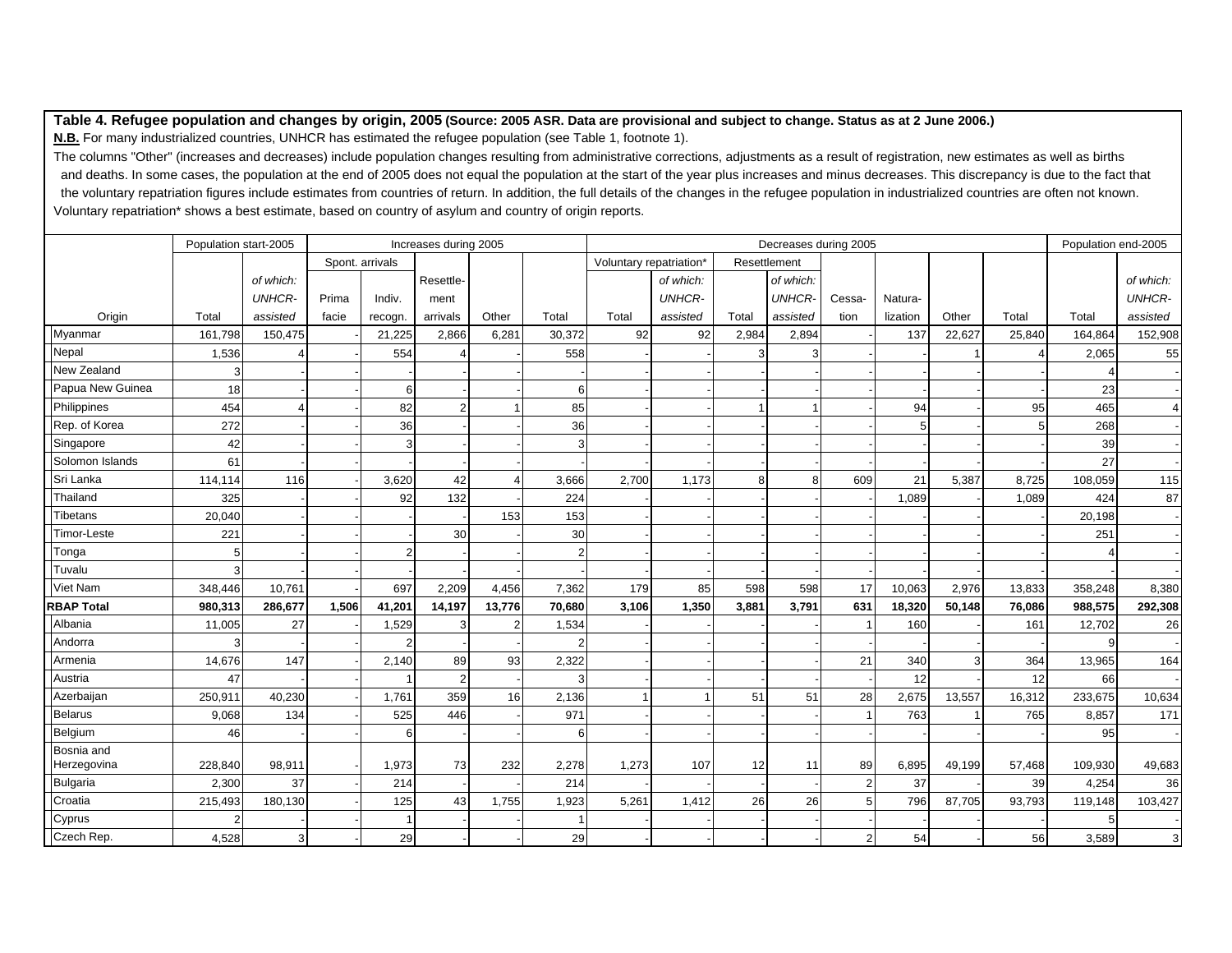**Table 4. Refugee population and changes by origin, 2005 (Source: 2005 ASR. Data are provisional and subject to change. Status as at 2 June 2006.)**

**N.B.** For many industrialized countries, UNHCR has estimated the refugee population (see Table 1, footnote 1).

The columns "Other" (increases and decreases) include population changes resulting from administrative corrections, adjustments as a result of registration, new estimates as well as births and deaths. In some cases, the population at the end of 2005 does not equal the population at the start of the year plus increases and minus decreases. This discrepancy is due to the fact that the voluntary repatriation figures include estimates from countries of return. In addition, the full details of the changes in the refugee population in industrialized countries are often not known.

Voluntary repatriation* shows a best estimate, based on country of asylum and country of origin reports.

| | Population start-2005 | | Increases during 2005 | | | | | Decreases during 2005 | | | | | | | | Population end-2005 | |
|---|---|---|---|---|---|---|---|---|---|---|---|---|---|---|---|---|---|
| | | | Spont. arrivals | | | | | Voluntary repatriation* | | Resettlement | | | | | | | |
| Origin | Total | *of which: UNHCR-assisted* | Prima facie | Indiv. recogn. | Resettle-ment arrivals | Other | Total | Total | *of which: UNHCR-assisted* | Total | *of which: UNHCR-assisted* | Cessa-tion | Natura-lization | Other | Total | Total | *of which: UNHCR-assisted* |
| Myanmar | 161,798 | 150,475 | - | 21,225 | 2,866 | 6,281 | 30,372 | 92 | 92 | 2,984 | 2,894 | - | 137 | 22,627 | 25,840 | 164,864 | 152,908 |
| Nepal | 1,536 | 4 | - | 554 | 4 | - | 558 | - | - | 3 | 3 | - | - | 1 | 4 | 2,065 | 55 |
| New Zealand | 3 | - | - | - | - | - | - | - | - | - | - | - | - | - | - | 4 | - |
| Papua New Guinea | 18 | - | - | 6 | - | - | 6 | - | - | - | - | - | - | - | - | 23 | - |
| Philippines | 454 | 4 | - | 82 | 2 | 1 | 85 | - | - | 1 | 1 | - | 94 | - | 95 | 465 | 4 |
| Rep. of Korea | 272 | - | - | 36 | - | - | 36 | - | - | - | - | - | 5 | - | 5 | 268 | - |
| Singapore | 42 | - | - | 3 | - | - | 3 | - | - | - | - | - | - | - | - | 39 | - |
| Solomon Islands | 61 | - | - | - | - | - | - | - | - | - | - | - | - | - | - | 27 | - |
| Sri Lanka | 114,114 | 116 | - | 3,620 | 42 | 4 | 3,666 | 2,700 | 1,173 | 8 | 8 | 609 | 21 | 5,387 | 8,725 | 108,059 | 115 |
| Thailand | 325 | - | - | 92 | 132 | - | 224 | - | - | - | - | - | 1,089 | - | 1,089 | 424 | 87 |
| Tibetans | 20,040 | - | - | - | - | 153 | 153 | - | - | - | - | - | - | - | - | 20,198 | - |
| Timor-Leste | 221 | - | - | - | 30 | - | 30 | - | - | - | - | - | - | - | - | 251 | - |
| Tonga | 5 | - | - | 2 | - | - | 2 | - | - | - | - | - | - | - | - | 4 | - |
| Tuvalu | 3 | - | - | - | - | - | - | - | - | - | - | - | - | - | - | - | - |
| Viet Nam | 348,446 | 10,761 | - | 697 | 2,209 | 4,456 | 7,362 | 179 | 85 | 598 | 598 | 17 | 10,063 | 2,976 | 13,833 | 358,248 | 8,380 |
| **RBAP Total** | **980,313** | **286,677** | **1,506** | **41,201** | **14,197** | **13,776** | **70,680** | **3,106** | **1,350** | **3,881** | **3,791** | **631** | **18,320** | **50,148** | **76,086** | **988,575** | **292,308** |
| Albania | 11,005 | 27 | - | 1,529 | 3 | 2 | 1,534 | - | - | - | - | 1 | 160 | - | 161 | 12,702 | 26 |
| Andorra | 3 | - | - | 2 | - | - | 2 | - | - | - | - | - | - | - | - | 9 | - |
| Armenia | 14,676 | 147 | - | 2,140 | 89 | 93 | 2,322 | - | - | - | - | 21 | 340 | 3 | 364 | 13,965 | 164 |
| Austria | 47 | - | - | 1 | 2 | - | 3 | - | - | - | - | - | 12 | - | 12 | 66 | - |
| Azerbaijan | 250,911 | 40,230 | - | 1,761 | 359 | 16 | 2,136 | 1 | 1 | 51 | 51 | 28 | 2,675 | 13,557 | 16,312 | 233,675 | 10,634 |
| Belarus | 9,068 | 134 | - | 525 | 446 | - | 971 | - | - | - | - | 1 | 763 | 1 | 765 | 8,857 | 171 |
| Belgium | 46 | - | - | 6 | - | - | 6 | - | - | - | - | - | - | - | - | 95 | - |
| Bosnia and Herzegovina | 228,840 | 98,911 | - | 1,973 | 73 | 232 | 2,278 | 1,273 | 107 | 12 | 11 | 89 | 6,895 | 49,199 | 57,468 | 109,930 | 49,683 |
| Bulgaria | 2,300 | 37 | - | 214 | - | - | 214 | - | - | - | - | 2 | 37 | - | 39 | 4,254 | 36 |
| Croatia | 215,493 | 180,130 | - | 125 | 43 | 1,755 | 1,923 | 5,261 | 1,412 | 26 | 26 | 5 | 796 | 87,705 | 93,793 | 119,148 | 103,427 |
| Cyprus | 2 | - | - | 1 | - | - | 1 | - | - | - | - | - | - | - | - | 5 | - |
| Czech Rep. | 4,528 | 3 | - | 29 | - | - | 29 | - | - | - | - | 2 | 54 | - | 56 | 3,589 | 3 |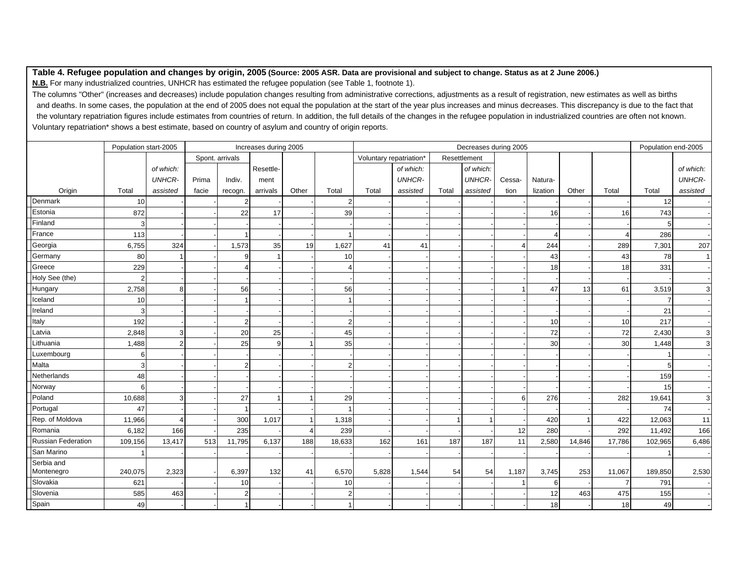**Table 4. Refugee population and changes by origin, 2005 (Source: 2005 ASR. Data are provisional and subject to change. Status as at 2 June 2006.)**

**N.B.** For many industrialized countries, UNHCR has estimated the refugee population (see Table 1, footnote 1).

The columns "Other" (increases and decreases) include population changes resulting from administrative corrections, adjustments as a result of registration, new estimates as well as births and deaths. In some cases, the population at the end of 2005 does not equal the population at the start of the year plus increases and minus decreases. This discrepancy is due to the fact that the voluntary repatriation figures include estimates from countries of return. In addition, the full details of the changes in the refugee population in industrialized countries are often not known.

Voluntary repatriation* shows a best estimate, based on country of asylum and country of origin reports.

| | Population start-2005 | | Increases during 2005 | | | | | Decreases during 2005 | | | | | | | | Population end-2005 | |
|---|---|---|---|---|---|---|---|---|---|---|---|---|---|---|---|---|---|
| | | | Spont. arrivals | | | | | Voluntary repatriation* | | Resettlement | | | | | | | |
| Origin | Total | of which: UNHCR-assisted | Prima facie | Indiv. recogn. | Resettle-ment arrivals | Other | Total | Total | of which: UNHCR-assisted | Total | of which: UNHCR-assisted | Cessa-tion | Natura-lization | Other | Total | Total | of which: UNHCR-assisted |
| Denmark | 10 | - | - | 2 | - | - | 2 | - | - | - | - | - | - | - | - | 12 | - |
| Estonia | 872 | - | - | 22 | 17 | - | 39 | - | - | - | - | - | 16 | - | 16 | 743 | - |
| Finland | 3 | - | - | - | - | - | - | - | - | - | - | - | - | - | - | 5 | - |
| France | 113 | - | - | 1 | - | - | 1 | - | - | - | - | - | 4 | - | 4 | 286 | - |
| Georgia | 6,755 | 324 | - | 1,573 | 35 | 19 | 1,627 | 41 | 41 | - | - | 4 | 244 | - | 289 | 7,301 | 207 |
| Germany | 80 | 1 | - | 9 | 1 | - | 10 | - | - | - | - | - | 43 | - | 43 | 78 | 1 |
| Greece | 229 | - | - | 4 | - | - | 4 | - | - | - | - | - | 18 | - | 18 | 331 | - |
| Holy See (the) | 2 | - | - | - | - | - | - | - | - | - | - | - | - | - | - | - | - |
| Hungary | 2,758 | 8 | - | 56 | - | - | 56 | - | - | - | - | 1 | 47 | 13 | 61 | 3,519 | 3 |
| Iceland | 10 | - | - | 1 | - | - | 1 | - | - | - | - | - | - | - | - | 7 | - |
| Ireland | 3 | - | - | - | - | - | - | - | - | - | - | - | - | - | - | 21 | - |
| Italy | 192 | - | - | 2 | - | - | 2 | - | - | - | - | - | 10 | - | 10 | 217 | - |
| Latvia | 2,848 | 3 | - | 20 | 25 | - | 45 | - | - | - | - | - | 72 | - | 72 | 2,430 | 3 |
| Lithuania | 1,488 | 2 | - | 25 | 9 | 1 | 35 | - | - | - | - | - | 30 | - | 30 | 1,448 | 3 |
| Luxembourg | 6 | - | - | - | - | - | - | - | - | - | - | - | - | - | - | 1 | - |
| Malta | 3 | - | - | 2 | - | - | 2 | - | - | - | - | - | - | - | - | 5 | - |
| Netherlands | 48 | - | - | - | - | - | - | - | - | - | - | - | - | - | - | 159 | - |
| Norway | 6 | - | - | - | - | - | - | - | - | - | - | - | - | - | - | 15 | - |
| Poland | 10,688 | 3 | - | 27 | 1 | 1 | 29 | - | - | - | - | 6 | 276 | - | 282 | 19,641 | 3 |
| Portugal | 47 | - | - | 1 | - | - | 1 | - | - | - | - | - | - | - | - | 74 | - |
| Rep. of Moldova | 11,966 | 4 | - | 300 | 1,017 | 1 | 1,318 | - | - | 1 | 1 | - | 420 | 1 | 422 | 12,063 | 11 |
| Romania | 6,182 | 166 | - | 235 | - | 4 | 239 | - | - | - | - | 12 | 280 | - | 292 | 11,492 | 166 |
| Russian Federation | 109,156 | 13,417 | 513 | 11,795 | 6,137 | 188 | 18,633 | 162 | 161 | 187 | 187 | 11 | 2,580 | 14,846 | 17,786 | 102,965 | 6,486 |
| San Marino | 1 | - | - | - | - | - | - | - | - | - | - | - | - | - | - | 1 | - |
| Serbia and Montenegro | 240,075 | 2,323 | - | 6,397 | 132 | 41 | 6,570 | 5,828 | 1,544 | 54 | 54 | 1,187 | 3,745 | 253 | 11,067 | 189,850 | 2,530 |
| Slovakia | 621 | - | - | 10 | - | - | 10 | - | - | - | - | 1 | 6 | - | 7 | 791 | - |
| Slovenia | 585 | 463 | - | 2 | - | - | 2 | - | - | - | - | - | 12 | 463 | 475 | 155 | - |
| Spain | 49 | - | - | 1 | - | - | 1 | - | - | - | - | - | 18 | - | 18 | 49 | - |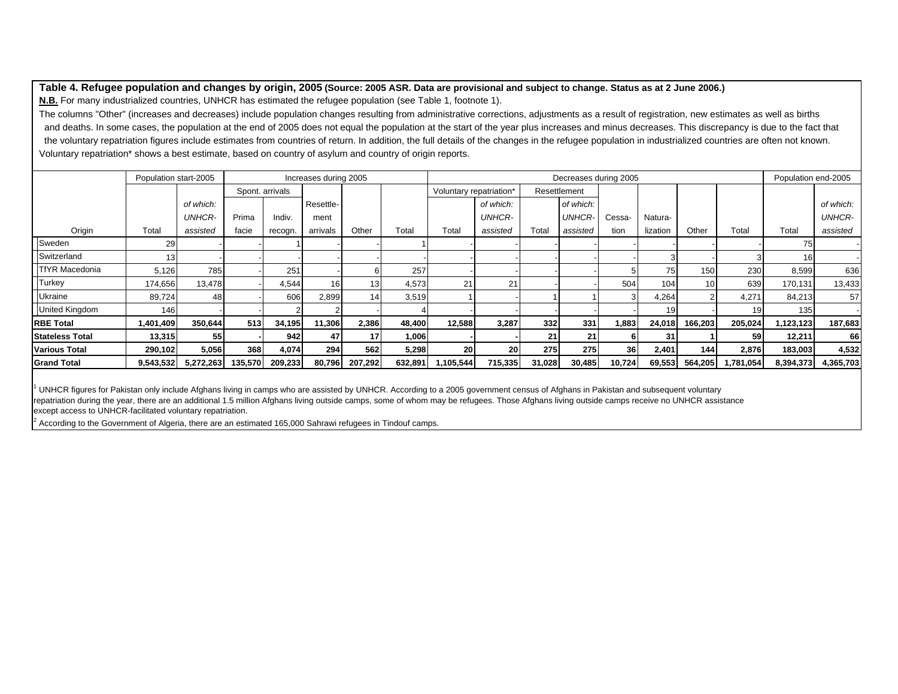**Table 4. Refugee population and changes by origin, 2005** (Source: 2005 ASR. Data are provisional and subject to change. Status as at 2 June 2006.)

**N.B.** For many industrialized countries, UNHCR has estimated the refugee population (see Table 1, footnote 1).

The columns "Other" (increases and decreases) include population changes resulting from administrative corrections, adjustments as a result of registration, new estimates as well as births and deaths. In some cases, the population at the end of 2005 does not equal the population at the start of the year plus increases and minus decreases. This discrepancy is due to the fact that the voluntary repatriation figures include estimates from countries of return. In addition, the full details of the changes in the refugee population in industrialized countries are often not known.

Voluntary repatriation* shows a best estimate, based on country of asylum and country of origin reports.

| | Population start-2005 | | Increases during 2005 | | | | | Decreases during 2005 | | | | | | | | Population end-2005 | |
|---|---|---|---|---|---|---|---|---|---|---|---|---|---|---|---|---|---|
| | | | Spont. arrivals | | | | | Voluntary repatriation* | | Resettlement | | | | | | | |
| Origin | Total | *of which: UNHCR-assisted* | Prima facie | Indiv. recogn. | Resettle-ment arrivals | Other | Total | Total | *of which: UNHCR-assisted* | Total | *of which: UNHCR-assisted* | Cessa-tion | Natura-lization | Other | Total | Total | *of which: UNHCR-assisted* |
| Sweden | 29 | - | - | 1 | - | - | 1 | - | - | - | - | - | - | - | - | 75 | - |
| Switzerland | 13 | - | - | - | - | - | - | - | - | - | - | - | 3 | - | 3 | 16 | - |
| TfYR Macedonia | 5,126 | 785 | - | 251 | - | 6 | 257 | - | - | - | - | 5 | 75 | 150 | 230 | 8,599 | 636 |
| Turkey | 174,656 | 13,478 | - | 4,544 | 16 | 13 | 4,573 | 21 | 21 | - | - | 504 | 104 | 10 | 639 | 170,131 | 13,433 |
| Ukraine | 89,724 | 48 | - | 606 | 2,899 | 14 | 3,519 | 1 | - | 1 | 1 | 3 | 4,264 | 2 | 4,271 | 84,213 | 57 |
| United Kingdom | 146 | - | - | 2 | 2 | - | 4 | - | - | - | - | - | 19 | - | 19 | 135 | - |
| **RBE Total** | **1,401,409** | **350,644** | **513** | **34,195** | **11,306** | **2,386** | **48,400** | **12,588** | **3,287** | **332** | **331** | **1,883** | **24,018** | **166,203** | **205,024** | **1,123,123** | **187,683** |
| **Stateless Total** | **13,315** | **55** | **-** | **942** | **47** | **17** | **1,006** | **-** | **-** | **21** | **21** | **6** | **31** | **1** | **59** | **12,211** | **66** |
| **Various Total** | **290,102** | **5,056** | **368** | **4,074** | **294** | **562** | **5,298** | **20** | **20** | **275** | **275** | **36** | **2,401** | **144** | **2,876** | **183,003** | **4,532** |
| **Grand Total** | **9,543,532** | **5,272,263** | **135,570** | **209,233** | **80,796** | **207,292** | **632,891** | **1,105,544** | **715,335** | **31,028** | **30,485** | **10,724** | **69,553** | **564,205** | **1,781,054** | **8,394,373** | **4,365,703** |

[1] UNHCR figures for Pakistan only include Afghans living in camps who are assisted by UNHCR. According to a 2005 government census of Afghans in Pakistan and subsequent voluntary repatriation during the year, there are an additional 1.5 million Afghans living outside camps, some of whom may be refugees. Those Afghans living outside camps receive no UNHCR assistance except access to UNHCR-facilitated voluntary repatriation.

[2] According to the Government of Algeria, there are an estimated 165,000 Sahrawi refugees in Tindouf camps.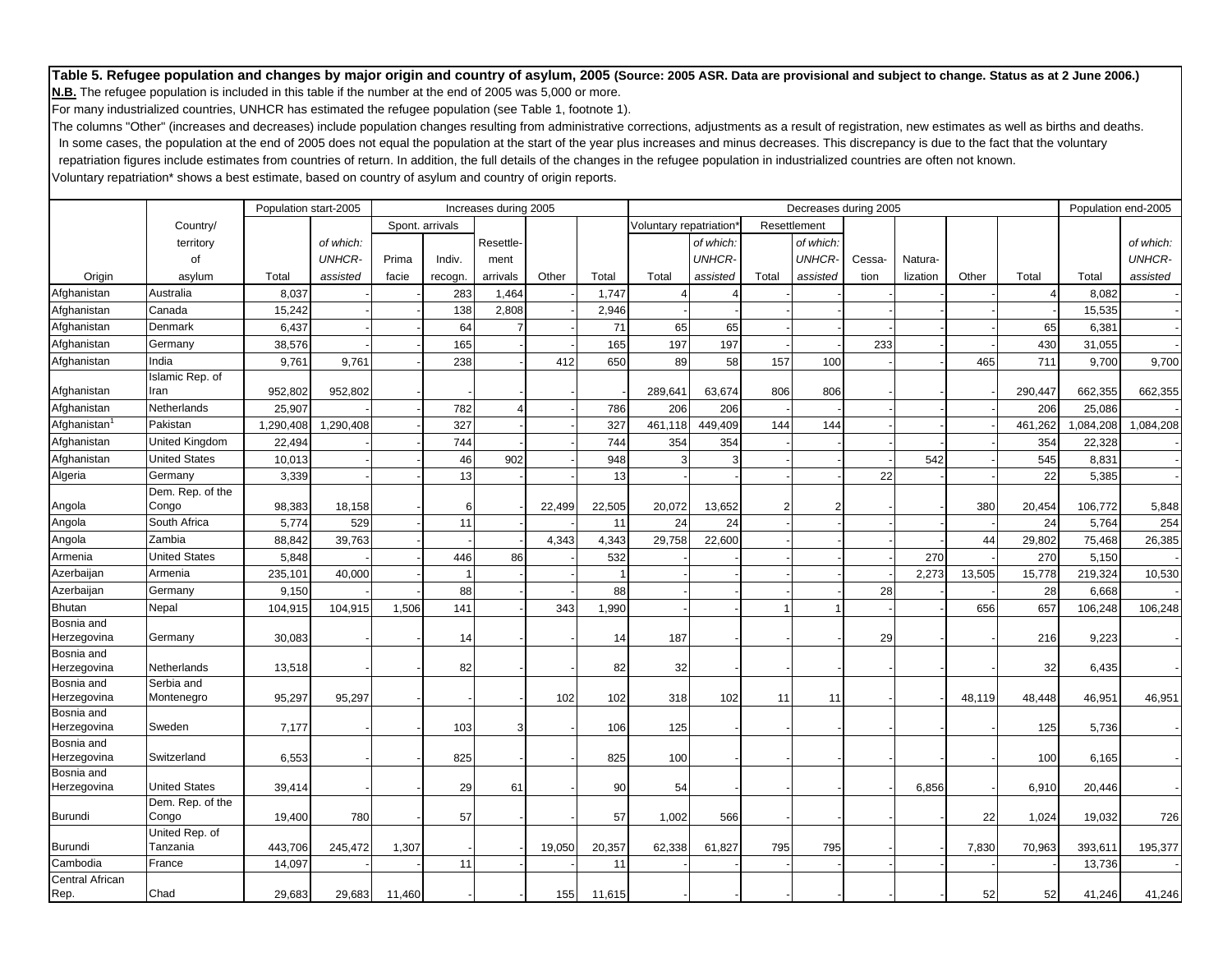**Table 5. Refugee population and changes by major origin and country of asylum, 2005** (Source: 2005 ASR. Data are provisional and subject to change. Status as at 2 June 2006.)

**N.B.** The refugee population is included in this table if the number at the end of 2005 was 5,000 or more.

For many industrialized countries, UNHCR has estimated the refugee population (see Table 1, footnote 1).

The columns "Other" (increases and decreases) include population changes resulting from administrative corrections, adjustments as a result of registration, new estimates as well as births and deaths. In some cases, the population at the end of 2005 does not equal the population at the start of the year plus increases and minus decreases. This discrepancy is due to the fact that the voluntary repatriation figures include estimates from countries of return. In addition, the full details of the changes in the refugee population in industrialized countries are often not known.

Voluntary repatriation* shows a best estimate, based on country of origin and country of origin reports.

| | | Population start-2005 | | Increases during 2005 | | | | | Decreases during 2005 | | | | | | | | Population end-2005 | |
|---|---|---|---|---|---|---|---|---|---|---|---|---|---|---|---|---|---|---|
| | | | | Spont. arrivals | | | | | Voluntary repatriation* | | Resettlement | | | | | | | |
| Origin | Country/ territory of asylum | Total | of which: UNHCR-assisted | Prima facie | Indiv. recogn. | Resettlement arrivals | Other | Total | Total | of which: UNHCR-assisted | Total | of which: UNHCR-assisted | Cessation | Naturalization | Other | Total | Total | of which: UNHCR-assisted |
| Afghanistan | Australia | 8,037 | - | - | 283 | 1,464 | - | 1,747 | 4 | 4 | - | - | - | - | - | 4 | 8,082 | - |
| Afghanistan | Canada | 15,242 | - | - | 138 | 2,808 | - | 2,946 | - | - | - | - | - | - | - | - | 15,535 | - |
| Afghanistan | Denmark | 6,437 | - | - | 64 | 7 | - | 71 | 65 | 65 | - | - | - | - | - | 65 | 6,381 | - |
| Afghanistan | Germany | 38,576 | - | - | 165 | - | - | 165 | 197 | 197 | - | - | 233 | - | - | 430 | 31,055 | - |
| Afghanistan | India | 9,761 | 9,761 | - | 238 | - | 412 | 650 | 89 | 58 | 157 | 100 | - | - | 465 | 711 | 9,700 | 9,700 |
| Afghanistan | Islamic Rep. of Iran | 952,802 | 952,802 | - | - | - | - | - | 289,641 | 63,674 | 806 | 806 | - | - | - | 290,447 | 662,355 | 662,355 |
| Afghanistan | Netherlands | 25,907 | - | - | 782 | 4 | - | 786 | 206 | 206 | - | - | - | - | - | 206 | 25,086 | - |
| Afghanistan[1] | Pakistan | 1,290,408 | 1,290,408 | - | 327 | - | - | 327 | 461,118 | 449,409 | 144 | 144 | - | - | - | 461,262 | 1,084,208 | 1,084,208 |
| Afghanistan | United Kingdom | 22,494 | - | - | 744 | - | - | 744 | 354 | 354 | - | - | - | - | - | 354 | 22,328 | - |
| Afghanistan | United States | 10,013 | - | - | 46 | 902 | - | 948 | 3 | 3 | - | - | - | 542 | - | 545 | 8,831 | - |
| Algeria | Germany | 3,339 | - | - | 13 | - | - | 13 | - | - | - | - | 22 | - | - | 22 | 5,385 | - |
| Angola | Dem. Rep. of the Congo | 98,383 | 18,158 | - | 6 | - | 22,499 | 22,505 | 20,072 | 13,652 | 2 | 2 | - | - | 380 | 20,454 | 106,772 | 5,848 |
| Angola | South Africa | 5,774 | 529 | - | 11 | - | - | 11 | 24 | 24 | - | - | - | - | - | 24 | 5,764 | 254 |
| Angola | Zambia | 88,842 | 39,763 | - | - | - | 4,343 | 4,343 | 29,758 | 22,600 | - | - | - | - | 44 | 29,802 | 75,468 | 26,385 |
| Armenia | United States | 5,848 | - | - | 446 | 86 | - | 532 | - | - | - | - | - | 270 | - | 270 | 5,150 | - |
| Azerbaijan | Armenia | 235,101 | 40,000 | - | 1 | - | - | 1 | - | - | - | - | - | 2,273 | 13,505 | 15,778 | 219,324 | 10,530 |
| Azerbaijan | Germany | 9,150 | - | - | 88 | - | - | 88 | - | - | - | - | 28 | - | - | 28 | 6,668 | - |
| Bhutan | Nepal | 104,915 | 104,915 | 1,506 | 141 | - | 343 | 1,990 | - | - | 1 | 1 | - | - | 656 | 657 | 106,248 | 106,248 |
| Bosnia and Herzegovina | Germany | 30,083 | - | - | 14 | - | - | 14 | 187 | - | - | - | 29 | - | - | 216 | 9,223 | - |
| Bosnia and Herzegovina | Netherlands | 13,518 | - | - | 82 | - | - | 82 | 32 | - | - | - | - | - | - | 32 | 6,435 | - |
| Bosnia and Herzegovina | Serbia and Montenegro | 95,297 | 95,297 | - | - | - | 102 | 102 | 318 | 102 | 11 | 11 | - | - | 48,119 | 48,448 | 46,951 | 46,951 |
| Bosnia and Herzegovina | Sweden | 7,177 | - | - | 103 | 3 | - | 106 | 125 | - | - | - | - | - | - | 125 | 5,736 | - |
| Bosnia and Herzegovina | Switzerland | 6,553 | - | - | 825 | - | - | 825 | 100 | - | - | - | - | - | - | 100 | 6,165 | - |
| Bosnia and Herzegovina | United States | 39,414 | - | - | 29 | 61 | - | 90 | 54 | - | - | - | - | 6,856 | - | 6,910 | 20,446 | - |
| Burundi | Dem. Rep. of the Congo | 19,400 | 780 | - | 57 | - | - | 57 | 1,002 | 566 | - | - | - | - | 22 | 1,024 | 19,032 | 726 |
| Burundi | United Rep. of Tanzania | 443,706 | 245,472 | 1,307 | - | - | 19,050 | 20,357 | 62,338 | 61,827 | 795 | 795 | - | - | 7,830 | 70,963 | 393,611 | 195,377 |
| Cambodia | France | 14,097 | - | - | 11 | - | - | 11 | - | - | - | - | - | - | - | - | 13,736 | - |
| Central African Rep. | Chad | 29,683 | 29,683 | 11,460 | - | - | 155 | 11,615 | - | - | - | - | - | - | 52 | 52 | 41,246 | 41,246 |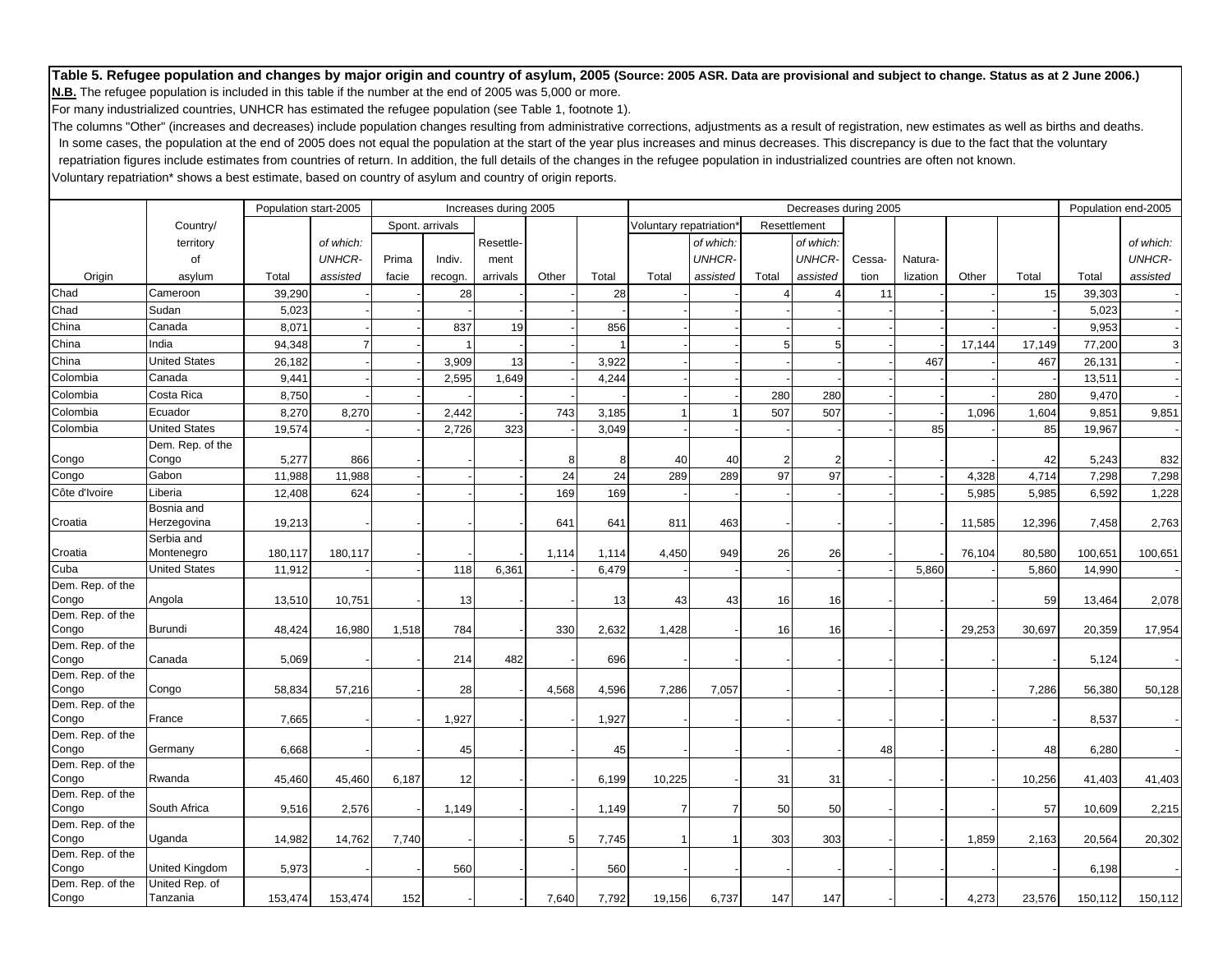**Table 5. Refugee population and changes by major origin and country of asylum, 2005 (Source: 2005 ASR. Data are provisional and subject to change. Status as at 2 June 2006.)**

**N.B.** The refugee population is included in this table if the number at the end of 2005 was 5,000 or more.

For many industrialized countries, UNHCR has estimated the refugee population (see Table 1, footnote 1).

The columns "Other" (increases and decreases) include population changes resulting from administrative corrections, adjustments as a result of registration, new estimates as well as births and deaths. In some cases, the population at the end of 2005 does not equal the population at the start of the year plus increases and minus decreases. This discrepancy is due to the fact that the voluntary repatriation figures include estimates from countries of return. In addition, the full details of the changes in the refugee population in industrialized countries are often not known.

Voluntary repatriation* shows a best estimate, based on country of asylum and country of origin reports.

| | | Population start-2005 | | Increases during 2005 | | | | | Decreases during 2005 | | | | | | | | Population end-2005 | |
|---|---|---|---|---|---|---|---|---|---|---|---|---|---|---|---|---|---|---|
| | | | | Spont. arrivals | | | | | Voluntary repatriation* | | Resettlement | | | | | | | |
| Origin | Country/ territory of asylum | Total | of which: UNHCR-assisted | Prima facie | Indiv. recogn. | Resettlement arrivals | Other | Total | Total | of which: UNHCR-assisted | Total | of which: UNHCR-assisted | Cessation | Naturalization | Other | Total | Total | of which: UNHCR-assisted |
| Chad | Cameroon | 39,290 | - | - | 28 | - | - | 28 | - | - | 4 | 4 | 11 | - | - | 15 | 39,303 | - |
| Chad | Sudan | 5,023 | - | - | - | - | - | - | - | - | - | - | - | - | - | - | 5,023 | - |
| China | Canada | 8,071 | - | - | 837 | 19 | - | 856 | - | - | - | - | - | - | - | - | 9,953 | - |
| China | India | 94,348 | 7 | - | 1 | - | - | 1 | - | - | 5 | 5 | - | - | 17,144 | 17,149 | 77,200 | 3 |
| China | United States | 26,182 | - | - | 3,909 | 13 | - | 3,922 | - | - | - | - | - | 467 | - | 467 | 26,131 | - |
| Colombia | Canada | 9,441 | - | - | 2,595 | 1,649 | - | 4,244 | - | - | - | - | - | - | - | - | 13,511 | - |
| Colombia | Costa Rica | 8,750 | - | - | - | - | - | - | - | - | 280 | 280 | - | - | - | 280 | 9,470 | - |
| Colombia | Ecuador | 8,270 | 8,270 | - | 2,442 | - | 743 | 3,185 | 1 | 1 | 507 | 507 | - | - | 1,096 | 1,604 | 9,851 | 9,851 |
| Colombia | United States | 19,574 | - | - | 2,726 | 323 | - | 3,049 | - | - | - | - | - | 85 | - | 85 | 19,967 | - |
| Congo | Dem. Rep. of the Congo | 5,277 | 866 | - | - | - | 8 | 8 | 40 | 40 | 2 | 2 | - | - | - | 42 | 5,243 | 832 |
| Congo | Gabon | 11,988 | 11,988 | - | - | - | 24 | 24 | 289 | 289 | 97 | 97 | - | - | 4,328 | 4,714 | 7,298 | 7,298 |
| Côte d'Ivoire | Liberia | 12,408 | 624 | - | - | - | 169 | 169 | - | - | - | - | - | - | 5,985 | 5,985 | 6,592 | 1,228 |
| Croatia | Bosnia and Herzegovina | 19,213 | - | - | - | - | 641 | 641 | 811 | 463 | - | - | - | - | 11,585 | 12,396 | 7,458 | 2,763 |
| Croatia | Serbia and Montenegro | 180,117 | 180,117 | - | - | - | 1,114 | 1,114 | 4,450 | 949 | 26 | 26 | - | - | 76,104 | 80,580 | 100,651 | 100,651 |
| Cuba | United States | 11,912 | - | - | 118 | 6,361 | - | 6,479 | - | - | - | - | - | 5,860 | - | 5,860 | 14,990 | - |
| Dem. Rep. of the Congo | Angola | 13,510 | 10,751 | - | 13 | - | - | 13 | 43 | 43 | 16 | 16 | - | - | - | 59 | 13,464 | 2,078 |
| Dem. Rep. of the Congo | Burundi | 48,424 | 16,980 | 1,518 | 784 | - | 330 | 2,632 | 1,428 | - | 16 | 16 | - | - | 29,253 | 30,697 | 20,359 | 17,954 |
| Dem. Rep. of the Congo | Canada | 5,069 | - | - | 214 | 482 | - | 696 | - | - | - | - | - | - | - | - | 5,124 | - |
| Dem. Rep. of the Congo | Congo | 58,834 | 57,216 | - | 28 | - | 4,568 | 4,596 | 7,286 | 7,057 | - | - | - | - | - | 7,286 | 56,380 | 50,128 |
| Dem. Rep. of the Congo | France | 7,665 | - | - | 1,927 | - | - | 1,927 | - | - | - | - | - | - | - | - | 8,537 | - |
| Dem. Rep. of the Congo | Germany | 6,668 | - | - | 45 | - | - | 45 | - | - | - | - | 48 | - | - | 48 | 6,280 | - |
| Dem. Rep. of the Congo | Rwanda | 45,460 | 45,460 | 6,187 | 12 | - | - | 6,199 | 10,225 | - | 31 | 31 | - | - | - | 10,256 | 41,403 | 41,403 |
| Dem. Rep. of the Congo | South Africa | 9,516 | 2,576 | - | 1,149 | - | - | 1,149 | 7 | 7 | 50 | 50 | - | - | - | 57 | 10,609 | 2,215 |
| Dem. Rep. of the Congo | Uganda | 14,982 | 14,762 | 7,740 | - | - | 5 | 7,745 | 1 | 1 | 303 | 303 | - | - | 1,859 | 2,163 | 20,564 | 20,302 |
| Dem. Rep. of the Congo | United Kingdom | 5,973 | - | - | 560 | - | - | 560 | - | - | - | - | - | - | - | - | 6,198 | - |
| Dem. Rep. of the Congo | United Rep. of Tanzania | 153,474 | 153,474 | 152 | - | - | 7,640 | 7,792 | 19,156 | 6,737 | 147 | 147 | - | - | 4,273 | 23,576 | 150,112 | 150,112 |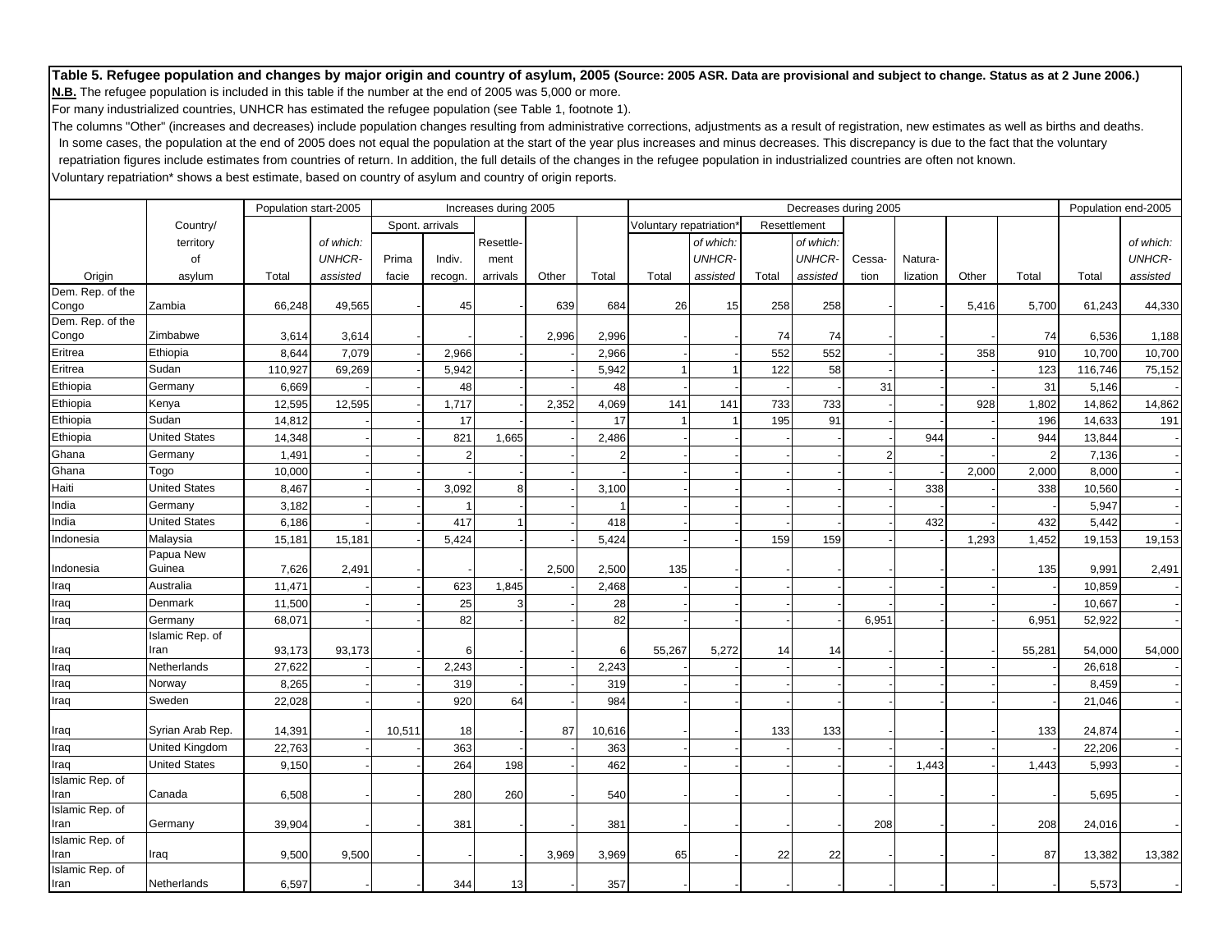**Table 5. Refugee population and changes by major origin and country of asylum, 2005 (Source: 2005 ASR. Data are provisional and subject to change. Status as at 2 June 2006.)**

**N.B.** The refugee population is included in this table if the number at the end of 2005 was 5,000 or more.

For many industrialized countries, UNHCR has estimated the refugee population (see Table 1, footnote 1).

The columns "Other" (increases and decreases) include population changes resulting from administrative corrections, adjustments as a result of registration, new estimates as well as births and deaths. In some cases, the population at the end of 2005 does not equal the population at the start of the year plus increases and minus decreases. This discrepancy is due to the fact that the voluntary repatriation figures include estimates from countries of return. In addition, the full details of the changes in the refugee population in industrialized countries are often not known.

Voluntary repatriation* shows a best estimate, based on country of asylum and country of origin reports.

| | | Population start-2005 | | Increases during 2005 | | | | | Decreases during 2005 | | | | | | | | Population end-2005 | |
|---|---|---|---|---|---|---|---|---|---|---|---|---|---|---|---|---|---|---|
| | Country/ territory of | | | Spont. arrivals | | | | | Voluntary repatriation* | | Resettlement | | | | | | | |
| Origin | asylum | Total | *of which: UNHCR-assisted* | Prima facie | Indiv. recogn. | Resettle-ment arrivals | Other | Total | Total | *of which: UNHCR-assisted* | Total | *of which: UNHCR-assisted* | Cessa-tion | Natura-lization | Other | Total | Total | *of which: UNHCR-assisted* |
| Dem. Rep. of the Congo | Zambia | 66,248 | 49,565 | - | 45 | - | 639 | 684 | 26 | 15 | 258 | 258 | - | - | 5,416 | 5,700 | 61,243 | 44,330 |
| Dem. Rep. of the Congo | Zimbabwe | 3,614 | 3,614 | - | - | - | 2,996 | 2,996 | - | - | 74 | 74 | - | - | - | 74 | 6,536 | 1,188 |
| Eritrea | Ethiopia | 8,644 | 7,079 | - | 2,966 | - | - | 2,966 | - | - | 552 | 552 | - | - | 358 | 910 | 10,700 | 10,700 |
| Eritrea | Sudan | 110,927 | 69,269 | - | 5,942 | - | - | 5,942 | 1 | 1 | 122 | 58 | - | - | - | 123 | 116,746 | 75,152 |
| Ethiopia | Germany | 6,669 | - | - | 48 | - | - | 48 | - | - | - | - | 31 | - | - | 31 | 5,146 | - |
| Ethiopia | Kenya | 12,595 | 12,595 | - | 1,717 | - | 2,352 | 4,069 | 141 | 141 | 733 | 733 | - | - | 928 | 1,802 | 14,862 | 14,862 |
| Ethiopia | Sudan | 14,812 | - | - | 17 | - | - | 17 | 1 | 1 | 195 | 91 | - | - | - | 196 | 14,633 | 191 |
| Ethiopia | United States | 14,348 | - | - | 821 | 1,665 | - | 2,486 | - | - | - | - | - | 944 | - | 944 | 13,844 | - |
| Ghana | Germany | 1,491 | - | - | 2 | - | - | 2 | - | - | - | - | 2 | - | - | 2 | 7,136 | - |
| Ghana | Togo | 10,000 | - | - | - | - | - | - | - | - | - | - | - | - | 2,000 | 2,000 | 8,000 | - |
| Haiti | United States | 8,467 | - | - | 3,092 | 8 | - | 3,100 | - | - | - | - | - | 338 | - | 338 | 10,560 | - |
| India | Germany | 3,182 | - | - | 1 | - | - | 1 | - | - | - | - | - | - | - | - | 5,947 | - |
| India | United States | 6,186 | - | - | 417 | 1 | - | 418 | - | - | - | - | - | 432 | - | 432 | 5,442 | - |
| Indonesia | Malaysia | 15,181 | 15,181 | - | 5,424 | - | - | 5,424 | - | - | 159 | 159 | - | - | 1,293 | 1,452 | 19,153 | 19,153 |
| Indonesia | Papua New Guinea | 7,626 | 2,491 | - | - | - | 2,500 | 2,500 | 135 | - | - | - | - | - | - | 135 | 9,991 | 2,491 |
| Iraq | Australia | 11,471 | - | - | 623 | 1,845 | - | 2,468 | - | - | - | - | - | - | - | - | 10,859 | - |
| Iraq | Denmark | 11,500 | - | - | 25 | 3 | - | 28 | - | - | - | - | - | - | - | - | 10,667 | - |
| Iraq | Germany | 68,071 | - | - | 82 | - | - | 82 | - | - | - | - | 6,951 | - | - | 6,951 | 52,922 | - |
| Iraq | Islamic Rep. of Iran | 93,173 | 93,173 | - | 6 | - | - | 6 | 55,267 | 5,272 | 14 | 14 | - | - | - | 55,281 | 54,000 | 54,000 |
| Iraq | Netherlands | 27,622 | - | - | 2,243 | - | - | 2,243 | - | - | - | - | - | - | - | - | 26,618 | - |
| Iraq | Norway | 8,265 | - | - | 319 | - | - | 319 | - | - | - | - | - | - | - | - | 8,459 | - |
| Iraq | Sweden | 22,028 | - | - | 920 | 64 | - | 984 | - | - | - | - | - | - | - | - | 21,046 | - |
| Iraq | Syrian Arab Rep. | 14,391 | - | 10,511 | 18 | - | 87 | 10,616 | - | - | 133 | 133 | - | - | - | 133 | 24,874 | - |
| Iraq | United Kingdom | 22,763 | - | - | 363 | - | - | 363 | - | - | - | - | - | - | - | - | 22,206 | - |
| Iraq | United States | 9,150 | - | - | 264 | 198 | - | 462 | - | - | - | - | - | 1,443 | - | 1,443 | 5,993 | - |
| Islamic Rep. of Iran | Canada | 6,508 | - | - | 280 | 260 | - | 540 | - | - | - | - | - | - | - | - | 5,695 | - |
| Islamic Rep. of Iran | Germany | 39,904 | - | - | 381 | - | - | 381 | - | - | - | - | 208 | - | - | 208 | 24,016 | - |
| Islamic Rep. of Iran | Iraq | 9,500 | 9,500 | - | - | - | 3,969 | 3,969 | 65 | - | 22 | 22 | - | - | - | 87 | 13,382 | 13,382 |
| Islamic Rep. of Iran | Netherlands | 6,597 | - | - | 344 | 13 | - | 357 | - | - | - | - | - | - | - | - | 5,573 | - |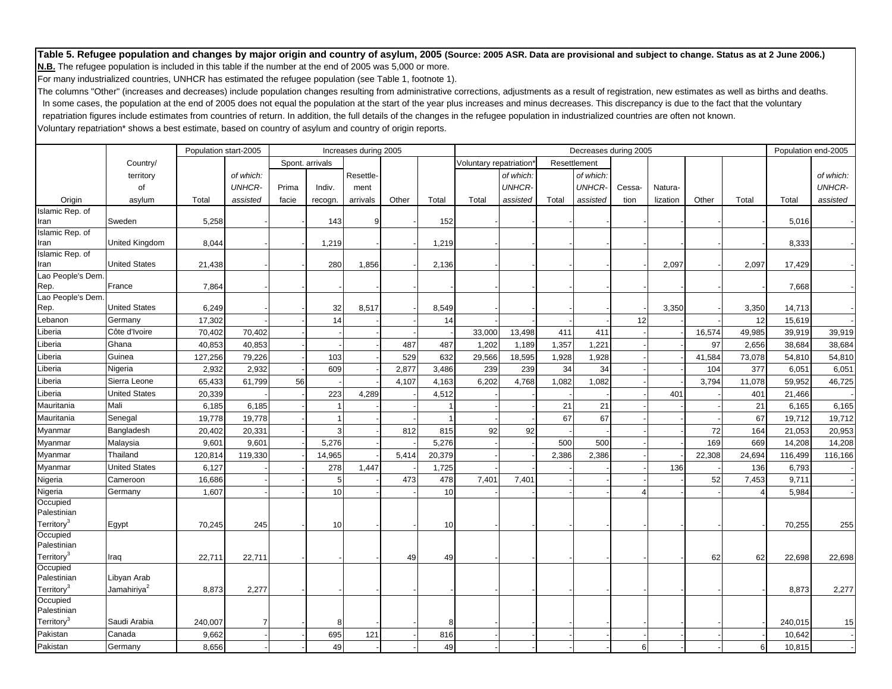**Table 5. Refugee population and changes by major origin and country of asylum, 2005** **(Source: 2005 ASR. Data are provisional and subject to change. Status as at 2 June 2006.)**

**N.B.** The refugee population is included in this table if the number at the end of 2005 was 5,000 or more.

For many industrialized countries, UNHCR has estimated the refugee population (see Table 1, footnote 1).

The columns "Other" (increases and decreases) include population changes resulting from administrative corrections, adjustments as a result of registration, new estimates as well as births and deaths. In some cases, the population at the end of 2005 does not equal the population at the start of the year plus increases and minus decreases. This discrepancy is due to the fact that the voluntary repatriation figures include estimates from countries of return. In addition, the full details of the changes in the refugee population in industrialized countries are often not known.

Voluntary repatriation* shows a best estimate, based on country of origin and country of asylum reports.

| | | Population start-2005 | | Increases during 2005 | | | | | Decreases during 2005 | | | | | | | | Population end-2005 | |
|---|---|---|---|---|---|---|---|---|---|---|---|---|---|---|---|---|---|---|
| | | | | Spont. arrivals | | | | | Voluntary repatriation* | | Resettlement | | | | | | | |
| Origin | Country/ territory of asylum | Total | *of which: UNHCR-assisted* | Prima facie | Indiv. recogn. | Resettle-ment arrivals | Other | Total | Total | *of which: UNHCR-assisted* | Total | *of which: UNHCR-assisted* | Cessa-tion | Natura-lization | Other | Total | Total | *of which: UNHCR-assisted* |
| Islamic Rep. of Iran | Sweden | 5,258 | - | - | 143 | 9 | - | 152 | - | - | - | - | - | - | - | - | 5,016 | - |
| Islamic Rep. of Iran | United Kingdom | 8,044 | - | - | 1,219 | - | - | 1,219 | - | - | - | - | - | - | - | - | 8,333 | - |
| Islamic Rep. of Iran | United States | 21,438 | - | - | 280 | 1,856 | - | 2,136 | - | - | - | - | - | 2,097 | - | 2,097 | 17,429 | - |
| Lao People's Dem. Rep. | France | 7,864 | - | - | - | - | - | - | - | - | - | - | - | - | - | - | 7,668 | - |
| Lao People's Dem. Rep. | United States | 6,249 | - | - | 32 | 8,517 | - | 8,549 | - | - | - | - | - | 3,350 | - | 3,350 | 14,713 | - |
| Lebanon | Germany | 17,302 | - | - | 14 | - | - | 14 | - | - | - | - | 12 | - | - | 12 | 15,619 | - |
| Liberia | Côte d'Ivoire | 70,402 | 70,402 | - | - | - | - | - | 33,000 | 13,498 | 411 | 411 | - | - | 16,574 | 49,985 | 39,919 | 39,919 |
| Liberia | Ghana | 40,853 | 40,853 | - | - | - | 487 | 487 | 1,202 | 1,189 | 1,357 | 1,221 | - | - | 97 | 2,656 | 38,684 | 38,684 |
| Liberia | Guinea | 127,256 | 79,226 | - | 103 | - | 529 | 632 | 29,566 | 18,595 | 1,928 | 1,928 | - | - | 41,584 | 73,078 | 54,810 | 54,810 |
| Liberia | Nigeria | 2,932 | 2,932 | - | 609 | - | 2,877 | 3,486 | 239 | 239 | 34 | 34 | - | - | 104 | 377 | 6,051 | 6,051 |
| Liberia | Sierra Leone | 65,433 | 61,799 | 56 | - | - | 4,107 | 4,163 | 6,202 | 4,768 | 1,082 | 1,082 | - | - | 3,794 | 11,078 | 59,952 | 46,725 |
| Liberia | United States | 20,339 | - | - | 223 | 4,289 | - | 4,512 | - | - | - | - | - | 401 | - | 401 | 21,466 | - |
| Mauritania | Mali | 6,185 | 6,185 | - | 1 | - | - | 1 | - | - | 21 | 21 | - | - | - | 21 | 6,165 | 6,165 |
| Mauritania | Senegal | 19,778 | 19,778 | - | 1 | - | - | 1 | - | - | 67 | 67 | - | - | - | 67 | 19,712 | 19,712 |
| Myanmar | Bangladesh | 20,402 | 20,331 | - | 3 | - | 812 | 815 | 92 | 92 | - | - | - | - | 72 | 164 | 21,053 | 20,953 |
| Myanmar | Malaysia | 9,601 | 9,601 | - | 5,276 | - | - | 5,276 | - | - | 500 | 500 | - | - | 169 | 669 | 14,208 | 14,208 |
| Myanmar | Thailand | 120,814 | 119,330 | - | 14,965 | - | 5,414 | 20,379 | - | - | 2,386 | 2,386 | - | - | 22,308 | 24,694 | 116,499 | 116,166 |
| Myanmar | United States | 6,127 | - | - | 278 | 1,447 | - | 1,725 | - | - | - | - | - | 136 | - | 136 | 6,793 | - |
| Nigeria | Cameroon | 16,686 | - | - | 5 | - | 473 | 478 | 7,401 | 7,401 | - | - | - | - | 52 | 7,453 | 9,711 | - |
| Nigeria | Germany | 1,607 | - | - | 10 | - | - | 10 | - | - | - | - | 4 | - | - | 4 | 5,984 | - |
| Occupied Palestinian Territory[3] | Egypt | 70,245 | 245 | - | 10 | - | - | 10 | - | - | - | - | - | - | - | - | 70,255 | 255 |
| Occupied Palestinian Territory[3] | Iraq | 22,711 | 22,711 | - | - | - | 49 | 49 | - | - | - | - | - | - | 62 | 62 | 22,698 | 22,698 |
| Occupied Palestinian Territory[3] | Libyan Arab Jamahiriya[2] | 8,873 | 2,277 | - | - | - | - | - | - | - | - | - | - | - | - | - | 8,873 | 2,277 |
| Occupied Palestinian Territory[3] | Saudi Arabia | 240,007 | 7 | - | 8 | - | - | 8 | - | - | - | - | - | - | - | - | 240,015 | 15 |
| Pakistan | Canada | 9,662 | - | - | 695 | 121 | - | 816 | - | - | - | - | - | - | - | - | 10,642 | - |
| Pakistan | Germany | 8,656 | - | - | 49 | - | - | 49 | - | - | - | - | 6 | - | - | 6 | 10,815 | - |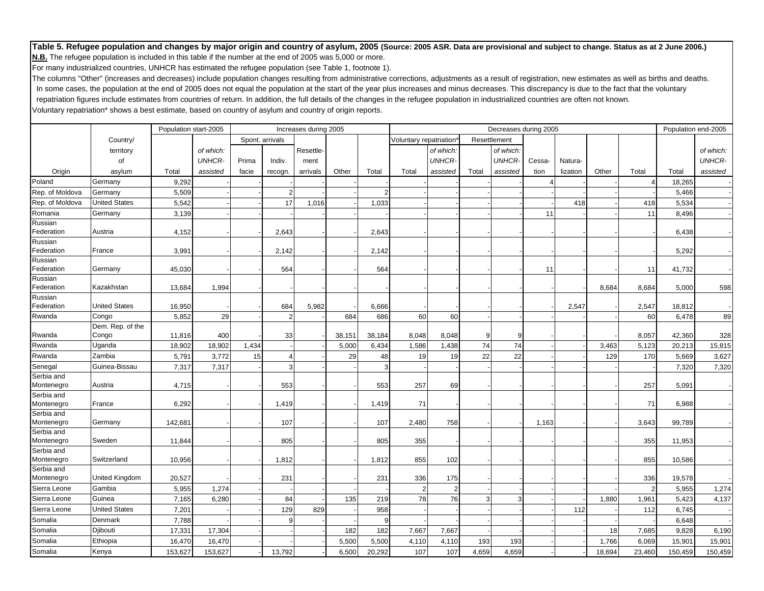**Table 5. Refugee population and changes by major origin and country of asylum, 2005** **(Source: 2005 ASR. Data are provisional and subject to change. Status as at 2 June 2006.)**

**N.B.** The refugee population is included in this table if the number at the end of 2005 was 5,000 or more.

For many industrialized countries, UNHCR has estimated the refugee population (see Table 1, footnote 1).

The columns "Other" (increases and decreases) include population changes resulting from administrative corrections, adjustments as a result of registration, new estimates as well as births and deaths. In some cases, the population at the end of 2005 does not equal the population at the start of the year plus increases and minus decreases. This discrepancy is due to the fact that the voluntary repatriation figures include estimates from countries of return. In addition, the full details of the changes in the refugee population in industrialized countries are often not known.

Voluntary repatriation* shows a best estimate, based on country of asylum and country of origin reports.

| | | Population start-2005 | | Increases during 2005 | | | | | Decreases during 2005 | | | | | | | | Population end-2005 | |
|---|---|---|---|---|---|---|---|---|---|---|---|---|---|---|---|---|---|---|
| | | | | Spont. arrivals | | | | | Voluntary repatriation* | | Resettlement | | | | | | | |
| Origin | Country/ territory of asylum | Total | of which: *UNHCR-assisted* | Prima facie | Indiv. recogn. | Resettle-ment arrivals | Other | Total | Total | of which: *UNHCR-assisted* | Total | of which: *UNHCR-assisted* | Cessa-tion | Natura-lization | Other | Total | Total | of which: *UNHCR-assisted* |
| Poland | Germany | 9,292 | - | - | - | - | - | - | - | - | - | - | 4 | - | - | 4 | 18,265 | - |
| Rep. of Moldova | Germany | 5,509 | - | - | 2 | - | - | 2 | - | - | - | - | - | - | - | - | 5,466 | - |
| Rep. of Moldova | United States | 5,542 | - | - | 17 | 1,016 | - | 1,033 | - | - | - | - | - | 418 | - | 418 | 5,534 | - |
| Romania | Germany | 3,139 | - | - | - | - | - | - | - | - | - | - | 11 | - | - | 11 | 8,496 | - |
| Russian Federation | Austria | 4,152 | - | - | 2,643 | - | - | 2,643 | - | - | - | - | - | - | - | - | 6,438 | - |
| Russian Federation | France | 3,991 | - | - | 2,142 | - | - | 2,142 | - | - | - | - | - | - | - | - | 5,292 | - |
| Russian Federation | Germany | 45,030 | - | - | 564 | - | - | 564 | - | - | - | - | 11 | - | - | 11 | 41,732 | - |
| Russian Federation | Kazakhstan | 13,684 | 1,994 | - | - | - | - | - | - | - | - | - | - | - | 8,684 | 8,684 | 5,000 | 598 |
| Russian Federation | United States | 16,950 | - | - | 684 | 5,982 | - | 6,666 | - | - | - | - | - | 2,547 | - | 2,547 | 18,812 | - |
| Rwanda | Congo | 5,852 | 29 | - | 2 | - | 684 | 686 | 60 | 60 | - | - | - | - | - | 60 | 6,478 | 89 |
| Rwanda | Dem. Rep. of the Congo | 11,816 | 400 | - | 33 | - | 38,151 | 38,184 | 8,048 | 8,048 | 9 | 9 | - | - | - | 8,057 | 42,360 | 328 |
| Rwanda | Uganda | 18,902 | 18,902 | 1,434 | - | - | 5,000 | 6,434 | 1,586 | 1,438 | 74 | 74 | - | - | 3,463 | 5,123 | 20,213 | 15,815 |
| Rwanda | Zambia | 5,791 | 3,772 | 15 | 4 | - | 29 | 48 | 19 | 19 | 22 | 22 | - | - | 129 | 170 | 5,669 | 3,627 |
| Senegal | Guinea-Bissau | 7,317 | 7,317 | - | 3 | - | - | 3 | - | - | - | - | - | - | - | - | 7,320 | 7,320 |
| Serbia and Montenegro | Austria | 4,715 | - | - | 553 | - | - | 553 | 257 | 69 | - | - | - | - | - | 257 | 5,091 | - |
| Serbia and Montenegro | France | 6,292 | - | - | 1,419 | - | - | 1,419 | 71 | - | - | - | - | - | - | 71 | 6,988 | - |
| Serbia and Montenegro | Germany | 142,681 | - | - | 107 | - | - | 107 | 2,480 | 758 | - | - | 1,163 | - | - | 3,643 | 99,789 | - |
| Serbia and Montenegro | Sweden | 11,844 | - | - | 805 | - | - | 805 | 355 | - | - | - | - | - | - | 355 | 11,953 | - |
| Serbia and Montenegro | Switzerland | 10,956 | - | - | 1,812 | - | - | 1,812 | 855 | 102 | - | - | - | - | - | 855 | 10,586 | - |
| Serbia and Montenegro | United Kingdom | 20,527 | - | - | 231 | - | - | 231 | 336 | 175 | - | - | - | - | - | 336 | 19,578 | - |
| Sierra Leone | Gambia | 5,955 | 1,274 | - | - | - | - | - | 2 | 2 | - | - | - | - | - | 2 | 5,955 | 1,274 |
| Sierra Leone | Guinea | 7,165 | 6,280 | - | 84 | - | 135 | 219 | 78 | 76 | 3 | 3 | - | - | 1,880 | 1,961 | 5,423 | 4,137 |
| Sierra Leone | United States | 7,201 | - | - | 129 | 829 | - | 958 | - | - | - | - | - | 112 | - | 112 | 6,745 | - |
| Somalia | Denmark | 7,788 | - | - | 9 | - | - | 9 | - | - | - | - | - | - | - | - | 6,648 | - |
| Somalia | Djibouti | 17,331 | 17,304 | - | - | - | 182 | 182 | 7,667 | 7,667 | - | - | - | - | 18 | 7,685 | 9,828 | 6,190 |
| Somalia | Ethiopia | 16,470 | 16,470 | - | - | - | 5,500 | 5,500 | 4,110 | 4,110 | 193 | 193 | - | - | 1,766 | 6,069 | 15,901 | 15,901 |
| Somalia | Kenya | 153,627 | 153,627 | - | 13,792 | - | 6,500 | 20,292 | 107 | 107 | 4,659 | 4,659 | - | - | 18,694 | 23,460 | 150,459 | 150,459 |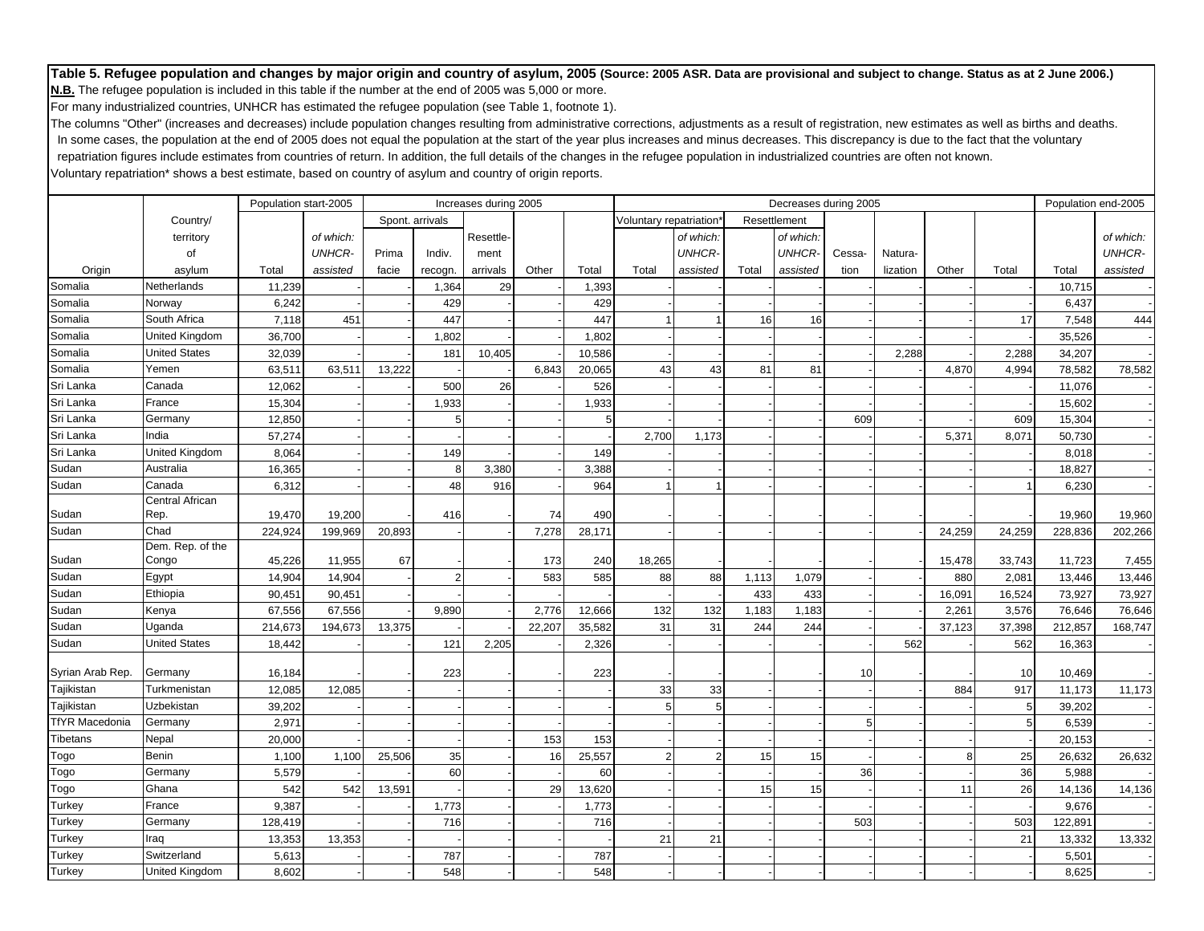**Table 5. Refugee population and changes by major origin and country of asylum, 2005** (Source: 2005 ASR. Data are provisional and subject to change. Status as at 2 June 2006.)

**N.B.** The refugee population is included in this table if the number at the end of 2005 was 5,000 or more.

For many industrialized countries, UNHCR has estimated the refugee population (see Table 1, footnote 1).

The columns "Other" (increases and decreases) include population changes resulting from administrative corrections, adjustments as a result of registration, new estimates as well as births and deaths. In some cases, the population at the end of 2005 does not equal the population at the start of the year plus increases and minus decreases. This discrepancy is due to the fact that the voluntary repatriation figures include estimates from countries of return. In addition, the full details of the changes in the refugee population in industrialized countries are often not known.

Voluntary repatriation* shows a best estimate, based on country of asylum and country of origin reports.

| | | Population start-2005 | | Increases during 2005 | | | | | Decreases during 2005 | | | | | | | | Population end-2005 | |
|---|---|---|---|---|---|---|---|---|---|---|---|---|---|---|---|---|---|---|
| | | | | Spont. arrivals | | | | | Voluntary repatriation* | | Resettlement | | | | | | | |
| Origin | Country/ territory of asylum | Total | of which: UNHCR-assisted | Prima facie | Indiv. recogn. | Resettlement arrivals | Other | Total | Total | of which: UNHCR-assisted | Total | of which: UNHCR-assisted | Cessation | Naturalization | Other | Total | Total | of which: UNHCR-assisted |
| Somalia | Netherlands | 11,239 | - | - | 1,364 | 29 | - | 1,393 | - | - | - | - | - | - | - | - | 10,715 | - |
| Somalia | Norway | 6,242 | - | - | 429 | - | - | 429 | - | - | - | - | - | - | - | - | 6,437 | - |
| Somalia | South Africa | 7,118 | 451 | - | 447 | - | - | 447 | 1 | 1 | 16 | 16 | - | - | - | 17 | 7,548 | 444 |
| Somalia | United Kingdom | 36,700 | - | - | 1,802 | - | - | 1,802 | - | - | - | - | - | - | - | - | 35,526 | - |
| Somalia | United States | 32,039 | - | - | 181 | 10,405 | - | 10,586 | - | - | - | - | - | 2,288 | - | 2,288 | 34,207 | - |
| Somalia | Yemen | 63,511 | 63,511 | 13,222 | - | - | 6,843 | 20,065 | 43 | 43 | 81 | 81 | - | - | 4,870 | 4,994 | 78,582 | 78,582 |
| Sri Lanka | Canada | 12,062 | - | - | 500 | 26 | - | 526 | - | - | - | - | - | - | - | - | 11,076 | - |
| Sri Lanka | France | 15,304 | - | - | 1,933 | - | - | 1,933 | - | - | - | - | - | - | - | - | 15,602 | - |
| Sri Lanka | Germany | 12,850 | - | - | 5 | - | - | 5 | - | - | - | - | 609 | - | - | 609 | 15,304 | - |
| Sri Lanka | India | 57,274 | - | - | - | - | - | - | 2,700 | 1,173 | - | - | - | - | 5,371 | 8,071 | 50,730 | - |
| Sri Lanka | United Kingdom | 8,064 | - | - | 149 | - | - | 149 | - | - | - | - | - | - | - | - | 8,018 | - |
| Sudan | Australia | 16,365 | - | - | 8 | 3,380 | - | 3,388 | - | - | - | - | - | - | - | - | 18,827 | - |
| Sudan | Canada | 6,312 | - | - | 48 | 916 | - | 964 | 1 | 1 | - | - | - | - | - | 1 | 6,230 | - |
| Sudan | Central African Rep. | 19,470 | 19,200 | - | 416 | - | 74 | 490 | - | - | - | - | - | - | - | - | 19,960 | 19,960 |
| Sudan | Chad | 224,924 | 199,969 | 20,893 | - | - | 7,278 | 28,171 | - | - | - | - | - | - | 24,259 | 24,259 | 228,836 | 202,266 |
| Sudan | Dem. Rep. of the Congo | 45,226 | 11,955 | 67 | - | - | 173 | 240 | 18,265 | - | - | - | - | - | 15,478 | 33,743 | 11,723 | 7,455 |
| Sudan | Egypt | 14,904 | 14,904 | - | 2 | - | 583 | 585 | 88 | 88 | 1,113 | 1,079 | - | - | 880 | 2,081 | 13,446 | 13,446 |
| Sudan | Ethiopia | 90,451 | 90,451 | - | - | - | - | - | - | - | 433 | 433 | - | - | 16,091 | 16,524 | 73,927 | 73,927 |
| Sudan | Kenya | 67,556 | 67,556 | - | 9,890 | - | 2,776 | 12,666 | 132 | 132 | 1,183 | 1,183 | - | - | 2,261 | 3,576 | 76,646 | 76,646 |
| Sudan | Uganda | 214,673 | 194,673 | 13,375 | - | - | 22,207 | 35,582 | 31 | 31 | 244 | 244 | - | - | 37,123 | 37,398 | 212,857 | 168,747 |
| Sudan | United States | 18,442 | - | - | 121 | 2,205 | - | 2,326 | - | - | - | - | - | 562 | - | 562 | 16,363 | - |
| Syrian Arab Rep. | Germany | 16,184 | - | - | 223 | - | - | 223 | - | - | - | - | 10 | - | - | 10 | 10,469 | - |
| Tajikistan | Turkmenistan | 12,085 | 12,085 | - | - | - | - | - | 33 | 33 | - | - | - | - | 884 | 917 | 11,173 | 11,173 |
| Tajikistan | Uzbekistan | 39,202 | - | - | - | - | - | - | 5 | 5 | - | - | - | - | - | 5 | 39,202 | - |
| TfYR Macedonia | Germany | 2,971 | - | - | - | - | - | - | - | - | - | - | 5 | - | - | 5 | 6,539 | - |
| Tibetans | Nepal | 20,000 | - | - | - | - | 153 | 153 | - | - | - | - | - | - | - | - | 20,153 | - |
| Togo | Benin | 1,100 | 1,100 | 25,506 | 35 | - | 16 | 25,557 | 2 | 2 | 15 | 15 | - | - | 8 | 25 | 26,632 | 26,632 |
| Togo | Germany | 5,579 | - | - | 60 | - | - | 60 | - | - | - | - | 36 | - | - | 36 | 5,988 | - |
| Togo | Ghana | 542 | 542 | 13,591 | - | - | 29 | 13,620 | - | - | 15 | 15 | - | - | 11 | 26 | 14,136 | 14,136 |
| Turkey | France | 9,387 | - | - | 1,773 | - | - | 1,773 | - | - | - | - | - | - | - | - | 9,676 | - |
| Turkey | Germany | 128,419 | - | - | 716 | - | - | 716 | - | - | - | - | 503 | - | - | 503 | 122,891 | - |
| Turkey | Iraq | 13,353 | 13,353 | - | - | - | - | - | 21 | 21 | - | - | - | - | - | 21 | 13,332 | 13,332 |
| Turkey | Switzerland | 5,613 | - | - | 787 | - | - | 787 | - | - | - | - | - | - | - | - | 5,501 | - |
| Turkey | United Kingdom | 8,602 | - | - | 548 | - | - | 548 | - | - | - | - | - | - | - | - | 8,625 | - |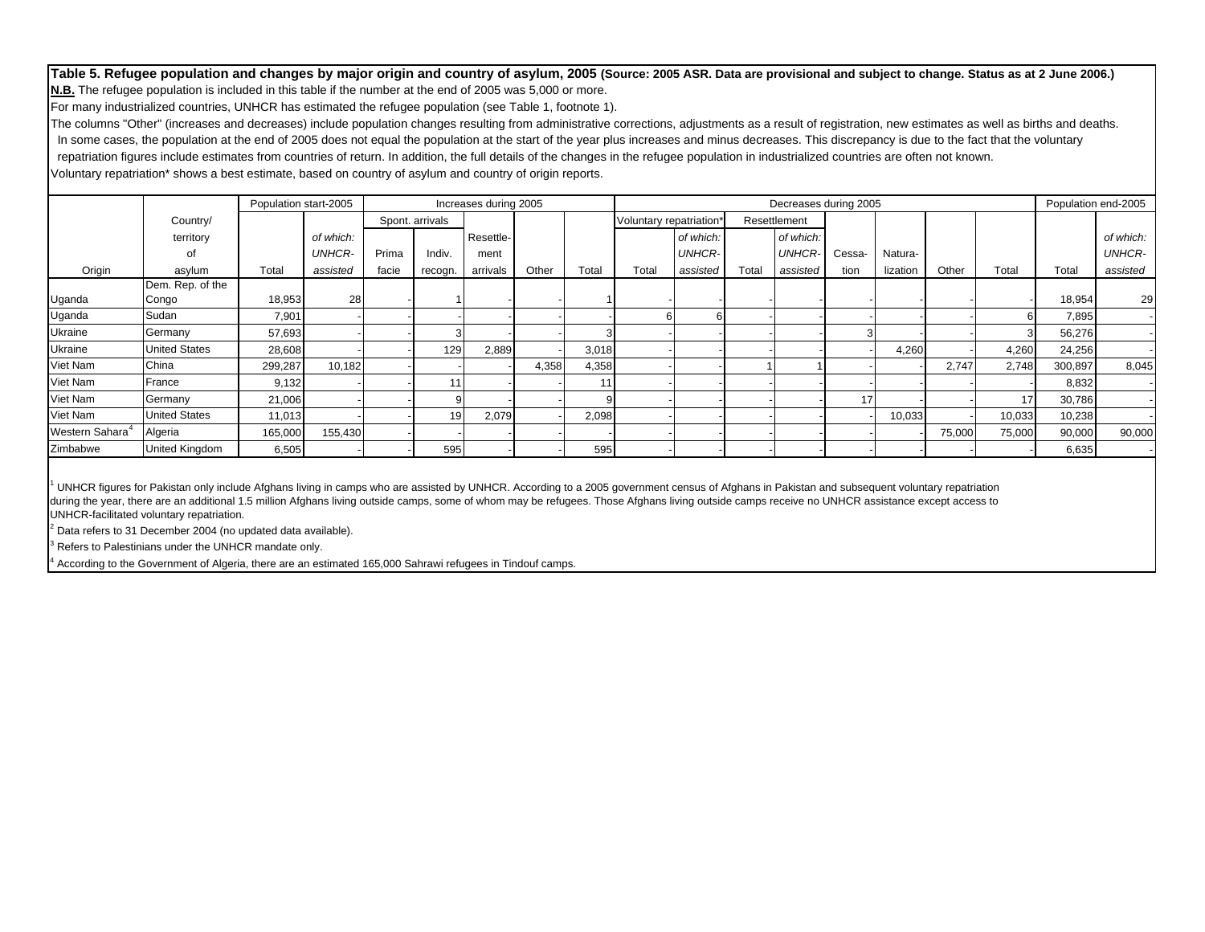**Table 5. Refugee population and changes by major origin and country of asylum, 2005** **(Source: 2005 ASR. Data are provisional and subject to change. Status as at 2 June 2006.)**

**N.B.** The refugee population is included in this table if the number at the end of 2005 was 5,000 or more.

For many industrialized countries, UNHCR has estimated the refugee population (see Table 1, footnote 1).

The columns "Other" (increases and decreases) include population changes resulting from administrative corrections, adjustments as a result of registration, new estimates as well as births and deaths. In some cases, the population at the end of 2005 does not equal the population at the start of the year plus increases and minus decreases. This discrepancy is due to the fact that the voluntary repatriation figures include estimates from countries of return. In addition, the full details of the changes in the refugee population in industrialized countries are often not known.

Voluntary repatriation* shows a best estimate, based on country of asylum and country of origin reports.

| | | Population start-2005 | | Increases during 2005 | | | | | Decreases during 2005 | | | | | | | | Population end-2005 | |
|---|---|---|---|---|---|---|---|---|---|---|---|---|---|---|---|---|---|---|
| | | | | Spont. arrivals | | | | | Voluntary repatriation* | | Resettlement | | | | | | | |
| Origin | Country/ territory of asylum | Total | *of which: UNHCR-assisted* | Prima facie | Indiv. recogn. | Resettle-ment arrivals | Other | Total | Total | *of which: UNHCR-assisted* | Total | *of which: UNHCR-assisted* | Cessa-tion | Natura-lization | Other | Total | Total | *of which: UNHCR-assisted* |
| Uganda | Dem. Rep. of the Congo | 18,953 | 28 | - | 1 | - | - | 1 | - | - | - | - | - | - | - | - | 18,954 | 29 |
| Uganda | Sudan | 7,901 | - | - | - | - | - | - | 6 | 6 | - | - | - | - | - | 6 | 7,895 | - |
| Ukraine | Germany | 57,693 | - | - | 3 | - | - | 3 | - | - | - | - | 3 | - | - | 3 | 56,276 | - |
| Ukraine | United States | 28,608 | - | - | 129 | 2,889 | - | 3,018 | - | - | - | - | - | 4,260 | - | 4,260 | 24,256 | - |
| Viet Nam | China | 299,287 | 10,182 | - | - | - | 4,358 | 4,358 | - | - | 1 | 1 | - | - | 2,747 | 2,748 | 300,897 | 8,045 |
| Viet Nam | France | 9,132 | - | - | 11 | - | - | 11 | - | - | - | - | - | - | - | - | 8,832 | - |
| Viet Nam | Germany | 21,006 | - | - | 9 | - | - | 9 | - | - | - | - | 17 | - | - | 17 | 30,786 | - |
| Viet Nam | United States | 11,013 | - | - | 19 | 2,079 | - | 2,098 | - | - | - | - | - | 10,033 | - | 10,033 | 10,238 | - |
| Western Sahara[4] | Algeria | 165,000 | 155,430 | - | - | - | - | - | - | - | - | - | - | - | 75,000 | 75,000 | 90,000 | 90,000 |
| Zimbabwe | United Kingdom | 6,505 | - | - | 595 | - | - | 595 | - | - | - | - | - | - | - | - | 6,635 | - |

[1] UNHCR figures for Pakistan only include Afghans living in camps who are assisted by UNHCR. According to a 2005 government census of Afghans in Pakistan and subsequent voluntary repatriation during the year, there are an additional 1.5 million Afghans living outside camps, some of whom may be refugees. Those Afghans living outside camps receive no UNHCR assistance except access to UNHCR-facilitated voluntary repatriation.

[2] Data refers to 31 December 2004 (no updated data available).

[3] Refers to Palestinians under the UNHCR mandate only.

[4] According to the Government of Algeria, there are an estimated 165,000 Sahrawi refugees in Tindouf camps.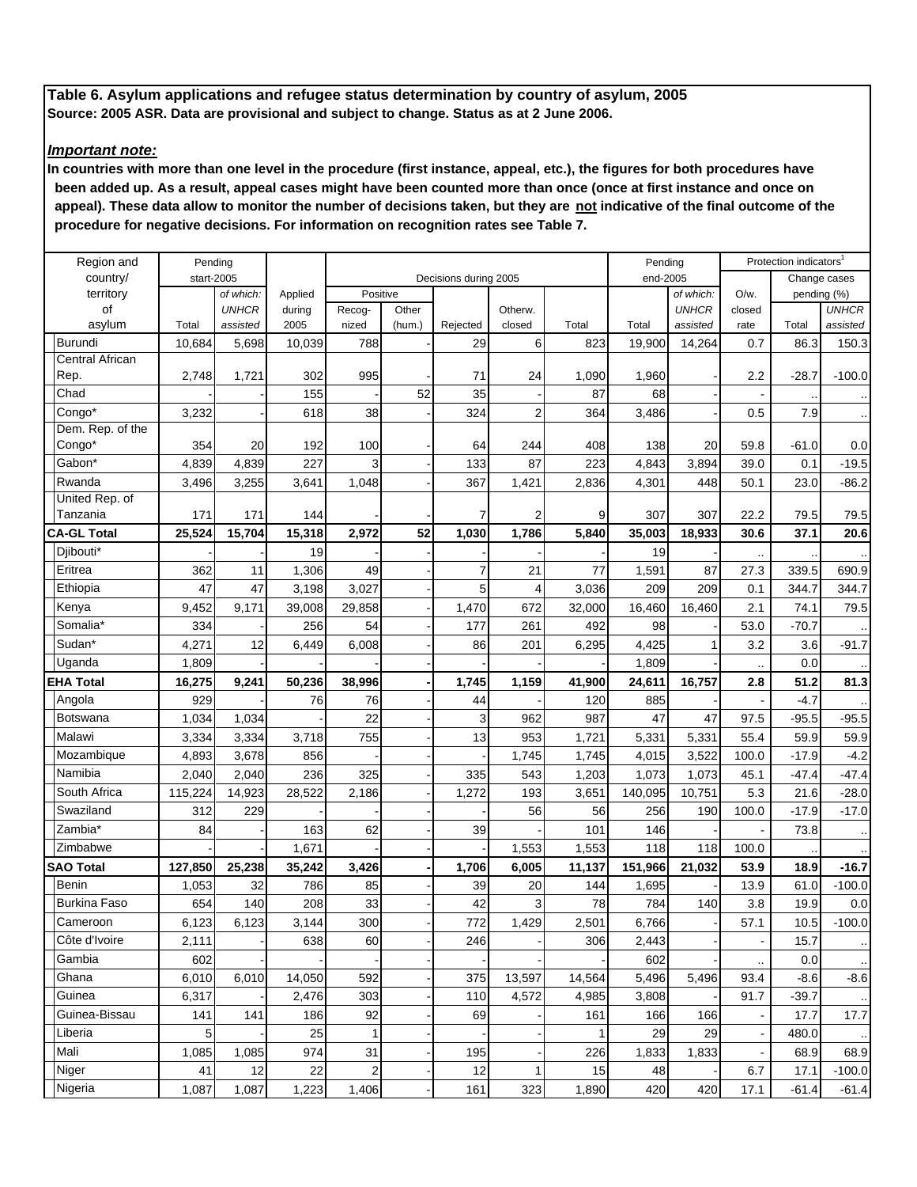**Table 6. Asylum applications and refugee status determination by country of asylum, 2005**
**Source: 2005 ASR. Data are provisional and subject to change. Status as at 2 June 2006.**

***Important note:***

**In countries with more than one level in the procedure (first instance, appeal, etc.), the figures for both procedures have been added up. As a result, appeal cases might have been counted more than once (once at first instance and once on appeal). These data allow to monitor the number of decisions taken, but they are not indicative of the final outcome of the procedure for negative decisions. For information on recognition rates see Table 7.**

| Region and country/ territory of asylum | Pending start-2005 | | Applied during 2005 | Decisions during 2005 | | | | | Pending end-2005 | | Protection indicators[1] | | |
|---|---|---|---|---|---|---|---|---|---|---|---|---|---|
| | | | | Positive | | | | | | | | Change cases pending (%) | |
| | Total | *of which: UNHCR assisted* | | Recog-nized | Other (hum.) | Rejected | Otherw. closed | Total | Total | *of which: UNHCR assisted* | O/w. closed rate | Total | *UNHCR assisted* |
| Burundi | 10,684 | 5,698 | 10,039 | 788 | - | 29 | 6 | 823 | 19,900 | 14,264 | 0.7 | 86.3 | 150.3 |
| Central African Rep. | 2,748 | 1,721 | 302 | 995 | - | 71 | 24 | 1,090 | 1,960 | - | 2.2 | -28.7 | -100.0 |
| Chad | - | - | 155 | - | 52 | 35 | - | 87 | 68 | - | - | .. | .. |
| Congo* | 3,232 | - | 618 | 38 | - | 324 | 2 | 364 | 3,486 | - | 0.5 | 7.9 | .. |
| Dem. Rep. of the Congo* | 354 | 20 | 192 | 100 | - | 64 | 244 | 408 | 138 | 20 | 59.8 | -61.0 | 0.0 |
| Gabon* | 4,839 | 4,839 | 227 | 3 | - | 133 | 87 | 223 | 4,843 | 3,894 | 39.0 | 0.1 | -19.5 |
| Rwanda | 3,496 | 3,255 | 3,641 | 1,048 | - | 367 | 1,421 | 2,836 | 4,301 | 448 | 50.1 | 23.0 | -86.2 |
| United Rep. of Tanzania | 171 | 171 | 144 | - | - | 7 | 2 | 9 | 307 | 307 | 22.2 | 79.5 | 79.5 |
| **CA-GL Total** | **25,524** | **15,704** | **15,318** | **2,972** | **52** | **1,030** | **1,786** | **5,840** | **35,003** | **18,933** | **30.6** | **37.1** | **20.6** |
| Djibouti* | - | - | 19 | - | - | - | - | - | 19 | - | .. | .. | .. |
| Eritrea | 362 | 11 | 1,306 | 49 | - | 7 | 21 | 77 | 1,591 | 87 | 27.3 | 339.5 | 690.9 |
| Ethiopia | 47 | 47 | 3,198 | 3,027 | - | 5 | 4 | 3,036 | 209 | 209 | 0.1 | 344.7 | 344.7 |
| Kenya | 9,452 | 9,171 | 39,008 | 29,858 | - | 1,470 | 672 | 32,000 | 16,460 | 16,460 | 2.1 | 74.1 | 79.5 |
| Somalia* | 334 | - | 256 | 54 | - | 177 | 261 | 492 | 98 | - | 53.0 | -70.7 | .. |
| Sudan* | 4,271 | 12 | 6,449 | 6,008 | - | 86 | 201 | 6,295 | 4,425 | 1 | 3.2 | 3.6 | -91.7 |
| Uganda | 1,809 | - | - | - | - | - | - | - | 1,809 | - | .. | 0.0 | .. |
| **EHA Total** | **16,275** | **9,241** | **50,236** | **38,996** | **-** | **1,745** | **1,159** | **41,900** | **24,611** | **16,757** | **2.8** | **51.2** | **81.3** |
| Angola | 929 | - | 76 | 76 | - | 44 | - | 120 | 885 | - | - | -4.7 | .. |
| Botswana | 1,034 | 1,034 | - | 22 | - | 3 | 962 | 987 | 47 | 47 | 97.5 | -95.5 | -95.5 |
| Malawi | 3,334 | 3,334 | 3,718 | 755 | - | 13 | 953 | 1,721 | 5,331 | 5,331 | 55.4 | 59.9 | 59.9 |
| Mozambique | 4,893 | 3,678 | 856 | - | - | - | 1,745 | 1,745 | 4,015 | 3,522 | 100.0 | -17.9 | -4.2 |
| Namibia | 2,040 | 2,040 | 236 | 325 | - | 335 | 543 | 1,203 | 1,073 | 1,073 | 45.1 | -47.4 | -47.4 |
| South Africa | 115,224 | 14,923 | 28,522 | 2,186 | - | 1,272 | 193 | 3,651 | 140,095 | 10,751 | 5.3 | 21.6 | -28.0 |
| Swaziland | 312 | 229 | - | - | - | - | 56 | 56 | 256 | 190 | 100.0 | -17.9 | -17.0 |
| Zambia* | 84 | - | 163 | 62 | - | 39 | - | 101 | 146 | - | - | 73.8 | .. |
| Zimbabwe | - | - | 1,671 | - | - | - | 1,553 | 1,553 | 118 | 118 | 100.0 | .. | .. |
| **SAO Total** | **127,850** | **25,238** | **35,242** | **3,426** | **-** | **1,706** | **6,005** | **11,137** | **151,966** | **21,032** | **53.9** | **18.9** | **-16.7** |
| Benin | 1,053 | 32 | 786 | 85 | - | 39 | 20 | 144 | 1,695 | - | 13.9 | 61.0 | -100.0 |
| Burkina Faso | 654 | 140 | 208 | 33 | - | 42 | 3 | 78 | 784 | 140 | 3.8 | 19.9 | 0.0 |
| Cameroon | 6,123 | 6,123 | 3,144 | 300 | - | 772 | 1,429 | 2,501 | 6,766 | - | 57.1 | 10.5 | -100.0 |
| Côte d'Ivoire | 2,111 | - | 638 | 60 | - | 246 | - | 306 | 2,443 | - | - | 15.7 | .. |
| Gambia | 602 | - | - | - | - | - | - | - | 602 | - | .. | 0.0 | .. |
| Ghana | 6,010 | 6,010 | 14,050 | 592 | - | 375 | 13,597 | 14,564 | 5,496 | 5,496 | 93.4 | -8.6 | -8.6 |
| Guinea | 6,317 | - | 2,476 | 303 | - | 110 | 4,572 | 4,985 | 3,808 | - | 91.7 | -39.7 | .. |
| Guinea-Bissau | 141 | 141 | 186 | 92 | - | 69 | - | 161 | 166 | 166 | - | 17.7 | 17.7 |
| Liberia | 5 | - | 25 | 1 | - | - | - | 1 | 29 | 29 | - | 480.0 | .. |
| Mali | 1,085 | 1,085 | 974 | 31 | - | 195 | - | 226 | 1,833 | 1,833 | - | 68.9 | 68.9 |
| Niger | 41 | 12 | 22 | 2 | - | 12 | 1 | 15 | 48 | - | 6.7 | 17.1 | -100.0 |
| Nigeria | 1,087 | 1,087 | 1,223 | 1,406 | - | 161 | 323 | 1,890 | 420 | 420 | 17.1 | -61.4 | -61.4 |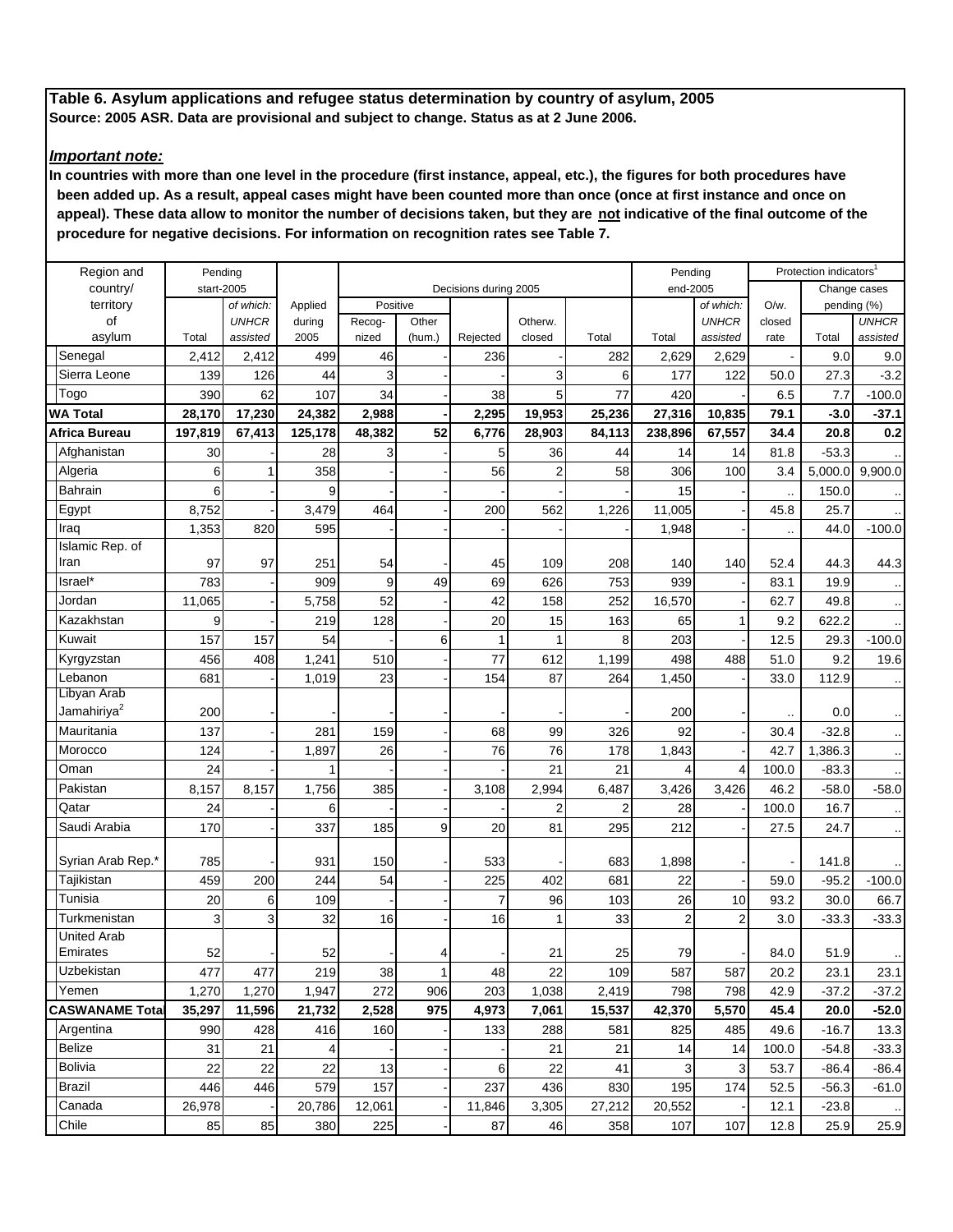**Table 6. Asylum applications and refugee status determination by country of asylum, 2005**
**Source: 2005 ASR. Data are provisional and subject to change. Status as at 2 June 2006.**

***Important note:***
**In countries with more than one level in the procedure (first instance, appeal, etc.), the figures for both procedures have been added up. As a result, appeal cases might have been counted more than once (once at first instance and once on appeal). These data allow to monitor the number of decisions taken, but they are not indicative of the final outcome of the procedure for negative decisions. For information on recognition rates see Table 7.**

| Region and country/ territory of asylum | Pending start-2005 | | Applied during 2005 | Decisions during 2005 | | | | | Pending end-2005 | | Protection indicators[1] | | |
|---|---|---|---|---|---|---|---|---|---|---|---|---|---|
| | | | | Positive | | | | | | | | Change cases pending (%) | |
| | Total | *of which: UNHCR assisted* | | Recog-nized | Other (hum.) | Rejected | Otherw. closed | Total | Total | *of which: UNHCR assisted* | O/w. closed rate | Total | *UNHCR assisted* |
| Senegal | 2,412 | 2,412 | 499 | 46 | - | 236 | - | 282 | 2,629 | 2,629 | - | 9.0 | 9.0 |
| Sierra Leone | 139 | 126 | 44 | 3 | - | - | 3 | 6 | 177 | 122 | 50.0 | 27.3 | -3.2 |
| Togo | 390 | 62 | 107 | 34 | - | 38 | 5 | 77 | 420 | - | 6.5 | 7.7 | -100.0 |
| **WA Total** | **28,170** | **17,230** | **24,382** | **2,988** | **-** | **2,295** | **19,953** | **25,236** | **27,316** | **10,835** | **79.1** | **-3.0** | **-37.1** |
| **Africa Bureau** | **197,819** | **67,413** | **125,178** | **48,382** | **52** | **6,776** | **28,903** | **84,113** | **238,896** | **67,557** | **34.4** | **20.8** | **0.2** |
| Afghanistan | 30 | - | 28 | 3 | - | 5 | 36 | 44 | 14 | 14 | 81.8 | -53.3 | .. |
| Algeria | 6 | 1 | 358 | - | - | 56 | 2 | 58 | 306 | 100 | 3.4 | 5,000.0 | 9,900.0 |
| Bahrain | 6 | - | 9 | - | - | - | - | - | 15 | - | .. | 150.0 | .. |
| Egypt | 8,752 | - | 3,479 | 464 | - | 200 | 562 | 1,226 | 11,005 | - | 45.8 | 25.7 | .. |
| Iraq | 1,353 | 820 | 595 | - | - | - | - | - | 1,948 | - | .. | 44.0 | -100.0 |
| Islamic Rep. of Iran | 97 | 97 | 251 | 54 | - | 45 | 109 | 208 | 140 | 140 | 52.4 | 44.3 | 44.3 |
| Israel* | 783 | - | 909 | 9 | 49 | 69 | 626 | 753 | 939 | - | 83.1 | 19.9 | .. |
| Jordan | 11,065 | - | 5,758 | 52 | - | 42 | 158 | 252 | 16,570 | - | 62.7 | 49.8 | .. |
| Kazakhstan | 9 | - | 219 | 128 | - | 20 | 15 | 163 | 65 | 1 | 9.2 | 622.2 | .. |
| Kuwait | 157 | 157 | 54 | - | 6 | 1 | 1 | 8 | 203 | - | 12.5 | 29.3 | -100.0 |
| Kyrgyzstan | 456 | 408 | 1,241 | 510 | - | 77 | 612 | 1,199 | 498 | 488 | 51.0 | 9.2 | 19.6 |
| Lebanon | 681 | - | 1,019 | 23 | - | 154 | 87 | 264 | 1,450 | - | 33.0 | 112.9 | .. |
| Libyan Arab Jamahiriya[2] | 200 | - | - | - | - | - | - | - | 200 | - | .. | 0.0 | .. |
| Mauritania | 137 | - | 281 | 159 | - | 68 | 99 | 326 | 92 | - | 30.4 | -32.8 | .. |
| Morocco | 124 | - | 1,897 | 26 | - | 76 | 76 | 178 | 1,843 | - | 42.7 | 1,386.3 | .. |
| Oman | 24 | - | 1 | - | - | - | 21 | 21 | 4 | 4 | 100.0 | -83.3 | .. |
| Pakistan | 8,157 | 8,157 | 1,756 | 385 | - | 3,108 | 2,994 | 6,487 | 3,426 | 3,426 | 46.2 | -58.0 | -58.0 |
| Qatar | 24 | - | 6 | - | - | - | 2 | 2 | 28 | - | 100.0 | 16.7 | .. |
| Saudi Arabia | 170 | - | 337 | 185 | 9 | 20 | 81 | 295 | 212 | - | 27.5 | 24.7 | .. |
| Syrian Arab Rep.* | 785 | - | 931 | 150 | - | 533 | - | 683 | 1,898 | - | - | 141.8 | .. |
| Tajikistan | 459 | 200 | 244 | 54 | - | 225 | 402 | 681 | 22 | - | 59.0 | -95.2 | -100.0 |
| Tunisia | 20 | 6 | 109 | - | - | 7 | 96 | 103 | 26 | 10 | 93.2 | 30.0 | 66.7 |
| Turkmenistan | 3 | 3 | 32 | 16 | - | 16 | 1 | 33 | 2 | 2 | 3.0 | -33.3 | -33.3 |
| United Arab Emirates | 52 | - | 52 | - | 4 | - | 21 | 25 | 79 | - | 84.0 | 51.9 | .. |
| Uzbekistan | 477 | 477 | 219 | 38 | 1 | 48 | 22 | 109 | 587 | 587 | 20.2 | 23.1 | 23.1 |
| Yemen | 1,270 | 1,270 | 1,947 | 272 | 906 | 203 | 1,038 | 2,419 | 798 | 798 | 42.9 | -37.2 | -37.2 |
| **CASWANAME Total** | **35,297** | **11,596** | **21,732** | **2,528** | **975** | **4,973** | **7,061** | **15,537** | **42,370** | **5,570** | **45.4** | **20.0** | **-52.0** |
| Argentina | 990 | 428 | 416 | 160 | - | 133 | 288 | 581 | 825 | 485 | 49.6 | -16.7 | 13.3 |
| Belize | 31 | 21 | 4 | - | - | - | 21 | 21 | 14 | 14 | 100.0 | -54.8 | -33.3 |
| Bolivia | 22 | 22 | 22 | 13 | - | 6 | 22 | 41 | 3 | 3 | 53.7 | -86.4 | -86.4 |
| Brazil | 446 | 446 | 579 | 157 | - | 237 | 436 | 830 | 195 | 174 | 52.5 | -56.3 | -61.0 |
| Canada | 26,978 | - | 20,786 | 12,061 | - | 11,846 | 3,305 | 27,212 | 20,552 | - | 12.1 | -23.8 | .. |
| Chile | 85 | 85 | 380 | 225 | - | 87 | 46 | 358 | 107 | 107 | 12.8 | 25.9 | 25.9 |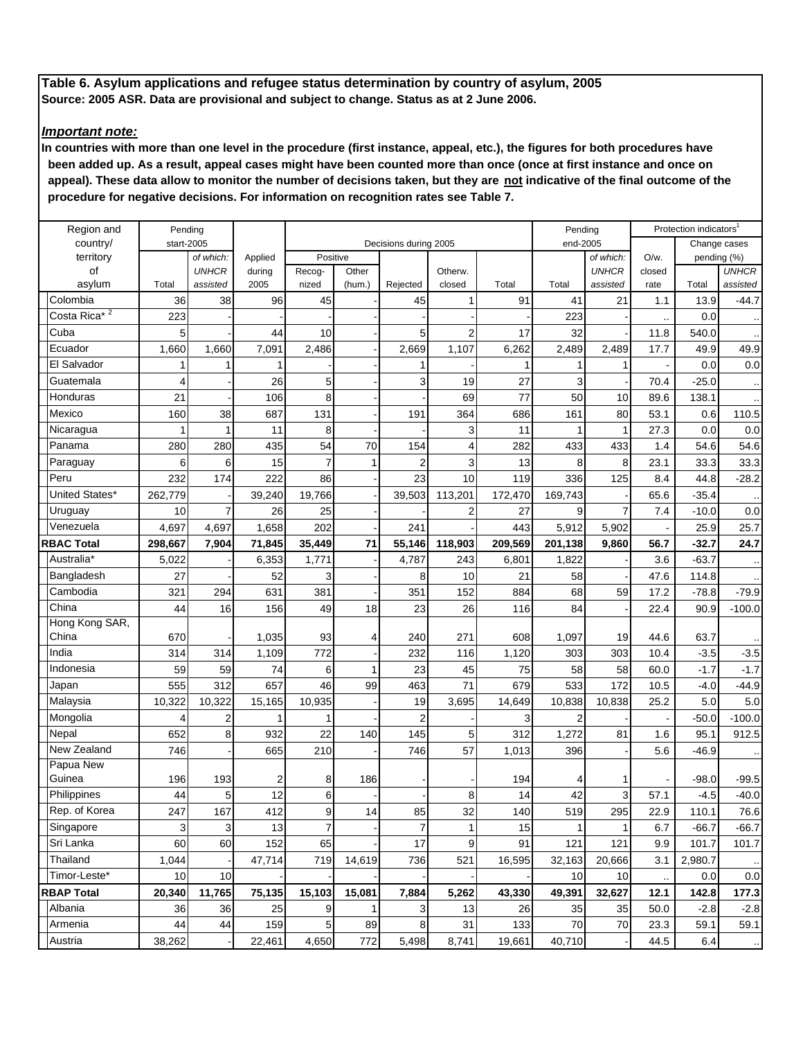**Table 6. Asylum applications and refugee status determination by country of asylum, 2005**
**Source: 2005 ASR. Data are provisional and subject to change. Status as at 2 June 2006.**

***Important note:***

**In countries with more than one level in the procedure (first instance, appeal, etc.), the figures for both procedures have been added up. As a result, appeal cases might have been counted more than once (once at first instance and once on appeal). These data allow to monitor the number of decisions taken, but they are not indicative of the final outcome of the procedure for negative decisions. For information on recognition rates see Table 7.**

| Region and country/ territory of asylum | Pending start-2005 | | Applied during 2005 | Decisions during 2005 | | | | | Pending end-2005 | | Protection indicators[1] | | |
|---|---|---|---|---|---|---|---|---|---|---|---|---|---|
| | | | | Positive | | | | | | | | Change cases pending (%) | |
| | Total | *of which: UNHCR assisted* | | Recog-nized | Other (hum.) | Rejected | Otherw. closed | Total | Total | *of which: UNHCR assisted* | O/w. closed rate | Total | *UNHCR assisted* |
| Colombia | 36 | 38 | 96 | 45 | - | 45 | 1 | 91 | 41 | 21 | 1.1 | 13.9 | -44.7 |
| Costa Rica* [2] | 223 | - | - | - | - | - | - | - | 223 | - | .. | 0.0 | .. |
| Cuba | 5 | - | 44 | 10 | - | 5 | 2 | 17 | 32 | - | 11.8 | 540.0 | .. |
| Ecuador | 1,660 | 1,660 | 7,091 | 2,486 | - | 2,669 | 1,107 | 6,262 | 2,489 | 2,489 | 17.7 | 49.9 | 49.9 |
| El Salvador | 1 | 1 | 1 | - | - | 1 | - | 1 | 1 | 1 | - | 0.0 | 0.0 |
| Guatemala | 4 | - | 26 | 5 | - | 3 | 19 | 27 | 3 | - | 70.4 | -25.0 | .. |
| Honduras | 21 | - | 106 | 8 | - | - | 69 | 77 | 50 | 10 | 89.6 | 138.1 | .. |
| Mexico | 160 | 38 | 687 | 131 | - | 191 | 364 | 686 | 161 | 80 | 53.1 | 0.6 | 110.5 |
| Nicaragua | 1 | 1 | 11 | 8 | - | - | 3 | 11 | 1 | 1 | 27.3 | 0.0 | 0.0 |
| Panama | 280 | 280 | 435 | 54 | 70 | 154 | 4 | 282 | 433 | 433 | 1.4 | 54.6 | 54.6 |
| Paraguay | 6 | 6 | 15 | 7 | 1 | 2 | 3 | 13 | 8 | 8 | 23.1 | 33.3 | 33.3 |
| Peru | 232 | 174 | 222 | 86 | - | 23 | 10 | 119 | 336 | 125 | 8.4 | 44.8 | -28.2 |
| United States* | 262,779 | - | 39,240 | 19,766 | - | 39,503 | 113,201 | 172,470 | 169,743 | - | 65.6 | -35.4 | .. |
| Uruguay | 10 | 7 | 26 | 25 | - | - | 2 | 27 | 9 | 7 | 7.4 | -10.0 | 0.0 |
| Venezuela | 4,697 | 4,697 | 1,658 | 202 | - | 241 | - | 443 | 5,912 | 5,902 | - | 25.9 | 25.7 |
| **RBAC Total** | **298,667** | **7,904** | **71,845** | **35,449** | **71** | **55,146** | **118,903** | **209,569** | **201,138** | **9,860** | **56.7** | **-32.7** | **24.7** |
| Australia* | 5,022 | - | 6,353 | 1,771 | - | 4,787 | 243 | 6,801 | 1,822 | - | 3.6 | -63.7 | .. |
| Bangladesh | 27 | - | 52 | 3 | - | 8 | 10 | 21 | 58 | - | 47.6 | 114.8 | .. |
| Cambodia | 321 | 294 | 631 | 381 | - | 351 | 152 | 884 | 68 | 59 | 17.2 | -78.8 | -79.9 |
| China | 44 | 16 | 156 | 49 | 18 | 23 | 26 | 116 | 84 | - | 22.4 | 90.9 | -100.0 |
| Hong Kong SAR, China | 670 | - | 1,035 | 93 | 4 | 240 | 271 | 608 | 1,097 | 19 | 44.6 | 63.7 | .. |
| India | 314 | 314 | 1,109 | 772 | - | 232 | 116 | 1,120 | 303 | 303 | 10.4 | -3.5 | -3.5 |
| Indonesia | 59 | 59 | 74 | 6 | 1 | 23 | 45 | 75 | 58 | 58 | 60.0 | -1.7 | -1.7 |
| Japan | 555 | 312 | 657 | 46 | 99 | 463 | 71 | 679 | 533 | 172 | 10.5 | -4.0 | -44.9 |
| Malaysia | 10,322 | 10,322 | 15,165 | 10,935 | - | 19 | 3,695 | 14,649 | 10,838 | 10,838 | 25.2 | 5.0 | 5.0 |
| Mongolia | 4 | 2 | 1 | 1 | - | 2 | - | 3 | 2 | - | - | -50.0 | -100.0 |
| Nepal | 652 | 8 | 932 | 22 | 140 | 145 | 5 | 312 | 1,272 | 81 | 1.6 | 95.1 | 912.5 |
| New Zealand | 746 | - | 665 | 210 | - | 746 | 57 | 1,013 | 396 | - | 5.6 | -46.9 | .. |
| Papua New Guinea | 196 | 193 | 2 | 8 | 186 | - | - | 194 | 4 | 1 | - | -98.0 | -99.5 |
| Philippines | 44 | 5 | 12 | 6 | - | - | 8 | 14 | 42 | 3 | 57.1 | -4.5 | -40.0 |
| Rep. of Korea | 247 | 167 | 412 | 9 | 14 | 85 | 32 | 140 | 519 | 295 | 22.9 | 110.1 | 76.6 |
| Singapore | 3 | 3 | 13 | 7 | - | 7 | 1 | 15 | 1 | 1 | 6.7 | -66.7 | -66.7 |
| Sri Lanka | 60 | 60 | 152 | 65 | - | 17 | 9 | 91 | 121 | 121 | 9.9 | 101.7 | 101.7 |
| Thailand | 1,044 | - | 47,714 | 719 | 14,619 | 736 | 521 | 16,595 | 32,163 | 20,666 | 3.1 | 2,980.7 | .. |
| Timor-Leste* | 10 | 10 | - | - | - | - | - | - | 10 | 10 | .. | 0.0 | 0.0 |
| **RBAP Total** | **20,340** | **11,765** | **75,135** | **15,103** | **15,081** | **7,884** | **5,262** | **43,330** | **49,391** | **32,627** | **12.1** | **142.8** | **177.3** |
| Albania | 36 | 36 | 25 | 9 | 1 | 3 | 13 | 26 | 35 | 35 | 50.0 | -2.8 | -2.8 |
| Armenia | 44 | 44 | 159 | 5 | 89 | 8 | 31 | 133 | 70 | 70 | 23.3 | 59.1 | 59.1 |
| Austria | 38,262 | - | 22,461 | 4,650 | 772 | 5,498 | 8,741 | 19,661 | 40,710 | - | 44.5 | 6.4 | .. |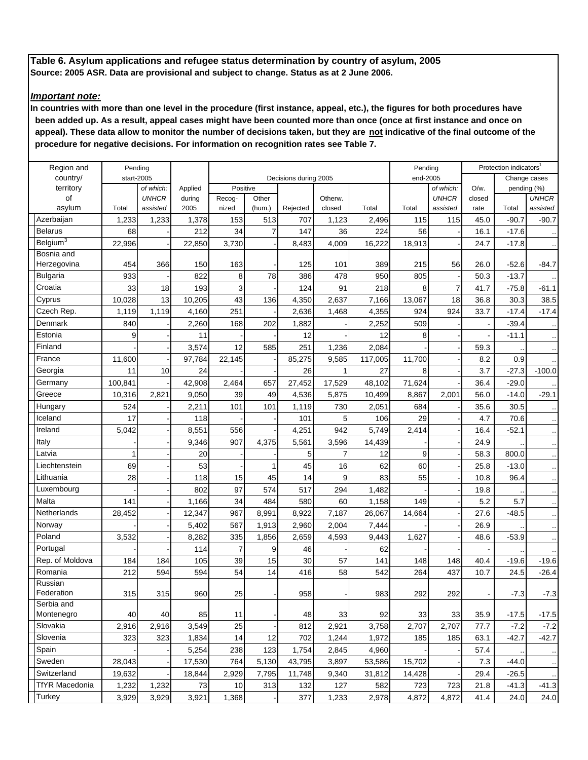**Table 6. Asylum applications and refugee status determination by country of asylum, 2005**
**Source: 2005 ASR. Data are provisional and subject to change. Status as at 2 June 2006.**

***Important note:***

**In countries with more than one level in the procedure (first instance, appeal, etc.), the figures for both procedures have been added up. As a result, appeal cases might have been counted more than once (once at first instance and once on appeal). These data allow to monitor the number of decisions taken, but they are not indicative of the final outcome of the procedure for negative decisions. For information on recognition rates see Table 7.**

| Region and country/ territory of asylum | Pending start-2005 | | Applied during 2005 | Decisions during 2005 | | | | | Pending end-2005 | | Protection indicators[1] | | |
|---|---|---|---|---|---|---|---|---|---|---|---|---|---|
| | | | | Positive | | | | | | | | Change cases pending (%) | |
| | Total | *of which: UNHCR assisted* | | Recog-nized | Other (hum.) | Rejected | Otherw. closed | Total | Total | *of which: UNHCR assisted* | O/w. closed rate | Total | *UNHCR assisted* |
| Azerbaijan | 1,233 | 1,233 | 1,378 | 153 | 513 | 707 | 1,123 | 2,496 | 115 | 115 | 45.0 | -90.7 | -90.7 |
| Belarus | 68 | - | 212 | 34 | 7 | 147 | 36 | 224 | 56 | - | 16.1 | -17.6 | .. |
| Belgium[3] | 22,996 | - | 22,850 | 3,730 | - | 8,483 | 4,009 | 16,222 | 18,913 | - | 24.7 | -17.8 | .. |
| Bosnia and Herzegovina | 454 | 366 | 150 | 163 | - | 125 | 101 | 389 | 215 | 56 | 26.0 | -52.6 | -84.7 |
| Bulgaria | 933 | - | 822 | 8 | 78 | 386 | 478 | 950 | 805 | - | 50.3 | -13.7 | .. |
| Croatia | 33 | 18 | 193 | 3 | - | 124 | 91 | 218 | 8 | 7 | 41.7 | -75.8 | -61.1 |
| Cyprus | 10,028 | 13 | 10,205 | 43 | 136 | 4,350 | 2,637 | 7,166 | 13,067 | 18 | 36.8 | 30.3 | 38.5 |
| Czech Rep. | 1,119 | 1,119 | 4,160 | 251 | - | 2,636 | 1,468 | 4,355 | 924 | 924 | 33.7 | -17.4 | -17.4 |
| Denmark | 840 | - | 2,260 | 168 | 202 | 1,882 | - | 2,252 | 509 | - | - | -39.4 | .. |
| Estonia | 9 | - | 11 | - | - | 12 | - | 12 | 8 | - | - | -11.1 | .. |
| Finland | - | - | 3,574 | 12 | 585 | 251 | 1,236 | 2,084 | - | - | 59.3 | .. | .. |
| France | 11,600 | - | 97,784 | 22,145 | - | 85,275 | 9,585 | 117,005 | 11,700 | - | 8.2 | 0.9 | .. |
| Georgia | 11 | 10 | 24 | - | - | 26 | 1 | 27 | 8 | - | 3.7 | -27.3 | -100.0 |
| Germany | 100,841 | - | 42,908 | 2,464 | 657 | 27,452 | 17,529 | 48,102 | 71,624 | - | 36.4 | -29.0 | .. |
| Greece | 10,316 | 2,821 | 9,050 | 39 | 49 | 4,536 | 5,875 | 10,499 | 8,867 | 2,001 | 56.0 | -14.0 | -29.1 |
| Hungary | 524 | - | 2,211 | 101 | 101 | 1,119 | 730 | 2,051 | 684 | - | 35.6 | 30.5 | .. |
| Iceland | 17 | - | 118 | - | - | 101 | 5 | 106 | 29 | - | 4.7 | 70.6 | .. |
| Ireland | 5,042 | - | 8,551 | 556 | - | 4,251 | 942 | 5,749 | 2,414 | - | 16.4 | -52.1 | .. |
| Italy | - | - | 9,346 | 907 | 4,375 | 5,561 | 3,596 | 14,439 | - | - | 24.9 | .. | .. |
| Latvia | 1 | - | 20 | - | - | 5 | 7 | 12 | 9 | - | 58.3 | 800.0 | .. |
| Liechtenstein | 69 | - | 53 | - | 1 | 45 | 16 | 62 | 60 | - | 25.8 | -13.0 | .. |
| Lithuania | 28 | - | 118 | 15 | 45 | 14 | 9 | 83 | 55 | - | 10.8 | 96.4 | .. |
| Luxembourg | - | - | 802 | 97 | 574 | 517 | 294 | 1,482 | - | - | 19.8 | .. | .. |
| Malta | 141 | - | 1,166 | 34 | 484 | 580 | 60 | 1,158 | 149 | - | 5.2 | 5.7 | .. |
| Netherlands | 28,452 | - | 12,347 | 967 | 8,991 | 8,922 | 7,187 | 26,067 | 14,664 | - | 27.6 | -48.5 | .. |
| Norway | - | - | 5,402 | 567 | 1,913 | 2,960 | 2,004 | 7,444 | - | - | 26.9 | .. | .. |
| Poland | 3,532 | - | 8,282 | 335 | 1,856 | 2,659 | 4,593 | 9,443 | 1,627 | - | 48.6 | -53.9 | .. |
| Portugal | - | - | 114 | 7 | 9 | 46 | - | 62 | - | - | - | .. | .. |
| Rep. of Moldova | 184 | 184 | 105 | 39 | 15 | 30 | 57 | 141 | 148 | 148 | 40.4 | -19.6 | -19.6 |
| Romania | 212 | 594 | 594 | 54 | 14 | 416 | 58 | 542 | 264 | 437 | 10.7 | 24.5 | -26.4 |
| Russian Federation | 315 | 315 | 960 | 25 | - | 958 | - | 983 | 292 | 292 | - | -7.3 | -7.3 |
| Serbia and Montenegro | 40 | 40 | 85 | 11 | - | 48 | 33 | 92 | 33 | 33 | 35.9 | -17.5 | -17.5 |
| Slovakia | 2,916 | 2,916 | 3,549 | 25 | - | 812 | 2,921 | 3,758 | 2,707 | 2,707 | 77.7 | -7.2 | -7.2 |
| Slovenia | 323 | 323 | 1,834 | 14 | 12 | 702 | 1,244 | 1,972 | 185 | 185 | 63.1 | -42.7 | -42.7 |
| Spain | - | - | 5,254 | 238 | 123 | 1,754 | 2,845 | 4,960 | - | - | 57.4 | .. | .. |
| Sweden | 28,043 | - | 17,530 | 764 | 5,130 | 43,795 | 3,897 | 53,586 | 15,702 | - | 7.3 | -44.0 | .. |
| Switzerland | 19,632 | - | 18,844 | 2,929 | 7,795 | 11,748 | 9,340 | 31,812 | 14,428 | - | 29.4 | -26.5 | .. |
| TfYR Macedonia | 1,232 | 1,232 | 73 | 10 | 313 | 132 | 127 | 582 | 723 | 723 | 21.8 | -41.3 | -41.3 |
| Turkey | 3,929 | 3,929 | 3,921 | 1,368 | - | 377 | 1,233 | 2,978 | 4,872 | 4,872 | 41.4 | 24.0 | 24.0 |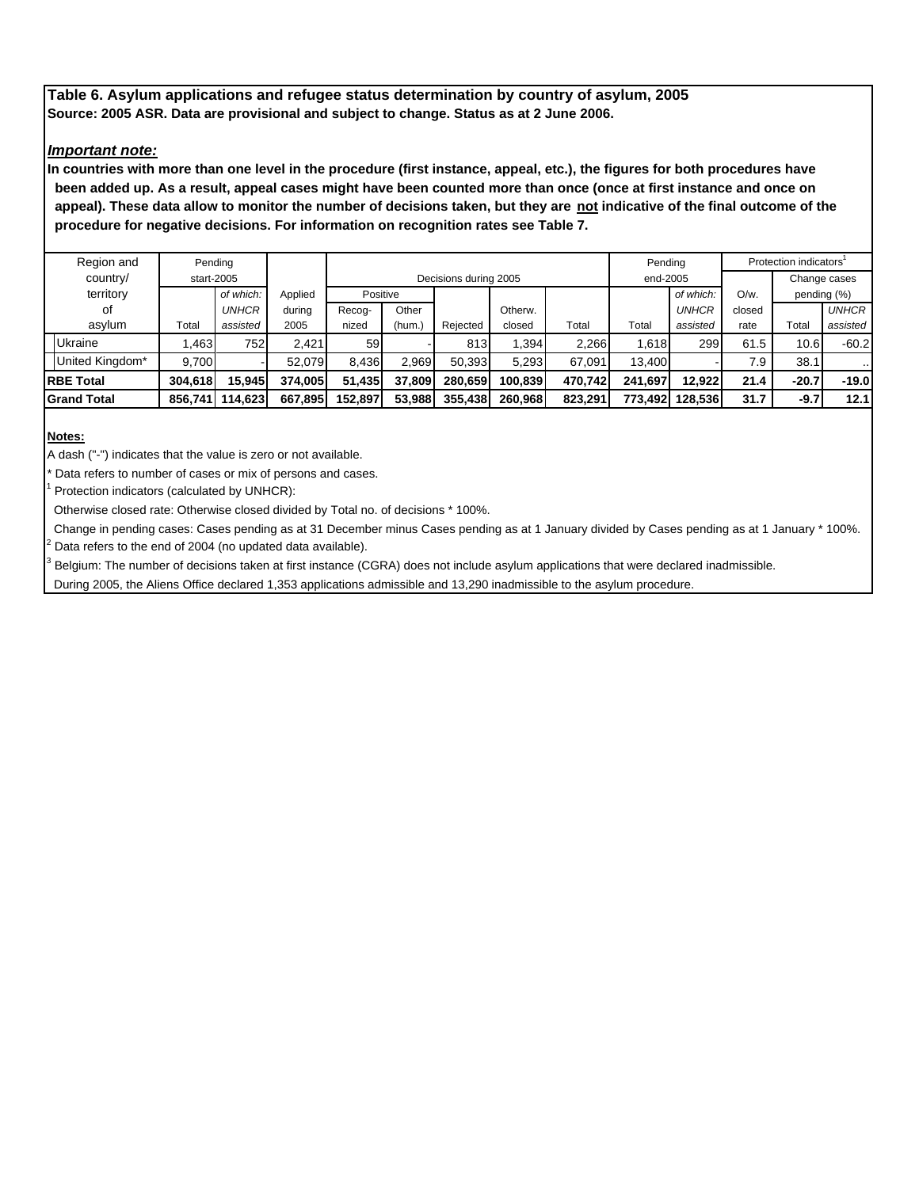**Table 6. Asylum applications and refugee status determination by country of asylum, 2005**
**Source: 2005 ASR. Data are provisional and subject to change. Status as at 2 June 2006.**

***Important note:***

**In countries with more than one level in the procedure (first instance, appeal, etc.), the figures for both procedures have been added up. As a result, appeal cases might have been counted more than once (once at first instance and once on appeal). These data allow to monitor the number of decisions taken, but they are not indicative of the final outcome of the procedure for negative decisions. For information on recognition rates see Table 7.**

| Region and country/ territory of asylum | Pending start-2005 | | Applied during 2005 | Decisions during 2005 | | | | | Pending end-2005 | | Protection indicators[1] | | |
|---|---|---|---|---|---|---|---|---|---|---|---|---|---|
| | | | | Positive | | | | | | | | Change cases pending (%) | |
| | Total | *of which: UNHCR assisted* | | Recog-nized | Other (hum.) | Rejected | Otherw. closed | Total | Total | *of which: UNHCR assisted* | O/w. closed rate | Total | *UNHCR assisted* |
| Ukraine | 1,463 | 752 | 2,421 | 59 | - | 813 | 1,394 | 2,266 | 1,618 | 299 | 61.5 | 10.6 | -60.2 |
| United Kingdom* | 9,700 | - | 52,079 | 8,436 | 2,969 | 50,393 | 5,293 | 67,091 | 13,400 | - | 7.9 | 38.1 | .. |
| **RBE Total** | **304,618** | **15,945** | **374,005** | **51,435** | **37,809** | **280,659** | **100,839** | **470,742** | **241,697** | **12,922** | **21.4** | **-20.7** | **-19.0** |
| **Grand Total** | **856,741** | **114,623** | **667,895** | **152,897** | **53,988** | **355,438** | **260,968** | **823,291** | **773,492** | **128,536** | **31.7** | **-9.7** | **12.1** |

**Notes:**

A dash ("-") indicates that the value is zero or not available.

\* Data refers to number of cases or mix of persons and cases.

[1] Protection indicators (calculated by UNHCR):

Otherwise closed rate: Otherwise closed divided by Total no. of decisions * 100%.

Change in pending cases: Cases pending as at 31 December minus Cases pending as at 1 January divided by Cases pending as at 1 January * 100%.

[2] Data refers to the end of 2004 (no updated data available).

[3] Belgium: The number of decisions taken at first instance (CGRA) does not include asylum applications that were declared inadmissible.

During 2005, the Aliens Office declared 1,353 applications admissible and 13,290 inadmissible to the asylum procedure.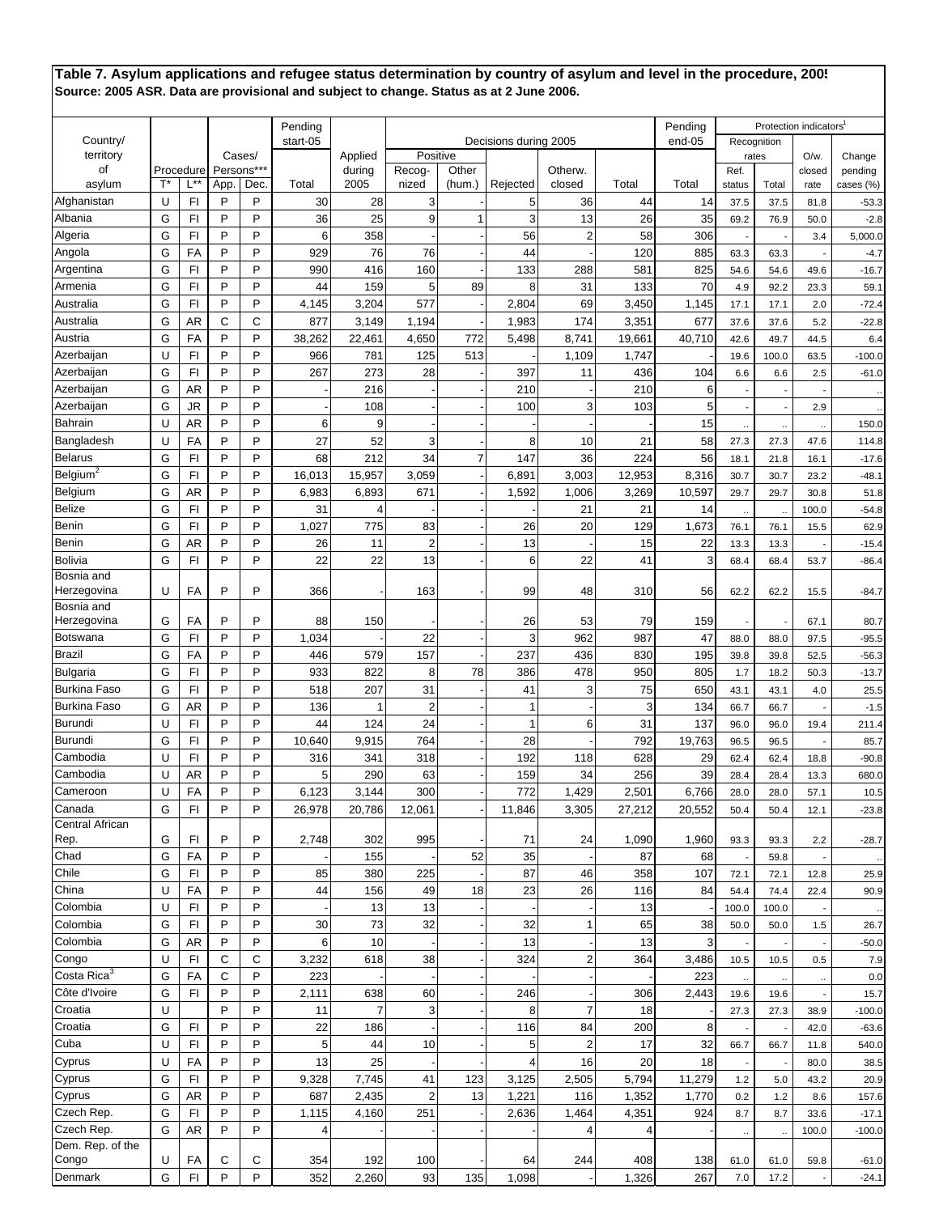**Table 7. Asylum applications and refugee status determination by country of asylum and level in the procedure, 2005**
**Source: 2005 ASR. Data are provisional and subject to change. Status as at 2 June 2006.**

| Country/ territory of asylum | Procedure T* | Procedure L** | Cases/ Persons*** App. | Cases/ Persons*** Dec. | Pending start-05 Total | Applied during 2005 | Decisions during 2005 Positive Recog-nized | Decisions during 2005 Positive Other (hum.) | Decisions during 2005 Rejected | Decisions during 2005 Otherw. closed | Decisions during 2005 Total | Pending end-05 Total | Protection indicators[1] Recognition rates Ref. status | Protection indicators[1] Recognition rates Total | Protection indicators[1] O/w. closed rate | Protection indicators[1] Change pending cases (%) |
|---|---|---|---|---|---|---|---|---|---|---|---|---|---|---|---|---|
| Afghanistan | U | FI | P | P | 30 | 28 | 3 | - | 5 | 36 | 44 | 14 | 37.5 | 37.5 | 81.8 | -53.3 |
| Albania | G | FI | P | P | 36 | 25 | 9 | 1 | 3 | 13 | 26 | 35 | 69.2 | 76.9 | 50.0 | -2.8 |
| Algeria | G | FI | P | P | 6 | 358 | - | - | 56 | 2 | 58 | 306 | - | - | 3.4 | 5,000.0 |
| Angola | G | FA | P | P | 929 | 76 | 76 | - | 44 | - | 120 | 885 | 63.3 | 63.3 | - | -4.7 |
| Argentina | G | FI | P | P | 990 | 416 | 160 | - | 133 | 288 | 581 | 825 | 54.6 | 54.6 | 49.6 | -16.7 |
| Armenia | G | FI | P | P | 44 | 159 | 5 | 89 | 8 | 31 | 133 | 70 | 4.9 | 92.2 | 23.3 | 59.1 |
| Australia | G | FI | P | P | 4,145 | 3,204 | 577 | - | 2,804 | 69 | 3,450 | 1,145 | 17.1 | 17.1 | 2.0 | -72.4 |
| Australia | G | AR | C | C | 877 | 3,149 | 1,194 | - | 1,983 | 174 | 3,351 | 677 | 37.6 | 37.6 | 5.2 | -22.8 |
| Austria | G | FA | P | P | 38,262 | 22,461 | 4,650 | 772 | 5,498 | 8,741 | 19,661 | 40,710 | 42.6 | 49.7 | 44.5 | 6.4 |
| Azerbaijan | U | FI | P | P | 966 | 781 | 125 | 513 | - | 1,109 | 1,747 | - | 19.6 | 100.0 | 63.5 | -100.0 |
| Azerbaijan | G | FI | P | P | 267 | 273 | 28 | - | 397 | 11 | 436 | 104 | 6.6 | 6.6 | 2.5 | -61.0 |
| Azerbaijan | G | AR | P | P | - | 216 | - | - | 210 | - | 210 | 6 | - | - | - | .. |
| Azerbaijan | G | JR | P | P | - | 108 | - | - | 100 | 3 | 103 | 5 | - | - | 2.9 | .. |
| Bahrain | U | AR | P | P | 6 | 9 | - | - | - | - | - | 15 | .. | .. | .. | 150.0 |
| Bangladesh | U | FA | P | P | 27 | 52 | 3 | - | 8 | 10 | 21 | 58 | 27.3 | 27.3 | 47.6 | 114.8 |
| Belarus | G | FI | P | P | 68 | 212 | 34 | 7 | 147 | 36 | 224 | 56 | 18.1 | 21.8 | 16.1 | -17.6 |
| Belgium[2] | G | FI | P | P | 16,013 | 15,957 | 3,059 | - | 6,891 | 3,003 | 12,953 | 8,316 | 30.7 | 30.7 | 23.2 | -48.1 |
| Belgium | G | AR | P | P | 6,983 | 6,893 | 671 | - | 1,592 | 1,006 | 3,269 | 10,597 | 29.7 | 29.7 | 30.8 | 51.8 |
| Belize | G | FI | P | P | 31 | 4 | - | - | - | 21 | 21 | 14 | .. | .. | 100.0 | -54.8 |
| Benin | G | FI | P | P | 1,027 | 775 | 83 | - | 26 | 20 | 129 | 1,673 | 76.1 | 76.1 | 15.5 | 62.9 |
| Benin | G | AR | P | P | 26 | 11 | 2 | - | 13 | - | 15 | 22 | 13.3 | 13.3 | - | -15.4 |
| Bolivia | G | FI | P | P | 22 | 22 | 13 | - | 6 | 22 | 41 | 3 | 68.4 | 68.4 | 53.7 | -86.4 |
| Bosnia and Herzegovina | U | FA | P | P | 366 | - | 163 | - | 99 | 48 | 310 | 56 | 62.2 | 62.2 | 15.5 | -84.7 |
| Bosnia and Herzegovina | G | FA | P | P | 88 | 150 | - | - | 26 | 53 | 79 | 159 | - | - | 67.1 | 80.7 |
| Botswana | G | FI | P | P | 1,034 | - | 22 | - | 3 | 962 | 987 | 47 | 88.0 | 88.0 | 97.5 | -95.5 |
| Brazil | G | FA | P | P | 446 | 579 | 157 | - | 237 | 436 | 830 | 195 | 39.8 | 39.8 | 52.5 | -56.3 |
| Bulgaria | G | FI | P | P | 933 | 822 | 8 | 78 | 386 | 478 | 950 | 805 | 1.7 | 18.2 | 50.3 | -13.7 |
| Burkina Faso | G | FI | P | P | 518 | 207 | 31 | - | 41 | 3 | 75 | 650 | 43.1 | 43.1 | 4.0 | 25.5 |
| Burkina Faso | G | AR | P | P | 136 | 1 | 2 | - | 1 | - | 3 | 134 | 66.7 | 66.7 | - | -1.5 |
| Burundi | U | FI | P | P | 44 | 124 | 24 | - | 1 | 6 | 31 | 137 | 96.0 | 96.0 | 19.4 | 211.4 |
| Burundi | G | FI | P | P | 10,640 | 9,915 | 764 | - | 28 | - | 792 | 19,763 | 96.5 | 96.5 | - | 85.7 |
| Cambodia | U | FI | P | P | 316 | 341 | 318 | - | 192 | 118 | 628 | 29 | 62.4 | 62.4 | 18.8 | -90.8 |
| Cambodia | U | AR | P | P | 5 | 290 | 63 | - | 159 | 34 | 256 | 39 | 28.4 | 28.4 | 13.3 | 680.0 |
| Cameroon | U | FA | P | P | 6,123 | 3,144 | 300 | - | 772 | 1,429 | 2,501 | 6,766 | 28.0 | 28.0 | 57.1 | 10.5 |
| Canada | G | FI | P | P | 26,978 | 20,786 | 12,061 | - | 11,846 | 3,305 | 27,212 | 20,552 | 50.4 | 50.4 | 12.1 | -23.8 |
| Central African Rep. | G | FI | P | P | 2,748 | 302 | 995 | - | 71 | 24 | 1,090 | 1,960 | 93.3 | 93.3 | 2.2 | -28.7 |
| Chad | G | FA | P | P | - | 155 | - | 52 | 35 | - | 87 | 68 | - | 59.8 | - | .. |
| Chile | G | FI | P | P | 85 | 380 | 225 | - | 87 | 46 | 358 | 107 | 72.1 | 72.1 | 12.8 | 25.9 |
| China | U | FA | P | P | 44 | 156 | 49 | 18 | 23 | 26 | 116 | 84 | 54.4 | 74.4 | 22.4 | 90.9 |
| Colombia | U | FI | P | P | - | 13 | 13 | - | - | - | 13 | - | 100.0 | 100.0 | - | .. |
| Colombia | G | FI | P | P | 30 | 73 | 32 | - | 32 | 1 | 65 | 38 | 50.0 | 50.0 | 1.5 | 26.7 |
| Colombia | G | AR | P | P | 6 | 10 | - | - | 13 | - | 13 | 3 | - | - | - | -50.0 |
| Congo | U | FI | C | C | 3,232 | 618 | 38 | - | 324 | 2 | 364 | 3,486 | 10.5 | 10.5 | 0.5 | 7.9 |
| Costa Rica[3] | G | FA | C | P | 223 | - | - | - | - | - | - | 223 | .. | .. | .. | 0.0 |
| Côte d'Ivoire | G | FI | P | P | 2,111 | 638 | 60 | - | 246 | - | 306 | 2,443 | 19.6 | 19.6 | - | 15.7 |
| Croatia | U | | P | P | 11 | 7 | 3 | - | 8 | 7 | 18 | - | 27.3 | 27.3 | 38.9 | -100.0 |
| Croatia | G | FI | P | P | 22 | 186 | - | - | 116 | 84 | 200 | 8 | - | - | 42.0 | -63.6 |
| Cuba | U | FI | P | P | 5 | 44 | 10 | - | 5 | 2 | 17 | 32 | 66.7 | 66.7 | 11.8 | 540.0 |
| Cyprus | U | FA | P | P | 13 | 25 | - | - | 4 | 16 | 20 | 18 | - | - | 80.0 | 38.5 |
| Cyprus | G | FI | P | P | 9,328 | 7,745 | 41 | 123 | 3,125 | 2,505 | 5,794 | 11,279 | 1.2 | 5.0 | 43.2 | 20.9 |
| Cyprus | G | AR | P | P | 687 | 2,435 | 2 | 13 | 1,221 | 116 | 1,352 | 1,770 | 0.2 | 1.2 | 8.6 | 157.6 |
| Czech Rep. | G | FI | P | P | 1,115 | 4,160 | 251 | - | 2,636 | 1,464 | 4,351 | 924 | 8.7 | 8.7 | 33.6 | -17.1 |
| Czech Rep. | G | AR | P | P | 4 | - | - | - | - | 4 | 4 | - | .. | .. | 100.0 | -100.0 |
| Dem. Rep. of the Congo | U | FA | C | C | 354 | 192 | 100 | - | 64 | 244 | 408 | 138 | 61.0 | 61.0 | 59.8 | -61.0 |
| Denmark | G | FI | P | P | 352 | 2,260 | 93 | 135 | 1,098 | - | 1,326 | 267 | 7.0 | 17.2 | - | -24.1 |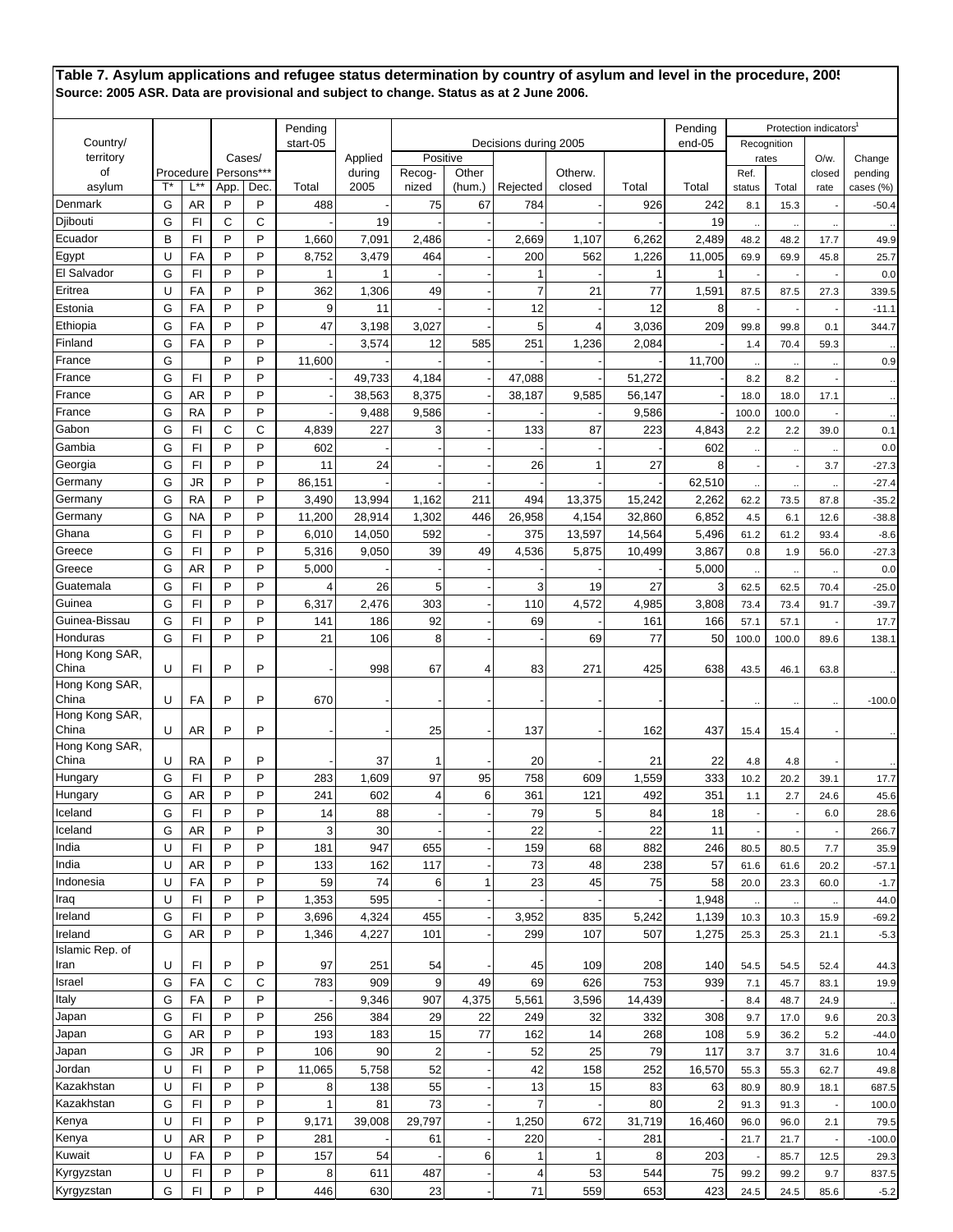**Table 7. Asylum applications and refugee status determination by country of asylum and level in the procedure, 2005**
**Source: 2005 ASR. Data are provisional and subject to change. Status as at 2 June 2006.**

| Country/ territory of asylum | Procedure T* | Procedure L** | Cases/ Persons*** App. | Cases/ Persons*** Dec. | Pending start-05 Total | Applied during 2005 | Decisions during 2005 Positive Recog-nized | Positive Other (hum.) | Rejected | Otherw. closed | Total | Pending end-05 Total | Protection indicators[1] Recognition rates Ref. status | Recognition rates Total | O/w. closed rate | Change pending cases (%) |
|---|---|---|---|---|---|---|---|---|---|---|---|---|---|---|---|---|
| Denmark | G | AR | P | P | 488 | - | 75 | 67 | 784 | - | 926 | 242 | 8.1 | 15.3 | - | -50.4 |
| Djibouti | G | FI | C | C | - | 19 | - | - | - | - | - | 19 | .. | .. | .. | .. |
| Ecuador | B | FI | P | P | 1,660 | 7,091 | 2,486 | - | 2,669 | 1,107 | 6,262 | 2,489 | 48.2 | 48.2 | 17.7 | 49.9 |
| Egypt | U | FA | P | P | 8,752 | 3,479 | 464 | - | 200 | 562 | 1,226 | 11,005 | 69.9 | 69.9 | 45.8 | 25.7 |
| El Salvador | G | FI | P | P | 1 | 1 | - | - | 1 | - | 1 | 1 | - | - | - | 0.0 |
| Eritrea | U | FA | P | P | 362 | 1,306 | 49 | - | 7 | 21 | 77 | 1,591 | 87.5 | 87.5 | 27.3 | 339.5 |
| Estonia | G | FA | P | P | 9 | 11 | - | - | 12 | - | 12 | 8 | - | - | - | -11.1 |
| Ethiopia | G | FA | P | P | 47 | 3,198 | 3,027 | - | 5 | 4 | 3,036 | 209 | 99.8 | 99.8 | 0.1 | 344.7 |
| Finland | G | FA | P | P | - | 3,574 | 12 | 585 | 251 | 1,236 | 2,084 | - | 1.4 | 70.4 | 59.3 | .. |
| France | G | | P | P | 11,600 | - | - | - | - | - | - | 11,700 | .. | .. | .. | 0.9 |
| France | G | FI | P | P | - | 49,733 | 4,184 | - | 47,088 | - | 51,272 | - | 8.2 | 8.2 | - | .. |
| France | G | AR | P | P | - | 38,563 | 8,375 | - | 38,187 | 9,585 | 56,147 | - | 18.0 | 18.0 | 17.1 | .. |
| France | G | RA | P | P | - | 9,488 | 9,586 | - | - | - | 9,586 | - | 100.0 | 100.0 | - | .. |
| Gabon | G | FI | C | C | 4,839 | 227 | 3 | - | 133 | 87 | 223 | 4,843 | 2.2 | 2.2 | 39.0 | 0.1 |
| Gambia | G | FI | P | P | 602 | - | - | - | - | - | - | 602 | .. | .. | .. | 0.0 |
| Georgia | G | FI | P | P | 11 | 24 | - | - | 26 | 1 | 27 | 8 | - | - | 3.7 | -27.3 |
| Germany | G | JR | P | P | 86,151 | - | - | - | - | - | - | 62,510 | .. | .. | .. | -27.4 |
| Germany | G | RA | P | P | 3,490 | 13,994 | 1,162 | 211 | 494 | 13,375 | 15,242 | 2,262 | 62.2 | 73.5 | 87.8 | -35.2 |
| Germany | G | NA | P | P | 11,200 | 28,914 | 1,302 | 446 | 26,958 | 4,154 | 32,860 | 6,852 | 4.5 | 6.1 | 12.6 | -38.8 |
| Ghana | G | FI | P | P | 6,010 | 14,050 | 592 | - | 375 | 13,597 | 14,564 | 5,496 | 61.2 | 61.2 | 93.4 | -8.6 |
| Greece | G | FI | P | P | 5,316 | 9,050 | 39 | 49 | 4,536 | 5,875 | 10,499 | 3,867 | 0.8 | 1.9 | 56.0 | -27.3 |
| Greece | G | AR | P | P | 5,000 | - | - | - | - | - | - | 5,000 | .. | .. | .. | 0.0 |
| Guatemala | G | FI | P | P | 4 | 26 | 5 | - | 3 | 19 | 27 | 3 | 62.5 | 62.5 | 70.4 | -25.0 |
| Guinea | G | FI | P | P | 6,317 | 2,476 | 303 | - | 110 | 4,572 | 4,985 | 3,808 | 73.4 | 73.4 | 91.7 | -39.7 |
| Guinea-Bissau | G | FI | P | P | 141 | 186 | 92 | - | 69 | - | 161 | 166 | 57.1 | 57.1 | - | 17.7 |
| Honduras | G | FI | P | P | 21 | 106 | 8 | - | - | 69 | 77 | 50 | 100.0 | 100.0 | 89.6 | 138.1 |
| Hong Kong SAR, China | U | FI | P | P | - | 998 | 67 | 4 | 83 | 271 | 425 | 638 | 43.5 | 46.1 | 63.8 | .. |
| Hong Kong SAR, China | U | FA | P | P | 670 | - | - | - | - | - | - | - | .. | .. | .. | -100.0 |
| Hong Kong SAR, China | U | AR | P | P | - | - | 25 | - | 137 | - | 162 | 437 | 15.4 | 15.4 | - | .. |
| Hong Kong SAR, China | U | RA | P | P | - | 37 | 1 | - | 20 | - | 21 | 22 | 4.8 | 4.8 | - | .. |
| Hungary | G | FI | P | P | 283 | 1,609 | 97 | 95 | 758 | 609 | 1,559 | 333 | 10.2 | 20.2 | 39.1 | 17.7 |
| Hungary | G | AR | P | P | 241 | 602 | 4 | 6 | 361 | 121 | 492 | 351 | 1.1 | 2.7 | 24.6 | 45.6 |
| Iceland | G | FI | P | P | 14 | 88 | - | - | 79 | 5 | 84 | 18 | - | - | 6.0 | 28.6 |
| Iceland | G | AR | P | P | 3 | 30 | - | - | 22 | - | 22 | 11 | - | - | - | 266.7 |
| India | U | FI | P | P | 181 | 947 | 655 | - | 159 | 68 | 882 | 246 | 80.5 | 80.5 | 7.7 | 35.9 |
| India | U | AR | P | P | 133 | 162 | 117 | - | 73 | 48 | 238 | 57 | 61.6 | 61.6 | 20.2 | -57.1 |
| Indonesia | U | FA | P | P | 59 | 74 | 6 | 1 | 23 | 45 | 75 | 58 | 20.0 | 23.3 | 60.0 | -1.7 |
| Iraq | U | FI | P | P | 1,353 | 595 | - | - | - | - | - | 1,948 | .. | .. | .. | 44.0 |
| Ireland | G | FI | P | P | 3,696 | 4,324 | 455 | - | 3,952 | 835 | 5,242 | 1,139 | 10.3 | 10.3 | 15.9 | -69.2 |
| Ireland | G | AR | P | P | 1,346 | 4,227 | 101 | - | 299 | 107 | 507 | 1,275 | 25.3 | 25.3 | 21.1 | -5.3 |
| Islamic Rep. of Iran | U | FI | P | P | 97 | 251 | 54 | - | 45 | 109 | 208 | 140 | 54.5 | 54.5 | 52.4 | 44.3 |
| Israel | G | FA | C | C | 783 | 909 | 9 | 49 | 69 | 626 | 753 | 939 | 7.1 | 45.7 | 83.1 | 19.9 |
| Italy | G | FA | P | P | - | 9,346 | 907 | 4,375 | 5,561 | 3,596 | 14,439 | - | 8.4 | 48.7 | 24.9 | .. |
| Japan | G | FI | P | P | 256 | 384 | 29 | 22 | 249 | 32 | 332 | 308 | 9.7 | 17.0 | 9.6 | 20.3 |
| Japan | G | AR | P | P | 193 | 183 | 15 | 77 | 162 | 14 | 268 | 108 | 5.9 | 36.2 | 5.2 | -44.0 |
| Japan | G | JR | P | P | 106 | 90 | 2 | - | 52 | 25 | 79 | 117 | 3.7 | 3.7 | 31.6 | 10.4 |
| Jordan | U | FI | P | P | 11,065 | 5,758 | 52 | - | 42 | 158 | 252 | 16,570 | 55.3 | 55.3 | 62.7 | 49.8 |
| Kazakhstan | U | FI | P | P | 8 | 138 | 55 | - | 13 | 15 | 83 | 63 | 80.9 | 80.9 | 18.1 | 687.5 |
| Kazakhstan | G | FI | P | P | 1 | 81 | 73 | - | 7 | - | 80 | 2 | 91.3 | 91.3 | - | 100.0 |
| Kenya | U | FI | P | P | 9,171 | 39,008 | 29,797 | - | 1,250 | 672 | 31,719 | 16,460 | 96.0 | 96.0 | 2.1 | 79.5 |
| Kenya | U | AR | P | P | 281 | - | 61 | - | 220 | - | 281 | - | 21.7 | 21.7 | - | -100.0 |
| Kuwait | U | FA | P | P | 157 | 54 | - | 6 | 1 | 1 | 8 | 203 | - | 85.7 | 12.5 | 29.3 |
| Kyrgyzstan | U | FI | P | P | 8 | 611 | 487 | - | 4 | 53 | 544 | 75 | 99.2 | 99.2 | 9.7 | 837.5 |
| Kyrgyzstan | G | FI | P | P | 446 | 630 | 23 | - | 71 | 559 | 653 | 423 | 24.5 | 24.5 | 85.6 | -5.2 |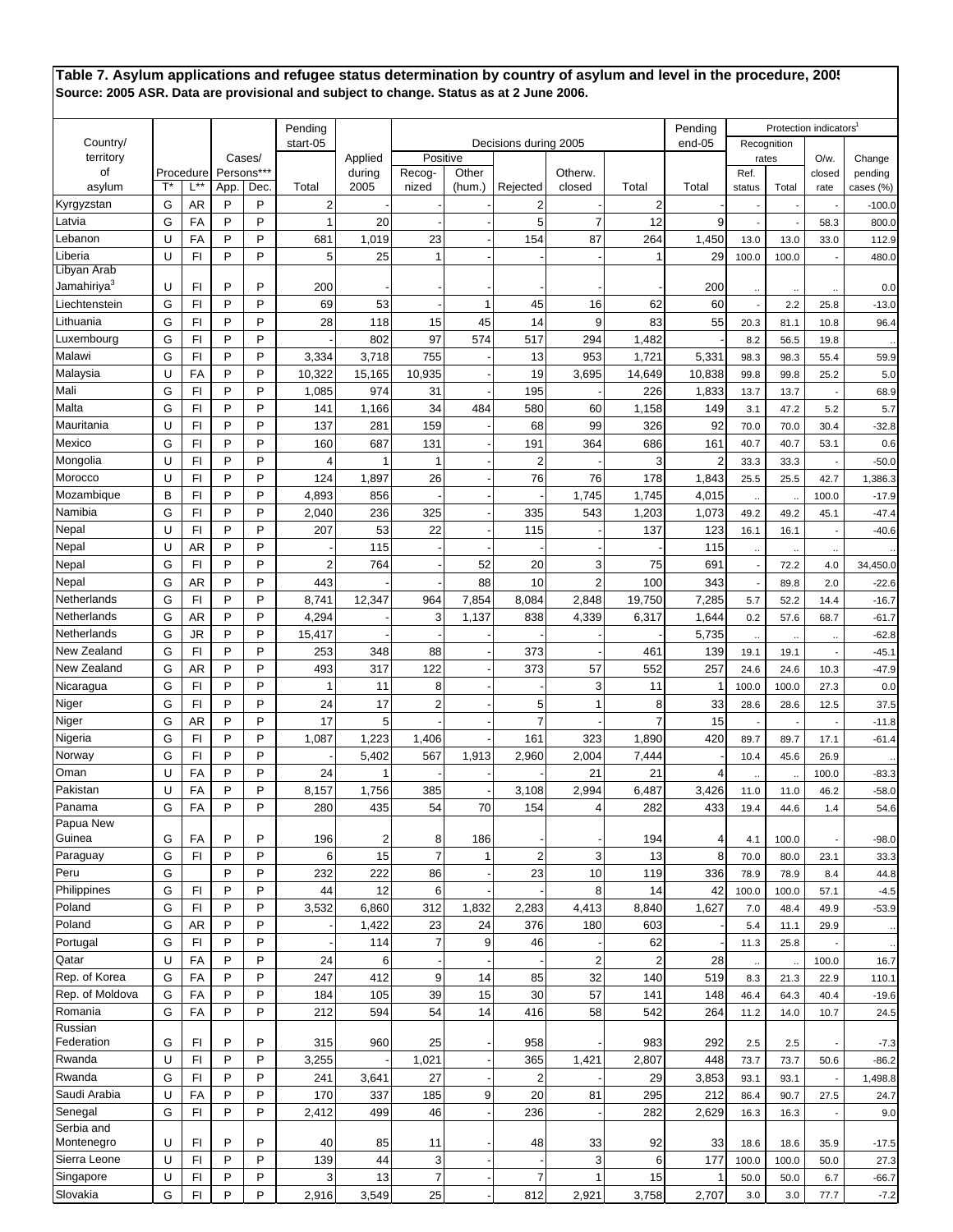**Table 7. Asylum applications and refugee status determination by country of asylum and level in the procedure, 2005**
**Source: 2005 ASR. Data are provisional and subject to change. Status as at 2 June 2006.**

| Country/ territory of asylum | Procedure T* | Procedure L** | Cases/ Persons*** App. | Cases/ Persons*** Dec. | Pending start-05 Total | Applied during 2005 | Decisions during 2005 Positive Recog- nized | Decisions during 2005 Positive Other (hum.) | Decisions during 2005 Rejected | Decisions during 2005 Otherw. closed | Decisions during 2005 Total | Pending end-05 Total | Protection indicators[1] Recognition rates Ref. status | Protection indicators[1] Recognition rates Total | Protection indicators[1] O/w. closed rate | Protection indicators[1] Change pending cases (%) |
|---|---|---|---|---|---|---|---|---|---|---|---|---|---|---|---|---|
| Kyrgyzstan | G | AR | P | P | 2 | - | - | - | 2 | - | 2 | - | - | - | - | -100.0 |
| Latvia | G | FA | P | P | 1 | 20 | - | - | 5 | 7 | 12 | 9 | - | - | 58.3 | 800.0 |
| Lebanon | U | FA | P | P | 681 | 1,019 | 23 | - | 154 | 87 | 264 | 1,450 | 13.0 | 13.0 | 33.0 | 112.9 |
| Liberia | U | FI | P | P | 5 | 25 | 1 | - | - | - | 1 | 29 | 100.0 | 100.0 | - | 480.0 |
| Libyan Arab Jamahiriya[3] | U | FI | P | P | 200 | - | - | - | - | - | - | 200 | .. | .. | .. | 0.0 |
| Liechtenstein | G | FI | P | P | 69 | 53 | - | 1 | 45 | 16 | 62 | 60 | - | 2.2 | 25.8 | -13.0 |
| Lithuania | G | FI | P | P | 28 | 118 | 15 | 45 | 14 | 9 | 83 | 55 | 20.3 | 81.1 | 10.8 | 96.4 |
| Luxembourg | G | FI | P | P | - | 802 | 97 | 574 | 517 | 294 | 1,482 | - | 8.2 | 56.5 | 19.8 | .. |
| Malawi | G | FI | P | P | 3,334 | 3,718 | 755 | - | 13 | 953 | 1,721 | 5,331 | 98.3 | 98.3 | 55.4 | 59.9 |
| Malaysia | U | FA | P | P | 10,322 | 15,165 | 10,935 | - | 19 | 3,695 | 14,649 | 10,838 | 99.8 | 99.8 | 25.2 | 5.0 |
| Mali | G | FI | P | P | 1,085 | 974 | 31 | - | 195 | - | 226 | 1,833 | 13.7 | 13.7 | - | 68.9 |
| Malta | G | FI | P | P | 141 | 1,166 | 34 | 484 | 580 | 60 | 1,158 | 149 | 3.1 | 47.2 | 5.2 | 5.7 |
| Mauritania | U | FI | P | P | 137 | 281 | 159 | - | 68 | 99 | 326 | 92 | 70.0 | 70.0 | 30.4 | -32.8 |
| Mexico | G | FI | P | P | 160 | 687 | 131 | - | 191 | 364 | 686 | 161 | 40.7 | 40.7 | 53.1 | 0.6 |
| Mongolia | U | FI | P | P | 4 | 1 | 1 | - | 2 | - | 3 | 2 | 33.3 | 33.3 | - | -50.0 |
| Morocco | U | FI | P | P | 124 | 1,897 | 26 | - | 76 | 76 | 178 | 1,843 | 25.5 | 25.5 | 42.7 | 1,386.3 |
| Mozambique | B | FI | P | P | 4,893 | 856 | - | - | - | 1,745 | 1,745 | 4,015 | .. | .. | 100.0 | -17.9 |
| Namibia | G | FI | P | P | 2,040 | 236 | 325 | - | 335 | 543 | 1,203 | 1,073 | 49.2 | 49.2 | 45.1 | -47.4 |
| Nepal | U | FI | P | P | 207 | 53 | 22 | - | 115 | - | 137 | 123 | 16.1 | 16.1 | - | -40.6 |
| Nepal | U | AR | P | P | - | 115 | - | - | - | - | - | 115 | .. | .. | .. | .. |
| Nepal | G | FI | P | P | 2 | 764 | - | 52 | 20 | 3 | 75 | 691 | - | 72.2 | 4.0 | 34,450.0 |
| Nepal | G | AR | P | P | 443 | - | - | 88 | 10 | 2 | 100 | 343 | - | 89.8 | 2.0 | -22.6 |
| Netherlands | G | FI | P | P | 8,741 | 12,347 | 964 | 7,854 | 8,084 | 2,848 | 19,750 | 7,285 | 5.7 | 52.2 | 14.4 | -16.7 |
| Netherlands | G | AR | P | P | 4,294 | - | 3 | 1,137 | 838 | 4,339 | 6,317 | 1,644 | 0.2 | 57.6 | 68.7 | -61.7 |
| Netherlands | G | JR | P | P | 15,417 | - | - | - | - | - | - | 5,735 | .. | .. | .. | -62.8 |
| New Zealand | G | FI | P | P | 253 | 348 | 88 | - | 373 | - | 461 | 139 | 19.1 | 19.1 | - | -45.1 |
| New Zealand | G | AR | P | P | 493 | 317 | 122 | - | 373 | 57 | 552 | 257 | 24.6 | 24.6 | 10.3 | -47.9 |
| Nicaragua | G | FI | P | P | 1 | 11 | 8 | - | - | 3 | 11 | 1 | 100.0 | 100.0 | 27.3 | 0.0 |
| Niger | G | FI | P | P | 24 | 17 | 2 | - | 5 | 1 | 8 | 33 | 28.6 | 28.6 | 12.5 | 37.5 |
| Niger | G | AR | P | P | 17 | 5 | - | - | 7 | - | 7 | 15 | - | - | - | -11.8 |
| Nigeria | G | FI | P | P | 1,087 | 1,223 | 1,406 | - | 161 | 323 | 1,890 | 420 | 89.7 | 89.7 | 17.1 | -61.4 |
| Norway | G | FI | P | P | - | 5,402 | 567 | 1,913 | 2,960 | 2,004 | 7,444 | - | 10.4 | 45.6 | 26.9 | .. |
| Oman | U | FA | P | P | 24 | 1 | - | - | - | 21 | 21 | 4 | .. | .. | 100.0 | -83.3 |
| Pakistan | U | FA | P | P | 8,157 | 1,756 | 385 | - | 3,108 | 2,994 | 6,487 | 3,426 | 11.0 | 11.0 | 46.2 | -58.0 |
| Panama | G | FA | P | P | 280 | 435 | 54 | 70 | 154 | 4 | 282 | 433 | 19.4 | 44.6 | 1.4 | 54.6 |
| Papua New Guinea | G | FA | P | P | 196 | 2 | 8 | 186 | - | - | 194 | 4 | 4.1 | 100.0 | - | -98.0 |
| Paraguay | G | FI | P | P | 6 | 15 | 7 | 1 | 2 | 3 | 13 | 8 | 70.0 | 80.0 | 23.1 | 33.3 |
| Peru | G | | P | P | 232 | 222 | 86 | - | 23 | 10 | 119 | 336 | 78.9 | 78.9 | 8.4 | 44.8 |
| Philippines | G | FI | P | P | 44 | 12 | 6 | - | - | 8 | 14 | 42 | 100.0 | 100.0 | 57.1 | -4.5 |
| Poland | G | FI | P | P | 3,532 | 6,860 | 312 | 1,832 | 2,283 | 4,413 | 8,840 | 1,627 | 7.0 | 48.4 | 49.9 | -53.9 |
| Poland | G | AR | P | P | - | 1,422 | 23 | 24 | 376 | 180 | 603 | - | 5.4 | 11.1 | 29.9 | .. |
| Portugal | G | FI | P | P | - | 114 | 7 | 9 | 46 | - | 62 | - | 11.3 | 25.8 | - | .. |
| Qatar | U | FA | P | P | 24 | 6 | - | - | - | 2 | 2 | 28 | .. | .. | 100.0 | 16.7 |
| Rep. of Korea | G | FA | P | P | 247 | 412 | 9 | 14 | 85 | 32 | 140 | 519 | 8.3 | 21.3 | 22.9 | 110.1 |
| Rep. of Moldova | G | FA | P | P | 184 | 105 | 39 | 15 | 30 | 57 | 141 | 148 | 46.4 | 64.3 | 40.4 | -19.6 |
| Romania | G | FA | P | P | 212 | 594 | 54 | 14 | 416 | 58 | 542 | 264 | 11.2 | 14.0 | 10.7 | 24.5 |
| Russian Federation | G | FI | P | P | 315 | 960 | 25 | - | 958 | - | 983 | 292 | 2.5 | 2.5 | - | -7.3 |
| Rwanda | U | FI | P | P | 3,255 | - | 1,021 | - | 365 | 1,421 | 2,807 | 448 | 73.7 | 73.7 | 50.6 | -86.2 |
| Rwanda | G | FI | P | P | 241 | 3,641 | 27 | - | 2 | - | 29 | 3,853 | 93.1 | 93.1 | - | 1,498.8 |
| Saudi Arabia | U | FA | P | P | 170 | 337 | 185 | 9 | 20 | 81 | 295 | 212 | 86.4 | 90.7 | 27.5 | 24.7 |
| Senegal | G | FI | P | P | 2,412 | 499 | 46 | - | 236 | - | 282 | 2,629 | 16.3 | 16.3 | - | 9.0 |
| Serbia and Montenegro | U | FI | P | P | 40 | 85 | 11 | - | 48 | 33 | 92 | 33 | 18.6 | 18.6 | 35.9 | -17.5 |
| Sierra Leone | U | FI | P | P | 139 | 44 | 3 | - | - | 3 | 6 | 177 | 100.0 | 100.0 | 50.0 | 27.3 |
| Singapore | U | FI | P | P | 3 | 13 | 7 | - | 7 | 1 | 15 | 1 | 50.0 | 50.0 | 6.7 | -66.7 |
| Slovakia | G | FI | P | P | 2,916 | 3,549 | 25 | - | 812 | 2,921 | 3,758 | 2,707 | 3.0 | 3.0 | 77.7 | -7.2 |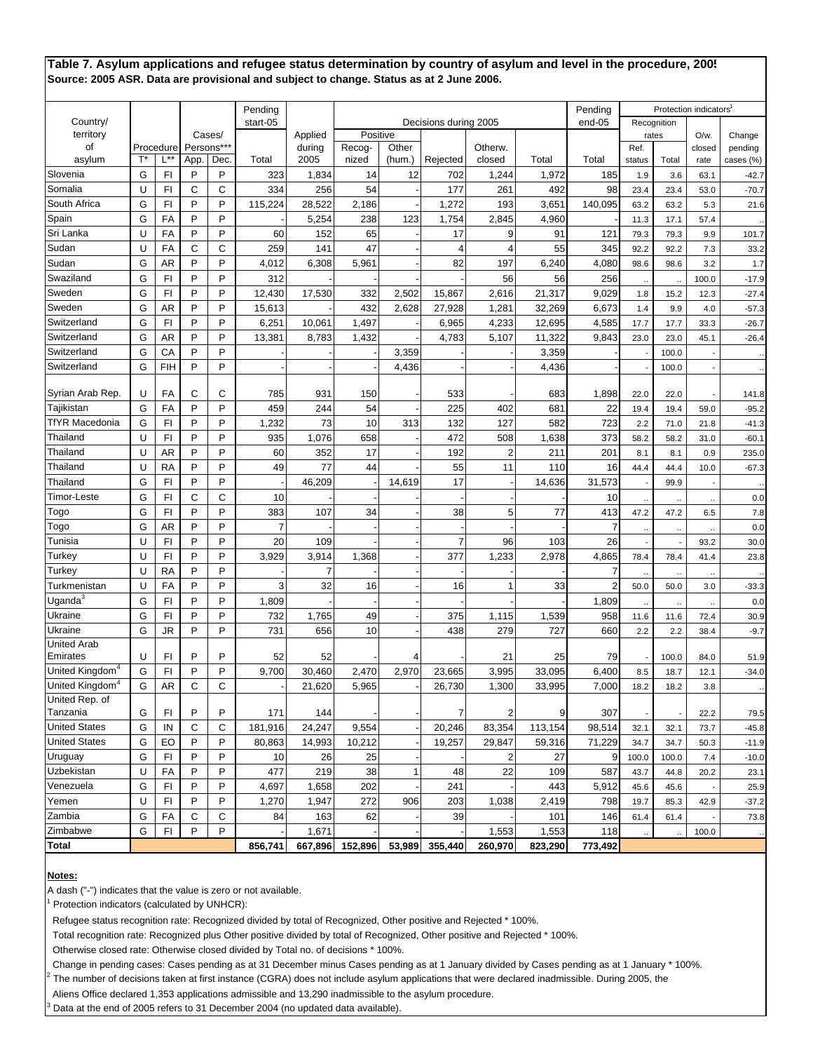**Table 7. Asylum applications and refugee status determination by country of asylum and level in the procedure, 2005**
**Source: 2005 ASR. Data are provisional and subject to change. Status as at 2 June 2006.**

| Country/ territory of asylum | Procedure T* | Procedure L** | Cases/ Persons*** App. | Cases/ Persons*** Dec. | Pending start-05 Total | Applied during 2005 | Decisions during 2005 Positive Recog- nized | Decisions during 2005 Positive Other (hum.) | Decisions during 2005 Rejected | Decisions during 2005 Otherw. closed | Decisions during 2005 Total | Pending end-05 Total | Protection indicators[1] Recognition rates Ref. status | Protection indicators[1] Recognition rates Total | Protection indicators[1] O/w. closed rate | Protection indicators[1] Change pending cases (%) |
|---|---|---|---|---|---|---|---|---|---|---|---|---|---|---|---|---|
| Slovenia | G | FI | P | P | 323 | 1,834 | 14 | 12 | 702 | 1,244 | 1,972 | 185 | 1.9 | 3.6 | 63.1 | -42.7 |
| Somalia | U | FI | C | C | 334 | 256 | 54 | - | 177 | 261 | 492 | 98 | 23.4 | 23.4 | 53.0 | -70.7 |
| South Africa | G | FI | P | P | 115,224 | 28,522 | 2,186 | - | 1,272 | 193 | 3,651 | 140,095 | 63.2 | 63.2 | 5.3 | 21.6 |
| Spain | G | FA | P | P | - | 5,254 | 238 | 123 | 1,754 | 2,845 | 4,960 | - | 11.3 | 17.1 | 57.4 | .. |
| Sri Lanka | U | FA | P | P | 60 | 152 | 65 | - | 17 | 9 | 91 | 121 | 79.3 | 79.3 | 9.9 | 101.7 |
| Sudan | U | FA | C | C | 259 | 141 | 47 | - | 4 | 4 | 55 | 345 | 92.2 | 92.2 | 7.3 | 33.2 |
| Sudan | G | AR | P | P | 4,012 | 6,308 | 5,961 | - | 82 | 197 | 6,240 | 4,080 | 98.6 | 98.6 | 3.2 | 1.7 |
| Swaziland | G | FI | P | P | 312 | - | - | - | - | 56 | 56 | 256 | .. | .. | 100.0 | -17.9 |
| Sweden | G | FI | P | P | 12,430 | 17,530 | 332 | 2,502 | 15,867 | 2,616 | 21,317 | 9,029 | 1.8 | 15.2 | 12.3 | -27.4 |
| Sweden | G | AR | P | P | 15,613 | - | 432 | 2,628 | 27,928 | 1,281 | 32,269 | 6,673 | 1.4 | 9.9 | 4.0 | -57.3 |
| Switzerland | G | FI | P | P | 6,251 | 10,061 | 1,497 | - | 6,965 | 4,233 | 12,695 | 4,585 | 17.7 | 17.7 | 33.3 | -26.7 |
| Switzerland | G | AR | P | P | 13,381 | 8,783 | 1,432 | - | 4,783 | 5,107 | 11,322 | 9,843 | 23.0 | 23.0 | 45.1 | -26.4 |
| Switzerland | G | CA | P | P | - | - | - | 3,359 | - | - | 3,359 | - | - | 100.0 | - | .. |
| Switzerland | G | FIH | P | P | - | - | - | 4,436 | - | - | 4,436 | - | - | 100.0 | - | .. |
| Syrian Arab Rep. | U | FA | C | C | 785 | 931 | 150 | - | 533 | - | 683 | 1,898 | 22.0 | 22.0 | - | 141.8 |
| Tajikistan | G | FA | P | P | 459 | 244 | 54 | - | 225 | 402 | 681 | 22 | 19.4 | 19.4 | 59.0 | -95.2 |
| TfYR Macedonia | G | FI | P | P | 1,232 | 73 | 10 | 313 | 132 | 127 | 582 | 723 | 2.2 | 71.0 | 21.8 | -41.3 |
| Thailand | U | FI | P | P | 935 | 1,076 | 658 | - | 472 | 508 | 1,638 | 373 | 58.2 | 58.2 | 31.0 | -60.1 |
| Thailand | U | AR | P | P | 60 | 352 | 17 | - | 192 | 2 | 211 | 201 | 8.1 | 8.1 | 0.9 | 235.0 |
| Thailand | U | RA | P | P | 49 | 77 | 44 | - | 55 | 11 | 110 | 16 | 44.4 | 44.4 | 10.0 | -67.3 |
| Thailand | G | FI | P | P | - | 46,209 | - | 14,619 | 17 | - | 14,636 | 31,573 | - | 99.9 | - | .. |
| Timor-Leste | G | FI | C | C | 10 | - | - | - | - | - | - | 10 | .. | .. | .. | 0.0 |
| Togo | G | FI | P | P | 383 | 107 | 34 | - | 38 | 5 | 77 | 413 | 47.2 | 47.2 | 6.5 | 7.8 |
| Togo | G | AR | P | P | 7 | - | - | - | - | - | - | 7 | .. | .. | .. | 0.0 |
| Tunisia | U | FI | P | P | 20 | 109 | - | - | 7 | 96 | 103 | 26 | - | - | 93.2 | 30.0 |
| Turkey | U | FI | P | P | 3,929 | 3,914 | 1,368 | - | 377 | 1,233 | 2,978 | 4,865 | 78.4 | 78.4 | 41.4 | 23.8 |
| Turkey | U | RA | P | P | - | 7 | - | - | - | - | - | 7 | .. | .. | .. | .. |
| Turkmenistan | U | FA | P | P | 3 | 32 | 16 | - | 16 | 1 | 33 | 2 | 50.0 | 50.0 | 3.0 | -33.3 |
| Uganda[3] | G | FI | P | P | 1,809 | - | - | - | - | - | - | 1,809 | .. | .. | .. | 0.0 |
| Ukraine | G | FI | P | P | 732 | 1,765 | 49 | - | 375 | 1,115 | 1,539 | 958 | 11.6 | 11.6 | 72.4 | 30.9 |
| Ukraine | G | JR | P | P | 731 | 656 | 10 | - | 438 | 279 | 727 | 660 | 2.2 | 2.2 | 38.4 | -9.7 |
| United Arab Emirates | U | FI | P | P | 52 | 52 | - | 4 | - | 21 | 25 | 79 | - | 100.0 | 84.0 | 51.9 |
| United Kingdom[4] | G | FI | P | P | 9,700 | 30,460 | 2,470 | 2,970 | 23,665 | 3,995 | 33,095 | 6,400 | 8.5 | 18.7 | 12.1 | -34.0 |
| United Kingdom[4] | G | AR | C | C | - | 21,620 | 5,965 | - | 26,730 | 1,300 | 33,995 | 7,000 | 18.2 | 18.2 | 3.8 | .. |
| United Rep. of Tanzania | G | FI | P | P | 171 | 144 | - | - | 7 | 2 | 9 | 307 | - | - | 22.2 | 79.5 |
| United States | G | IN | C | C | 181,916 | 24,247 | 9,554 | - | 20,246 | 83,354 | 113,154 | 98,514 | 32.1 | 32.1 | 73.7 | -45.8 |
| United States | G | EO | P | P | 80,863 | 14,993 | 10,212 | - | 19,257 | 29,847 | 59,316 | 71,229 | 34.7 | 34.7 | 50.3 | -11.9 |
| Uruguay | G | FI | P | P | 10 | 26 | 25 | - | - | 2 | 27 | 9 | 100.0 | 100.0 | 7.4 | -10.0 |
| Uzbekistan | U | FA | P | P | 477 | 219 | 38 | 1 | 48 | 22 | 109 | 587 | 43.7 | 44.8 | 20.2 | 23.1 |
| Venezuela | G | FI | P | P | 4,697 | 1,658 | 202 | - | 241 | - | 443 | 5,912 | 45.6 | 45.6 | - | 25.9 |
| Yemen | U | FI | P | P | 1,270 | 1,947 | 272 | 906 | 203 | 1,038 | 2,419 | 798 | 19.7 | 85.3 | 42.9 | -37.2 |
| Zambia | G | FA | C | C | 84 | 163 | 62 | - | 39 | - | 101 | 146 | 61.4 | 61.4 | - | 73.8 |
| Zimbabwe | G | FI | P | P | - | 1,671 | - | - | - | 1,553 | 1,553 | 118 | .. | .. | 100.0 | .. |
| **Total** | | | | | **856,741** | **667,896** | **152,896** | **53,989** | **355,440** | **260,970** | **823,290** | **773,492** | | | | |

**Notes:**

A dash ("-") indicates that the value is zero or not available.

[1] Protection indicators (calculated by UNHCR):

Refugee status recognition rate: Recognized divided by total of Recognized, Other positive and Rejected * 100%.

Total recognition rate: Recognized plus Other positive divided by total of Recognized, Other positive and Rejected * 100%.

Otherwise closed rate: Otherwise closed divided by Total no. of decisions * 100%.

Change in pending cases: Cases pending as at 31 December minus Cases pending as at 1 January divided by Cases pending as at 1 January * 100%.

[2] The number of decisions taken at first instance (CGRA) does not include asylum applications that were declared inadmissible. During 2005, the Aliens Office declared 1,353 applications admissible and 13,290 inadmissible to the asylum procedure.

[3] Data at the end of 2005 refers to 31 December 2004 (no updated data available).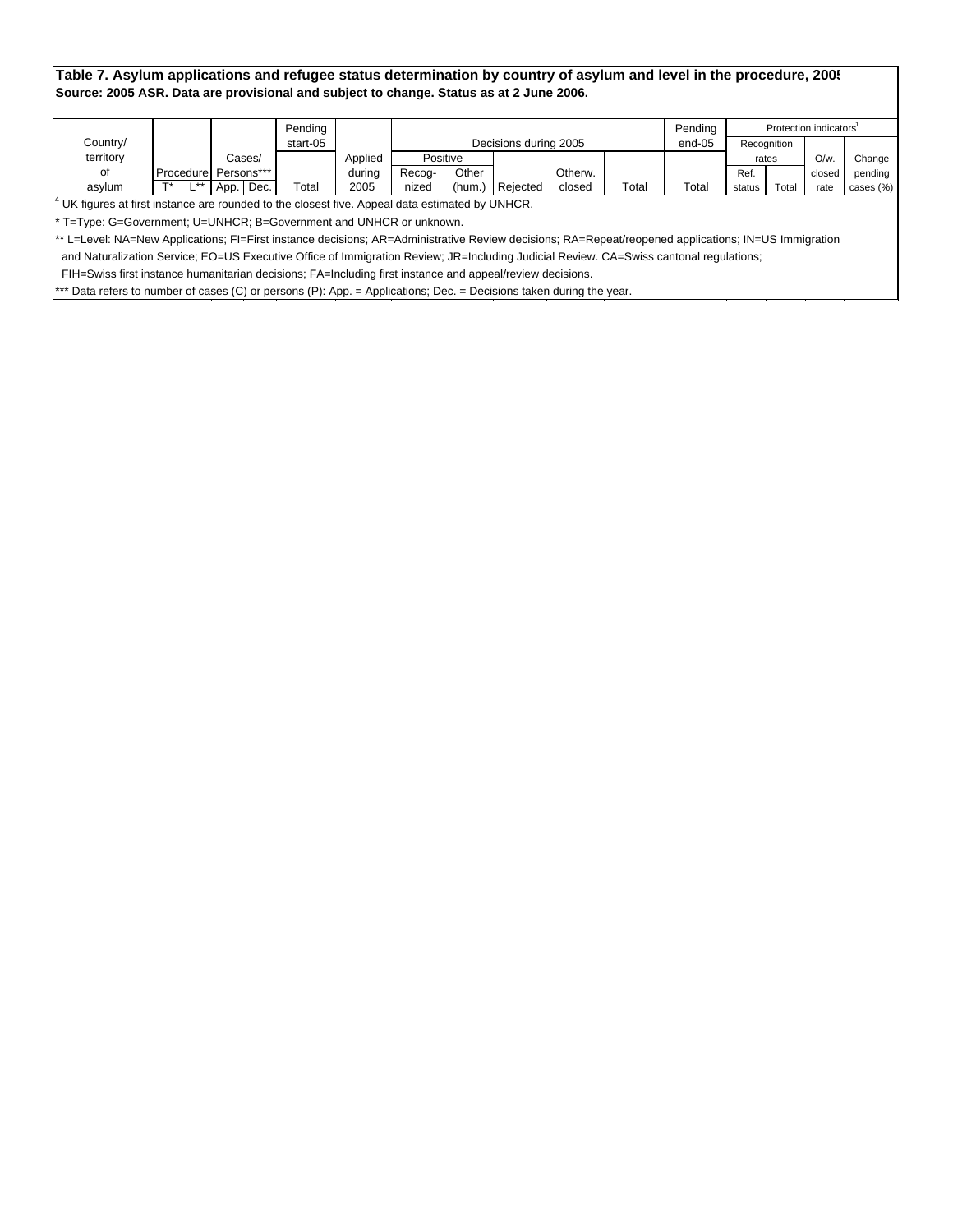**Table 7. Asylum applications and refugee status determination by country of asylum and level in the procedure, 2005**
**Source: 2005 ASR. Data are provisional and subject to change. Status as at 2 June 2006.**

| Country/ territory of asylum | Procedure | | Cases/ Persons*** | | Pending start-05 | Applied during 2005 | Decisions during 2005 | | | | | Pending end-05 | Protection indicators[1] | | | |
|---|---|---|---|---|---|---|---|---|---|---|---|---|---|---|---|---|
| | | | | | | | Positive | | | | | | Recognition rates | | | |
| | T* | L** | App. | Dec. | Total | | Recog-nized | Other (hum.) | Rejected | Otherw. closed | Total | Total | Ref. status | Total | O/w. closed rate | Change pending cases (%) |

[4] UK figures at first instance are rounded to the closest five. Appeal data estimated by UNHCR.

\* T=Type: G=Government; U=UNHCR; B=Government and UNHCR or unknown.

\*\* L=Level: NA=New Applications; FI=First instance decisions; AR=Administrative Review decisions; RA=Repeat/reopened applications; IN=US Immigration and Naturalization Service; EO=US Executive Office of Immigration Review; JR=Including Judicial Review. CA=Swiss cantonal regulations; FIH=Swiss first instance humanitarian decisions; FA=Including first instance and appeal/review decisions.

\*\*\* Data refers to number of cases (C) or persons (P): App. = Applications; Dec. = Decisions taken during the year.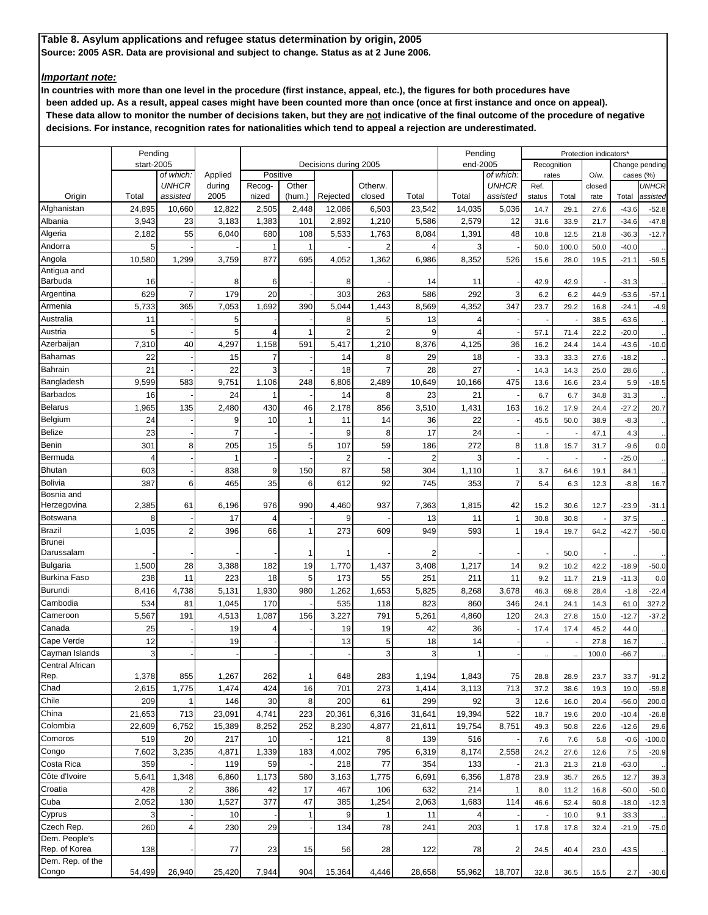**Table 8. Asylum applications and refugee status determination by origin, 2005**
**Source: 2005 ASR. Data are provisional and subject to change. Status as at 2 June 2006.**

***Important note:***

**In countries with more than one level in the procedure (first instance, appeal, etc.), the figures for both procedures have been added up. As a result, appeal cases might have been counted more than once (at first instance and once on appeal). These data allow to monitor the number of decisions taken, but they are not indicative of the final outcome of the procedure of negative decisions. For instance, recognition rates for nationalities which tend to appeal a rejection are underestimated.**

| | Pending start-2005 | | | Decisions during 2005 | | | | | Pending end-2005 | | Protection indicators* | | | | |
|---|---|---|---|---|---|---|---|---|---|---|---|---|---|---|---|
| | | | | Positive | | | | | | | Recognition rates | | O/w. | Change pending cases (%) | |
| Origin | Total | *of which: UNHCR assisted* | Applied during 2005 | Recog-nized | Other (hum.) | Rejected | Otherw. closed | Total | Total | *of which: UNHCR assisted* | Ref. status | Total | closed rate | Total | *UNHCR assisted* |
| Afghanistan | 24,895 | 10,660 | 12,822 | 2,505 | 2,448 | 12,086 | 6,503 | 23,542 | 14,035 | 5,036 | 14.7 | 29.1 | 27.6 | -43.6 | -52.8 |
| Albania | 3,943 | 23 | 3,183 | 1,383 | 101 | 2,892 | 1,210 | 5,586 | 2,579 | 12 | 31.6 | 33.9 | 21.7 | -34.6 | -47.8 |
| Algeria | 2,182 | 55 | 6,040 | 680 | 108 | 5,533 | 1,763 | 8,084 | 1,391 | 48 | 10.8 | 12.5 | 21.8 | -36.3 | -12.7 |
| Andorra | 5 | | - | 1 | 1 | - | 2 | 4 | 3 | - | 50.0 | 100.0 | 50.0 | -40.0 | .. |
| Angola | 10,580 | 1,299 | 3,759 | 877 | 695 | 4,052 | 1,362 | 6,986 | 8,352 | 526 | 15.6 | 28.0 | 19.5 | -21.1 | -59.5 |
| Antigua and Barbuda | 16 | - | 8 | 6 | - | 8 | - | 14 | 11 | - | 42.9 | 42.9 | - | -31.3 | .. |
| Argentina | 629 | 7 | 179 | 20 | - | 303 | 263 | 586 | 292 | 3 | 6.2 | 6.2 | 44.9 | -53.6 | -57.1 |
| Armenia | 5,733 | 365 | 7,053 | 1,692 | 390 | 5,044 | 1,443 | 8,569 | 4,352 | 347 | 23.7 | 29.2 | 16.8 | -24.1 | -4.9 |
| Australia | 11 | - | 5 | - | - | 8 | 5 | 13 | 4 | - | - | - | 38.5 | -63.6 | .. |
| Austria | 5 | - | 5 | 4 | 1 | 2 | 2 | 9 | 4 | - | 57.1 | 71.4 | 22.2 | -20.0 | .. |
| Azerbaijan | 7,310 | 40 | 4,297 | 1,158 | 591 | 5,417 | 1,210 | 8,376 | 4,125 | 36 | 16.2 | 24.4 | 14.4 | -43.6 | -10.0 |
| Bahamas | 22 | - | 15 | 7 | - | 14 | 8 | 29 | 18 | - | 33.3 | 33.3 | 27.6 | -18.2 | .. |
| Bahrain | 21 | - | 22 | 3 | - | 18 | 7 | 28 | 27 | - | 14.3 | 14.3 | 25.0 | 28.6 | .. |
| Bangladesh | 9,599 | 583 | 9,751 | 1,106 | 248 | 6,806 | 2,489 | 10,649 | 10,166 | 475 | 13.6 | 16.6 | 23.4 | 5.9 | -18.5 |
| Barbados | 16 | - | 24 | 1 | - | 14 | 8 | 23 | 21 | - | 6.7 | 6.7 | 34.8 | 31.3 | .. |
| Belarus | 1,965 | 135 | 2,480 | 430 | 46 | 2,178 | 856 | 3,510 | 1,431 | 163 | 16.2 | 17.9 | 24.4 | -27.2 | 20.7 |
| Belgium | 24 | - | 9 | 10 | 1 | 11 | 14 | 36 | 22 | - | 45.5 | 50.0 | 38.9 | -8.3 | .. |
| Belize | 23 | - | 7 | - | - | 9 | 8 | 17 | 24 | - | - | - | 47.1 | 4.3 | .. |
| Benin | 301 | 8 | 205 | 15 | 5 | 107 | 59 | 186 | 272 | 8 | 11.8 | 15.7 | 31.7 | -9.6 | 0.0 |
| Bermuda | 4 | - | 1 | - | - | 2 | - | 2 | 3 | - | - | - | - | -25.0 | .. |
| Bhutan | 603 | - | 838 | 9 | 150 | 87 | 58 | 304 | 1,110 | 1 | 3.7 | 64.6 | 19.1 | 84.1 | .. |
| Bolivia | 387 | 6 | 465 | 35 | 6 | 612 | 92 | 745 | 353 | 7 | 5.4 | 6.3 | 12.3 | -8.8 | 16.7 |
| Bosnia and Herzegovina | 2,385 | 61 | 6,196 | 976 | 990 | 4,460 | 937 | 7,363 | 1,815 | 42 | 15.2 | 30.6 | 12.7 | -23.9 | -31.1 |
| Botswana | 8 | - | 17 | 4 | - | 9 | - | 13 | 11 | 1 | 30.8 | 30.8 | - | 37.5 | .. |
| Brazil | 1,035 | 2 | 396 | 66 | 1 | 273 | 609 | 949 | 593 | 1 | 19.4 | 19.7 | 64.2 | -42.7 | -50.0 |
| Brunei Darussalam | - | - | - | - | 1 | 1 | - | 2 | - | - | - | 50.0 | - | .. | .. |
| Bulgaria | 1,500 | 28 | 3,388 | 182 | 19 | 1,770 | 1,437 | 3,408 | 1,217 | 14 | 9.2 | 10.2 | 42.2 | -18.9 | -50.0 |
| Burkina Faso | 238 | 11 | 223 | 18 | 5 | 173 | 55 | 251 | 211 | 11 | 9.2 | 11.7 | 21.9 | -11.3 | 0.0 |
| Burundi | 8,416 | 4,738 | 5,131 | 1,930 | 980 | 1,262 | 1,653 | 5,825 | 8,268 | 3,678 | 46.3 | 69.8 | 28.4 | -1.8 | -22.4 |
| Cambodia | 534 | 81 | 1,045 | 170 | - | 535 | 118 | 823 | 860 | 346 | 24.1 | 24.1 | 14.3 | 61.0 | 327.2 |
| Cameroon | 5,567 | 191 | 4,513 | 1,087 | 156 | 3,227 | 791 | 5,261 | 4,860 | 120 | 24.3 | 27.8 | 15.0 | -12.7 | -37.2 |
| Canada | 25 | - | 19 | 4 | - | 19 | 19 | 42 | 36 | - | 17.4 | 17.4 | 45.2 | 44.0 | .. |
| Cape Verde | 12 | - | 19 | - | - | 13 | 5 | 18 | 14 | - | - | - | 27.8 | 16.7 | .. |
| Cayman Islands | 3 | - | - | - | - | - | 3 | 3 | 1 | - | .. | .. | 100.0 | -66.7 | .. |
| Central African Rep. | 1,378 | 855 | 1,267 | 262 | 1 | 648 | 283 | 1,194 | 1,843 | 75 | 28.8 | 28.9 | 23.7 | 33.7 | -91.2 |
| Chad | 2,615 | 1,775 | 1,474 | 424 | 16 | 701 | 273 | 1,414 | 3,113 | 713 | 37.2 | 38.6 | 19.3 | 19.0 | -59.8 |
| Chile | 209 | 1 | 146 | 30 | 8 | 200 | 61 | 299 | 92 | 3 | 12.6 | 16.0 | 20.4 | -56.0 | 200.0 |
| China | 21,653 | 713 | 23,091 | 4,741 | 223 | 20,361 | 6,316 | 31,641 | 19,394 | 522 | 18.7 | 19.6 | 20.0 | -10.4 | -26.8 |
| Colombia | 22,609 | 6,752 | 15,389 | 8,252 | 252 | 8,230 | 4,877 | 21,611 | 19,754 | 8,751 | 49.3 | 50.8 | 22.6 | -12.6 | 29.6 |
| Comoros | 519 | 20 | 217 | 10 | - | 121 | 8 | 139 | 516 | - | 7.6 | 7.6 | 5.8 | -0.6 | -100.0 |
| Congo | 7,602 | 3,235 | 4,871 | 1,339 | 183 | 4,002 | 795 | 6,319 | 8,174 | 2,558 | 24.2 | 27.6 | 12.6 | 7.5 | -20.9 |
| Costa Rica | 359 | - | 119 | 59 | - | 218 | 77 | 354 | 133 | - | 21.3 | 21.3 | 21.8 | -63.0 | .. |
| Côte d'Ivoire | 5,641 | 1,348 | 6,860 | 1,173 | 580 | 3,163 | 1,775 | 6,691 | 6,356 | 1,878 | 23.9 | 35.7 | 26.5 | 12.7 | 39.3 |
| Croatia | 428 | 2 | 386 | 42 | 17 | 467 | 106 | 632 | 214 | 1 | 8.0 | 11.2 | 16.8 | -50.0 | -50.0 |
| Cuba | 2,052 | 130 | 1,527 | 377 | 47 | 385 | 1,254 | 2,063 | 1,683 | 114 | 46.6 | 52.4 | 60.8 | -18.0 | -12.3 |
| Cyprus | 3 | - | 10 | - | 1 | 9 | 1 | 11 | 4 | - | - | 10.0 | 9.1 | 33.3 | .. |
| Czech Rep. | 260 | 4 | 230 | 29 | - | 134 | 78 | 241 | 203 | 1 | 17.8 | 17.8 | 32.4 | -21.9 | -75.0 |
| Dem. People's Rep. of Korea | 138 | - | 77 | 23 | 15 | 56 | 28 | 122 | 78 | 2 | 24.5 | 40.4 | 23.0 | -43.5 | .. |
| Dem. Rep. of the Congo | 54,499 | 26,940 | 25,420 | 7,944 | 904 | 15,364 | 4,446 | 28,658 | 55,962 | 18,707 | 32.8 | 36.5 | 15.5 | 2.7 | -30.6 |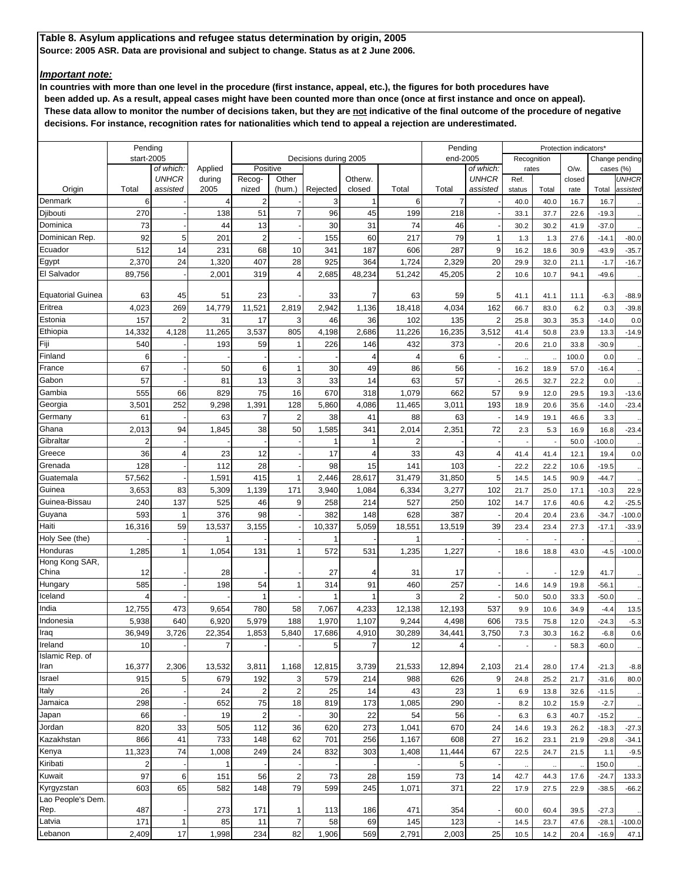**Table 8. Asylum applications and refugee status determination by origin, 2005**
**Source: 2005 ASR. Data are provisional and subject to change. Status as at 2 June 2006.**

***Important note:***
**In countries with more than one level in the procedure (first instance, appeal, etc.), the figures for both procedures have been added up. As a result, appeal cases might have been counted more than once (once at first instance and once on appeal). These data allow to monitor the number of decisions taken, but they are not indicative of the final outcome of the procedure of negative decisions. For instance, recognition rates for nationalities which tend to appeal a rejection are underestimated.**

| | Pending start-2005 | | | Decisions during 2005 | | | | | Pending end-2005 | | Protection indicators* | | | | |
|---|---|---|---|---|---|---|---|---|---|---|---|---|---|---|---|
| | | | | Positive | | | | | | | Recognition rates | | O/w. | Change pending cases (%) | |
| Origin | Total | *of which: UNHCR assisted* | Applied during 2005 | Recog-nized | Other (hum.) | Rejected | Otherw. closed | Total | Total | *of which: UNHCR assisted* | Ref. status | Total | closed rate | Total | *UNHCR assisted* |
| Denmark | 6 | - | 4 | 2 | - | 3 | 1 | 6 | 7 | - | 40.0 | 40.0 | 16.7 | 16.7 | .. |
| Djibouti | 270 | - | 138 | 51 | 7 | 96 | 45 | 199 | 218 | - | 33.1 | 37.7 | 22.6 | -19.3 | .. |
| Dominica | 73 | - | 44 | 13 | - | 30 | 31 | 74 | 46 | - | 30.2 | 30.2 | 41.9 | -37.0 | .. |
| Dominican Rep. | 92 | 5 | 201 | 2 | - | 155 | 60 | 217 | 79 | 1 | 1.3 | 1.3 | 27.6 | -14.1 | -80.0 |
| Ecuador | 512 | 14 | 231 | 68 | 10 | 341 | 187 | 606 | 287 | 9 | 16.2 | 18.6 | 30.9 | -43.9 | -35.7 |
| Egypt | 2,370 | 24 | 1,320 | 407 | 28 | 925 | 364 | 1,724 | 2,329 | 20 | 29.9 | 32.0 | 21.1 | -1.7 | -16.7 |
| El Salvador | 89,756 | - | 2,001 | 319 | 4 | 2,685 | 48,234 | 51,242 | 45,205 | 2 | 10.6 | 10.7 | 94.1 | -49.6 | .. |
| Equatorial Guinea | 63 | 45 | 51 | 23 | - | 33 | 7 | 63 | 59 | 5 | 41.1 | 41.1 | 11.1 | -6.3 | -88.9 |
| Eritrea | 4,023 | 269 | 14,779 | 11,521 | 2,819 | 2,942 | 1,136 | 18,418 | 4,034 | 162 | 66.7 | 83.0 | 6.2 | 0.3 | -39.8 |
| Estonia | 157 | 2 | 31 | 17 | 3 | 46 | 36 | 102 | 135 | 2 | 25.8 | 30.3 | 35.3 | -14.0 | 0.0 |
| Ethiopia | 14,332 | 4,128 | 11,265 | 3,537 | 805 | 4,198 | 2,686 | 11,226 | 16,235 | 3,512 | 41.4 | 50.8 | 23.9 | 13.3 | -14.9 |
| Fiji | 540 | - | 193 | 59 | 1 | 226 | 146 | 432 | 373 | - | 20.6 | 21.0 | 33.8 | -30.9 | .. |
| Finland | 6 | - | - | - | - | - | 4 | 4 | 6 | - | .. | .. | 100.0 | 0.0 | .. |
| France | 67 | - | 50 | 6 | 1 | 30 | 49 | 86 | 56 | - | 16.2 | 18.9 | 57.0 | -16.4 | .. |
| Gabon | 57 | - | 81 | 13 | 3 | 33 | 14 | 63 | 57 | - | 26.5 | 32.7 | 22.2 | 0.0 | .. |
| Gambia | 555 | 66 | 829 | 75 | 16 | 670 | 318 | 1,079 | 662 | 57 | 9.9 | 12.0 | 29.5 | 19.3 | -13.6 |
| Georgia | 3,501 | 252 | 9,298 | 1,391 | 128 | 5,860 | 4,086 | 11,465 | 3,011 | 193 | 18.9 | 20.6 | 35.6 | -14.0 | -23.4 |
| Germany | 61 | - | 63 | 7 | 2 | 38 | 41 | 88 | 63 | - | 14.9 | 19.1 | 46.6 | 3.3 | .. |
| Ghana | 2,013 | 94 | 1,845 | 38 | 50 | 1,585 | 341 | 2,014 | 2,351 | 72 | 2.3 | 5.3 | 16.9 | 16.8 | -23.4 |
| Gibraltar | 2 | - | - | - | - | 1 | 1 | 2 | - | - | - | - | 50.0 | -100.0 | .. |
| Greece | 36 | 4 | 23 | 12 | - | 17 | 4 | 33 | 43 | 4 | 41.4 | 41.4 | 12.1 | 19.4 | 0.0 |
| Grenada | 128 | - | 112 | 28 | - | 98 | 15 | 141 | 103 | - | 22.2 | 22.2 | 10.6 | -19.5 | .. |
| Guatemala | 57,562 | - | 1,591 | 415 | 1 | 2,446 | 28,617 | 31,479 | 31,850 | 5 | 14.5 | 14.5 | 90.9 | -44.7 | .. |
| Guinea | 3,653 | 83 | 5,309 | 1,139 | 171 | 3,940 | 1,084 | 6,334 | 3,277 | 102 | 21.7 | 25.0 | 17.1 | -10.3 | 22.9 |
| Guinea-Bissau | 240 | 137 | 525 | 46 | 9 | 258 | 214 | 527 | 250 | 102 | 14.7 | 17.6 | 40.6 | 4.2 | -25.5 |
| Guyana | 593 | 1 | 376 | 98 | - | 382 | 148 | 628 | 387 | - | 20.4 | 20.4 | 23.6 | -34.7 | -100.0 |
| Haiti | 16,316 | 59 | 13,537 | 3,155 | - | 10,337 | 5,059 | 18,551 | 13,519 | 39 | 23.4 | 23.4 | 27.3 | -17.1 | -33.9 |
| Holy See (the) | - | - | 1 | - | - | 1 | - | 1 | - | - | - | - | - | .. | .. |
| Honduras | 1,285 | 1 | 1,054 | 131 | 1 | 572 | 531 | 1,235 | 1,227 | - | 18.6 | 18.8 | 43.0 | -4.5 | -100.0 |
| Hong Kong SAR, China | 12 | - | 28 | - | - | 27 | 4 | 31 | 17 | - | - | - | 12.9 | 41.7 | .. |
| Hungary | 585 | - | 198 | 54 | 1 | 314 | 91 | 460 | 257 | - | 14.6 | 14.9 | 19.8 | -56.1 | .. |
| Iceland | 4 | - | - | 1 | - | 1 | 1 | 3 | 2 | - | 50.0 | 50.0 | 33.3 | -50.0 | .. |
| India | 12,755 | 473 | 9,654 | 780 | 58 | 7,067 | 4,233 | 12,138 | 12,193 | 537 | 9.9 | 10.6 | 34.9 | -4.4 | 13.5 |
| Indonesia | 5,938 | 640 | 6,920 | 5,979 | 188 | 1,970 | 1,107 | 9,244 | 4,498 | 606 | 73.5 | 75.8 | 12.0 | -24.3 | -5.3 |
| Iraq | 36,949 | 3,726 | 22,354 | 1,853 | 5,840 | 17,686 | 4,910 | 30,289 | 34,441 | 3,750 | 7.3 | 30.3 | 16.2 | -6.8 | 0.6 |
| Ireland | 10 | - | 7 | - | - | 5 | 7 | 12 | 4 | - | - | - | 58.3 | -60.0 | .. |
| Islamic Rep. of Iran | 16,377 | 2,306 | 13,532 | 3,811 | 1,168 | 12,815 | 3,739 | 21,533 | 12,894 | 2,103 | 21.4 | 28.0 | 17.4 | -21.3 | -8.8 |
| Israel | 915 | 5 | 679 | 192 | 3 | 579 | 214 | 988 | 626 | 9 | 24.8 | 25.2 | 21.7 | -31.6 | 80.0 |
| Italy | 26 | - | 24 | 2 | 2 | 25 | 14 | 43 | 23 | 1 | 6.9 | 13.8 | 32.6 | -11.5 | .. |
| Jamaica | 298 | - | 652 | 75 | 18 | 819 | 173 | 1,085 | 290 | - | 8.2 | 10.2 | 15.9 | -2.7 | .. |
| Japan | 66 | - | 19 | 2 | - | 30 | 22 | 54 | 56 | - | 6.3 | 6.3 | 40.7 | -15.2 | .. |
| Jordan | 820 | 33 | 505 | 112 | 36 | 620 | 273 | 1,041 | 670 | 24 | 14.6 | 19.3 | 26.2 | -18.3 | -27.3 |
| Kazakhstan | 866 | 41 | 733 | 148 | 62 | 701 | 256 | 1,167 | 608 | 27 | 16.2 | 23.1 | 21.9 | -29.8 | -34.1 |
| Kenya | 11,323 | 74 | 1,008 | 249 | 24 | 832 | 303 | 1,408 | 11,444 | 67 | 22.5 | 24.7 | 21.5 | 1.1 | -9.5 |
| Kiribati | 2 | - | 1 | - | - | - | - | - | 5 | - | .. | .. | .. | 150.0 | .. |
| Kuwait | 97 | 6 | 151 | 56 | 2 | 73 | 28 | 159 | 73 | 14 | 42.7 | 44.3 | 17.6 | -24.7 | 133.3 |
| Kyrgyzstan | 603 | 65 | 582 | 148 | 79 | 599 | 245 | 1,071 | 371 | 22 | 17.9 | 27.5 | 22.9 | -38.5 | -66.2 |
| Lao People's Dem. Rep. | 487 | - | 273 | 171 | 1 | 113 | 186 | 471 | 354 | - | 60.0 | 60.4 | 39.5 | -27.3 | .. |
| Latvia | 171 | 1 | 85 | 11 | 7 | 58 | 69 | 145 | 123 | - | 14.5 | 23.7 | 47.6 | -28.1 | -100.0 |
| Lebanon | 2,409 | 17 | 1,998 | 234 | 82 | 1,906 | 569 | 2,791 | 2,003 | 25 | 10.5 | 14.2 | 20.4 | -16.9 | 47.1 |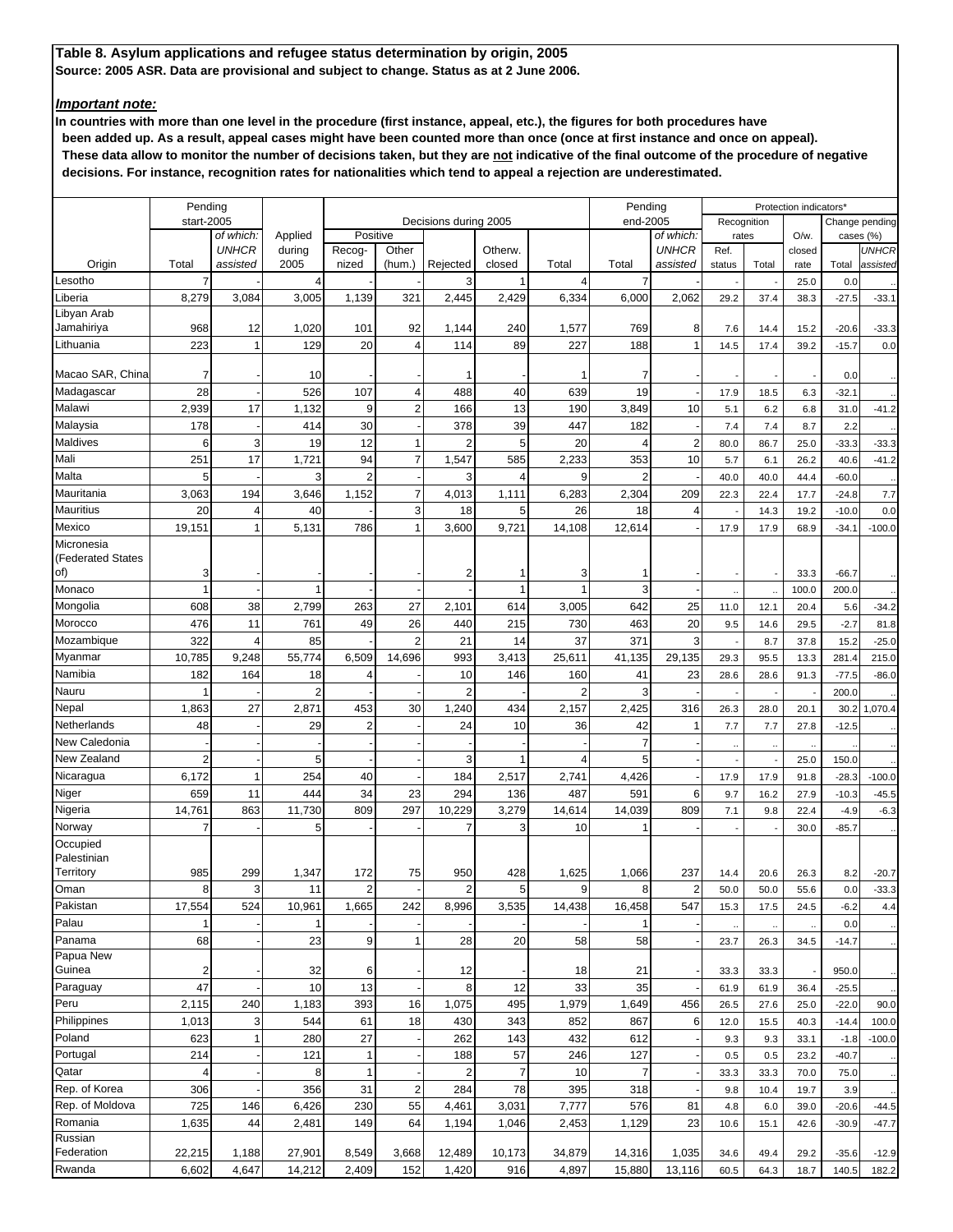**Table 8. Asylum applications and refugee status determination by origin, 2005**
**Source: 2005 ASR. Data are provisional and subject to change. Status as at 2 June 2006.**

***Important note:***
**In countries with more than one level in the procedure (first instance, appeal, etc.), the figures for both procedures have been added up. As a result, appeal cases might have been counted more than once (at first instance and once on appeal). These data allow to monitor the number of decisions taken, but they are not indicative of the final outcome of the procedure of negative decisions. For instance, recognition rates for nationalities which tend to appeal a rejection are underestimated.**

| | Pending start-2005 | | | Decisions during 2005 | | | | | Pending end-2005 | | Protection indicators* | | | | |
|---|---|---|---|---|---|---|---|---|---|---|---|---|---|---|---|
| | | | | Positive | | | | | | | Recognition rates | | | Change pending cases (%) | |
| Origin | Total | *of which: UNHCR assisted* | Applied during 2005 | Recog-nized | Other (hum.) | Rejected | Otherw. closed | Total | Total | *of which: UNHCR assisted* | Ref. status | Total | O/w. closed rate | Total | *UNHCR assisted* |
| Lesotho | 7 | - | 4 | - | - | 3 | 1 | 4 | 7 | - | - | - | 25.0 | 0.0 | .. |
| Liberia | 8,279 | 3,084 | 3,005 | 1,139 | 321 | 2,445 | 2,429 | 6,334 | 6,000 | 2,062 | 29.2 | 37.4 | 38.3 | -27.5 | -33.1 |
| Libyan Arab Jamahiriya | 968 | 12 | 1,020 | 101 | 92 | 1,144 | 240 | 1,577 | 769 | 8 | 7.6 | 14.4 | 15.2 | -20.6 | -33.3 |
| Lithuania | 223 | 1 | 129 | 20 | 4 | 114 | 89 | 227 | 188 | 1 | 14.5 | 17.4 | 39.2 | -15.7 | 0.0 |
| Macao SAR, China | 7 | - | 10 | - | - | 1 | - | 1 | 7 | - | - | - | - | 0.0 | .. |
| Madagascar | 28 | - | 526 | 107 | 4 | 488 | 40 | 639 | 19 | - | 17.9 | 18.5 | 6.3 | -32.1 | .. |
| Malawi | 2,939 | 17 | 1,132 | 9 | 2 | 166 | 13 | 190 | 3,849 | 10 | 5.1 | 6.2 | 6.8 | 31.0 | -41.2 |
| Malaysia | 178 | - | 414 | 30 | - | 378 | 39 | 447 | 182 | - | 7.4 | 7.4 | 8.7 | 2.2 | .. |
| Maldives | 6 | 3 | 19 | 12 | 1 | 2 | 5 | 20 | 4 | 2 | 80.0 | 86.7 | 25.0 | -33.3 | -33.3 |
| Mali | 251 | 17 | 1,721 | 94 | 7 | 1,547 | 585 | 2,233 | 353 | 10 | 5.7 | 6.1 | 26.2 | 40.6 | -41.2 |
| Malta | 5 | - | 3 | 2 | - | 3 | 4 | 9 | 2 | - | 40.0 | 40.0 | 44.4 | -60.0 | .. |
| Mauritania | 3,063 | 194 | 3,646 | 1,152 | 7 | 4,013 | 1,111 | 6,283 | 2,304 | 209 | 22.3 | 22.4 | 17.7 | -24.8 | 7.7 |
| Mauritius | 20 | 4 | 40 | - | 3 | 18 | 5 | 26 | 18 | 4 | - | 14.3 | 19.2 | -10.0 | 0.0 |
| Mexico | 19,151 | 1 | 5,131 | 786 | 1 | 3,600 | 9,721 | 14,108 | 12,614 | - | 17.9 | 17.9 | 68.9 | -34.1 | -100.0 |
| Micronesia (Federated States of) | 3 | - | - | - | - | 2 | 1 | 3 | 1 | - | - | - | 33.3 | -66.7 | .. |
| Monaco | 1 | - | 1 | - | - | - | 1 | 1 | 3 | - | .. | .. | 100.0 | 200.0 | .. |
| Mongolia | 608 | 38 | 2,799 | 263 | 27 | 2,101 | 614 | 3,005 | 642 | 25 | 11.0 | 12.1 | 20.4 | 5.6 | -34.2 |
| Morocco | 476 | 11 | 761 | 49 | 26 | 440 | 215 | 730 | 463 | 20 | 9.5 | 14.6 | 29.5 | -2.7 | 81.8 |
| Mozambique | 322 | 4 | 85 | - | 2 | 21 | 14 | 37 | 371 | 3 | - | 8.7 | 37.8 | 15.2 | -25.0 |
| Myanmar | 10,785 | 9,248 | 55,774 | 6,509 | 14,696 | 993 | 3,413 | 25,611 | 41,135 | 29,135 | 29.3 | 95.5 | 13.3 | 281.4 | 215.0 |
| Namibia | 182 | 164 | 18 | 4 | - | 10 | 146 | 160 | 41 | 23 | 28.6 | 28.6 | 91.3 | -77.5 | -86.0 |
| Nauru | 1 | - | 2 | - | - | 2 | - | 2 | 3 | - | - | - | - | 200.0 | .. |
| Nepal | 1,863 | 27 | 2,871 | 453 | 30 | 1,240 | 434 | 2,157 | 2,425 | 316 | 26.3 | 28.0 | 20.1 | 30.2 | 1,070.4 |
| Netherlands | 48 | - | 29 | 2 | - | 24 | 10 | 36 | 42 | 1 | 7.7 | 7.7 | 27.8 | -12.5 | .. |
| New Caledonia | - | - | - | - | - | - | - | - | 7 | - | .. | .. | .. | .. | .. |
| New Zealand | 2 | - | 5 | - | - | 3 | 1 | 4 | 5 | - | - | - | 25.0 | 150.0 | .. |
| Nicaragua | 6,172 | 1 | 254 | 40 | - | 184 | 2,517 | 2,741 | 4,426 | - | 17.9 | 17.9 | 91.8 | -28.3 | -100.0 |
| Niger | 659 | 11 | 444 | 34 | 23 | 294 | 136 | 487 | 591 | 6 | 9.7 | 16.2 | 27.9 | -10.3 | -45.5 |
| Nigeria | 14,761 | 863 | 11,730 | 809 | 297 | 10,229 | 3,279 | 14,614 | 14,039 | 809 | 7.1 | 9.8 | 22.4 | -4.9 | -6.3 |
| Norway | 7 | - | 5 | - | - | 7 | 3 | 10 | 1 | - | - | - | 30.0 | -85.7 | .. |
| Occupied Palestinian Territory | 985 | 299 | 1,347 | 172 | 75 | 950 | 428 | 1,625 | 1,066 | 237 | 14.4 | 20.6 | 26.3 | 8.2 | -20.7 |
| Oman | 8 | 3 | 11 | 2 | - | 2 | 5 | 9 | 8 | 2 | 50.0 | 50.0 | 55.6 | 0.0 | -33.3 |
| Pakistan | 17,554 | 524 | 10,961 | 1,665 | 242 | 8,996 | 3,535 | 14,438 | 16,458 | 547 | 15.3 | 17.5 | 24.5 | -6.2 | 4.4 |
| Palau | 1 | - | 1 | - | - | - | - | - | 1 | - | .. | .. | .. | 0.0 | .. |
| Panama | 68 | - | 23 | 9 | 1 | 28 | 20 | 58 | 58 | - | 23.7 | 26.3 | 34.5 | -14.7 | .. |
| Papua New Guinea | 2 | - | 32 | 6 | - | 12 | - | 18 | 21 | - | 33.3 | 33.3 | - | 950.0 | .. |
| Paraguay | 47 | - | 10 | 13 | - | 8 | 12 | 33 | 35 | - | 61.9 | 61.9 | 36.4 | -25.5 | .. |
| Peru | 2,115 | 240 | 1,183 | 393 | 16 | 1,075 | 495 | 1,979 | 1,649 | 456 | 26.5 | 27.6 | 25.0 | -22.0 | 90.0 |
| Philippines | 1,013 | 3 | 544 | 61 | 18 | 430 | 343 | 852 | 867 | 6 | 12.0 | 15.5 | 40.3 | -14.4 | 100.0 |
| Poland | 623 | 1 | 280 | 27 | - | 262 | 143 | 432 | 612 | - | 9.3 | 9.3 | 33.1 | -1.8 | -100.0 |
| Portugal | 214 | - | 121 | 1 | - | 188 | 57 | 246 | 127 | - | 0.5 | 0.5 | 23.2 | -40.7 | .. |
| Qatar | 4 | - | 8 | 1 | - | 2 | 7 | 10 | 7 | - | 33.3 | 33.3 | 70.0 | 75.0 | .. |
| Rep. of Korea | 306 | - | 356 | 31 | 2 | 284 | 78 | 395 | 318 | - | 9.8 | 10.4 | 19.7 | 3.9 | .. |
| Rep. of Moldova | 725 | 146 | 6,426 | 230 | 55 | 4,461 | 3,031 | 7,777 | 576 | 81 | 4.8 | 6.0 | 39.0 | -20.6 | -44.5 |
| Romania | 1,635 | 44 | 2,481 | 149 | 64 | 1,194 | 1,046 | 2,453 | 1,129 | 23 | 10.6 | 15.1 | 42.6 | -30.9 | -47.7 |
| Russian Federation | 22,215 | 1,188 | 27,901 | 8,549 | 3,668 | 12,489 | 10,173 | 34,879 | 14,316 | 1,035 | 34.6 | 49.4 | 29.2 | -35.6 | -12.9 |
| Rwanda | 6,602 | 4,647 | 14,212 | 2,409 | 152 | 1,420 | 916 | 4,897 | 15,880 | 13,116 | 60.5 | 64.3 | 18.7 | 140.5 | 182.2 |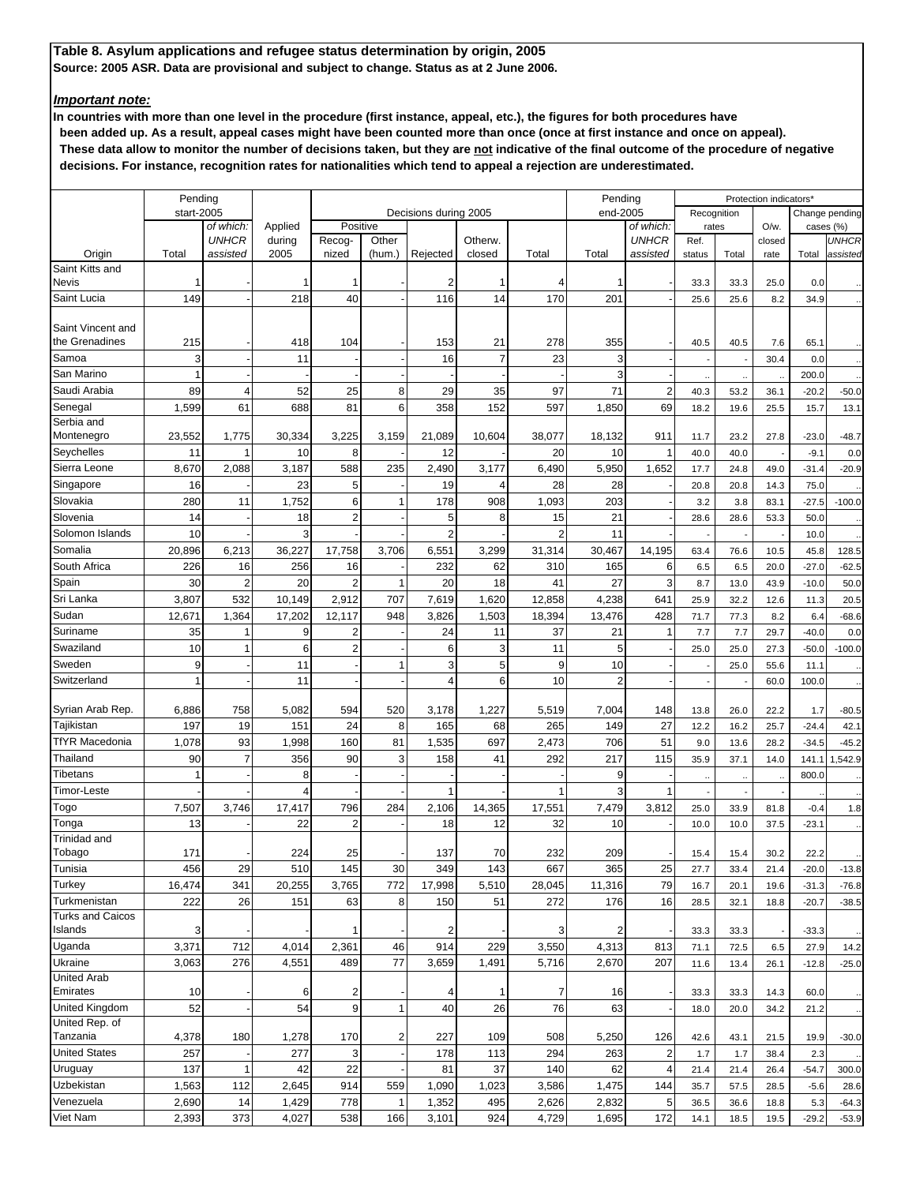**Table 8. Asylum applications and refugee status determination by origin, 2005**
**Source: 2005 ASR. Data are provisional and subject to change. Status as at 2 June 2006.**

***Important note:***
**In countries with more than one level in the procedure (first instance, appeal, etc.), the figures for both procedures have been added up. As a result, appeal cases might have been counted more than once (once at first instance and once on appeal). These data allow to monitor the number of decisions taken, but they are not indicative of the final outcome of the procedure of negative decisions. For instance, recognition rates for nationalities which tend to appeal a rejection are underestimated.**

| | Pending start-2005 | | Applied | Decisions during 2005 | | | | | Pending end-2005 | | Protection indicators* | | | | |
|---|---|---|---|---|---|---|---|---|---|---|---|---|---|---|---|
| | | | | Positive | | | | | | | Recognition rates | | O/w. | Change pending cases (%) | |
| Origin | Total | *of which: UNHCR assisted* | Applied during 2005 | Recog-nized | Other (hum.) | Rejected | Otherw. closed | Total | Total | *of which: UNHCR assisted* | Ref. status | Total | closed rate | Total | *UNHCR assisted* |
| Saint Kitts and Nevis | 1 | - | 1 | 1 | - | 2 | 1 | 4 | 1 | - | 33.3 | 33.3 | 25.0 | 0.0 | .. |
| Saint Lucia | 149 | - | 218 | 40 | - | 116 | 14 | 170 | 201 | - | 25.6 | 25.6 | 8.2 | 34.9 | .. |
| Saint Vincent and the Grenadines | 215 | - | 418 | 104 | - | 153 | 21 | 278 | 355 | - | 40.5 | 40.5 | 7.6 | 65.1 | .. |
| Samoa | 3 | - | 11 | - | - | 16 | 7 | 23 | 3 | - | - | - | 30.4 | 0.0 | .. |
| San Marino | 1 | - | - | - | - | - | - | - | 3 | - | .. | .. | .. | 200.0 | .. |
| Saudi Arabia | 89 | 4 | 52 | 25 | 8 | 29 | 35 | 97 | 71 | 2 | 40.3 | 53.2 | 36.1 | -20.2 | -50.0 |
| Senegal | 1,599 | 61 | 688 | 81 | 6 | 358 | 152 | 597 | 1,850 | 69 | 18.2 | 19.6 | 25.5 | 15.7 | 13.1 |
| Serbia and Montenegro | 23,552 | 1,775 | 30,334 | 3,225 | 3,159 | 21,089 | 10,604 | 38,077 | 18,132 | 911 | 11.7 | 23.2 | 27.8 | -23.0 | -48.7 |
| Seychelles | 11 | 1 | 10 | 8 | - | 12 | - | 20 | 10 | 1 | 40.0 | 40.0 | - | -9.1 | 0.0 |
| Sierra Leone | 8,670 | 2,088 | 3,187 | 588 | 235 | 2,490 | 3,177 | 6,490 | 5,950 | 1,652 | 17.7 | 24.8 | 49.0 | -31.4 | -20.9 |
| Singapore | 16 | - | 23 | 5 | - | 19 | 4 | 28 | 28 | - | 20.8 | 20.8 | 14.3 | 75.0 | .. |
| Slovakia | 280 | 11 | 1,752 | 6 | 1 | 178 | 908 | 1,093 | 203 | - | 3.2 | 3.8 | 83.1 | -27.5 | -100.0 |
| Slovenia | 14 | - | 18 | 2 | - | 5 | 8 | 15 | 21 | - | 28.6 | 28.6 | 53.3 | 50.0 | .. |
| Solomon Islands | 10 | - | 3 | - | - | 2 | - | 2 | 11 | - | - | - | - | 10.0 | .. |
| Somalia | 20,896 | 6,213 | 36,227 | 17,758 | 3,706 | 6,551 | 3,299 | 31,314 | 30,467 | 14,195 | 63.4 | 76.6 | 10.5 | 45.8 | 128.5 |
| South Africa | 226 | 16 | 256 | 16 | - | 232 | 62 | 310 | 165 | 6 | 6.5 | 6.5 | 20.0 | -27.0 | -62.5 |
| Spain | 30 | 2 | 20 | 2 | 1 | 20 | 18 | 41 | 27 | 3 | 8.7 | 13.0 | 43.9 | -10.0 | 50.0 |
| Sri Lanka | 3,807 | 532 | 10,149 | 2,912 | 707 | 7,619 | 1,620 | 12,858 | 4,238 | 641 | 25.9 | 32.2 | 12.6 | 11.3 | 20.5 |
| Sudan | 12,671 | 1,364 | 17,202 | 12,117 | 948 | 3,826 | 1,503 | 18,394 | 13,476 | 428 | 71.7 | 77.3 | 8.2 | 6.4 | -68.6 |
| Suriname | 35 | 1 | 9 | 2 | - | 24 | 11 | 37 | 21 | 1 | 7.7 | 7.7 | 29.7 | -40.0 | 0.0 |
| Swaziland | 10 | 1 | 6 | 2 | - | 6 | 3 | 11 | 5 | - | 25.0 | 25.0 | 27.3 | -50.0 | -100.0 |
| Sweden | 9 | - | 11 | - | 1 | 3 | 5 | 9 | 10 | - | - | 25.0 | 55.6 | 11.1 | .. |
| Switzerland | 1 | - | 11 | - | - | 4 | 6 | 10 | 2 | - | - | - | 60.0 | 100.0 | .. |
| Syrian Arab Rep. | 6,886 | 758 | 5,082 | 594 | 520 | 3,178 | 1,227 | 5,519 | 7,004 | 148 | 13.8 | 26.0 | 22.2 | 1.7 | -80.5 |
| Tajikistan | 197 | 19 | 151 | 24 | 8 | 165 | 68 | 265 | 149 | 27 | 12.2 | 16.2 | 25.7 | -24.4 | 42.1 |
| TfYR Macedonia | 1,078 | 93 | 1,998 | 160 | 81 | 1,535 | 697 | 2,473 | 706 | 51 | 9.0 | 13.6 | 28.2 | -34.5 | -45.2 |
| Thailand | 90 | 7 | 356 | 90 | 3 | 158 | 41 | 292 | 217 | 115 | 35.9 | 37.1 | 14.0 | 141.1 | 1,542.9 |
| Tibetans | 1 | - | 8 | - | - | - | - | - | 9 | - | .. | .. | .. | 800.0 | .. |
| Timor-Leste | - | - | 4 | - | - | 1 | - | 1 | 3 | 1 | - | - | - | .. | .. |
| Togo | 7,507 | 3,746 | 17,417 | 796 | 284 | 2,106 | 14,365 | 17,551 | 7,479 | 3,812 | 25.0 | 33.9 | 81.8 | -0.4 | 1.8 |
| Tonga | 13 | - | 22 | 2 | - | 18 | 12 | 32 | 10 | - | 10.0 | 10.0 | 37.5 | -23.1 | .. |
| Trinidad and Tobago | 171 | - | 224 | 25 | - | 137 | 70 | 232 | 209 | - | 15.4 | 15.4 | 30.2 | 22.2 | .. |
| Tunisia | 456 | 29 | 510 | 145 | 30 | 349 | 143 | 667 | 365 | 25 | 27.7 | 33.4 | 21.4 | -20.0 | -13.8 |
| Turkey | 16,474 | 341 | 20,255 | 3,765 | 772 | 17,998 | 5,510 | 28,045 | 11,316 | 79 | 16.7 | 20.1 | 19.6 | -31.3 | -76.8 |
| Turkmenistan | 222 | 26 | 151 | 63 | 8 | 150 | 51 | 272 | 176 | 16 | 28.5 | 32.1 | 18.8 | -20.7 | -38.5 |
| Turks and Caicos Islands | 3 | - | - | 1 | - | 2 | - | 3 | 2 | - | 33.3 | 33.3 | - | -33.3 | .. |
| Uganda | 3,371 | 712 | 4,014 | 2,361 | 46 | 914 | 229 | 3,550 | 4,313 | 813 | 71.1 | 72.5 | 6.5 | 27.9 | 14.2 |
| Ukraine | 3,063 | 276 | 4,551 | 489 | 77 | 3,659 | 1,491 | 5,716 | 2,670 | 207 | 11.6 | 13.4 | 26.1 | -12.8 | -25.0 |
| United Arab Emirates | 10 | - | 6 | 2 | - | 4 | 1 | 7 | 16 | - | 33.3 | 33.3 | 14.3 | 60.0 | .. |
| United Kingdom | 52 | - | 54 | 9 | 1 | 40 | 26 | 76 | 63 | - | 18.0 | 20.0 | 34.2 | 21.2 | .. |
| United Rep. of Tanzania | 4,378 | 180 | 1,278 | 170 | 2 | 227 | 109 | 508 | 5,250 | 126 | 42.6 | 43.1 | 21.5 | 19.9 | -30.0 |
| United States | 257 | - | 277 | 3 | - | 178 | 113 | 294 | 263 | 2 | 1.7 | 1.7 | 38.4 | 2.3 | .. |
| Uruguay | 137 | 1 | 42 | 22 | - | 81 | 37 | 140 | 62 | 4 | 21.4 | 21.4 | 26.4 | -54.7 | 300.0 |
| Uzbekistan | 1,563 | 112 | 2,645 | 914 | 559 | 1,090 | 1,023 | 3,586 | 1,475 | 144 | 35.7 | 57.5 | 28.5 | -5.6 | 28.6 |
| Venezuela | 2,690 | 14 | 1,429 | 778 | 1 | 1,352 | 495 | 2,626 | 2,832 | 5 | 36.5 | 36.6 | 18.8 | 5.3 | -64.3 |
| Viet Nam | 2,393 | 373 | 4,027 | 538 | 166 | 3,101 | 924 | 4,729 | 1,695 | 172 | 14.1 | 18.5 | 19.5 | -29.2 | -53.9 |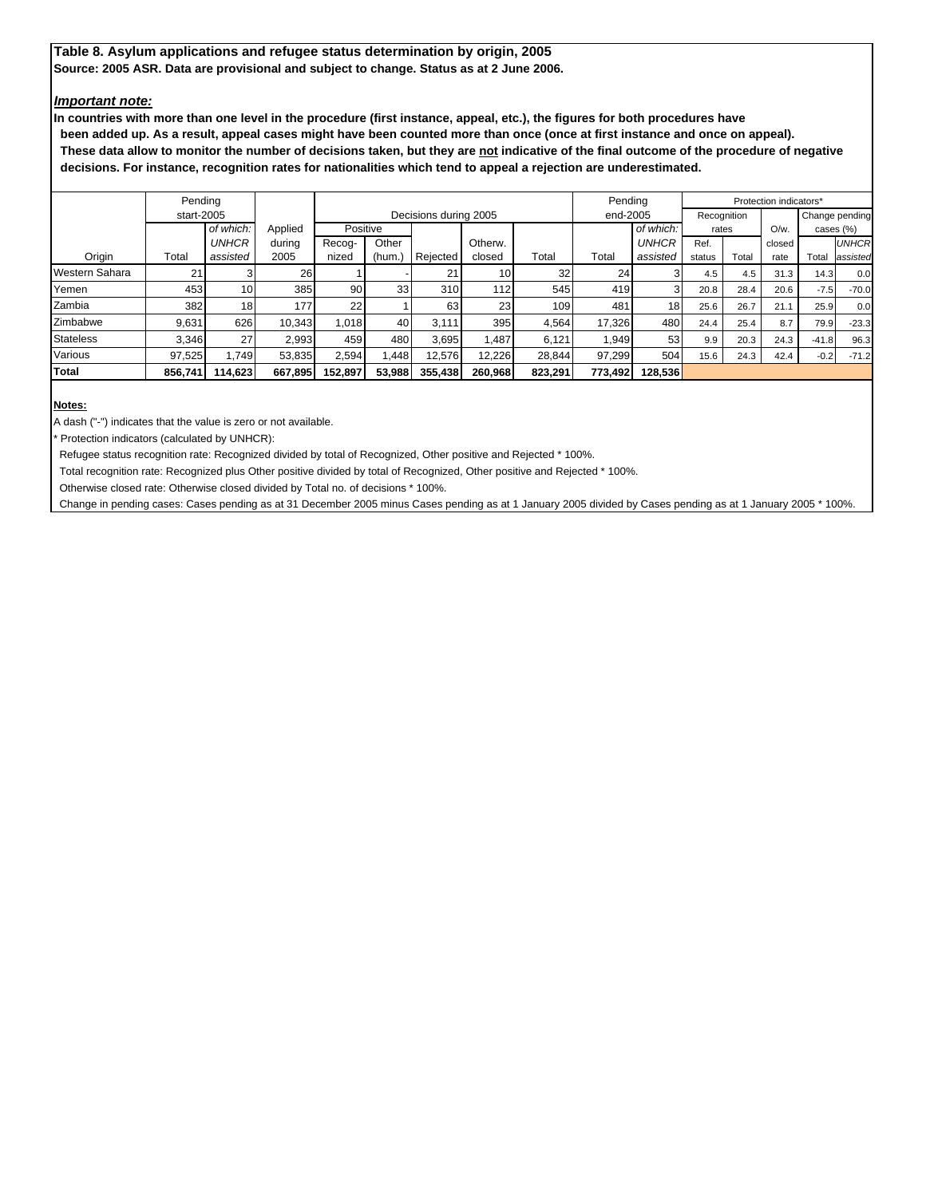**Table 8. Asylum applications and refugee status determination by origin, 2005**
**Source: 2005 ASR. Data are provisional and subject to change. Status as at 2 June 2006.**

***Important note:***

**In countries with more than one level in the procedure (first instance, appeal, etc.), the figures for both procedures have been added up. As a result, appeal cases might have been counted more than once (once at first instance and once on appeal). These data allow to monitor the number of decisions taken, but they are not indicative of the final outcome of the procedure of negative decisions. For instance, recognition rates for nationalities which tend to appeal a rejection are underestimated.**

| | Pending start-2005 | | | Decisions during 2005 | | | | | Pending end-2005 | | Protection indicators* | | | | |
|---|---|---|---|---|---|---|---|---|---|---|---|---|---|---|---|
| | | | | Positive | | | | | | | Recognition rates | | O/w. closed rate | Change pending cases (%) | |
| Origin | Total | *of which: UNHCR assisted* | Applied during 2005 | Recog-nized | Other (hum.) | Rejected | Otherw. closed | Total | Total | *of which: UNHCR assisted* | Ref. status | Total | | Total | *UNHCR assisted* |
| Western Sahara | 21 | 3 | 26 | 1 | - | 21 | 10 | 32 | 24 | 3 | 4.5 | 4.5 | 31.3 | 14.3 | 0.0 |
| Yemen | 453 | 10 | 385 | 90 | 33 | 310 | 112 | 545 | 419 | 3 | 20.8 | 28.4 | 20.6 | -7.5 | -70.0 |
| Zambia | 382 | 18 | 177 | 22 | 1 | 63 | 23 | 109 | 481 | 18 | 25.6 | 26.7 | 21.1 | 25.9 | 0.0 |
| Zimbabwe | 9,631 | 626 | 10,343 | 1,018 | 40 | 3,111 | 395 | 4,564 | 17,326 | 480 | 24.4 | 25.4 | 8.7 | 79.9 | -23.3 |
| Stateless | 3,346 | 27 | 2,993 | 459 | 480 | 3,695 | 1,487 | 6,121 | 1,949 | 53 | 9.9 | 20.3 | 24.3 | -41.8 | 96.3 |
| Various | 97,525 | 1,749 | 53,835 | 2,594 | 1,448 | 12,576 | 12,226 | 28,844 | 97,299 | 504 | 15.6 | 24.3 | 42.4 | -0.2 | -71.2 |
| **Total** | **856,741** | **114,623** | **667,895** | **152,897** | **53,988** | **355,438** | **260,968** | **823,291** | **773,492** | **128,536** | | | | | |

**Notes:**

A dash ("-") indicates that the value is zero or not available.

* Protection indicators (calculated by UNHCR):

Refugee status recognition rate: Recognized divided by total of Recognized, Other positive and Rejected * 100%.

Total recognition rate: Recognized plus Other positive divided by total of Recognized, Other positive and Rejected * 100%.

Otherwise closed rate: Otherwise closed divided by Total no. of decisions * 100%.

Change in pending cases: Cases pending as at 31 December 2005 minus Cases pending as at 1 January 2005 divided by Cases pending as at 1 January 2005 * 100%.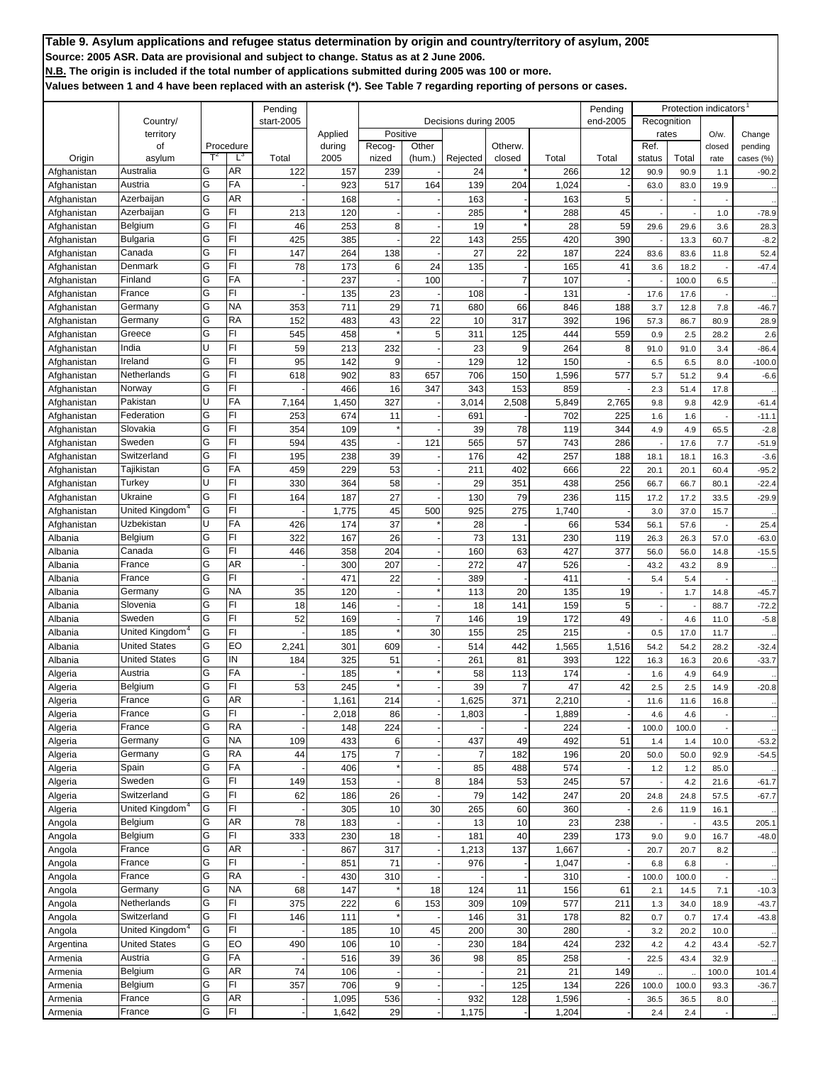**Table 9. Asylum applications and refugee status determination by origin and country/territory of asylum, 2005**

**Source: 2005 ASR. Data are provisional and subject to change. Status as at 2 June 2006.**

**N.B. The origin is included if the total number of applications submitted during 2005 was 100 or more.**

**Values between 1 and 4 have been replaced with an asterisk (*). See Table 7 regarding reporting of persons or cases.**

| Origin | Country/ territory of asylum | Procedure T[2] | Procedure L[3] | Pending start-2005 Total | Applied during 2005 | Decisions during 2005 Positive Recog-nized | Positive Other (hum.) | Rejected | Otherw. closed | Total | Pending end-2005 Total | Protection indicators[1] Recognition rates Ref. status | Recognition rates Total | O/w. closed rate | Change pending cases (%) |
|---|---|---|---|---|---|---|---|---|---|---|---|---|---|---|---|
| Afghanistan | Australia | G | AR | 122 | 157 | 239 | - | 24 | * | 266 | 12 | 90.9 | 90.9 | 1.1 | -90.2 |
| Afghanistan | Austria | G | FA | - | 923 | 517 | 164 | 139 | 204 | 1,024 | - | 63.0 | 83.0 | 19.9 | .. |
| Afghanistan | Azerbaijan | G | AR | - | 168 | - | - | 163 | - | 163 | 5 | - | - | - | .. |
| Afghanistan | Azerbaijan | G | FI | 213 | 120 | - | - | 285 | * | 288 | 45 | - | - | 1.0 | -78.9 |
| Afghanistan | Belgium | G | FI | 46 | 253 | 8 | - | 19 | * | 28 | 59 | 29.6 | 29.6 | 3.6 | 28.3 |
| Afghanistan | Bulgaria | G | FI | 425 | 385 | - | 22 | 143 | 255 | 420 | 390 | - | 13.3 | 60.7 | -8.2 |
| Afghanistan | Canada | G | FI | 147 | 264 | 138 | - | 27 | 22 | 187 | 224 | 83.6 | 83.6 | 11.8 | 52.4 |
| Afghanistan | Denmark | G | FI | 78 | 173 | 6 | 24 | 135 | - | 165 | 41 | 3.6 | 18.2 | - | -47.4 |
| Afghanistan | Finland | G | FA | - | 237 | - | 100 | - | 7 | 107 | - | - | 100.0 | 6.5 | .. |
| Afghanistan | France | G | FI | - | 135 | 23 | - | 108 | - | 131 | - | 17.6 | 17.6 | - | .. |
| Afghanistan | Germany | G | NA | 353 | 711 | 29 | 71 | 680 | 66 | 846 | 188 | 3.7 | 12.8 | 7.8 | -46.7 |
| Afghanistan | Germany | G | RA | 152 | 483 | 43 | 22 | 10 | 317 | 392 | 196 | 57.3 | 86.7 | 80.9 | 28.9 |
| Afghanistan | Greece | G | FI | 545 | 458 | * | 5 | 311 | 125 | 444 | 559 | 0.9 | 2.5 | 28.2 | 2.6 |
| Afghanistan | India | U | FI | 59 | 213 | 232 | - | 23 | 9 | 264 | 8 | 91.0 | 91.0 | 3.4 | -86.4 |
| Afghanistan | Ireland | G | FI | 95 | 142 | 9 | - | 129 | 12 | 150 | - | 6.5 | 6.5 | 8.0 | -100.0 |
| Afghanistan | Netherlands | G | FI | 618 | 902 | 83 | 657 | 706 | 150 | 1,596 | 577 | 5.7 | 51.2 | 9.4 | -6.6 |
| Afghanistan | Norway | G | FI | - | 466 | 16 | 347 | 343 | 153 | 859 | - | 2.3 | 51.4 | 17.8 | .. |
| Afghanistan | Pakistan | U | FA | 7,164 | 1,450 | 327 | - | 3,014 | 2,508 | 5,849 | 2,765 | 9.8 | 9.8 | 42.9 | -61.4 |
| Afghanistan | Federation | G | FI | 253 | 674 | 11 | - | 691 | - | 702 | 225 | 1.6 | 1.6 | - | -11.1 |
| Afghanistan | Slovakia | G | FI | 354 | 109 | * | - | 39 | 78 | 119 | 344 | 4.9 | 4.9 | 65.5 | -2.8 |
| Afghanistan | Sweden | G | FI | 594 | 435 | - | 121 | 565 | 57 | 743 | 286 | - | 17.6 | 7.7 | -51.9 |
| Afghanistan | Switzerland | G | FI | 195 | 238 | 39 | - | 176 | 42 | 257 | 188 | 18.1 | 18.1 | 16.3 | -3.6 |
| Afghanistan | Tajikistan | G | FA | 459 | 229 | 53 | - | 211 | 402 | 666 | 22 | 20.1 | 20.1 | 60.4 | -95.2 |
| Afghanistan | Turkey | U | FI | 330 | 364 | 58 | - | 29 | 351 | 438 | 256 | 66.7 | 66.7 | 80.1 | -22.4 |
| Afghanistan | Ukraine | G | FI | 164 | 187 | 27 | - | 130 | 79 | 236 | 115 | 17.2 | 17.2 | 33.5 | -29.9 |
| Afghanistan | United Kingdom[4] | G | FI | - | 1,775 | 45 | 500 | 925 | 275 | 1,740 | - | 3.0 | 37.0 | 15.7 | .. |
| Afghanistan | Uzbekistan | U | FA | 426 | 174 | 37 | * | 28 | - | 66 | 534 | 56.1 | 57.6 | - | 25.4 |
| Albania | Belgium | G | FI | 322 | 167 | 26 | - | 73 | 131 | 230 | 119 | 26.3 | 26.3 | 57.0 | -63.0 |
| Albania | Canada | G | FI | 446 | 358 | 204 | - | 160 | 63 | 427 | 377 | 56.0 | 56.0 | 14.8 | -15.5 |
| Albania | France | G | AR | - | 300 | 207 | - | 272 | 47 | 526 | - | 43.2 | 43.2 | 8.9 | .. |
| Albania | France | G | FI | - | 471 | 22 | - | 389 | - | 411 | - | 5.4 | 5.4 | - | .. |
| Albania | Germany | G | NA | 35 | 120 | - | * | 113 | 20 | 135 | 19 | - | 1.7 | 14.8 | -45.7 |
| Albania | Slovenia | G | FI | 18 | 146 | - | - | 18 | 141 | 159 | 5 | - | - | 88.7 | -72.2 |
| Albania | Sweden | G | FI | 52 | 169 | - | 7 | 146 | 19 | 172 | 49 | - | 4.6 | 11.0 | -5.8 |
| Albania | United Kingdom[4] | G | FI | - | 185 | * | 30 | 155 | 25 | 215 | - | 0.5 | 17.0 | 11.7 | .. |
| Albania | United States | G | EO | 2,241 | 301 | 609 | - | 514 | 442 | 1,565 | 1,516 | 54.2 | 54.2 | 28.2 | -32.4 |
| Albania | United States | G | IN | 184 | 325 | 51 | - | 261 | 81 | 393 | 122 | 16.3 | 16.3 | 20.6 | -33.7 |
| Algeria | Austria | G | FA | - | 185 | * | * | 58 | 113 | 174 | - | 1.6 | 4.9 | 64.9 | .. |
| Algeria | Belgium | G | FI | 53 | 245 | * | - | 39 | 7 | 47 | 42 | 2.5 | 2.5 | 14.9 | -20.8 |
| Algeria | France | G | AR | - | 1,161 | 214 | - | 1,625 | 371 | 2,210 | - | 11.6 | 11.6 | 16.8 | .. |
| Algeria | France | G | FI | - | 2,018 | 86 | - | 1,803 | - | 1,889 | - | 4.6 | 4.6 | - | .. |
| Algeria | France | G | RA | - | 148 | 224 | - | - | - | 224 | - | 100.0 | 100.0 | - | .. |
| Algeria | Germany | G | NA | 109 | 433 | 6 | - | 437 | 49 | 492 | 51 | 1.4 | 1.4 | 10.0 | -53.2 |
| Algeria | Germany | G | RA | 44 | 175 | 7 | - | 7 | 182 | 196 | 20 | 50.0 | 50.0 | 92.9 | -54.5 |
| Algeria | Spain | G | FA | - | 406 | * | - | 85 | 488 | 574 | - | 1.2 | 1.2 | 85.0 | .. |
| Algeria | Sweden | G | FI | 149 | 153 | - | 8 | 184 | 53 | 245 | 57 | - | 4.2 | 21.6 | -61.7 |
| Algeria | Switzerland | G | FI | 62 | 186 | 26 | - | 79 | 142 | 247 | 20 | 24.8 | 24.8 | 57.5 | -67.7 |
| Algeria | United Kingdom[4] | G | FI | - | 305 | 10 | 30 | 265 | 60 | 360 | - | 2.6 | 11.9 | 16.1 | .. |
| Angola | Belgium | G | AR | 78 | 183 | - | - | 13 | 10 | 23 | 238 | - | - | 43.5 | 205.1 |
| Angola | Belgium | G | FI | 333 | 230 | 18 | - | 181 | 40 | 239 | 173 | 9.0 | 9.0 | 16.7 | -48.0 |
| Angola | France | G | AR | - | 867 | 317 | - | 1,213 | 137 | 1,667 | - | 20.7 | 20.7 | 8.2 | .. |
| Angola | France | G | FI | - | 851 | 71 | - | 976 | - | 1,047 | - | 6.8 | 6.8 | - | .. |
| Angola | France | G | RA | - | 430 | 310 | - | - | - | 310 | - | 100.0 | 100.0 | - | .. |
| Angola | Germany | G | NA | 68 | 147 | * | 18 | 124 | 11 | 156 | 61 | 2.1 | 14.5 | 7.1 | -10.3 |
| Angola | Netherlands | G | FI | 375 | 222 | 6 | 153 | 309 | 109 | 577 | 211 | 1.3 | 34.0 | 18.9 | -43.7 |
| Angola | Switzerland | G | FI | 146 | 111 | * | - | 146 | 31 | 178 | 82 | 0.7 | 0.7 | 17.4 | -43.8 |
| Angola | United Kingdom[4] | G | FI | - | 185 | 10 | 45 | 200 | 30 | 280 | - | 3.2 | 20.2 | 10.0 | .. |
| Argentina | United States | G | EO | 490 | 106 | 10 | - | 230 | 184 | 424 | 232 | 4.2 | 4.2 | 43.4 | -52.7 |
| Armenia | Austria | G | FA | - | 516 | 39 | 36 | 98 | 85 | 258 | - | 22.5 | 43.4 | 32.9 | .. |
| Armenia | Belgium | G | AR | 74 | 106 | - | - | - | 21 | 21 | 149 | .. | .. | 100.0 | 101.4 |
| Armenia | Belgium | G | FI | 357 | 706 | 9 | - | - | 125 | 134 | 226 | 100.0 | 100.0 | 93.3 | -36.7 |
| Armenia | France | G | AR | - | 1,095 | 536 | - | 932 | 128 | 1,596 | - | 36.5 | 36.5 | 8.0 | .. |
| Armenia | France | G | FI | - | 1,642 | 29 | - | 1,175 | - | 1,204 | - | 2.4 | 2.4 | - | .. |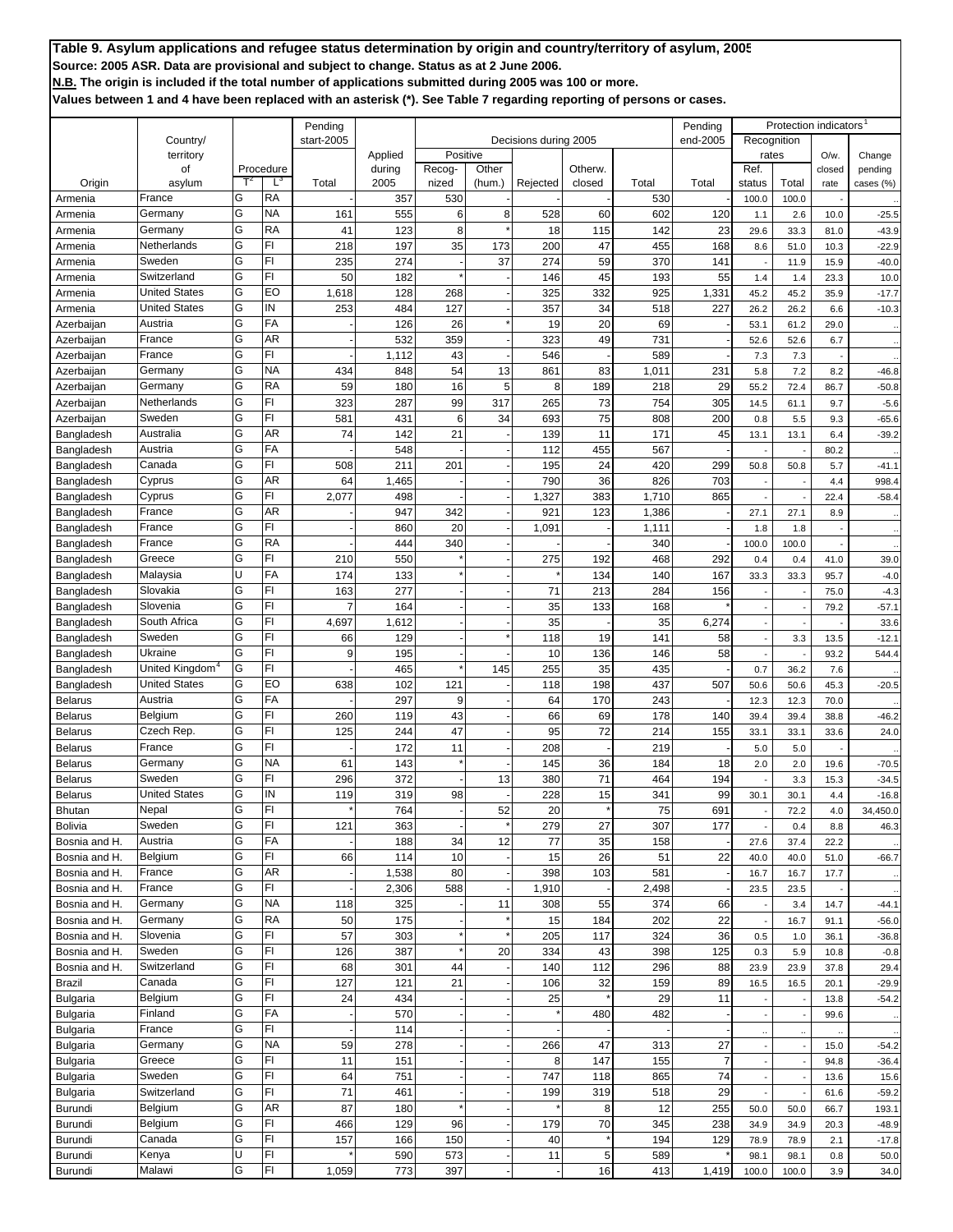**Table 9. Asylum applications and refugee status determination by origin and country/territory of asylum, 2005**
**Source: 2005 ASR. Data are provisional and subject to change. Status as at 2 June 2006.**
**N.B. The origin is included if the total number of applications submitted during 2005 was 100 or more.**
**Values between 1 and 4 have been replaced with an asterisk (*). See Table 7 regarding reporting of persons or cases.**

| Origin | Country/ territory of asylum | Procedure T[2] | Procedure L[3] | Pending start-2005 Total | Applied during 2005 | Decisions during 2005 Positive Recog-nized | Positive Other (hum.) | Rejected | Otherw. closed | Total | Pending end-2005 Total | Protection indicators[1] Recognition rates Ref. status | Recognition rates Total | O/w. closed rate | Change pending cases (%) |
|---|---|---|---|---|---|---|---|---|---|---|---|---|---|---|---|
| Armenia | France | G | RA | - | 357 | 530 | - | - | - | 530 | - | 100.0 | 100.0 | - | .. |
| Armenia | Germany | G | NA | 161 | 555 | 6 | 8 | 528 | 60 | 602 | 120 | 1.1 | 2.6 | 10.0 | -25.5 |
| Armenia | Germany | G | RA | 41 | 123 | 8 | * | 18 | 115 | 142 | 23 | 29.6 | 33.3 | 81.0 | -43.9 |
| Armenia | Netherlands | G | FI | 218 | 197 | 35 | 173 | 200 | 47 | 455 | 168 | 8.6 | 51.0 | 10.3 | -22.9 |
| Armenia | Sweden | G | FI | 235 | 274 | - | 37 | 274 | 59 | 370 | 141 | - | 11.9 | 15.9 | -40.0 |
| Armenia | Switzerland | G | FI | 50 | 182 | * | - | 146 | 45 | 193 | 55 | 1.4 | 1.4 | 23.3 | 10.0 |
| Armenia | United States | G | EO | 1,618 | 128 | 268 | - | 325 | 332 | 925 | 1,331 | 45.2 | 45.2 | 35.9 | -17.7 |
| Armenia | United States | G | IN | 253 | 484 | 127 | - | 357 | 34 | 518 | 227 | 26.2 | 26.2 | 6.6 | -10.3 |
| Azerbaijan | Austria | G | FA | - | 126 | 26 | * | 19 | 20 | 69 | - | 53.1 | 61.2 | 29.0 | .. |
| Azerbaijan | France | G | AR | - | 532 | 359 | - | 323 | 49 | 731 | - | 52.6 | 52.6 | 6.7 | .. |
| Azerbaijan | France | G | FI | - | 1,112 | 43 | - | 546 | - | 589 | - | 7.3 | 7.3 | - | .. |
| Azerbaijan | Germany | G | NA | 434 | 848 | 54 | 13 | 861 | 83 | 1,011 | 231 | 5.8 | 7.2 | 8.2 | -46.8 |
| Azerbaijan | Germany | G | RA | 59 | 180 | 16 | 5 | 8 | 189 | 218 | 29 | 55.2 | 72.4 | 86.7 | -50.8 |
| Azerbaijan | Netherlands | G | FI | 323 | 287 | 99 | 317 | 265 | 73 | 754 | 305 | 14.5 | 61.1 | 9.7 | -5.6 |
| Azerbaijan | Sweden | G | FI | 581 | 431 | 6 | 34 | 693 | 75 | 808 | 200 | 0.8 | 5.5 | 9.3 | -65.6 |
| Bangladesh | Australia | G | AR | 74 | 142 | 21 | - | 139 | 11 | 171 | 45 | 13.1 | 13.1 | 6.4 | -39.2 |
| Bangladesh | Austria | G | FA | - | 548 | - | - | 112 | 455 | 567 | - | - | - | 80.2 | .. |
| Bangladesh | Canada | G | FI | 508 | 211 | 201 | - | 195 | 24 | 420 | 299 | 50.8 | 50.8 | 5.7 | -41.1 |
| Bangladesh | Cyprus | G | AR | 64 | 1,465 | - | - | 790 | 36 | 826 | 703 | - | - | 4.4 | 998.4 |
| Bangladesh | Cyprus | G | FI | 2,077 | 498 | - | - | 1,327 | 383 | 1,710 | 865 | - | - | 22.4 | -58.4 |
| Bangladesh | France | G | AR | - | 947 | 342 | - | 921 | 123 | 1,386 | - | 27.1 | 27.1 | 8.9 | .. |
| Bangladesh | France | G | FI | - | 860 | 20 | - | 1,091 | - | 1,111 | - | 1.8 | 1.8 | - | .. |
| Bangladesh | France | G | RA | - | 444 | 340 | - | - | - | 340 | - | 100.0 | 100.0 | - | .. |
| Bangladesh | Greece | G | FI | 210 | 550 | * | - | 275 | 192 | 468 | 292 | 0.4 | 0.4 | 41.0 | 39.0 |
| Bangladesh | Malaysia | U | FA | 174 | 133 | * | - | * | 134 | 140 | 167 | 33.3 | 33.3 | 95.7 | -4.0 |
| Bangladesh | Slovakia | G | FI | 163 | 277 | - | - | 71 | 213 | 284 | 156 | - | - | 75.0 | -4.3 |
| Bangladesh | Slovenia | G | FI | 7 | 164 | - | - | 35 | 133 | 168 | * | - | - | 79.2 | -57.1 |
| Bangladesh | South Africa | G | FI | 4,697 | 1,612 | - | - | 35 | - | 35 | 6,274 | - | - | - | 33.6 |
| Bangladesh | Sweden | G | FI | 66 | 129 | - | * | 118 | 19 | 141 | 58 | - | 3.3 | 13.5 | -12.1 |
| Bangladesh | Ukraine | G | FI | 9 | 195 | - | - | 10 | 136 | 146 | 58 | - | - | 93.2 | 544.4 |
| Bangladesh | United Kingdom[4] | G | FI | - | 465 | * | 145 | 255 | 35 | 435 | - | 0.7 | 36.2 | 7.6 | .. |
| Bangladesh | United States | G | EO | 638 | 102 | 121 | - | 118 | 198 | 437 | 507 | 50.6 | 50.6 | 45.3 | -20.5 |
| Belarus | Austria | G | FA | - | 297 | 9 | - | 64 | 170 | 243 | - | 12.3 | 12.3 | 70.0 | .. |
| Belarus | Belgium | G | FI | 260 | 119 | 43 | - | 66 | 69 | 178 | 140 | 39.4 | 39.4 | 38.8 | -46.2 |
| Belarus | Czech Rep. | G | FI | 125 | 244 | 47 | - | 95 | 72 | 214 | 155 | 33.1 | 33.1 | 33.6 | 24.0 |
| Belarus | France | G | FI | - | 172 | 11 | - | 208 | - | 219 | - | 5.0 | 5.0 | - | .. |
| Belarus | Germany | G | NA | 61 | 143 | * | - | 145 | 36 | 184 | 18 | 2.0 | 2.0 | 19.6 | -70.5 |
| Belarus | Sweden | G | FI | 296 | 372 | - | 13 | 380 | 71 | 464 | 194 | - | 3.3 | 15.3 | -34.5 |
| Belarus | United States | G | IN | 119 | 319 | 98 | - | 228 | 15 | 341 | 99 | 30.1 | 30.1 | 4.4 | -16.8 |
| Bhutan | Nepal | G | FI | * | 764 | - | 52 | 20 | * | 75 | 691 | - | 72.2 | 4.0 | 34,450.0 |
| Bolivia | Sweden | G | FI | 121 | 363 | - | * | 279 | 27 | 307 | 177 | - | 0.4 | 8.8 | 46.3 |
| Bosnia and H. | Austria | G | FA | - | 188 | 34 | 12 | 77 | 35 | 158 | - | 27.6 | 37.4 | 22.2 | .. |
| Bosnia and H. | Belgium | G | FI | 66 | 114 | 10 | - | 15 | 26 | 51 | 22 | 40.0 | 40.0 | 51.0 | -66.7 |
| Bosnia and H. | France | G | AR | - | 1,538 | 80 | - | 398 | 103 | 581 | - | 16.7 | 16.7 | 17.7 | .. |
| Bosnia and H. | France | G | FI | - | 2,306 | 588 | - | 1,910 | - | 2,498 | - | 23.5 | 23.5 | - | .. |
| Bosnia and H. | Germany | G | NA | 118 | 325 | - | 11 | 308 | 55 | 374 | 66 | - | 3.4 | 14.7 | -44.1 |
| Bosnia and H. | Germany | G | RA | 50 | 175 | - | * | 15 | 184 | 202 | 22 | - | 16.7 | 91.1 | -56.0 |
| Bosnia and H. | Slovenia | G | FI | 57 | 303 | * | * | 205 | 117 | 324 | 36 | 0.5 | 1.0 | 36.1 | -36.8 |
| Bosnia and H. | Sweden | G | FI | 126 | 387 | * | 20 | 334 | 43 | 398 | 125 | 0.3 | 5.9 | 10.8 | -0.8 |
| Bosnia and H. | Switzerland | G | FI | 68 | 301 | 44 | - | 140 | 112 | 296 | 88 | 23.9 | 23.9 | 37.8 | 29.4 |
| Brazil | Canada | G | FI | 127 | 121 | 21 | - | 106 | 32 | 159 | 89 | 16.5 | 16.5 | 20.1 | -29.9 |
| Bulgaria | Belgium | G | FI | 24 | 434 | - | - | 25 | * | 29 | 11 | - | - | 13.8 | -54.2 |
| Bulgaria | Finland | G | FA | - | 570 | - | - | * | 480 | 482 | - | - | - | 99.6 | .. |
| Bulgaria | France | G | FI | - | 114 | - | - | - | - | - | - | .. | .. | .. | .. |
| Bulgaria | Germany | G | NA | 59 | 278 | - | - | 266 | 47 | 313 | 27 | - | - | 15.0 | -54.2 |
| Bulgaria | Greece | G | FI | 11 | 151 | - | - | 8 | 147 | 155 | 7 | - | - | 94.8 | -36.4 |
| Bulgaria | Sweden | G | FI | 64 | 751 | - | - | 747 | 118 | 865 | 74 | - | - | 13.6 | 15.6 |
| Bulgaria | Switzerland | G | FI | 71 | 461 | - | - | 199 | 319 | 518 | 29 | - | - | 61.6 | -59.2 |
| Burundi | Belgium | G | AR | 87 | 180 | * | - | * | 8 | 12 | 255 | 50.0 | 50.0 | 66.7 | 193.1 |
| Burundi | Belgium | G | FI | 466 | 129 | 96 | - | 179 | 70 | 345 | 238 | 34.9 | 34.9 | 20.3 | -48.9 |
| Burundi | Canada | G | FI | 157 | 166 | 150 | - | 40 | * | 194 | 129 | 78.9 | 78.9 | 2.1 | -17.8 |
| Burundi | Kenya | U | FI | * | 590 | 573 | - | 11 | 5 | 589 | * | 98.1 | 98.1 | 0.8 | 50.0 |
| Burundi | Malawi | G | FI | 1,059 | 773 | 397 | - | - | 16 | 413 | 1,419 | 100.0 | 100.0 | 3.9 | 34.0 |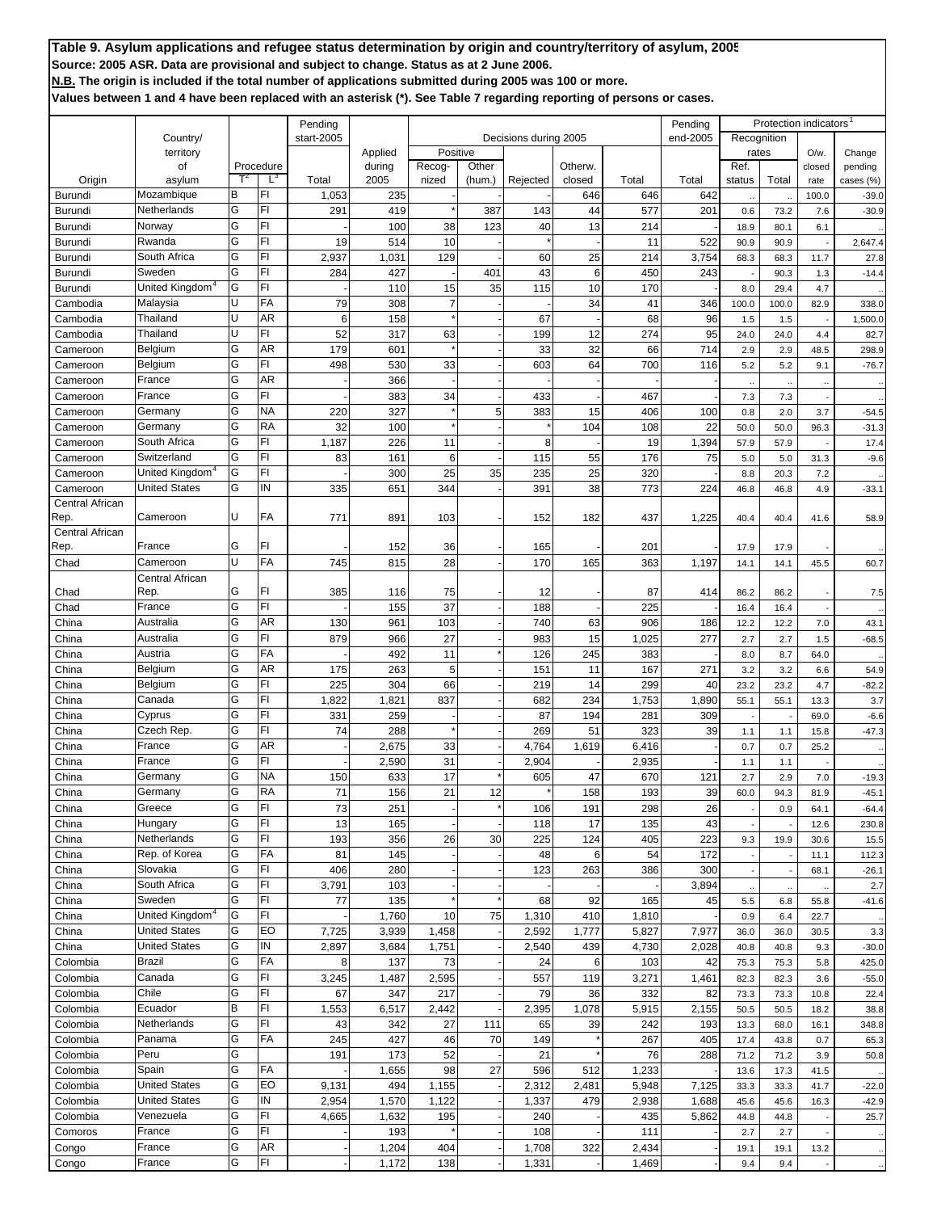**Table 9. Asylum applications and refugee status determination by origin and country/territory of asylum, 2005**
**Source: 2005 ASR. Data are provisional and subject to change. Status as at 2 June 2006.**
**N.B. The origin is included if the total number of applications submitted during 2005 was 100 or more.**
**Values between 1 and 4 have been replaced with an asterisk (*). See Table 7 regarding reporting of persons or cases.**

| Origin | Country/ territory of asylum | Procedure T[2] | Procedure L[3] | Pending start-2005 Total | Applied during 2005 | Decisions during 2005 Positive Recog-nized | Positive Other (hum.) | Rejected | Otherw. closed | Total | Pending end-2005 Total | Protection indicators[1] Recognition rates Ref. status | Recognition rates Total | O/w. closed rate | Change pending cases (%) |
|---|---|---|---|---|---|---|---|---|---|---|---|---|---|---|---|
| Burundi | Mozambique | B | FI | 1,053 | 235 | - | - | - | 646 | 646 | 642 | .. | .. | 100.0 | -39.0 |
| Burundi | Netherlands | G | FI | 291 | 419 | * | 387 | 143 | 44 | 577 | 201 | 0.6 | 73.2 | 7.6 | -30.9 |
| Burundi | Norway | G | FI | - | 100 | 38 | 123 | 40 | 13 | 214 | - | 18.9 | 80.1 | 6.1 | .. |
| Burundi | Rwanda | G | FI | 19 | 514 | 10 | - | * | - | 11 | 522 | 90.9 | 90.9 | - | 2,647.4 |
| Burundi | South Africa | G | FI | 2,937 | 1,031 | 129 | - | 60 | 25 | 214 | 3,754 | 68.3 | 68.3 | 11.7 | 27.8 |
| Burundi | Sweden | G | FI | 284 | 427 | - | 401 | 43 | 6 | 450 | 243 | - | 90.3 | 1.3 | -14.4 |
| Burundi | United Kingdom[4] | G | FI | - | 110 | 15 | 35 | 115 | 10 | 170 | - | 8.0 | 29.4 | 4.7 | .. |
| Cambodia | Malaysia | U | FA | 79 | 308 | 7 | - | - | 34 | 41 | 346 | 100.0 | 100.0 | 82.9 | 338.0 |
| Cambodia | Thailand | U | AR | 6 | 158 | * | - | 67 | - | 68 | 96 | 1.5 | 1.5 | - | 1,500.0 |
| Cambodia | Thailand | U | FI | 52 | 317 | 63 | - | 199 | 12 | 274 | 95 | 24.0 | 24.0 | 4.4 | 82.7 |
| Cameroon | Belgium | G | AR | 179 | 601 | * | - | 33 | 32 | 66 | 714 | 2.9 | 2.9 | 48.5 | 298.9 |
| Cameroon | Belgium | G | FI | 498 | 530 | 33 | - | 603 | 64 | 700 | 116 | 5.2 | 5.2 | 9.1 | -76.7 |
| Cameroon | France | G | AR | - | 366 | - | - | - | - | - | - | .. | .. | .. | .. |
| Cameroon | France | G | FI | - | 383 | 34 | - | 433 | - | 467 | - | 7.3 | 7.3 | - | .. |
| Cameroon | Germany | G | NA | 220 | 327 | * | 5 | 383 | 15 | 406 | 100 | 0.8 | 2.0 | 3.7 | -54.5 |
| Cameroon | Germany | G | RA | 32 | 100 | * | - | * | 104 | 108 | 22 | 50.0 | 50.0 | 96.3 | -31.3 |
| Cameroon | South Africa | G | FI | 1,187 | 226 | 11 | - | 8 | - | 19 | 1,394 | 57.9 | 57.9 | - | 17.4 |
| Cameroon | Switzerland | G | FI | 83 | 161 | 6 | - | 115 | 55 | 176 | 75 | 5.0 | 5.0 | 31.3 | -9.6 |
| Cameroon | United Kingdom[4] | G | FI | - | 300 | 25 | 35 | 235 | 25 | 320 | - | 8.8 | 20.3 | 7.2 | .. |
| Cameroon | United States | G | IN | 335 | 651 | 344 | - | 391 | 38 | 773 | 224 | 46.8 | 46.8 | 4.9 | -33.1 |
| Central African Rep. | Cameroon | U | FA | 771 | 891 | 103 | - | 152 | 182 | 437 | 1,225 | 40.4 | 40.4 | 41.6 | 58.9 |
| Central African Rep. | France | G | FI | - | 152 | 36 | - | 165 | - | 201 | - | 17.9 | 17.9 | - | .. |
| Chad | Cameroon | U | FA | 745 | 815 | 28 | - | 170 | 165 | 363 | 1,197 | 14.1 | 14.1 | 45.5 | 60.7 |
| Chad | Central African Rep. | G | FI | 385 | 116 | 75 | - | 12 | - | 87 | 414 | 86.2 | 86.2 | - | 7.5 |
| Chad | France | G | FI | - | 155 | 37 | - | 188 | - | 225 | - | 16.4 | 16.4 | - | .. |
| China | Australia | G | AR | 130 | 961 | 103 | - | 740 | 63 | 906 | 186 | 12.2 | 12.2 | 7.0 | 43.1 |
| China | Australia | G | FI | 879 | 966 | 27 | - | 983 | 15 | 1,025 | 277 | 2.7 | 2.7 | 1.5 | -68.5 |
| China | Austria | G | FA | - | 492 | 11 | * | 126 | 245 | 383 | - | 8.0 | 8.7 | 64.0 | .. |
| China | Belgium | G | AR | 175 | 263 | 5 | - | 151 | 11 | 167 | 271 | 3.2 | 3.2 | 6.6 | 54.9 |
| China | Belgium | G | FI | 225 | 304 | 66 | - | 219 | 14 | 299 | 40 | 23.2 | 23.2 | 4.7 | -82.2 |
| China | Canada | G | FI | 1,822 | 1,821 | 837 | - | 682 | 234 | 1,753 | 1,890 | 55.1 | 55.1 | 13.3 | 3.7 |
| China | Cyprus | G | FI | 331 | 259 | - | - | 87 | 194 | 281 | 309 | - | - | 69.0 | -6.6 |
| China | Czech Rep. | G | FI | 74 | 288 | * | - | 269 | 51 | 323 | 39 | 1.1 | 1.1 | 15.8 | -47.3 |
| China | France | G | AR | - | 2,675 | 33 | - | 4,764 | 1,619 | 6,416 | - | 0.7 | 0.7 | 25.2 | .. |
| China | France | G | FI | - | 2,590 | 31 | - | 2,904 | - | 2,935 | - | 1.1 | 1.1 | - | .. |
| China | Germany | G | NA | 150 | 633 | 17 | * | 605 | 47 | 670 | 121 | 2.7 | 2.9 | 7.0 | -19.3 |
| China | Germany | G | RA | 71 | 156 | 21 | 12 | * | 158 | 193 | 39 | 60.0 | 94.3 | 81.9 | -45.1 |
| China | Greece | G | FI | 73 | 251 | - | * | 106 | 191 | 298 | 26 | - | 0.9 | 64.1 | -64.4 |
| China | Hungary | G | FI | 13 | 165 | - | - | 118 | 17 | 135 | 43 | - | - | 12.6 | 230.8 |
| China | Netherlands | G | FI | 193 | 356 | 26 | 30 | 225 | 124 | 405 | 223 | 9.3 | 19.9 | 30.6 | 15.5 |
| China | Rep. of Korea | G | FA | 81 | 145 | - | - | 48 | 6 | 54 | 172 | - | - | 11.1 | 112.3 |
| China | Slovakia | G | FI | 406 | 280 | - | - | 123 | 263 | 386 | 300 | - | - | 68.1 | -26.1 |
| China | South Africa | G | FI | 3,791 | 103 | - | - | - | - | - | 3,894 | .. | .. | .. | 2.7 |
| China | Sweden | G | FI | 77 | 135 | * | * | 68 | 92 | 165 | 45 | 5.5 | 6.8 | 55.8 | -41.6 |
| China | United Kingdom[4] | G | FI | - | 1,760 | 10 | 75 | 1,310 | 410 | 1,810 | - | 0.9 | 6.4 | 22.7 | .. |
| China | United States | G | EO | 7,725 | 3,939 | 1,458 | - | 2,592 | 1,777 | 5,827 | 7,977 | 36.0 | 36.0 | 30.5 | 3.3 |
| China | United States | G | IN | 2,897 | 3,684 | 1,751 | - | 2,540 | 439 | 4,730 | 2,028 | 40.8 | 40.8 | 9.3 | -30.0 |
| Colombia | Brazil | G | FA | 8 | 137 | 73 | - | 24 | 6 | 103 | 42 | 75.3 | 75.3 | 5.8 | 425.0 |
| Colombia | Canada | G | FI | 3,245 | 1,487 | 2,595 | - | 557 | 119 | 3,271 | 1,461 | 82.3 | 82.3 | 3.6 | -55.0 |
| Colombia | Chile | G | FI | 67 | 347 | 217 | - | 79 | 36 | 332 | 82 | 73.3 | 73.3 | 10.8 | 22.4 |
| Colombia | Ecuador | B | FI | 1,553 | 6,517 | 2,442 | - | 2,395 | 1,078 | 5,915 | 2,155 | 50.5 | 50.5 | 18.2 | 38.8 |
| Colombia | Netherlands | G | FI | 43 | 342 | 27 | 111 | 65 | 39 | 242 | 193 | 13.3 | 68.0 | 16.1 | 348.8 |
| Colombia | Panama | G | FA | 245 | 427 | 46 | 70 | 149 | * | 267 | 405 | 17.4 | 43.8 | 0.7 | 65.3 |
| Colombia | Peru | G | | 191 | 173 | 52 | - | 21 | * | 76 | 288 | 71.2 | 71.2 | 3.9 | 50.8 |
| Colombia | Spain | G | FA | - | 1,655 | 98 | 27 | 596 | 512 | 1,233 | - | 13.6 | 17.3 | 41.5 | .. |
| Colombia | United States | G | EO | 9,131 | 494 | 1,155 | - | 2,312 | 2,481 | 5,948 | 7,125 | 33.3 | 33.3 | 41.7 | -22.0 |
| Colombia | United States | G | IN | 2,954 | 1,570 | 1,122 | - | 1,337 | 479 | 2,938 | 1,688 | 45.6 | 45.6 | 16.3 | -42.9 |
| Colombia | Venezuela | G | FI | 4,665 | 1,632 | 195 | - | 240 | - | 435 | 5,862 | 44.8 | 44.8 | - | 25.7 |
| Comoros | France | G | FI | - | 193 | * | - | 108 | - | 111 | - | 2.7 | 2.7 | - | .. |
| Congo | France | G | AR | - | 1,204 | 404 | - | 1,708 | 322 | 2,434 | - | 19.1 | 19.1 | 13.2 | .. |
| Congo | France | G | FI | - | 1,172 | 138 | - | 1,331 | - | 1,469 | - | 9.4 | 9.4 | - | .. |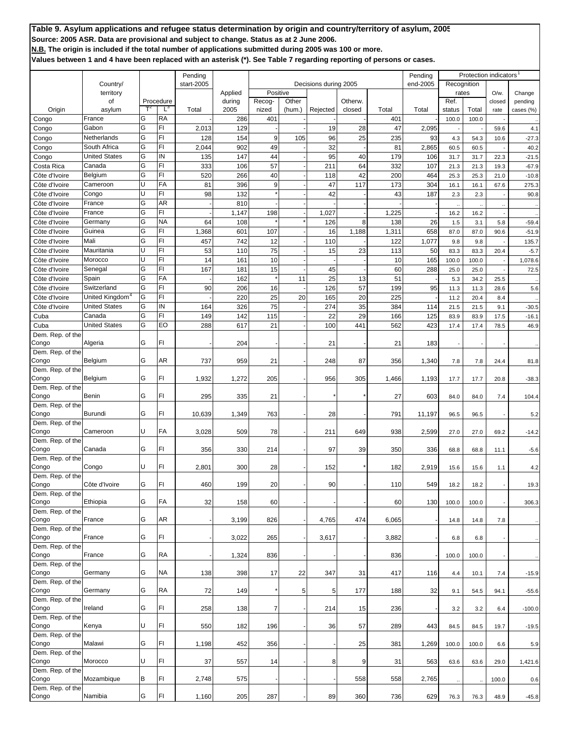**Table 9. Asylum applications and refugee status determination by origin and country/territory of asylum, 2005**

**Source: 2005 ASR. Data are provisional and subject to change. Status as at 2 June 2006.**

**N.B. The origin is included if the total number of applications submitted during 2005 was 100 or more.**

**Values between 1 and 4 have been replaced with an asterisk (*). See Table 7 regarding reporting of persons or cases.**

| Origin | Country/ territory of asylum | Procedure T[2] | Procedure L[3] | Pending start-2005 Total | Applied during 2005 | Decisions during 2005 Positive Recog-nized | Decisions during 2005 Positive Other (hum.) | Decisions during 2005 Rejected | Decisions during 2005 Otherw. closed | Decisions during 2005 Total | Pending end-2005 Total | Protection indicators[1] Recognition rates Ref. status | Protection indicators[1] Recognition rates Total | Protection indicators[1] O/w. closed rate | Protection indicators[1] Change pending cases (%) |
|---|---|---|---|---|---|---|---|---|---|---|---|---|---|---|---|
| Congo | France | G | RA | - | 286 | 401 | - | - | - | 401 | - | 100.0 | 100.0 | - | .. |
| Congo | Gabon | G | FI | 2,013 | 129 | - | - | 19 | 28 | 47 | 2,095 | - | - | 59.6 | 4.1 |
| Congo | Netherlands | G | FI | 128 | 154 | 9 | 105 | 96 | 25 | 235 | 93 | 4.3 | 54.3 | 10.6 | -27.3 |
| Congo | South Africa | G | FI | 2,044 | 902 | 49 | - | 32 | - | 81 | 2,865 | 60.5 | 60.5 | - | 40.2 |
| Congo | United States | G | IN | 135 | 147 | 44 | - | 95 | 40 | 179 | 106 | 31.7 | 31.7 | 22.3 | -21.5 |
| Costa Rica | Canada | G | FI | 333 | 106 | 57 | - | 211 | 64 | 332 | 107 | 21.3 | 21.3 | 19.3 | -67.9 |
| Côte d'Ivoire | Belgium | G | FI | 520 | 266 | 40 | - | 118 | 42 | 200 | 464 | 25.3 | 25.3 | 21.0 | -10.8 |
| Côte d'Ivoire | Cameroon | U | FA | 81 | 396 | 9 | - | 47 | 117 | 173 | 304 | 16.1 | 16.1 | 67.6 | 275.3 |
| Côte d'Ivoire | Congo | U | FI | 98 | 132 | * | - | 42 | - | 43 | 187 | 2.3 | 2.3 | - | 90.8 |
| Côte d'Ivoire | France | G | AR | - | 810 | - | - | - | - | - | - | .. | .. | .. | .. |
| Côte d'Ivoire | France | G | FI | - | 1,147 | 198 | - | 1,027 | - | 1,225 | - | 16.2 | 16.2 | - | .. |
| Côte d'Ivoire | Germany | G | NA | 64 | 108 | * | * | 126 | 8 | 138 | 26 | 1.5 | 3.1 | 5.8 | -59.4 |
| Côte d'Ivoire | Guinea | G | FI | 1,368 | 601 | 107 | - | 16 | 1,188 | 1,311 | 658 | 87.0 | 87.0 | 90.6 | -51.9 |
| Côte d'Ivoire | Mali | G | FI | 457 | 742 | 12 | - | 110 | - | 122 | 1,077 | 9.8 | 9.8 | - | 135.7 |
| Côte d'Ivoire | Mauritania | U | FI | 53 | 110 | 75 | - | 15 | 23 | 113 | 50 | 83.3 | 83.3 | 20.4 | -5.7 |
| Côte d'Ivoire | Morocco | U | FI | 14 | 161 | 10 | - | - | - | 10 | 165 | 100.0 | 100.0 | - | 1,078.6 |
| Côte d'Ivoire | Senegal | G | FI | 167 | 181 | 15 | - | 45 | - | 60 | 288 | 25.0 | 25.0 | - | 72.5 |
| Côte d'Ivoire | Spain | G | FA | - | 162 | * | 11 | 25 | 13 | 51 | - | 5.3 | 34.2 | 25.5 | .. |
| Côte d'Ivoire | Switzerland | G | FI | 90 | 206 | 16 | - | 126 | 57 | 199 | 95 | 11.3 | 11.3 | 28.6 | 5.6 |
| Côte d'Ivoire | United Kingdom[4] | G | FI | - | 220 | 25 | 20 | 165 | 20 | 225 | - | 11.2 | 20.4 | 8.4 | .. |
| Côte d'Ivoire | United States | G | IN | 164 | 326 | 75 | - | 274 | 35 | 384 | 114 | 21.5 | 21.5 | 9.1 | -30.5 |
| Cuba | Canada | G | FI | 149 | 142 | 115 | - | 22 | 29 | 166 | 125 | 83.9 | 83.9 | 17.5 | -16.1 |
| Cuba | United States | G | EO | 288 | 617 | 21 | - | 100 | 441 | 562 | 423 | 17.4 | 17.4 | 78.5 | 46.9 |
| Dem. Rep. of the Congo | Algeria | G | FI | - | 204 | - | - | 21 | - | 21 | 183 | - | - | - | .. |
| Dem. Rep. of the Congo | Belgium | G | AR | 737 | 959 | 21 | - | 248 | 87 | 356 | 1,340 | 7.8 | 7.8 | 24.4 | 81.8 |
| Dem. Rep. of the Congo | Belgium | G | FI | 1,932 | 1,272 | 205 | - | 956 | 305 | 1,466 | 1,193 | 17.7 | 17.7 | 20.8 | -38.3 |
| Dem. Rep. of the Congo | Benin | G | FI | 295 | 335 | 21 | - | * | * | 27 | 603 | 84.0 | 84.0 | 7.4 | 104.4 |
| Dem. Rep. of the Congo | Burundi | G | FI | 10,639 | 1,349 | 763 | - | 28 | - | 791 | 11,197 | 96.5 | 96.5 | - | 5.2 |
| Dem. Rep. of the Congo | Cameroon | U | FA | 3,028 | 509 | 78 | - | 211 | 649 | 938 | 2,599 | 27.0 | 27.0 | 69.2 | -14.2 |
| Dem. Rep. of the Congo | Canada | G | FI | 356 | 330 | 214 | - | 97 | 39 | 350 | 336 | 68.8 | 68.8 | 11.1 | -5.6 |
| Dem. Rep. of the Congo | Congo | U | FI | 2,801 | 300 | 28 | - | 152 | * | 182 | 2,919 | 15.6 | 15.6 | 1.1 | 4.2 |
| Dem. Rep. of the Congo | Côte d'Ivoire | G | FI | 460 | 199 | 20 | - | 90 | - | 110 | 549 | 18.2 | 18.2 | - | 19.3 |
| Dem. Rep. of the Congo | Ethiopia | G | FA | 32 | 158 | 60 | - | - | - | 60 | 130 | 100.0 | 100.0 | - | 306.3 |
| Dem. Rep. of the Congo | France | G | AR | - | 3,199 | 826 | - | 4,765 | 474 | 6,065 | - | 14.8 | 14.8 | 7.8 | .. |
| Dem. Rep. of the Congo | France | G | FI | - | 3,022 | 265 | - | 3,617 | - | 3,882 | - | 6.8 | 6.8 | - | .. |
| Dem. Rep. of the Congo | France | G | RA | - | 1,324 | 836 | - | - | - | 836 | - | 100.0 | 100.0 | - | .. |
| Dem. Rep. of the Congo | Germany | G | NA | 138 | 398 | 17 | 22 | 347 | 31 | 417 | 116 | 4.4 | 10.1 | 7.4 | -15.9 |
| Dem. Rep. of the Congo | Germany | G | RA | 72 | 149 | * | 5 | 5 | 177 | 188 | 32 | 9.1 | 54.5 | 94.1 | -55.6 |
| Dem. Rep. of the Congo | Ireland | G | FI | 258 | 138 | 7 | - | 214 | 15 | 236 | - | 3.2 | 3.2 | 6.4 | -100.0 |
| Dem. Rep. of the Congo | Kenya | U | FI | 550 | 182 | 196 | - | 36 | 57 | 289 | 443 | 84.5 | 84.5 | 19.7 | -19.5 |
| Dem. Rep. of the Congo | Malawi | G | FI | 1,198 | 452 | 356 | - | - | 25 | 381 | 1,269 | 100.0 | 100.0 | 6.6 | 5.9 |
| Dem. Rep. of the Congo | Morocco | U | FI | 37 | 557 | 14 | - | 8 | 9 | 31 | 563 | 63.6 | 63.6 | 29.0 | 1,421.6 |
| Dem. Rep. of the Congo | Mozambique | B | FI | 2,748 | 575 | - | - | - | 558 | 558 | 2,765 | .. | .. | 100.0 | 0.6 |
| Dem. Rep. of the Congo | Namibia | G | FI | 1,160 | 205 | 287 | - | 89 | 360 | 736 | 629 | 76.3 | 76.3 | 48.9 | -45.8 |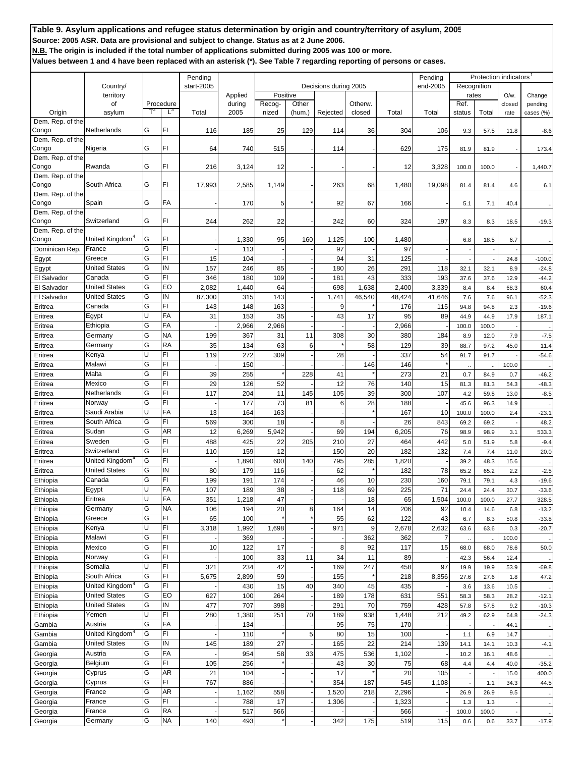**Table 9. Asylum applications and refugee status determination by origin and country/territory of asylum, 2005**

**Source: 2005 ASR. Data are provisional and subject to change. Status as at 2 June 2006.**

**N.B. The origin is included if the total number of applications submitted during 2005 was 100 or more.**

**Values between 1 and 4 have been replaced with an asterisk (*). See Table 7 regarding reporting of persons or cases.**

| Origin | Country/ territory of asylum | Procedure T[2] | Procedure L[3] | Pending start-2005 Total | Applied during 2005 | Decisions during 2005 Positive Recog-nized | Positive Other (hum.) | Rejected | Otherw. closed | Total | Pending end-2005 Total | Protection indicators[1] Recognition rates Ref. status | Recognition rates Total | O/w. closed rate | Change pending cases (%) |
|---|---|---|---|---|---|---|---|---|---|---|---|---|---|---|---|
| Dem. Rep. of the Congo | Netherlands | G | FI | 116 | 185 | 25 | 129 | 114 | 36 | 304 | 106 | 9.3 | 57.5 | 11.8 | -8.6 |
| Dem. Rep. of the Congo | Nigeria | G | FI | 64 | 740 | 515 | - | 114 | - | 629 | 175 | 81.9 | 81.9 | - | 173.4 |
| Dem. Rep. of the Congo | Rwanda | G | FI | 216 | 3,124 | 12 | - | - | - | 12 | 3,328 | 100.0 | 100.0 | - | 1,440.7 |
| Dem. Rep. of the Congo | South Africa | G | FI | 17,993 | 2,585 | 1,149 | - | 263 | 68 | 1,480 | 19,098 | 81.4 | 81.4 | 4.6 | 6.1 |
| Dem. Rep. of the Congo | Spain | G | FA | - | 170 | 5 | * | 92 | 67 | 166 | - | 5.1 | 7.1 | 40.4 | .. |
| Dem. Rep. of the Congo | Switzerland | G | FI | 244 | 262 | 22 | - | 242 | 60 | 324 | 197 | 8.3 | 8.3 | 18.5 | -19.3 |
| Dem. Rep. of the Congo | United Kingdom[4] | G | FI | - | 1,330 | 95 | 160 | 1,125 | 100 | 1,480 | - | 6.8 | 18.5 | 6.7 | .. |
| Dominican Rep. | France | G | FI | - | 113 | - | - | 97 | - | 97 | - | - | - | - | .. |
| Egypt | Greece | G | FI | 15 | 104 | - | - | 94 | 31 | 125 | - | - | - | 24.8 | -100.0 |
| Egypt | United States | G | IN | 157 | 246 | 85 | - | 180 | 26 | 291 | 118 | 32.1 | 32.1 | 8.9 | -24.8 |
| El Salvador | Canada | G | FI | 346 | 180 | 109 | - | 181 | 43 | 333 | 193 | 37.6 | 37.6 | 12.9 | -44.2 |
| El Salvador | United States | G | EO | 2,082 | 1,440 | 64 | - | 698 | 1,638 | 2,400 | 3,339 | 8.4 | 8.4 | 68.3 | 60.4 |
| El Salvador | United States | G | IN | 87,300 | 315 | 143 | - | 1,741 | 46,540 | 48,424 | 41,646 | 7.6 | 7.6 | 96.1 | -52.3 |
| Eritrea | Canada | G | FI | 143 | 148 | 163 | - | 9 | * | 176 | 115 | 94.8 | 94.8 | 2.3 | -19.6 |
| Eritrea | Egypt | U | FA | 31 | 153 | 35 | - | 43 | 17 | 95 | 89 | 44.9 | 44.9 | 17.9 | 187.1 |
| Eritrea | Ethiopia | G | FA | - | 2,966 | 2,966 | - | - | - | 2,966 | - | 100.0 | 100.0 | - | .. |
| Eritrea | Germany | G | NA | 199 | 367 | 31 | 11 | 308 | 30 | 380 | 184 | 8.9 | 12.0 | 7.9 | -7.5 |
| Eritrea | Germany | G | RA | 35 | 134 | 63 | 6 | * | 58 | 129 | 39 | 88.7 | 97.2 | 45.0 | 11.4 |
| Eritrea | Kenya | U | FI | 119 | 272 | 309 | - | 28 | - | 337 | 54 | 91.7 | 91.7 | - | -54.6 |
| Eritrea | Malawi | G | FI | - | 150 | - | - | - | 146 | 146 | * | .. | .. | 100.0 | .. |
| Eritrea | Malta | G | FI | 39 | 255 | * | 228 | 41 | * | 273 | 21 | 0.7 | 84.9 | 0.7 | -46.2 |
| Eritrea | Mexico | G | FI | 29 | 126 | 52 | - | 12 | 76 | 140 | 15 | 81.3 | 81.3 | 54.3 | -48.3 |
| Eritrea | Netherlands | G | FI | 117 | 204 | 11 | 145 | 105 | 39 | 300 | 107 | 4.2 | 59.8 | 13.0 | -8.5 |
| Eritrea | Norway | G | FI | - | 177 | 73 | 81 | 6 | 28 | 188 | - | 45.6 | 96.3 | 14.9 | .. |
| Eritrea | Saudi Arabia | U | FA | 13 | 164 | 163 | - | - | * | 167 | 10 | 100.0 | 100.0 | 2.4 | -23.1 |
| Eritrea | South Africa | G | FI | 569 | 300 | 18 | - | 8 | - | 26 | 843 | 69.2 | 69.2 | - | 48.2 |
| Eritrea | Sudan | G | AR | 12 | 6,269 | 5,942 | - | 69 | 194 | 6,205 | 76 | 98.9 | 98.9 | 3.1 | 533.3 |
| Eritrea | Sweden | G | FI | 488 | 425 | 22 | 205 | 210 | 27 | 464 | 442 | 5.0 | 51.9 | 5.8 | -9.4 |
| Eritrea | Switzerland | G | FI | 110 | 159 | 12 | - | 150 | 20 | 182 | 132 | 7.4 | 7.4 | 11.0 | 20.0 |
| Eritrea | United Kingdom[4] | G | FI | - | 1,890 | 600 | 140 | 795 | 285 | 1,820 | - | 39.2 | 48.3 | 15.6 | .. |
| Eritrea | United States | G | IN | 80 | 179 | 116 | - | 62 | * | 182 | 78 | 65.2 | 65.2 | 2.2 | -2.5 |
| Ethiopia | Canada | G | FI | 199 | 191 | 174 | - | 46 | 10 | 230 | 160 | 79.1 | 79.1 | 4.3 | -19.6 |
| Ethiopia | Egypt | U | FA | 107 | 189 | 38 | - | 118 | 69 | 225 | 71 | 24.4 | 24.4 | 30.7 | -33.6 |
| Ethiopia | Eritrea | U | FA | 351 | 1,218 | 47 | - | - | 18 | 65 | 1,504 | 100.0 | 100.0 | 27.7 | 328.5 |
| Ethiopia | Germany | G | NA | 106 | 194 | 20 | 8 | 164 | 14 | 206 | 92 | 10.4 | 14.6 | 6.8 | -13.2 |
| Ethiopia | Greece | G | FI | 65 | 100 | * | * | 55 | 62 | 122 | 43 | 6.7 | 8.3 | 50.8 | -33.8 |
| Ethiopia | Kenya | U | FI | 3,318 | 1,992 | 1,698 | - | 971 | 9 | 2,678 | 2,632 | 63.6 | 63.6 | 0.3 | -20.7 |
| Ethiopia | Malawi | G | FI | - | 369 | - | - | - | 362 | 362 | 7 | .. | .. | 100.0 | .. |
| Ethiopia | Mexico | G | FI | 10 | 122 | 17 | - | 8 | 92 | 117 | 15 | 68.0 | 68.0 | 78.6 | 50.0 |
| Ethiopia | Norway | G | FI | - | 100 | 33 | 11 | 34 | 11 | 89 | - | 42.3 | 56.4 | 12.4 | .. |
| Ethiopia | Somalia | U | FI | 321 | 234 | 42 | - | 169 | 247 | 458 | 97 | 19.9 | 19.9 | 53.9 | -69.8 |
| Ethiopia | South Africa | G | FI | 5,675 | 2,899 | 59 | - | 155 | * | 218 | 8,356 | 27.6 | 27.6 | 1.8 | 47.2 |
| Ethiopia | United Kingdom[4] | G | FI | - | 430 | 15 | 40 | 340 | 45 | 435 | - | 3.6 | 13.6 | 10.5 | .. |
| Ethiopia | United States | G | EO | 627 | 100 | 264 | - | 189 | 178 | 631 | 551 | 58.3 | 58.3 | 28.2 | -12.1 |
| Ethiopia | United States | G | IN | 477 | 707 | 398 | - | 291 | 70 | 759 | 428 | 57.8 | 57.8 | 9.2 | -10.3 |
| Ethiopia | Yemen | U | FI | 280 | 1,380 | 251 | 70 | 189 | 938 | 1,448 | 212 | 49.2 | 62.9 | 64.8 | -24.3 |
| Gambia | Austria | G | FA | - | 134 | - | - | 95 | 75 | 170 | - | - | - | 44.1 | .. |
| Gambia | United Kingdom[4] | G | FI | - | 110 | * | 5 | 80 | 15 | 100 | - | 1.1 | 6.9 | 14.7 | .. |
| Gambia | United States | G | IN | 145 | 189 | 27 | - | 165 | 22 | 214 | 139 | 14.1 | 14.1 | 10.3 | -4.1 |
| Georgia | Austria | G | FA | - | 954 | 58 | 33 | 475 | 536 | 1,102 | - | 10.2 | 16.1 | 48.6 | .. |
| Georgia | Belgium | G | FI | 105 | 256 | * | - | 43 | 30 | 75 | 68 | 4.4 | 4.4 | 40.0 | -35.2 |
| Georgia | Cyprus | G | AR | 21 | 104 | - | - | 17 | * | 20 | 105 | - | - | 15.0 | 400.0 |
| Georgia | Cyprus | G | FI | 767 | 886 | - | * | 354 | 187 | 545 | 1,108 | - | 1.1 | 34.3 | 44.5 |
| Georgia | France | G | AR | - | 1,162 | 558 | - | 1,520 | 218 | 2,296 | - | 26.9 | 26.9 | 9.5 | .. |
| Georgia | France | G | FI | - | 788 | 17 | - | 1,306 | - | 1,323 | - | 1.3 | 1.3 | - | .. |
| Georgia | France | G | RA | - | 517 | 566 | - | - | - | 566 | - | 100.0 | 100.0 | - | .. |
| Georgia | Germany | G | NA | 140 | 493 | * | - | 342 | 175 | 519 | 115 | 0.6 | 0.6 | 33.7 | -17.9 |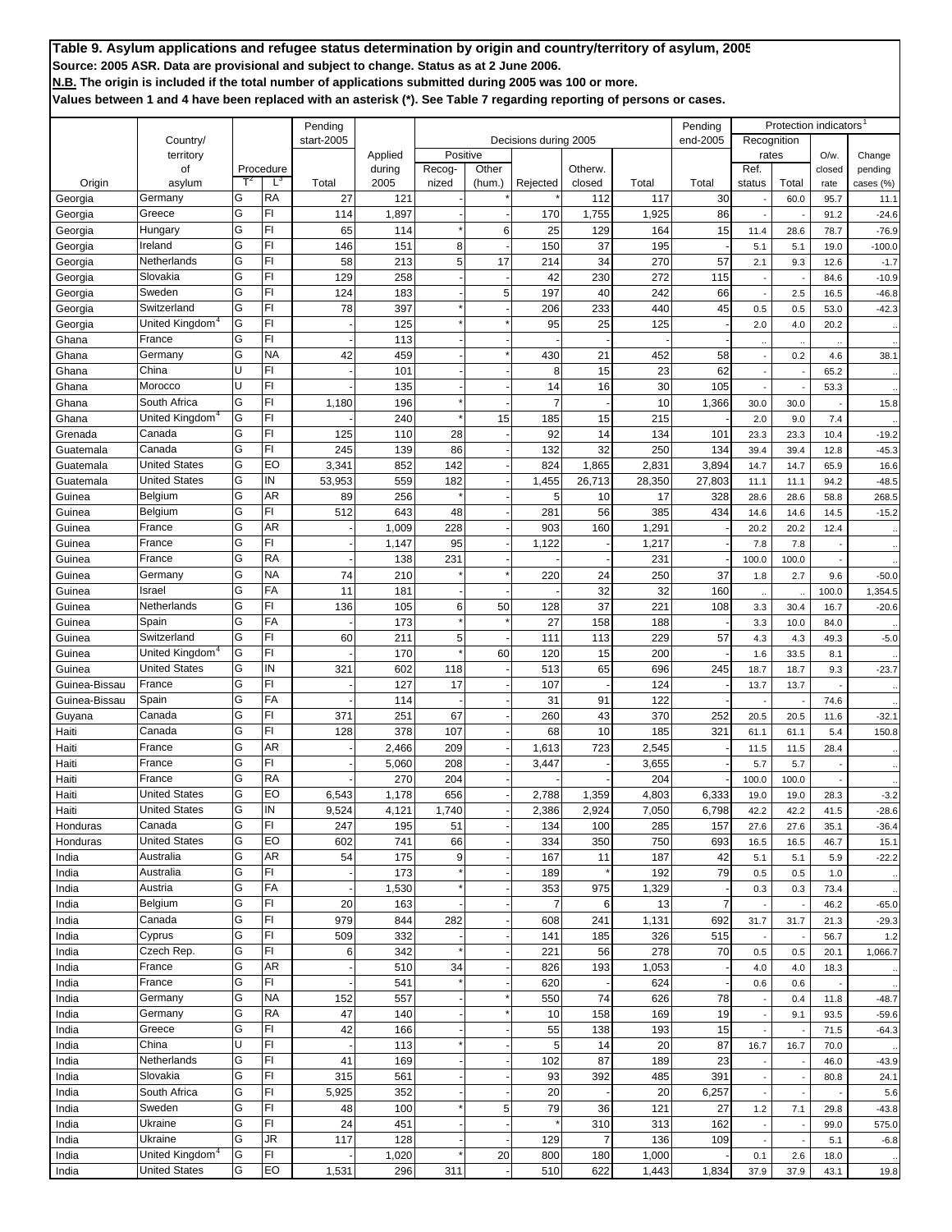**Table 9. Asylum applications and refugee status determination by origin and country/territory of asylum, 2005**

**Source: 2005 ASR. Data are provisional and subject to change. Status as at 2 June 2006.**

**N.B. The origin is included if the total number of applications submitted during 2005 was 100 or more.**

**Values between 1 and 4 have been replaced with an asterisk (*). See Table 7 regarding reporting of persons or cases.**

| Origin | Country/ territory of asylum | Procedure T[2] | Procedure L[3] | Pending start-2005 Total | Applied during 2005 | Decisions during 2005 Positive Recog-nized | Decisions during 2005 Positive Other (hum.) | Decisions during 2005 Rejected | Decisions during 2005 Otherw. closed | Decisions during 2005 Total | Pending end-2005 Total | Protection indicators[1] Recognition rates Ref. status | Protection indicators[1] Recognition rates Total | Protection indicators[1] O/w. closed rate | Protection indicators[1] Change pending cases (%) |
|---|---|---|---|---|---|---|---|---|---|---|---|---|---|---|---|
| Georgia | Germany | G | RA | 27 | 121 | - | * | * | 112 | 117 | 30 | - | 60.0 | 95.7 | 11.1 |
| Georgia | Greece | G | FI | 114 | 1,897 | - | - | 170 | 1,755 | 1,925 | 86 | - | - | 91.2 | -24.6 |
| Georgia | Hungary | G | FI | 65 | 114 | * | 6 | 25 | 129 | 164 | 15 | 11.4 | 28.6 | 78.7 | -76.9 |
| Georgia | Ireland | G | FI | 146 | 151 | 8 | - | 150 | 37 | 195 | - | 5.1 | 5.1 | 19.0 | -100.0 |
| Georgia | Netherlands | G | FI | 58 | 213 | 5 | 17 | 214 | 34 | 270 | 57 | 2.1 | 9.3 | 12.6 | -1.7 |
| Georgia | Slovakia | G | FI | 129 | 258 | - | - | 42 | 230 | 272 | 115 | - | - | 84.6 | -10.9 |
| Georgia | Sweden | G | FI | 124 | 183 | - | 5 | 197 | 40 | 242 | 66 | - | 2.5 | 16.5 | -46.8 |
| Georgia | Switzerland | G | FI | 78 | 397 | * | - | 206 | 233 | 440 | 45 | 0.5 | 0.5 | 53.0 | -42.3 |
| Georgia | United Kingdom[4] | G | FI | - | 125 | * | * | 95 | 25 | 125 | - | 2.0 | 4.0 | 20.2 | .. |
| Ghana | France | G | FI | - | 113 | - | - | - | - | - | - | .. | .. | .. | .. |
| Ghana | Germany | G | NA | 42 | 459 | - | * | 430 | 21 | 452 | 58 | - | 0.2 | 4.6 | 38.1 |
| Ghana | China | U | FI | - | 101 | - | - | 8 | 15 | 23 | 62 | - | - | 65.2 | .. |
| Ghana | Morocco | U | FI | - | 135 | - | - | 14 | 16 | 30 | 105 | - | - | 53.3 | .. |
| Ghana | South Africa | G | FI | 1,180 | 196 | * | - | 7 | - | 10 | 1,366 | 30.0 | 30.0 | - | 15.8 |
| Ghana | United Kingdom[4] | G | FI | - | 240 | * | 15 | 185 | 15 | 215 | - | 2.0 | 9.0 | 7.4 | .. |
| Grenada | Canada | G | FI | 125 | 110 | 28 | - | 92 | 14 | 134 | 101 | 23.3 | 23.3 | 10.4 | -19.2 |
| Guatemala | Canada | G | FI | 245 | 139 | 86 | - | 132 | 32 | 250 | 134 | 39.4 | 39.4 | 12.8 | -45.3 |
| Guatemala | United States | G | EO | 3,341 | 852 | 142 | - | 824 | 1,865 | 2,831 | 3,894 | 14.7 | 14.7 | 65.9 | 16.6 |
| Guatemala | United States | G | IN | 53,953 | 559 | 182 | - | 1,455 | 26,713 | 28,350 | 27,803 | 11.1 | 11.1 | 94.2 | -48.5 |
| Guinea | Belgium | G | AR | 89 | 256 | * | - | 5 | 10 | 17 | 328 | 28.6 | 28.6 | 58.8 | 268.5 |
| Guinea | Belgium | G | FI | 512 | 643 | 48 | - | 281 | 56 | 385 | 434 | 14.6 | 14.6 | 14.5 | -15.2 |
| Guinea | France | G | AR | - | 1,009 | 228 | - | 903 | 160 | 1,291 | - | 20.2 | 20.2 | 12.4 | .. |
| Guinea | France | G | FI | - | 1,147 | 95 | - | 1,122 | - | 1,217 | - | 7.8 | 7.8 | - | .. |
| Guinea | France | G | RA | - | 138 | 231 | - | - | - | 231 | - | 100.0 | 100.0 | - | .. |
| Guinea | Germany | G | NA | 74 | 210 | * | * | 220 | 24 | 250 | 37 | 1.8 | 2.7 | 9.6 | -50.0 |
| Guinea | Israel | G | FA | 11 | 181 | - | - | - | 32 | 32 | 160 | .. | .. | 100.0 | 1,354.5 |
| Guinea | Netherlands | G | FI | 136 | 105 | 6 | 50 | 128 | 37 | 221 | 108 | 3.3 | 30.4 | 16.7 | -20.6 |
| Guinea | Spain | G | FA | - | 173 | * | * | 27 | 158 | 188 | - | 3.3 | 10.0 | 84.0 | .. |
| Guinea | Switzerland | G | FI | 60 | 211 | 5 | - | 111 | 113 | 229 | 57 | 4.3 | 4.3 | 49.3 | -5.0 |
| Guinea | United Kingdom[4] | G | FI | - | 170 | * | 60 | 120 | 15 | 200 | - | 1.6 | 33.5 | 8.1 | .. |
| Guinea | United States | G | IN | 321 | 602 | 118 | - | 513 | 65 | 696 | 245 | 18.7 | 18.7 | 9.3 | -23.7 |
| Guinea-Bissau | France | G | FI | - | 127 | 17 | - | 107 | - | 124 | - | 13.7 | 13.7 | - | .. |
| Guinea-Bissau | Spain | G | FA | - | 114 | - | - | 31 | 91 | 122 | - | - | - | 74.6 | .. |
| Guyana | Canada | G | FI | 371 | 251 | 67 | - | 260 | 43 | 370 | 252 | 20.5 | 20.5 | 11.6 | -32.1 |
| Haiti | Canada | G | FI | 128 | 378 | 107 | - | 68 | 10 | 185 | 321 | 61.1 | 61.1 | 5.4 | 150.8 |
| Haiti | France | G | AR | - | 2,466 | 209 | - | 1,613 | 723 | 2,545 | - | 11.5 | 11.5 | 28.4 | .. |
| Haiti | France | G | FI | - | 5,060 | 208 | - | 3,447 | - | 3,655 | - | 5.7 | 5.7 | - | .. |
| Haiti | France | G | RA | - | 270 | 204 | - | - | - | 204 | - | 100.0 | 100.0 | - | .. |
| Haiti | United States | G | EO | 6,543 | 1,178 | 656 | - | 2,788 | 1,359 | 4,803 | 6,333 | 19.0 | 19.0 | 28.3 | -3.2 |
| Haiti | United States | G | IN | 9,524 | 4,121 | 1,740 | - | 2,386 | 2,924 | 7,050 | 6,798 | 42.2 | 42.2 | 41.5 | -28.6 |
| Honduras | Canada | G | FI | 247 | 195 | 51 | - | 134 | 100 | 285 | 157 | 27.6 | 27.6 | 35.1 | -36.4 |
| Honduras | United States | G | EO | 602 | 741 | 66 | - | 334 | 350 | 750 | 693 | 16.5 | 16.5 | 46.7 | 15.1 |
| India | Australia | G | AR | 54 | 175 | 9 | - | 167 | 11 | 187 | 42 | 5.1 | 5.1 | 5.9 | -22.2 |
| India | Australia | G | FI | - | 173 | * | - | 189 | * | 192 | 79 | 0.5 | 0.5 | 1.0 | .. |
| India | Austria | G | FA | - | 1,530 | * | - | 353 | 975 | 1,329 | - | 0.3 | 0.3 | 73.4 | .. |
| India | Belgium | G | FI | 20 | 163 | - | - | 7 | 6 | 13 | 7 | - | - | 46.2 | -65.0 |
| India | Canada | G | FI | 979 | 844 | 282 | - | 608 | 241 | 1,131 | 692 | 31.7 | 31.7 | 21.3 | -29.3 |
| India | Cyprus | G | FI | 509 | 332 | - | - | 141 | 185 | 326 | 515 | - | - | 56.7 | 1.2 |
| India | Czech Rep. | G | FI | 6 | 342 | * | - | 221 | 56 | 278 | 70 | 0.5 | 0.5 | 20.1 | 1,066.7 |
| India | France | G | AR | - | 510 | 34 | - | 826 | 193 | 1,053 | - | 4.0 | 4.0 | 18.3 | .. |
| India | France | G | FI | - | 541 | * | - | 620 | - | 624 | - | 0.6 | 0.6 | - | .. |
| India | Germany | G | NA | 152 | 557 | - | * | 550 | 74 | 626 | 78 | - | 0.4 | 11.8 | -48.7 |
| India | Germany | G | RA | 47 | 140 | - | * | 10 | 158 | 169 | 19 | - | 9.1 | 93.5 | -59.6 |
| India | Greece | G | FI | 42 | 166 | - | - | 55 | 138 | 193 | 15 | - | - | 71.5 | -64.3 |
| India | China | U | FI | - | 113 | * | - | 5 | 14 | 20 | 87 | 16.7 | 16.7 | 70.0 | .. |
| India | Netherlands | G | FI | 41 | 169 | - | - | 102 | 87 | 189 | 23 | - | - | 46.0 | -43.9 |
| India | Slovakia | G | FI | 315 | 561 | - | - | 93 | 392 | 485 | 391 | - | - | 80.8 | 24.1 |
| India | South Africa | G | FI | 5,925 | 352 | - | - | 20 | - | 20 | 6,257 | - | - | - | 5.6 |
| India | Sweden | G | FI | 48 | 100 | * | 5 | 79 | 36 | 121 | 27 | 1.2 | 7.1 | 29.8 | -43.8 |
| India | Ukraine | G | FI | 24 | 451 | - | - | * | 310 | 313 | 162 | - | - | 99.0 | 575.0 |
| India | Ukraine | G | JR | 117 | 128 | - | - | 129 | 7 | 136 | 109 | - | - | 5.1 | -6.8 |
| India | United Kingdom[4] | G | FI | - | 1,020 | * | 20 | 800 | 180 | 1,000 | - | 0.1 | 2.6 | 18.0 | .. |
| India | United States | G | EO | 1,531 | 296 | 311 | - | 510 | 622 | 1,443 | 1,834 | 37.9 | 37.9 | 43.1 | 19.8 |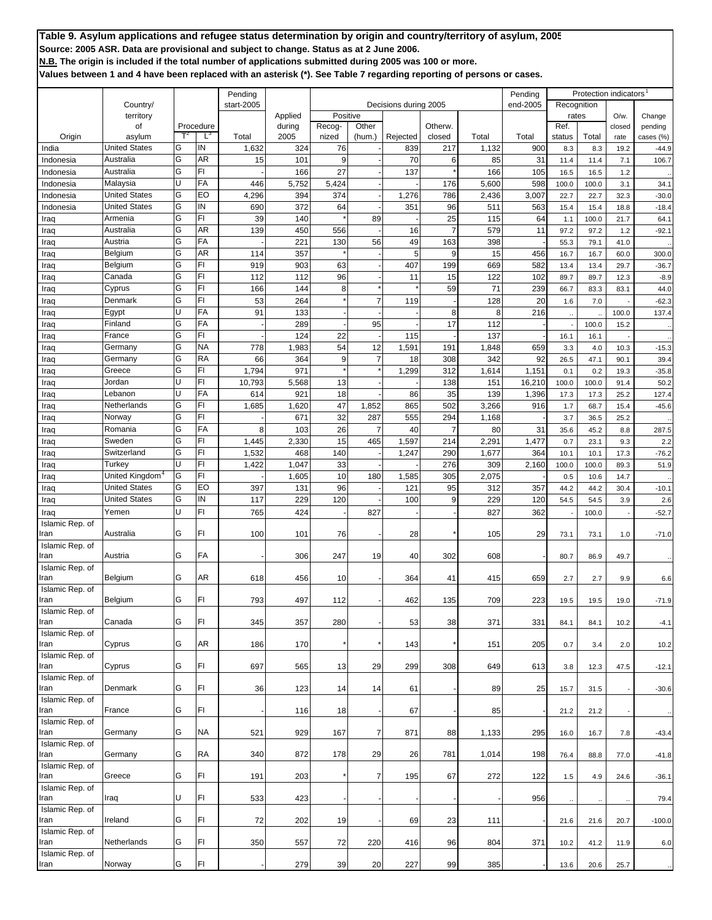**Table 9. Asylum applications and refugee status determination by origin and country/territory of asylum, 2005**
**Source: 2005 ASR. Data are provisional and subject to change. Status as at 2 June 2006.**
**N.B. The origin is included if the total number of applications submitted during 2005 was 100 or more.**
**Values between 1 and 4 have been replaced with an asterisk (*). See Table 7 regarding reporting of persons or cases.**

| Origin | Country/ territory of asylum | Procedure T[2] | Procedure L[3] | Pending start-2005 Total | Applied during 2005 | Decisions during 2005 Positive Recog-nized | Decisions during 2005 Positive Other (hum.) | Decisions during 2005 Rejected | Decisions during 2005 Otherw. closed | Decisions during 2005 Total | Pending end-2005 Total | Protection indicators[1] Recognition rates Ref. status | Protection indicators[1] Recognition rates Total | Protection indicators[1] O/w. closed rate | Protection indicators[1] Change pending cases (%) |
|---|---|---|---|---|---|---|---|---|---|---|---|---|---|---|---|
| India | United States | G | IN | 1,632 | 324 | 76 | - | 839 | 217 | 1,132 | 900 | 8.3 | 8.3 | 19.2 | -44.9 |
| Indonesia | Australia | G | AR | 15 | 101 | 9 | - | 70 | 6 | 85 | 31 | 11.4 | 11.4 | 7.1 | 106.7 |
| Indonesia | Australia | G | FI | - | 166 | 27 | - | 137 | * | 166 | 105 | 16.5 | 16.5 | 1.2 | .. |
| Indonesia | Malaysia | U | FA | 446 | 5,752 | 5,424 | - | - | 176 | 5,600 | 598 | 100.0 | 100.0 | 3.1 | 34.1 |
| Indonesia | United States | G | EO | 4,296 | 394 | 374 | - | 1,276 | 786 | 2,436 | 3,007 | 22.7 | 22.7 | 32.3 | -30.0 |
| Indonesia | United States | G | IN | 690 | 372 | 64 | - | 351 | 96 | 511 | 563 | 15.4 | 15.4 | 18.8 | -18.4 |
| Iraq | Armenia | G | FI | 39 | 140 | * | 89 | - | 25 | 115 | 64 | 1.1 | 100.0 | 21.7 | 64.1 |
| Iraq | Australia | G | AR | 139 | 450 | 556 | - | 16 | 7 | 579 | 11 | 97.2 | 97.2 | 1.2 | -92.1 |
| Iraq | Austria | G | FA | - | 221 | 130 | 56 | 49 | 163 | 398 | - | 55.3 | 79.1 | 41.0 | .. |
| Iraq | Belgium | G | AR | 114 | 357 | * | - | 5 | 9 | 15 | 456 | 16.7 | 16.7 | 60.0 | 300.0 |
| Iraq | Belgium | G | FI | 919 | 903 | 63 | - | 407 | 199 | 669 | 582 | 13.4 | 13.4 | 29.7 | -36.7 |
| Iraq | Canada | G | FI | 112 | 112 | 96 | - | 11 | 15 | 122 | 102 | 89.7 | 89.7 | 12.3 | -8.9 |
| Iraq | Cyprus | G | FI | 166 | 144 | 8 | * | * | 59 | 71 | 239 | 66.7 | 83.3 | 83.1 | 44.0 |
| Iraq | Denmark | G | FI | 53 | 264 | * | 7 | 119 | - | 128 | 20 | 1.6 | 7.0 | - | -62.3 |
| Iraq | Egypt | U | FA | 91 | 133 | - | - | - | 8 | 8 | 216 | .. | .. | 100.0 | 137.4 |
| Iraq | Finland | G | FA | - | 289 | - | 95 | - | 17 | 112 | - | - | 100.0 | 15.2 | .. |
| Iraq | France | G | FI | - | 124 | 22 | - | 115 | - | 137 | - | 16.1 | 16.1 | - | .. |
| Iraq | Germany | G | NA | 778 | 1,983 | 54 | 12 | 1,591 | 191 | 1,848 | 659 | 3.3 | 4.0 | 10.3 | -15.3 |
| Iraq | Germany | G | RA | 66 | 364 | 9 | 7 | 18 | 308 | 342 | 92 | 26.5 | 47.1 | 90.1 | 39.4 |
| Iraq | Greece | G | FI | 1,794 | 971 | * | * | 1,299 | 312 | 1,614 | 1,151 | 0.1 | 0.2 | 19.3 | -35.8 |
| Iraq | Jordan | U | FI | 10,793 | 5,568 | 13 | - | - | 138 | 151 | 16,210 | 100.0 | 100.0 | 91.4 | 50.2 |
| Iraq | Lebanon | U | FA | 614 | 921 | 18 | - | 86 | 35 | 139 | 1,396 | 17.3 | 17.3 | 25.2 | 127.4 |
| Iraq | Netherlands | G | FI | 1,685 | 1,620 | 47 | 1,852 | 865 | 502 | 3,266 | 916 | 1.7 | 68.7 | 15.4 | -45.6 |
| Iraq | Norway | G | FI | - | 671 | 32 | 287 | 555 | 294 | 1,168 | - | 3.7 | 36.5 | 25.2 | .. |
| Iraq | Romania | G | FA | 8 | 103 | 26 | 7 | 40 | 7 | 80 | 31 | 35.6 | 45.2 | 8.8 | 287.5 |
| Iraq | Sweden | G | FI | 1,445 | 2,330 | 15 | 465 | 1,597 | 214 | 2,291 | 1,477 | 0.7 | 23.1 | 9.3 | 2.2 |
| Iraq | Switzerland | G | FI | 1,532 | 468 | 140 | - | 1,247 | 290 | 1,677 | 364 | 10.1 | 10.1 | 17.3 | -76.2 |
| Iraq | Turkey | U | FI | 1,422 | 1,047 | 33 | - | - | 276 | 309 | 2,160 | 100.0 | 100.0 | 89.3 | 51.9 |
| Iraq | United Kingdom[4] | G | FI | - | 1,605 | 10 | 180 | 1,585 | 305 | 2,075 | - | 0.5 | 10.6 | 14.7 | .. |
| Iraq | United States | G | EO | 397 | 131 | 96 | - | 121 | 95 | 312 | 357 | 44.2 | 44.2 | 30.4 | -10.1 |
| Iraq | United States | G | IN | 117 | 229 | 120 | - | 100 | 9 | 229 | 120 | 54.5 | 54.5 | 3.9 | 2.6 |
| Iraq | Yemen | U | FI | 765 | 424 | - | 827 | - | - | 827 | 362 | - | 100.0 | - | -52.7 |
| Islamic Rep. of Iran | Australia | G | FI | 100 | 101 | 76 | - | 28 | * | 105 | 29 | 73.1 | 73.1 | 1.0 | -71.0 |
| Islamic Rep. of Iran | Austria | G | FA | - | 306 | 247 | 19 | 40 | 302 | 608 | - | 80.7 | 86.9 | 49.7 | .. |
| Islamic Rep. of Iran | Belgium | G | AR | 618 | 456 | 10 | - | 364 | 41 | 415 | 659 | 2.7 | 2.7 | 9.9 | 6.6 |
| Islamic Rep. of Iran | Belgium | G | FI | 793 | 497 | 112 | - | 462 | 135 | 709 | 223 | 19.5 | 19.5 | 19.0 | -71.9 |
| Islamic Rep. of Iran | Canada | G | FI | 345 | 357 | 280 | - | 53 | 38 | 371 | 331 | 84.1 | 84.1 | 10.2 | -4.1 |
| Islamic Rep. of Iran | Cyprus | G | AR | 186 | 170 | * | * | 143 | * | 151 | 205 | 0.7 | 3.4 | 2.0 | 10.2 |
| Islamic Rep. of Iran | Cyprus | G | FI | 697 | 565 | 13 | 29 | 299 | 308 | 649 | 613 | 3.8 | 12.3 | 47.5 | -12.1 |
| Islamic Rep. of Iran | Denmark | G | FI | 36 | 123 | 14 | 14 | 61 | - | 89 | 25 | 15.7 | 31.5 | - | -30.6 |
| Islamic Rep. of Iran | France | G | FI | - | 116 | 18 | - | 67 | - | 85 | - | 21.2 | 21.2 | - | .. |
| Islamic Rep. of Iran | Germany | G | NA | 521 | 929 | 167 | 7 | 871 | 88 | 1,133 | 295 | 16.0 | 16.7 | 7.8 | -43.4 |
| Islamic Rep. of Iran | Germany | G | RA | 340 | 872 | 178 | 29 | 26 | 781 | 1,014 | 198 | 76.4 | 88.8 | 77.0 | -41.8 |
| Islamic Rep. of Iran | Greece | G | FI | 191 | 203 | * | 7 | 195 | 67 | 272 | 122 | 1.5 | 4.9 | 24.6 | -36.1 |
| Islamic Rep. of Iran | Iraq | U | FI | 533 | 423 | - | - | - | - | - | 956 | .. | .. | .. | 79.4 |
| Islamic Rep. of Iran | Ireland | G | FI | 72 | 202 | 19 | - | 69 | 23 | 111 | - | 21.6 | 21.6 | 20.7 | -100.0 |
| Islamic Rep. of Iran | Netherlands | G | FI | 350 | 557 | 72 | 220 | 416 | 96 | 804 | 371 | 10.2 | 41.2 | 11.9 | 6.0 |
| Islamic Rep. of Iran | Norway | G | FI | - | 279 | 39 | 20 | 227 | 99 | 385 | - | 13.6 | 20.6 | 25.7 | .. |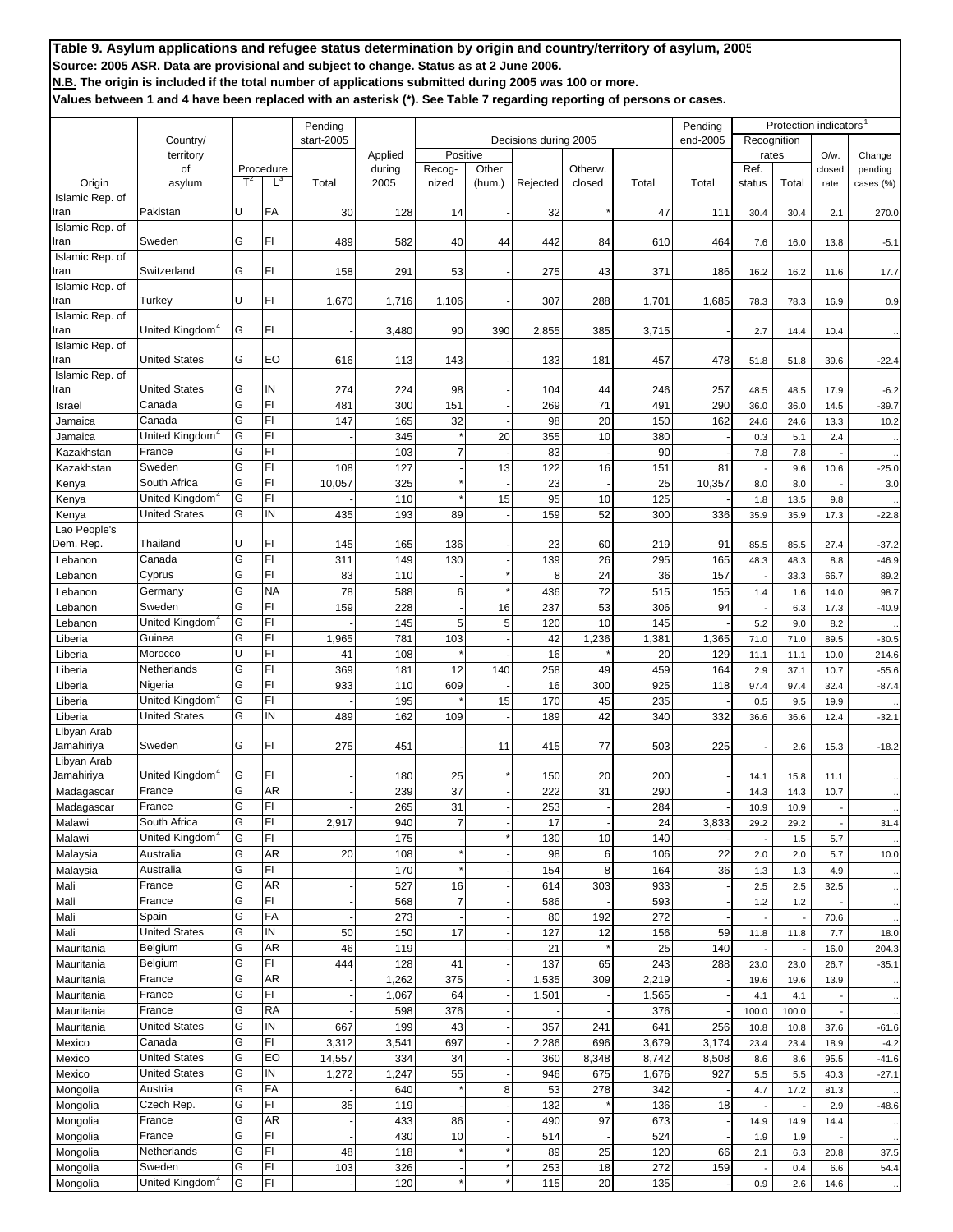**Table 9. Asylum applications and refugee status determination by origin and country/territory of asylum, 2005**
**Source: 2005 ASR. Data are provisional and subject to change. Status as at 2 June 2006.**
**N.B. The origin is included if the total number of applications submitted during 2005 was 100 or more.**
**Values between 1 and 4 have been replaced with an asterisk (*). See Table 7 regarding reporting of persons or cases.**

| Origin | Country/ territory of asylum | Procedure T[2] | Procedure L[3] | Pending start-2005 Total | Applied during 2005 | Decisions during 2005 Positive Recog-nized | Positive Other (hum.) | Rejected | Otherw. closed | Total | Pending end-2005 Total | Protection indicators[1] Recognition rates Ref. status | Recognition rates Total | O/w. closed rate | Change pending cases (%) |
|---|---|---|---|---|---|---|---|---|---|---|---|---|---|---|---|
| Islamic Rep. of Iran | Pakistan | U | FA | 30 | 128 | 14 | - | 32 | * | 47 | 111 | 30.4 | 30.4 | 2.1 | 270.0 |
| Islamic Rep. of Iran | Sweden | G | FI | 489 | 582 | 40 | 44 | 442 | 84 | 610 | 464 | 7.6 | 16.0 | 13.8 | -5.1 |
| Islamic Rep. of Iran | Switzerland | G | FI | 158 | 291 | 53 | - | 275 | 43 | 371 | 186 | 16.2 | 16.2 | 11.6 | 17.7 |
| Islamic Rep. of Iran | Turkey | U | FI | 1,670 | 1,716 | 1,106 | - | 307 | 288 | 1,701 | 1,685 | 78.3 | 78.3 | 16.9 | 0.9 |
| Islamic Rep. of Iran | United Kingdom[4] | G | FI | - | 3,480 | 90 | 390 | 2,855 | 385 | 3,715 | - | 2.7 | 14.4 | 10.4 | .. |
| Islamic Rep. of Iran | United States | G | EO | 616 | 113 | 143 | - | 133 | 181 | 457 | 478 | 51.8 | 51.8 | 39.6 | -22.4 |
| Islamic Rep. of Iran | United States | G | IN | 274 | 224 | 98 | - | 104 | 44 | 246 | 257 | 48.5 | 48.5 | 17.9 | -6.2 |
| Israel | Canada | G | FI | 481 | 300 | 151 | - | 269 | 71 | 491 | 290 | 36.0 | 36.0 | 14.5 | -39.7 |
| Jamaica | Canada | G | FI | 147 | 165 | 32 | - | 98 | 20 | 150 | 162 | 24.6 | 24.6 | 13.3 | 10.2 |
| Jamaica | United Kingdom[4] | G | FI | - | 345 | * | 20 | 355 | 10 | 380 | - | 0.3 | 5.1 | 2.4 | .. |
| Kazakhstan | France | G | FI | - | 103 | 7 | - | 83 | - | 90 | - | 7.8 | 7.8 | - | .. |
| Kazakhstan | Sweden | G | FI | 108 | 127 | - | 13 | 122 | 16 | 151 | 81 | - | 9.6 | 10.6 | -25.0 |
| Kenya | South Africa | G | FI | 10,057 | 325 | * | - | 23 | - | 25 | 10,357 | 8.0 | 8.0 | - | 3.0 |
| Kenya | United Kingdom[4] | G | FI | - | 110 | * | 15 | 95 | 10 | 125 | - | 1.8 | 13.5 | 9.8 | .. |
| Kenya | United States | G | IN | 435 | 193 | 89 | - | 159 | 52 | 300 | 336 | 35.9 | 35.9 | 17.3 | -22.8 |
| Lao People's Dem. Rep. | Thailand | U | FI | 145 | 165 | 136 | - | 23 | 60 | 219 | 91 | 85.5 | 85.5 | 27.4 | -37.2 |
| Lebanon | Canada | G | FI | 311 | 149 | 130 | - | 139 | 26 | 295 | 165 | 48.3 | 48.3 | 8.8 | -46.9 |
| Lebanon | Cyprus | G | FI | 83 | 110 | - | * | 8 | 24 | 36 | 157 | - | 33.3 | 66.7 | 89.2 |
| Lebanon | Germany | G | NA | 78 | 588 | 6 | * | 436 | 72 | 515 | 155 | 1.4 | 1.6 | 14.0 | 98.7 |
| Lebanon | Sweden | G | FI | 159 | 228 | - | 16 | 237 | 53 | 306 | 94 | - | 6.3 | 17.3 | -40.9 |
| Lebanon | United Kingdom[4] | G | FI | - | 145 | 5 | 5 | 120 | 10 | 145 | - | 5.2 | 9.0 | 8.2 | .. |
| Liberia | Guinea | G | FI | 1,965 | 781 | 103 | - | 42 | 1,236 | 1,381 | 1,365 | 71.0 | 71.0 | 89.5 | -30.5 |
| Liberia | Morocco | U | FI | 41 | 108 | * | - | 16 | * | 20 | 129 | 11.1 | 11.1 | 10.0 | 214.6 |
| Liberia | Netherlands | G | FI | 369 | 181 | 12 | 140 | 258 | 49 | 459 | 164 | 2.9 | 37.1 | 10.7 | -55.6 |
| Liberia | Nigeria | G | FI | 933 | 110 | 609 | - | 16 | 300 | 925 | 118 | 97.4 | 97.4 | 32.4 | -87.4 |
| Liberia | United Kingdom[4] | G | FI | - | 195 | * | 15 | 170 | 45 | 235 | - | 0.5 | 9.5 | 19.9 | .. |
| Liberia | United States | G | IN | 489 | 162 | 109 | - | 189 | 42 | 340 | 332 | 36.6 | 36.6 | 12.4 | -32.1 |
| Libyan Arab Jamahiriya | Sweden | G | FI | 275 | 451 | - | 11 | 415 | 77 | 503 | 225 | - | 2.6 | 15.3 | -18.2 |
| Libyan Arab Jamahiriya | United Kingdom[4] | G | FI | - | 180 | 25 | * | 150 | 20 | 200 | - | 14.1 | 15.8 | 11.1 | .. |
| Madagascar | France | G | AR | - | 239 | 37 | - | 222 | 31 | 290 | - | 14.3 | 14.3 | 10.7 | .. |
| Madagascar | France | G | FI | - | 265 | 31 | - | 253 | - | 284 | - | 10.9 | 10.9 | - | .. |
| Malawi | South Africa | G | FI | 2,917 | 940 | 7 | - | 17 | - | 24 | 3,833 | 29.2 | 29.2 | - | 31.4 |
| Malawi | United Kingdom[4] | G | FI | - | 175 | - | * | 130 | 10 | 140 | - | - | 1.5 | 5.7 | .. |
| Malaysia | Australia | G | AR | 20 | 108 | * | - | 98 | 6 | 106 | 22 | 2.0 | 2.0 | 5.7 | 10.0 |
| Malaysia | Australia | G | FI | - | 170 | * | - | 154 | 8 | 164 | 36 | 1.3 | 1.3 | 4.9 | .. |
| Mali | France | G | AR | - | 527 | 16 | - | 614 | 303 | 933 | - | 2.5 | 2.5 | 32.5 | .. |
| Mali | France | G | FI | - | 568 | 7 | - | 586 | - | 593 | - | 1.2 | 1.2 | - | .. |
| Mali | Spain | G | FA | - | 273 | - | - | 80 | 192 | 272 | - | - | - | 70.6 | .. |
| Mali | United States | G | IN | 50 | 150 | 17 | - | 127 | 12 | 156 | 59 | 11.8 | 11.8 | 7.7 | 18.0 |
| Mauritania | Belgium | G | AR | 46 | 119 | - | - | 21 | * | 25 | 140 | - | - | 16.0 | 204.3 |
| Mauritania | Belgium | G | FI | 444 | 128 | 41 | - | 137 | 65 | 243 | 288 | 23.0 | 23.0 | 26.7 | -35.1 |
| Mauritania | France | G | AR | - | 1,262 | 375 | - | 1,535 | 309 | 2,219 | - | 19.6 | 19.6 | 13.9 | .. |
| Mauritania | France | G | FI | - | 1,067 | 64 | - | 1,501 | - | 1,565 | - | 4.1 | 4.1 | - | .. |
| Mauritania | France | G | RA | - | 598 | 376 | - | - | - | 376 | - | 100.0 | 100.0 | - | .. |
| Mauritania | United States | G | IN | 667 | 199 | 43 | - | 357 | 241 | 641 | 256 | 10.8 | 10.8 | 37.6 | -61.6 |
| Mexico | Canada | G | FI | 3,312 | 3,541 | 697 | - | 2,286 | 696 | 3,679 | 3,174 | 23.4 | 23.4 | 18.9 | -4.2 |
| Mexico | United States | G | EO | 14,557 | 334 | 34 | - | 360 | 8,348 | 8,742 | 8,508 | 8.6 | 8.6 | 95.5 | -41.6 |
| Mexico | United States | G | IN | 1,272 | 1,247 | 55 | - | 946 | 675 | 1,676 | 927 | 5.5 | 5.5 | 40.3 | -27.1 |
| Mongolia | Austria | G | FA | - | 640 | * | 8 | 53 | 278 | 342 | - | 4.7 | 17.2 | 81.3 | .. |
| Mongolia | Czech Rep. | G | FI | 35 | 119 | - | - | 132 | * | 136 | 18 | - | - | 2.9 | -48.6 |
| Mongolia | France | G | AR | - | 433 | 86 | - | 490 | 97 | 673 | - | 14.9 | 14.9 | 14.4 | .. |
| Mongolia | France | G | FI | - | 430 | 10 | - | 514 | - | 524 | - | 1.9 | 1.9 | - | .. |
| Mongolia | Netherlands | G | FI | 48 | 118 | * | * | 89 | 25 | 120 | 66 | 2.1 | 6.3 | 20.8 | 37.5 |
| Mongolia | Sweden | G | FI | 103 | 326 | - | * | 253 | 18 | 272 | 159 | - | 0.4 | 6.6 | 54.4 |
| Mongolia | United Kingdom[4] | G | FI | - | 120 | * | * | 115 | 20 | 135 | - | 0.9 | 2.6 | 14.6 | .. |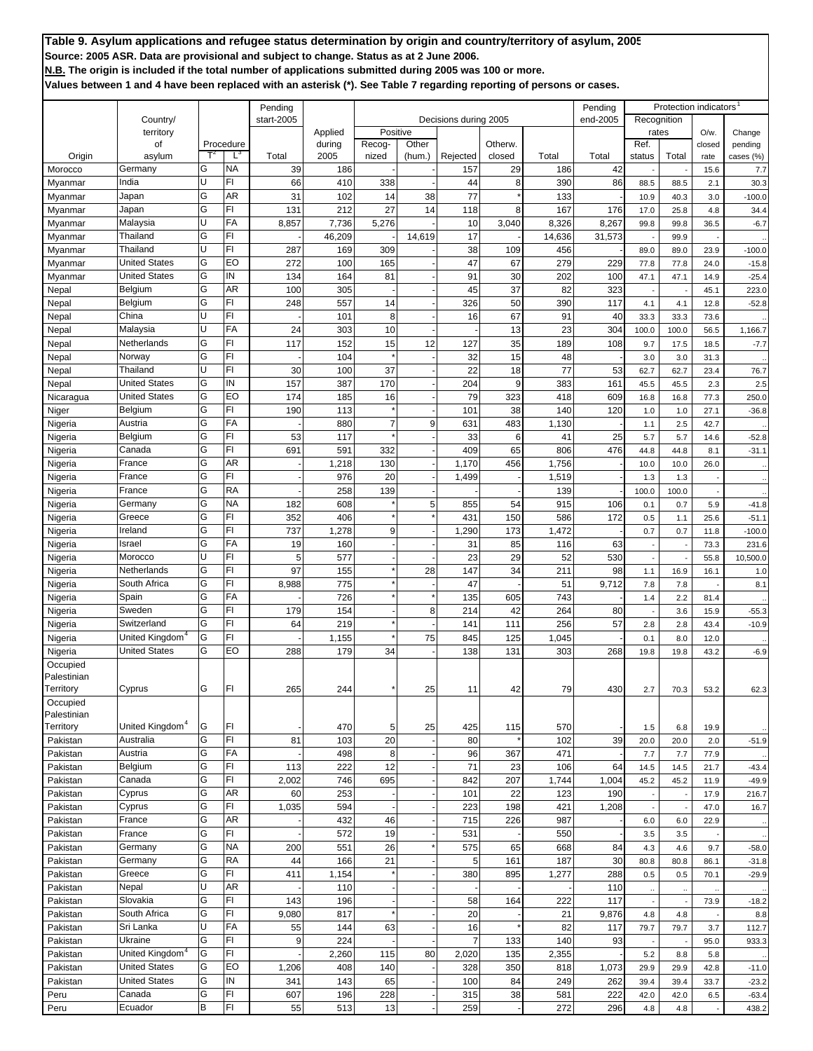**Table 9. Asylum applications and refugee status determination by origin and country/territory of asylum, 2005**
**Source: 2005 ASR. Data are provisional and subject to change. Status as at 2 June 2006.**
**N.B. The origin is included if the total number of applications submitted during 2005 was 100 or more.**
**Values between 1 and 4 have been replaced with an asterisk (*). See Table 7 regarding reporting of persons or cases.**

| Origin | Country/ territory of asylum | Procedure T[2] | Procedure L[3] | Pending start-2005 Total | Applied during 2005 | Decisions during 2005 Positive Recog-nized | Positive Other (hum.) | Rejected | Otherw. closed | Total | Pending end-2005 Total | Protection indicators[1] Recognition rates Ref. status | Recognition rates Total | O/w. closed rate | Change pending cases (%) |
|---|---|---|---|---|---|---|---|---|---|---|---|---|---|---|---|
| Morocco | Germany | G | NA | 39 | 186 | - | - | 157 | 29 | 186 | 42 | - | - | 15.6 | 7.7 |
| Myanmar | India | U | FI | 66 | 410 | 338 | - | 44 | 8 | 390 | 86 | 88.5 | 88.5 | 2.1 | 30.3 |
| Myanmar | Japan | G | AR | 31 | 102 | 14 | 38 | 77 | * | 133 | - | 10.9 | 40.3 | 3.0 | -100.0 |
| Myanmar | Japan | G | FI | 131 | 212 | 27 | 14 | 118 | 8 | 167 | 176 | 17.0 | 25.8 | 4.8 | 34.4 |
| Myanmar | Malaysia | U | FA | 8,857 | 7,736 | 5,276 | - | 10 | 3,040 | 8,326 | 8,267 | 99.8 | 99.8 | 36.5 | -6.7 |
| Myanmar | Thailand | G | FI | - | 46,209 | - | 14,619 | 17 | - | 14,636 | 31,573 | - | 99.9 | - | .. |
| Myanmar | Thailand | U | FI | 287 | 169 | 309 | - | 38 | 109 | 456 | - | 89.0 | 89.0 | 23.9 | -100.0 |
| Myanmar | United States | G | EO | 272 | 100 | 165 | - | 47 | 67 | 279 | 229 | 77.8 | 77.8 | 24.0 | -15.8 |
| Myanmar | United States | G | IN | 134 | 164 | 81 | - | 91 | 30 | 202 | 100 | 47.1 | 47.1 | 14.9 | -25.4 |
| Nepal | Belgium | G | AR | 100 | 305 | - | - | 45 | 37 | 82 | 323 | - | - | 45.1 | 223.0 |
| Nepal | Belgium | G | FI | 248 | 557 | 14 | - | 326 | 50 | 390 | 117 | 4.1 | 4.1 | 12.8 | -52.8 |
| Nepal | China | U | FI | - | 101 | 8 | - | 16 | 67 | 91 | 40 | 33.3 | 33.3 | 73.6 | .. |
| Nepal | Malaysia | U | FA | 24 | 303 | 10 | - | - | 13 | 23 | 304 | 100.0 | 100.0 | 56.5 | 1,166.7 |
| Nepal | Netherlands | G | FI | 117 | 152 | 15 | 12 | 127 | 35 | 189 | 108 | 9.7 | 17.5 | 18.5 | -7.7 |
| Nepal | Norway | G | FI | - | 104 | * | - | 32 | 15 | 48 | - | 3.0 | 3.0 | 31.3 | .. |
| Nepal | Thailand | U | FI | 30 | 100 | 37 | - | 22 | 18 | 77 | 53 | 62.7 | 62.7 | 23.4 | 76.7 |
| Nepal | United States | G | IN | 157 | 387 | 170 | - | 204 | 9 | 383 | 161 | 45.5 | 45.5 | 2.3 | 2.5 |
| Nicaragua | United States | G | EO | 174 | 185 | 16 | - | 79 | 323 | 418 | 609 | 16.8 | 16.8 | 77.3 | 250.0 |
| Niger | Belgium | G | FI | 190 | 113 | * | - | 101 | 38 | 140 | 120 | 1.0 | 1.0 | 27.1 | -36.8 |
| Nigeria | Austria | G | FA | - | 880 | 7 | 9 | 631 | 483 | 1,130 | - | 1.1 | 2.5 | 42.7 | .. |
| Nigeria | Belgium | G | FI | 53 | 117 | * | - | 33 | 6 | 41 | 25 | 5.7 | 5.7 | 14.6 | -52.8 |
| Nigeria | Canada | G | FI | 691 | 591 | 332 | - | 409 | 65 | 806 | 476 | 44.8 | 44.8 | 8.1 | -31.1 |
| Nigeria | France | G | AR | - | 1,218 | 130 | - | 1,170 | 456 | 1,756 | - | 10.0 | 10.0 | 26.0 | .. |
| Nigeria | France | G | FI | - | 976 | 20 | - | 1,499 | - | 1,519 | - | 1.3 | 1.3 | - | .. |
| Nigeria | France | G | RA | - | 258 | 139 | - | - | - | 139 | - | 100.0 | 100.0 | - | .. |
| Nigeria | Germany | G | NA | 182 | 608 | * | 5 | 855 | 54 | 915 | 106 | 0.1 | 0.7 | 5.9 | -41.8 |
| Nigeria | Greece | G | FI | 352 | 406 | * | * | 431 | 150 | 586 | 172 | 0.5 | 1.1 | 25.6 | -51.1 |
| Nigeria | Ireland | G | FI | 737 | 1,278 | 9 | - | 1,290 | 173 | 1,472 | - | 0.7 | 0.7 | 11.8 | -100.0 |
| Nigeria | Israel | G | FA | 19 | 160 | - | - | 31 | 85 | 116 | 63 | - | - | 73.3 | 231.6 |
| Nigeria | Morocco | U | FI | 5 | 577 | - | - | 23 | 29 | 52 | 530 | - | - | 55.8 | 10,500.0 |
| Nigeria | Netherlands | G | FI | 97 | 155 | * | 28 | 147 | 34 | 211 | 98 | 1.1 | 16.9 | 16.1 | 1.0 |
| Nigeria | South Africa | G | FI | 8,988 | 775 | * | - | 47 | - | 51 | 9,712 | 7.8 | 7.8 | - | 8.1 |
| Nigeria | Spain | G | FA | - | 726 | * | * | 135 | 605 | 743 | - | 1.4 | 2.2 | 81.4 | .. |
| Nigeria | Sweden | G | FI | 179 | 154 | - | 8 | 214 | 42 | 264 | 80 | - | 3.6 | 15.9 | -55.3 |
| Nigeria | Switzerland | G | FI | 64 | 219 | * | - | 141 | 111 | 256 | 57 | 2.8 | 2.8 | 43.4 | -10.9 |
| Nigeria | United Kingdom[4] | G | FI | - | 1,155 | * | 75 | 845 | 125 | 1,045 | - | 0.1 | 8.0 | 12.0 | .. |
| Nigeria | United States | G | EO | 288 | 179 | 34 | - | 138 | 131 | 303 | 268 | 19.8 | 19.8 | 43.2 | -6.9 |
| Occupied Palestinian Territory | Cyprus | G | FI | 265 | 244 | * | 25 | 11 | 42 | 79 | 430 | 2.7 | 70.3 | 53.2 | 62.3 |
| Occupied Palestinian Territory | United Kingdom[4] | G | FI | - | 470 | 5 | 25 | 425 | 115 | 570 | - | 1.5 | 6.8 | 19.9 | .. |
| Pakistan | Australia | G | FI | 81 | 103 | 20 | - | 80 | * | 102 | 39 | 20.0 | 20.0 | 2.0 | -51.9 |
| Pakistan | Austria | G | FA | - | 498 | 8 | - | 96 | 367 | 471 | - | 7.7 | 7.7 | 77.9 | .. |
| Pakistan | Belgium | G | FI | 113 | 222 | 12 | - | 71 | 23 | 106 | 64 | 14.5 | 14.5 | 21.7 | -43.4 |
| Pakistan | Canada | G | FI | 2,002 | 746 | 695 | - | 842 | 207 | 1,744 | 1,004 | 45.2 | 45.2 | 11.9 | -49.9 |
| Pakistan | Cyprus | G | AR | 60 | 253 | - | - | 101 | 22 | 123 | 190 | - | - | 17.9 | 216.7 |
| Pakistan | Cyprus | G | FI | 1,035 | 594 | - | - | 223 | 198 | 421 | 1,208 | - | - | 47.0 | 16.7 |
| Pakistan | France | G | AR | - | 432 | 46 | - | 715 | 226 | 987 | - | 6.0 | 6.0 | 22.9 | .. |
| Pakistan | France | G | FI | - | 572 | 19 | - | 531 | - | 550 | - | 3.5 | 3.5 | - | .. |
| Pakistan | Germany | G | NA | 200 | 551 | 26 | * | 575 | 65 | 668 | 84 | 4.3 | 4.6 | 9.7 | -58.0 |
| Pakistan | Germany | G | RA | 44 | 166 | 21 | - | 5 | 161 | 187 | 30 | 80.8 | 80.8 | 86.1 | -31.8 |
| Pakistan | Greece | G | FI | 411 | 1,154 | * | - | 380 | 895 | 1,277 | 288 | 0.5 | 0.5 | 70.1 | -29.9 |
| Pakistan | Nepal | U | AR | - | 110 | - | - | - | - | - | 110 | .. | .. | .. | .. |
| Pakistan | Slovakia | G | FI | 143 | 196 | - | - | 58 | 164 | 222 | 117 | - | - | 73.9 | -18.2 |
| Pakistan | South Africa | G | FI | 9,080 | 817 | * | - | 20 | - | 21 | 9,876 | 4.8 | 4.8 | - | 8.8 |
| Pakistan | Sri Lanka | U | FA | 55 | 144 | 63 | - | 16 | * | 82 | 117 | 79.7 | 79.7 | 3.7 | 112.7 |
| Pakistan | Ukraine | G | FI | 9 | 224 | - | - | 7 | 133 | 140 | 93 | - | - | 95.0 | 933.3 |
| Pakistan | United Kingdom[4] | G | FI | - | 2,260 | 115 | 80 | 2,020 | 135 | 2,355 | - | 5.2 | 8.8 | 5.8 | .. |
| Pakistan | United States | G | EO | 1,206 | 408 | 140 | - | 328 | 350 | 818 | 1,073 | 29.9 | 29.9 | 42.8 | -11.0 |
| Pakistan | United States | G | IN | 341 | 143 | 65 | - | 100 | 84 | 249 | 262 | 39.4 | 39.4 | 33.7 | -23.2 |
| Peru | Canada | G | FI | 607 | 196 | 228 | - | 315 | 38 | 581 | 222 | 42.0 | 42.0 | 6.5 | -63.4 |
| Peru | Ecuador | B | FI | 55 | 513 | 13 | - | 259 | - | 272 | 296 | 4.8 | 4.8 | - | 438.2 |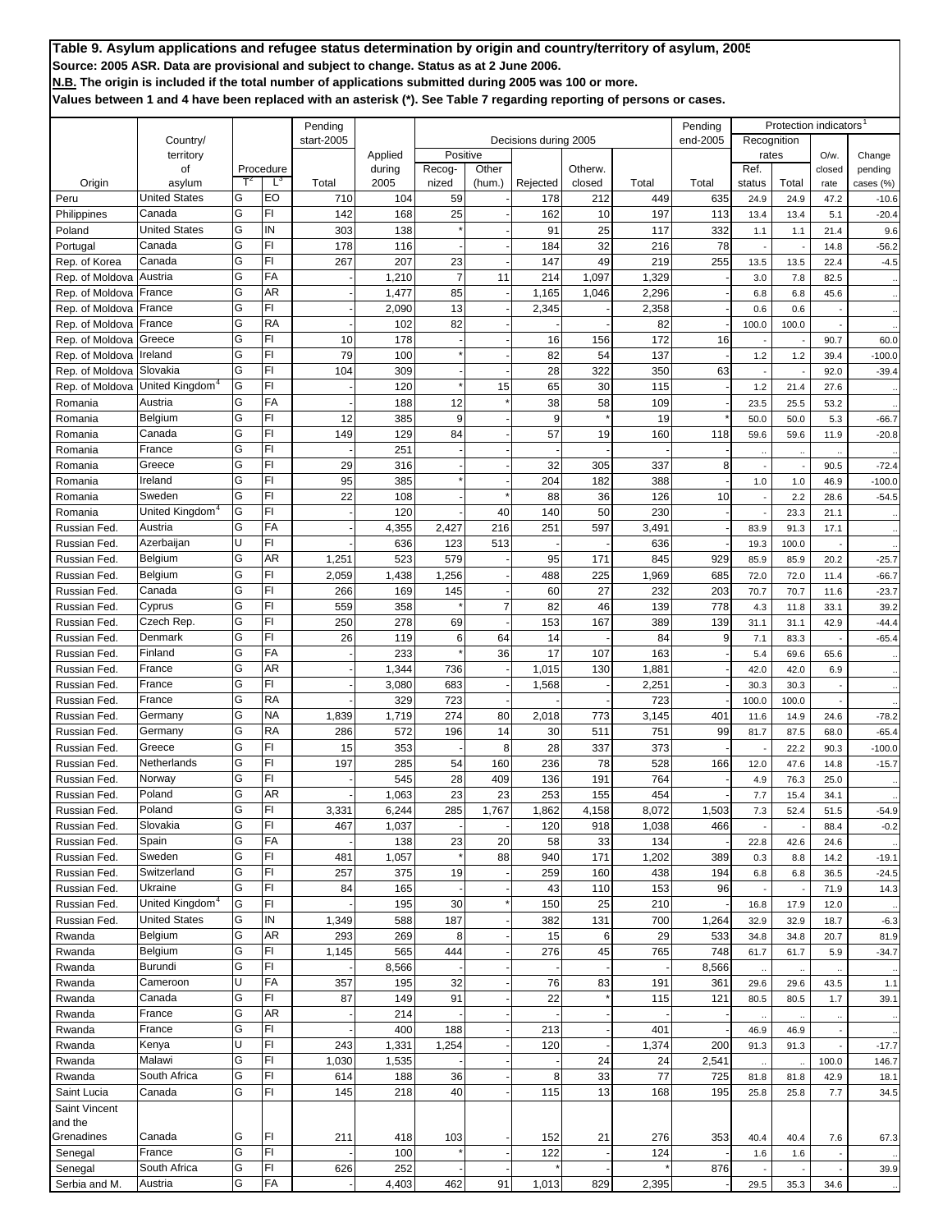**Table 9. Asylum applications and refugee status determination by origin and country/territory of asylum, 2005**
**Source: 2005 ASR. Data are provisional and subject to change. Status as at 2 June 2006.**
**N.B. The origin is included if the total number of applications submitted during 2005 was 100 or more.**
**Values between 1 and 4 have been replaced with an asterisk (*). See Table 7 regarding reporting of persons or cases.**

| Origin | Country/ territory of asylum | Procedure T[2] | Procedure L[3] | Pending start-2005 Total | Applied during 2005 | Decisions during 2005: Positive Recog-nized | Decisions during 2005: Positive Other (hum.) | Decisions during 2005: Rejected | Decisions during 2005: Otherw. closed | Decisions during 2005: Total | Pending end-2005 Total | Protection indicators[1]: Recognition rates Ref. status | Protection indicators[1]: Recognition rates Total | Protection indicators[1]: O/w. closed rate | Protection indicators[1]: Change pending cases (%) |
|---|---|---|---|---|---|---|---|---|---|---|---|---|---|---|---|
| Peru | United States | G | EO | 710 | 104 | 59 | - | 178 | 212 | 449 | 635 | 24.9 | 24.9 | 47.2 | -10.6 |
| Philippines | Canada | G | FI | 142 | 168 | 25 | - | 162 | 10 | 197 | 113 | 13.4 | 13.4 | 5.1 | -20.4 |
| Poland | United States | G | IN | 303 | 138 | * | - | 91 | 25 | 117 | 332 | 1.1 | 1.1 | 21.4 | 9.6 |
| Portugal | Canada | G | FI | 178 | 116 | - | - | 184 | 32 | 216 | 78 | - | - | 14.8 | -56.2 |
| Rep. of Korea | Canada | G | FI | 267 | 207 | 23 | - | 147 | 49 | 219 | 255 | 13.5 | 13.5 | 22.4 | -4.5 |
| Rep. of Moldova | Austria | G | FA | - | 1,210 | 7 | 11 | 214 | 1,097 | 1,329 | - | 3.0 | 7.8 | 82.5 | .. |
| Rep. of Moldova | France | G | AR | - | 1,477 | 85 | - | 1,165 | 1,046 | 2,296 | - | 6.8 | 6.8 | 45.6 | .. |
| Rep. of Moldova | France | G | FI | - | 2,090 | 13 | - | 2,345 | - | 2,358 | - | 0.6 | 0.6 | - | .. |
| Rep. of Moldova | France | G | RA | - | 102 | 82 | - | - | - | 82 | - | 100.0 | 100.0 | - | .. |
| Rep. of Moldova | Greece | G | FI | 10 | 178 | - | - | 16 | 156 | 172 | 16 | - | - | 90.7 | 60.0 |
| Rep. of Moldova | Ireland | G | FI | 79 | 100 | * | - | 82 | 54 | 137 | - | 1.2 | 1.2 | 39.4 | -100.0 |
| Rep. of Moldova | Slovakia | G | FI | 104 | 309 | - | - | 28 | 322 | 350 | 63 | - | - | 92.0 | -39.4 |
| Rep. of Moldova | United Kingdom[4] | G | FI | - | 120 | * | 15 | 65 | 30 | 115 | - | 1.2 | 21.4 | 27.6 | .. |
| Romania | Austria | G | FA | - | 188 | 12 | * | 38 | 58 | 109 | - | 23.5 | 25.5 | 53.2 | .. |
| Romania | Belgium | G | FI | 12 | 385 | 9 | - | 9 | * | 19 | * | 50.0 | 50.0 | 5.3 | -66.7 |
| Romania | Canada | G | FI | 149 | 129 | 84 | - | 57 | 19 | 160 | 118 | 59.6 | 59.6 | 11.9 | -20.8 |
| Romania | France | G | FI | - | 251 | - | - | - | - | - | - | .. | .. | .. | .. |
| Romania | Greece | G | FI | 29 | 316 | - | - | 32 | 305 | 337 | 8 | - | - | 90.5 | -72.4 |
| Romania | Ireland | G | FI | 95 | 385 | * | - | 204 | 182 | 388 | - | 1.0 | 1.0 | 46.9 | -100.0 |
| Romania | Sweden | G | FI | 22 | 108 | - | * | 88 | 36 | 126 | 10 | - | 2.2 | 28.6 | -54.5 |
| Romania | United Kingdom[4] | G | FI | - | 120 | - | 40 | 140 | 50 | 230 | - | - | 23.3 | 21.1 | .. |
| Russian Fed. | Austria | G | FA | - | 4,355 | 2,427 | 216 | 251 | 597 | 3,491 | - | 83.9 | 91.3 | 17.1 | .. |
| Russian Fed. | Azerbaijan | U | FI | - | 636 | 123 | 513 | - | - | 636 | - | 19.3 | 100.0 | - | .. |
| Russian Fed. | Belgium | G | AR | 1,251 | 523 | 579 | - | 95 | 171 | 845 | 929 | 85.9 | 85.9 | 20.2 | -25.7 |
| Russian Fed. | Belgium | G | FI | 2,059 | 1,438 | 1,256 | - | 488 | 225 | 1,969 | 685 | 72.0 | 72.0 | 11.4 | -66.7 |
| Russian Fed. | Canada | G | FI | 266 | 169 | 145 | - | 60 | 27 | 232 | 203 | 70.7 | 70.7 | 11.6 | -23.7 |
| Russian Fed. | Cyprus | G | FI | 559 | 358 | * | 7 | 82 | 46 | 139 | 778 | 4.3 | 11.8 | 33.1 | 39.2 |
| Russian Fed. | Czech Rep. | G | FI | 250 | 278 | 69 | - | 153 | 167 | 389 | 139 | 31.1 | 31.1 | 42.9 | -44.4 |
| Russian Fed. | Denmark | G | FI | 26 | 119 | 6 | 64 | 14 | - | 84 | 9 | 7.1 | 83.3 | - | -65.4 |
| Russian Fed. | Finland | G | FA | - | 233 | * | 36 | 17 | 107 | 163 | - | 5.4 | 69.6 | 65.6 | .. |
| Russian Fed. | France | G | AR | - | 1,344 | 736 | - | 1,015 | 130 | 1,881 | - | 42.0 | 42.0 | 6.9 | .. |
| Russian Fed. | France | G | FI | - | 3,080 | 683 | - | 1,568 | - | 2,251 | - | 30.3 | 30.3 | - | .. |
| Russian Fed. | France | G | RA | - | 329 | 723 | - | - | - | 723 | - | 100.0 | 100.0 | - | .. |
| Russian Fed. | Germany | G | NA | 1,839 | 1,719 | 274 | 80 | 2,018 | 773 | 3,145 | 401 | 11.6 | 14.9 | 24.6 | -78.2 |
| Russian Fed. | Germany | G | RA | 286 | 572 | 196 | 14 | 30 | 511 | 751 | 99 | 81.7 | 87.5 | 68.0 | -65.4 |
| Russian Fed. | Greece | G | FI | 15 | 353 | - | 8 | 28 | 337 | 373 | - | - | 22.2 | 90.3 | -100.0 |
| Russian Fed. | Netherlands | G | FI | 197 | 285 | 54 | 160 | 236 | 78 | 528 | 166 | 12.0 | 47.6 | 14.8 | -15.7 |
| Russian Fed. | Norway | G | FI | - | 545 | 28 | 409 | 136 | 191 | 764 | - | 4.9 | 76.3 | 25.0 | .. |
| Russian Fed. | Poland | G | AR | - | 1,063 | 23 | 23 | 253 | 155 | 454 | - | 7.7 | 15.4 | 34.1 | .. |
| Russian Fed. | Poland | G | FI | 3,331 | 6,244 | 285 | 1,767 | 1,862 | 4,158 | 8,072 | 1,503 | 7.3 | 52.4 | 51.5 | -54.9 |
| Russian Fed. | Slovakia | G | FI | 467 | 1,037 | - | - | 120 | 918 | 1,038 | 466 | - | - | 88.4 | -0.2 |
| Russian Fed. | Spain | G | FA | - | 138 | 23 | 20 | 58 | 33 | 134 | - | 22.8 | 42.6 | 24.6 | .. |
| Russian Fed. | Sweden | G | FI | 481 | 1,057 | * | 88 | 940 | 171 | 1,202 | 389 | 0.3 | 8.8 | 14.2 | -19.1 |
| Russian Fed. | Switzerland | G | FI | 257 | 375 | 19 | - | 259 | 160 | 438 | 194 | 6.8 | 6.8 | 36.5 | -24.5 |
| Russian Fed. | Ukraine | G | FI | 84 | 165 | - | - | 43 | 110 | 153 | 96 | - | - | 71.9 | 14.3 |
| Russian Fed. | United Kingdom[4] | G | FI | - | 195 | 30 | * | 150 | 25 | 210 | - | 16.8 | 17.9 | 12.0 | .. |
| Russian Fed. | United States | G | IN | 1,349 | 588 | 187 | - | 382 | 131 | 700 | 1,264 | 32.9 | 32.9 | 18.7 | -6.3 |
| Rwanda | Belgium | G | AR | 293 | 269 | 8 | - | 15 | 6 | 29 | 533 | 34.8 | 34.8 | 20.7 | 81.9 |
| Rwanda | Belgium | G | FI | 1,145 | 565 | 444 | - | 276 | 45 | 765 | 748 | 61.7 | 61.7 | 5.9 | -34.7 |
| Rwanda | Burundi | G | FI | - | 8,566 | - | - | - | - | - | 8,566 | .. | .. | .. | .. |
| Rwanda | Cameroon | U | FA | 357 | 195 | 32 | - | 76 | 83 | 191 | 361 | 29.6 | 29.6 | 43.5 | 1.1 |
| Rwanda | Canada | G | FI | 87 | 149 | 91 | - | 22 | * | 115 | 121 | 80.5 | 80.5 | 1.7 | 39.1 |
| Rwanda | France | G | AR | - | 214 | - | - | - | - | - | - | .. | .. | .. | .. |
| Rwanda | France | G | FI | - | 400 | 188 | - | 213 | - | 401 | - | 46.9 | 46.9 | - | .. |
| Rwanda | Kenya | U | FI | 243 | 1,331 | 1,254 | - | 120 | - | 1,374 | 200 | 91.3 | 91.3 | - | -17.7 |
| Rwanda | Malawi | G | FI | 1,030 | 1,535 | - | - | - | 24 | 24 | 2,541 | .. | .. | 100.0 | 146.7 |
| Rwanda | South Africa | G | FI | 614 | 188 | 36 | - | 8 | 33 | 77 | 725 | 81.8 | 81.8 | 42.9 | 18.1 |
| Saint Lucia | Canada | G | FI | 145 | 218 | 40 | - | 115 | 13 | 168 | 195 | 25.8 | 25.8 | 7.7 | 34.5 |
| Saint Vincent and the Grenadines | Canada | G | FI | 211 | 418 | 103 | - | 152 | 21 | 276 | 353 | 40.4 | 40.4 | 7.6 | 67.3 |
| Senegal | France | G | FI | - | 100 | * | - | 122 | - | 124 | - | 1.6 | 1.6 | - | .. |
| Senegal | South Africa | G | FI | 626 | 252 | - | - | * | - | * | 876 | - | - | - | 39.9 |
| Serbia and M. | Austria | G | FA | - | 4,403 | 462 | 91 | 1,013 | 829 | 2,395 | - | 29.5 | 35.3 | 34.6 | .. |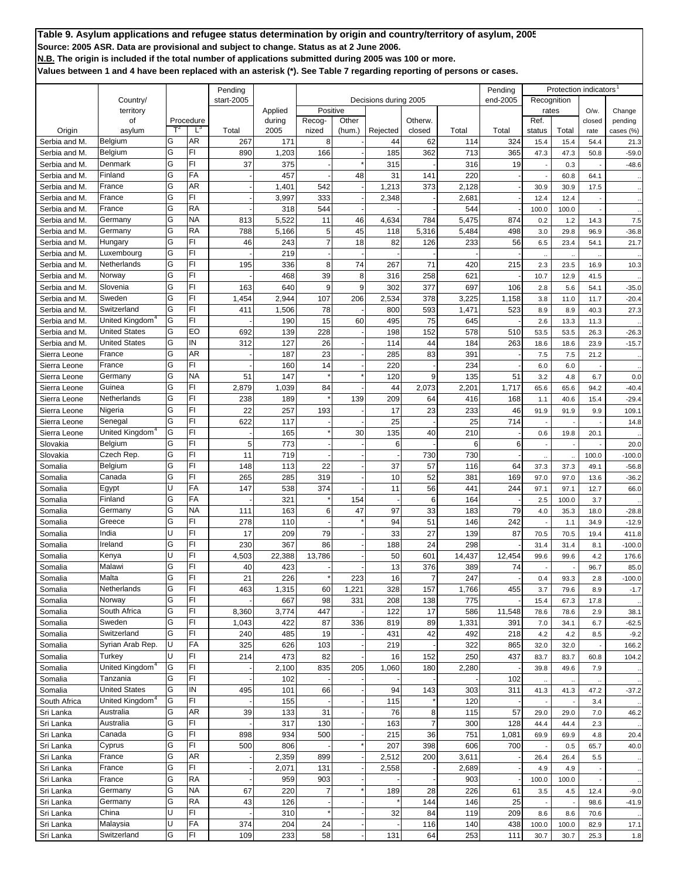**Table 9. Asylum applications and refugee status determination by origin and country/territory of asylum, 2005**

**Source: 2005 ASR. Data are provisional and subject to change. Status as at 2 June 2006.**

**N.B. The origin is included if the total number of applications submitted during 2005 was 100 or more.**

**Values between 1 and 4 have been replaced with an asterisk (*). See Table 7 regarding reporting of persons or cases.**

| Origin | Country/ territory of asylum | Procedure T[2] | Procedure L[3] | Pending start-2005 Total | Applied during 2005 | Decisions during 2005 Positive Recog-nized | Decisions during 2005 Positive Other (hum.) | Decisions during 2005 Rejected | Decisions during 2005 Otherw. closed | Decisions during 2005 Total | Pending end-2005 Total | Protection indicators[1] Recognition rates Ref. status | Protection indicators[1] Recognition rates Total | Protection indicators[1] O/w. closed rate | Protection indicators[1] Change pending cases (%) |
|---|---|---|---|---|---|---|---|---|---|---|---|---|---|---|---|
| Serbia and M. | Belgium | G | AR | 267 | 171 | 8 | - | 44 | 62 | 114 | 324 | 15.4 | 15.4 | 54.4 | 21.3 |
| Serbia and M. | Belgium | G | FI | 890 | 1,203 | 166 | - | 185 | 362 | 713 | 365 | 47.3 | 47.3 | 50.8 | -59.0 |
| Serbia and M. | Denmark | G | FI | 37 | 375 | - | * | 315 | - | 316 | 19 | - | 0.3 | - | -48.6 |
| Serbia and M. | Finland | G | FA | - | 457 | - | 48 | 31 | 141 | 220 | - | - | 60.8 | 64.1 | .. |
| Serbia and M. | France | G | AR | - | 1,401 | 542 | - | 1,213 | 373 | 2,128 | - | 30.9 | 30.9 | 17.5 | .. |
| Serbia and M. | France | G | FI | - | 3,997 | 333 | - | 2,348 | - | 2,681 | - | 12.4 | 12.4 | - | .. |
| Serbia and M. | France | G | RA | - | 318 | 544 | - | - | - | 544 | - | 100.0 | 100.0 | - | .. |
| Serbia and M. | Germany | G | NA | 813 | 5,522 | 11 | 46 | 4,634 | 784 | 5,475 | 874 | 0.2 | 1.2 | 14.3 | 7.5 |
| Serbia and M. | Germany | G | RA | 788 | 5,166 | 5 | 45 | 118 | 5,316 | 5,484 | 498 | 3.0 | 29.8 | 96.9 | -36.8 |
| Serbia and M. | Hungary | G | FI | 46 | 243 | 7 | 18 | 82 | 126 | 233 | 56 | 6.5 | 23.4 | 54.1 | 21.7 |
| Serbia and M. | Luxembourg | G | FI | - | 219 | - | - | - | - | - | - | .. | .. | .. | .. |
| Serbia and M. | Netherlands | G | FI | 195 | 336 | 8 | 74 | 267 | 71 | 420 | 215 | 2.3 | 23.5 | 16.9 | 10.3 |
| Serbia and M. | Norway | G | FI | - | 468 | 39 | 8 | 316 | 258 | 621 | - | 10.7 | 12.9 | 41.5 | .. |
| Serbia and M. | Slovenia | G | FI | 163 | 640 | 9 | 9 | 302 | 377 | 697 | 106 | 2.8 | 5.6 | 54.1 | -35.0 |
| Serbia and M. | Sweden | G | FI | 1,454 | 2,944 | 107 | 206 | 2,534 | 378 | 3,225 | 1,158 | 3.8 | 11.0 | 11.7 | -20.4 |
| Serbia and M. | Switzerland | G | FI | 411 | 1,506 | 78 | - | 800 | 593 | 1,471 | 523 | 8.9 | 8.9 | 40.3 | 27.3 |
| Serbia and M. | United Kingdom[4] | G | FI | - | 190 | 15 | 60 | 495 | 75 | 645 | - | 2.6 | 13.3 | 11.3 | .. |
| Serbia and M. | United States | G | EO | 692 | 139 | 228 | - | 198 | 152 | 578 | 510 | 53.5 | 53.5 | 26.3 | -26.3 |
| Serbia and M. | United States | G | IN | 312 | 127 | 26 | - | 114 | 44 | 184 | 263 | 18.6 | 18.6 | 23.9 | -15.7 |
| Sierra Leone | France | G | AR | - | 187 | 23 | - | 285 | 83 | 391 | - | 7.5 | 7.5 | 21.2 | .. |
| Sierra Leone | France | G | FI | - | 160 | 14 | - | 220 | - | 234 | - | 6.0 | 6.0 | - | .. |
| Sierra Leone | Germany | G | NA | 51 | 147 | * | * | 120 | 9 | 135 | 51 | 3.2 | 4.8 | 6.7 | 0.0 |
| Sierra Leone | Guinea | G | FI | 2,879 | 1,039 | 84 | - | 44 | 2,073 | 2,201 | 1,717 | 65.6 | 65.6 | 94.2 | -40.4 |
| Sierra Leone | Netherlands | G | FI | 238 | 189 | * | 139 | 209 | 64 | 416 | 168 | 1.1 | 40.6 | 15.4 | -29.4 |
| Sierra Leone | Nigeria | G | FI | 22 | 257 | 193 | - | 17 | 23 | 233 | 46 | 91.9 | 91.9 | 9.9 | 109.1 |
| Sierra Leone | Senegal | G | FI | 622 | 117 | - | - | 25 | - | 25 | 714 | - | - | - | 14.8 |
| Sierra Leone | United Kingdom[4] | G | FI | - | 165 | * | 30 | 135 | 40 | 210 | - | 0.6 | 19.8 | 20.1 | .. |
| Slovakia | Belgium | G | FI | 5 | 773 | - | - | 6 | - | 6 | 6 | - | - | - | 20.0 |
| Slovakia | Czech Rep. | G | FI | 11 | 719 | - | - | - | 730 | 730 | - | .. | .. | 100.0 | -100.0 |
| Somalia | Belgium | G | FI | 148 | 113 | 22 | - | 37 | 57 | 116 | 64 | 37.3 | 37.3 | 49.1 | -56.8 |
| Somalia | Canada | G | FI | 265 | 285 | 319 | - | 10 | 52 | 381 | 169 | 97.0 | 97.0 | 13.6 | -36.2 |
| Somalia | Egypt | U | FA | 147 | 538 | 374 | - | 11 | 56 | 441 | 244 | 97.1 | 97.1 | 12.7 | 66.0 |
| Somalia | Finland | G | FA | - | 321 | * | 154 | - | 6 | 164 | - | 2.5 | 100.0 | 3.7 | .. |
| Somalia | Germany | G | NA | 111 | 163 | 6 | 47 | 97 | 33 | 183 | 79 | 4.0 | 35.3 | 18.0 | -28.8 |
| Somalia | Greece | G | FI | 278 | 110 | - | * | 94 | 51 | 146 | 242 | - | 1.1 | 34.9 | -12.9 |
| Somalia | India | U | FI | 17 | 209 | 79 | - | 33 | 27 | 139 | 87 | 70.5 | 70.5 | 19.4 | 411.8 |
| Somalia | Ireland | G | FI | 230 | 367 | 86 | - | 188 | 24 | 298 | - | 31.4 | 31.4 | 8.1 | -100.0 |
| Somalia | Kenya | U | FI | 4,503 | 22,388 | 13,786 | - | 50 | 601 | 14,437 | 12,454 | 99.6 | 99.6 | 4.2 | 176.6 |
| Somalia | Malawi | G | FI | 40 | 423 | - | - | 13 | 376 | 389 | 74 | - | - | 96.7 | 85.0 |
| Somalia | Malta | G | FI | 21 | 226 | * | 223 | 16 | 7 | 247 | - | 0.4 | 93.3 | 2.8 | -100.0 |
| Somalia | Netherlands | G | FI | 463 | 1,315 | 60 | 1,221 | 328 | 157 | 1,766 | 455 | 3.7 | 79.6 | 8.9 | -1.7 |
| Somalia | Norway | G | FI | - | 667 | 98 | 331 | 208 | 138 | 775 | - | 15.4 | 67.3 | 17.8 | .. |
| Somalia | South Africa | G | FI | 8,360 | 3,774 | 447 | - | 122 | 17 | 586 | 11,548 | 78.6 | 78.6 | 2.9 | 38.1 |
| Somalia | Sweden | G | FI | 1,043 | 422 | 87 | 336 | 819 | 89 | 1,331 | 391 | 7.0 | 34.1 | 6.7 | -62.5 |
| Somalia | Switzerland | G | FI | 240 | 485 | 19 | - | 431 | 42 | 492 | 218 | 4.2 | 4.2 | 8.5 | -9.2 |
| Somalia | Syrian Arab Rep. | U | FA | 325 | 626 | 103 | - | 219 | - | 322 | 865 | 32.0 | 32.0 | - | 166.2 |
| Somalia | Turkey | U | FI | 214 | 473 | 82 | - | 16 | 152 | 250 | 437 | 83.7 | 83.7 | 60.8 | 104.2 |
| Somalia | United Kingdom[4] | G | FI | - | 2,100 | 835 | 205 | 1,060 | 180 | 2,280 | - | 39.8 | 49.6 | 7.9 | .. |
| Somalia | Tanzania | G | FI | - | 102 | - | - | - | - | - | 102 | .. | .. | .. | .. |
| Somalia | United States | G | IN | 495 | 101 | 66 | - | 94 | 143 | 303 | 311 | 41.3 | 41.3 | 47.2 | -37.2 |
| South Africa | United Kingdom[4] | G | FI | - | 155 | - | - | 115 | * | 120 | - | - | - | 3.4 | .. |
| Sri Lanka | Australia | G | AR | 39 | 133 | 31 | - | 76 | 8 | 115 | 57 | 29.0 | 29.0 | 7.0 | 46.2 |
| Sri Lanka | Australia | G | FI | - | 317 | 130 | - | 163 | 7 | 300 | 128 | 44.4 | 44.4 | 2.3 | .. |
| Sri Lanka | Canada | G | FI | 898 | 934 | 500 | - | 215 | 36 | 751 | 1,081 | 69.9 | 69.9 | 4.8 | 20.4 |
| Sri Lanka | Cyprus | G | FI | 500 | 806 | - | * | 207 | 398 | 606 | 700 | - | 0.5 | 65.7 | 40.0 |
| Sri Lanka | France | G | AR | - | 2,359 | 899 | - | 2,512 | 200 | 3,611 | - | 26.4 | 26.4 | 5.5 | .. |
| Sri Lanka | France | G | FI | - | 2,071 | 131 | - | 2,558 | - | 2,689 | - | 4.9 | 4.9 | - | .. |
| Sri Lanka | France | G | RA | - | 959 | 903 | - | - | - | 903 | - | 100.0 | 100.0 | - | .. |
| Sri Lanka | Germany | G | NA | 67 | 220 | 7 | * | 189 | 28 | 226 | 61 | 3.5 | 4.5 | 12.4 | -9.0 |
| Sri Lanka | Germany | G | RA | 43 | 126 | - | - | * | 144 | 146 | 25 | - | - | 98.6 | -41.9 |
| Sri Lanka | China | U | FI | - | 310 | * | - | 32 | 84 | 119 | 209 | 8.6 | 8.6 | 70.6 | .. |
| Sri Lanka | Malaysia | U | FA | 374 | 204 | 24 | - | - | 116 | 140 | 438 | 100.0 | 100.0 | 82.9 | 17.1 |
| Sri Lanka | Switzerland | G | FI | 109 | 233 | 58 | - | 131 | 64 | 253 | 111 | 30.7 | 30.7 | 25.3 | 1.8 |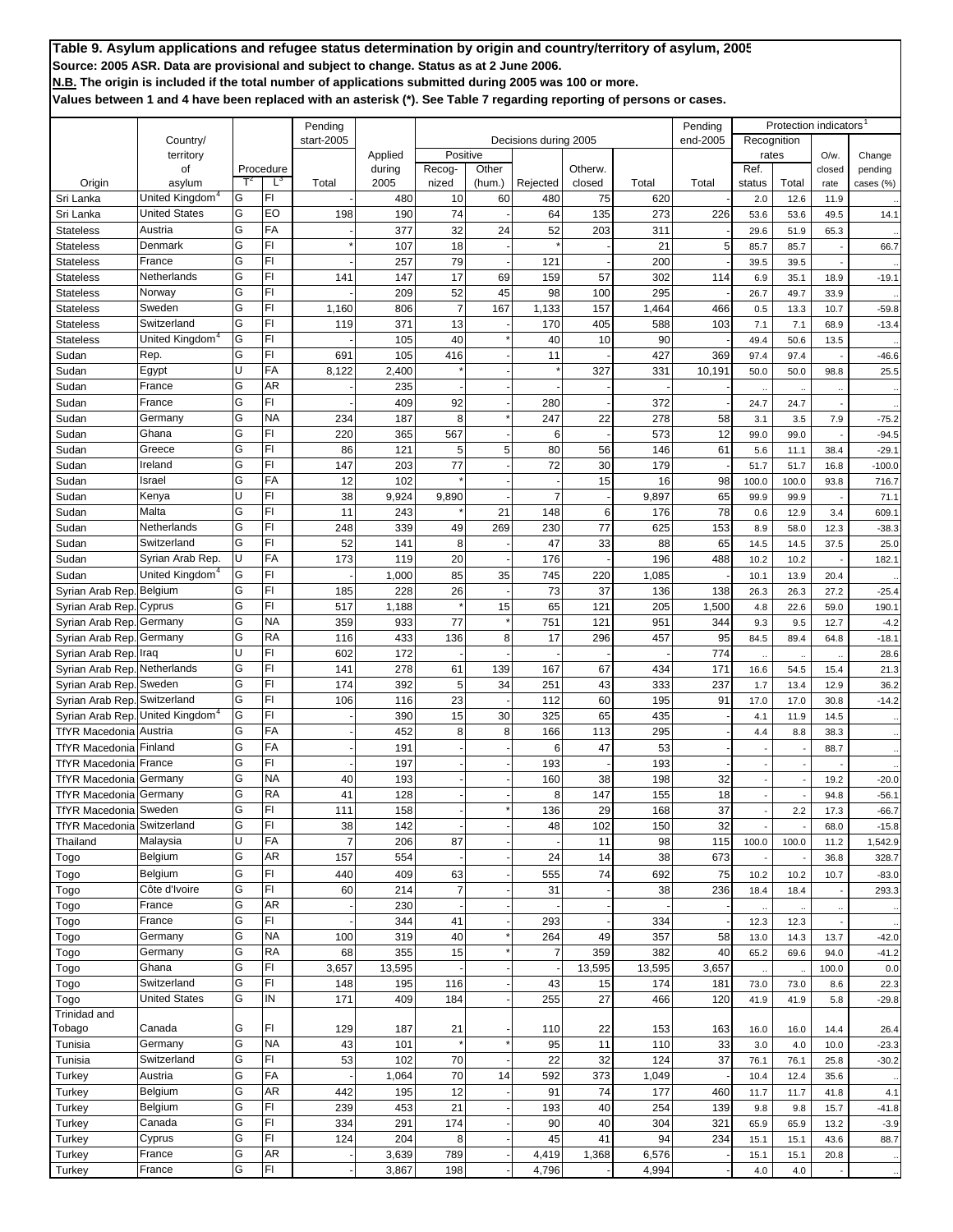**Table 9. Asylum applications and refugee status determination by origin and country/territory of asylum, 2005**
**Source: 2005 ASR. Data are provisional and subject to change. Status as at 2 June 2006.**
**N.B. The origin is included if the total number of applications submitted during 2005 was 100 or more.**
**Values between 1 and 4 have been replaced with an asterisk (*). See Table 7 regarding reporting of persons or cases.**

| Origin | Country/ territory of asylum | Procedure T[2] | Procedure L[3] | Pending start-2005 Total | Applied during 2005 | Decisions during 2005 Positive Recog-nized | Positive Other (hum.) | Rejected | Otherw. closed | Total | Pending end-2005 Total | Protection indicators[1] Recognition rates Ref. status | Recognition rates Total | O/w. closed rate | Change pending cases (%) |
|---|---|---|---|---|---|---|---|---|---|---|---|---|---|---|---|
| Sri Lanka | United Kingdom[4] | G | FI | - | 480 | 10 | 60 | 480 | 75 | 620 | - | 2.0 | 12.6 | 11.9 | .. |
| Sri Lanka | United States | G | EO | 198 | 190 | 74 | - | 64 | 135 | 273 | 226 | 53.6 | 53.6 | 49.5 | 14.1 |
| Stateless | Austria | G | FA | - | 377 | 32 | 24 | 52 | 203 | 311 | - | 29.6 | 51.9 | 65.3 | .. |
| Stateless | Denmark | G | FI | * | 107 | 18 | - | * | - | 21 | 5 | 85.7 | 85.7 | - | 66.7 |
| Stateless | France | G | FI | - | 257 | 79 | - | 121 | - | 200 | - | 39.5 | 39.5 | - | .. |
| Stateless | Netherlands | G | FI | 141 | 147 | 17 | 69 | 159 | 57 | 302 | 114 | 6.9 | 35.1 | 18.9 | -19.1 |
| Stateless | Norway | G | FI | - | 209 | 52 | 45 | 98 | 100 | 295 | - | 26.7 | 49.7 | 33.9 | .. |
| Stateless | Sweden | G | FI | 1,160 | 806 | 7 | 167 | 1,133 | 157 | 1,464 | 466 | 0.5 | 13.3 | 10.7 | -59.8 |
| Stateless | Switzerland | G | FI | 119 | 371 | 13 | - | 170 | 405 | 588 | 103 | 7.1 | 7.1 | 68.9 | -13.4 |
| Stateless | United Kingdom[4] | G | FI | - | 105 | 40 | * | 40 | 10 | 90 | - | 49.4 | 50.6 | 13.5 | .. |
| Sudan | Rep. | G | FI | 691 | 105 | 416 | - | 11 | - | 427 | 369 | 97.4 | 97.4 | - | -46.6 |
| Sudan | Egypt | U | FA | 8,122 | 2,400 | * | - | * | 327 | 331 | 10,191 | 50.0 | 50.0 | 98.8 | 25.5 |
| Sudan | France | G | AR | - | 235 | - | - | - | - | - | - | .. | .. | .. | .. |
| Sudan | France | G | FI | - | 409 | 92 | - | 280 | - | 372 | - | 24.7 | 24.7 | - | .. |
| Sudan | Germany | G | NA | 234 | 187 | 8 | * | 247 | 22 | 278 | 58 | 3.1 | 3.5 | 7.9 | -75.2 |
| Sudan | Ghana | G | FI | 220 | 365 | 567 | - | 6 | - | 573 | 12 | 99.0 | 99.0 | - | -94.5 |
| Sudan | Greece | G | FI | 86 | 121 | 5 | 5 | 80 | 56 | 146 | 61 | 5.6 | 11.1 | 38.4 | -29.1 |
| Sudan | Ireland | G | FI | 147 | 203 | 77 | - | 72 | 30 | 179 | - | 51.7 | 51.7 | 16.8 | -100.0 |
| Sudan | Israel | G | FA | 12 | 102 | * | - | - | 15 | 16 | 98 | 100.0 | 100.0 | 93.8 | 716.7 |
| Sudan | Kenya | U | FI | 38 | 9,924 | 9,890 | - | 7 | - | 9,897 | 65 | 99.9 | 99.9 | - | 71.1 |
| Sudan | Malta | G | FI | 11 | 243 | * | 21 | 148 | 6 | 176 | 78 | 0.6 | 12.9 | 3.4 | 609.1 |
| Sudan | Netherlands | G | FI | 248 | 339 | 49 | 269 | 230 | 77 | 625 | 153 | 8.9 | 58.0 | 12.3 | -38.3 |
| Sudan | Switzerland | G | FI | 52 | 141 | 8 | - | 47 | 33 | 88 | 65 | 14.5 | 14.5 | 37.5 | 25.0 |
| Sudan | Syrian Arab Rep. | U | FA | 173 | 119 | 20 | - | 176 | - | 196 | 488 | 10.2 | 10.2 | - | 182.1 |
| Sudan | United Kingdom[4] | G | FI | - | 1,000 | 85 | 35 | 745 | 220 | 1,085 | - | 10.1 | 13.9 | 20.4 | .. |
| Syrian Arab Rep. | Belgium | G | FI | 185 | 228 | 26 | - | 73 | 37 | 136 | 138 | 26.3 | 26.3 | 27.2 | -25.4 |
| Syrian Arab Rep. | Cyprus | G | FI | 517 | 1,188 | * | 15 | 65 | 121 | 205 | 1,500 | 4.8 | 22.6 | 59.0 | 190.1 |
| Syrian Arab Rep. | Germany | G | NA | 359 | 933 | 77 | * | 751 | 121 | 951 | 344 | 9.3 | 9.5 | 12.7 | -4.2 |
| Syrian Arab Rep. | Germany | G | RA | 116 | 433 | 136 | 8 | 17 | 296 | 457 | 95 | 84.5 | 89.4 | 64.8 | -18.1 |
| Syrian Arab Rep. | Iraq | U | FI | 602 | 172 | - | - | - | - | - | 774 | .. | .. | .. | 28.6 |
| Syrian Arab Rep. | Netherlands | G | FI | 141 | 278 | 61 | 139 | 167 | 67 | 434 | 171 | 16.6 | 54.5 | 15.4 | 21.3 |
| Syrian Arab Rep. | Sweden | G | FI | 174 | 392 | 5 | 34 | 251 | 43 | 333 | 237 | 1.7 | 13.4 | 12.9 | 36.2 |
| Syrian Arab Rep. | Switzerland | G | FI | 106 | 116 | 23 | - | 112 | 60 | 195 | 91 | 17.0 | 17.0 | 30.8 | -14.2 |
| Syrian Arab Rep. | United Kingdom[4] | G | FI | - | 390 | 15 | 30 | 325 | 65 | 435 | - | 4.1 | 11.9 | 14.5 | .. |
| TfYR Macedonia | Austria | G | FA | - | 452 | 8 | 8 | 166 | 113 | 295 | - | 4.4 | 8.8 | 38.3 | .. |
| TfYR Macedonia | Finland | G | FA | - | 191 | - | - | 6 | 47 | 53 | - | - | - | 88.7 | .. |
| TfYR Macedonia | France | G | FI | - | 197 | - | - | 193 | - | 193 | - | - | - | - | .. |
| TfYR Macedonia | Germany | G | NA | 40 | 193 | - | - | 160 | 38 | 198 | 32 | - | - | 19.2 | -20.0 |
| TfYR Macedonia | Germany | G | RA | 41 | 128 | - | - | 8 | 147 | 155 | 18 | - | - | 94.8 | -56.1 |
| TfYR Macedonia | Sweden | G | FI | 111 | 158 | - | * | 136 | 29 | 168 | 37 | - | 2.2 | 17.3 | -66.7 |
| TfYR Macedonia | Switzerland | G | FI | 38 | 142 | - | - | 48 | 102 | 150 | 32 | - | - | 68.0 | -15.8 |
| Thailand | Malaysia | U | FA | 7 | 206 | 87 | - | - | 11 | 98 | 115 | 100.0 | 100.0 | 11.2 | 1,542.9 |
| Togo | Belgium | G | AR | 157 | 554 | - | - | 24 | 14 | 38 | 673 | - | - | 36.8 | 328.7 |
| Togo | Belgium | G | FI | 440 | 409 | 63 | - | 555 | 74 | 692 | 75 | 10.2 | 10.2 | 10.7 | -83.0 |
| Togo | Côte d'Ivoire | G | FI | 60 | 214 | 7 | - | 31 | - | 38 | 236 | 18.4 | 18.4 | - | 293.3 |
| Togo | France | G | AR | - | 230 | - | - | - | - | - | - | .. | .. | .. | .. |
| Togo | France | G | FI | - | 344 | 41 | - | 293 | - | 334 | - | 12.3 | 12.3 | - | .. |
| Togo | Germany | G | NA | 100 | 319 | 40 | * | 264 | 49 | 357 | 58 | 13.0 | 14.3 | 13.7 | -42.0 |
| Togo | Germany | G | RA | 68 | 355 | 15 | * | 7 | 359 | 382 | 40 | 65.2 | 69.6 | 94.0 | -41.2 |
| Togo | Ghana | G | FI | 3,657 | 13,595 | - | - | - | 13,595 | 13,595 | 3,657 | .. | .. | 100.0 | 0.0 |
| Togo | Switzerland | G | FI | 148 | 195 | 116 | - | 43 | 15 | 174 | 181 | 73.0 | 73.0 | 8.6 | 22.3 |
| Togo | United States | G | IN | 171 | 409 | 184 | - | 255 | 27 | 466 | 120 | 41.9 | 41.9 | 5.8 | -29.8 |
| Trinidad and Tobago | Canada | G | FI | 129 | 187 | 21 | - | 110 | 22 | 153 | 163 | 16.0 | 16.0 | 14.4 | 26.4 |
| Tunisia | Germany | G | NA | 43 | 101 | * | * | 95 | 11 | 110 | 33 | 3.0 | 4.0 | 10.0 | -23.3 |
| Tunisia | Switzerland | G | FI | 53 | 102 | 70 | - | 22 | 32 | 124 | 37 | 76.1 | 76.1 | 25.8 | -30.2 |
| Turkey | Austria | G | FA | - | 1,064 | 70 | 14 | 592 | 373 | 1,049 | - | 10.4 | 12.4 | 35.6 | .. |
| Turkey | Belgium | G | AR | 442 | 195 | 12 | - | 91 | 74 | 177 | 460 | 11.7 | 11.7 | 41.8 | 4.1 |
| Turkey | Belgium | G | FI | 239 | 453 | 21 | - | 193 | 40 | 254 | 139 | 9.8 | 9.8 | 15.7 | -41.8 |
| Turkey | Canada | G | FI | 334 | 291 | 174 | - | 90 | 40 | 304 | 321 | 65.9 | 65.9 | 13.2 | -3.9 |
| Turkey | Cyprus | G | FI | 124 | 204 | 8 | - | 45 | 41 | 94 | 234 | 15.1 | 15.1 | 43.6 | 88.7 |
| Turkey | France | G | AR | - | 3,639 | 789 | - | 4,419 | 1,368 | 6,576 | - | 15.1 | 15.1 | 20.8 | .. |
| Turkey | France | G | FI | - | 3,867 | 198 | - | 4,796 | - | 4,994 | - | 4.0 | 4.0 | - | .. |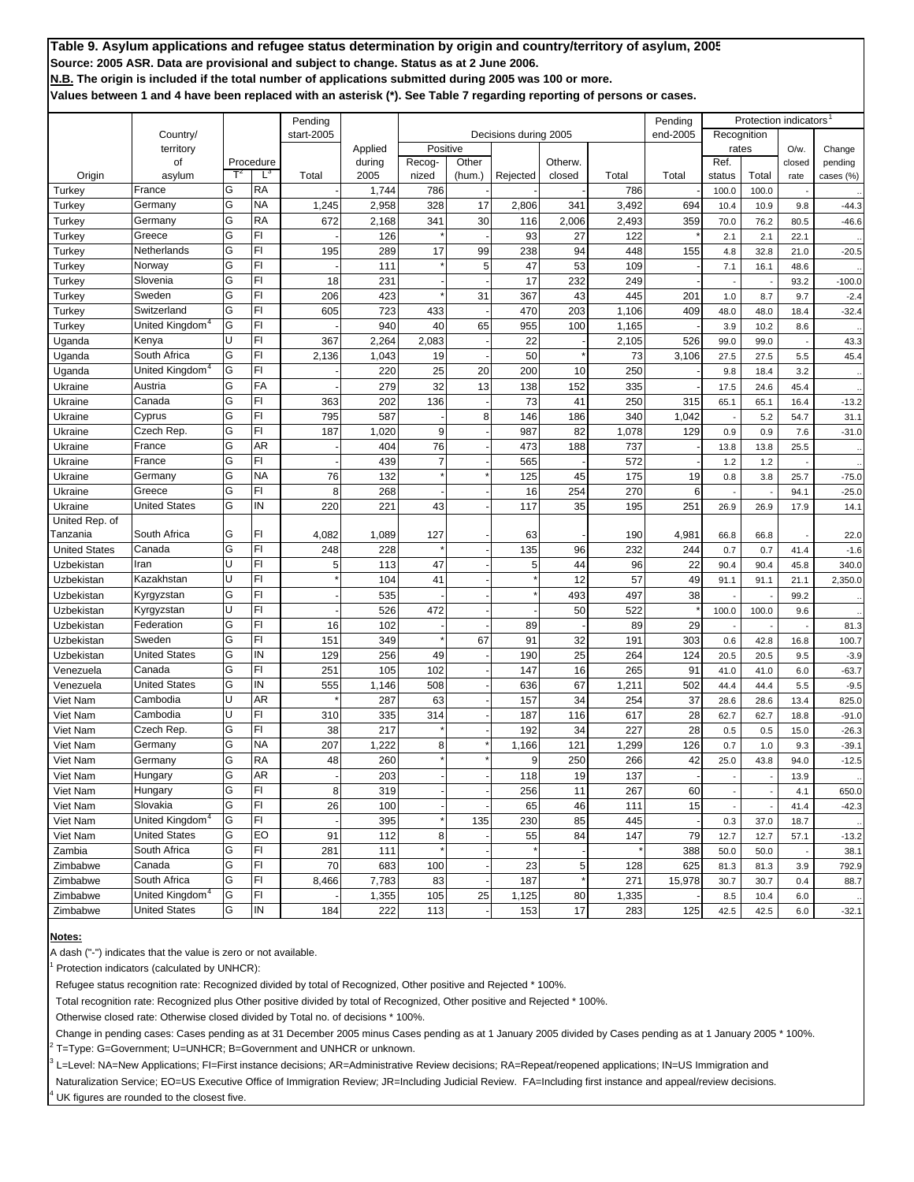**Table 9. Asylum applications and refugee status determination by origin and country/territory of asylum, 2005**

**Source: 2005 ASR. Data are provisional and subject to change. Status as at 2 June 2006.**

**N.B. The origin is included if the total number of applications submitted during 2005 was 100 or more.**

**Values between 1 and 4 have been replaced with an asterisk (\*). See Table 7 regarding reporting of persons or cases.**

| Origin | Country/ territory of asylum | Procedure T[2] | Procedure L[3] | Pending start-2005 Total | Applied during 2005 | Decisions during 2005 Positive Recog- nized | Positive Other (hum.) | Rejected | Otherw. closed | Total | Pending end-2005 Total | Protection indicators[1] Recognition rates Ref. status | Total | O/w. closed rate | Change pending cases (%) |
|---|---|---|---|---|---|---|---|---|---|---|---|---|---|---|---|
| Turkey | France | G | RA | - | 1,744 | 786 | - | - | - | 786 | - | 100.0 | 100.0 | - | .. |
| Turkey | Germany | G | NA | 1,245 | 2,958 | 328 | 17 | 2,806 | 341 | 3,492 | 694 | 10.4 | 10.9 | 9.8 | -44.3 |
| Turkey | Germany | G | RA | 672 | 2,168 | 341 | 30 | 116 | 2,006 | 2,493 | 359 | 70.0 | 76.2 | 80.5 | -46.6 |
| Turkey | Greece | G | FI | - | 126 | * | - | 93 | 27 | 122 | * | 2.1 | 2.1 | 22.1 | .. |
| Turkey | Netherlands | G | FI | 195 | 289 | 17 | 99 | 238 | 94 | 448 | 155 | 4.8 | 32.8 | 21.0 | -20.5 |
| Turkey | Norway | G | FI | - | 111 | * | 5 | 47 | 53 | 109 | - | 7.1 | 16.1 | 48.6 | .. |
| Turkey | Slovenia | G | FI | 18 | 231 | - | - | 17 | 232 | 249 | - | - | - | 93.2 | -100.0 |
| Turkey | Sweden | G | FI | 206 | 423 | * | 31 | 367 | 43 | 445 | 201 | 1.0 | 8.7 | 9.7 | -2.4 |
| Turkey | Switzerland | G | FI | 605 | 723 | 433 | - | 470 | 203 | 1,106 | 409 | 48.0 | 48.0 | 18.4 | -32.4 |
| Turkey | United Kingdom[4] | G | FI | - | 940 | 40 | 65 | 955 | 100 | 1,165 | - | 3.9 | 10.2 | 8.6 | .. |
| Uganda | Kenya | U | FI | 367 | 2,264 | 2,083 | - | 22 | - | 2,105 | 526 | 99.0 | 99.0 | - | 43.3 |
| Uganda | South Africa | G | FI | 2,136 | 1,043 | 19 | - | 50 | * | 73 | 3,106 | 27.5 | 27.5 | 5.5 | 45.4 |
| Uganda | United Kingdom[4] | G | FI | - | 220 | 25 | 20 | 200 | 10 | 250 | - | 9.8 | 18.4 | 3.2 | .. |
| Ukraine | Austria | G | FA | - | 279 | 32 | 13 | 138 | 152 | 335 | - | 17.5 | 24.6 | 45.4 | .. |
| Ukraine | Canada | G | FI | 363 | 202 | 136 | - | 73 | 41 | 250 | 315 | 65.1 | 65.1 | 16.4 | -13.2 |
| Ukraine | Cyprus | G | FI | 795 | 587 | - | 8 | 146 | 186 | 340 | 1,042 | - | 5.2 | 54.7 | 31.1 |
| Ukraine | Czech Rep. | G | FI | 187 | 1,020 | 9 | - | 987 | 82 | 1,078 | 129 | 0.9 | 0.9 | 7.6 | -31.0 |
| Ukraine | France | G | AR | - | 404 | 76 | - | 473 | 188 | 737 | - | 13.8 | 13.8 | 25.5 | .. |
| Ukraine | France | G | FI | - | 439 | 7 | - | 565 | - | 572 | - | 1.2 | 1.2 | - | .. |
| Ukraine | Germany | G | NA | 76 | 132 | * | * | 125 | 45 | 175 | 19 | 0.8 | 3.8 | 25.7 | -75.0 |
| Ukraine | Greece | G | FI | 8 | 268 | - | - | 16 | 254 | 270 | 6 | - | - | 94.1 | -25.0 |
| Ukraine | United States | G | IN | 220 | 221 | 43 | - | 117 | 35 | 195 | 251 | 26.9 | 26.9 | 17.9 | 14.1 |
| United Rep. of Tanzania | South Africa | G | FI | 4,082 | 1,089 | 127 | - | 63 | - | 190 | 4,981 | 66.8 | 66.8 | - | 22.0 |
| United States | Canada | G | FI | 248 | 228 | * | - | 135 | 96 | 232 | 244 | 0.7 | 0.7 | 41.4 | -1.6 |
| Uzbekistan | Iran | U | FI | 5 | 113 | 47 | - | 5 | 44 | 96 | 22 | 90.4 | 90.4 | 45.8 | 340.0 |
| Uzbekistan | Kazakhstan | U | FI | * | 104 | 41 | - | * | 12 | 57 | 49 | 91.1 | 91.1 | 21.1 | 2,350.0 |
| Uzbekistan | Kyrgyzstan | G | FI | - | 535 | - | - | * | 493 | 497 | 38 | - | - | 99.2 | .. |
| Uzbekistan | Kyrgyzstan | U | FI | - | 526 | 472 | - | - | 50 | 522 | * | 100.0 | 100.0 | 9.6 | .. |
| Uzbekistan | Federation | G | FI | 16 | 102 | - | - | 89 | - | 89 | 29 | - | - | - | 81.3 |
| Uzbekistan | Sweden | G | FI | 151 | 349 | * | 67 | 91 | 32 | 191 | 303 | 0.6 | 42.8 | 16.8 | 100.7 |
| Uzbekistan | United States | G | IN | 129 | 256 | 49 | - | 190 | 25 | 264 | 124 | 20.5 | 20.5 | 9.5 | -3.9 |
| Venezuela | Canada | G | FI | 251 | 105 | 102 | - | 147 | 16 | 265 | 91 | 41.0 | 41.0 | 6.0 | -63.7 |
| Venezuela | United States | G | IN | 555 | 1,146 | 508 | - | 636 | 67 | 1,211 | 502 | 44.4 | 44.4 | 5.5 | -9.5 |
| Viet Nam | Cambodia | U | AR | * | 287 | 63 | - | 157 | 34 | 254 | 37 | 28.6 | 28.6 | 13.4 | 825.0 |
| Viet Nam | Cambodia | U | FI | 310 | 335 | 314 | - | 187 | 116 | 617 | 28 | 62.7 | 62.7 | 18.8 | -91.0 |
| Viet Nam | Czech Rep. | G | FI | 38 | 217 | * | - | 192 | 34 | 227 | 28 | 0.5 | 0.5 | 15.0 | -26.3 |
| Viet Nam | Germany | G | NA | 207 | 1,222 | 8 | * | 1,166 | 121 | 1,299 | 126 | 0.7 | 1.0 | 9.3 | -39.1 |
| Viet Nam | Germany | G | RA | 48 | 260 | * | * | 9 | 250 | 266 | 42 | 25.0 | 43.8 | 94.0 | -12.5 |
| Viet Nam | Hungary | G | AR | - | 203 | - | - | 118 | 19 | 137 | - | - | - | 13.9 | .. |
| Viet Nam | Hungary | G | FI | 8 | 319 | - | - | 256 | 11 | 267 | 60 | - | - | 4.1 | 650.0 |
| Viet Nam | Slovakia | G | FI | 26 | 100 | - | - | 65 | 46 | 111 | 15 | - | - | 41.4 | -42.3 |
| Viet Nam | United Kingdom[4] | G | FI | - | 395 | * | 135 | 230 | 85 | 445 | - | 0.3 | 37.0 | 18.7 | .. |
| Viet Nam | United States | G | EO | 91 | 112 | 8 | - | 55 | 84 | 147 | 79 | 12.7 | 12.7 | 57.1 | -13.2 |
| Zambia | South Africa | G | FI | 281 | 111 | * | - | * | - | * | 388 | 50.0 | 50.0 | - | 38.1 |
| Zimbabwe | Canada | G | FI | 70 | 683 | 100 | - | 23 | 5 | 128 | 625 | 81.3 | 81.3 | 3.9 | 792.9 |
| Zimbabwe | South Africa | G | FI | 8,466 | 7,783 | 83 | - | 187 | * | 271 | 15,978 | 30.7 | 30.7 | 0.4 | 88.7 |
| Zimbabwe | United Kingdom[4] | G | FI | - | 1,355 | 105 | 25 | 1,125 | 80 | 1,335 | - | 8.5 | 10.4 | 6.0 | .. |
| Zimbabwe | United States | G | IN | 184 | 222 | 113 | - | 153 | 17 | 283 | 125 | 42.5 | 42.5 | 6.0 | -32.1 |

**Notes:**

A dash ("-") indicates that the value is zero or not available.

[1] Protection indicators (calculated by UNHCR):

Refugee status recognition rate: Recognized divided by total of Recognized, Other positive and Rejected * 100%.

Total recognition rate: Recognized plus Other positive divided by total of Recognized, Other positive and Rejected * 100%.

Otherwise closed rate: Otherwise closed divided by Total no. of decisions * 100%.

Change in pending cases: Cases pending as at 31 December 2005 minus Cases pending as at 1 January 2005 divided by Cases pending as at 1 January 2005 * 100%.

[2] T=Type: G=Government; U=UNHCR; B=Government and UNHCR or unknown.

[3] L=Level: NA=New Applications; FI=First instance decisions; AR=Administrative Review decisions; RA=Repeat/reopened applications; IN=US Immigration and Naturalization Service; EO=US Executive Office of Immigration Review; JR=Including Judicial Review. FA=Including first instance and appeal/review decisions.

[4] UK figures are rounded to the closest five.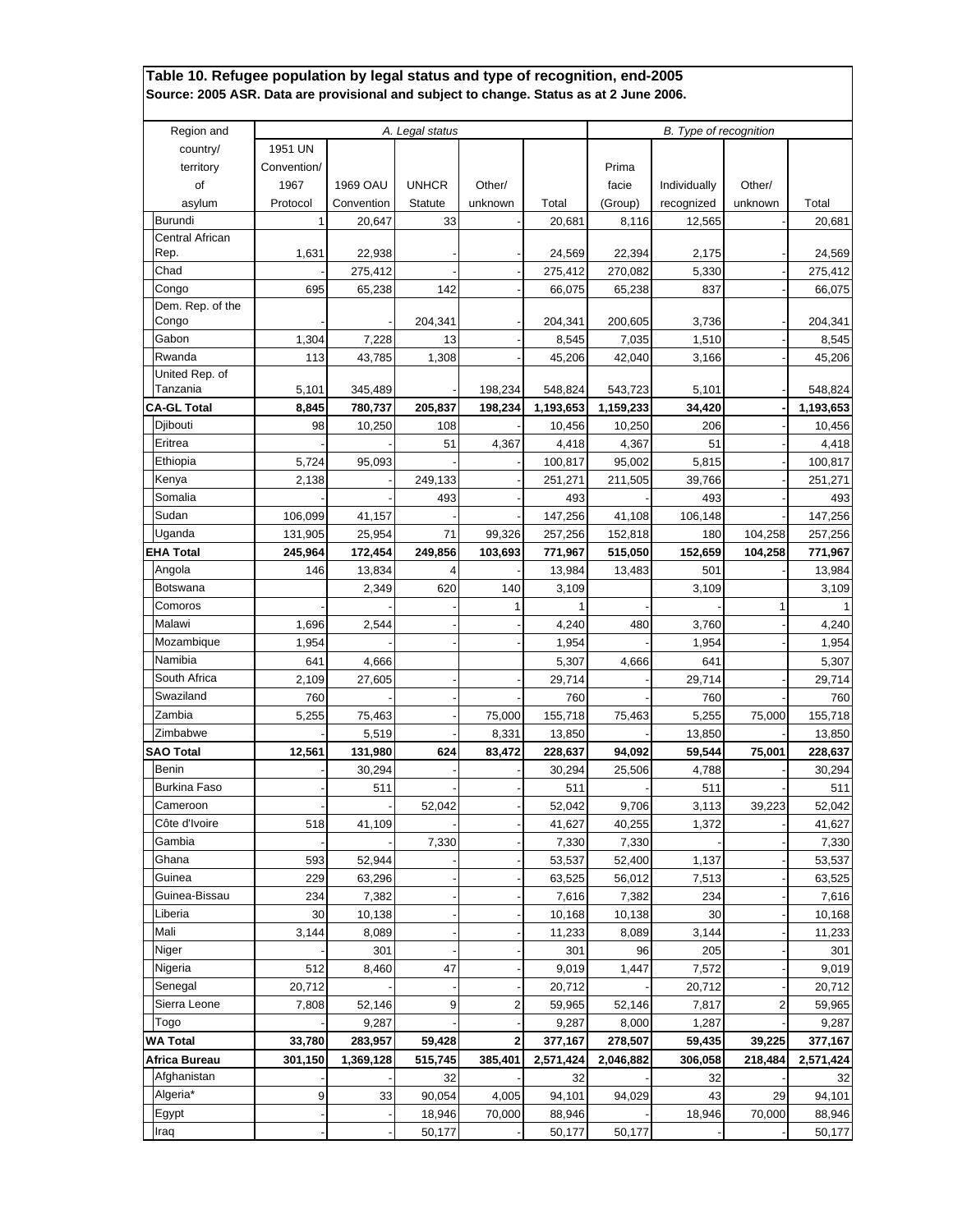**Table 10. Refugee population by legal status and type of recognition, end-2005**
**Source: 2005 ASR. Data are provisional and subject to change. Status as at 2 June 2006.**

| Region and country/ territory of asylum | A. Legal status | | | | | B. Type of recognition | | | |
|---|---|---|---|---|---|---|---|---|---|
| | 1951 UN Convention/ 1967 Protocol | 1969 OAU Convention | UNHCR Statute | Other/ unknown | Total | Prima facie (Group) | Individually recognized | Other/ unknown | Total |
| Burundi | 1 | 20,647 | 33 | - | 20,681 | 8,116 | 12,565 | - | 20,681 |
| Central African Rep. | 1,631 | 22,938 | - | - | 24,569 | 22,394 | 2,175 | - | 24,569 |
| Chad | - | 275,412 | - | - | 275,412 | 270,082 | 5,330 | - | 275,412 |
| Congo | 695 | 65,238 | 142 | - | 66,075 | 65,238 | 837 | - | 66,075 |
| Dem. Rep. of the Congo | - | - | 204,341 | - | 204,341 | 200,605 | 3,736 | - | 204,341 |
| Gabon | 1,304 | 7,228 | 13 | - | 8,545 | 7,035 | 1,510 | - | 8,545 |
| Rwanda | 113 | 43,785 | 1,308 | - | 45,206 | 42,040 | 3,166 | - | 45,206 |
| United Rep. of Tanzania | 5,101 | 345,489 | - | 198,234 | 548,824 | 543,723 | 5,101 | - | 548,824 |
| **CA-GL Total** | **8,845** | **780,737** | **205,837** | **198,234** | **1,193,653** | **1,159,233** | **34,420** | **-** | **1,193,653** |
| Djibouti | 98 | 10,250 | 108 | - | 10,456 | 10,250 | 206 | - | 10,456 |
| Eritrea | - | - | 51 | 4,367 | 4,418 | 4,367 | 51 | - | 4,418 |
| Ethiopia | 5,724 | 95,093 | - | - | 100,817 | 95,002 | 5,815 | - | 100,817 |
| Kenya | 2,138 | - | 249,133 | - | 251,271 | 211,505 | 39,766 | - | 251,271 |
| Somalia | - | - | 493 | - | 493 | - | 493 | - | 493 |
| Sudan | 106,099 | 41,157 | - | - | 147,256 | 41,108 | 106,148 | - | 147,256 |
| Uganda | 131,905 | 25,954 | 71 | 99,326 | 257,256 | 152,818 | 180 | 104,258 | 257,256 |
| **EHA Total** | **245,964** | **172,454** | **249,856** | **103,693** | **771,967** | **515,050** | **152,659** | **104,258** | **771,967** |
| Angola | 146 | 13,834 | 4 | - | 13,984 | 13,483 | 501 | - | 13,984 |
| Botswana | | 2,349 | 620 | 140 | 3,109 | | 3,109 | | 3,109 |
| Comoros | - | - | - | 1 | 1 | - | - | 1 | 1 |
| Malawi | 1,696 | 2,544 | - | - | 4,240 | 480 | 3,760 | - | 4,240 |
| Mozambique | 1,954 | - | - | - | 1,954 | - | 1,954 | - | 1,954 |
| Namibia | 641 | 4,666 | | | 5,307 | 4,666 | 641 | | 5,307 |
| South Africa | 2,109 | 27,605 | - | - | 29,714 | - | 29,714 | - | 29,714 |
| Swaziland | 760 | - | - | - | 760 | - | 760 | - | 760 |
| Zambia | 5,255 | 75,463 | - | 75,000 | 155,718 | 75,463 | 5,255 | 75,000 | 155,718 |
| Zimbabwe | - | 5,519 | - | 8,331 | 13,850 | - | 13,850 | - | 13,850 |
| **SAO Total** | **12,561** | **131,980** | **624** | **83,472** | **228,637** | **94,092** | **59,544** | **75,001** | **228,637** |
| Benin | - | 30,294 | - | - | 30,294 | 25,506 | 4,788 | - | 30,294 |
| Burkina Faso | - | 511 | - | - | 511 | - | 511 | - | 511 |
| Cameroon | - | - | 52,042 | - | 52,042 | 9,706 | 3,113 | 39,223 | 52,042 |
| Côte d'Ivoire | 518 | 41,109 | - | - | 41,627 | 40,255 | 1,372 | - | 41,627 |
| Gambia | - | - | 7,330 | - | 7,330 | 7,330 | - | - | 7,330 |
| Ghana | 593 | 52,944 | - | - | 53,537 | 52,400 | 1,137 | - | 53,537 |
| Guinea | 229 | 63,296 | - | - | 63,525 | 56,012 | 7,513 | - | 63,525 |
| Guinea-Bissau | 234 | 7,382 | - | - | 7,616 | 7,382 | 234 | - | 7,616 |
| Liberia | 30 | 10,138 | - | - | 10,168 | 10,138 | 30 | - | 10,168 |
| Mali | 3,144 | 8,089 | - | - | 11,233 | 8,089 | 3,144 | - | 11,233 |
| Niger | - | 301 | - | - | 301 | 96 | 205 | - | 301 |
| Nigeria | 512 | 8,460 | 47 | - | 9,019 | 1,447 | 7,572 | - | 9,019 |
| Senegal | 20,712 | - | - | - | 20,712 | - | 20,712 | - | 20,712 |
| Sierra Leone | 7,808 | 52,146 | 9 | 2 | 59,965 | 52,146 | 7,817 | 2 | 59,965 |
| Togo | - | 9,287 | - | - | 9,287 | 8,000 | 1,287 | - | 9,287 |
| **WA Total** | **33,780** | **283,957** | **59,428** | **2** | **377,167** | **278,507** | **59,435** | **39,225** | **377,167** |
| **Africa Bureau** | **301,150** | **1,369,128** | **515,745** | **385,401** | **2,571,424** | **2,046,882** | **306,058** | **218,484** | **2,571,424** |
| Afghanistan | - | - | 32 | - | 32 | - | 32 | - | 32 |
| Algeria* | 9 | 33 | 90,054 | 4,005 | 94,101 | 94,029 | 43 | 29 | 94,101 |
| Egypt | - | - | 18,946 | 70,000 | 88,946 | - | 18,946 | 70,000 | 88,946 |
| Iraq | - | - | 50,177 | - | 50,177 | 50,177 | - | - | 50,177 |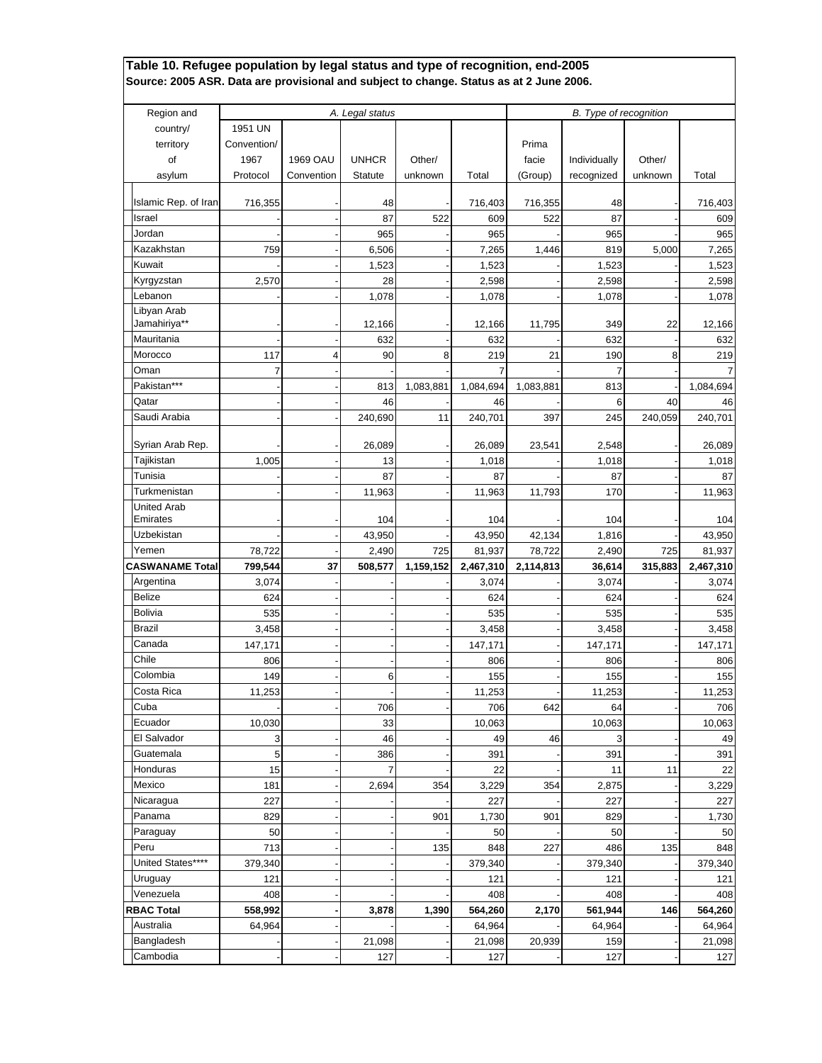**Table 10. Refugee population by legal status and type of recognition, end-2005**
**Source: 2005 ASR. Data are provisional and subject to change. Status as at 2 June 2006.**

| Region and country/ territory of asylum | A. Legal status | | | | | B. Type of recognition | | | |
|---|---|---|---|---|---|---|---|---|---|
| | 1951 UN Convention/ 1967 Protocol | 1969 OAU Convention | UNHCR Statute | Other/ unknown | Total | Prima facie (Group) | Individually recognized | Other/ unknown | Total |
| Islamic Rep. of Iran | 716,355 | - | 48 | - | 716,403 | 716,355 | 48 | - | 716,403 |
| Israel | - | - | 87 | 522 | 609 | 522 | 87 | - | 609 |
| Jordan | - | - | 965 | - | 965 | - | 965 | - | 965 |
| Kazakhstan | 759 | - | 6,506 | - | 7,265 | 1,446 | 819 | 5,000 | 7,265 |
| Kuwait | - | - | 1,523 | - | 1,523 | - | 1,523 | - | 1,523 |
| Kyrgyzstan | 2,570 | - | 28 | - | 2,598 | - | 2,598 | - | 2,598 |
| Lebanon | - | - | 1,078 | - | 1,078 | - | 1,078 | - | 1,078 |
| Libyan Arab Jamahiriya** | - | - | 12,166 | - | 12,166 | 11,795 | 349 | 22 | 12,166 |
| Mauritania | - | - | 632 | - | 632 | - | 632 | - | 632 |
| Morocco | 117 | 4 | 90 | 8 | 219 | 21 | 190 | 8 | 219 |
| Oman | 7 | - | - | - | 7 | - | 7 | - | 7 |
| Pakistan*** | - | - | 813 | 1,083,881 | 1,084,694 | 1,083,881 | 813 | - | 1,084,694 |
| Qatar | - | - | 46 | - | 46 | - | 6 | 40 | 46 |
| Saudi Arabia | - | - | 240,690 | 11 | 240,701 | 397 | 245 | 240,059 | 240,701 |
| Syrian Arab Rep. | - | - | 26,089 | - | 26,089 | 23,541 | 2,548 | - | 26,089 |
| Tajikistan | 1,005 | - | 13 | - | 1,018 | - | 1,018 | - | 1,018 |
| Tunisia | - | - | 87 | - | 87 | - | 87 | - | 87 |
| Turkmenistan | - | - | 11,963 | - | 11,963 | 11,793 | 170 | - | 11,963 |
| United Arab Emirates | - | - | 104 | - | 104 | - | 104 | - | 104 |
| Uzbekistan | - | - | 43,950 | - | 43,950 | 42,134 | 1,816 | - | 43,950 |
| Yemen | 78,722 | - | 2,490 | 725 | 81,937 | 78,722 | 2,490 | 725 | 81,937 |
| **CASWANAME Total** | **799,544** | **37** | **508,577** | **1,159,152** | **2,467,310** | **2,114,813** | **36,614** | **315,883** | **2,467,310** |
| Argentina | 3,074 | - | - | - | 3,074 | - | 3,074 | - | 3,074 |
| Belize | 624 | - | - | - | 624 | - | 624 | - | 624 |
| Bolivia | 535 | - | - | - | 535 | - | 535 | - | 535 |
| Brazil | 3,458 | - | - | - | 3,458 | - | 3,458 | - | 3,458 |
| Canada | 147,171 | - | - | - | 147,171 | - | 147,171 | - | 147,171 |
| Chile | 806 | - | - | - | 806 | - | 806 | - | 806 |
| Colombia | 149 | - | 6 | - | 155 | - | 155 | - | 155 |
| Costa Rica | 11,253 | - | - | - | 11,253 | - | 11,253 | - | 11,253 |
| Cuba | - | - | 706 | - | 706 | 642 | 64 | - | 706 |
| Ecuador | 10,030 | | 33 | | 10,063 | | 10,063 | | 10,063 |
| El Salvador | 3 | - | 46 | - | 49 | 46 | 3 | - | 49 |
| Guatemala | 5 | - | 386 | - | 391 | - | 391 | - | 391 |
| Honduras | 15 | - | 7 | - | 22 | - | 11 | 11 | 22 |
| Mexico | 181 | - | 2,694 | 354 | 3,229 | 354 | 2,875 | - | 3,229 |
| Nicaragua | 227 | - | - | - | 227 | - | 227 | - | 227 |
| Panama | 829 | - | - | 901 | 1,730 | 901 | 829 | - | 1,730 |
| Paraguay | 50 | - | - | - | 50 | - | 50 | - | 50 |
| Peru | 713 | - | - | 135 | 848 | 227 | 486 | 135 | 848 |
| United States**** | 379,340 | - | - | - | 379,340 | - | 379,340 | - | 379,340 |
| Uruguay | 121 | - | - | - | 121 | - | 121 | - | 121 |
| Venezuela | 408 | - | - | - | 408 | - | 408 | - | 408 |
| **RBAC Total** | **558,992** | **-** | **3,878** | **1,390** | **564,260** | **2,170** | **561,944** | **146** | **564,260** |
| Australia | 64,964 | - | - | - | 64,964 | - | 64,964 | - | 64,964 |
| Bangladesh | - | - | 21,098 | - | 21,098 | 20,939 | 159 | - | 21,098 |
| Cambodia | - | - | 127 | - | 127 | - | 127 | - | 127 |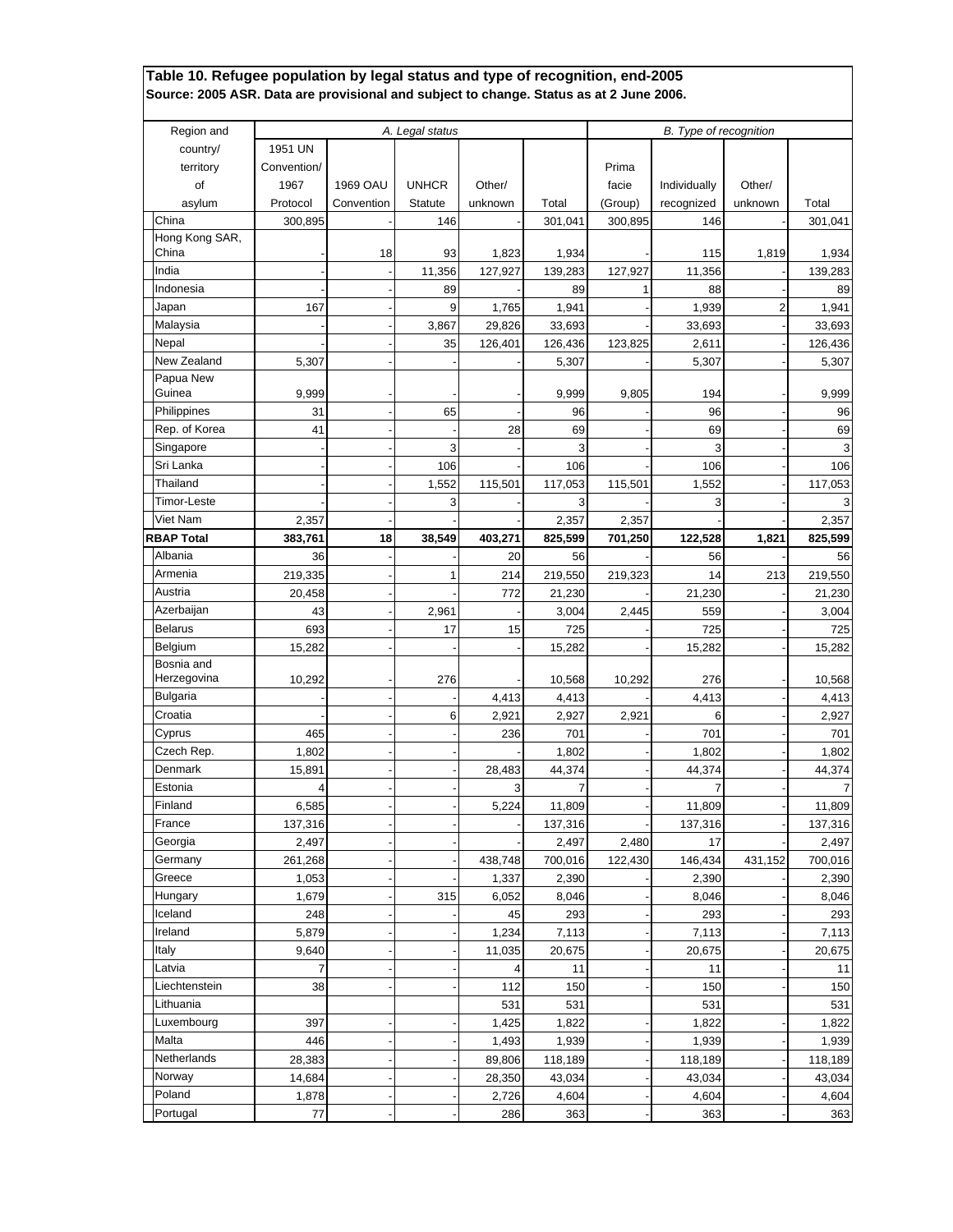**Table 10. Refugee population by legal status and type of recognition, end-2005**
**Source: 2005 ASR. Data are provisional and subject to change. Status as at 2 June 2006.**

| Region and country/ territory of asylum | A. Legal status | | | | | B. Type of recognition | | | |
|---|---|---|---|---|---|---|---|---|---|
| | 1951 UN Convention/ 1967 Protocol | 1969 OAU Convention | UNHCR Statute | Other/ unknown | Total | Prima facie (Group) | Individually recognized | Other/ unknown | Total |
| China | 300,895 | - | 146 | - | 301,041 | 300,895 | 146 | - | 301,041 |
| Hong Kong SAR, China | - | 18 | 93 | 1,823 | 1,934 | - | 115 | 1,819 | 1,934 |
| India | - | - | 11,356 | 127,927 | 139,283 | 127,927 | 11,356 | - | 139,283 |
| Indonesia | - | - | 89 | - | 89 | 1 | 88 | - | 89 |
| Japan | 167 | - | 9 | 1,765 | 1,941 | - | 1,939 | 2 | 1,941 |
| Malaysia | - | - | 3,867 | 29,826 | 33,693 | - | 33,693 | - | 33,693 |
| Nepal | - | - | 35 | 126,401 | 126,436 | 123,825 | 2,611 | - | 126,436 |
| New Zealand | 5,307 | - | - | - | 5,307 | - | 5,307 | - | 5,307 |
| Papua New Guinea | 9,999 | - | - | - | 9,999 | 9,805 | 194 | - | 9,999 |
| Philippines | 31 | - | 65 | - | 96 | - | 96 | - | 96 |
| Rep. of Korea | 41 | - | - | 28 | 69 | - | 69 | - | 69 |
| Singapore | - | - | 3 | - | 3 | - | 3 | - | 3 |
| Sri Lanka | - | - | 106 | - | 106 | - | 106 | - | 106 |
| Thailand | - | - | 1,552 | 115,501 | 117,053 | 115,501 | 1,552 | - | 117,053 |
| Timor-Leste | - | - | 3 | - | 3 | - | 3 | - | 3 |
| Viet Nam | 2,357 | - | - | - | 2,357 | 2,357 | - | - | 2,357 |
| **RBAP Total** | **383,761** | **18** | **38,549** | **403,271** | **825,599** | **701,250** | **122,528** | **1,821** | **825,599** |
| Albania | 36 | - | - | 20 | 56 | - | 56 | - | 56 |
| Armenia | 219,335 | - | 1 | 214 | 219,550 | 219,323 | 14 | 213 | 219,550 |
| Austria | 20,458 | - | - | 772 | 21,230 | - | 21,230 | - | 21,230 |
| Azerbaijan | 43 | - | 2,961 | - | 3,004 | 2,445 | 559 | - | 3,004 |
| Belarus | 693 | - | 17 | 15 | 725 | - | 725 | - | 725 |
| Belgium | 15,282 | - | - | - | 15,282 | - | 15,282 | - | 15,282 |
| Bosnia and Herzegovina | 10,292 | - | 276 | - | 10,568 | 10,292 | 276 | - | 10,568 |
| Bulgaria | - | - | - | 4,413 | 4,413 | - | 4,413 | - | 4,413 |
| Croatia | - | - | 6 | 2,921 | 2,927 | 2,921 | 6 | - | 2,927 |
| Cyprus | 465 | - | - | 236 | 701 | - | 701 | - | 701 |
| Czech Rep. | 1,802 | - | - | - | 1,802 | - | 1,802 | - | 1,802 |
| Denmark | 15,891 | - | - | 28,483 | 44,374 | - | 44,374 | - | 44,374 |
| Estonia | 4 | - | - | 3 | 7 | - | 7 | - | 7 |
| Finland | 6,585 | - | - | 5,224 | 11,809 | - | 11,809 | - | 11,809 |
| France | 137,316 | - | - | - | 137,316 | - | 137,316 | - | 137,316 |
| Georgia | 2,497 | - | - | - | 2,497 | 2,480 | 17 | - | 2,497 |
| Germany | 261,268 | - | - | 438,748 | 700,016 | 122,430 | 146,434 | 431,152 | 700,016 |
| Greece | 1,053 | - | - | 1,337 | 2,390 | - | 2,390 | - | 2,390 |
| Hungary | 1,679 | - | 315 | 6,052 | 8,046 | - | 8,046 | - | 8,046 |
| Iceland | 248 | - | - | 45 | 293 | - | 293 | - | 293 |
| Ireland | 5,879 | - | - | 1,234 | 7,113 | - | 7,113 | - | 7,113 |
| Italy | 9,640 | - | - | 11,035 | 20,675 | - | 20,675 | - | 20,675 |
| Latvia | 7 | - | - | 4 | 11 | - | 11 | - | 11 |
| Liechtenstein | 38 | - | - | 112 | 150 | - | 150 | - | 150 |
| Lithuania | | | | 531 | 531 | | 531 | | 531 |
| Luxembourg | 397 | - | - | 1,425 | 1,822 | - | 1,822 | - | 1,822 |
| Malta | 446 | - | - | 1,493 | 1,939 | - | 1,939 | - | 1,939 |
| Netherlands | 28,383 | - | - | 89,806 | 118,189 | - | 118,189 | - | 118,189 |
| Norway | 14,684 | - | - | 28,350 | 43,034 | - | 43,034 | - | 43,034 |
| Poland | 1,878 | - | - | 2,726 | 4,604 | - | 4,604 | - | 4,604 |
| Portugal | 77 | - | - | 286 | 363 | - | 363 | - | 363 |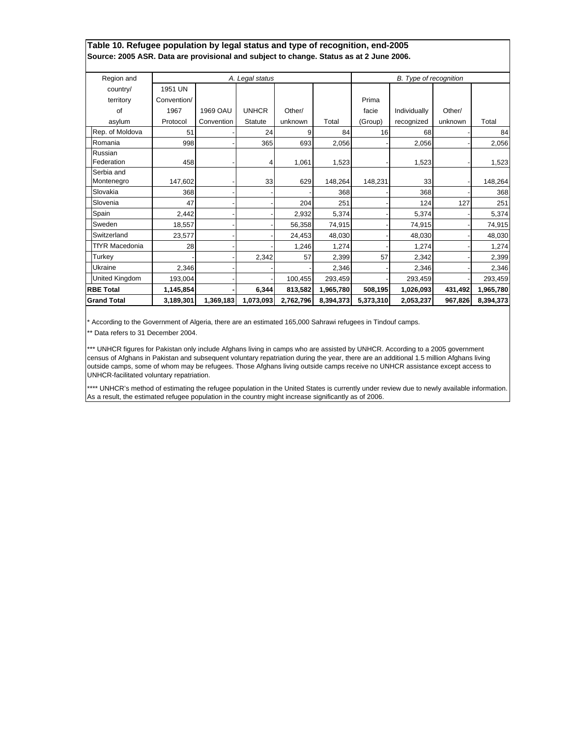**Table 10. Refugee population by legal status and type of recognition, end-2005**
**Source: 2005 ASR. Data are provisional and subject to change. Status as at 2 June 2006.**

| Region and country/ territory of asylum | *A. Legal status* | | | | | *B. Type of recognition* | | | |
|---|---|---|---|---|---|---|---|---|---|
| | 1951 UN Convention/ 1967 Protocol | 1969 OAU Convention | UNHCR Statute | Other/ unknown | Total | Prima facie (Group) | Individually recognized | Other/ unknown | Total |
| Rep. of Moldova | 51 | - | 24 | 9 | 84 | 16 | 68 | - | 84 |
| Romania | 998 | - | 365 | 693 | 2,056 | - | 2,056 | - | 2,056 |
| Russian Federation | 458 | - | 4 | 1,061 | 1,523 | - | 1,523 | - | 1,523 |
| Serbia and Montenegro | 147,602 | - | 33 | 629 | 148,264 | 148,231 | 33 | - | 148,264 |
| Slovakia | 368 | - | - | - | 368 | - | 368 | - | 368 |
| Slovenia | 47 | - | - | 204 | 251 | - | 124 | 127 | 251 |
| Spain | 2,442 | - | - | 2,932 | 5,374 | - | 5,374 | - | 5,374 |
| Sweden | 18,557 | - | - | 56,358 | 74,915 | - | 74,915 | - | 74,915 |
| Switzerland | 23,577 | - | - | 24,453 | 48,030 | - | 48,030 | - | 48,030 |
| TfYR Macedonia | 28 | - | - | 1,246 | 1,274 | - | 1,274 | - | 1,274 |
| Turkey | - | - | 2,342 | 57 | 2,399 | 57 | 2,342 | - | 2,399 |
| Ukraine | 2,346 | - | - | - | 2,346 | - | 2,346 | - | 2,346 |
| United Kingdom | 193,004 | - | - | 100,455 | 293,459 | - | 293,459 | - | 293,459 |
| **RBE Total** | **1,145,854** | **-** | **6,344** | **813,582** | **1,965,780** | **508,195** | **1,026,093** | **431,492** | **1,965,780** |
| **Grand Total** | **3,189,301** | **1,369,183** | **1,073,093** | **2,762,796** | **8,394,373** | **5,373,310** | **2,053,237** | **967,826** | **8,394,373** |

* According to the Government of Algeria, there are an estimated 165,000 Sahrawi refugees in Tindouf camps.

** Data refers to 31 December 2004.

*** UNHCR figures for Pakistan only include Afghans living in camps who are assisted by UNHCR. According to a 2005 government census of Afghans in Pakistan and subsequent voluntary repatriation during the year, there are an additional 1.5 million Afghans living outside camps, some of whom may be refugees. Those Afghans living outside camps receive no UNHCR assistance except access to UNHCR-facilitated voluntary repatriation.

**** UNHCR's method of estimating the refugee population in the United States is currently under review due to newly available information. As a result, the estimated refugee population in the country might increase significantly as of 2006.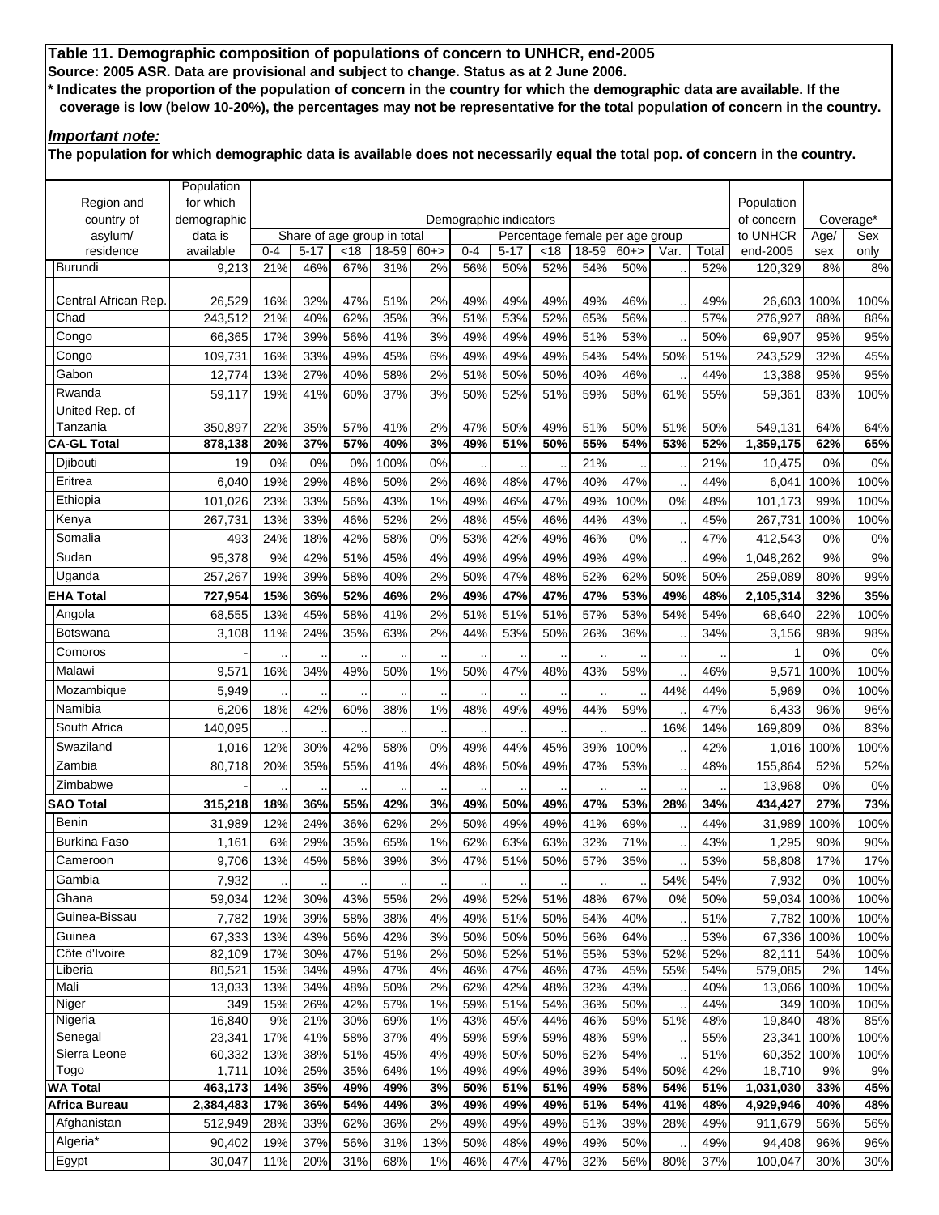**Table 11. Demographic composition of populations of concern to UNHCR, end-2005**

**Source: 2005 ASR. Data are provisional and subject to change. Status as at 2 June 2006.**

**\* Indicates the proportion of the population of concern in the country for which the demographic data are available. If the coverage is low (below 10-20%), the percentages may not be representative for the total population of concern in the country.**

***Important note:***

**The population for which demographic data is available does not necessarily equal the total pop. of concern in the country.**

| Region and country of asylum/ residence | Population for which demographic data is available | Demographic indicators | | | | | | | | | | | | | Population of concern to UNHCR end-2005 | Coverage* | |
|---|---|---|---|---|---|---|---|---|---|---|---|---|---|---|---|---|---|
| | | Share of age group in total | | | | | Percentage female per age group | | | | | | | | | | |
| | | 0-4 | 5-17 | <18 | 18-59 | 60+> | 0-4 | 5-17 | <18 | 18-59 | 60+> | Var. | Total | | | Age/ sex | Sex only |
| Burundi | 9,213 | 21% | 46% | 67% | 31% | 2% | 56% | 50% | 52% | 54% | 50% | .. | 52% | | 120,329 | 8% | 8% |
| Central African Rep. | 26,529 | 16% | 32% | 47% | 51% | 2% | 49% | 49% | 49% | 49% | 46% | .. | 49% | | 26,603 | 100% | 100% |
| Chad | 243,512 | 21% | 40% | 62% | 35% | 3% | 51% | 53% | 52% | 65% | 56% | .. | 57% | | 276,927 | 88% | 88% |
| Congo | 66,365 | 17% | 39% | 56% | 41% | 3% | 49% | 49% | 49% | 51% | 53% | .. | 50% | | 69,907 | 95% | 95% |
| Congo | 109,731 | 16% | 33% | 49% | 45% | 6% | 49% | 49% | 49% | 54% | 54% | 50% | 51% | | 243,529 | 32% | 45% |
| Gabon | 12,774 | 13% | 27% | 40% | 58% | 2% | 51% | 50% | 50% | 40% | 46% | .. | 44% | | 13,388 | 95% | 95% |
| Rwanda | 59,117 | 19% | 41% | 60% | 37% | 3% | 50% | 52% | 51% | 59% | 58% | 61% | 55% | | 59,361 | 83% | 100% |
| United Rep. of Tanzania | 350,897 | 22% | 35% | 57% | 41% | 2% | 47% | 50% | 49% | 51% | 50% | 51% | 50% | | 549,131 | 64% | 64% |
| **CA-GL Total** | **878,138** | **20%** | **37%** | **57%** | **40%** | **3%** | **49%** | **51%** | **50%** | **55%** | **54%** | **53%** | **52%** | | **1,359,175** | **62%** | **65%** |
| Djibouti | 19 | 0% | 0% | 0% | 100% | 0% | .. | .. | .. | 21% | .. | .. | 21% | | 10,475 | 0% | 0% |
| Eritrea | 6,040 | 19% | 29% | 48% | 50% | 2% | 46% | 48% | 47% | 40% | 47% | .. | 44% | | 6,041 | 100% | 100% |
| Ethiopia | 101,026 | 23% | 33% | 56% | 43% | 1% | 49% | 46% | 47% | 49% | 100% | 0% | 48% | | 101,173 | 99% | 100% |
| Kenya | 267,731 | 13% | 33% | 46% | 52% | 2% | 48% | 45% | 46% | 44% | 43% | .. | 45% | | 267,731 | 100% | 100% |
| Somalia | 493 | 24% | 18% | 42% | 58% | 0% | 53% | 42% | 49% | 46% | 0% | .. | 47% | | 412,543 | 0% | 0% |
| Sudan | 95,378 | 9% | 42% | 51% | 45% | 4% | 49% | 49% | 49% | 49% | 49% | .. | 49% | | 1,048,262 | 9% | 9% |
| Uganda | 257,267 | 19% | 39% | 58% | 40% | 2% | 50% | 47% | 48% | 52% | 62% | 50% | 50% | | 259,089 | 80% | 99% |
| **EHA Total** | **727,954** | **15%** | **36%** | **52%** | **46%** | **2%** | **49%** | **47%** | **47%** | **47%** | **53%** | **49%** | **48%** | | **2,105,314** | **32%** | **35%** |
| Angola | 68,555 | 13% | 45% | 58% | 41% | 2% | 51% | 51% | 51% | 57% | 53% | 54% | 54% | | 68,640 | 22% | 100% |
| Botswana | 3,108 | 11% | 24% | 35% | 63% | 2% | 44% | 53% | 50% | 26% | 36% | .. | 34% | | 3,156 | 98% | 98% |
| Comoros | - | .. | .. | .. | .. | .. | .. | .. | .. | .. | .. | .. | .. | | 1 | 0% | 0% |
| Malawi | 9,571 | 16% | 34% | 49% | 50% | 1% | 50% | 47% | 48% | 43% | 59% | .. | 46% | | 9,571 | 100% | 100% |
| Mozambique | 5,949 | .. | .. | .. | .. | .. | .. | .. | .. | .. | .. | 44% | 44% | | 5,969 | 0% | 100% |
| Namibia | 6,206 | 18% | 42% | 60% | 38% | 1% | 48% | 49% | 49% | 44% | 59% | .. | 47% | | 6,433 | 96% | 96% |
| South Africa | 140,095 | .. | .. | .. | .. | .. | .. | .. | .. | .. | .. | 16% | 14% | | 169,809 | 0% | 83% |
| Swaziland | 1,016 | 12% | 30% | 42% | 58% | 0% | 49% | 44% | 45% | 39% | 100% | .. | 42% | | 1,016 | 100% | 100% |
| Zambia | 80,718 | 20% | 35% | 55% | 41% | 4% | 48% | 50% | 49% | 47% | 53% | .. | 48% | | 155,864 | 52% | 52% |
| Zimbabwe | - | .. | .. | .. | .. | .. | .. | .. | .. | .. | .. | .. | .. | | 13,968 | 0% | 0% |
| **SAO Total** | **315,218** | **18%** | **36%** | **55%** | **42%** | **3%** | **49%** | **50%** | **49%** | **47%** | **53%** | **28%** | **34%** | | **434,427** | **27%** | **73%** |
| Benin | 31,989 | 12% | 24% | 36% | 62% | 2% | 50% | 49% | 49% | 41% | 69% | .. | 44% | | 31,989 | 100% | 100% |
| Burkina Faso | 1,161 | 6% | 29% | 35% | 65% | 1% | 62% | 63% | 63% | 32% | 71% | .. | 43% | | 1,295 | 90% | 90% |
| Cameroon | 9,706 | 13% | 45% | 58% | 39% | 3% | 47% | 51% | 50% | 57% | 35% | .. | 53% | | 58,808 | 17% | 17% |
| Gambia | 7,932 | .. | .. | .. | .. | .. | .. | .. | .. | .. | .. | 54% | 54% | | 7,932 | 0% | 100% |
| Ghana | 59,034 | 12% | 30% | 43% | 55% | 2% | 49% | 52% | 51% | 48% | 67% | 0% | 50% | | 59,034 | 100% | 100% |
| Guinea-Bissau | 7,782 | 19% | 39% | 58% | 38% | 4% | 49% | 51% | 50% | 54% | 40% | .. | 51% | | 7,782 | 100% | 100% |
| Guinea | 67,333 | 13% | 43% | 56% | 42% | 3% | 50% | 50% | 50% | 56% | 64% | .. | 53% | | 67,336 | 100% | 100% |
| Côte d'Ivoire | 82,109 | 17% | 30% | 47% | 51% | 2% | 50% | 52% | 51% | 55% | 53% | 52% | 52% | | 82,111 | 54% | 100% |
| Liberia | 80,521 | 15% | 34% | 49% | 47% | 4% | 46% | 47% | 46% | 47% | 45% | 55% | 54% | | 579,085 | 2% | 14% |
| Mali | 13,033 | 13% | 34% | 48% | 50% | 2% | 62% | 42% | 48% | 32% | 43% | .. | 40% | | 13,066 | 100% | 100% |
| Niger | 349 | 15% | 26% | 42% | 57% | 1% | 59% | 51% | 54% | 36% | 50% | .. | 44% | | 349 | 100% | 100% |
| Nigeria | 16,840 | 9% | 21% | 30% | 69% | 1% | 43% | 45% | 44% | 46% | 59% | 51% | 48% | | 19,840 | 48% | 85% |
| Senegal | 23,341 | 17% | 41% | 58% | 37% | 4% | 59% | 59% | 59% | 48% | 59% | .. | 55% | | 23,341 | 100% | 100% |
| Sierra Leone | 60,332 | 13% | 38% | 51% | 45% | 4% | 49% | 50% | 50% | 52% | 54% | .. | 51% | | 60,352 | 100% | 100% |
| Togo | 1,711 | 10% | 25% | 35% | 64% | 1% | 49% | 49% | 49% | 39% | 54% | 50% | 42% | | 18,710 | 9% | 9% |
| **WA Total** | **463,173** | **14%** | **35%** | **49%** | **49%** | **3%** | **50%** | **51%** | **51%** | **49%** | **58%** | **54%** | **51%** | | **1,031,030** | **33%** | **45%** |
| **Africa Bureau** | **2,384,483** | **17%** | **36%** | **54%** | **44%** | **3%** | **49%** | **49%** | **49%** | **51%** | **54%** | **41%** | **48%** | | **4,929,946** | **40%** | **48%** |
| Afghanistan | 512,949 | 28% | 33% | 62% | 36% | 2% | 49% | 49% | 49% | 51% | 39% | 28% | 49% | | 911,679 | 56% | 56% |
| Algeria* | 90,402 | 19% | 37% | 56% | 31% | 13% | 50% | 48% | 49% | 49% | 50% | .. | 49% | | 94,408 | 96% | 96% |
| Egypt | 30,047 | 11% | 20% | 31% | 68% | 1% | 46% | 47% | 47% | 32% | 56% | 80% | 37% | | 100,047 | 30% | 30% |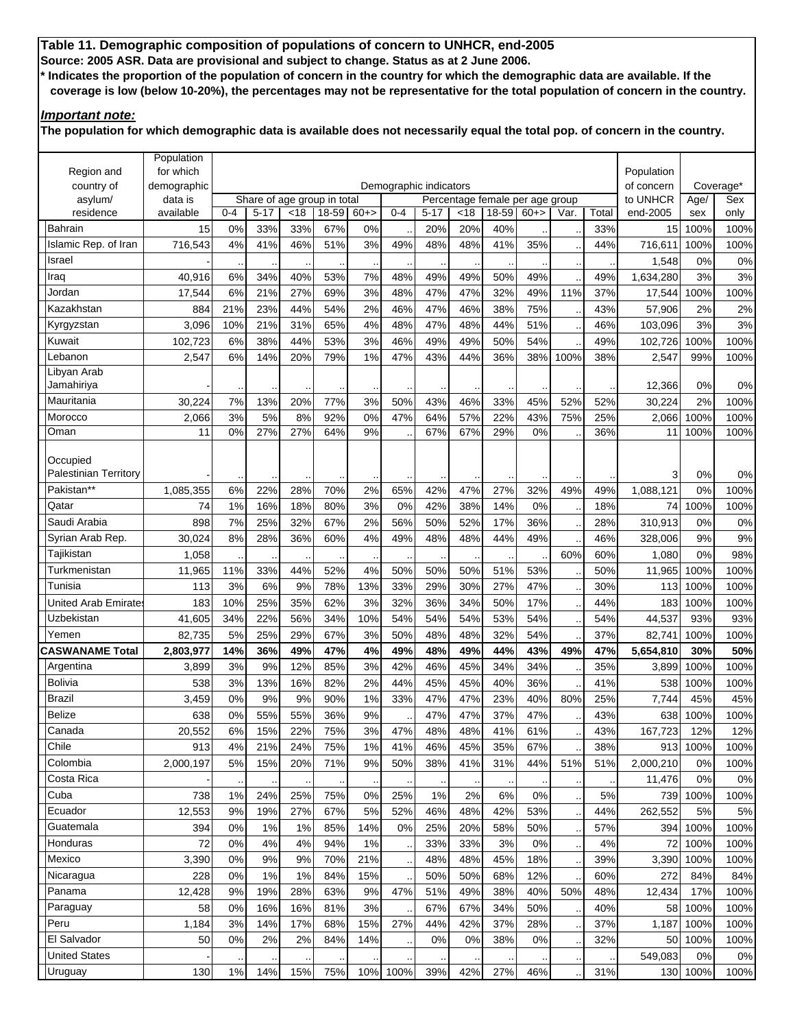**Table 11. Demographic composition of populations of concern to UNHCR, end-2005**

**Source: 2005 ASR. Data are provisional and subject to change. Status as at 2 June 2006.**

**\* Indicates the proportion of the population of concern in the country for which the demographic data are available. If the coverage is low (below 10-20%), the percentages may not be representative for the total population of concern in the country.**

***Important note:***

**The population for which demographic data is available does not necessarily equal the total pop. of concern in the country.**

| Region and country of asylum/ residence | Population for which demographic data is available | Demographic indicators | | | | | | | | | | | | Population of concern to UNHCR end-2005 | Coverage* | |
|---|---|---|---|---|---|---|---|---|---|---|---|---|---|---|---|---|
| | | Share of age group in total | | | | | Percentage female per age group | | | | | | | | | |
| | | 0-4 | 5-17 | <18 | 18-59 | 60+> | 0-4 | 5-17 | <18 | 18-59 | 60+> | Var. | Total | | Age/ sex | Sex only |
| Bahrain | 15 | 0% | 33% | 33% | 67% | 0% | .. | 20% | 20% | 40% | .. | .. | 33% | 15 | 100% | 100% |
| Islamic Rep. of Iran | 716,543 | 4% | 41% | 46% | 51% | 3% | 49% | 48% | 48% | 41% | 35% | .. | 44% | 716,611 | 100% | 100% |
| Israel | - | .. | .. | .. | .. | .. | .. | .. | .. | .. | .. | .. | .. | 1,548 | 0% | 0% |
| Iraq | 40,916 | 6% | 34% | 40% | 53% | 7% | 48% | 49% | 49% | 50% | 49% | .. | 49% | 1,634,280 | 3% | 3% |
| Jordan | 17,544 | 6% | 21% | 27% | 69% | 3% | 48% | 47% | 47% | 32% | 49% | 11% | 37% | 17,544 | 100% | 100% |
| Kazakhstan | 884 | 21% | 23% | 44% | 54% | 2% | 46% | 47% | 46% | 38% | 75% | .. | 43% | 57,906 | 2% | 2% |
| Kyrgyzstan | 3,096 | 10% | 21% | 31% | 65% | 4% | 48% | 47% | 48% | 44% | 51% | .. | 46% | 103,096 | 3% | 3% |
| Kuwait | 102,723 | 6% | 38% | 44% | 53% | 3% | 46% | 49% | 49% | 50% | 54% | .. | 49% | 102,726 | 100% | 100% |
| Lebanon | 2,547 | 6% | 14% | 20% | 79% | 1% | 47% | 43% | 44% | 36% | 38% | 100% | 38% | 2,547 | 99% | 100% |
| Libyan Arab Jamahiriya | - | .. | .. | .. | .. | .. | .. | .. | .. | .. | .. | .. | .. | 12,366 | 0% | 0% |
| Mauritania | 30,224 | 7% | 13% | 20% | 77% | 3% | 50% | 43% | 46% | 33% | 45% | 52% | 52% | 30,224 | 2% | 100% |
| Morocco | 2,066 | 3% | 5% | 8% | 92% | 0% | 47% | 64% | 57% | 22% | 43% | 75% | 25% | 2,066 | 100% | 100% |
| Oman | 11 | 0% | 27% | 27% | 64% | 9% | .. | 67% | 67% | 29% | 0% | .. | 36% | 11 | 100% | 100% |
| Occupied Palestinian Territory | - | .. | .. | .. | .. | .. | .. | .. | .. | .. | .. | .. | .. | 3 | 0% | 0% |
| Pakistan** | 1,085,355 | 6% | 22% | 28% | 70% | 2% | 65% | 42% | 47% | 27% | 32% | 49% | 49% | 1,088,121 | 0% | 100% |
| Qatar | 74 | 1% | 16% | 18% | 80% | 3% | 0% | 42% | 38% | 14% | 0% | .. | 18% | 74 | 100% | 100% |
| Saudi Arabia | 898 | 7% | 25% | 32% | 67% | 2% | 56% | 50% | 52% | 17% | 36% | .. | 28% | 310,913 | 0% | 0% |
| Syrian Arab Rep. | 30,024 | 8% | 28% | 36% | 60% | 4% | 49% | 48% | 48% | 44% | 49% | .. | 46% | 328,006 | 9% | 9% |
| Tajikistan | 1,058 | .. | .. | .. | .. | .. | .. | .. | .. | .. | .. | 60% | 60% | 1,080 | 0% | 98% |
| Turkmenistan | 11,965 | 11% | 33% | 44% | 52% | 4% | 50% | 50% | 50% | 51% | 53% | .. | 50% | 11,965 | 100% | 100% |
| Tunisia | 113 | 3% | 6% | 9% | 78% | 13% | 33% | 29% | 30% | 27% | 47% | .. | 30% | 113 | 100% | 100% |
| United Arab Emirates | 183 | 10% | 25% | 35% | 62% | 3% | 32% | 36% | 34% | 50% | 17% | .. | 44% | 183 | 100% | 100% |
| Uzbekistan | 41,605 | 34% | 22% | 56% | 34% | 10% | 54% | 54% | 54% | 53% | 54% | .. | 54% | 44,537 | 93% | 93% |
| Yemen | 82,735 | 5% | 25% | 29% | 67% | 3% | 50% | 48% | 48% | 32% | 54% | .. | 37% | 82,741 | 100% | 100% |
| **CASWANAME Total** | **2,803,977** | **14%** | **36%** | **49%** | **47%** | **4%** | **49%** | **48%** | **49%** | **44%** | **43%** | **49%** | **47%** | **5,654,810** | **30%** | **50%** |
| Argentina | 3,899 | 3% | 9% | 12% | 85% | 3% | 42% | 46% | 45% | 34% | 34% | .. | 35% | 3,899 | 100% | 100% |
| Bolivia | 538 | 3% | 13% | 16% | 82% | 2% | 44% | 45% | 45% | 40% | 36% | .. | 41% | 538 | 100% | 100% |
| Brazil | 3,459 | 0% | 9% | 9% | 90% | 1% | 33% | 47% | 47% | 23% | 40% | 80% | 25% | 7,744 | 45% | 45% |
| Belize | 638 | 0% | 55% | 55% | 36% | 9% | .. | 47% | 47% | 37% | 47% | .. | 43% | 638 | 100% | 100% |
| Canada | 20,552 | 6% | 15% | 22% | 75% | 3% | 47% | 48% | 48% | 41% | 61% | .. | 43% | 167,723 | 12% | 12% |
| Chile | 913 | 4% | 21% | 24% | 75% | 1% | 41% | 46% | 45% | 35% | 67% | .. | 38% | 913 | 100% | 100% |
| Colombia | 2,000,197 | 5% | 15% | 20% | 71% | 9% | 50% | 38% | 41% | 31% | 44% | 51% | 51% | 2,000,210 | 0% | 100% |
| Costa Rica | - | .. | .. | .. | .. | .. | .. | .. | .. | .. | .. | .. | .. | 11,476 | 0% | 0% |
| Cuba | 738 | 1% | 24% | 25% | 75% | 0% | 25% | 1% | 2% | 6% | 0% | .. | 5% | 739 | 100% | 100% |
| Ecuador | 12,553 | 9% | 19% | 27% | 67% | 5% | 52% | 46% | 48% | 42% | 53% | .. | 44% | 262,552 | 5% | 5% |
| Guatemala | 394 | 0% | 1% | 1% | 85% | 14% | 0% | 25% | 20% | 58% | 50% | .. | 57% | 394 | 100% | 100% |
| Honduras | 72 | 0% | 4% | 4% | 94% | 1% | .. | 33% | 33% | 3% | 0% | .. | 4% | 72 | 100% | 100% |
| Mexico | 3,390 | 0% | 9% | 9% | 70% | 21% | .. | 48% | 48% | 45% | 18% | .. | 39% | 3,390 | 100% | 100% |
| Nicaragua | 228 | 0% | 1% | 1% | 84% | 15% | .. | 50% | 50% | 68% | 12% | .. | 60% | 272 | 84% | 84% |
| Panama | 12,428 | 9% | 19% | 28% | 63% | 9% | 47% | 51% | 49% | 38% | 40% | 50% | 48% | 12,434 | 17% | 100% |
| Paraguay | 58 | 0% | 16% | 16% | 81% | 3% | .. | 67% | 67% | 34% | 50% | .. | 40% | 58 | 100% | 100% |
| Peru | 1,184 | 3% | 14% | 17% | 68% | 15% | 27% | 44% | 42% | 37% | 28% | .. | 37% | 1,187 | 100% | 100% |
| El Salvador | 50 | 0% | 2% | 2% | 84% | 14% | .. | 0% | 0% | 38% | 0% | .. | 32% | 50 | 100% | 100% |
| United States | - | .. | .. | .. | .. | .. | .. | .. | .. | .. | .. | .. | .. | 549,083 | 0% | 0% |
| Uruguay | 130 | 1% | 14% | 15% | 75% | 10% | 100% | 39% | 42% | 27% | 46% | .. | 31% | 130 | 100% | 100% |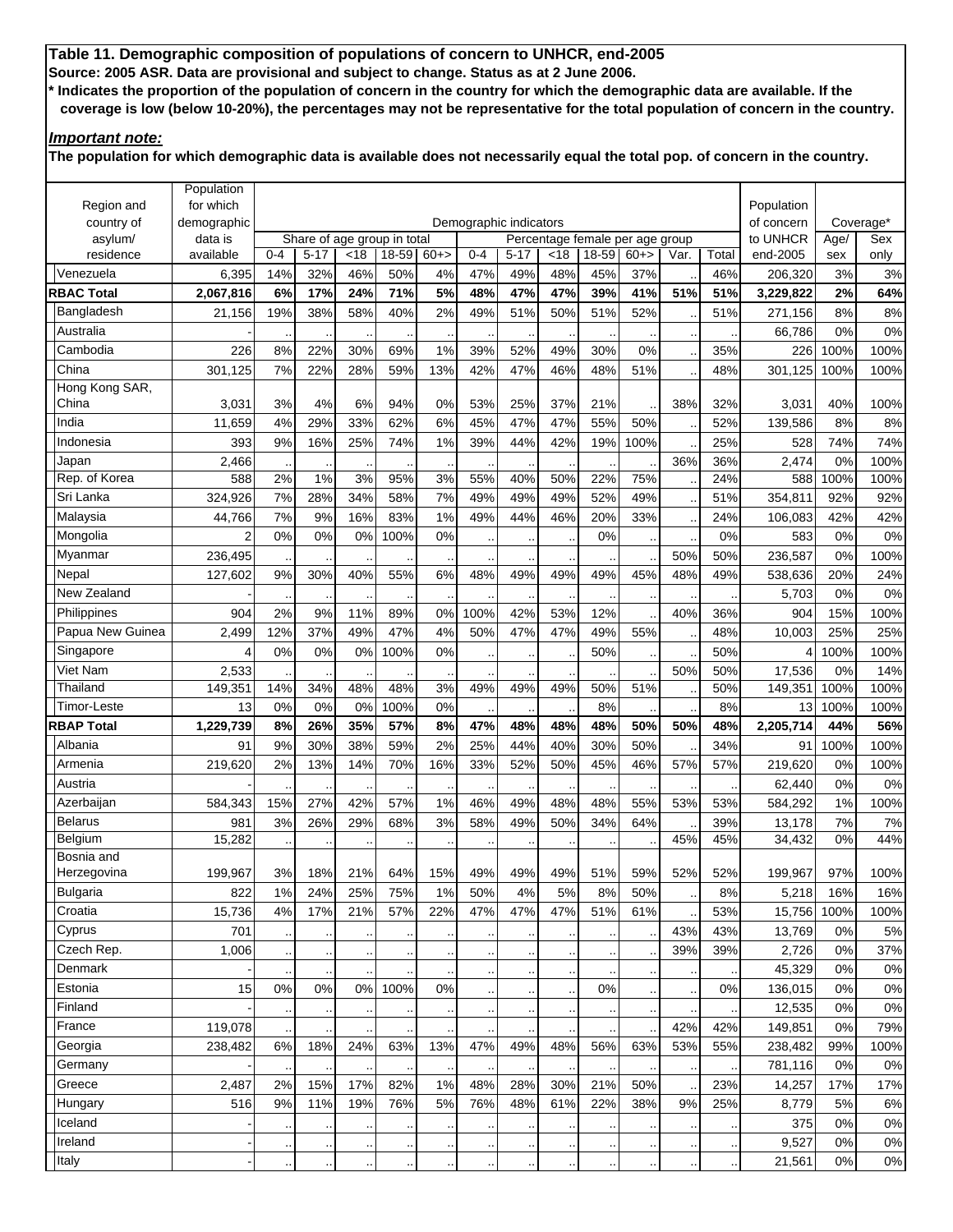**Table 11. Demographic composition of populations of concern to UNHCR, end-2005**

**Source: 2005 ASR. Data are provisional and subject to change. Status as at 2 June 2006.**

**\* Indicates the proportion of the population of concern in the country for which the demographic data are available. If the coverage is low (below 10-20%), the percentages may not be representative for the total population of concern in the country.**

***Important note:***

**The population for which demographic data is available does not necessarily equal the total pop. of concern in the country.**

| Region and country of asylum/ residence | Population for which demographic data is available | Demographic indicators | | | | | | | | | | | | | Population of concern to UNHCR end-2005 | Coverage* | |
|---|---|---|---|---|---|---|---|---|---|---|---|---|---|---|---|---|---|
| | | Share of age group in total | | | | | Percentage female per age group | | | | | | | | | Age/ sex | Sex only |
| | | 0-4 | 5-17 | <18 | 18-59 | 60+> | 0-4 | 5-17 | <18 | 18-59 | 60+> | Var. | Total | | | | |
| Venezuela | 6,395 | 14% | 32% | 46% | 50% | 4% | 47% | 49% | 48% | 45% | 37% | .. | 46% | | 206,320 | 3% | 3% |
| **RBAC Total** | **2,067,816** | **6%** | **17%** | **24%** | **71%** | **5%** | **48%** | **47%** | **47%** | **39%** | **41%** | **51%** | **51%** | | **3,229,822** | **2%** | **64%** |
| Bangladesh | 21,156 | 19% | 38% | 58% | 40% | 2% | 49% | 51% | 50% | 51% | 52% | .. | 51% | | 271,156 | 8% | 8% |
| Australia | - | .. | .. | .. | .. | .. | .. | .. | .. | .. | .. | .. | .. | | 66,786 | 0% | 0% |
| Cambodia | 226 | 8% | 22% | 30% | 69% | 1% | 39% | 52% | 49% | 30% | 0% | .. | 35% | | 226 | 100% | 100% |
| China | 301,125 | 7% | 22% | 28% | 59% | 13% | 42% | 47% | 46% | 48% | 51% | .. | 48% | | 301,125 | 100% | 100% |
| Hong Kong SAR, China | 3,031 | 3% | 4% | 6% | 94% | 0% | 53% | 25% | 37% | 21% | .. | 38% | 32% | | 3,031 | 40% | 100% |
| India | 11,659 | 4% | 29% | 33% | 62% | 6% | 45% | 47% | 47% | 55% | 50% | .. | 52% | | 139,586 | 8% | 8% |
| Indonesia | 393 | 9% | 16% | 25% | 74% | 1% | 39% | 44% | 42% | 19% | 100% | .. | 25% | | 528 | 74% | 74% |
| Japan | 2,466 | .. | .. | .. | .. | .. | .. | .. | .. | .. | .. | 36% | 36% | | 2,474 | 0% | 100% |
| Rep. of Korea | 588 | 2% | 1% | 3% | 95% | 3% | 55% | 40% | 50% | 22% | 75% | .. | 24% | | 588 | 100% | 100% |
| Sri Lanka | 324,926 | 7% | 28% | 34% | 58% | 7% | 49% | 49% | 49% | 52% | 49% | .. | 51% | | 354,811 | 92% | 92% |
| Malaysia | 44,766 | 7% | 9% | 16% | 83% | 1% | 49% | 44% | 46% | 20% | 33% | .. | 24% | | 106,083 | 42% | 42% |
| Mongolia | 2 | 0% | 0% | 0% | 100% | 0% | .. | .. | .. | 0% | .. | .. | 0% | | 583 | 0% | 0% |
| Myanmar | 236,495 | .. | .. | .. | .. | .. | .. | .. | .. | .. | .. | 50% | 50% | | 236,587 | 0% | 100% |
| Nepal | 127,602 | 9% | 30% | 40% | 55% | 6% | 48% | 49% | 49% | 49% | 45% | 48% | 49% | | 538,636 | 20% | 24% |
| New Zealand | - | .. | .. | .. | .. | .. | .. | .. | .. | .. | .. | .. | .. | | 5,703 | 0% | 0% |
| Philippines | 904 | 2% | 9% | 11% | 89% | 0% | 100% | 42% | 53% | 12% | .. | 40% | 36% | | 904 | 15% | 100% |
| Papua New Guinea | 2,499 | 12% | 37% | 49% | 47% | 4% | 50% | 47% | 47% | 49% | 55% | .. | 48% | | 10,003 | 25% | 25% |
| Singapore | 4 | 0% | 0% | 0% | 100% | 0% | .. | .. | .. | 50% | .. | .. | 50% | | 4 | 100% | 100% |
| Viet Nam | 2,533 | .. | .. | .. | .. | .. | .. | .. | .. | .. | .. | 50% | 50% | | 17,536 | 0% | 14% |
| Thailand | 149,351 | 14% | 34% | 48% | 48% | 3% | 49% | 49% | 49% | 50% | 51% | .. | 50% | | 149,351 | 100% | 100% |
| Timor-Leste | 13 | 0% | 0% | 0% | 100% | 0% | .. | .. | .. | 8% | .. | .. | 8% | | 13 | 100% | 100% |
| **RBAP Total** | **1,229,739** | **8%** | **26%** | **35%** | **57%** | **8%** | **47%** | **48%** | **48%** | **48%** | **50%** | **50%** | **48%** | | **2,205,714** | **44%** | **56%** |
| Albania | 91 | 9% | 30% | 38% | 59% | 2% | 25% | 44% | 40% | 30% | 50% | .. | 34% | | 91 | 100% | 100% |
| Armenia | 219,620 | 2% | 13% | 14% | 70% | 16% | 33% | 52% | 50% | 45% | 46% | 57% | 57% | | 219,620 | 0% | 100% |
| Austria | - | .. | .. | .. | .. | .. | .. | .. | .. | .. | .. | .. | .. | | 62,440 | 0% | 0% |
| Azerbaijan | 584,343 | 15% | 27% | 42% | 57% | 1% | 46% | 49% | 48% | 48% | 55% | 53% | 53% | | 584,292 | 1% | 100% |
| Belarus | 981 | 3% | 26% | 29% | 68% | 3% | 58% | 49% | 50% | 34% | 64% | .. | 39% | | 13,178 | 7% | 7% |
| Belgium | 15,282 | .. | .. | .. | .. | .. | .. | .. | .. | .. | .. | 45% | 45% | | 34,432 | 0% | 44% |
| Bosnia and Herzegovina | 199,967 | 3% | 18% | 21% | 64% | 15% | 49% | 49% | 49% | 51% | 59% | 52% | 52% | | 199,967 | 97% | 100% |
| Bulgaria | 822 | 1% | 24% | 25% | 75% | 1% | 50% | 4% | 5% | 8% | 50% | .. | 8% | | 5,218 | 16% | 16% |
| Croatia | 15,736 | 4% | 17% | 21% | 57% | 22% | 47% | 47% | 47% | 51% | 61% | .. | 53% | | 15,756 | 100% | 100% |
| Cyprus | 701 | .. | .. | .. | .. | .. | .. | .. | .. | .. | .. | 43% | 43% | | 13,769 | 0% | 5% |
| Czech Rep. | 1,006 | .. | .. | .. | .. | .. | .. | .. | .. | .. | .. | 39% | 39% | | 2,726 | 0% | 37% |
| Denmark | - | .. | .. | .. | .. | .. | .. | .. | .. | .. | .. | .. | .. | | 45,329 | 0% | 0% |
| Estonia | 15 | 0% | 0% | 0% | 100% | 0% | .. | .. | .. | 0% | .. | .. | 0% | | 136,015 | 0% | 0% |
| Finland | - | .. | .. | .. | .. | .. | .. | .. | .. | .. | .. | .. | .. | | 12,535 | 0% | 0% |
| France | 119,078 | .. | .. | .. | .. | .. | .. | .. | .. | .. | .. | 42% | 42% | | 149,851 | 0% | 79% |
| Georgia | 238,482 | 6% | 18% | 24% | 63% | 13% | 47% | 49% | 48% | 56% | 63% | 53% | 55% | | 238,482 | 99% | 100% |
| Germany | - | .. | .. | .. | .. | .. | .. | .. | .. | .. | .. | .. | .. | | 781,116 | 0% | 0% |
| Greece | 2,487 | 2% | 15% | 17% | 82% | 1% | 48% | 28% | 30% | 21% | 50% | .. | 23% | | 14,257 | 17% | 17% |
| Hungary | 516 | 9% | 11% | 19% | 76% | 5% | 76% | 48% | 61% | 22% | 38% | 9% | 25% | | 8,779 | 5% | 6% |
| Iceland | - | .. | .. | .. | .. | .. | .. | .. | .. | .. | .. | .. | .. | | 375 | 0% | 0% |
| Ireland | - | .. | .. | .. | .. | .. | .. | .. | .. | .. | .. | .. | .. | | 9,527 | 0% | 0% |
| Italy | - | .. | .. | .. | .. | .. | .. | .. | .. | .. | .. | .. | .. | | 21,561 | 0% | 0% |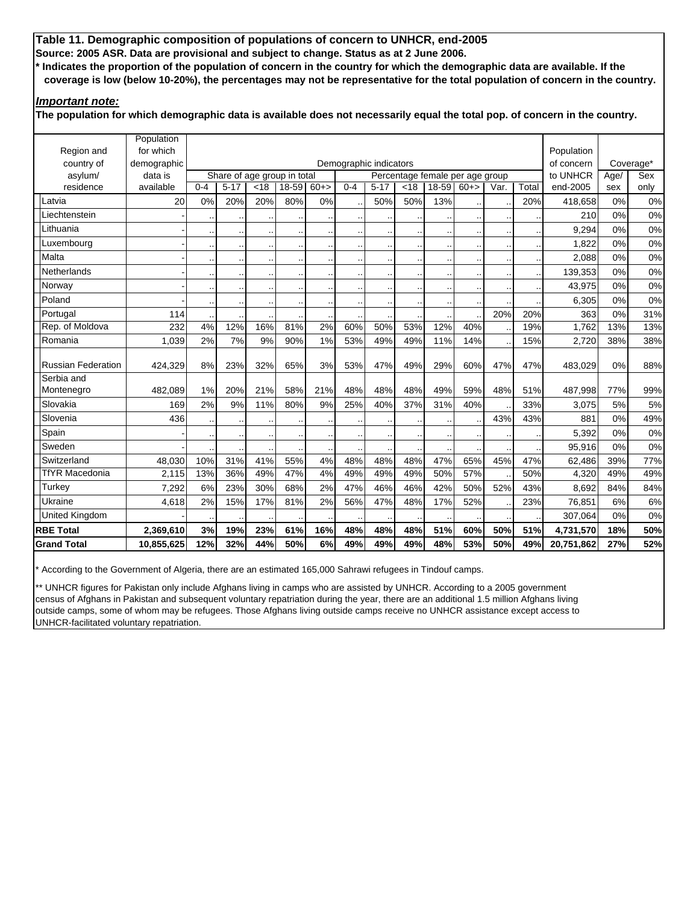**Table 11. Demographic composition of populations of concern to UNHCR, end-2005**

**Source: 2005 ASR. Data are provisional and subject to change. Status as at 2 June 2006.**

**\* Indicates the proportion of the population of concern in the country for which the demographic data are available. If the coverage is low (below 10-20%), the percentages may not be representative for the total population of concern in the country.**

***Important note:***

**The population for which demographic data is available does not necessarily equal the total pop. of concern in the country.**

| Region and country of asylum/ residence | Population for which demographic data is available | Demographic indicators | | | | | | | | | | | | Population of concern to UNHCR end-2005 | Coverage* | |
|---|---|---|---|---|---|---|---|---|---|---|---|---|---|---|---|---|
| | | Share of age group in total | | | | | Percentage female per age group | | | | | | | | Age/ sex | Sex only |
| | | 0-4 | 5-17 | <18 | 18-59 | 60+> | 0-4 | 5-17 | <18 | 18-59 | 60+> | Var. | Total | | | |
| Latvia | 20 | 0% | 20% | 20% | 80% | 0% | .. | 50% | 50% | 13% | .. | .. | 20% | 418,658 | 0% | 0% |
| Liechtenstein | - | .. | .. | .. | .. | .. | .. | .. | .. | .. | .. | .. | .. | 210 | 0% | 0% |
| Lithuania | - | .. | .. | .. | .. | .. | .. | .. | .. | .. | .. | .. | .. | 9,294 | 0% | 0% |
| Luxembourg | - | .. | .. | .. | .. | .. | .. | .. | .. | .. | .. | .. | .. | 1,822 | 0% | 0% |
| Malta | - | .. | .. | .. | .. | .. | .. | .. | .. | .. | .. | .. | .. | 2,088 | 0% | 0% |
| Netherlands | - | .. | .. | .. | .. | .. | .. | .. | .. | .. | .. | .. | .. | 139,353 | 0% | 0% |
| Norway | - | .. | .. | .. | .. | .. | .. | .. | .. | .. | .. | .. | .. | 43,975 | 0% | 0% |
| Poland | - | .. | .. | .. | .. | .. | .. | .. | .. | .. | .. | .. | .. | 6,305 | 0% | 0% |
| Portugal | 114 | .. | .. | .. | .. | .. | .. | .. | .. | .. | .. | 20% | 20% | 363 | 0% | 31% |
| Rep. of Moldova | 232 | 4% | 12% | 16% | 81% | 2% | 60% | 50% | 53% | 12% | 40% | .. | 19% | 1,762 | 13% | 13% |
| Romania | 1,039 | 2% | 7% | 9% | 90% | 1% | 53% | 49% | 49% | 11% | 14% | .. | 15% | 2,720 | 38% | 38% |
| Russian Federation | 424,329 | 8% | 23% | 32% | 65% | 3% | 53% | 47% | 49% | 29% | 60% | 47% | 47% | 483,029 | 0% | 88% |
| Serbia and Montenegro | 482,089 | 1% | 20% | 21% | 58% | 21% | 48% | 48% | 48% | 49% | 59% | 48% | 51% | 487,998 | 77% | 99% |
| Slovakia | 169 | 2% | 9% | 11% | 80% | 9% | 25% | 40% | 37% | 31% | 40% | .. | 33% | 3,075 | 5% | 5% |
| Slovenia | 436 | .. | .. | .. | .. | .. | .. | .. | .. | .. | .. | 43% | 43% | 881 | 0% | 49% |
| Spain | - | .. | .. | .. | .. | .. | .. | .. | .. | .. | .. | .. | .. | 5,392 | 0% | 0% |
| Sweden | - | .. | .. | .. | .. | .. | .. | .. | .. | .. | .. | .. | .. | 95,916 | 0% | 0% |
| Switzerland | 48,030 | 10% | 31% | 41% | 55% | 4% | 48% | 48% | 48% | 47% | 65% | 45% | 47% | 62,486 | 39% | 77% |
| TfYR Macedonia | 2,115 | 13% | 36% | 49% | 47% | 4% | 49% | 49% | 49% | 50% | 57% | .. | 50% | 4,320 | 49% | 49% |
| Turkey | 7,292 | 6% | 23% | 30% | 68% | 2% | 47% | 46% | 46% | 42% | 50% | 52% | 43% | 8,692 | 84% | 84% |
| Ukraine | 4,618 | 2% | 15% | 17% | 81% | 2% | 56% | 47% | 48% | 17% | 52% | .. | 23% | 76,851 | 6% | 6% |
| United Kingdom | - | .. | .. | .. | .. | .. | .. | .. | .. | .. | .. | .. | .. | 307,064 | 0% | 0% |
| **RBE Total** | **2,369,610** | **3%** | **19%** | **23%** | **61%** | **16%** | **48%** | **48%** | **48%** | **51%** | **60%** | **50%** | **51%** | **4,731,570** | **18%** | **50%** |
| **Grand Total** | **10,855,625** | **12%** | **32%** | **44%** | **50%** | **6%** | **49%** | **49%** | **49%** | **48%** | **53%** | **50%** | **49%** | **20,751,862** | **27%** | **52%** |

\* According to the Government of Algeria, there are an estimated 165,000 Sahrawi refugees in Tindouf camps.

\*\* UNHCR figures for Pakistan only include Afghans living in camps who are assisted by UNHCR. According to a 2005 government census of Afghans in Pakistan and subsequent voluntary repatriation during the year, there are an additional 1.5 million Afghans living outside camps, some of whom may be refugees. Those Afghans living outside camps receive no UNHCR assistance except access to UNHCR-facilitated voluntary repatriation.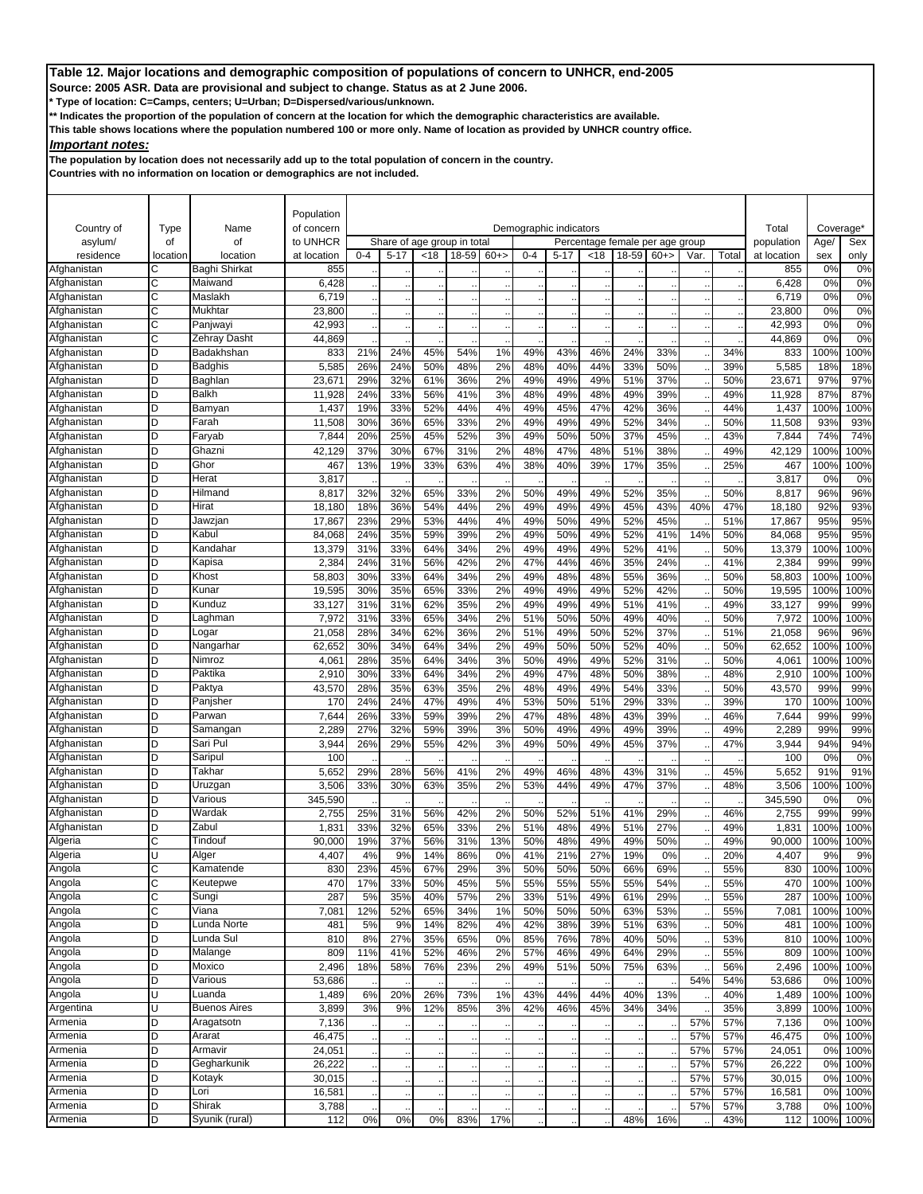**Table 12. Major locations and demographic composition of populations of concern to UNHCR, end-2005**

**Source: 2005 ASR. Data are provisional and subject to change. Status as at 2 June 2006.**

**\* Type of location: C=Camps, centers; U=Urban; D=Dispersed/various/unknown.**

**\*\* Indicates the proportion of the population of concern at the location for which the demographic characteristics are available.**

**This table shows locations where the population numbered 100 or more only. Name of location as provided by UNHCR country office.**

***Important notes:***

**The population by location does not necessarily add up to the total population of concern in the country.**

**Countries with no information on location or demographics are not included.**

| Country of asylum/ residence | Type of location | Name of location | Population of concern to UNHCR at location | Demographic indicators: Share of age group in total | | | | | Percentage female per age group | | | | | | | Total population at location | Coverage* | |
|---|---|---|---|---|---|---|---|---|---|---|---|---|---|---|---|---|---|---|
| | | | | 0-4 | 5-17 | <18 | 18-59 | 60+> | 0-4 | 5-17 | <18 | 18-59 | 60+> | Var. | Total | | Age/ sex | Sex only |
| Afghanistan | C | Baghi Shirkat | 855 | .. | .. | .. | .. | .. | .. | .. | .. | .. | .. | .. | .. | 855 | 0% | 0% |
| Afghanistan | C | Maiwand | 6,428 | .. | .. | .. | .. | .. | .. | .. | .. | .. | .. | .. | .. | 6,428 | 0% | 0% |
| Afghanistan | C | Maslakh | 6,719 | .. | .. | .. | .. | .. | .. | .. | .. | .. | .. | .. | .. | 6,719 | 0% | 0% |
| Afghanistan | C | Mukhtar | 23,800 | .. | .. | .. | .. | .. | .. | .. | .. | .. | .. | .. | .. | 23,800 | 0% | 0% |
| Afghanistan | C | Panjwayi | 42,993 | .. | .. | .. | .. | .. | .. | .. | .. | .. | .. | .. | .. | 42,993 | 0% | 0% |
| Afghanistan | C | Zehray Dasht | 44,869 | .. | .. | .. | .. | .. | .. | .. | .. | .. | .. | .. | .. | 44,869 | 0% | 0% |
| Afghanistan | D | Badakhshan | 833 | 21% | 24% | 45% | 54% | 1% | 49% | 43% | 46% | 24% | 33% | .. | 34% | 833 | 100% | 100% |
| Afghanistan | D | Badghis | 5,585 | 26% | 24% | 50% | 48% | 2% | 48% | 40% | 44% | 33% | 50% | .. | 39% | 5,585 | 18% | 18% |
| Afghanistan | D | Baghlan | 23,671 | 29% | 32% | 61% | 36% | 2% | 49% | 49% | 49% | 51% | 37% | .. | 50% | 23,671 | 97% | 97% |
| Afghanistan | D | Balkh | 11,928 | 24% | 33% | 56% | 41% | 3% | 48% | 49% | 48% | 49% | 39% | .. | 49% | 11,928 | 87% | 87% |
| Afghanistan | D | Bamyan | 1,437 | 19% | 33% | 52% | 44% | 4% | 49% | 45% | 47% | 42% | 36% | .. | 44% | 1,437 | 100% | 100% |
| Afghanistan | D | Farah | 11,508 | 30% | 36% | 65% | 33% | 2% | 49% | 49% | 49% | 52% | 34% | .. | 50% | 11,508 | 93% | 93% |
| Afghanistan | D | Faryab | 7,844 | 20% | 25% | 45% | 52% | 3% | 49% | 50% | 50% | 37% | 45% | .. | 43% | 7,844 | 74% | 74% |
| Afghanistan | D | Ghazni | 42,129 | 37% | 30% | 67% | 31% | 2% | 48% | 47% | 48% | 51% | 38% | .. | 49% | 42,129 | 100% | 100% |
| Afghanistan | D | Ghor | 467 | 13% | 19% | 33% | 63% | 4% | 38% | 40% | 39% | 17% | 35% | .. | 25% | 467 | 100% | 100% |
| Afghanistan | D | Herat | 3,817 | .. | .. | .. | .. | .. | .. | .. | .. | .. | .. | .. | .. | 3,817 | 0% | 0% |
| Afghanistan | D | Hilmand | 8,817 | 32% | 32% | 65% | 33% | 2% | 50% | 49% | 49% | 52% | 35% | .. | 50% | 8,817 | 96% | 96% |
| Afghanistan | D | Hirat | 18,180 | 18% | 36% | 54% | 44% | 2% | 49% | 49% | 49% | 45% | 43% | 40% | 47% | 18,180 | 92% | 93% |
| Afghanistan | D | Jawzjan | 17,867 | 23% | 29% | 53% | 44% | 4% | 49% | 50% | 49% | 52% | 45% | .. | 51% | 17,867 | 95% | 95% |
| Afghanistan | D | Kabul | 84,068 | 24% | 35% | 59% | 39% | 2% | 49% | 50% | 49% | 52% | 41% | 14% | 50% | 84,068 | 95% | 95% |
| Afghanistan | D | Kandahar | 13,379 | 31% | 33% | 64% | 34% | 2% | 49% | 49% | 49% | 52% | 41% | .. | 50% | 13,379 | 100% | 100% |
| Afghanistan | D | Kapisa | 2,384 | 24% | 31% | 56% | 42% | 2% | 47% | 44% | 46% | 35% | 24% | .. | 41% | 2,384 | 99% | 99% |
| Afghanistan | D | Khost | 58,803 | 30% | 33% | 64% | 34% | 2% | 49% | 48% | 48% | 55% | 36% | .. | 50% | 58,803 | 100% | 100% |
| Afghanistan | D | Kunar | 19,595 | 30% | 35% | 65% | 33% | 2% | 49% | 49% | 49% | 52% | 42% | .. | 50% | 19,595 | 100% | 100% |
| Afghanistan | D | Kunduz | 33,127 | 31% | 31% | 62% | 35% | 2% | 49% | 49% | 49% | 51% | 41% | .. | 49% | 33,127 | 99% | 99% |
| Afghanistan | D | Laghman | 7,972 | 31% | 33% | 65% | 34% | 2% | 51% | 50% | 50% | 49% | 40% | .. | 50% | 7,972 | 100% | 100% |
| Afghanistan | D | Logar | 21,058 | 28% | 34% | 62% | 36% | 2% | 51% | 49% | 50% | 52% | 37% | .. | 51% | 21,058 | 96% | 96% |
| Afghanistan | D | Nangarhar | 62,652 | 30% | 34% | 64% | 34% | 2% | 49% | 50% | 50% | 52% | 40% | .. | 50% | 62,652 | 100% | 100% |
| Afghanistan | D | Nimroz | 4,061 | 28% | 35% | 64% | 34% | 3% | 50% | 49% | 49% | 52% | 31% | .. | 50% | 4,061 | 100% | 100% |
| Afghanistan | D | Paktika | 2,910 | 30% | 33% | 64% | 34% | 2% | 49% | 47% | 48% | 50% | 38% | .. | 48% | 2,910 | 100% | 100% |
| Afghanistan | D | Paktya | 43,570 | 28% | 35% | 63% | 35% | 2% | 48% | 49% | 49% | 54% | 33% | .. | 50% | 43,570 | 99% | 99% |
| Afghanistan | D | Panjsher | 170 | 24% | 24% | 47% | 49% | 4% | 53% | 50% | 51% | 29% | 33% | .. | 39% | 170 | 100% | 100% |
| Afghanistan | D | Parwan | 7,644 | 26% | 33% | 59% | 39% | 2% | 47% | 48% | 48% | 43% | 39% | .. | 46% | 7,644 | 99% | 99% |
| Afghanistan | D | Samangan | 2,289 | 27% | 32% | 59% | 39% | 3% | 50% | 49% | 49% | 49% | 39% | .. | 49% | 2,289 | 99% | 99% |
| Afghanistan | D | Sari Pul | 3,944 | 26% | 29% | 55% | 42% | 3% | 49% | 50% | 49% | 45% | 37% | .. | 47% | 3,944 | 94% | 94% |
| Afghanistan | D | Saripul | 100 | .. | .. | .. | .. | .. | .. | .. | .. | .. | .. | .. | .. | 100 | 0% | 0% |
| Afghanistan | D | Takhar | 5,652 | 29% | 28% | 56% | 41% | 2% | 49% | 46% | 48% | 43% | 31% | .. | 45% | 5,652 | 91% | 91% |
| Afghanistan | D | Uruzgan | 3,506 | 33% | 30% | 63% | 35% | 2% | 53% | 44% | 49% | 47% | 37% | .. | 48% | 3,506 | 100% | 100% |
| Afghanistan | D | Various | 345,590 | .. | .. | .. | .. | .. | .. | .. | .. | .. | .. | .. | .. | 345,590 | 0% | 0% |
| Afghanistan | D | Wardak | 2,755 | 25% | 31% | 56% | 42% | 2% | 50% | 52% | 51% | 41% | 29% | .. | 46% | 2,755 | 99% | 99% |
| Afghanistan | D | Zabul | 1,831 | 33% | 32% | 65% | 33% | 2% | 51% | 48% | 49% | 51% | 27% | .. | 49% | 1,831 | 100% | 100% |
| Algeria | C | Tindouf | 90,000 | 19% | 37% | 56% | 31% | 13% | 50% | 48% | 49% | 49% | 50% | .. | 49% | 90,000 | 100% | 100% |
| Algeria | U | Alger | 4,407 | 4% | 9% | 14% | 86% | 0% | 41% | 21% | 27% | 19% | 0% | .. | 20% | 4,407 | 9% | 9% |
| Angola | C | Kamatende | 830 | 23% | 45% | 67% | 29% | 3% | 50% | 50% | 50% | 66% | 69% | .. | 55% | 830 | 100% | 100% |
| Angola | C | Keutepwe | 470 | 17% | 33% | 50% | 45% | 5% | 55% | 55% | 55% | 55% | 54% | .. | 55% | 470 | 100% | 100% |
| Angola | C | Sungi | 287 | 5% | 35% | 40% | 57% | 2% | 33% | 51% | 49% | 61% | 29% | .. | 55% | 287 | 100% | 100% |
| Angola | C | Viana | 7,081 | 12% | 52% | 65% | 34% | 1% | 50% | 50% | 50% | 63% | 53% | .. | 55% | 7,081 | 100% | 100% |
| Angola | D | Lunda Norte | 481 | 5% | 9% | 14% | 82% | 4% | 42% | 38% | 39% | 51% | 63% | .. | 50% | 481 | 100% | 100% |
| Angola | D | Lunda Sul | 810 | 8% | 27% | 35% | 65% | 0% | 85% | 76% | 78% | 40% | 50% | .. | 53% | 810 | 100% | 100% |
| Angola | D | Malange | 809 | 11% | 41% | 52% | 46% | 2% | 57% | 46% | 49% | 64% | 29% | .. | 55% | 809 | 100% | 100% |
| Angola | D | Moxico | 2,496 | 18% | 58% | 76% | 23% | 2% | 49% | 51% | 50% | 75% | 63% | .. | 56% | 2,496 | 100% | 100% |
| Angola | D | Various | 53,686 | .. | .. | .. | .. | .. | .. | .. | .. | .. | .. | 54% | 54% | 53,686 | 0% | 100% |
| Angola | U | Luanda | 1,489 | 6% | 20% | 26% | 73% | 1% | 43% | 44% | 44% | 40% | 13% | .. | 40% | 1,489 | 100% | 100% |
| Argentina | U | Buenos Aires | 3,899 | 3% | 9% | 12% | 85% | 3% | 42% | 46% | 45% | 34% | 34% | .. | 35% | 3,899 | 100% | 100% |
| Armenia | D | Aragatsotn | 7,136 | .. | .. | .. | .. | .. | .. | .. | .. | .. | .. | 57% | 57% | 7,136 | 0% | 100% |
| Armenia | D | Ararat | 46,475 | .. | .. | .. | .. | .. | .. | .. | .. | .. | .. | 57% | 57% | 46,475 | 0% | 100% |
| Armenia | D | Armavir | 24,051 | .. | .. | .. | .. | .. | .. | .. | .. | .. | .. | 57% | 57% | 24,051 | 0% | 100% |
| Armenia | D | Gegharkunik | 26,222 | .. | .. | .. | .. | .. | .. | .. | .. | .. | .. | 57% | 57% | 26,222 | 0% | 100% |
| Armenia | D | Kotayk | 30,015 | .. | .. | .. | .. | .. | .. | .. | .. | .. | .. | 57% | 57% | 30,015 | 0% | 100% |
| Armenia | D | Lori | 16,581 | .. | .. | .. | .. | .. | .. | .. | .. | .. | .. | 57% | 57% | 16,581 | 0% | 100% |
| Armenia | D | Shirak | 3,788 | .. | .. | .. | .. | .. | .. | .. | .. | .. | .. | 57% | 57% | 3,788 | 0% | 100% |
| Armenia | D | Syunik (rural) | 112 | 0% | 0% | 0% | 83% | 17% | .. | .. | .. | 48% | 16% | .. | 43% | 112 | 100% | 100% |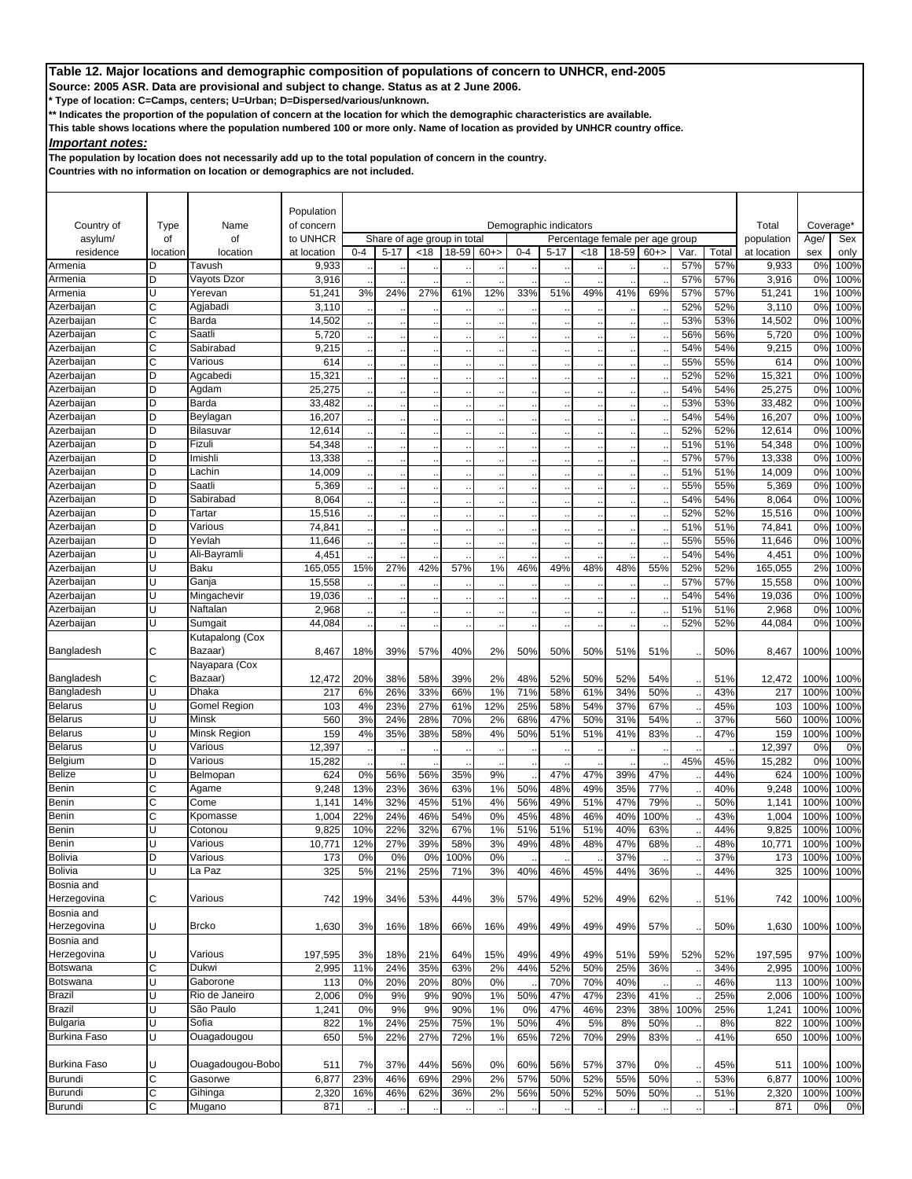**Table 12. Major locations and demographic composition of populations of concern to UNHCR, end-2005**

**Source: 2005 ASR. Data are provisional and subject to change. Status as at 2 June 2006.**

**\* Type of location: C=Camps, centers; U=Urban; D=Dispersed/various/unknown.**

**\*\* Indicates the proportion of the population of concern at the location for which the demographic characteristics are available.**

**This table shows locations where the population numbered 100 or more only. Name of location as provided by UNHCR country office.**

***Important notes:***

**The population by location does not necessarily add up to the total population of concern in the country.**

**Countries with no information on location or demographics are not included.**

| Country of asylum/ residence | Type of location | Name of location | Population of concern to UNHCR at location | Demographic indicators: Share of age group in total 0-4 | 5-17 | <18 | 18-59 | 60+> | Percentage female per age group 0-4 | 5-17 | <18 | 18-59 | 60+> | Var. | Total | Total population at location | Coverage* Age/ sex | Sex only |
|---|---|---|---|---|---|---|---|---|---|---|---|---|---|---|---|---|---|---|
| Armenia | D | Tavush | 9,933 | .. | .. | .. | .. | .. | .. | .. | .. | .. | .. | 57% | 57% | 9,933 | 0% | 100% |
| Armenia | D | Vayots Dzor | 3,916 | .. | .. | .. | .. | .. | .. | .. | .. | .. | .. | 57% | 57% | 3,916 | 0% | 100% |
| Armenia | U | Yerevan | 51,241 | 3% | 24% | 27% | 61% | 12% | 33% | 51% | 49% | 41% | 69% | 57% | 57% | 51,241 | 1% | 100% |
| Azerbaijan | C | Agjabadi | 3,110 | .. | .. | .. | .. | .. | .. | .. | .. | .. | .. | 52% | 52% | 3,110 | 0% | 100% |
| Azerbaijan | C | Barda | 14,502 | .. | .. | .. | .. | .. | .. | .. | .. | .. | .. | 53% | 53% | 14,502 | 0% | 100% |
| Azerbaijan | C | Saatli | 5,720 | .. | .. | .. | .. | .. | .. | .. | .. | .. | .. | 56% | 56% | 5,720 | 0% | 100% |
| Azerbaijan | C | Sabirabad | 9,215 | .. | .. | .. | .. | .. | .. | .. | .. | .. | .. | 54% | 54% | 9,215 | 0% | 100% |
| Azerbaijan | C | Various | 614 | .. | .. | .. | .. | .. | .. | .. | .. | .. | .. | 55% | 55% | 614 | 0% | 100% |
| Azerbaijan | D | Agcabedi | 15,321 | .. | .. | .. | .. | .. | .. | .. | .. | .. | .. | 52% | 52% | 15,321 | 0% | 100% |
| Azerbaijan | D | Agdam | 25,275 | .. | .. | .. | .. | .. | .. | .. | .. | .. | .. | 54% | 54% | 25,275 | 0% | 100% |
| Azerbaijan | D | Barda | 33,482 | .. | .. | .. | .. | .. | .. | .. | .. | .. | .. | 53% | 53% | 33,482 | 0% | 100% |
| Azerbaijan | D | Beylagan | 16,207 | .. | .. | .. | .. | .. | .. | .. | .. | .. | .. | 54% | 54% | 16,207 | 0% | 100% |
| Azerbaijan | D | Bilasuvar | 12,614 | .. | .. | .. | .. | .. | .. | .. | .. | .. | .. | 52% | 52% | 12,614 | 0% | 100% |
| Azerbaijan | D | Fizuli | 54,348 | .. | .. | .. | .. | .. | .. | .. | .. | .. | .. | 51% | 51% | 54,348 | 0% | 100% |
| Azerbaijan | D | Imishli | 13,338 | .. | .. | .. | .. | .. | .. | .. | .. | .. | .. | 57% | 57% | 13,338 | 0% | 100% |
| Azerbaijan | D | Lachin | 14,009 | .. | .. | .. | .. | .. | .. | .. | .. | .. | .. | 51% | 51% | 14,009 | 0% | 100% |
| Azerbaijan | D | Saatli | 5,369 | .. | .. | .. | .. | .. | .. | .. | .. | .. | .. | 55% | 55% | 5,369 | 0% | 100% |
| Azerbaijan | D | Sabirabad | 8,064 | .. | .. | .. | .. | .. | .. | .. | .. | .. | .. | 54% | 54% | 8,064 | 0% | 100% |
| Azerbaijan | D | Tartar | 15,516 | .. | .. | .. | .. | .. | .. | .. | .. | .. | .. | 52% | 52% | 15,516 | 0% | 100% |
| Azerbaijan | D | Various | 74,841 | .. | .. | .. | .. | .. | .. | .. | .. | .. | .. | 51% | 51% | 74,841 | 0% | 100% |
| Azerbaijan | D | Yevlah | 11,646 | .. | .. | .. | .. | .. | .. | .. | .. | .. | .. | 55% | 55% | 11,646 | 0% | 100% |
| Azerbaijan | U | Ali-Bayramli | 4,451 | .. | .. | .. | .. | .. | .. | .. | .. | .. | .. | 54% | 54% | 4,451 | 0% | 100% |
| Azerbaijan | U | Baku | 165,055 | 15% | 27% | 42% | 57% | 1% | 46% | 49% | 48% | 48% | 55% | 52% | 52% | 165,055 | 2% | 100% |
| Azerbaijan | U | Ganja | 15,558 | .. | .. | .. | .. | .. | .. | .. | .. | .. | .. | 57% | 57% | 15,558 | 0% | 100% |
| Azerbaijan | U | Mingachevir | 19,036 | .. | .. | .. | .. | .. | .. | .. | .. | .. | .. | 54% | 54% | 19,036 | 0% | 100% |
| Azerbaijan | U | Naftalan | 2,968 | .. | .. | .. | .. | .. | .. | .. | .. | .. | .. | 51% | 51% | 2,968 | 0% | 100% |
| Azerbaijan | U | Sumgait | 44,084 | .. | .. | .. | .. | .. | .. | .. | .. | .. | .. | 52% | 52% | 44,084 | 0% | 100% |
| Bangladesh | C | Kutapalong (Cox Bazaar) | 8,467 | 18% | 39% | 57% | 40% | 2% | 50% | 50% | 50% | 51% | 51% | .. | 50% | 8,467 | 100% | 100% |
| Bangladesh | C | Nayapara (Cox Bazaar) | 12,472 | 20% | 38% | 58% | 39% | 2% | 48% | 52% | 50% | 52% | 54% | .. | 51% | 12,472 | 100% | 100% |
| Bangladesh | U | Dhaka | 217 | 6% | 26% | 33% | 66% | 1% | 71% | 58% | 61% | 34% | 50% | .. | 43% | 217 | 100% | 100% |
| Belarus | U | Gomel Region | 103 | 4% | 23% | 27% | 61% | 12% | 25% | 58% | 54% | 37% | 67% | .. | 45% | 103 | 100% | 100% |
| Belarus | U | Minsk | 560 | 3% | 24% | 28% | 70% | 2% | 68% | 47% | 50% | 31% | 54% | .. | 37% | 560 | 100% | 100% |
| Belarus | U | Minsk Region | 159 | 4% | 35% | 38% | 58% | 4% | 50% | 51% | 51% | 41% | 83% | .. | 47% | 159 | 100% | 100% |
| Belarus | U | Various | 12,397 | .. | .. | .. | .. | .. | .. | .. | .. | .. | .. | .. | .. | 12,397 | 0% | 0% |
| Belgium | D | Various | 15,282 | .. | .. | .. | .. | .. | .. | .. | .. | .. | .. | 45% | 45% | 15,282 | 0% | 100% |
| Belize | U | Belmopan | 624 | 0% | 56% | 56% | 35% | 9% | .. | 47% | 47% | 39% | 47% | .. | 44% | 624 | 100% | 100% |
| Benin | C | Agame | 9,248 | 13% | 23% | 36% | 63% | 1% | 50% | 48% | 49% | 35% | 77% | .. | 40% | 9,248 | 100% | 100% |
| Benin | C | Come | 1,141 | 14% | 32% | 45% | 51% | 4% | 56% | 49% | 51% | 47% | 79% | .. | 50% | 1,141 | 100% | 100% |
| Benin | C | Kpomasse | 1,004 | 22% | 24% | 46% | 54% | 0% | 45% | 48% | 46% | 40% | 100% | .. | 43% | 1,004 | 100% | 100% |
| Benin | U | Cotonou | 9,825 | 10% | 22% | 32% | 67% | 1% | 51% | 51% | 51% | 40% | 63% | .. | 44% | 9,825 | 100% | 100% |
| Benin | U | Various | 10,771 | 12% | 27% | 39% | 58% | 3% | 49% | 48% | 48% | 47% | 68% | .. | 48% | 10,771 | 100% | 100% |
| Bolivia | D | Various | 173 | 0% | 0% | 0% | 100% | 0% | .. | .. | .. | 37% | .. | .. | 37% | 173 | 100% | 100% |
| Bolivia | U | La Paz | 325 | 5% | 21% | 25% | 71% | 3% | 40% | 46% | 45% | 44% | 36% | .. | 44% | 325 | 100% | 100% |
| Bosnia and Herzegovina | C | Various | 742 | 19% | 34% | 53% | 44% | 3% | 57% | 49% | 52% | 49% | 62% | .. | 51% | 742 | 100% | 100% |
| Bosnia and Herzegovina | U | Brcko | 1,630 | 3% | 16% | 18% | 66% | 16% | 49% | 49% | 49% | 49% | 57% | .. | 50% | 1,630 | 100% | 100% |
| Bosnia and Herzegovina | U | Various | 197,595 | 3% | 18% | 21% | 64% | 15% | 49% | 49% | 49% | 51% | 59% | 52% | 52% | 197,595 | 97% | 100% |
| Botswana | C | Dukwi | 2,995 | 11% | 24% | 35% | 63% | 2% | 44% | 52% | 50% | 25% | 36% | .. | 34% | 2,995 | 100% | 100% |
| Botswana | U | Gaborone | 113 | 0% | 20% | 20% | 80% | 0% | .. | 70% | 70% | 40% | .. | .. | 46% | 113 | 100% | 100% |
| Brazil | U | Rio de Janeiro | 2,006 | 0% | 9% | 9% | 90% | 1% | 50% | 47% | 47% | 23% | 41% | .. | 25% | 2,006 | 100% | 100% |
| Brazil | U | São Paulo | 1,241 | 0% | 9% | 9% | 90% | 1% | 0% | 47% | 46% | 23% | 38% | 100% | 25% | 1,241 | 100% | 100% |
| Bulgaria | U | Sofia | 822 | 1% | 24% | 25% | 75% | 1% | 50% | 4% | 5% | 8% | 50% | .. | 8% | 822 | 100% | 100% |
| Burkina Faso | U | Ouagadougou | 650 | 5% | 22% | 27% | 72% | 1% | 65% | 72% | 70% | 29% | 83% | .. | 41% | 650 | 100% | 100% |
| Burkina Faso | U | Ouagadougou-Bobo | 511 | 7% | 37% | 44% | 56% | 0% | 60% | 56% | 57% | 37% | 0% | .. | 45% | 511 | 100% | 100% |
| Burundi | C | Gasorwe | 6,877 | 23% | 46% | 69% | 29% | 2% | 57% | 50% | 52% | 55% | 50% | .. | 53% | 6,877 | 100% | 100% |
| Burundi | C | Gihinga | 2,320 | 16% | 46% | 62% | 36% | 2% | 56% | 50% | 52% | 50% | 50% | .. | 51% | 2,320 | 100% | 100% |
| Burundi | C | Mugano | 871 | .. | .. | .. | .. | .. | .. | .. | .. | .. | .. | .. | .. | 871 | 0% | 0% |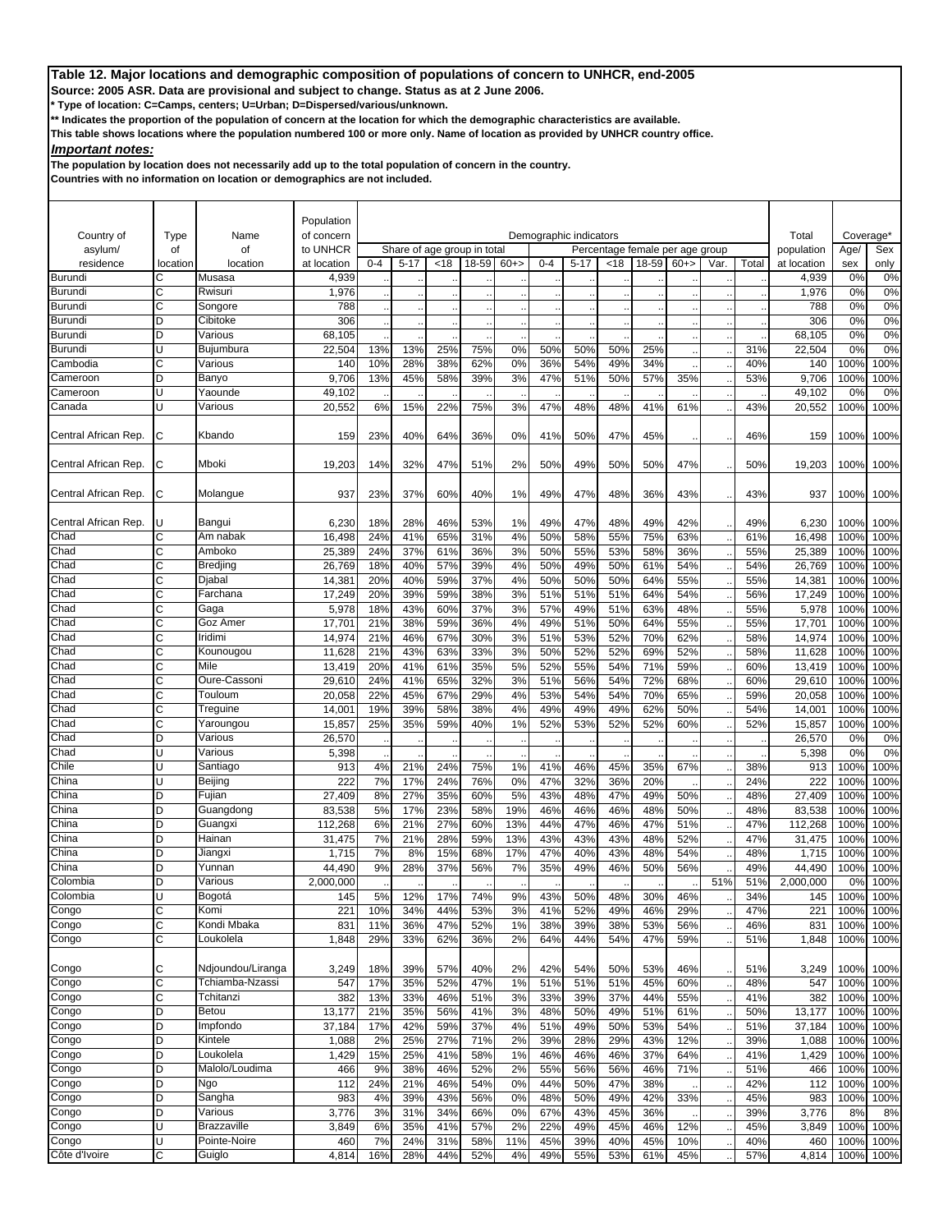**Table 12. Major locations and demographic composition of populations of concern to UNHCR, end-2005**

**Source: 2005 ASR. Data are provisional and subject to change. Status as at 2 June 2006.**

**\* Type of location: C=Camps, centers; U=Urban; D=Dispersed/various/unknown.**

**\*\* Indicates the proportion of the population of concern at the location for which the demographic characteristics are available.**

**This table shows locations where the population numbered 100 or more only. Name of location as provided by UNHCR country office.**

***Important notes:***

**The population by location does not necessarily add up to the total population of concern in the country.**

**Countries with no information on location or demographics are not included.**

| Country of asylum/ residence | Type of location | Name of location | Population of concern to UNHCR at location | Demographic indicators: Share of age group in total | | | | | Percentage female per age group | | | | | | | Total population at location | Coverage* | |
|---|---|---|---|---|---|---|---|---|---|---|---|---|---|---|---|---|---|---|
| | | | | 0-4 | 5-17 | <18 | 18-59 | 60+> | 0-4 | 5-17 | <18 | 18-59 | 60+> | Var. | Total | | Age/ sex | Sex only |
| Burundi | C | Musasa | 4,939 | .. | .. | .. | .. | .. | .. | .. | .. | .. | .. | .. | .. | 4,939 | 0% | 0% |
| Burundi | C | Rwisuri | 1,976 | .. | .. | .. | .. | .. | .. | .. | .. | .. | .. | .. | .. | 1,976 | 0% | 0% |
| Burundi | C | Songore | 788 | .. | .. | .. | .. | .. | .. | .. | .. | .. | .. | .. | .. | 788 | 0% | 0% |
| Burundi | D | Cibitoke | 306 | .. | .. | .. | .. | .. | .. | .. | .. | .. | .. | .. | .. | 306 | 0% | 0% |
| Burundi | D | Various | 68,105 | .. | .. | .. | .. | .. | .. | .. | .. | .. | .. | .. | .. | 68,105 | 0% | 0% |
| Burundi | U | Bujumbura | 22,504 | 13% | 13% | 25% | 75% | 0% | 50% | 50% | 50% | 25% | .. | .. | 31% | 22,504 | 0% | 0% |
| Cambodia | C | Various | 140 | 10% | 28% | 38% | 62% | 0% | 36% | 54% | 49% | 34% | .. | .. | 40% | 140 | 100% | 100% |
| Cameroon | D | Banyo | 9,706 | 13% | 45% | 58% | 39% | 3% | 47% | 51% | 50% | 57% | 35% | .. | 53% | 9,706 | 100% | 100% |
| Cameroon | U | Yaounde | 49,102 | .. | .. | .. | .. | .. | .. | .. | .. | .. | .. | .. | .. | 49,102 | 0% | 0% |
| Canada | U | Various | 20,552 | 6% | 15% | 22% | 75% | 3% | 47% | 48% | 48% | 41% | 61% | .. | 43% | 20,552 | 100% | 100% |
| Central African Rep. | C | Kbando | 159 | 23% | 40% | 64% | 36% | 0% | 41% | 50% | 47% | 45% | .. | .. | 46% | 159 | 100% | 100% |
| Central African Rep. | C | Mboki | 19,203 | 14% | 32% | 47% | 51% | 2% | 50% | 49% | 50% | 50% | 47% | .. | 50% | 19,203 | 100% | 100% |
| Central African Rep. | C | Molangue | 937 | 23% | 37% | 60% | 40% | 1% | 49% | 47% | 48% | 36% | 43% | .. | 43% | 937 | 100% | 100% |
| Central African Rep. | U | Bangui | 6,230 | 18% | 28% | 46% | 53% | 1% | 49% | 47% | 48% | 49% | 42% | .. | 49% | 6,230 | 100% | 100% |
| Chad | C | Am nabak | 16,498 | 24% | 41% | 65% | 31% | 4% | 50% | 58% | 55% | 75% | 63% | .. | 61% | 16,498 | 100% | 100% |
| Chad | C | Amboko | 25,389 | 24% | 37% | 61% | 36% | 3% | 50% | 55% | 53% | 58% | 36% | .. | 55% | 25,389 | 100% | 100% |
| Chad | C | Bredjing | 26,769 | 18% | 40% | 57% | 39% | 4% | 50% | 49% | 50% | 61% | 54% | .. | 54% | 26,769 | 100% | 100% |
| Chad | C | Djabal | 14,381 | 20% | 40% | 59% | 37% | 4% | 50% | 50% | 50% | 64% | 55% | .. | 55% | 14,381 | 100% | 100% |
| Chad | C | Farchana | 17,249 | 20% | 39% | 59% | 38% | 3% | 51% | 51% | 51% | 64% | 54% | .. | 56% | 17,249 | 100% | 100% |
| Chad | C | Gaga | 5,978 | 18% | 43% | 60% | 37% | 3% | 57% | 49% | 51% | 63% | 48% | .. | 55% | 5,978 | 100% | 100% |
| Chad | C | Goz Amer | 17,701 | 21% | 38% | 59% | 36% | 4% | 49% | 51% | 50% | 64% | 55% | .. | 55% | 17,701 | 100% | 100% |
| Chad | C | Iridimi | 14,974 | 21% | 46% | 67% | 30% | 3% | 51% | 53% | 52% | 70% | 62% | .. | 58% | 14,974 | 100% | 100% |
| Chad | C | Kounougou | 11,628 | 21% | 43% | 63% | 33% | 3% | 50% | 52% | 52% | 69% | 52% | .. | 58% | 11,628 | 100% | 100% |
| Chad | C | Mile | 13,419 | 20% | 41% | 61% | 35% | 5% | 52% | 55% | 54% | 71% | 59% | .. | 60% | 13,419 | 100% | 100% |
| Chad | C | Oure-Cassoni | 29,610 | 24% | 41% | 65% | 32% | 3% | 51% | 56% | 54% | 72% | 68% | .. | 60% | 29,610 | 100% | 100% |
| Chad | C | Touloum | 20,058 | 22% | 45% | 67% | 29% | 4% | 53% | 54% | 54% | 70% | 65% | .. | 59% | 20,058 | 100% | 100% |
| Chad | C | Treguine | 14,001 | 19% | 39% | 58% | 38% | 4% | 49% | 49% | 49% | 62% | 50% | .. | 54% | 14,001 | 100% | 100% |
| Chad | C | Yaroungou | 15,857 | 25% | 35% | 59% | 40% | 1% | 52% | 53% | 52% | 52% | 60% | .. | 52% | 15,857 | 100% | 100% |
| Chad | D | Various | 26,570 | .. | .. | .. | .. | .. | .. | .. | .. | .. | .. | .. | .. | 26,570 | 0% | 0% |
| Chad | U | Various | 5,398 | .. | .. | .. | .. | .. | .. | .. | .. | .. | .. | .. | .. | 5,398 | 0% | 0% |
| Chile | U | Santiago | 913 | 4% | 21% | 24% | 75% | 1% | 41% | 46% | 45% | 35% | 67% | .. | 38% | 913 | 100% | 100% |
| China | U | Beijing | 222 | 7% | 17% | 24% | 76% | 0% | 47% | 32% | 36% | 20% | .. | .. | 24% | 222 | 100% | 100% |
| China | D | Fujian | 27,409 | 8% | 27% | 35% | 60% | 5% | 43% | 48% | 47% | 49% | 50% | .. | 48% | 27,409 | 100% | 100% |
| China | D | Guangdong | 83,538 | 5% | 17% | 23% | 58% | 19% | 46% | 46% | 46% | 48% | 50% | .. | 48% | 83,538 | 100% | 100% |
| China | D | Guangxi | 112,268 | 6% | 21% | 27% | 60% | 13% | 44% | 47% | 46% | 47% | 51% | .. | 47% | 112,268 | 100% | 100% |
| China | D | Hainan | 31,475 | 7% | 21% | 28% | 59% | 13% | 43% | 43% | 43% | 48% | 52% | .. | 47% | 31,475 | 100% | 100% |
| China | D | Jiangxi | 1,715 | 7% | 8% | 15% | 68% | 17% | 47% | 40% | 43% | 48% | 54% | .. | 48% | 1,715 | 100% | 100% |
| China | D | Yunnan | 44,490 | 9% | 28% | 37% | 56% | 7% | 35% | 49% | 46% | 50% | 56% | .. | 49% | 44,490 | 100% | 100% |
| Colombia | D | Various | 2,000,000 | .. | .. | .. | .. | .. | .. | .. | .. | .. | .. | 51% | 51% | 2,000,000 | 0% | 100% |
| Colombia | U | Bogotá | 145 | 5% | 12% | 17% | 74% | 9% | 43% | 50% | 48% | 30% | 46% | .. | 34% | 145 | 100% | 100% |
| Congo | C | Komi | 221 | 10% | 34% | 44% | 53% | 3% | 41% | 52% | 49% | 46% | 29% | .. | 47% | 221 | 100% | 100% |
| Congo | C | Kondi Mbaka | 831 | 11% | 36% | 47% | 52% | 1% | 38% | 39% | 38% | 53% | 56% | .. | 46% | 831 | 100% | 100% |
| Congo | C | Loukolela | 1,848 | 29% | 33% | 62% | 36% | 2% | 64% | 44% | 54% | 47% | 59% | .. | 51% | 1,848 | 100% | 100% |
| Congo | C | Ndjoundou/Liranga | 3,249 | 18% | 39% | 57% | 40% | 2% | 42% | 54% | 50% | 53% | 46% | .. | 51% | 3,249 | 100% | 100% |
| Congo | C | Tchiamba-Nzassi | 547 | 17% | 35% | 52% | 47% | 1% | 51% | 51% | 51% | 45% | 60% | .. | 48% | 547 | 100% | 100% |
| Congo | C | Tchitanzi | 382 | 13% | 33% | 46% | 51% | 3% | 33% | 39% | 37% | 44% | 55% | .. | 41% | 382 | 100% | 100% |
| Congo | D | Betou | 13,177 | 21% | 35% | 56% | 41% | 3% | 48% | 50% | 49% | 51% | 61% | .. | 50% | 13,177 | 100% | 100% |
| Congo | D | Impfondo | 37,184 | 17% | 42% | 59% | 37% | 4% | 51% | 49% | 50% | 53% | 54% | .. | 51% | 37,184 | 100% | 100% |
| Congo | D | Kintele | 1,088 | 2% | 25% | 27% | 71% | 2% | 39% | 28% | 29% | 43% | 12% | .. | 39% | 1,088 | 100% | 100% |
| Congo | D | Loukolela | 1,429 | 15% | 25% | 41% | 58% | 1% | 46% | 46% | 46% | 37% | 64% | .. | 41% | 1,429 | 100% | 100% |
| Congo | D | Malolo/Loudima | 466 | 9% | 38% | 46% | 52% | 2% | 55% | 56% | 56% | 46% | 71% | .. | 51% | 466 | 100% | 100% |
| Congo | D | Ngo | 112 | 24% | 21% | 46% | 54% | 0% | 44% | 50% | 47% | 38% | .. | .. | 42% | 112 | 100% | 100% |
| Congo | D | Sangha | 983 | 4% | 39% | 43% | 56% | 0% | 48% | 50% | 49% | 42% | 33% | .. | 45% | 983 | 100% | 100% |
| Congo | D | Various | 3,776 | 3% | 31% | 34% | 66% | 0% | 67% | 43% | 45% | 36% | .. | .. | 39% | 3,776 | 8% | 8% |
| Congo | U | Brazzaville | 3,849 | 6% | 35% | 41% | 57% | 2% | 22% | 49% | 45% | 46% | 12% | .. | 45% | 3,849 | 100% | 100% |
| Congo | U | Pointe-Noire | 460 | 7% | 24% | 31% | 58% | 11% | 45% | 39% | 40% | 45% | 10% | .. | 40% | 460 | 100% | 100% |
| Côte d'Ivoire | C | Guiglo | 4,814 | 16% | 28% | 44% | 52% | 4% | 49% | 55% | 53% | 61% | 45% | .. | 57% | 4,814 | 100% | 100% |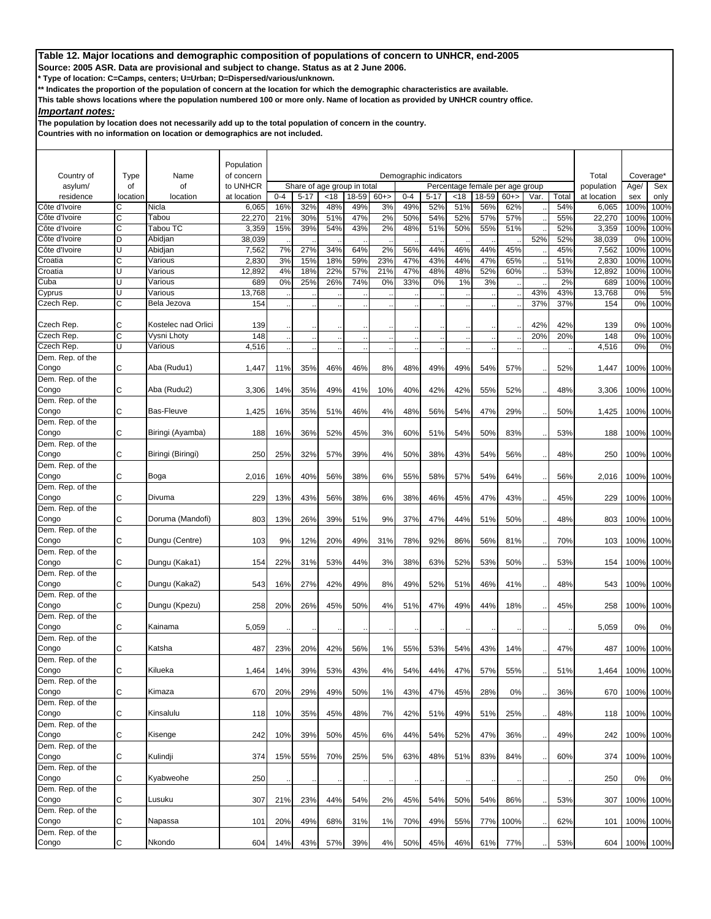**Table 12. Major locations and demographic composition of populations of concern to UNHCR, end-2005**

**Source: 2005 ASR. Data are provisional and subject to change. Status as at 2 June 2006.**

**\* Type of location: C=Camps, centers; U=Urban; D=Dispersed/various/unknown.**

**\*\* Indicates the proportion of the population of concern at the location for which the demographic characteristics are available.**

**This table shows locations where the population numbered 100 or more only. Name of location as provided by UNHCR country office.**

***Important notes:***

**The population by location does not necessarily add up to the total population of concern in the country.**

**Countries with no information on location or demographics are not included.**

| Country of asylum/ residence | Type of location | Name of location | Population of concern to UNHCR at location | Demographic indicators: Share of age group in total 0-4 | 5-17 | <18 | 18-59 | 60+> | Percentage female per age group 0-4 | 5-17 | <18 | 18-59 | 60+> | Var. | Total | Total population at location | Coverage* Age/ sex | Sex only |
|---|---|---|---|---|---|---|---|---|---|---|---|---|---|---|---|---|---|---|
| Côte d'Ivoire | C | Nicla | 6,065 | 16% | 32% | 48% | 49% | 3% | 49% | 52% | 51% | 56% | 62% | .. | 54% | 6,065 | 100% | 100% |
| Côte d'Ivoire | C | Tabou | 22,270 | 21% | 30% | 51% | 47% | 2% | 50% | 54% | 52% | 57% | 57% | .. | 55% | 22,270 | 100% | 100% |
| Côte d'Ivoire | C | Tabou TC | 3,359 | 15% | 39% | 54% | 43% | 2% | 48% | 51% | 50% | 55% | 51% | .. | 52% | 3,359 | 100% | 100% |
| Côte d'Ivoire | D | Abidjan | 38,039 | .. | .. | .. | .. | .. | .. | .. | .. | .. | .. | 52% | 52% | 38,039 | 0% | 100% |
| Côte d'Ivoire | U | Abidjan | 7,562 | 7% | 27% | 34% | 64% | 2% | 56% | 44% | 46% | 44% | 45% | .. | 45% | 7,562 | 100% | 100% |
| Croatia | C | Various | 2,830 | 3% | 15% | 18% | 59% | 23% | 47% | 43% | 44% | 47% | 65% | .. | 51% | 2,830 | 100% | 100% |
| Croatia | U | Various | 12,892 | 4% | 18% | 22% | 57% | 21% | 47% | 48% | 48% | 52% | 60% | .. | 53% | 12,892 | 100% | 100% |
| Cuba | U | Various | 689 | 0% | 25% | 26% | 74% | 0% | 33% | 0% | 1% | 3% | .. | .. | 2% | 689 | 100% | 100% |
| Cyprus | U | Various | 13,768 | .. | .. | .. | .. | .. | .. | .. | .. | .. | .. | 43% | 43% | 13,768 | 0% | 5% |
| Czech Rep. | C | Bela Jezova | 154 | .. | .. | .. | .. | .. | .. | .. | .. | .. | .. | 37% | 37% | 154 | 0% | 100% |
| Czech Rep. | C | Kostelec nad Orlici | 139 | .. | .. | .. | .. | .. | .. | .. | .. | .. | .. | 42% | 42% | 139 | 0% | 100% |
| Czech Rep. | C | Vysni Lhoty | 148 | .. | .. | .. | .. | .. | .. | .. | .. | .. | .. | 20% | 20% | 148 | 0% | 100% |
| Czech Rep. | U | Various | 4,516 | .. | .. | .. | .. | .. | .. | .. | .. | .. | .. | .. | .. | 4,516 | 0% | 0% |
| Dem. Rep. of the Congo | C | Aba (Rudu1) | 1,447 | 11% | 35% | 46% | 46% | 8% | 48% | 49% | 49% | 54% | 57% | .. | 52% | 1,447 | 100% | 100% |
| Dem. Rep. of the Congo | C | Aba (Rudu2) | 3,306 | 14% | 35% | 49% | 41% | 10% | 40% | 42% | 42% | 55% | 52% | .. | 48% | 3,306 | 100% | 100% |
| Dem. Rep. of the Congo | C | Bas-Fleuve | 1,425 | 16% | 35% | 51% | 46% | 4% | 48% | 56% | 54% | 47% | 29% | .. | 50% | 1,425 | 100% | 100% |
| Dem. Rep. of the Congo | C | Biringi (Ayamba) | 188 | 16% | 36% | 52% | 45% | 3% | 60% | 51% | 54% | 50% | 83% | .. | 53% | 188 | 100% | 100% |
| Dem. Rep. of the Congo | C | Biringi (Biringi) | 250 | 25% | 32% | 57% | 39% | 4% | 50% | 38% | 43% | 54% | 56% | .. | 48% | 250 | 100% | 100% |
| Dem. Rep. of the Congo | C | Boga | 2,016 | 16% | 40% | 56% | 38% | 6% | 55% | 58% | 57% | 54% | 64% | .. | 56% | 2,016 | 100% | 100% |
| Dem. Rep. of the Congo | C | Divuma | 229 | 13% | 43% | 56% | 38% | 6% | 38% | 46% | 45% | 47% | 43% | .. | 45% | 229 | 100% | 100% |
| Dem. Rep. of the Congo | C | Doruma (Mandofi) | 803 | 13% | 26% | 39% | 51% | 9% | 37% | 47% | 44% | 51% | 50% | .. | 48% | 803 | 100% | 100% |
| Dem. Rep. of the Congo | C | Dungu (Centre) | 103 | 9% | 12% | 20% | 49% | 31% | 78% | 92% | 86% | 56% | 81% | .. | 70% | 103 | 100% | 100% |
| Dem. Rep. of the Congo | C | Dungu (Kaka1) | 154 | 22% | 31% | 53% | 44% | 3% | 38% | 63% | 52% | 53% | 50% | .. | 53% | 154 | 100% | 100% |
| Dem. Rep. of the Congo | C | Dungu (Kaka2) | 543 | 16% | 27% | 42% | 49% | 8% | 49% | 52% | 51% | 46% | 41% | .. | 48% | 543 | 100% | 100% |
| Dem. Rep. of the Congo | C | Dungu (Kpezu) | 258 | 20% | 26% | 45% | 50% | 4% | 51% | 47% | 49% | 44% | 18% | .. | 45% | 258 | 100% | 100% |
| Dem. Rep. of the Congo | C | Kainama | 5,059 | .. | .. | .. | .. | .. | .. | .. | .. | .. | .. | .. | .. | 5,059 | 0% | 0% |
| Dem. Rep. of the Congo | C | Katsha | 487 | 23% | 20% | 42% | 56% | 1% | 55% | 53% | 54% | 43% | 14% | .. | 47% | 487 | 100% | 100% |
| Dem. Rep. of the Congo | C | Kilueka | 1,464 | 14% | 39% | 53% | 43% | 4% | 54% | 44% | 47% | 57% | 55% | .. | 51% | 1,464 | 100% | 100% |
| Dem. Rep. of the Congo | C | Kimaza | 670 | 20% | 29% | 49% | 50% | 1% | 43% | 47% | 45% | 28% | 0% | .. | 36% | 670 | 100% | 100% |
| Dem. Rep. of the Congo | C | Kinsalulu | 118 | 10% | 35% | 45% | 48% | 7% | 42% | 51% | 49% | 51% | 25% | .. | 48% | 118 | 100% | 100% |
| Dem. Rep. of the Congo | C | Kisenge | 242 | 10% | 39% | 50% | 45% | 6% | 44% | 54% | 52% | 47% | 36% | .. | 49% | 242 | 100% | 100% |
| Dem. Rep. of the Congo | C | Kulindji | 374 | 15% | 55% | 70% | 25% | 5% | 63% | 48% | 51% | 83% | 84% | .. | 60% | 374 | 100% | 100% |
| Dem. Rep. of the Congo | C | Kyabweohe | 250 | .. | .. | .. | .. | .. | .. | .. | .. | .. | .. | .. | .. | 250 | 0% | 0% |
| Dem. Rep. of the Congo | C | Lusuku | 307 | 21% | 23% | 44% | 54% | 2% | 45% | 54% | 50% | 54% | 86% | .. | 53% | 307 | 100% | 100% |
| Dem. Rep. of the Congo | C | Napassa | 101 | 20% | 49% | 68% | 31% | 1% | 70% | 49% | 55% | 77% | 100% | .. | 62% | 101 | 100% | 100% |
| Dem. Rep. of the Congo | C | Nkondo | 604 | 14% | 43% | 57% | 39% | 4% | 50% | 45% | 46% | 61% | 77% | .. | 53% | 604 | 100% | 100% |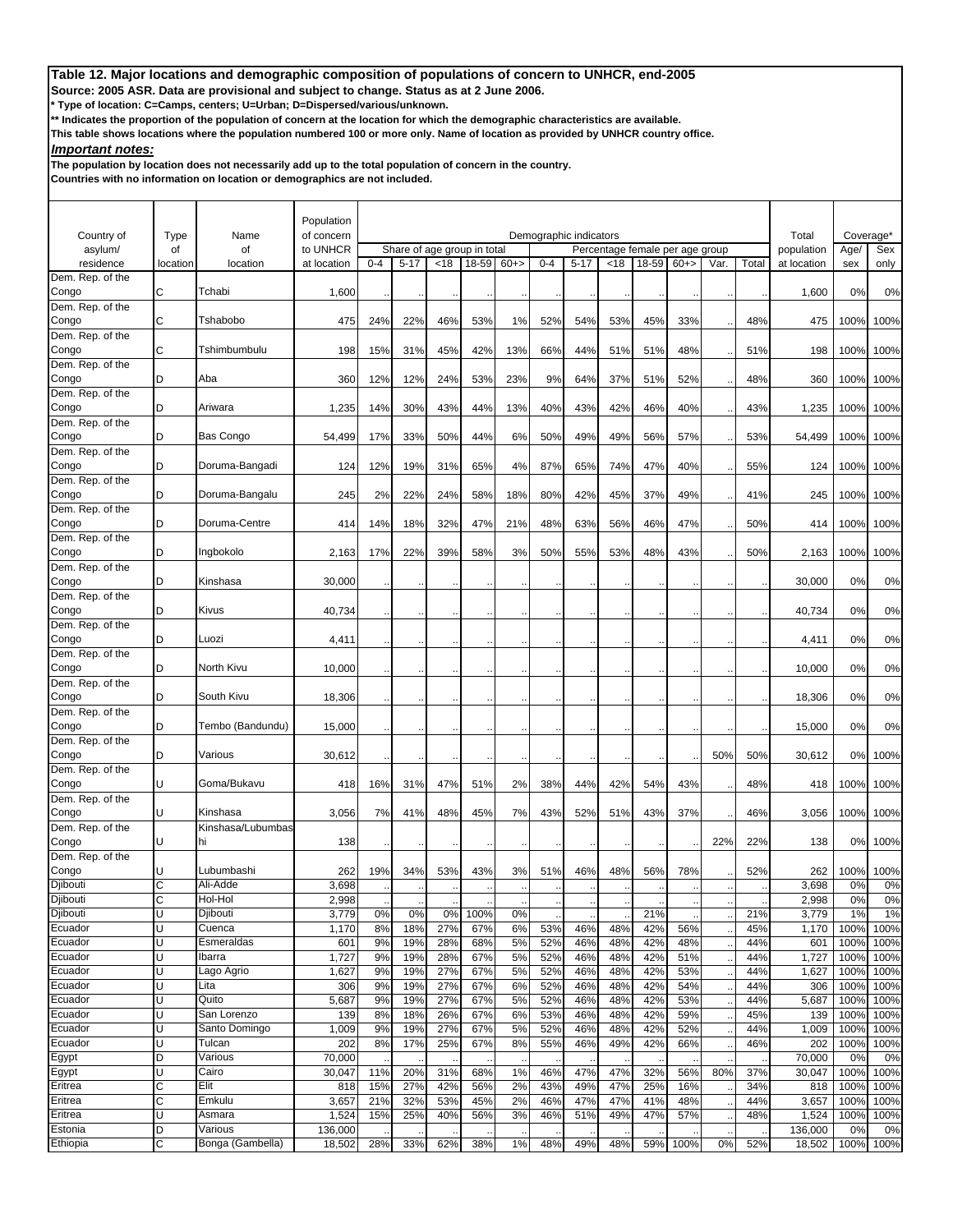**Table 12. Major locations and demographic composition of populations of concern to UNHCR, end-2005**

**Source: 2005 ASR. Data are provisional and subject to change. Status as at 2 June 2006.**

**\* Type of location: C=Camps, centers; U=Urban; D=Dispersed/various/unknown.**

**\*\* Indicates the proportion of the population of concern at the location for which the demographic characteristics are available.**

**This table shows locations where the population numbered 100 or more only. Name of location as provided by UNHCR country office.**

***Important notes:***

**The population by location does not necessarily add up to the total population of concern in the country.**

**Countries with no information on location or demographics are not included.**

| Country of asylum/ residence | Type of location | Name of location | Population of concern to UNHCR at location | Demographic indicators: Share of age group in total 0-4 | 5-17 | <18 | 18-59 | 60+> | Percentage female per age group 0-4 | 5-17 | <18 | 18-59 | 60+> | Var. | Total | Total population at location | Coverage* Age/ sex | Sex only |
|---|---|---|---|---|---|---|---|---|---|---|---|---|---|---|---|---|---|---|
| Dem. Rep. of the Congo | C | Tchabi | 1,600 | .. | .. | .. | .. | .. | .. | .. | .. | .. | .. | .. | .. | 1,600 | 0% | 0% |
| Dem. Rep. of the Congo | C | Tshabobo | 475 | 24% | 22% | 46% | 53% | 1% | 52% | 54% | 53% | 45% | 33% | .. | 48% | 475 | 100% | 100% |
| Dem. Rep. of the Congo | C | Tshimbumbulu | 198 | 15% | 31% | 45% | 42% | 13% | 66% | 44% | 51% | 51% | 48% | .. | 51% | 198 | 100% | 100% |
| Dem. Rep. of the Congo | D | Aba | 360 | 12% | 12% | 24% | 53% | 23% | 9% | 64% | 37% | 51% | 52% | .. | 48% | 360 | 100% | 100% |
| Dem. Rep. of the Congo | D | Ariwara | 1,235 | 14% | 30% | 43% | 44% | 13% | 40% | 43% | 42% | 46% | 40% | .. | 43% | 1,235 | 100% | 100% |
| Dem. Rep. of the Congo | D | Bas Congo | 54,499 | 17% | 33% | 50% | 44% | 6% | 50% | 49% | 49% | 56% | 57% | .. | 53% | 54,499 | 100% | 100% |
| Dem. Rep. of the Congo | D | Doruma-Bangadi | 124 | 12% | 19% | 31% | 65% | 4% | 87% | 65% | 74% | 47% | 40% | .. | 55% | 124 | 100% | 100% |
| Dem. Rep. of the Congo | D | Doruma-Bangalu | 245 | 2% | 22% | 24% | 58% | 18% | 80% | 42% | 45% | 37% | 49% | .. | 41% | 245 | 100% | 100% |
| Dem. Rep. of the Congo | D | Doruma-Centre | 414 | 14% | 18% | 32% | 47% | 21% | 48% | 63% | 56% | 46% | 47% | .. | 50% | 414 | 100% | 100% |
| Dem. Rep. of the Congo | D | Ingbokolo | 2,163 | 17% | 22% | 39% | 58% | 3% | 50% | 55% | 53% | 48% | 43% | .. | 50% | 2,163 | 100% | 100% |
| Dem. Rep. of the Congo | D | Kinshasa | 30,000 | .. | .. | .. | .. | .. | .. | .. | .. | .. | .. | .. | .. | 30,000 | 0% | 0% |
| Dem. Rep. of the Congo | D | Kivus | 40,734 | .. | .. | .. | .. | .. | .. | .. | .. | .. | .. | .. | .. | 40,734 | 0% | 0% |
| Dem. Rep. of the Congo | D | Luozi | 4,411 | .. | .. | .. | .. | .. | .. | .. | .. | .. | .. | .. | .. | 4,411 | 0% | 0% |
| Dem. Rep. of the Congo | D | North Kivu | 10,000 | .. | .. | .. | .. | .. | .. | .. | .. | .. | .. | .. | .. | 10,000 | 0% | 0% |
| Dem. Rep. of the Congo | D | South Kivu | 18,306 | .. | .. | .. | .. | .. | .. | .. | .. | .. | .. | .. | .. | 18,306 | 0% | 0% |
| Dem. Rep. of the Congo | D | Tembo (Bandundu) | 15,000 | .. | .. | .. | .. | .. | .. | .. | .. | .. | .. | .. | .. | 15,000 | 0% | 0% |
| Dem. Rep. of the Congo | D | Various | 30,612 | .. | .. | .. | .. | .. | .. | .. | .. | .. | .. | 50% | 50% | 30,612 | 0% | 100% |
| Dem. Rep. of the Congo | U | Goma/Bukavu | 418 | 16% | 31% | 47% | 51% | 2% | 38% | 44% | 42% | 54% | 43% | .. | 48% | 418 | 100% | 100% |
| Dem. Rep. of the Congo | U | Kinshasa | 3,056 | 7% | 41% | 48% | 45% | 7% | 43% | 52% | 51% | 43% | 37% | .. | 46% | 3,056 | 100% | 100% |
| Dem. Rep. of the Congo | U | Kinshasa/Lubumbashi | 138 | .. | .. | .. | .. | .. | .. | .. | .. | .. | .. | 22% | 22% | 138 | 0% | 100% |
| Dem. Rep. of the Congo | U | Lubumbashi | 262 | 19% | 34% | 53% | 43% | 3% | 51% | 46% | 48% | 56% | 78% | .. | 52% | 262 | 100% | 100% |
| Djibouti | C | Ali-Adde | 3,698 | .. | .. | .. | .. | .. | .. | .. | .. | .. | .. | .. | .. | 3,698 | 0% | 0% |
| Djibouti | C | Hol-Hol | 2,998 | .. | .. | .. | .. | .. | .. | .. | .. | .. | .. | .. | .. | 2,998 | 0% | 0% |
| Djibouti | U | Djibouti | 3,779 | 0% | 0% | 0% | 100% | 0% | .. | .. | .. | 21% | .. | .. | 21% | 3,779 | 1% | 1% |
| Ecuador | U | Cuenca | 1,170 | 8% | 18% | 27% | 67% | 6% | 53% | 46% | 48% | 42% | 56% | .. | 45% | 1,170 | 100% | 100% |
| Ecuador | U | Esmeraldas | 601 | 9% | 19% | 28% | 68% | 5% | 52% | 46% | 48% | 42% | 48% | .. | 44% | 601 | 100% | 100% |
| Ecuador | U | Ibarra | 1,727 | 9% | 19% | 28% | 67% | 5% | 52% | 46% | 48% | 42% | 51% | .. | 44% | 1,727 | 100% | 100% |
| Ecuador | U | Lago Agrio | 1,627 | 9% | 19% | 27% | 67% | 5% | 52% | 46% | 48% | 42% | 53% | .. | 44% | 1,627 | 100% | 100% |
| Ecuador | U | Lita | 306 | 9% | 19% | 27% | 67% | 6% | 52% | 46% | 48% | 42% | 54% | .. | 44% | 306 | 100% | 100% |
| Ecuador | U | Quito | 5,687 | 9% | 19% | 27% | 67% | 5% | 52% | 46% | 48% | 42% | 53% | .. | 44% | 5,687 | 100% | 100% |
| Ecuador | U | San Lorenzo | 139 | 8% | 18% | 26% | 67% | 6% | 53% | 46% | 48% | 42% | 59% | .. | 45% | 139 | 100% | 100% |
| Ecuador | U | Santo Domingo | 1,009 | 9% | 19% | 27% | 67% | 5% | 52% | 46% | 48% | 42% | 52% | .. | 44% | 1,009 | 100% | 100% |
| Ecuador | U | Tulcan | 202 | 8% | 17% | 25% | 67% | 8% | 55% | 46% | 49% | 42% | 66% | .. | 46% | 202 | 100% | 100% |
| Egypt | D | Various | 70,000 | .. | .. | .. | .. | .. | .. | .. | .. | .. | .. | .. | .. | 70,000 | 0% | 0% |
| Egypt | U | Cairo | 30,047 | 11% | 20% | 31% | 68% | 1% | 46% | 47% | 47% | 32% | 56% | 80% | 37% | 30,047 | 100% | 100% |
| Eritrea | C | Elit | 818 | 15% | 27% | 42% | 56% | 2% | 43% | 49% | 47% | 25% | 16% | .. | 34% | 818 | 100% | 100% |
| Eritrea | C | Emkulu | 3,657 | 21% | 32% | 53% | 45% | 2% | 46% | 47% | 47% | 41% | 48% | .. | 44% | 3,657 | 100% | 100% |
| Eritrea | U | Asmara | 1,524 | 15% | 25% | 40% | 56% | 3% | 46% | 51% | 49% | 47% | 57% | .. | 48% | 1,524 | 100% | 100% |
| Estonia | D | Various | 136,000 | .. | .. | .. | .. | .. | .. | .. | .. | .. | .. | .. | .. | 136,000 | 0% | 0% |
| Ethiopia | C | Bonga (Gambella) | 18,502 | 28% | 33% | 62% | 38% | 1% | 48% | 49% | 48% | 59% | 100% | 0% | 52% | 18,502 | 100% | 100% |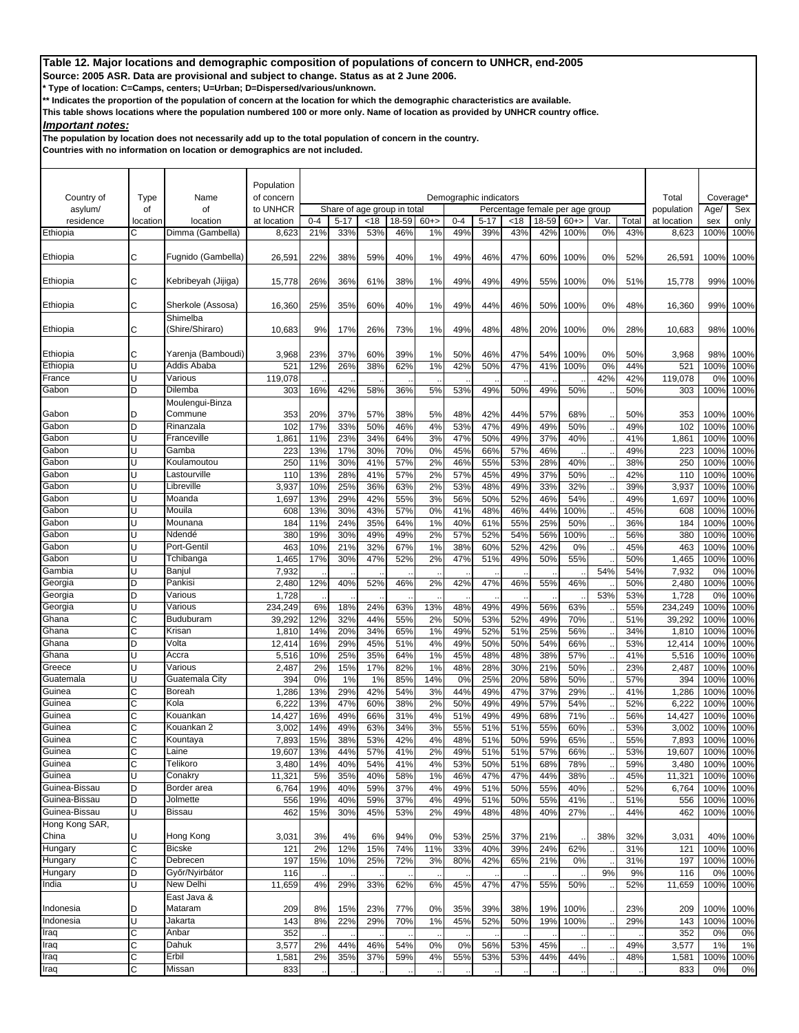**Table 12. Major locations and demographic composition of populations of concern to UNHCR, end-2005**

**Source: 2005 ASR. Data are provisional and subject to change. Status as at 2 June 2006.**

**\* Type of location: C=Camps, centers; U=Urban; D=Dispersed/various/unknown.**

**\*\* Indicates the proportion of the population of concern at the location for which the demographic characteristics are available.**

**This table shows locations where the population numbered 100 or more only. Name of location as provided by UNHCR country office.**

***Important notes:***

**The population by location does not necessarily add up to the total population of concern in the country.**

**Countries with no information on location or demographics are not included.**

| Country of asylum/ residence | Type of location | Name of location | Population of concern to UNHCR at location | Demographic indicators: Share of age group in total | | | | | Percentage female per age group | | | | | | | Total population at location | Coverage* | |
|---|---|---|---|---|---|---|---|---|---|---|---|---|---|---|---|---|---|---|
| | | | | 0-4 | 5-17 | <18 | 18-59 | 60+> | 0-4 | 5-17 | <18 | 18-59 | 60+> | Var. | Total | | Age/ sex | Sex only |
| Ethiopia | C | Dimma (Gambella) | 8,623 | 21% | 33% | 53% | 46% | 1% | 49% | 39% | 43% | 42% | 100% | 0% | 43% | 8,623 | 100% | 100% |
| Ethiopia | C | Fugnido (Gambella) | 26,591 | 22% | 38% | 59% | 40% | 1% | 49% | 46% | 47% | 60% | 100% | 0% | 52% | 26,591 | 100% | 100% |
| Ethiopia | C | Kebribeyah (Jijiga) | 15,778 | 26% | 36% | 61% | 38% | 1% | 49% | 49% | 49% | 55% | 100% | 0% | 51% | 15,778 | 99% | 100% |
| Ethiopia | C | Sherkole (Assosa) | 16,360 | 25% | 35% | 60% | 40% | 1% | 49% | 44% | 46% | 50% | 100% | 0% | 48% | 16,360 | 99% | 100% |
| Ethiopia | C | Shimelba (Shire/Shiraro) | 10,683 | 9% | 17% | 26% | 73% | 1% | 49% | 48% | 48% | 20% | 100% | 0% | 28% | 10,683 | 98% | 100% |
| Ethiopia | C | Yarenja (Bamboudi) | 3,968 | 23% | 37% | 60% | 39% | 1% | 50% | 46% | 47% | 54% | 100% | 0% | 50% | 3,968 | 98% | 100% |
| Ethiopia | U | Addis Ababa | 521 | 12% | 26% | 38% | 62% | 1% | 42% | 50% | 47% | 41% | 100% | 0% | 44% | 521 | 100% | 100% |
| France | U | Various | 119,078 | .. | .. | .. | .. | .. | .. | .. | .. | .. | .. | 42% | 42% | 119,078 | 0% | 100% |
| Gabon | D | Dilemba | 303 | 16% | 42% | 58% | 36% | 5% | 53% | 49% | 50% | 49% | 50% | .. | 50% | 303 | 100% | 100% |
| Gabon | D | Moulengui-Binza Commune | 353 | 20% | 37% | 57% | 38% | 5% | 48% | 42% | 44% | 57% | 68% | .. | 50% | 353 | 100% | 100% |
| Gabon | D | Rinanzala | 102 | 17% | 33% | 50% | 46% | 4% | 53% | 47% | 49% | 49% | 50% | .. | 49% | 102 | 100% | 100% |
| Gabon | U | Franceville | 1,861 | 11% | 23% | 34% | 64% | 3% | 47% | 50% | 49% | 37% | 40% | .. | 41% | 1,861 | 100% | 100% |
| Gabon | U | Gamba | 223 | 13% | 17% | 30% | 70% | 0% | 45% | 66% | 57% | 46% | .. | .. | 49% | 223 | 100% | 100% |
| Gabon | U | Koulamoutou | 250 | 11% | 30% | 41% | 57% | 2% | 46% | 55% | 53% | 28% | 40% | .. | 38% | 250 | 100% | 100% |
| Gabon | U | Lastourville | 110 | 13% | 28% | 41% | 57% | 2% | 57% | 45% | 49% | 37% | 50% | .. | 42% | 110 | 100% | 100% |
| Gabon | U | Libreville | 3,937 | 10% | 25% | 36% | 63% | 2% | 53% | 48% | 49% | 33% | 32% | .. | 39% | 3,937 | 100% | 100% |
| Gabon | U | Moanda | 1,697 | 13% | 29% | 42% | 55% | 3% | 56% | 50% | 52% | 46% | 54% | .. | 49% | 1,697 | 100% | 100% |
| Gabon | U | Mouila | 608 | 13% | 30% | 43% | 57% | 0% | 41% | 48% | 46% | 44% | 100% | .. | 45% | 608 | 100% | 100% |
| Gabon | U | Mounana | 184 | 11% | 24% | 35% | 64% | 1% | 40% | 61% | 55% | 25% | 50% | .. | 36% | 184 | 100% | 100% |
| Gabon | U | Ndendé | 380 | 19% | 30% | 49% | 49% | 2% | 57% | 52% | 54% | 56% | 100% | .. | 56% | 380 | 100% | 100% |
| Gabon | U | Port-Gentil | 463 | 10% | 21% | 32% | 67% | 1% | 38% | 60% | 52% | 42% | 0% | .. | 45% | 463 | 100% | 100% |
| Gabon | U | Tchibanga | 1,465 | 17% | 30% | 47% | 52% | 2% | 47% | 51% | 49% | 50% | 55% | .. | 50% | 1,465 | 100% | 100% |
| Gambia | U | Banjul | 7,932 | .. | .. | .. | .. | .. | .. | .. | .. | .. | .. | 54% | 54% | 7,932 | 0% | 100% |
| Georgia | D | Pankisi | 2,480 | 12% | 40% | 52% | 46% | 2% | 42% | 47% | 46% | 55% | 46% | .. | 50% | 2,480 | 100% | 100% |
| Georgia | D | Various | 1,728 | .. | .. | .. | .. | .. | .. | .. | .. | .. | .. | 53% | 53% | 1,728 | 0% | 100% |
| Georgia | U | Various | 234,249 | 6% | 18% | 24% | 63% | 13% | 48% | 49% | 49% | 56% | 63% | .. | 55% | 234,249 | 100% | 100% |
| Ghana | C | Buduburam | 39,292 | 12% | 32% | 44% | 55% | 2% | 50% | 53% | 52% | 49% | 70% | .. | 51% | 39,292 | 100% | 100% |
| Ghana | C | Krisan | 1,810 | 14% | 20% | 34% | 65% | 1% | 49% | 52% | 51% | 25% | 56% | .. | 34% | 1,810 | 100% | 100% |
| Ghana | D | Volta | 12,414 | 16% | 29% | 45% | 51% | 4% | 49% | 50% | 50% | 54% | 66% | .. | 53% | 12,414 | 100% | 100% |
| Ghana | U | Accra | 5,516 | 10% | 25% | 35% | 64% | 1% | 45% | 48% | 48% | 38% | 57% | .. | 41% | 5,516 | 100% | 100% |
| Greece | U | Various | 2,487 | 2% | 15% | 17% | 82% | 1% | 48% | 28% | 30% | 21% | 50% | .. | 23% | 2,487 | 100% | 100% |
| Guatemala | U | Guatemala City | 394 | 0% | 1% | 1% | 85% | 14% | 0% | 25% | 20% | 58% | 50% | .. | 57% | 394 | 100% | 100% |
| Guinea | C | Boreah | 1,286 | 13% | 29% | 42% | 54% | 3% | 44% | 49% | 47% | 37% | 29% | .. | 41% | 1,286 | 100% | 100% |
| Guinea | C | Kola | 6,222 | 13% | 47% | 60% | 38% | 2% | 50% | 49% | 49% | 57% | 54% | .. | 52% | 6,222 | 100% | 100% |
| Guinea | C | Kouankan | 14,427 | 16% | 49% | 66% | 31% | 4% | 51% | 49% | 49% | 68% | 71% | .. | 56% | 14,427 | 100% | 100% |
| Guinea | C | Kouankan 2 | 3,002 | 14% | 49% | 63% | 34% | 3% | 55% | 51% | 51% | 55% | 60% | .. | 53% | 3,002 | 100% | 100% |
| Guinea | C | Kountaya | 7,893 | 15% | 38% | 53% | 42% | 4% | 48% | 51% | 50% | 59% | 65% | .. | 55% | 7,893 | 100% | 100% |
| Guinea | C | Laine | 19,607 | 13% | 44% | 57% | 41% | 2% | 49% | 51% | 51% | 57% | 66% | .. | 53% | 19,607 | 100% | 100% |
| Guinea | C | Telikoro | 3,480 | 14% | 40% | 54% | 41% | 4% | 53% | 50% | 51% | 68% | 78% | .. | 59% | 3,480 | 100% | 100% |
| Guinea | U | Conakry | 11,321 | 5% | 35% | 40% | 58% | 1% | 46% | 47% | 47% | 44% | 38% | .. | 45% | 11,321 | 100% | 100% |
| Guinea-Bissau | D | Border area | 6,764 | 19% | 40% | 59% | 37% | 4% | 49% | 51% | 50% | 55% | 40% | .. | 52% | 6,764 | 100% | 100% |
| Guinea-Bissau | D | Jolmette | 556 | 19% | 40% | 59% | 37% | 4% | 49% | 51% | 50% | 55% | 41% | .. | 51% | 556 | 100% | 100% |
| Guinea-Bissau | U | Bissau | 462 | 15% | 30% | 45% | 53% | 2% | 49% | 48% | 48% | 40% | 27% | .. | 44% | 462 | 100% | 100% |
| Hong Kong SAR, China | U | Hong Kong | 3,031 | 3% | 4% | 6% | 94% | 0% | 53% | 25% | 37% | 21% | .. | 38% | 32% | 3,031 | 40% | 100% |
| Hungary | C | Bicske | 121 | 2% | 12% | 15% | 74% | 11% | 33% | 40% | 39% | 24% | 62% | .. | 31% | 121 | 100% | 100% |
| Hungary | C | Debrecen | 197 | 15% | 10% | 25% | 72% | 3% | 80% | 42% | 65% | 21% | 0% | .. | 31% | 197 | 100% | 100% |
| Hungary | D | Győr/Nyirbátor | 116 | .. | .. | .. | .. | .. | .. | .. | .. | .. | .. | 9% | 9% | 116 | 0% | 100% |
| India | U | New Delhi | 11,659 | 4% | 29% | 33% | 62% | 6% | 45% | 47% | 47% | 55% | 50% | .. | 52% | 11,659 | 100% | 100% |
| Indonesia | D | East Java & Mataram | 209 | 8% | 15% | 23% | 77% | 0% | 35% | 39% | 38% | 19% | 100% | .. | 23% | 209 | 100% | 100% |
| Indonesia | U | Jakarta | 143 | 8% | 22% | 29% | 70% | 1% | 45% | 52% | 50% | 19% | 100% | .. | 29% | 143 | 100% | 100% |
| Iraq | C | Anbar | 352 | .. | .. | .. | .. | .. | .. | .. | .. | .. | .. | .. | .. | 352 | 0% | 0% |
| Iraq | C | Dahuk | 3,577 | 2% | 44% | 46% | 54% | 0% | 0% | 56% | 53% | 45% | .. | .. | 49% | 3,577 | 1% | 1% |
| Iraq | C | Erbil | 1,581 | 2% | 35% | 37% | 59% | 4% | 55% | 53% | 53% | 44% | 44% | .. | 48% | 1,581 | 100% | 100% |
| Iraq | C | Missan | 833 | .. | .. | .. | .. | .. | .. | .. | .. | .. | .. | .. | .. | 833 | 0% | 0% |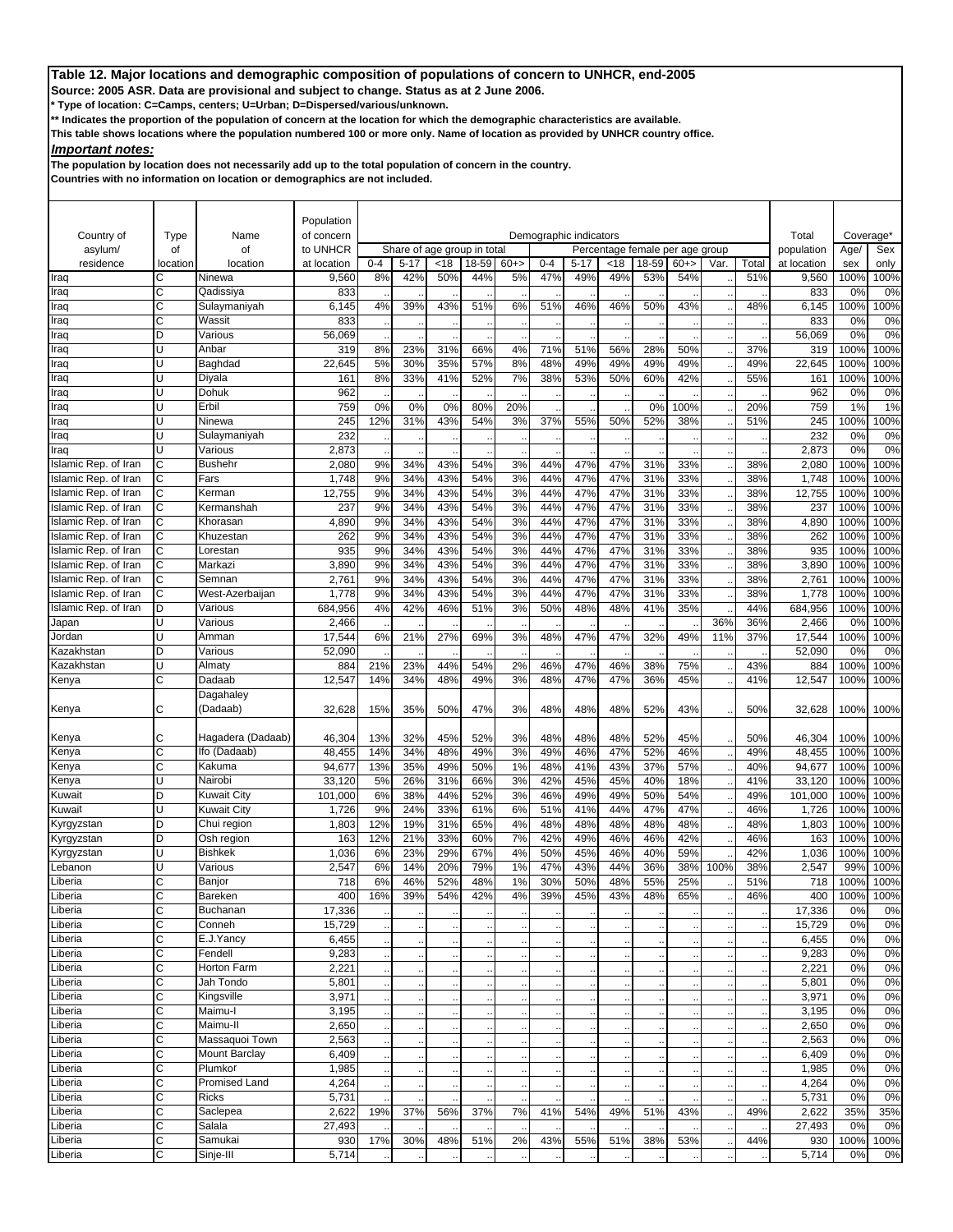**Table 12. Major locations and demographic composition of populations of concern to UNHCR, end-2005**

**Source: 2005 ASR. Data are provisional and subject to change. Status as at 2 June 2006.**

**\* Type of location: C=Camps, centers; U=Urban; D=Dispersed/various/unknown.**

**\*\* Indicates the proportion of the population of concern at the location for which the demographic characteristics are available.**

**This table shows locations where the population numbered 100 or more only. Name of location as provided by UNHCR country office.**

***Important notes:***

**The population by location does not necessarily add up to the total population of concern in the country.**

**Countries with no information on location or demographics are not included.**

| Country of asylum/ residence | Type of location | Name of location | Population of concern to UNHCR at location | Demographic indicators: Share of age group in total 0-4 | 5-17 | <18 | 18-59 | 60+> | Percentage female per age group 0-4 | 5-17 | <18 | 18-59 | 60+> | Var. | Total | Total population at location | Coverage* Age/ sex | Coverage* Sex only |
|---|---|---|---|---|---|---|---|---|---|---|---|---|---|---|---|---|---|---|
| Iraq | C | Ninewa | 9,560 | 8% | 42% | 50% | 44% | 5% | 47% | 49% | 49% | 53% | 54% | .. | 51% | 9,560 | 100% | 100% |
| Iraq | C | Qadissiya | 833 | .. | .. | .. | .. | .. | .. | .. | .. | .. | .. | .. | .. | 833 | 0% | 0% |
| Iraq | C | Sulaymaniyah | 6,145 | 4% | 39% | 43% | 51% | 6% | 51% | 46% | 46% | 50% | 43% | .. | 48% | 6,145 | 100% | 100% |
| Iraq | C | Wassit | 833 | .. | .. | .. | .. | .. | .. | .. | .. | .. | .. | .. | .. | 833 | 0% | 0% |
| Iraq | D | Various | 56,069 | .. | .. | .. | .. | .. | .. | .. | .. | .. | .. | .. | .. | 56,069 | 0% | 0% |
| Iraq | U | Anbar | 319 | 8% | 23% | 31% | 66% | 4% | 71% | 51% | 56% | 28% | 50% | .. | 37% | 319 | 100% | 100% |
| Iraq | U | Baghdad | 22,645 | 5% | 30% | 35% | 57% | 8% | 48% | 49% | 49% | 49% | 49% | .. | 49% | 22,645 | 100% | 100% |
| Iraq | U | Diyala | 161 | 8% | 33% | 41% | 52% | 7% | 38% | 53% | 50% | 60% | 42% | .. | 55% | 161 | 100% | 100% |
| Iraq | U | Dohuk | 962 | .. | .. | .. | .. | .. | .. | .. | .. | .. | .. | .. | .. | 962 | 0% | 0% |
| Iraq | U | Erbil | 759 | 0% | 0% | 0% | 80% | 20% | .. | .. | .. | 0% | 100% | .. | 20% | 759 | 1% | 1% |
| Iraq | U | Ninewa | 245 | 12% | 31% | 43% | 54% | 3% | 37% | 55% | 50% | 52% | 38% | .. | 51% | 245 | 100% | 100% |
| Iraq | U | Sulaymaniyah | 232 | .. | .. | .. | .. | .. | .. | .. | .. | .. | .. | .. | .. | 232 | 0% | 0% |
| Iraq | U | Various | 2,873 | .. | .. | .. | .. | .. | .. | .. | .. | .. | .. | .. | .. | 2,873 | 0% | 0% |
| Islamic Rep. of Iran | C | Bushehr | 2,080 | 9% | 34% | 43% | 54% | 3% | 44% | 47% | 47% | 31% | 33% | .. | 38% | 2,080 | 100% | 100% |
| Islamic Rep. of Iran | C | Fars | 1,748 | 9% | 34% | 43% | 54% | 3% | 44% | 47% | 47% | 31% | 33% | .. | 38% | 1,748 | 100% | 100% |
| Islamic Rep. of Iran | C | Kerman | 12,755 | 9% | 34% | 43% | 54% | 3% | 44% | 47% | 47% | 31% | 33% | .. | 38% | 12,755 | 100% | 100% |
| Islamic Rep. of Iran | C | Kermanshah | 237 | 9% | 34% | 43% | 54% | 3% | 44% | 47% | 47% | 31% | 33% | .. | 38% | 237 | 100% | 100% |
| Islamic Rep. of Iran | C | Khorasan | 4,890 | 9% | 34% | 43% | 54% | 3% | 44% | 47% | 47% | 31% | 33% | .. | 38% | 4,890 | 100% | 100% |
| Islamic Rep. of Iran | C | Khuzestan | 262 | 9% | 34% | 43% | 54% | 3% | 44% | 47% | 47% | 31% | 33% | .. | 38% | 262 | 100% | 100% |
| Islamic Rep. of Iran | C | Lorestan | 935 | 9% | 34% | 43% | 54% | 3% | 44% | 47% | 47% | 31% | 33% | .. | 38% | 935 | 100% | 100% |
| Islamic Rep. of Iran | C | Markazi | 3,890 | 9% | 34% | 43% | 54% | 3% | 44% | 47% | 47% | 31% | 33% | .. | 38% | 3,890 | 100% | 100% |
| Islamic Rep. of Iran | C | Semnan | 2,761 | 9% | 34% | 43% | 54% | 3% | 44% | 47% | 47% | 31% | 33% | .. | 38% | 2,761 | 100% | 100% |
| Islamic Rep. of Iran | C | West-Azerbaijan | 1,778 | 9% | 34% | 43% | 54% | 3% | 44% | 47% | 47% | 31% | 33% | .. | 38% | 1,778 | 100% | 100% |
| Islamic Rep. of Iran | D | Various | 684,956 | 4% | 42% | 46% | 51% | 3% | 50% | 48% | 48% | 41% | 35% | .. | 44% | 684,956 | 100% | 100% |
| Japan | U | Various | 2,466 | .. | .. | .. | .. | .. | .. | .. | .. | .. | .. | 36% | 36% | 2,466 | 0% | 100% |
| Jordan | U | Amman | 17,544 | 6% | 21% | 27% | 69% | 3% | 48% | 47% | 47% | 32% | 49% | 11% | 37% | 17,544 | 100% | 100% |
| Kazakhstan | D | Various | 52,090 | .. | .. | .. | .. | .. | .. | .. | .. | .. | .. | .. | .. | 52,090 | 0% | 0% |
| Kazakhstan | U | Almaty | 884 | 21% | 23% | 44% | 54% | 2% | 46% | 47% | 46% | 38% | 75% | .. | 43% | 884 | 100% | 100% |
| Kenya | C | Dadaab | 12,547 | 14% | 34% | 48% | 49% | 3% | 48% | 47% | 47% | 36% | 45% | .. | 41% | 12,547 | 100% | 100% |
| Kenya | C | Dagahaley (Dadaab) | 32,628 | 15% | 35% | 50% | 47% | 3% | 48% | 48% | 48% | 52% | 43% | .. | 50% | 32,628 | 100% | 100% |
| Kenya | C | Hagadera (Dadaab) | 46,304 | 13% | 32% | 45% | 52% | 3% | 48% | 48% | 48% | 52% | 45% | .. | 50% | 46,304 | 100% | 100% |
| Kenya | C | Ifo (Dadaab) | 48,455 | 14% | 34% | 48% | 49% | 3% | 49% | 46% | 47% | 52% | 46% | .. | 49% | 48,455 | 100% | 100% |
| Kenya | C | Kakuma | 94,677 | 13% | 35% | 49% | 50% | 1% | 48% | 41% | 43% | 37% | 57% | .. | 40% | 94,677 | 100% | 100% |
| Kenya | U | Nairobi | 33,120 | 5% | 26% | 31% | 66% | 3% | 42% | 45% | 45% | 40% | 18% | .. | 41% | 33,120 | 100% | 100% |
| Kuwait | D | Kuwait City | 101,000 | 6% | 38% | 44% | 52% | 3% | 46% | 49% | 49% | 50% | 54% | .. | 49% | 101,000 | 100% | 100% |
| Kuwait | U | Kuwait City | 1,726 | 9% | 24% | 33% | 61% | 6% | 51% | 41% | 44% | 47% | 47% | .. | 46% | 1,726 | 100% | 100% |
| Kyrgyzstan | D | Chui region | 1,803 | 12% | 19% | 31% | 65% | 4% | 48% | 48% | 48% | 48% | 48% | .. | 48% | 1,803 | 100% | 100% |
| Kyrgyzstan | D | Osh region | 163 | 12% | 21% | 33% | 60% | 7% | 42% | 49% | 46% | 46% | 42% | .. | 46% | 163 | 100% | 100% |
| Kyrgyzstan | U | Bishkek | 1,036 | 6% | 23% | 29% | 67% | 4% | 50% | 45% | 46% | 40% | 59% | .. | 42% | 1,036 | 100% | 100% |
| Lebanon | U | Various | 2,547 | 6% | 14% | 20% | 79% | 1% | 47% | 43% | 44% | 36% | 38% | 100% | 38% | 2,547 | 99% | 100% |
| Liberia | C | Banjor | 718 | 6% | 46% | 52% | 48% | 1% | 30% | 50% | 48% | 55% | 25% | .. | 51% | 718 | 100% | 100% |
| Liberia | C | Bareken | 400 | 16% | 39% | 54% | 42% | 4% | 39% | 45% | 43% | 48% | 65% | .. | 46% | 400 | 100% | 100% |
| Liberia | C | Buchanan | 17,336 | .. | .. | .. | .. | .. | .. | .. | .. | .. | .. | .. | .. | 17,336 | 0% | 0% |
| Liberia | C | Conneh | 15,729 | .. | .. | .. | .. | .. | .. | .. | .. | .. | .. | .. | .. | 15,729 | 0% | 0% |
| Liberia | C | E.J.Yancy | 6,455 | .. | .. | .. | .. | .. | .. | .. | .. | .. | .. | .. | .. | 6,455 | 0% | 0% |
| Liberia | C | Fendell | 9,283 | .. | .. | .. | .. | .. | .. | .. | .. | .. | .. | .. | .. | 9,283 | 0% | 0% |
| Liberia | C | Horton Farm | 2,221 | .. | .. | .. | .. | .. | .. | .. | .. | .. | .. | .. | .. | 2,221 | 0% | 0% |
| Liberia | C | Jah Tondo | 5,801 | .. | .. | .. | .. | .. | .. | .. | .. | .. | .. | .. | .. | 5,801 | 0% | 0% |
| Liberia | C | Kingsville | 3,971 | .. | .. | .. | .. | .. | .. | .. | .. | .. | .. | .. | .. | 3,971 | 0% | 0% |
| Liberia | C | Maimu-I | 3,195 | .. | .. | .. | .. | .. | .. | .. | .. | .. | .. | .. | .. | 3,195 | 0% | 0% |
| Liberia | C | Maimu-II | 2,650 | .. | .. | .. | .. | .. | .. | .. | .. | .. | .. | .. | .. | 2,650 | 0% | 0% |
| Liberia | C | Massaquoi Town | 2,563 | .. | .. | .. | .. | .. | .. | .. | .. | .. | .. | .. | .. | 2,563 | 0% | 0% |
| Liberia | C | Mount Barclay | 6,409 | .. | .. | .. | .. | .. | .. | .. | .. | .. | .. | .. | .. | 6,409 | 0% | 0% |
| Liberia | C | Plumkor | 1,985 | .. | .. | .. | .. | .. | .. | .. | .. | .. | .. | .. | .. | 1,985 | 0% | 0% |
| Liberia | C | Promised Land | 4,264 | .. | .. | .. | .. | .. | .. | .. | .. | .. | .. | .. | .. | 4,264 | 0% | 0% |
| Liberia | C | Ricks | 5,731 | .. | .. | .. | .. | .. | .. | .. | .. | .. | .. | .. | .. | 5,731 | 0% | 0% |
| Liberia | C | Saclepea | 2,622 | 19% | 37% | 56% | 37% | 7% | 41% | 54% | 49% | 51% | 43% | .. | 49% | 2,622 | 35% | 35% |
| Liberia | C | Salala | 27,493 | .. | .. | .. | .. | .. | .. | .. | .. | .. | .. | .. | .. | 27,493 | 0% | 0% |
| Liberia | C | Samukai | 930 | 17% | 30% | 48% | 51% | 2% | 43% | 55% | 51% | 38% | 53% | .. | 44% | 930 | 100% | 100% |
| Liberia | C | Sinje-III | 5,714 | .. | .. | .. | .. | .. | .. | .. | .. | .. | .. | .. | .. | 5,714 | 0% | 0% |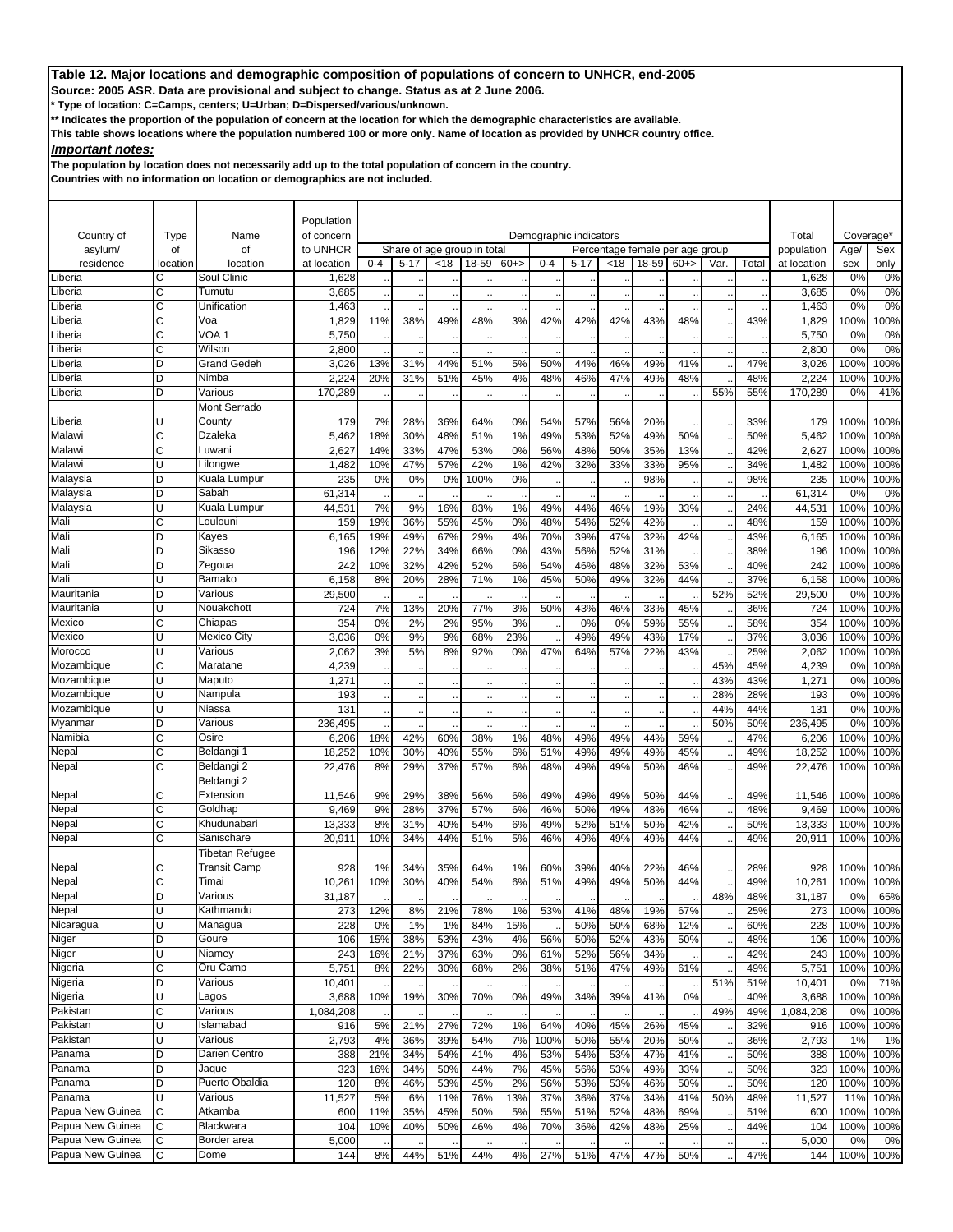**Table 12. Major locations and demographic composition of populations of concern to UNHCR, end-2005**

**Source: 2005 ASR. Data are provisional and subject to change. Status as at 2 June 2006.**

**\* Type of location: C=Camps, centers; U=Urban; D=Dispersed/various/unknown.**

**\*\* Indicates the proportion of the population of concern at the location for which the demographic characteristics are available.**

**This table shows locations where the population numbered 100 or more only. Name of location as provided by UNHCR country office.**

***Important notes:***

**The population by location does not necessarily add up to the total population of concern in the country.**

**Countries with no information on location or demographics are not included.**

| Country of asylum/ residence | Type of location | Name of location | Population of concern to UNHCR at location | Demographic indicators: Share of age group in total 0-4 | 5-17 | <18 | 18-59 | 60+> | Percentage female per age group 0-4 | 5-17 | <18 | 18-59 | 60+> | Var. | Total | Total population at location | Coverage* Age/ sex | Sex only |
|---|---|---|---|---|---|---|---|---|---|---|---|---|---|---|---|---|---|---|
| Liberia | C | Soul Clinic | 1,628 | .. | .. | .. | .. | .. | .. | .. | .. | .. | .. | .. | .. | 1,628 | 0% | 0% |
| Liberia | C | Tumutu | 3,685 | .. | .. | .. | .. | .. | .. | .. | .. | .. | .. | .. | .. | 3,685 | 0% | 0% |
| Liberia | C | Unification | 1,463 | .. | .. | .. | .. | .. | .. | .. | .. | .. | .. | .. | .. | 1,463 | 0% | 0% |
| Liberia | C | Voa | 1,829 | 11% | 38% | 49% | 48% | 3% | 42% | 42% | 42% | 43% | 48% | .. | 43% | 1,829 | 100% | 100% |
| Liberia | C | VOA 1 | 5,750 | .. | .. | .. | .. | .. | .. | .. | .. | .. | .. | .. | .. | 5,750 | 0% | 0% |
| Liberia | C | Wilson | 2,800 | .. | .. | .. | .. | .. | .. | .. | .. | .. | .. | .. | .. | 2,800 | 0% | 0% |
| Liberia | D | Grand Gedeh | 3,026 | 13% | 31% | 44% | 51% | 5% | 50% | 44% | 46% | 49% | 41% | .. | 47% | 3,026 | 100% | 100% |
| Liberia | D | Nimba | 2,224 | 20% | 31% | 51% | 45% | 4% | 48% | 46% | 47% | 49% | 48% | .. | 48% | 2,224 | 100% | 100% |
| Liberia | D | Various | 170,289 | .. | .. | .. | .. | .. | .. | .. | .. | .. | .. | 55% | 55% | 170,289 | 0% | 41% |
| Liberia | U | Mont Serrado County | 179 | 7% | 28% | 36% | 64% | 0% | 54% | 57% | 56% | 20% | .. | .. | 33% | 179 | 100% | 100% |
| Malawi | C | Dzaleka | 5,462 | 18% | 30% | 48% | 51% | 1% | 49% | 53% | 52% | 49% | 50% | .. | 50% | 5,462 | 100% | 100% |
| Malawi | C | Luwani | 2,627 | 14% | 33% | 47% | 53% | 0% | 56% | 48% | 50% | 35% | 13% | .. | 42% | 2,627 | 100% | 100% |
| Malawi | U | Lilongwe | 1,482 | 10% | 47% | 57% | 42% | 1% | 42% | 32% | 33% | 33% | 95% | .. | 34% | 1,482 | 100% | 100% |
| Malaysia | D | Kuala Lumpur | 235 | 0% | 0% | 0% | 100% | 0% | .. | .. | .. | 98% | .. | .. | 98% | 235 | 100% | 100% |
| Malaysia | D | Sabah | 61,314 | .. | .. | .. | .. | .. | .. | .. | .. | .. | .. | .. | .. | 61,314 | 0% | 0% |
| Malaysia | U | Kuala Lumpur | 44,531 | 7% | 9% | 16% | 83% | 1% | 49% | 44% | 46% | 19% | 33% | .. | 24% | 44,531 | 100% | 100% |
| Mali | C | Loulouni | 159 | 19% | 36% | 55% | 45% | 0% | 48% | 54% | 52% | 42% | .. | .. | 48% | 159 | 100% | 100% |
| Mali | D | Kayes | 6,165 | 19% | 49% | 67% | 29% | 4% | 70% | 39% | 47% | 32% | 42% | .. | 43% | 6,165 | 100% | 100% |
| Mali | D | Sikasso | 196 | 12% | 22% | 34% | 66% | 0% | 43% | 56% | 52% | 31% | .. | .. | 38% | 196 | 100% | 100% |
| Mali | D | Zegoua | 242 | 10% | 32% | 42% | 52% | 6% | 54% | 46% | 48% | 32% | 53% | .. | 40% | 242 | 100% | 100% |
| Mali | U | Bamako | 6,158 | 8% | 20% | 28% | 71% | 1% | 45% | 50% | 49% | 32% | 44% | .. | 37% | 6,158 | 100% | 100% |
| Mauritania | D | Various | 29,500 | .. | .. | .. | .. | .. | .. | .. | .. | .. | .. | 52% | 52% | 29,500 | 0% | 100% |
| Mauritania | U | Nouakchott | 724 | 7% | 13% | 20% | 77% | 3% | 50% | 43% | 46% | 33% | 45% | .. | 36% | 724 | 100% | 100% |
| Mexico | C | Chiapas | 354 | 0% | 2% | 2% | 95% | 3% | .. | 0% | 0% | 59% | 55% | .. | 58% | 354 | 100% | 100% |
| Mexico | U | Mexico City | 3,036 | 0% | 9% | 9% | 68% | 23% | .. | 49% | 49% | 43% | 17% | .. | 37% | 3,036 | 100% | 100% |
| Morocco | U | Various | 2,062 | 3% | 5% | 8% | 92% | 0% | 47% | 64% | 57% | 22% | 43% | .. | 25% | 2,062 | 100% | 100% |
| Mozambique | C | Maratane | 4,239 | .. | .. | .. | .. | .. | .. | .. | .. | .. | .. | 45% | 45% | 4,239 | 0% | 100% |
| Mozambique | U | Maputo | 1,271 | .. | .. | .. | .. | .. | .. | .. | .. | .. | .. | 43% | 43% | 1,271 | 0% | 100% |
| Mozambique | U | Nampula | 193 | .. | .. | .. | .. | .. | .. | .. | .. | .. | .. | 28% | 28% | 193 | 0% | 100% |
| Mozambique | U | Niassa | 131 | .. | .. | .. | .. | .. | .. | .. | .. | .. | .. | 44% | 44% | 131 | 0% | 100% |
| Myanmar | D | Various | 236,495 | .. | .. | .. | .. | .. | .. | .. | .. | .. | .. | 50% | 50% | 236,495 | 0% | 100% |
| Namibia | C | Osire | 6,206 | 18% | 42% | 60% | 38% | 1% | 48% | 49% | 49% | 44% | 59% | .. | 47% | 6,206 | 100% | 100% |
| Nepal | C | Beldangi 1 | 18,252 | 10% | 30% | 40% | 55% | 6% | 51% | 49% | 49% | 49% | 45% | .. | 49% | 18,252 | 100% | 100% |
| Nepal | C | Beldangi 2 | 22,476 | 8% | 29% | 37% | 57% | 6% | 48% | 49% | 49% | 50% | 46% | .. | 49% | 22,476 | 100% | 100% |
| Nepal | C | Beldangi 2 Extension | 11,546 | 9% | 29% | 38% | 56% | 6% | 49% | 49% | 49% | 50% | 44% | .. | 49% | 11,546 | 100% | 100% |
| Nepal | C | Goldhap | 9,469 | 9% | 28% | 37% | 57% | 6% | 46% | 50% | 49% | 48% | 46% | .. | 48% | 9,469 | 100% | 100% |
| Nepal | C | Khudunabari | 13,333 | 8% | 31% | 40% | 54% | 6% | 49% | 52% | 51% | 50% | 42% | .. | 50% | 13,333 | 100% | 100% |
| Nepal | C | Sanischare | 20,911 | 10% | 34% | 44% | 51% | 5% | 46% | 49% | 49% | 49% | 44% | .. | 49% | 20,911 | 100% | 100% |
| Nepal | C | Tibetan Refugee Transit Camp | 928 | 1% | 34% | 35% | 64% | 1% | 60% | 39% | 40% | 22% | 46% | .. | 28% | 928 | 100% | 100% |
| Nepal | C | Timai | 10,261 | 10% | 30% | 40% | 54% | 6% | 51% | 49% | 49% | 50% | 44% | .. | 49% | 10,261 | 100% | 100% |
| Nepal | D | Various | 31,187 | .. | .. | .. | .. | .. | .. | .. | .. | .. | .. | 48% | 48% | 31,187 | 0% | 65% |
| Nepal | U | Kathmandu | 273 | 12% | 8% | 21% | 78% | 1% | 53% | 41% | 48% | 19% | 67% | .. | 25% | 273 | 100% | 100% |
| Nicaragua | U | Managua | 228 | 0% | 1% | 1% | 84% | 15% | .. | 50% | 50% | 68% | 12% | .. | 60% | 228 | 100% | 100% |
| Niger | D | Goure | 106 | 15% | 38% | 53% | 43% | 4% | 56% | 50% | 52% | 43% | 50% | .. | 48% | 106 | 100% | 100% |
| Niger | U | Niamey | 243 | 16% | 21% | 37% | 63% | 0% | 61% | 52% | 56% | 34% | .. | .. | 42% | 243 | 100% | 100% |
| Nigeria | C | Oru Camp | 5,751 | 8% | 22% | 30% | 68% | 2% | 38% | 51% | 47% | 49% | 61% | .. | 49% | 5,751 | 100% | 100% |
| Nigeria | D | Various | 10,401 | .. | .. | .. | .. | .. | .. | .. | .. | .. | .. | 51% | 51% | 10,401 | 0% | 71% |
| Nigeria | U | Lagos | 3,688 | 10% | 19% | 30% | 70% | 0% | 49% | 34% | 39% | 41% | 0% | .. | 40% | 3,688 | 100% | 100% |
| Pakistan | C | Various | 1,084,208 | .. | .. | .. | .. | .. | .. | .. | .. | .. | .. | 49% | 49% | 1,084,208 | 0% | 100% |
| Pakistan | U | Islamabad | 916 | 5% | 21% | 27% | 72% | 1% | 64% | 40% | 45% | 26% | 45% | .. | 32% | 916 | 100% | 100% |
| Pakistan | U | Various | 2,793 | 4% | 36% | 39% | 54% | 7% | 100% | 50% | 55% | 20% | 50% | .. | 36% | 2,793 | 1% | 1% |
| Panama | D | Darien Centro | 388 | 21% | 34% | 54% | 41% | 4% | 53% | 54% | 53% | 47% | 41% | .. | 50% | 388 | 100% | 100% |
| Panama | D | Jaque | 323 | 16% | 34% | 50% | 44% | 7% | 45% | 56% | 53% | 49% | 33% | .. | 50% | 323 | 100% | 100% |
| Panama | D | Puerto Obaldia | 120 | 8% | 46% | 53% | 45% | 2% | 56% | 53% | 53% | 46% | 50% | .. | 50% | 120 | 100% | 100% |
| Panama | U | Various | 11,527 | 5% | 6% | 11% | 76% | 13% | 37% | 36% | 37% | 34% | 41% | 50% | 48% | 11,527 | 11% | 100% |
| Papua New Guinea | C | Atkamba | 600 | 11% | 35% | 45% | 50% | 5% | 55% | 51% | 52% | 48% | 69% | .. | 51% | 600 | 100% | 100% |
| Papua New Guinea | C | Blackwara | 104 | 10% | 40% | 50% | 46% | 4% | 70% | 36% | 42% | 48% | 25% | .. | 44% | 104 | 100% | 100% |
| Papua New Guinea | C | Border area | 5,000 | .. | .. | .. | .. | .. | .. | .. | .. | .. | .. | .. | .. | 5,000 | 0% | 0% |
| Papua New Guinea | C | Dome | 144 | 8% | 44% | 51% | 44% | 4% | 27% | 51% | 47% | 47% | 50% | .. | 47% | 144 | 100% | 100% |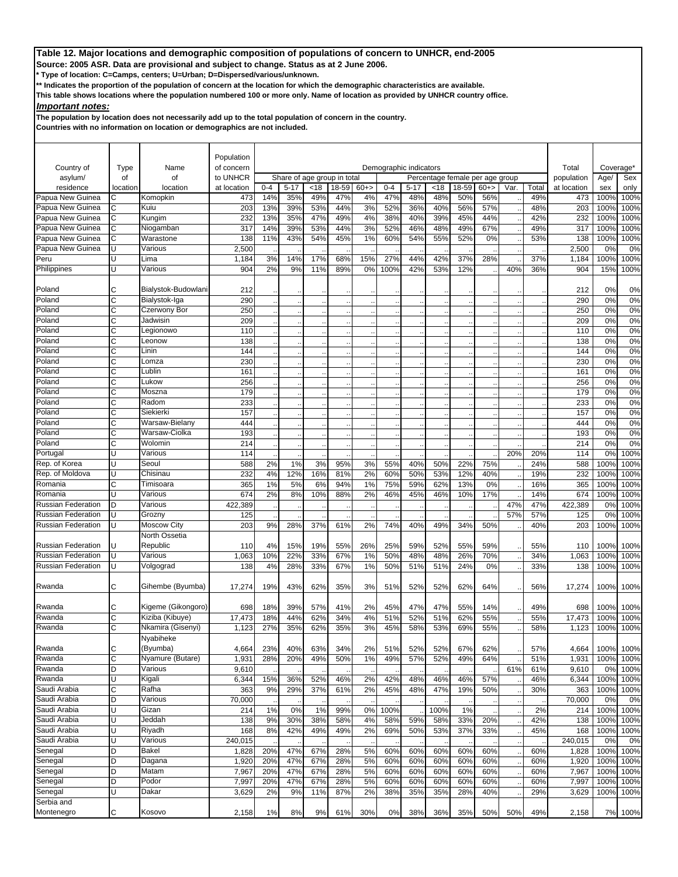**Table 12. Major locations and demographic composition of populations of concern to UNHCR, end-2005**

**Source: 2005 ASR. Data are provisional and subject to change. Status as at 2 June 2006.**

**\* Type of location: C=Camps, centers; U=Urban; D=Dispersed/various/unknown.**

**\*\* Indicates the proportion of the population of concern at the location for which the demographic characteristics are available.**

**This table shows locations where the population numbered 100 or more only. Name of location as provided by UNHCR country office.**

***Important notes:***

**The population by location does not necessarily add up to the total population of concern in the country.**

**Countries with no information on location or demographics are not included.**

| Country of asylum/ residence | Type of location | Name of location | Population of concern to UNHCR at location | Demographic indicators: Share of age group in total 0-4 | 5-17 | <18 | 18-59 | 60+> | Percentage female per age group 0-4 | 5-17 | <18 | 18-59 | 60+> | Var. | Total | Total population at location | Coverage* Age/ sex | Sex only |
|---|---|---|---|---|---|---|---|---|---|---|---|---|---|---|---|---|---|---|
| Papua New Guinea | C | Komopkin | 473 | 14% | 35% | 49% | 47% | 4% | 47% | 48% | 48% | 50% | 56% | .. | 49% | 473 | 100% | 100% |
| Papua New Guinea | C | Kuiu | 203 | 13% | 39% | 53% | 44% | 3% | 52% | 36% | 40% | 56% | 57% | .. | 48% | 203 | 100% | 100% |
| Papua New Guinea | C | Kungim | 232 | 13% | 35% | 47% | 49% | 4% | 38% | 40% | 39% | 45% | 44% | .. | 42% | 232 | 100% | 100% |
| Papua New Guinea | C | Niogamban | 317 | 14% | 39% | 53% | 44% | 3% | 52% | 46% | 48% | 49% | 67% | .. | 49% | 317 | 100% | 100% |
| Papua New Guinea | C | Warastone | 138 | 11% | 43% | 54% | 45% | 1% | 60% | 54% | 55% | 52% | 0% | .. | 53% | 138 | 100% | 100% |
| Papua New Guinea | U | Various | 2,500 | .. | .. | .. | .. | .. | .. | .. | .. | .. | .. | .. | .. | 2,500 | 0% | 0% |
| Peru | U | Lima | 1,184 | 3% | 14% | 17% | 68% | 15% | 27% | 44% | 42% | 37% | 28% | .. | 37% | 1,184 | 100% | 100% |
| Philippines | U | Various | 904 | 2% | 9% | 11% | 89% | 0% | 100% | 42% | 53% | 12% | .. | 40% | 36% | 904 | 15% | 100% |
| Poland | C | Bialystok-Budowlani | 212 | .. | .. | .. | .. | .. | .. | .. | .. | .. | .. | .. | .. | 212 | 0% | 0% |
| Poland | C | Bialystok-Iga | 290 | .. | .. | .. | .. | .. | .. | .. | .. | .. | .. | .. | .. | 290 | 0% | 0% |
| Poland | C | Czerwony Bor | 250 | .. | .. | .. | .. | .. | .. | .. | .. | .. | .. | .. | .. | 250 | 0% | 0% |
| Poland | C | Jadwisin | 209 | .. | .. | .. | .. | .. | .. | .. | .. | .. | .. | .. | .. | 209 | 0% | 0% |
| Poland | C | Legionowo | 110 | .. | .. | .. | .. | .. | .. | .. | .. | .. | .. | .. | .. | 110 | 0% | 0% |
| Poland | C | Leonow | 138 | .. | .. | .. | .. | .. | .. | .. | .. | .. | .. | .. | .. | 138 | 0% | 0% |
| Poland | C | Linin | 144 | .. | .. | .. | .. | .. | .. | .. | .. | .. | .. | .. | .. | 144 | 0% | 0% |
| Poland | C | Lomza | 230 | .. | .. | .. | .. | .. | .. | .. | .. | .. | .. | .. | .. | 230 | 0% | 0% |
| Poland | C | Lublin | 161 | .. | .. | .. | .. | .. | .. | .. | .. | .. | .. | .. | .. | 161 | 0% | 0% |
| Poland | C | Lukow | 256 | .. | .. | .. | .. | .. | .. | .. | .. | .. | .. | .. | .. | 256 | 0% | 0% |
| Poland | C | Moszna | 179 | .. | .. | .. | .. | .. | .. | .. | .. | .. | .. | .. | .. | 179 | 0% | 0% |
| Poland | C | Radom | 233 | .. | .. | .. | .. | .. | .. | .. | .. | .. | .. | .. | .. | 233 | 0% | 0% |
| Poland | C | Siekierki | 157 | .. | .. | .. | .. | .. | .. | .. | .. | .. | .. | .. | .. | 157 | 0% | 0% |
| Poland | C | Warsaw-Bielany | 444 | .. | .. | .. | .. | .. | .. | .. | .. | .. | .. | .. | .. | 444 | 0% | 0% |
| Poland | C | Warsaw-Ciolka | 193 | .. | .. | .. | .. | .. | .. | .. | .. | .. | .. | .. | .. | 193 | 0% | 0% |
| Poland | C | Wolomin | 214 | .. | .. | .. | .. | .. | .. | .. | .. | .. | .. | .. | .. | 214 | 0% | 0% |
| Portugal | U | Various | 114 | .. | .. | .. | .. | .. | .. | .. | .. | .. | .. | 20% | 20% | 114 | 0% | 100% |
| Rep. of Korea | U | Seoul | 588 | 2% | 1% | 3% | 95% | 3% | 55% | 40% | 50% | 22% | 75% | .. | 24% | 588 | 100% | 100% |
| Rep. of Moldova | U | Chisinau | 232 | 4% | 12% | 16% | 81% | 2% | 60% | 50% | 53% | 12% | 40% | .. | 19% | 232 | 100% | 100% |
| Romania | C | Timisoara | 365 | 1% | 5% | 6% | 94% | 1% | 75% | 59% | 62% | 13% | 0% | .. | 16% | 365 | 100% | 100% |
| Romania | U | Various | 674 | 2% | 8% | 10% | 88% | 2% | 46% | 45% | 46% | 10% | 17% | .. | 14% | 674 | 100% | 100% |
| Russian Federation | D | Various | 422,389 | .. | .. | .. | .. | .. | .. | .. | .. | .. | .. | 47% | 47% | 422,389 | 0% | 100% |
| Russian Federation | U | Grozny | 125 | .. | .. | .. | .. | .. | .. | .. | .. | .. | .. | 57% | 57% | 125 | 0% | 100% |
| Russian Federation | U | Moscow City | 203 | 9% | 28% | 37% | 61% | 2% | 74% | 40% | 49% | 34% | 50% | .. | 40% | 203 | 100% | 100% |
| Russian Federation | U | North Ossetia Republic | 110 | 4% | 15% | 19% | 55% | 26% | 25% | 59% | 52% | 55% | 59% | .. | 55% | 110 | 100% | 100% |
| Russian Federation | U | Various | 1,063 | 10% | 22% | 33% | 67% | 1% | 50% | 48% | 48% | 26% | 70% | .. | 34% | 1,063 | 100% | 100% |
| Russian Federation | U | Volgograd | 138 | 4% | 28% | 33% | 67% | 1% | 50% | 51% | 51% | 24% | 0% | .. | 33% | 138 | 100% | 100% |
| Rwanda | C | Gihembe (Byumba) | 17,274 | 19% | 43% | 62% | 35% | 3% | 51% | 52% | 52% | 62% | 64% | .. | 56% | 17,274 | 100% | 100% |
| Rwanda | C | Kigeme (Gikongoro) | 698 | 18% | 39% | 57% | 41% | 2% | 45% | 47% | 47% | 55% | 14% | .. | 49% | 698 | 100% | 100% |
| Rwanda | C | Kiziba (Kibuye) | 17,473 | 18% | 44% | 62% | 34% | 4% | 51% | 52% | 51% | 62% | 55% | .. | 55% | 17,473 | 100% | 100% |
| Rwanda | C | Nkamira (Gisenyi) | 1,123 | 27% | 35% | 62% | 35% | 3% | 45% | 58% | 53% | 69% | 55% | .. | 58% | 1,123 | 100% | 100% |
| Rwanda | C | Nyabiheke (Byumba) | 4,664 | 23% | 40% | 63% | 34% | 2% | 51% | 52% | 52% | 67% | 62% | .. | 57% | 4,664 | 100% | 100% |
| Rwanda | C | Nyamure (Butare) | 1,931 | 28% | 20% | 49% | 50% | 1% | 49% | 57% | 52% | 49% | 64% | .. | 51% | 1,931 | 100% | 100% |
| Rwanda | D | Various | 9,610 | .. | .. | .. | .. | .. | .. | .. | .. | .. | .. | 61% | 61% | 9,610 | 0% | 100% |
| Rwanda | U | Kigali | 6,344 | 15% | 36% | 52% | 46% | 2% | 42% | 48% | 46% | 46% | 57% | .. | 46% | 6,344 | 100% | 100% |
| Saudi Arabia | C | Rafha | 363 | 9% | 29% | 37% | 61% | 2% | 45% | 48% | 47% | 19% | 50% | .. | 30% | 363 | 100% | 100% |
| Saudi Arabia | D | Various | 70,000 | .. | .. | .. | .. | .. | .. | .. | .. | .. | .. | .. | .. | 70,000 | 0% | 0% |
| Saudi Arabia | U | Gizan | 214 | 1% | 0% | 1% | 99% | 0% | 100% | .. | 100% | 1% | .. | .. | 2% | 214 | 100% | 100% |
| Saudi Arabia | U | Jeddah | 138 | 9% | 30% | 38% | 58% | 4% | 58% | 59% | 58% | 33% | 20% | .. | 42% | 138 | 100% | 100% |
| Saudi Arabia | U | Riyadh | 168 | 8% | 42% | 49% | 49% | 2% | 69% | 50% | 53% | 37% | 33% | .. | 45% | 168 | 100% | 100% |
| Saudi Arabia | U | Various | 240,015 | .. | .. | .. | .. | .. | .. | .. | .. | .. | .. | .. | .. | 240,015 | 0% | 0% |
| Senegal | D | Bakel | 1,828 | 20% | 47% | 67% | 28% | 5% | 60% | 60% | 60% | 60% | 60% | .. | 60% | 1,828 | 100% | 100% |
| Senegal | D | Dagana | 1,920 | 20% | 47% | 67% | 28% | 5% | 60% | 60% | 60% | 60% | 60% | .. | 60% | 1,920 | 100% | 100% |
| Senegal | D | Matam | 7,967 | 20% | 47% | 67% | 28% | 5% | 60% | 60% | 60% | 60% | 60% | .. | 60% | 7,967 | 100% | 100% |
| Senegal | D | Podor | 7,997 | 20% | 47% | 67% | 28% | 5% | 60% | 60% | 60% | 60% | 60% | .. | 60% | 7,997 | 100% | 100% |
| Senegal | U | Dakar | 3,629 | 2% | 9% | 11% | 87% | 2% | 38% | 35% | 35% | 28% | 40% | .. | 29% | 3,629 | 100% | 100% |
| Serbia and Montenegro | C | Kosovo | 2,158 | 1% | 8% | 9% | 61% | 30% | 0% | 38% | 36% | 35% | 50% | 50% | 49% | 2,158 | 7% | 100% |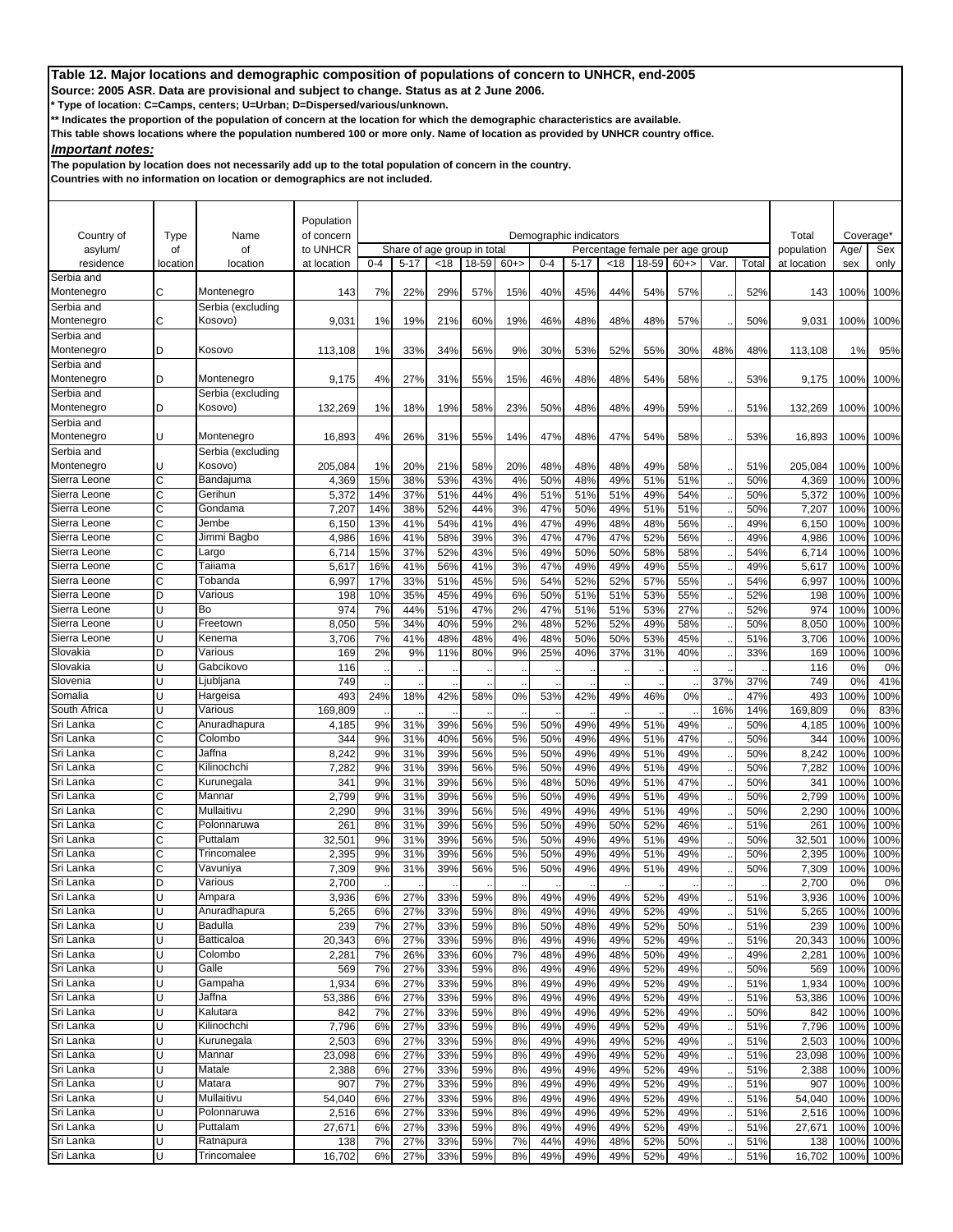**Table 12. Major locations and demographic composition of populations of concern to UNHCR, end-2005**

**Source: 2005 ASR. Data are provisional and subject to change. Status as at 2 June 2006.**

**\* Type of location: C=Camps, centers; U=Urban; D=Dispersed/various/unknown.**

**\*\* Indicates the proportion of the population of concern at the location for which the demographic characteristics are available.**

**This table shows locations where the population numbered 100 or more only. Name of location as provided by UNHCR country office.**

***Important notes:***

**The population by location does not necessarily add up to the total population of concern in the country.**

**Countries with no information on location or demographics are not included.**

| Country of asylum/ residence | Type of location | Name of location | Population of concern to UNHCR at location | Demographic indicators: Share of age group in total 0-4 | 5-17 | <18 | 18-59 | 60+> | Percentage female per age group 0-4 | 5-17 | <18 | 18-59 | 60+> | Var. | Total | Total population at location | Coverage* Age/ sex | Coverage* Sex only |
|---|---|---|---|---|---|---|---|---|---|---|---|---|---|---|---|---|---|---|
| Serbia and Montenegro | C | Montenegro | 143 | 7% | 22% | 29% | 57% | 15% | 40% | 45% | 44% | 54% | 57% | .. | 52% | 143 | 100% | 100% |
| Serbia and Montenegro | C | Serbia (excluding Kosovo) | 9,031 | 1% | 19% | 21% | 60% | 19% | 46% | 48% | 48% | 48% | 57% | .. | 50% | 9,031 | 100% | 100% |
| Serbia and Montenegro | D | Kosovo | 113,108 | 1% | 33% | 34% | 56% | 9% | 30% | 53% | 52% | 55% | 30% | 48% | 48% | 113,108 | 1% | 95% |
| Serbia and Montenegro | D | Montenegro | 9,175 | 4% | 27% | 31% | 55% | 15% | 46% | 48% | 48% | 54% | 58% | .. | 53% | 9,175 | 100% | 100% |
| Serbia and Montenegro | D | Serbia (excluding Kosovo) | 132,269 | 1% | 18% | 19% | 58% | 23% | 50% | 48% | 48% | 49% | 59% | .. | 51% | 132,269 | 100% | 100% |
| Serbia and Montenegro | U | Montenegro | 16,893 | 4% | 26% | 31% | 55% | 14% | 47% | 48% | 47% | 54% | 58% | .. | 53% | 16,893 | 100% | 100% |
| Serbia and Montenegro | U | Serbia (excluding Kosovo) | 205,084 | 1% | 20% | 21% | 58% | 20% | 48% | 48% | 48% | 49% | 58% | .. | 51% | 205,084 | 100% | 100% |
| Sierra Leone | C | Bandajuma | 4,369 | 15% | 38% | 53% | 43% | 4% | 50% | 48% | 49% | 51% | 51% | .. | 50% | 4,369 | 100% | 100% |
| Sierra Leone | C | Gerihun | 5,372 | 14% | 37% | 51% | 44% | 4% | 51% | 51% | 51% | 49% | 54% | .. | 50% | 5,372 | 100% | 100% |
| Sierra Leone | C | Gondama | 7,207 | 14% | 38% | 52% | 44% | 3% | 47% | 50% | 49% | 51% | 51% | .. | 50% | 7,207 | 100% | 100% |
| Sierra Leone | C | Jembe | 6,150 | 13% | 41% | 54% | 41% | 4% | 47% | 49% | 48% | 48% | 56% | .. | 49% | 6,150 | 100% | 100% |
| Sierra Leone | C | Jimmi Bagbo | 4,986 | 16% | 41% | 58% | 39% | 3% | 47% | 47% | 47% | 52% | 56% | .. | 49% | 4,986 | 100% | 100% |
| Sierra Leone | C | Largo | 6,714 | 15% | 37% | 52% | 43% | 5% | 49% | 50% | 50% | 58% | 58% | .. | 54% | 6,714 | 100% | 100% |
| Sierra Leone | C | Taiiama | 5,617 | 16% | 41% | 56% | 41% | 3% | 47% | 49% | 49% | 49% | 55% | .. | 49% | 5,617 | 100% | 100% |
| Sierra Leone | C | Tobanda | 6,997 | 17% | 33% | 51% | 45% | 5% | 54% | 52% | 52% | 57% | 55% | .. | 54% | 6,997 | 100% | 100% |
| Sierra Leone | D | Various | 198 | 10% | 35% | 45% | 49% | 6% | 50% | 51% | 51% | 53% | 55% | .. | 52% | 198 | 100% | 100% |
| Sierra Leone | U | Bo | 974 | 7% | 44% | 51% | 47% | 2% | 47% | 51% | 51% | 53% | 27% | .. | 52% | 974 | 100% | 100% |
| Sierra Leone | U | Freetown | 8,050 | 5% | 34% | 40% | 59% | 2% | 48% | 52% | 52% | 49% | 58% | .. | 50% | 8,050 | 100% | 100% |
| Sierra Leone | U | Kenema | 3,706 | 7% | 41% | 48% | 48% | 4% | 48% | 50% | 50% | 53% | 45% | .. | 51% | 3,706 | 100% | 100% |
| Slovakia | D | Various | 169 | 2% | 9% | 11% | 80% | 9% | 25% | 40% | 37% | 31% | 40% | .. | 33% | 169 | 100% | 100% |
| Slovakia | U | Gabcikovo | 116 | .. | .. | .. | .. | .. | .. | .. | .. | .. | .. | .. | .. | 116 | 0% | 0% |
| Slovenia | U | Ljubljana | 749 | .. | .. | .. | .. | .. | .. | .. | .. | .. | .. | 37% | 37% | 749 | 0% | 41% |
| Somalia | U | Hargeisa | 493 | 24% | 18% | 42% | 58% | 0% | 53% | 42% | 49% | 46% | 0% | .. | 47% | 493 | 100% | 100% |
| South Africa | U | Various | 169,809 | .. | .. | .. | .. | .. | .. | .. | .. | .. | .. | 16% | 14% | 169,809 | 0% | 83% |
| Sri Lanka | C | Anuradhapura | 4,185 | 9% | 31% | 39% | 56% | 5% | 50% | 49% | 49% | 51% | 49% | .. | 50% | 4,185 | 100% | 100% |
| Sri Lanka | C | Colombo | 344 | 9% | 31% | 40% | 56% | 5% | 50% | 49% | 49% | 51% | 47% | .. | 50% | 344 | 100% | 100% |
| Sri Lanka | C | Jaffna | 8,242 | 9% | 31% | 39% | 56% | 5% | 50% | 49% | 49% | 51% | 49% | .. | 50% | 8,242 | 100% | 100% |
| Sri Lanka | C | Kilinochchi | 7,282 | 9% | 31% | 39% | 56% | 5% | 50% | 49% | 49% | 51% | 49% | .. | 50% | 7,282 | 100% | 100% |
| Sri Lanka | C | Kurunegala | 341 | 9% | 31% | 39% | 56% | 5% | 48% | 50% | 49% | 51% | 47% | .. | 50% | 341 | 100% | 100% |
| Sri Lanka | C | Mannar | 2,799 | 9% | 31% | 39% | 56% | 5% | 50% | 49% | 49% | 51% | 49% | .. | 50% | 2,799 | 100% | 100% |
| Sri Lanka | C | Mullaitivu | 2,290 | 9% | 31% | 39% | 56% | 5% | 49% | 49% | 49% | 51% | 49% | .. | 50% | 2,290 | 100% | 100% |
| Sri Lanka | C | Polonnaruwa | 261 | 8% | 31% | 39% | 56% | 5% | 50% | 49% | 50% | 52% | 46% | .. | 51% | 261 | 100% | 100% |
| Sri Lanka | C | Puttalam | 32,501 | 9% | 31% | 39% | 56% | 5% | 50% | 49% | 49% | 51% | 49% | .. | 50% | 32,501 | 100% | 100% |
| Sri Lanka | C | Trincomalee | 2,395 | 9% | 31% | 39% | 56% | 5% | 50% | 49% | 49% | 51% | 49% | .. | 50% | 2,395 | 100% | 100% |
| Sri Lanka | C | Vavuniya | 7,309 | 9% | 31% | 39% | 56% | 5% | 50% | 49% | 49% | 51% | 49% | .. | 50% | 7,309 | 100% | 100% |
| Sri Lanka | D | Various | 2,700 | .. | .. | .. | .. | .. | .. | .. | .. | .. | .. | .. | .. | 2,700 | 0% | 0% |
| Sri Lanka | U | Ampara | 3,936 | 6% | 27% | 33% | 59% | 8% | 49% | 49% | 49% | 52% | 49% | .. | 51% | 3,936 | 100% | 100% |
| Sri Lanka | U | Anuradhapura | 5,265 | 6% | 27% | 33% | 59% | 8% | 49% | 49% | 49% | 52% | 49% | .. | 51% | 5,265 | 100% | 100% |
| Sri Lanka | U | Badulla | 239 | 7% | 27% | 33% | 59% | 8% | 50% | 48% | 49% | 52% | 50% | .. | 51% | 239 | 100% | 100% |
| Sri Lanka | U | Batticaloa | 20,343 | 6% | 27% | 33% | 59% | 8% | 49% | 49% | 49% | 52% | 49% | .. | 51% | 20,343 | 100% | 100% |
| Sri Lanka | U | Colombo | 2,281 | 7% | 26% | 33% | 60% | 7% | 48% | 49% | 48% | 50% | 49% | .. | 49% | 2,281 | 100% | 100% |
| Sri Lanka | U | Galle | 569 | 7% | 27% | 33% | 59% | 8% | 49% | 49% | 49% | 52% | 49% | .. | 50% | 569 | 100% | 100% |
| Sri Lanka | U | Gampaha | 1,934 | 6% | 27% | 33% | 59% | 8% | 49% | 49% | 49% | 52% | 49% | .. | 51% | 1,934 | 100% | 100% |
| Sri Lanka | U | Jaffna | 53,386 | 6% | 27% | 33% | 59% | 8% | 49% | 49% | 49% | 52% | 49% | .. | 51% | 53,386 | 100% | 100% |
| Sri Lanka | U | Kalutara | 842 | 7% | 27% | 33% | 59% | 8% | 49% | 49% | 49% | 52% | 49% | .. | 50% | 842 | 100% | 100% |
| Sri Lanka | U | Kilinochchi | 7,796 | 6% | 27% | 33% | 59% | 8% | 49% | 49% | 49% | 52% | 49% | .. | 51% | 7,796 | 100% | 100% |
| Sri Lanka | U | Kurunegala | 2,503 | 6% | 27% | 33% | 59% | 8% | 49% | 49% | 49% | 52% | 49% | .. | 51% | 2,503 | 100% | 100% |
| Sri Lanka | U | Mannar | 23,098 | 6% | 27% | 33% | 59% | 8% | 49% | 49% | 49% | 52% | 49% | .. | 51% | 23,098 | 100% | 100% |
| Sri Lanka | U | Matale | 2,388 | 6% | 27% | 33% | 59% | 8% | 49% | 49% | 49% | 52% | 49% | .. | 51% | 2,388 | 100% | 100% |
| Sri Lanka | U | Matara | 907 | 7% | 27% | 33% | 59% | 8% | 49% | 49% | 49% | 52% | 49% | .. | 51% | 907 | 100% | 100% |
| Sri Lanka | U | Mullaitivu | 54,040 | 6% | 27% | 33% | 59% | 8% | 49% | 49% | 49% | 52% | 49% | .. | 51% | 54,040 | 100% | 100% |
| Sri Lanka | U | Polonnaruwa | 2,516 | 6% | 27% | 33% | 59% | 8% | 49% | 49% | 49% | 52% | 49% | .. | 51% | 2,516 | 100% | 100% |
| Sri Lanka | U | Puttalam | 27,671 | 6% | 27% | 33% | 59% | 8% | 49% | 49% | 49% | 52% | 49% | .. | 51% | 27,671 | 100% | 100% |
| Sri Lanka | U | Ratnapura | 138 | 7% | 27% | 33% | 59% | 7% | 44% | 49% | 48% | 52% | 50% | .. | 51% | 138 | 100% | 100% |
| Sri Lanka | U | Trincomalee | 16,702 | 6% | 27% | 33% | 59% | 8% | 49% | 49% | 49% | 52% | 49% | .. | 51% | 16,702 | 100% | 100% |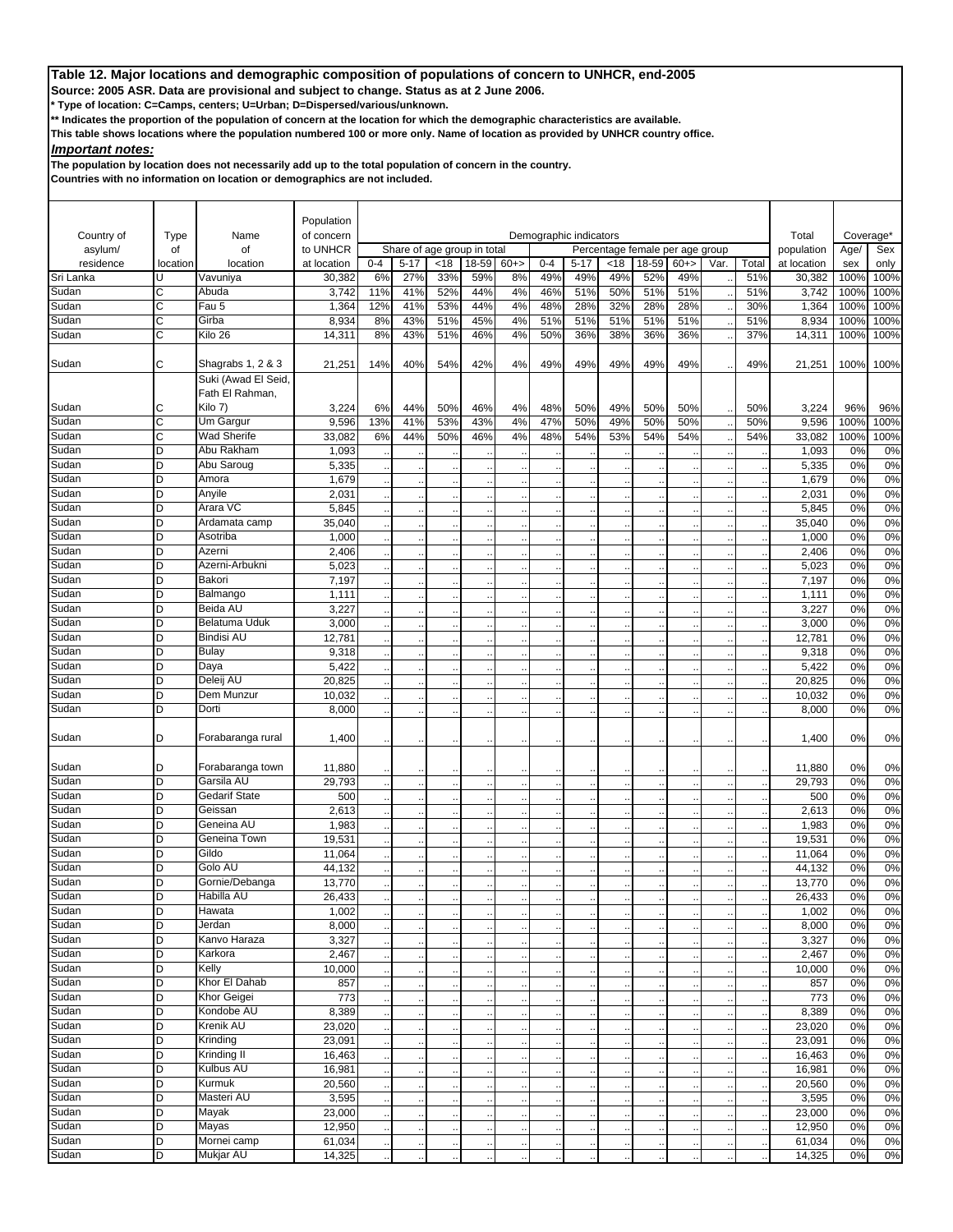**Table 12. Major locations and demographic composition of populations of concern to UNHCR, end-2005**

**Source: 2005 ASR. Data are provisional and subject to change. Status as at 2 June 2006.**

**\* Type of location: C=Camps, centers; U=Urban; D=Dispersed/various/unknown.**

**\*\* Indicates the proportion of the population of concern at the location for which the demographic characteristics are available.**

**This table shows locations where the population numbered 100 or more only. Name of location as provided by UNHCR country office.**

***Important notes:***

**The population by location does not necessarily add up to the total population of concern in the country.**

**Countries with no information on location or demographics are not included.**

| Country of asylum/ residence | Type of location | Name of location | Population of concern to UNHCR at location | Demographic indicators: Share of age group in total 0-4 | 5-17 | <18 | 18-59 | 60+> | Percentage female per age group 0-4 | 5-17 | <18 | 18-59 | 60+> | Var. | Total | Total population at location | Coverage* Age/ sex | Sex only |
|---|---|---|---|---|---|---|---|---|---|---|---|---|---|---|---|---|---|---|
| Sri Lanka | U | Vavuniya | 30,382 | 6% | 27% | 33% | 59% | 8% | 49% | 49% | 49% | 52% | 49% | .. | 51% | 30,382 | 100% | 100% |
| Sudan | C | Abuda | 3,742 | 11% | 41% | 52% | 44% | 4% | 46% | 51% | 50% | 51% | 51% | .. | 51% | 3,742 | 100% | 100% |
| Sudan | C | Fau 5 | 1,364 | 12% | 41% | 53% | 44% | 4% | 48% | 28% | 32% | 28% | 28% | .. | 30% | 1,364 | 100% | 100% |
| Sudan | C | Girba | 8,934 | 8% | 43% | 51% | 45% | 4% | 51% | 51% | 51% | 51% | 51% | .. | 51% | 8,934 | 100% | 100% |
| Sudan | C | Kilo 26 | 14,311 | 8% | 43% | 51% | 46% | 4% | 50% | 36% | 38% | 36% | 36% | .. | 37% | 14,311 | 100% | 100% |
| Sudan | C | Shagrabs 1, 2 & 3 | 21,251 | 14% | 40% | 54% | 42% | 4% | 49% | 49% | 49% | 49% | 49% | .. | 49% | 21,251 | 100% | 100% |
| Sudan | C | Suki (Awad El Seid, Fath El Rahman, Kilo 7) | 3,224 | 6% | 44% | 50% | 46% | 4% | 48% | 50% | 49% | 50% | 50% | .. | 50% | 3,224 | 96% | 96% |
| Sudan | C | Um Gargur | 9,596 | 13% | 41% | 55% | 43% | 4% | 47% | 50% | 49% | 50% | 50% | .. | 50% | 9,596 | 100% | 100% |
| Sudan | C | Wad Sherife | 33,082 | 6% | 44% | 50% | 46% | 4% | 48% | 54% | 53% | 54% | 54% | .. | 54% | 33,082 | 100% | 100% |
| Sudan | D | Abu Rakham | 1,093 | .. | .. | .. | .. | .. | .. | .. | .. | .. | .. | .. | .. | 1,093 | 0% | 0% |
| Sudan | D | Abu Saroug | 5,335 | .. | .. | .. | .. | .. | .. | .. | .. | .. | .. | .. | .. | 5,335 | 0% | 0% |
| Sudan | D | Amora | 1,679 | .. | .. | .. | .. | .. | .. | .. | .. | .. | .. | .. | .. | 1,679 | 0% | 0% |
| Sudan | D | Anyile | 2,031 | .. | .. | .. | .. | .. | .. | .. | .. | .. | .. | .. | .. | 2,031 | 0% | 0% |
| Sudan | D | Arara VC | 5,845 | .. | .. | .. | .. | .. | .. | .. | .. | .. | .. | .. | .. | 5,845 | 0% | 0% |
| Sudan | D | Ardamata camp | 35,040 | .. | .. | .. | .. | .. | .. | .. | .. | .. | .. | .. | .. | 35,040 | 0% | 0% |
| Sudan | D | Asotriba | 1,000 | .. | .. | .. | .. | .. | .. | .. | .. | .. | .. | .. | .. | 1,000 | 0% | 0% |
| Sudan | D | Azerni | 2,406 | .. | .. | .. | .. | .. | .. | .. | .. | .. | .. | .. | .. | 2,406 | 0% | 0% |
| Sudan | D | Azerni-Arbukni | 5,023 | .. | .. | .. | .. | .. | .. | .. | .. | .. | .. | .. | .. | 5,023 | 0% | 0% |
| Sudan | D | Bakori | 7,197 | .. | .. | .. | .. | .. | .. | .. | .. | .. | .. | .. | .. | 7,197 | 0% | 0% |
| Sudan | D | Balmango | 1,111 | .. | .. | .. | .. | .. | .. | .. | .. | .. | .. | .. | .. | 1,111 | 0% | 0% |
| Sudan | D | Beida AU | 3,227 | .. | .. | .. | .. | .. | .. | .. | .. | .. | .. | .. | .. | 3,227 | 0% | 0% |
| Sudan | D | Belatuma Uduk | 3,000 | .. | .. | .. | .. | .. | .. | .. | .. | .. | .. | .. | .. | 3,000 | 0% | 0% |
| Sudan | D | Bindisi AU | 12,781 | .. | .. | .. | .. | .. | .. | .. | .. | .. | .. | .. | .. | 12,781 | 0% | 0% |
| Sudan | D | Bulay | 9,318 | .. | .. | .. | .. | .. | .. | .. | .. | .. | .. | .. | .. | 9,318 | 0% | 0% |
| Sudan | D | Daya | 5,422 | .. | .. | .. | .. | .. | .. | .. | .. | .. | .. | .. | .. | 5,422 | 0% | 0% |
| Sudan | D | Deleij AU | 20,825 | .. | .. | .. | .. | .. | .. | .. | .. | .. | .. | .. | .. | 20,825 | 0% | 0% |
| Sudan | D | Dem Munzur | 10,032 | .. | .. | .. | .. | .. | .. | .. | .. | .. | .. | .. | .. | 10,032 | 0% | 0% |
| Sudan | D | Dorti | 8,000 | .. | .. | .. | .. | .. | .. | .. | .. | .. | .. | .. | .. | 8,000 | 0% | 0% |
| Sudan | D | Forabaranga rural | 1,400 | .. | .. | .. | .. | .. | .. | .. | .. | .. | .. | .. | .. | 1,400 | 0% | 0% |
| Sudan | D | Forabaranga town | 11,880 | .. | .. | .. | .. | .. | .. | .. | .. | .. | .. | .. | .. | 11,880 | 0% | 0% |
| Sudan | D | Garsila AU | 29,793 | .. | .. | .. | .. | .. | .. | .. | .. | .. | .. | .. | .. | 29,793 | 0% | 0% |
| Sudan | D | Gedarif State | 500 | .. | .. | .. | .. | .. | .. | .. | .. | .. | .. | .. | .. | 500 | 0% | 0% |
| Sudan | D | Geissan | 2,613 | .. | .. | .. | .. | .. | .. | .. | .. | .. | .. | .. | .. | 2,613 | 0% | 0% |
| Sudan | D | Geneina AU | 1,983 | .. | .. | .. | .. | .. | .. | .. | .. | .. | .. | .. | .. | 1,983 | 0% | 0% |
| Sudan | D | Geneina Town | 19,531 | .. | .. | .. | .. | .. | .. | .. | .. | .. | .. | .. | .. | 19,531 | 0% | 0% |
| Sudan | D | Gildo | 11,064 | .. | .. | .. | .. | .. | .. | .. | .. | .. | .. | .. | .. | 11,064 | 0% | 0% |
| Sudan | D | Golo AU | 44,132 | .. | .. | .. | .. | .. | .. | .. | .. | .. | .. | .. | .. | 44,132 | 0% | 0% |
| Sudan | D | Gornie/Debanga | 13,770 | .. | .. | .. | .. | .. | .. | .. | .. | .. | .. | .. | .. | 13,770 | 0% | 0% |
| Sudan | D | Habilla AU | 26,433 | .. | .. | .. | .. | .. | .. | .. | .. | .. | .. | .. | .. | 26,433 | 0% | 0% |
| Sudan | D | Hawata | 1,002 | .. | .. | .. | .. | .. | .. | .. | .. | .. | .. | .. | .. | 1,002 | 0% | 0% |
| Sudan | D | Jerdan | 8,000 | .. | .. | .. | .. | .. | .. | .. | .. | .. | .. | .. | .. | 8,000 | 0% | 0% |
| Sudan | D | Kanvo Haraza | 3,327 | .. | .. | .. | .. | .. | .. | .. | .. | .. | .. | .. | .. | 3,327 | 0% | 0% |
| Sudan | D | Karkora | 2,467 | .. | .. | .. | .. | .. | .. | .. | .. | .. | .. | .. | .. | 2,467 | 0% | 0% |
| Sudan | D | Kelly | 10,000 | .. | .. | .. | .. | .. | .. | .. | .. | .. | .. | .. | .. | 10,000 | 0% | 0% |
| Sudan | D | Khor El Dahab | 857 | .. | .. | .. | .. | .. | .. | .. | .. | .. | .. | .. | .. | 857 | 0% | 0% |
| Sudan | D | Khor Geigei | 773 | .. | .. | .. | .. | .. | .. | .. | .. | .. | .. | .. | .. | 773 | 0% | 0% |
| Sudan | D | Kondobe AU | 8,389 | .. | .. | .. | .. | .. | .. | .. | .. | .. | .. | .. | .. | 8,389 | 0% | 0% |
| Sudan | D | Krenik AU | 23,020 | .. | .. | .. | .. | .. | .. | .. | .. | .. | .. | .. | .. | 23,020 | 0% | 0% |
| Sudan | D | Krinding | 23,091 | .. | .. | .. | .. | .. | .. | .. | .. | .. | .. | .. | .. | 23,091 | 0% | 0% |
| Sudan | D | Krinding II | 16,463 | .. | .. | .. | .. | .. | .. | .. | .. | .. | .. | .. | .. | 16,463 | 0% | 0% |
| Sudan | D | Kulbus AU | 16,981 | .. | .. | .. | .. | .. | .. | .. | .. | .. | .. | .. | .. | 16,981 | 0% | 0% |
| Sudan | D | Kurmuk | 20,560 | .. | .. | .. | .. | .. | .. | .. | .. | .. | .. | .. | .. | 20,560 | 0% | 0% |
| Sudan | D | Masteri AU | 3,595 | .. | .. | .. | .. | .. | .. | .. | .. | .. | .. | .. | .. | 3,595 | 0% | 0% |
| Sudan | D | Mayak | 23,000 | .. | .. | .. | .. | .. | .. | .. | .. | .. | .. | .. | .. | 23,000 | 0% | 0% |
| Sudan | D | Mayas | 12,950 | .. | .. | .. | .. | .. | .. | .. | .. | .. | .. | .. | .. | 12,950 | 0% | 0% |
| Sudan | D | Mornei camp | 61,034 | .. | .. | .. | .. | .. | .. | .. | .. | .. | .. | .. | .. | 61,034 | 0% | 0% |
| Sudan | D | Mukjar AU | 14,325 | .. | .. | .. | .. | .. | .. | .. | .. | .. | .. | .. | .. | 14,325 | 0% | 0% |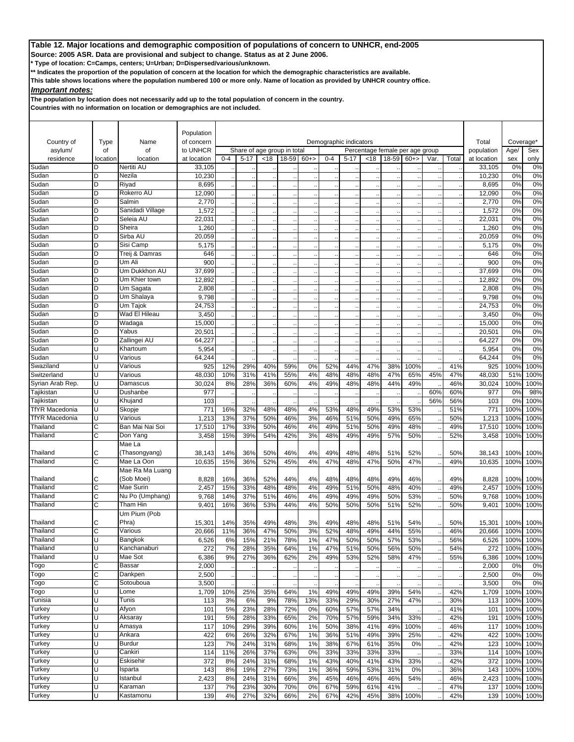**Table 12. Major locations and demographic composition of populations of concern to UNHCR, end-2005**

**Source: 2005 ASR. Data are provisional and subject to change. Status as at 2 June 2006.**

**\* Type of location: C=Camps, centers; U=Urban; D=Dispersed/various/unknown.**

**\*\* Indicates the proportion of the population of concern at the location for which the demographic characteristics are available.**

**This table shows locations where the population numbered 100 or more only. Name of location as provided by UNHCR country office.**

***Important notes:***

**The population by location does not necessarily add up to the total population of concern in the country.**

**Countries with no information on location or demographics are not included.**

| Country of asylum/ residence | Type of location | Name of location | Population of concern to UNHCR at location | Demographic indicators: Share of age group in total 0-4 | 5-17 | <18 | 18-59 | 60+> | Percentage female per age group 0-4 | 5-17 | <18 | 18-59 | 60+> | Var. | Total | Total population at location | Coverage* Age/ sex | Sex only |
|---|---|---|---|---|---|---|---|---|---|---|---|---|---|---|---|---|---|---|
| Sudan | D | Nertiti AU | 33,105 | .. | .. | .. | .. | .. | .. | .. | .. | .. | .. | .. | .. | 33,105 | 0% | 0% |
| Sudan | D | Nezila | 10,230 | .. | .. | .. | .. | .. | .. | .. | .. | .. | .. | .. | .. | 10,230 | 0% | 0% |
| Sudan | D | Riyad | 8,695 | .. | .. | .. | .. | .. | .. | .. | .. | .. | .. | .. | .. | 8,695 | 0% | 0% |
| Sudan | D | Rokerro AU | 12,090 | .. | .. | .. | .. | .. | .. | .. | .. | .. | .. | .. | .. | 12,090 | 0% | 0% |
| Sudan | D | Salmin | 2,770 | .. | .. | .. | .. | .. | .. | .. | .. | .. | .. | .. | .. | 2,770 | 0% | 0% |
| Sudan | D | Sanidadi Village | 1,572 | .. | .. | .. | .. | .. | .. | .. | .. | .. | .. | .. | .. | 1,572 | 0% | 0% |
| Sudan | D | Seleia AU | 22,031 | .. | .. | .. | .. | .. | .. | .. | .. | .. | .. | .. | .. | 22,031 | 0% | 0% |
| Sudan | D | Sheira | 1,260 | .. | .. | .. | .. | .. | .. | .. | .. | .. | .. | .. | .. | 1,260 | 0% | 0% |
| Sudan | D | Sirba AU | 20,059 | .. | .. | .. | .. | .. | .. | .. | .. | .. | .. | .. | .. | 20,059 | 0% | 0% |
| Sudan | D | Sisi Camp | 5,175 | .. | .. | .. | .. | .. | .. | .. | .. | .. | .. | .. | .. | 5,175 | 0% | 0% |
| Sudan | D | Treij & Damras | 646 | .. | .. | .. | .. | .. | .. | .. | .. | .. | .. | .. | .. | 646 | 0% | 0% |
| Sudan | D | Um Ali | 900 | .. | .. | .. | .. | .. | .. | .. | .. | .. | .. | .. | .. | 900 | 0% | 0% |
| Sudan | D | Um Dukkhon AU | 37,699 | .. | .. | .. | .. | .. | .. | .. | .. | .. | .. | .. | .. | 37,699 | 0% | 0% |
| Sudan | D | Um Khier town | 12,892 | .. | .. | .. | .. | .. | .. | .. | .. | .. | .. | .. | .. | 12,892 | 0% | 0% |
| Sudan | D | Um Sagata | 2,808 | .. | .. | .. | .. | .. | .. | .. | .. | .. | .. | .. | .. | 2,808 | 0% | 0% |
| Sudan | D | Um Shalaya | 9,798 | .. | .. | .. | .. | .. | .. | .. | .. | .. | .. | .. | .. | 9,798 | 0% | 0% |
| Sudan | D | Um Tajok | 24,753 | .. | .. | .. | .. | .. | .. | .. | .. | .. | .. | .. | .. | 24,753 | 0% | 0% |
| Sudan | D | Wad El Hileau | 3,450 | .. | .. | .. | .. | .. | .. | .. | .. | .. | .. | .. | .. | 3,450 | 0% | 0% |
| Sudan | D | Wadaga | 15,000 | .. | .. | .. | .. | .. | .. | .. | .. | .. | .. | .. | .. | 15,000 | 0% | 0% |
| Sudan | D | Yabus | 20,501 | .. | .. | .. | .. | .. | .. | .. | .. | .. | .. | .. | .. | 20,501 | 0% | 0% |
| Sudan | D | Zallingei AU | 64,227 | .. | .. | .. | .. | .. | .. | .. | .. | .. | .. | .. | .. | 64,227 | 0% | 0% |
| Sudan | U | Khartoum | 5,954 | .. | .. | .. | .. | .. | .. | .. | .. | .. | .. | .. | .. | 5,954 | 0% | 0% |
| Sudan | U | Various | 64,244 | .. | .. | .. | .. | .. | .. | .. | .. | .. | .. | .. | .. | 64,244 | 0% | 0% |
| Swaziland | U | Various | 925 | 12% | 29% | 40% | 59% | 0% | 52% | 44% | 47% | 38% | 100% | .. | 41% | 925 | 100% | 100% |
| Switzerland | U | Various | 48,030 | 10% | 31% | 41% | 55% | 4% | 48% | 48% | 48% | 47% | 65% | 45% | 47% | 48,030 | 51% | 100% |
| Syrian Arab Rep. | U | Damascus | 30,024 | 8% | 28% | 36% | 60% | 4% | 49% | 48% | 48% | 44% | 49% | .. | 46% | 30,024 | 100% | 100% |
| Tajikistan | U | Dushanbe | 977 | .. | .. | .. | .. | .. | .. | .. | .. | .. | .. | 60% | 60% | 977 | 0% | 98% |
| Tajikistan | U | Khujand | 103 | .. | .. | .. | .. | .. | .. | .. | .. | .. | .. | 56% | 56% | 103 | 0% | 100% |
| TfYR Macedonia | U | Skopje | 771 | 16% | 32% | 48% | 48% | 4% | 53% | 48% | 49% | 53% | 53% | .. | 51% | 771 | 100% | 100% |
| TfYR Macedonia | U | Various | 1,213 | 13% | 37% | 50% | 46% | 3% | 46% | 51% | 50% | 49% | 65% | .. | 50% | 1,213 | 100% | 100% |
| Thailand | C | Ban Mai Nai Soi | 17,510 | 17% | 33% | 50% | 46% | 4% | 49% | 51% | 50% | 49% | 48% | .. | 49% | 17,510 | 100% | 100% |
| Thailand | C | Don Yang | 3,458 | 15% | 39% | 54% | 42% | 3% | 48% | 49% | 49% | 57% | 50% | .. | 52% | 3,458 | 100% | 100% |
| Thailand | C | Mae La (Thasongyang) | 38,143 | 14% | 36% | 50% | 46% | 4% | 49% | 48% | 48% | 51% | 52% | .. | 50% | 38,143 | 100% | 100% |
| Thailand | C | Mae La Oon | 10,635 | 15% | 36% | 52% | 45% | 4% | 47% | 48% | 47% | 50% | 47% | .. | 49% | 10,635 | 100% | 100% |
| Thailand | C | Mae Ra Ma Luang (Sob Moei) | 8,828 | 16% | 36% | 52% | 44% | 4% | 48% | 48% | 48% | 49% | 46% | .. | 49% | 8,828 | 100% | 100% |
| Thailand | C | Mae Surin | 2,457 | 15% | 33% | 48% | 48% | 4% | 49% | 51% | 50% | 48% | 40% | .. | 49% | 2,457 | 100% | 100% |
| Thailand | C | Nu Po (Umphang) | 9,768 | 14% | 37% | 51% | 46% | 4% | 49% | 49% | 49% | 50% | 53% | .. | 50% | 9,768 | 100% | 100% |
| Thailand | C | Tham Hin | 9,401 | 16% | 36% | 53% | 44% | 4% | 50% | 50% | 50% | 51% | 52% | .. | 50% | 9,401 | 100% | 100% |
| Thailand | C | Um Pium (Pob Phra) | 15,301 | 14% | 35% | 49% | 48% | 3% | 49% | 48% | 48% | 51% | 54% | .. | 50% | 15,301 | 100% | 100% |
| Thailand | C | Various | 20,666 | 11% | 36% | 47% | 50% | 3% | 52% | 48% | 49% | 44% | 55% | .. | 46% | 20,666 | 100% | 100% |
| Thailand | U | Bangkok | 6,526 | 6% | 15% | 21% | 78% | 1% | 47% | 50% | 50% | 57% | 53% | .. | 56% | 6,526 | 100% | 100% |
| Thailand | U | Kanchanaburi | 272 | 7% | 28% | 35% | 64% | 1% | 47% | 51% | 50% | 56% | 50% | .. | 54% | 272 | 100% | 100% |
| Thailand | U | Mae Sot | 6,386 | 9% | 27% | 36% | 62% | 2% | 49% | 53% | 52% | 58% | 47% | .. | 55% | 6,386 | 100% | 100% |
| Togo | C | Bassar | 2,000 | .. | .. | .. | .. | .. | .. | .. | .. | .. | .. | .. | .. | 2,000 | 0% | 0% |
| Togo | C | Dankpen | 2,500 | .. | .. | .. | .. | .. | .. | .. | .. | .. | .. | .. | .. | 2,500 | 0% | 0% |
| Togo | C | Sotouboua | 3,500 | .. | .. | .. | .. | .. | .. | .. | .. | .. | .. | .. | .. | 3,500 | 0% | 0% |
| Togo | U | Lome | 1,709 | 10% | 25% | 35% | 64% | 1% | 49% | 49% | 49% | 39% | 54% | .. | 42% | 1,709 | 100% | 100% |
| Tunisia | U | Tunis | 113 | 3% | 6% | 9% | 78% | 13% | 33% | 29% | 30% | 27% | 47% | .. | 30% | 113 | 100% | 100% |
| Turkey | U | Afyon | 101 | 5% | 23% | 28% | 72% | 0% | 60% | 57% | 57% | 34% | .. | .. | 41% | 101 | 100% | 100% |
| Turkey | U | Aksaray | 191 | 5% | 28% | 33% | 65% | 2% | 70% | 57% | 59% | 34% | 33% | .. | 42% | 191 | 100% | 100% |
| Turkey | U | Amasya | 117 | 10% | 29% | 39% | 60% | 1% | 50% | 38% | 41% | 49% | 100% | .. | 46% | 117 | 100% | 100% |
| Turkey | U | Ankara | 422 | 6% | 26% | 32% | 67% | 1% | 36% | 51% | 49% | 39% | 25% | .. | 42% | 422 | 100% | 100% |
| Turkey | U | Burdur | 123 | 7% | 24% | 31% | 68% | 1% | 38% | 67% | 61% | 35% | 0% | .. | 42% | 123 | 100% | 100% |
| Turkey | U | Cankiri | 114 | 11% | 26% | 37% | 63% | 0% | 33% | 33% | 33% | 33% | .. | .. | 33% | 114 | 100% | 100% |
| Turkey | U | Eskisehir | 372 | 8% | 24% | 31% | 68% | 1% | 43% | 40% | 41% | 43% | 33% | .. | 42% | 372 | 100% | 100% |
| Turkey | U | Isparta | 143 | 8% | 19% | 27% | 73% | 1% | 36% | 59% | 53% | 31% | 0% | .. | 36% | 143 | 100% | 100% |
| Turkey | U | Istanbul | 2,423 | 8% | 24% | 31% | 66% | 3% | 45% | 46% | 46% | 46% | 54% | .. | 46% | 2,423 | 100% | 100% |
| Turkey | U | Karaman | 137 | 7% | 23% | 30% | 70% | 0% | 67% | 59% | 61% | 41% | .. | .. | 47% | 137 | 100% | 100% |
| Turkey | U | Kastamonu | 139 | 4% | 27% | 32% | 66% | 2% | 67% | 42% | 45% | 38% | 100% | .. | 42% | 139 | 100% | 100% |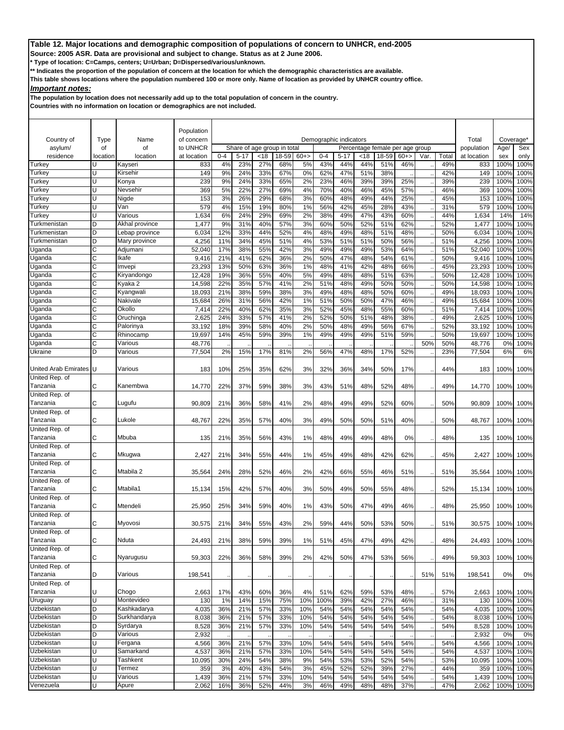**Table 12. Major locations and demographic composition of populations of concern to UNHCR, end-2005**

**Source: 2005 ASR. Data are provisional and subject to change. Status as at 2 June 2006.**

**\* Type of location: C=Camps, centers; U=Urban; D=Dispersed/various/unknown.**

**\*\* Indicates the proportion of the population of concern at the location for which the demographic characteristics are available.**

**This table shows locations where the population numbered 100 or more only. Name of location as provided by UNHCR country office.**

***Important notes:***

**The population by location does not necessarily add up to the total population of concern in the country.**

**Countries with no information on location or demographics are not included.**

| Country of asylum/ residence | Type of location | Name of location | Population of concern to UNHCR at location | Demographic indicators: Share of age group in total 0-4 | 5-17 | <18 | 18-59 | 60+> | Percentage female per age group 0-4 | 5-17 | <18 | 18-59 | 60+> | Var. | Total | Total population at location | Coverage* Age/ sex | Sex only |
|---|---|---|---|---|---|---|---|---|---|---|---|---|---|---|---|---|---|---|
| Turkey | U | Kayseri | 833 | 4% | 23% | 27% | 68% | 5% | 43% | 44% | 44% | 51% | 46% | .. | 49% | 833 | 100% | 100% |
| Turkey | U | Kirsehir | 149 | 9% | 24% | 33% | 67% | 0% | 62% | 47% | 51% | 38% | .. | .. | 42% | 149 | 100% | 100% |
| Turkey | U | Konya | 239 | 9% | 24% | 33% | 65% | 2% | 23% | 46% | 39% | 39% | 25% | .. | 39% | 239 | 100% | 100% |
| Turkey | U | Nevsehir | 369 | 5% | 22% | 27% | 69% | 4% | 70% | 40% | 46% | 45% | 57% | .. | 46% | 369 | 100% | 100% |
| Turkey | U | Nigde | 153 | 3% | 26% | 29% | 68% | 3% | 60% | 48% | 49% | 44% | 25% | .. | 45% | 153 | 100% | 100% |
| Turkey | U | Van | 579 | 4% | 15% | 19% | 80% | 1% | 56% | 42% | 45% | 28% | 43% | .. | 31% | 579 | 100% | 100% |
| Turkey | U | Various | 1,634 | 6% | 24% | 29% | 69% | 2% | 38% | 49% | 47% | 43% | 60% | .. | 44% | 1,634 | 14% | 14% |
| Turkmenistan | D | Akhal province | 1,477 | 9% | 31% | 40% | 57% | 3% | 60% | 50% | 52% | 51% | 62% | .. | 52% | 1,477 | 100% | 100% |
| Turkmenistan | D | Lebap province | 6,034 | 12% | 33% | 44% | 52% | 4% | 48% | 49% | 48% | 51% | 48% | .. | 50% | 6,034 | 100% | 100% |
| Turkmenistan | D | Mary province | 4,256 | 11% | 34% | 45% | 51% | 4% | 53% | 51% | 51% | 50% | 56% | .. | 51% | 4,256 | 100% | 100% |
| Uganda | C | Adjumani | 52,040 | 17% | 38% | 55% | 42% | 3% | 49% | 49% | 49% | 53% | 64% | .. | 51% | 52,040 | 100% | 100% |
| Uganda | C | Ikafe | 9,416 | 21% | 41% | 62% | 36% | 2% | 50% | 47% | 48% | 54% | 61% | .. | 50% | 9,416 | 100% | 100% |
| Uganda | C | Imvepi | 23,293 | 13% | 50% | 63% | 36% | 1% | 48% | 41% | 42% | 48% | 66% | .. | 45% | 23,293 | 100% | 100% |
| Uganda | C | Kiryandongo | 12,428 | 19% | 36% | 55% | 40% | 5% | 49% | 48% | 48% | 51% | 63% | .. | 50% | 12,428 | 100% | 100% |
| Uganda | C | Kyaka 2 | 14,598 | 22% | 35% | 57% | 41% | 2% | 51% | 48% | 49% | 50% | 50% | .. | 50% | 14,598 | 100% | 100% |
| Uganda | C | Kyangwali | 18,093 | 21% | 38% | 59% | 38% | 3% | 49% | 48% | 48% | 50% | 60% | .. | 49% | 18,093 | 100% | 100% |
| Uganda | C | Nakivale | 15,684 | 26% | 31% | 56% | 42% | 1% | 51% | 50% | 50% | 47% | 46% | .. | 49% | 15,684 | 100% | 100% |
| Uganda | C | Okollo | 7,414 | 22% | 40% | 62% | 35% | 3% | 52% | 45% | 48% | 55% | 60% | .. | 51% | 7,414 | 100% | 100% |
| Uganda | C | Oruchinga | 2,625 | 24% | 33% | 57% | 41% | 2% | 52% | 50% | 51% | 48% | 38% | .. | 49% | 2,625 | 100% | 100% |
| Uganda | C | Palorinya | 33,192 | 18% | 39% | 58% | 40% | 2% | 50% | 48% | 49% | 56% | 67% | .. | 52% | 33,192 | 100% | 100% |
| Uganda | C | Rhinocamp | 19,697 | 14% | 45% | 59% | 39% | 1% | 49% | 49% | 49% | 51% | 59% | .. | 50% | 19,697 | 100% | 100% |
| Uganda | C | Various | 48,776 | .. | .. | .. | .. | .. | .. | .. | .. | .. | .. | 50% | 50% | 48,776 | 0% | 100% |
| Ukraine | D | Various | 77,504 | 2% | 15% | 17% | 81% | 2% | 56% | 47% | 48% | 17% | 52% | .. | 23% | 77,504 | 6% | 6% |
| United Arab Emirates | U | Various | 183 | 10% | 25% | 35% | 62% | 3% | 32% | 36% | 34% | 50% | 17% | .. | 44% | 183 | 100% | 100% |
| United Rep. of Tanzania | C | Kanembwa | 14,770 | 22% | 37% | 59% | 38% | 3% | 43% | 51% | 48% | 52% | 48% | .. | 49% | 14,770 | 100% | 100% |
| United Rep. of Tanzania | C | Lugufu | 90,809 | 21% | 36% | 58% | 41% | 2% | 48% | 49% | 49% | 52% | 60% | .. | 50% | 90,809 | 100% | 100% |
| United Rep. of Tanzania | C | Lukole | 48,767 | 22% | 35% | 57% | 40% | 3% | 49% | 50% | 50% | 51% | 40% | .. | 50% | 48,767 | 100% | 100% |
| United Rep. of Tanzania | C | Mbuba | 135 | 21% | 35% | 56% | 43% | 1% | 48% | 49% | 49% | 48% | 0% | .. | 48% | 135 | 100% | 100% |
| United Rep. of Tanzania | C | Mkugwa | 2,427 | 21% | 34% | 55% | 44% | 1% | 45% | 49% | 48% | 42% | 62% | .. | 45% | 2,427 | 100% | 100% |
| United Rep. of Tanzania | C | Mtabila 2 | 35,564 | 24% | 28% | 52% | 46% | 2% | 42% | 66% | 55% | 46% | 51% | .. | 51% | 35,564 | 100% | 100% |
| United Rep. of Tanzania | C | Mtabila1 | 15,134 | 15% | 42% | 57% | 40% | 3% | 50% | 49% | 50% | 55% | 48% | .. | 52% | 15,134 | 100% | 100% |
| United Rep. of Tanzania | C | Mtendeli | 25,950 | 25% | 34% | 59% | 40% | 1% | 43% | 50% | 47% | 49% | 46% | .. | 48% | 25,950 | 100% | 100% |
| United Rep. of Tanzania | C | Myovosi | 30,575 | 21% | 34% | 55% | 43% | 2% | 59% | 44% | 50% | 53% | 50% | .. | 51% | 30,575 | 100% | 100% |
| United Rep. of Tanzania | C | Nduta | 24,493 | 21% | 38% | 59% | 39% | 1% | 51% | 45% | 47% | 49% | 42% | .. | 48% | 24,493 | 100% | 100% |
| United Rep. of Tanzania | C | Nyarugusu | 59,303 | 22% | 36% | 58% | 39% | 2% | 42% | 50% | 47% | 53% | 56% | .. | 49% | 59,303 | 100% | 100% |
| United Rep. of Tanzania | D | Various | 198,541 | .. | .. | .. | .. | .. | .. | .. | .. | .. | .. | 51% | 51% | 198,541 | 0% | 0% |
| United Rep. of Tanzania | U | Chogo | 2,663 | 17% | 43% | 60% | 36% | 4% | 51% | 62% | 59% | 53% | 48% | .. | 57% | 2,663 | 100% | 100% |
| Uruguay | U | Montevideo | 130 | 1% | 14% | 15% | 75% | 10% | 100% | 39% | 42% | 27% | 46% | .. | 31% | 130 | 100% | 100% |
| Uzbekistan | D | Kashkadarya | 4,035 | 36% | 21% | 57% | 33% | 10% | 54% | 54% | 54% | 54% | 54% | .. | 54% | 4,035 | 100% | 100% |
| Uzbekistan | D | Surkhandarya | 8,038 | 36% | 21% | 57% | 33% | 10% | 54% | 54% | 54% | 54% | 54% | .. | 54% | 8,038 | 100% | 100% |
| Uzbekistan | D | Syrdarya | 8,528 | 36% | 21% | 57% | 33% | 10% | 54% | 54% | 54% | 54% | 54% | .. | 54% | 8,528 | 100% | 100% |
| Uzbekistan | D | Various | 2,932 | .. | .. | .. | .. | .. | .. | .. | .. | .. | .. | .. | .. | 2,932 | 0% | 0% |
| Uzbekistan | U | Fergana | 4,566 | 36% | 21% | 57% | 33% | 10% | 54% | 54% | 54% | 54% | 54% | .. | 54% | 4,566 | 100% | 100% |
| Uzbekistan | U | Samarkand | 4,537 | 36% | 21% | 57% | 33% | 10% | 54% | 54% | 54% | 54% | 54% | .. | 54% | 4,537 | 100% | 100% |
| Uzbekistan | U | Tashkent | 10,095 | 30% | 24% | 54% | 38% | 9% | 54% | 53% | 53% | 52% | 54% | .. | 53% | 10,095 | 100% | 100% |
| Uzbekistan | U | Termez | 359 | 3% | 40% | 43% | 54% | 3% | 45% | 52% | 52% | 39% | 27% | .. | 44% | 359 | 100% | 100% |
| Uzbekistan | U | Various | 1,439 | 36% | 21% | 57% | 33% | 10% | 54% | 54% | 54% | 54% | 54% | .. | 54% | 1,439 | 100% | 100% |
| Venezuela | U | Apure | 2,062 | 16% | 36% | 52% | 44% | 3% | 46% | 49% | 48% | 48% | 37% | .. | 47% | 2,062 | 100% | 100% |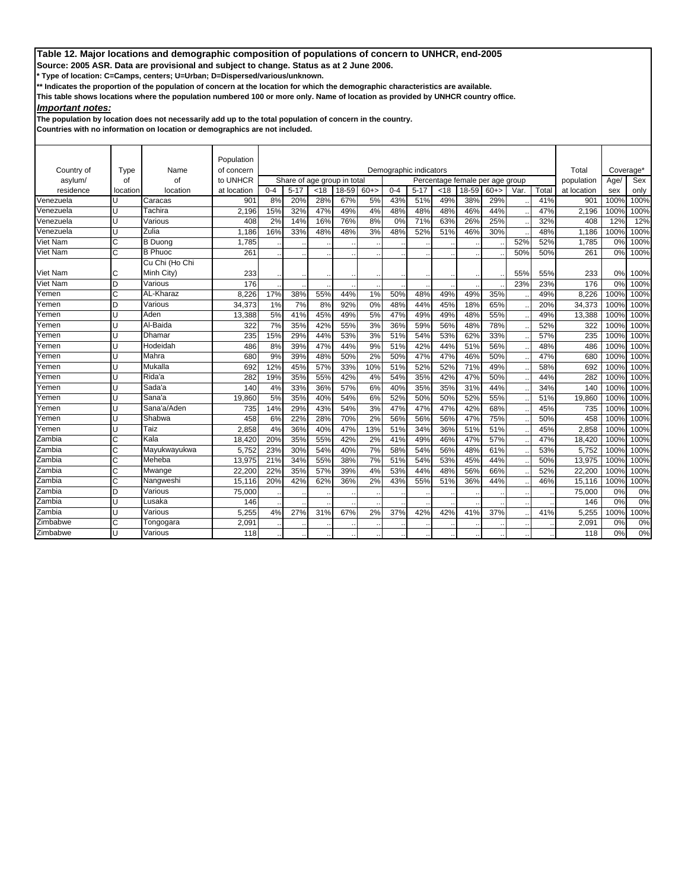**Table 12. Major locations and demographic composition of populations of concern to UNHCR, end-2005**

**Source: 2005 ASR. Data are provisional and subject to change. Status as at 2 June 2006.**

**\* Type of location: C=Camps, centers; U=Urban; D=Dispersed/various/unknown.**

**\*\* Indicates the proportion of the population of concern at the location for which the demographic characteristics are available.**

**This table shows locations where the population numbered 100 or more only. Name of location as provided by UNHCR country office.**

***Important notes:***

**The population by location does not necessarily add up to the total population of concern in the country.**

**Countries with no information on location or demographics are not included.**

| Country of asylum/ residence | Type of location | Name of location | Population of concern to UNHCR at location | Demographic indicators: Share of age group in total 0-4 | 5-17 | <18 | 18-59 | 60+> | Percentage female per age group 0-4 | 5-17 | <18 | 18-59 | 60+> | Var. | Total | Total population at location | Coverage* Age/ sex | Sex only |
|---|---|---|---|---|---|---|---|---|---|---|---|---|---|---|---|---|---|---|
| Venezuela | U | Caracas | 901 | 8% | 20% | 28% | 67% | 5% | 43% | 51% | 49% | 38% | 29% | .. | 41% | 901 | 100% | 100% |
| Venezuela | U | Tachira | 2,196 | 15% | 32% | 47% | 49% | 4% | 48% | 48% | 48% | 46% | 44% | .. | 47% | 2,196 | 100% | 100% |
| Venezuela | U | Various | 408 | 2% | 14% | 16% | 76% | 8% | 0% | 71% | 63% | 26% | 25% | .. | 32% | 408 | 12% | 12% |
| Venezuela | U | Zulia | 1,186 | 16% | 33% | 48% | 48% | 3% | 48% | 52% | 51% | 46% | 30% | .. | 48% | 1,186 | 100% | 100% |
| Viet Nam | C | B Duong | 1,785 | .. | .. | .. | .. | .. | .. | .. | .. | .. | .. | 52% | 52% | 1,785 | 0% | 100% |
| Viet Nam | C | B Phuoc | 261 | .. | .. | .. | .. | .. | .. | .. | .. | .. | .. | 50% | 50% | 261 | 0% | 100% |
| Viet Nam | C | Cu Chi (Ho Chi Minh City) | 233 | .. | .. | .. | .. | .. | .. | .. | .. | .. | .. | 55% | 55% | 233 | 0% | 100% |
| Viet Nam | D | Various | 176 | .. | .. | .. | .. | .. | .. | .. | .. | .. | .. | 23% | 23% | 176 | 0% | 100% |
| Yemen | C | AL-Kharaz | 8,226 | 17% | 38% | 55% | 44% | 1% | 50% | 48% | 49% | 49% | 35% | .. | 49% | 8,226 | 100% | 100% |
| Yemen | D | Various | 34,373 | 1% | 7% | 8% | 92% | 0% | 48% | 44% | 45% | 18% | 65% | .. | 20% | 34,373 | 100% | 100% |
| Yemen | U | Aden | 13,388 | 5% | 41% | 45% | 49% | 5% | 47% | 49% | 49% | 48% | 55% | .. | 49% | 13,388 | 100% | 100% |
| Yemen | U | Al-Baida | 322 | 7% | 35% | 42% | 55% | 3% | 36% | 59% | 56% | 48% | 78% | .. | 52% | 322 | 100% | 100% |
| Yemen | U | Dhamar | 235 | 15% | 29% | 44% | 53% | 3% | 51% | 54% | 53% | 62% | 33% | .. | 57% | 235 | 100% | 100% |
| Yemen | U | Hodeidah | 486 | 8% | 39% | 47% | 44% | 9% | 51% | 42% | 44% | 51% | 56% | .. | 48% | 486 | 100% | 100% |
| Yemen | U | Mahra | 680 | 9% | 39% | 48% | 50% | 2% | 50% | 47% | 47% | 46% | 50% | .. | 47% | 680 | 100% | 100% |
| Yemen | U | Mukalla | 692 | 12% | 45% | 57% | 33% | 10% | 51% | 52% | 52% | 71% | 49% | .. | 58% | 692 | 100% | 100% |
| Yemen | U | Rida'a | 282 | 19% | 35% | 55% | 42% | 4% | 54% | 35% | 42% | 47% | 50% | .. | 44% | 282 | 100% | 100% |
| Yemen | U | Sada'a | 140 | 4% | 33% | 36% | 57% | 6% | 40% | 35% | 35% | 31% | 44% | .. | 34% | 140 | 100% | 100% |
| Yemen | U | Sana'a | 19,860 | 5% | 35% | 40% | 54% | 6% | 52% | 50% | 50% | 52% | 55% | .. | 51% | 19,860 | 100% | 100% |
| Yemen | U | Sana'a/Aden | 735 | 14% | 29% | 43% | 54% | 3% | 47% | 47% | 47% | 42% | 68% | .. | 45% | 735 | 100% | 100% |
| Yemen | U | Shabwa | 458 | 6% | 22% | 28% | 70% | 2% | 56% | 56% | 56% | 47% | 75% | .. | 50% | 458 | 100% | 100% |
| Yemen | U | Taiz | 2,858 | 4% | 36% | 40% | 47% | 13% | 51% | 34% | 36% | 51% | 51% | .. | 45% | 2,858 | 100% | 100% |
| Zambia | C | Kala | 18,420 | 20% | 35% | 55% | 42% | 2% | 41% | 49% | 46% | 47% | 57% | .. | 47% | 18,420 | 100% | 100% |
| Zambia | C | Mayukwayukwa | 5,752 | 23% | 30% | 54% | 40% | 7% | 58% | 54% | 56% | 48% | 61% | .. | 53% | 5,752 | 100% | 100% |
| Zambia | C | Meheba | 13,975 | 21% | 34% | 55% | 38% | 7% | 51% | 54% | 53% | 45% | 44% | .. | 50% | 13,975 | 100% | 100% |
| Zambia | C | Mwange | 22,200 | 22% | 35% | 57% | 39% | 4% | 53% | 44% | 48% | 56% | 66% | .. | 52% | 22,200 | 100% | 100% |
| Zambia | C | Nangweshi | 15,116 | 20% | 42% | 62% | 36% | 2% | 43% | 55% | 51% | 36% | 44% | .. | 46% | 15,116 | 100% | 100% |
| Zambia | D | Various | 75,000 | .. | .. | .. | .. | .. | .. | .. | .. | .. | .. | .. | .. | 75,000 | 0% | 0% |
| Zambia | U | Lusaka | 146 | .. | .. | .. | .. | .. | .. | .. | .. | .. | .. | .. | .. | 146 | 0% | 0% |
| Zambia | U | Various | 5,255 | 4% | 27% | 31% | 67% | 2% | 37% | 42% | 42% | 41% | 37% | .. | 41% | 5,255 | 100% | 100% |
| Zimbabwe | C | Tongogara | 2,091 | .. | .. | .. | .. | .. | .. | .. | .. | .. | .. | .. | .. | 2,091 | 0% | 0% |
| Zimbabwe | U | Various | 118 | .. | .. | .. | .. | .. | .. | .. | .. | .. | .. | .. | .. | 118 | 0% | 0% |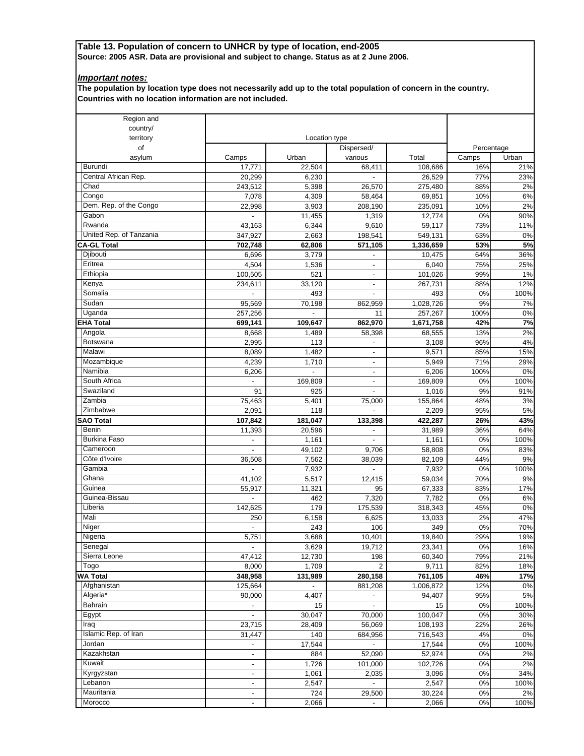**Table 13. Population of concern to UNHCR by type of location, end-2005**
**Source: 2005 ASR. Data are provisional and subject to change. Status as at 2 June 2006.**

***Important notes:***
**The population by location type does not necessarily add up to the total population of concern in the country.**
**Countries with no location information are not included.**

| Region and country/ territory of asylum | Location type | | | | Percentage | |
|---|---|---|---|---|---|---|
| | Camps | Urban | Dispersed/ various | Total | Camps | Urban |
| Burundi | 17,771 | 22,504 | 68,411 | 108,686 | 16% | 21% |
| Central African Rep. | 20,299 | 6,230 | - | 26,529 | 77% | 23% |
| Chad | 243,512 | 5,398 | 26,570 | 275,480 | 88% | 2% |
| Congo | 7,078 | 4,309 | 58,464 | 69,851 | 10% | 6% |
| Dem. Rep. of the Congo | 22,998 | 3,903 | 208,190 | 235,091 | 10% | 2% |
| Gabon | - | 11,455 | 1,319 | 12,774 | 0% | 90% |
| Rwanda | 43,163 | 6,344 | 9,610 | 59,117 | 73% | 11% |
| United Rep. of Tanzania | 347,927 | 2,663 | 198,541 | 549,131 | 63% | 0% |
| **CA-GL Total** | **702,748** | **62,806** | **571,105** | **1,336,659** | **53%** | **5%** |
| Djibouti | 6,696 | 3,779 | - | 10,475 | 64% | 36% |
| Eritrea | 4,504 | 1,536 | - | 6,040 | 75% | 25% |
| Ethiopia | 100,505 | 521 | - | 101,026 | 99% | 1% |
| Kenya | 234,611 | 33,120 | - | 267,731 | 88% | 12% |
| Somalia | - | 493 | - | 493 | 0% | 100% |
| Sudan | 95,569 | 70,198 | 862,959 | 1,028,726 | 9% | 7% |
| Uganda | 257,256 | - | 11 | 257,267 | 100% | 0% |
| **EHA Total** | **699,141** | **109,647** | **862,970** | **1,671,758** | **42%** | **7%** |
| Angola | 8,668 | 1,489 | 58,398 | 68,555 | 13% | 2% |
| Botswana | 2,995 | 113 | - | 3,108 | 96% | 4% |
| Malawi | 8,089 | 1,482 | - | 9,571 | 85% | 15% |
| Mozambique | 4,239 | 1,710 | - | 5,949 | 71% | 29% |
| Namibia | 6,206 | - | - | 6,206 | 100% | 0% |
| South Africa | - | 169,809 | - | 169,809 | 0% | 100% |
| Swaziland | 91 | 925 | - | 1,016 | 9% | 91% |
| Zambia | 75,463 | 5,401 | 75,000 | 155,864 | 48% | 3% |
| Zimbabwe | 2,091 | 118 | - | 2,209 | 95% | 5% |
| **SAO Total** | **107,842** | **181,047** | **133,398** | **422,287** | **26%** | **43%** |
| Benin | 11,393 | 20,596 | - | 31,989 | 36% | 64% |
| Burkina Faso | - | 1,161 | - | 1,161 | 0% | 100% |
| Cameroon | - | 49,102 | 9,706 | 58,808 | 0% | 83% |
| Côte d'Ivoire | 36,508 | 7,562 | 38,039 | 82,109 | 44% | 9% |
| Gambia | - | 7,932 | - | 7,932 | 0% | 100% |
| Ghana | 41,102 | 5,517 | 12,415 | 59,034 | 70% | 9% |
| Guinea | 55,917 | 11,321 | 95 | 67,333 | 83% | 17% |
| Guinea-Bissau | - | 462 | 7,320 | 7,782 | 0% | 6% |
| Liberia | 142,625 | 179 | 175,539 | 318,343 | 45% | 0% |
| Mali | 250 | 6,158 | 6,625 | 13,033 | 2% | 47% |
| Niger | - | 243 | 106 | 349 | 0% | 70% |
| Nigeria | 5,751 | 3,688 | 10,401 | 19,840 | 29% | 19% |
| Senegal | - | 3,629 | 19,712 | 23,341 | 0% | 16% |
| Sierra Leone | 47,412 | 12,730 | 198 | 60,340 | 79% | 21% |
| Togo | 8,000 | 1,709 | 2 | 9,711 | 82% | 18% |
| **WA Total** | **348,958** | **131,989** | **280,158** | **761,105** | **46%** | **17%** |
| Afghanistan | 125,664 | - | 881,208 | 1,006,872 | 12% | 0% |
| Algeria* | 90,000 | 4,407 | - | 94,407 | 95% | 5% |
| Bahrain | - | 15 | - | 15 | 0% | 100% |
| Egypt | - | 30,047 | 70,000 | 100,047 | 0% | 30% |
| Iraq | 23,715 | 28,409 | 56,069 | 108,193 | 22% | 26% |
| Islamic Rep. of Iran | 31,447 | 140 | 684,956 | 716,543 | 4% | 0% |
| Jordan | - | 17,544 | - | 17,544 | 0% | 100% |
| Kazakhstan | - | 884 | 52,090 | 52,974 | 0% | 2% |
| Kuwait | - | 1,726 | 101,000 | 102,726 | 0% | 2% |
| Kyrgyzstan | - | 1,061 | 2,035 | 3,096 | 0% | 34% |
| Lebanon | - | 2,547 | - | 2,547 | 0% | 100% |
| Mauritania | - | 724 | 29,500 | 30,224 | 0% | 2% |
| Morocco | - | 2,066 | - | 2,066 | 0% | 100% |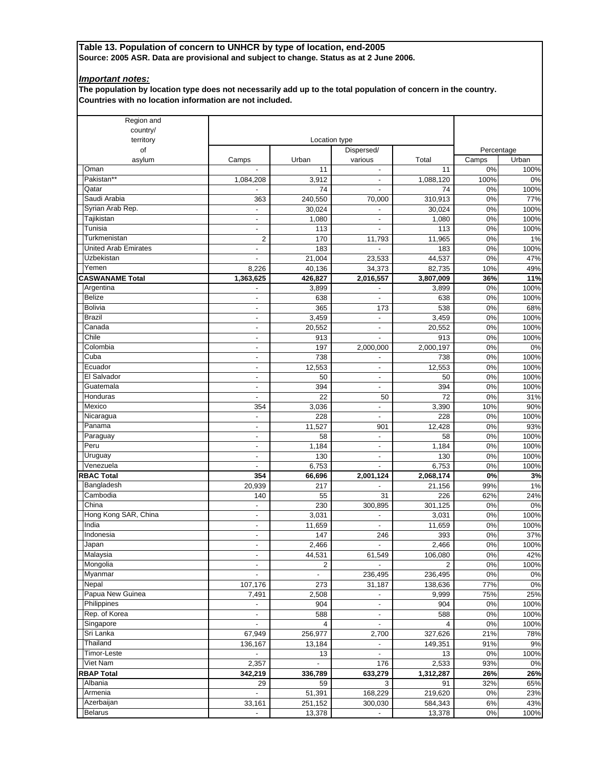**Table 13. Population of concern to UNHCR by type of location, end-2005**
**Source: 2005 ASR. Data are provisional and subject to change. Status as at 2 June 2006.**

***Important notes:***
**The population by location type does not necessarily add up to the total population of concern in the country. Countries with no location information are not included.**

| Region and country/ territory of asylum | Location type | | | | Percentage | |
|---|---|---|---|---|---|---|
| | Camps | Urban | Dispersed/ various | Total | Camps | Urban |
| Oman | - | 11 | - | 11 | 0% | 100% |
| Pakistan** | 1,084,208 | 3,912 | - | 1,088,120 | 100% | 0% |
| Qatar | - | 74 | - | 74 | 0% | 100% |
| Saudi Arabia | 363 | 240,550 | 70,000 | 310,913 | 0% | 77% |
| Syrian Arab Rep. | - | 30,024 | - | 30,024 | 0% | 100% |
| Tajikistan | - | 1,080 | - | 1,080 | 0% | 100% |
| Tunisia | - | 113 | - | 113 | 0% | 100% |
| Turkmenistan | 2 | 170 | 11,793 | 11,965 | 0% | 1% |
| United Arab Emirates | - | 183 | - | 183 | 0% | 100% |
| Uzbekistan | - | 21,004 | 23,533 | 44,537 | 0% | 47% |
| Yemen | 8,226 | 40,136 | 34,373 | 82,735 | 10% | 49% |
| **CASWANAME Total** | **1,363,625** | **426,827** | **2,016,557** | **3,807,009** | **36%** | **11%** |
| Argentina | - | 3,899 | - | 3,899 | 0% | 100% |
| Belize | - | 638 | - | 638 | 0% | 100% |
| Bolivia | - | 365 | 173 | 538 | 0% | 68% |
| Brazil | - | 3,459 | - | 3,459 | 0% | 100% |
| Canada | - | 20,552 | - | 20,552 | 0% | 100% |
| Chile | - | 913 | - | 913 | 0% | 100% |
| Colombia | - | 197 | 2,000,000 | 2,000,197 | 0% | 0% |
| Cuba | - | 738 | - | 738 | 0% | 100% |
| Ecuador | - | 12,553 | - | 12,553 | 0% | 100% |
| El Salvador | - | 50 | - | 50 | 0% | 100% |
| Guatemala | - | 394 | - | 394 | 0% | 100% |
| Honduras | - | 22 | 50 | 72 | 0% | 31% |
| Mexico | 354 | 3,036 | - | 3,390 | 10% | 90% |
| Nicaragua | - | 228 | - | 228 | 0% | 100% |
| Panama | - | 11,527 | 901 | 12,428 | 0% | 93% |
| Paraguay | - | 58 | - | 58 | 0% | 100% |
| Peru | - | 1,184 | - | 1,184 | 0% | 100% |
| Uruguay | - | 130 | - | 130 | 0% | 100% |
| Venezuela | - | 6,753 | - | 6,753 | 0% | 100% |
| **RBAC Total** | **354** | **66,696** | **2,001,124** | **2,068,174** | **0%** | **3%** |
| Bangladesh | 20,939 | 217 | - | 21,156 | 99% | 1% |
| Cambodia | 140 | 55 | 31 | 226 | 62% | 24% |
| China | - | 230 | 300,895 | 301,125 | 0% | 0% |
| Hong Kong SAR, China | - | 3,031 | - | 3,031 | 0% | 100% |
| India | - | 11,659 | - | 11,659 | 0% | 100% |
| Indonesia | - | 147 | 246 | 393 | 0% | 37% |
| Japan | - | 2,466 | - | 2,466 | 0% | 100% |
| Malaysia | - | 44,531 | 61,549 | 106,080 | 0% | 42% |
| Mongolia | - | 2 | - | 2 | 0% | 100% |
| Myanmar | - | - | 236,495 | 236,495 | 0% | 0% |
| Nepal | 107,176 | 273 | 31,187 | 138,636 | 77% | 0% |
| Papua New Guinea | 7,491 | 2,508 | - | 9,999 | 75% | 25% |
| Philippines | - | 904 | - | 904 | 0% | 100% |
| Rep. of Korea | - | 588 | - | 588 | 0% | 100% |
| Singapore | - | 4 | - | 4 | 0% | 100% |
| Sri Lanka | 67,949 | 256,977 | 2,700 | 327,626 | 21% | 78% |
| Thailand | 136,167 | 13,184 | - | 149,351 | 91% | 9% |
| Timor-Leste | - | 13 | - | 13 | 0% | 100% |
| Viet Nam | 2,357 | - | 176 | 2,533 | 93% | 0% |
| **RBAP Total** | **342,219** | **336,789** | **633,279** | **1,312,287** | **26%** | **26%** |
| Albania | 29 | 59 | 3 | 91 | 32% | 65% |
| Armenia | - | 51,391 | 168,229 | 219,620 | 0% | 23% |
| Azerbaijan | 33,161 | 251,152 | 300,030 | 584,343 | 6% | 43% |
| Belarus | - | 13,378 | - | 13,378 | 0% | 100% |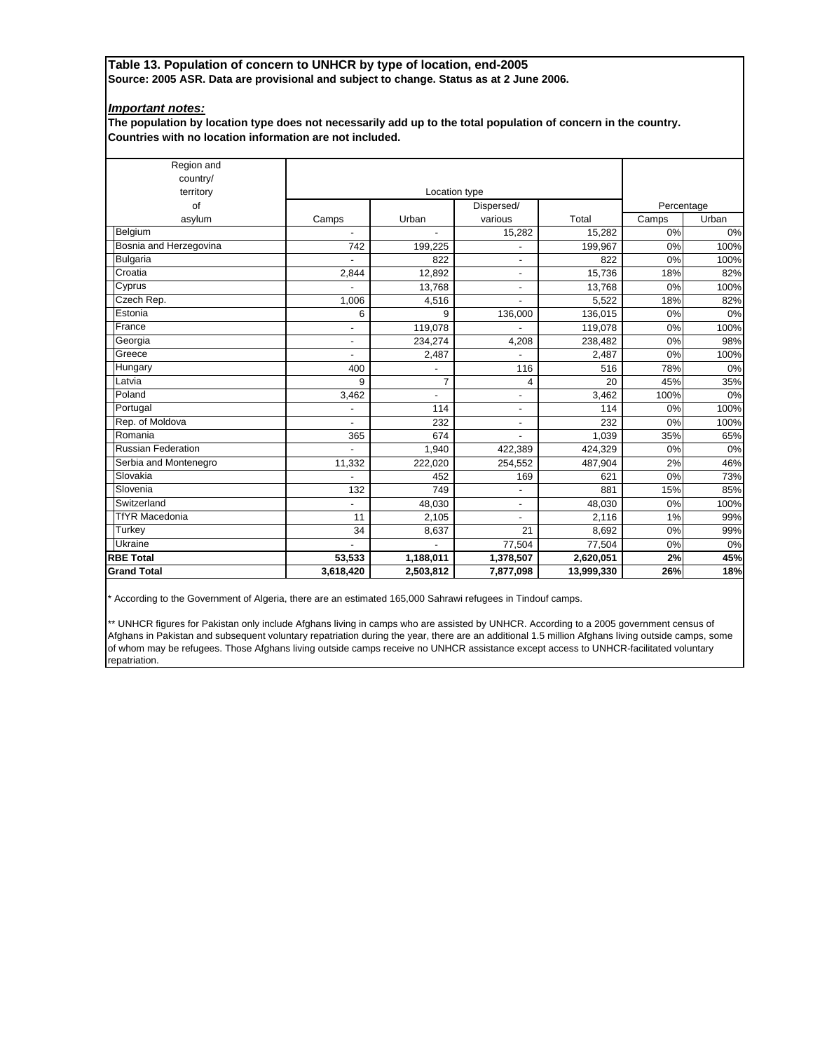**Table 13. Population of concern to UNHCR by type of location, end-2005**
**Source: 2005 ASR. Data are provisional and subject to change. Status as at 2 June 2006.**

***Important notes:***

**The population by location type does not necessarily add up to the total population of concern in the country.**
**Countries with no location information are not included.**

| Region and country/ territory of asylum | Location type | | | | Percentage | |
|---|---|---|---|---|---|---|
| | Camps | Urban | Dispersed/ various | Total | Camps | Urban |
| Belgium | - | - | 15,282 | 15,282 | 0% | 0% |
| Bosnia and Herzegovina | 742 | 199,225 | - | 199,967 | 0% | 100% |
| Bulgaria | - | 822 | - | 822 | 0% | 100% |
| Croatia | 2,844 | 12,892 | - | 15,736 | 18% | 82% |
| Cyprus | - | 13,768 | - | 13,768 | 0% | 100% |
| Czech Rep. | 1,006 | 4,516 | - | 5,522 | 18% | 82% |
| Estonia | 6 | 9 | 136,000 | 136,015 | 0% | 0% |
| France | - | 119,078 | - | 119,078 | 0% | 100% |
| Georgia | - | 234,274 | 4,208 | 238,482 | 0% | 98% |
| Greece | - | 2,487 | - | 2,487 | 0% | 100% |
| Hungary | 400 | - | 116 | 516 | 78% | 0% |
| Latvia | 9 | 7 | 4 | 20 | 45% | 35% |
| Poland | 3,462 | - | - | 3,462 | 100% | 0% |
| Portugal | - | 114 | - | 114 | 0% | 100% |
| Rep. of Moldova | - | 232 | - | 232 | 0% | 100% |
| Romania | 365 | 674 | - | 1,039 | 35% | 65% |
| Russian Federation | - | 1,940 | 422,389 | 424,329 | 0% | 0% |
| Serbia and Montenegro | 11,332 | 222,020 | 254,552 | 487,904 | 2% | 46% |
| Slovakia | - | 452 | 169 | 621 | 0% | 73% |
| Slovenia | 132 | 749 | - | 881 | 15% | 85% |
| Switzerland | - | 48,030 | - | 48,030 | 0% | 100% |
| TfYR Macedonia | 11 | 2,105 | - | 2,116 | 1% | 99% |
| Turkey | 34 | 8,637 | 21 | 8,692 | 0% | 99% |
| Ukraine | - | - | 77,504 | 77,504 | 0% | 0% |
| **RBE Total** | **53,533** | **1,188,011** | **1,378,507** | **2,620,051** | **2%** | **45%** |
| **Grand Total** | **3,618,420** | **2,503,812** | **7,877,098** | **13,999,330** | **26%** | **18%** |

* According to the Government of Algeria, there are an estimated 165,000 Sahrawi refugees in Tindouf camps.

** UNHCR figures for Pakistan only include Afghans living in camps who are assisted by UNHCR. According to a 2005 government census of Afghans in Pakistan and subsequent voluntary repatriation during the year, there are an additional 1.5 million Afghans living outside camps, some of whom may be refugees. Those Afghans living outside camps receive no UNHCR assistance except access to UNHCR-facilitated voluntary repatriation.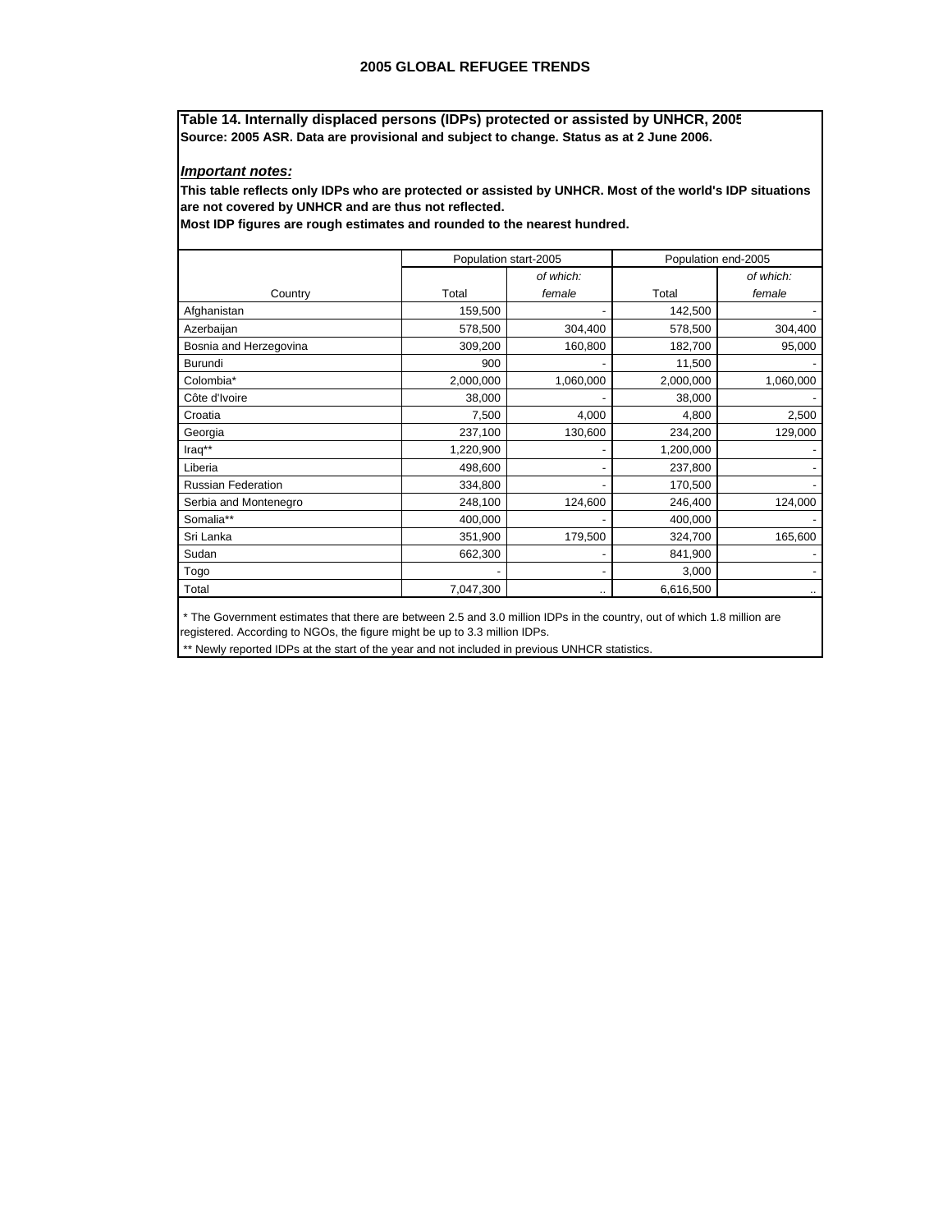**Table 14. Internally displaced persons (IDPs) protected or assisted by UNHCR, 2005**
**Source: 2005 ASR. Data are provisional and subject to change. Status as at 2 June 2006.**

***Important notes:***

**This table reflects only IDPs who are protected or assisted by UNHCR. Most of the world's IDP situations are not covered by UNHCR and are thus not reflected.**
**Most IDP figures are rough estimates and rounded to the nearest hundred.**

| | Population start-2005 | | Population end-2005 | |
|---|---|---|---|---|
| | | *of which:* | | *of which:* |
| Country | Total | *female* | Total | *female* |
| Afghanistan | 159,500 | - | 142,500 | - |
| Azerbaijan | 578,500 | 304,400 | 578,500 | 304,400 |
| Bosnia and Herzegovina | 309,200 | 160,800 | 182,700 | 95,000 |
| Burundi | 900 | - | 11,500 | - |
| Colombia* | 2,000,000 | 1,060,000 | 2,000,000 | 1,060,000 |
| Côte d'Ivoire | 38,000 | - | 38,000 | - |
| Croatia | 7,500 | 4,000 | 4,800 | 2,500 |
| Georgia | 237,100 | 130,600 | 234,200 | 129,000 |
| Iraq** | 1,220,900 | - | 1,200,000 | - |
| Liberia | 498,600 | - | 237,800 | - |
| Russian Federation | 334,800 | - | 170,500 | - |
| Serbia and Montenegro | 248,100 | 124,600 | 246,400 | 124,000 |
| Somalia** | 400,000 | - | 400,000 | - |
| Sri Lanka | 351,900 | 179,500 | 324,700 | 165,600 |
| Sudan | 662,300 | - | 841,900 | - |
| Togo | - | - | 3,000 | - |
| Total | 7,047,300 | .. | 6,616,500 | .. |

* The Government estimates that there are between 2.5 and 3.0 million IDPs in the country, out of which 1.8 million are registered. According to NGOs, the figure might be up to 3.3 million IDPs.

** Newly reported IDPs at the start of the year and not included in previous UNHCR statistics.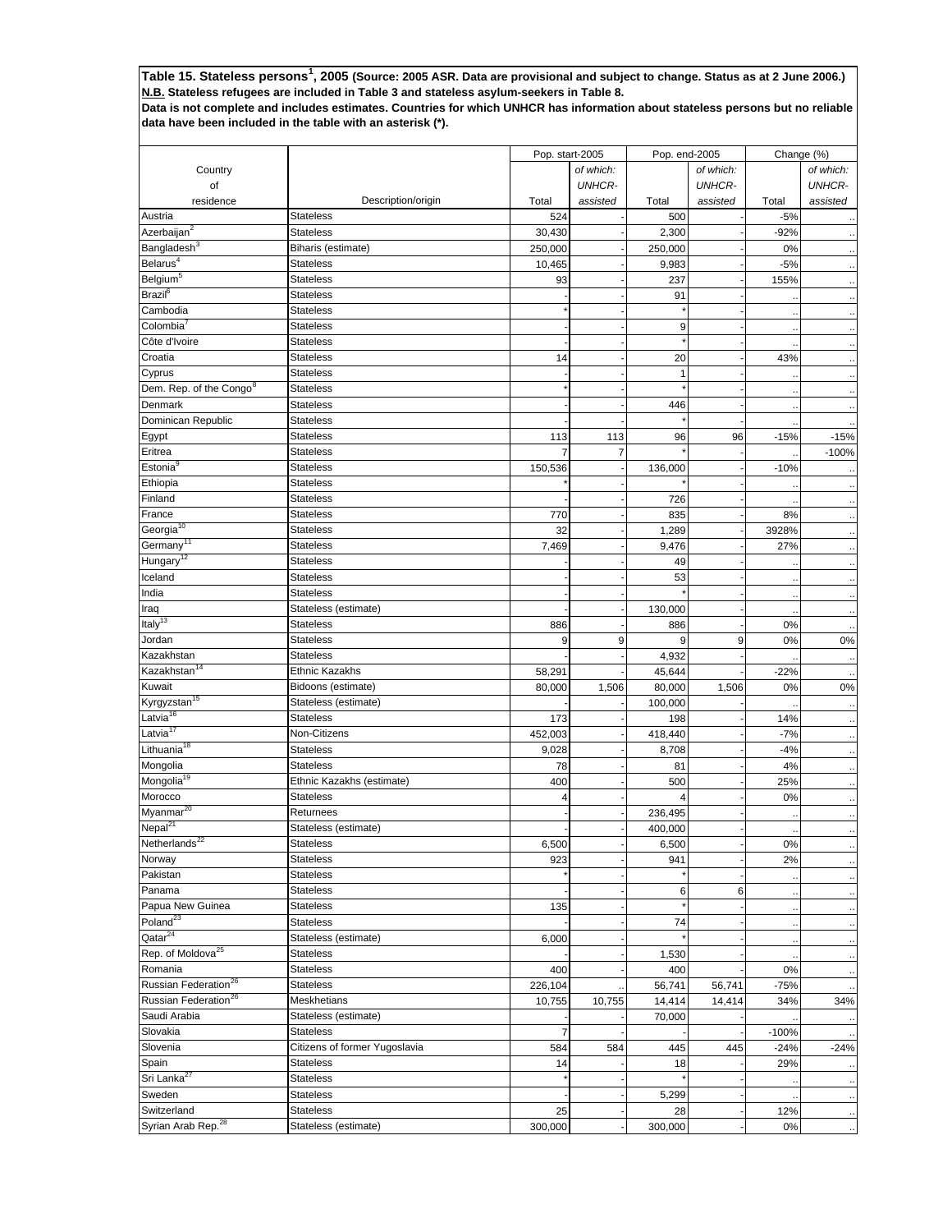**Table 15. Stateless persons[1], 2005 (Source: 2005 ASR. Data are provisional and subject to change. Status as at 2 June 2006.)**
**N.B. Stateless refugees are included in Table 3 and stateless asylum-seekers in Table 8.**
**Data is not complete and includes estimates. Countries for which UNHCR has information about stateless persons but no reliable data have been included in the table with an asterisk (*).**

| Country of residence | Description/origin | Pop. start-2005 | | Pop. end-2005 | | Change (%) | |
|---|---|---|---|---|---|---|---|
| | | Total | *of which: UNHCR-assisted* | Total | *of which: UNHCR-assisted* | Total | *of which: UNHCR-assisted* |
| Austria | Stateless | 524 | - | 500 | - | -5% | .. |
| Azerbaijan[2] | Stateless | 30,430 | - | 2,300 | - | -92% | .. |
| Bangladesh[3] | Biharis (estimate) | 250,000 | - | 250,000 | - | 0% | .. |
| Belarus[4] | Stateless | 10,465 | - | 9,983 | - | -5% | .. |
| Belgium[5] | Stateless | 93 | - | 237 | - | 155% | .. |
| Brazil[6] | Stateless | - | - | 91 | - | .. | .. |
| Cambodia | Stateless | * | - | * | - | .. | .. |
| Colombia[7] | Stateless | - | - | 9 | - | .. | .. |
| Côte d'Ivoire | Stateless | - | - | * | - | .. | .. |
| Croatia | Stateless | 14 | - | 20 | - | 43% | .. |
| Cyprus | Stateless | - | - | 1 | - | .. | .. |
| Dem. Rep. of the Congo[8] | Stateless | * | - | * | - | .. | .. |
| Denmark | Stateless | - | - | 446 | - | .. | .. |
| Dominican Republic | Stateless | - | - | * | - | .. | .. |
| Egypt | Stateless | 113 | 113 | 96 | 96 | -15% | -15% |
| Eritrea | Stateless | 7 | 7 | * | - | .. | -100% |
| Estonia[9] | Stateless | 150,536 | - | 136,000 | - | -10% | .. |
| Ethiopia | Stateless | * | - | * | - | .. | .. |
| Finland | Stateless | - | - | 726 | - | .. | .. |
| France | Stateless | 770 | - | 835 | - | 8% | .. |
| Georgia[10] | Stateless | 32 | - | 1,289 | - | 3928% | .. |
| Germany[11] | Stateless | 7,469 | - | 9,476 | - | 27% | .. |
| Hungary[12] | Stateless | - | - | 49 | - | .. | .. |
| Iceland | Stateless | - | - | 53 | - | .. | .. |
| India | Stateless | - | - | * | - | .. | .. |
| Iraq | Stateless (estimate) | - | - | 130,000 | - | .. | .. |
| Italy[13] | Stateless | 886 | - | 886 | - | 0% | .. |
| Jordan | Stateless | 9 | 9 | 9 | 9 | 0% | 0% |
| Kazakhstan | Stateless | - | - | 4,932 | - | .. | .. |
| Kazakhstan[14] | Ethnic Kazakhs | 58,291 | - | 45,644 | - | -22% | .. |
| Kuwait | Bidoons (estimate) | 80,000 | 1,506 | 80,000 | 1,506 | 0% | 0% |
| Kyrgyzstan[15] | Stateless (estimate) | - | - | 100,000 | - | .. | .. |
| Latvia[16] | Stateless | 173 | - | 198 | - | 14% | .. |
| Latvia[17] | Non-Citizens | 452,003 | - | 418,440 | - | -7% | .. |
| Lithuania[18] | Stateless | 9,028 | - | 8,708 | - | -4% | .. |
| Mongolia | Stateless | 78 | - | 81 | - | 4% | .. |
| Mongolia[19] | Ethnic Kazakhs (estimate) | 400 | - | 500 | - | 25% | .. |
| Morocco | Stateless | 4 | - | 4 | - | 0% | .. |
| Myanmar[20] | Returnees | - | - | 236,495 | - | .. | .. |
| Nepal[21] | Stateless (estimate) | - | - | 400,000 | - | .. | .. |
| Netherlands[22] | Stateless | 6,500 | - | 6,500 | - | 0% | .. |
| Norway | Stateless | 923 | - | 941 | - | 2% | .. |
| Pakistan | Stateless | * | - | * | - | .. | .. |
| Panama | Stateless | - | - | 6 | 6 | .. | .. |
| Papua New Guinea | Stateless | 135 | - | * | - | .. | .. |
| Poland[23] | Stateless | - | - | 74 | - | .. | .. |
| Qatar[24] | Stateless (estimate) | 6,000 | - | * | - | .. | .. |
| Rep. of Moldova[25] | Stateless | - | - | 1,530 | - | .. | .. |
| Romania | Stateless | 400 | - | 400 | - | 0% | .. |
| Russian Federation[26] | Stateless | 226,104 | .. | 56,741 | 56,741 | -75% | .. |
| Russian Federation[26] | Meskhetians | 10,755 | 10,755 | 14,414 | 14,414 | 34% | 34% |
| Saudi Arabia | Stateless (estimate) | - | - | 70,000 | - | .. | .. |
| Slovakia | Stateless | 7 | - | - | - | -100% | .. |
| Slovenia | Citizens of former Yugoslavia | 584 | 584 | 445 | 445 | -24% | -24% |
| Spain | Stateless | 14 | - | 18 | - | 29% | .. |
| Sri Lanka[27] | Stateless | * | - | * | - | .. | .. |
| Sweden | Stateless | - | - | 5,299 | - | .. | .. |
| Switzerland | Stateless | 25 | - | 28 | - | 12% | .. |
| Syrian Arab Rep.[28] | Stateless (estimate) | 300,000 | - | 300,000 | - | 0% | .. |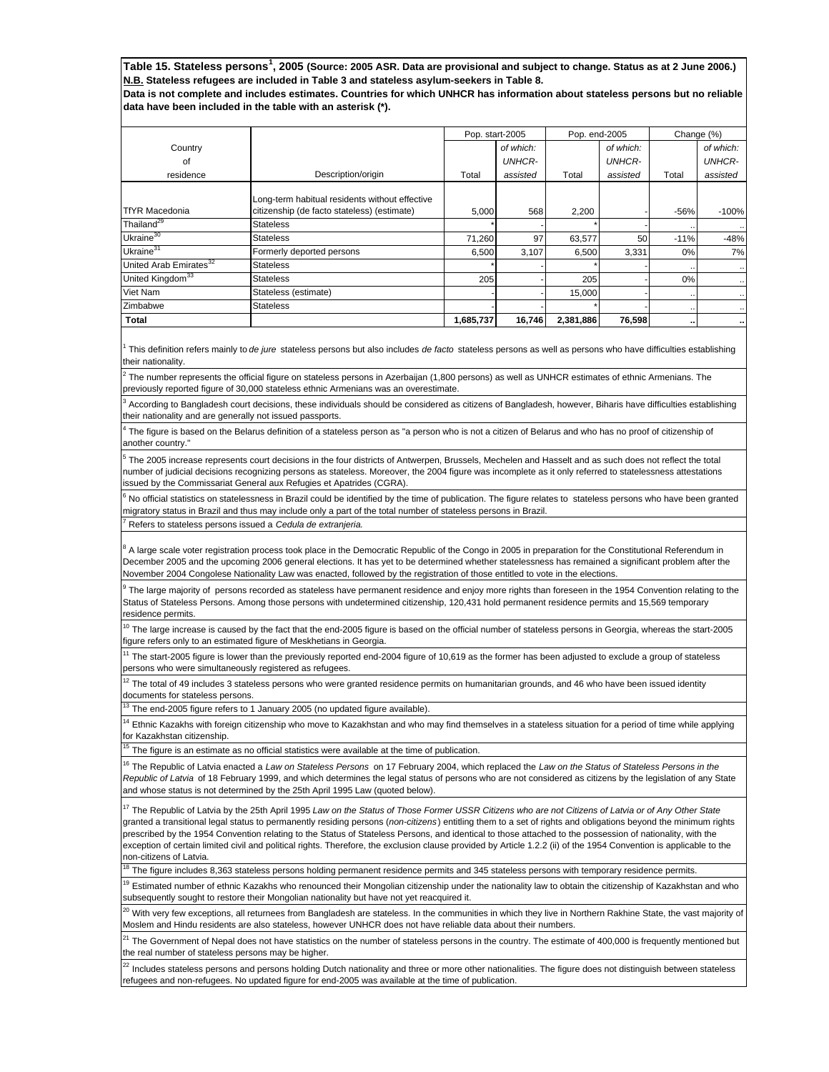**Table 15. Stateless persons[1], 2005 (Source: 2005 ASR. Data are provisional and subject to change. Status as at 2 June 2006.)**
**N.B. Stateless refugees are included in Table 3 and stateless asylum-seekers in Table 8.**
**Data is not complete and includes estimates. Countries for which UNHCR has information about stateless persons but no reliable data have been included in the table with an asterisk (*).**

| Country of residence | Description/origin | Pop. start-2005 | | Pop. end-2005 | | Change (%) | |
|---|---|---|---|---|---|---|---|
| | | Total | *of which: UNHCR-assisted* | Total | *of which: UNHCR-assisted* | Total | *of which: UNHCR-assisted* |
| TfYR Macedonia | Long-term habitual residents without effective citizenship (de facto stateless) (estimate) | 5,000 | 568 | 2,200 | - | -56% | -100% |
| Thailand[29] | Stateless | * | - | * | - | .. | .. |
| Ukraine[30] | Stateless | 71,260 | 97 | 63,577 | 50 | -11% | -48% |
| Ukraine[31] | Formerly deported persons | 6,500 | 3,107 | 6,500 | 3,331 | 0% | 7% |
| United Arab Emirates[32] | Stateless | * | - | * | - | .. | .. |
| United Kingdom[33] | Stateless | 205 | - | 205 | - | 0% | .. |
| Viet Nam | Stateless (estimate) | - | - | 15,000 | - | .. | .. |
| Zimbabwe | Stateless | - | - | * | - | .. | .. |
| **Total** | | **1,685,737** | **16,746** | **2,381,886** | **76,598** | **..** | **..** |

[1] This definition refers mainly to *de jure* stateless persons but also includes *de facto* stateless persons as well as persons who have difficulties establishing their nationality.

[2] The number represents the official figure on stateless persons in Azerbaijan (1,800 persons) as well as UNHCR estimates of ethnic Armenians. The previously reported figure of 30,000 stateless ethnic Armenians was an overestimate.

[3] According to Bangladesh court decisions, these individuals should be considered as citizens of Bangladesh, however, Biharis have difficulties establishing their nationality and are generally not issued passports.

[4] The figure is based on the Belarus definition of a stateless person as "a person who is not a citizen of Belarus and who has no proof of citizenship of another country."

[5] The 2005 increase represents court decisions in the four districts of Antwerpen, Brussels, Mechelen and Hasselt and as such does not reflect the total number of judicial decisions recognizing persons as stateless. Moreover, the 2004 figure was incomplete as it only referred to statelessness attestations issued by the Commissariat General aux Refugies et Apatrides (CGRA).

[6] No official statistics on statelessness in Brazil could be identified by the time of publication. The figure relates to stateless persons who have been granted migratory status in Brazil and thus may include only a part of the total number of stateless persons in Brazil.

[7] Refers to stateless persons issued a *Cedula de extranjeria.*

[8] A large scale voter registration process took place in the Democratic Republic of the Congo in 2005 in preparation for the Constitutional Referendum in December 2005 and the upcoming 2006 general elections. It has yet to be determined whether statelessness has remained a significant problem after the November 2004 Congolese Nationality Law was enacted, followed by the registration of those entitled to vote in the elections.

[9] The large majority of persons recorded as stateless have permanent residence and enjoy more rights than foreseen in the 1954 Convention relating to the Status of Stateless Persons. Among those persons with undetermined citizenship, 120,431 hold permanent residence permits and 15,569 temporary residence permits.

[10] The large increase is caused by the fact that the end-2005 figure is based on the official number of stateless persons in Georgia, whereas the start-2005 figure refers only to an estimated figure of Meskhetians in Georgia.

[11] The start-2005 figure is lower than the previously reported end-2004 figure of 10,619 as the former has been adjusted to exclude a group of stateless persons who were simultaneously registered as refugees.

[12] The total of 49 includes 3 stateless persons who were granted residence permits on humanitarian grounds, and 46 who have been issued identity documents for stateless persons.

[13] The end-2005 figure refers to 1 January 2005 (no updated figure available).

[14] Ethnic Kazakhs with foreign citizenship who move to Kazakhstan and who may find themselves in a stateless situation for a period of time while applying for Kazakhstan citizenship.

[15] The figure is an estimate as no official statistics were available at the time of publication.

[16] The Republic of Latvia enacted a *Law on Stateless Persons* on 17 February 2004, which replaced the *Law on the Status of Stateless Persons in the Republic of Latvia* of 18 February 1999, and which determines the legal status of persons who are not considered as citizens by the legislation of any State and whose status is not determined by the 25th April 1995 Law (quoted below).

[17] The Republic of Latvia by the 25th April 1995 *Law on the Status of Those Former USSR Citizens who are not Citizens of Latvia or of Any Other State* granted a transitional legal status to permanently residing persons (*non-citizens*) entitling them to a set of rights and obligations beyond the minimum rights prescribed by the 1954 Convention relating to the Status of Stateless Persons, and identical to those attached to the possession of nationality, with the exception of certain limited civil and political rights. Therefore, the exclusion clause provided by Article 1.2.2 (ii) of the 1954 Convention is applicable to the non-citizens of Latvia.

[18] The figure includes 8,363 stateless persons holding permanent residence permits and 345 stateless persons with temporary residence permits.

[19] Estimated number of ethnic Kazakhs who renounced their Mongolian citizenship under the nationality law to obtain the citizenship of Kazakhstan and who subsequently sought to restore their Mongolian nationality but have not yet reacquired it.

[20] With very few exceptions, all returnees from Bangladesh are stateless. In the communities in which they live in Northern Rakhine State, the vast majority of Moslem and Hindu residents are also stateless, however UNHCR does not have reliable data about their numbers.

[21] The Government of Nepal does not have statistics on the number of stateless persons in the country. The estimate of 400,000 is frequently mentioned but the real number of stateless persons may be higher.

[22] Includes stateless persons and persons holding Dutch nationality and three or more other nationalities. The figure does not distinguish between stateless refugees and non-refugees. No updated figure for end-2005 was available at the time of publication.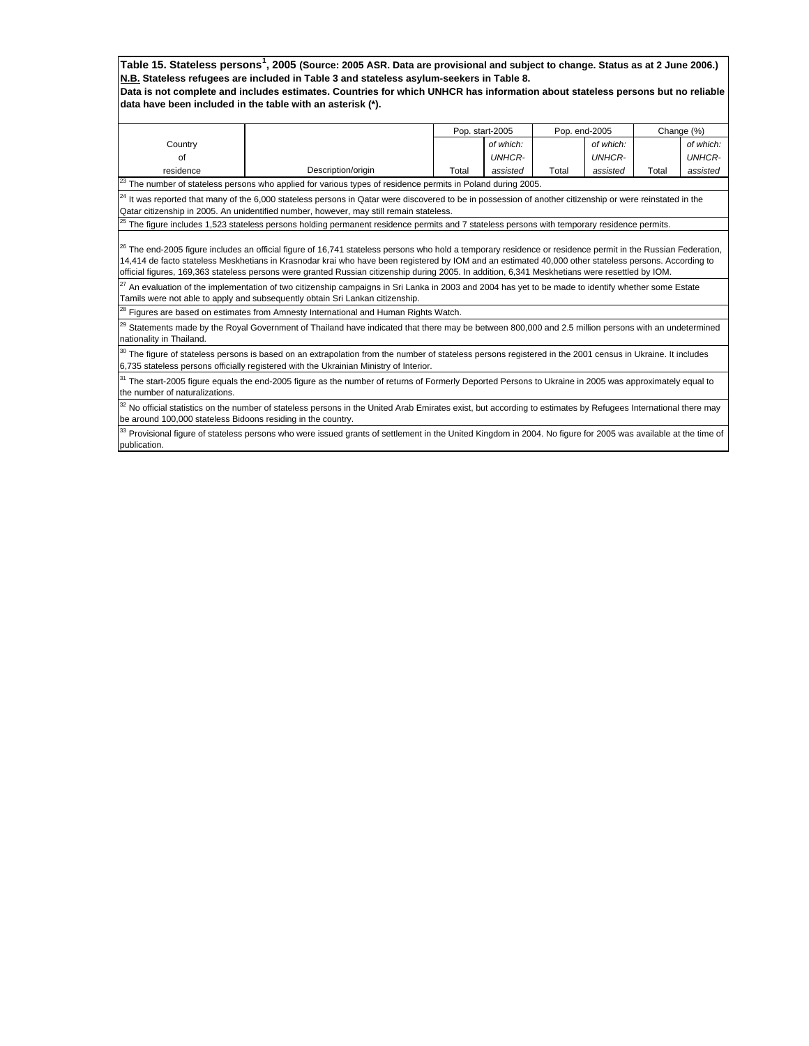**Table 15. Stateless persons[1], 2005 (Source: 2005 ASR. Data are provisional and subject to change. Status as at 2 June 2006.)**
**N.B. Stateless refugees are included in Table 3 and stateless asylum-seekers in Table 8.**
**Data is not complete and includes estimates. Countries for which UNHCR has information about stateless persons but no reliable data have been included in the table with an asterisk (*).**

| Country of residence | Description/origin | Pop. start-2005 | | Pop. end-2005 | | Change (%) | |
|---|---|---|---|---|---|---|---|
| | | Total | *of which: UNHCR-assisted* | Total | *of which: UNHCR-assisted* | Total | *of which: UNHCR-assisted* |

[23] The number of stateless persons who applied for various types of residence permits in Poland during 2005.

[24] It was reported that many of the 6,000 stateless persons in Qatar were discovered to be in possession of another citizenship or were reinstated in the Qatar citizenship in 2005. An unidentified number, however, may still remain stateless.

[25] The figure includes 1,523 stateless persons holding permanent residence permits and 7 stateless persons with temporary residence permits.

[26] The end-2005 figure includes an official figure of 16,741 stateless persons who hold a temporary residence or residence permit in the Russian Federation, 14,414 de facto stateless Meskhetians in Krasnodar krai who have been registered by IOM and an estimated 40,000 other stateless persons. According to official figures, 169,363 stateless persons were granted Russian citizenship during 2005. In addition, 6,341 Meskhetians were resettled by IOM.

[27] An evaluation of the implementation of two citizenship campaigns in Sri Lanka in 2003 and 2004 has yet to be made to identify whether some Estate Tamils were not able to apply and subsequently obtain Sri Lankan citizenship.

[28] Figures are based on estimates from Amnesty International and Human Rights Watch.

[29] Statements made by the Royal Government of Thailand have indicated that there may be between 800,000 and 2.5 million persons with an undetermined nationality in Thailand.

[30] The figure of stateless persons is based on an extrapolation from the number of stateless persons registered in the 2001 census in Ukraine. It includes 6,735 stateless persons officially registered with the Ukrainian Ministry of Interior.

[31] The start-2005 figure equals the end-2005 figure as the number of returns of Formerly Deported Persons to Ukraine in 2005 was approximately equal to the number of naturalizations.

[32] No official statistics on the number of stateless persons in the United Arab Emirates exist, but according to estimates by Refugees International there may be around 100,000 stateless Bidoons residing in the country.

[33] Provisional figure of stateless persons who were issued grants of settlement in the United Kingdom in 2004. No figure for 2005 was available at the time of publication.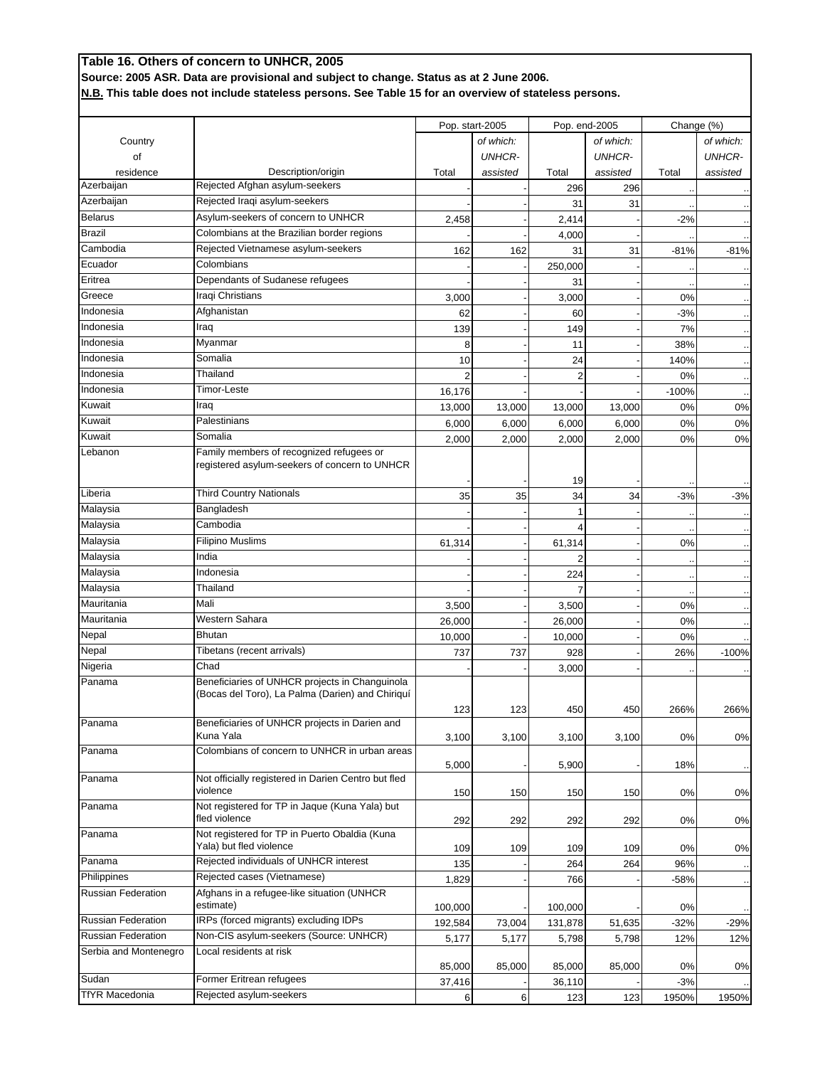**Table 16. Others of concern to UNHCR, 2005**

**Source: 2005 ASR. Data are provisional and subject to change. Status as at 2 June 2006.**

**N.B. This table does not include stateless persons. See Table 15 for an overview of stateless persons.**

| Country of residence | Description/origin | Pop. start-2005 Total | Pop. start-2005 *of which: UNHCR-assisted* | Pop. end-2005 Total | Pop. end-2005 *of which: UNHCR-assisted* | Change (%) Total | Change (%) *of which: UNHCR-assisted* |
|---|---|---|---|---|---|---|---|
| Azerbaijan | Rejected Afghan asylum-seekers | - | - | 296 | 296 | .. | .. |
| Azerbaijan | Rejected Iraqi asylum-seekers | - | - | 31 | 31 | .. | .. |
| Belarus | Asylum-seekers of concern to UNHCR | 2,458 | - | 2,414 | - | -2% | .. |
| Brazil | Colombians at the Brazilian border regions | - | - | 4,000 | - | .. | .. |
| Cambodia | Rejected Vietnamese asylum-seekers | 162 | 162 | 31 | 31 | -81% | -81% |
| Ecuador | Colombians | - | - | 250,000 | - | .. | .. |
| Eritrea | Dependants of Sudanese refugees | - | - | 31 | - | .. | .. |
| Greece | Iraqi Christians | 3,000 | - | 3,000 | - | 0% | .. |
| Indonesia | Afghanistan | 62 | - | 60 | - | -3% | .. |
| Indonesia | Iraq | 139 | - | 149 | - | 7% | .. |
| Indonesia | Myanmar | 8 | - | 11 | - | 38% | .. |
| Indonesia | Somalia | 10 | - | 24 | - | 140% | .. |
| Indonesia | Thailand | 2 | - | 2 | - | 0% | .. |
| Indonesia | Timor-Leste | 16,176 | - | - | - | -100% | .. |
| Kuwait | Iraq | 13,000 | 13,000 | 13,000 | 13,000 | 0% | 0% |
| Kuwait | Palestinians | 6,000 | 6,000 | 6,000 | 6,000 | 0% | 0% |
| Kuwait | Somalia | 2,000 | 2,000 | 2,000 | 2,000 | 0% | 0% |
| Lebanon | Family members of recognized refugees or registered asylum-seekers of concern to UNHCR | - | - | 19 | - | .. | .. |
| Liberia | Third Country Nationals | 35 | 35 | 34 | 34 | -3% | -3% |
| Malaysia | Bangladesh | - | - | 1 | - | .. | .. |
| Malaysia | Cambodia | - | - | 4 | - | .. | .. |
| Malaysia | Filipino Muslims | 61,314 | - | 61,314 | - | 0% | .. |
| Malaysia | India | - | - | 2 | - | .. | .. |
| Malaysia | Indonesia | - | - | 224 | - | .. | .. |
| Malaysia | Thailand | - | - | 7 | - | .. | .. |
| Mauritania | Mali | 3,500 | - | 3,500 | - | 0% | .. |
| Mauritania | Western Sahara | 26,000 | - | 26,000 | - | 0% | .. |
| Nepal | Bhutan | 10,000 | - | 10,000 | - | 0% | .. |
| Nepal | Tibetans (recent arrivals) | 737 | 737 | 928 | - | 26% | -100% |
| Nigeria | Chad | - | - | 3,000 | - | .. | .. |
| Panama | Beneficiaries of UNHCR projects in Changuinola (Bocas del Toro), La Palma (Darien) and Chiriquí | 123 | 123 | 450 | 450 | 266% | 266% |
| Panama | Beneficiaries of UNHCR projects in Darien and Kuna Yala | 3,100 | 3,100 | 3,100 | 3,100 | 0% | 0% |
| Panama | Colombians of concern to UNHCR in urban areas | 5,000 | - | 5,900 | - | 18% | .. |
| Panama | Not officially registered in Darien Centro but fled violence | 150 | 150 | 150 | 150 | 0% | 0% |
| Panama | Not registered for TP in Jaque (Kuna Yala) but fled violence | 292 | 292 | 292 | 292 | 0% | 0% |
| Panama | Not registered for TP in Puerto Obaldia (Kuna Yala) but fled violence | 109 | 109 | 109 | 109 | 0% | 0% |
| Panama | Rejected individuals of UNHCR interest | 135 | - | 264 | 264 | 96% | .. |
| Philippines | Rejected cases (Vietnamese) | 1,829 | - | 766 | - | -58% | .. |
| Russian Federation | Afghans in a refugee-like situation (UNHCR estimate) | 100,000 | - | 100,000 | - | 0% | .. |
| Russian Federation | IRPs (forced migrants) excluding IDPs | 192,584 | 73,004 | 131,878 | 51,635 | -32% | -29% |
| Russian Federation | Non-CIS asylum-seekers (Source: UNHCR) | 5,177 | 5,177 | 5,798 | 5,798 | 12% | 12% |
| Serbia and Montenegro | Local residents at risk | 85,000 | 85,000 | 85,000 | 85,000 | 0% | 0% |
| Sudan | Former Eritrean refugees | 37,416 | - | 36,110 | - | -3% | .. |
| TfYR Macedonia | Rejected asylum-seekers | 6 | 6 | 123 | 123 | 1950% | 1950% |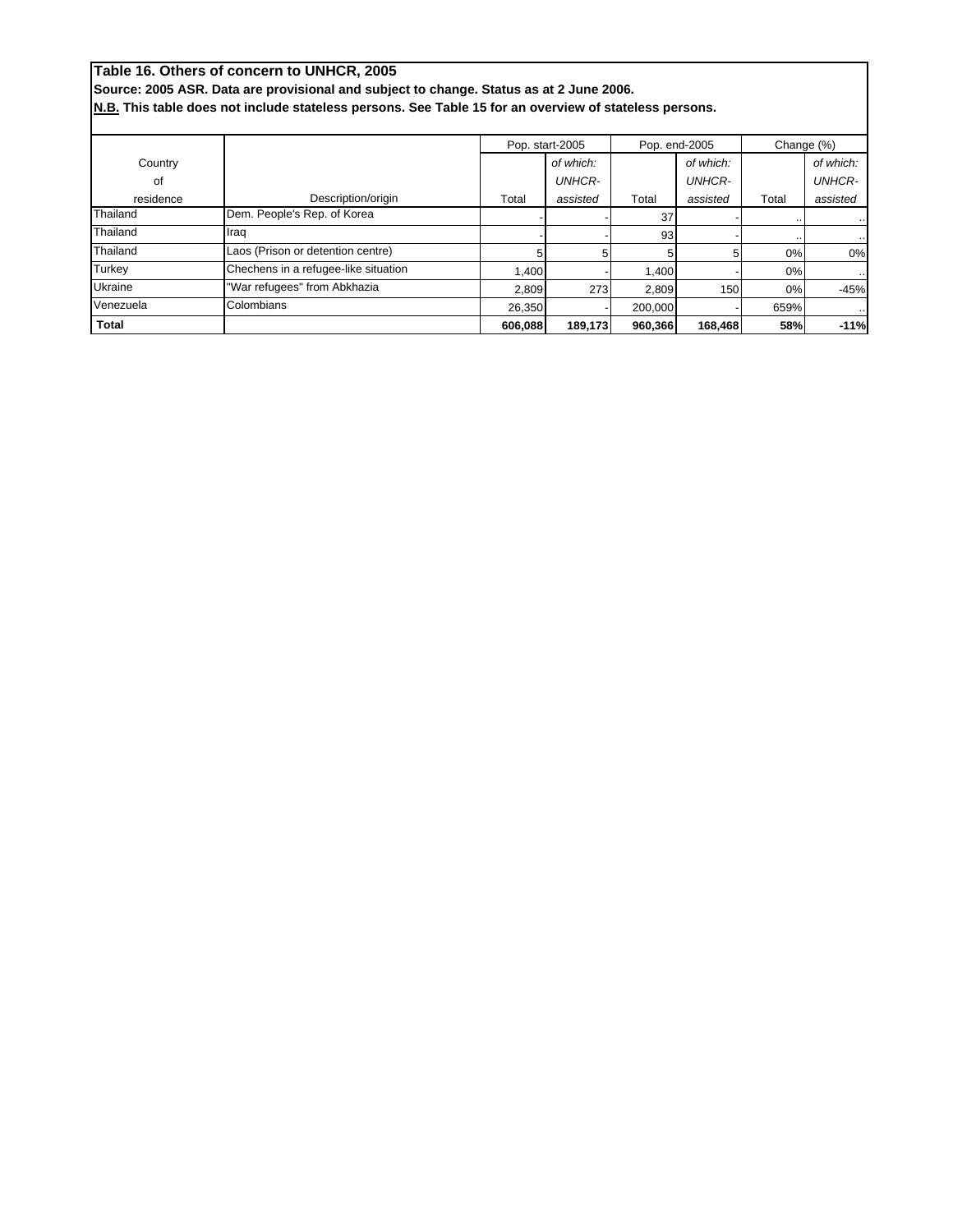**Table 16. Others of concern to UNHCR, 2005**

**Source: 2005 ASR. Data are provisional and subject to change. Status as at 2 June 2006.**

**N.B. This table does not include stateless persons. See Table 15 for an overview of stateless persons.**

| Country of residence | Description/origin | Pop. start-2005 Total | Pop. start-2005 *of which: UNHCR-assisted* | Pop. end-2005 Total | Pop. end-2005 *of which: UNHCR-assisted* | Change (%) Total | Change (%) *of which: UNHCR-assisted* |
|---|---|---|---|---|---|---|---|
| Thailand | Dem. People's Rep. of Korea | - | - | 37 | - | .. | .. |
| Thailand | Iraq | - | - | 93 | - | .. | .. |
| Thailand | Laos (Prison or detention centre) | 5 | 5 | 5 | 5 | 0% | 0% |
| Turkey | Chechens in a refugee-like situation | 1,400 | - | 1,400 | - | 0% | .. |
| Ukraine | "War refugees" from Abkhazia | 2,809 | 273 | 2,809 | 150 | 0% | -45% |
| Venezuela | Colombians | 26,350 | - | 200,000 | - | 659% | .. |
| **Total** | | **606,088** | **189,173** | **960,366** | **168,468** | **58%** | **-11%** |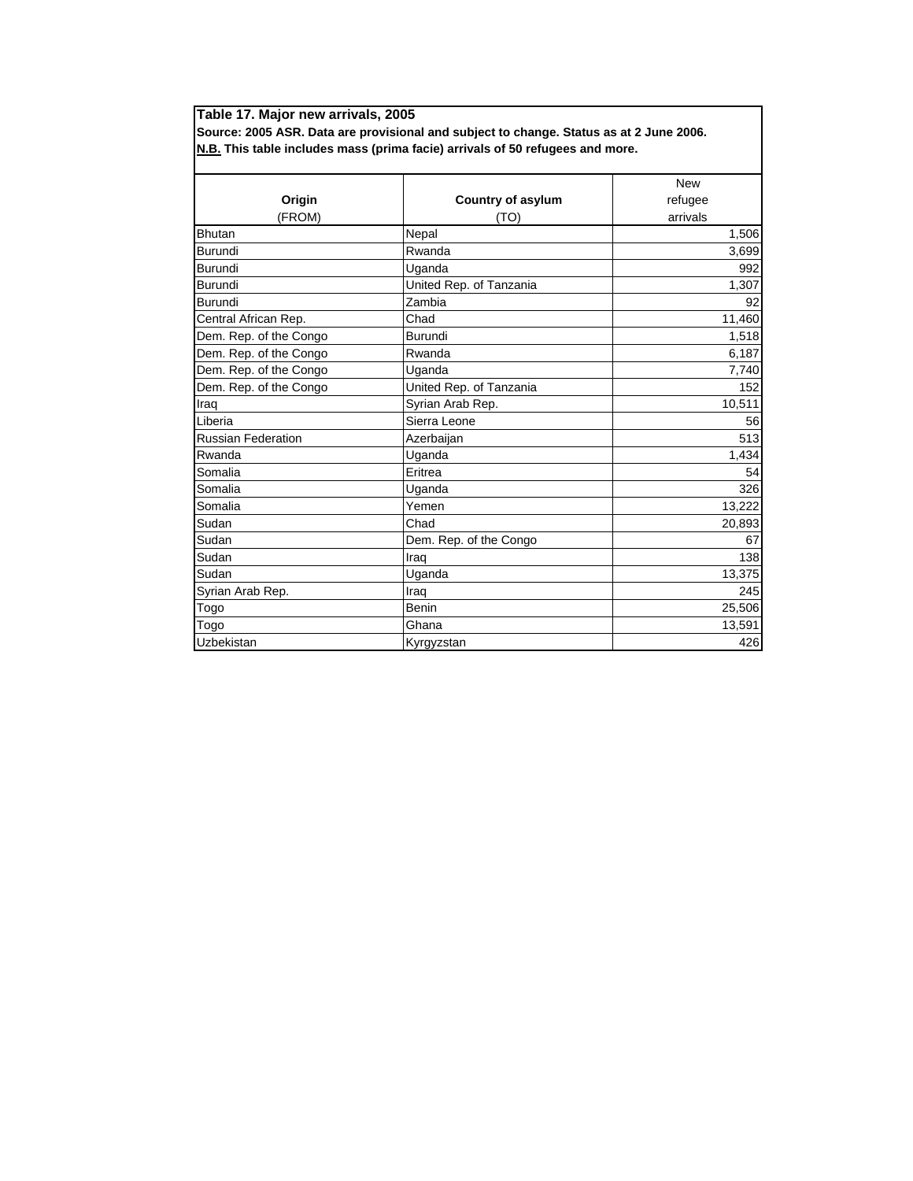**Table 17. Major new arrivals, 2005**

**Source: 2005 ASR. Data are provisional and subject to change. Status as at 2 June 2006.**

**N.B. This table includes mass (prima facie) arrivals of 50 refugees and more.**

| **Origin** (FROM) | **Country of asylum** (TO) | New refugee arrivals |
|---|---|---|
| Bhutan | Nepal | 1,506 |
| Burundi | Rwanda | 3,699 |
| Burundi | Uganda | 992 |
| Burundi | United Rep. of Tanzania | 1,307 |
| Burundi | Zambia | 92 |
| Central African Rep. | Chad | 11,460 |
| Dem. Rep. of the Congo | Burundi | 1,518 |
| Dem. Rep. of the Congo | Rwanda | 6,187 |
| Dem. Rep. of the Congo | Uganda | 7,740 |
| Dem. Rep. of the Congo | United Rep. of Tanzania | 152 |
| Iraq | Syrian Arab Rep. | 10,511 |
| Liberia | Sierra Leone | 56 |
| Russian Federation | Azerbaijan | 513 |
| Rwanda | Uganda | 1,434 |
| Somalia | Eritrea | 54 |
| Somalia | Uganda | 326 |
| Somalia | Yemen | 13,222 |
| Sudan | Chad | 20,893 |
| Sudan | Dem. Rep. of the Congo | 67 |
| Sudan | Iraq | 138 |
| Sudan | Uganda | 13,375 |
| Syrian Arab Rep. | Iraq | 245 |
| Togo | Benin | 25,506 |
| Togo | Ghana | 13,591 |
| Uzbekistan | Kyrgyzstan | 426 |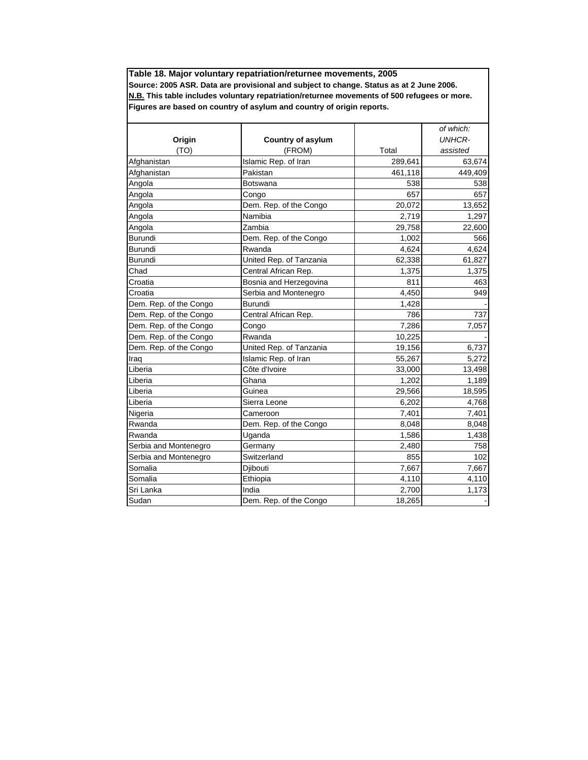**Table 18. Major voluntary repatriation/returnee movements, 2005**

**Source: 2005 ASR. Data are provisional and subject to change. Status as at 2 June 2006.**

**N.B. This table includes voluntary repatriation/returnee movements of 500 refugees or more.**

**Figures are based on country of asylum and country of origin reports.**

| **Origin** (TO) | **Country of asylum** (FROM) | Total | *of which: UNHCR-assisted* |
|---|---|---|---|
| Afghanistan | Islamic Rep. of Iran | 289,641 | 63,674 |
| Afghanistan | Pakistan | 461,118 | 449,409 |
| Angola | Botswana | 538 | 538 |
| Angola | Congo | 657 | 657 |
| Angola | Dem. Rep. of the Congo | 20,072 | 13,652 |
| Angola | Namibia | 2,719 | 1,297 |
| Angola | Zambia | 29,758 | 22,600 |
| Burundi | Dem. Rep. of the Congo | 1,002 | 566 |
| Burundi | Rwanda | 4,624 | 4,624 |
| Burundi | United Rep. of Tanzania | 62,338 | 61,827 |
| Chad | Central African Rep. | 1,375 | 1,375 |
| Croatia | Bosnia and Herzegovina | 811 | 463 |
| Croatia | Serbia and Montenegro | 4,450 | 949 |
| Dem. Rep. of the Congo | Burundi | 1,428 | - |
| Dem. Rep. of the Congo | Central African Rep. | 786 | 737 |
| Dem. Rep. of the Congo | Congo | 7,286 | 7,057 |
| Dem. Rep. of the Congo | Rwanda | 10,225 | - |
| Dem. Rep. of the Congo | United Rep. of Tanzania | 19,156 | 6,737 |
| Iraq | Islamic Rep. of Iran | 55,267 | 5,272 |
| Liberia | Côte d'Ivoire | 33,000 | 13,498 |
| Liberia | Ghana | 1,202 | 1,189 |
| Liberia | Guinea | 29,566 | 18,595 |
| Liberia | Sierra Leone | 6,202 | 4,768 |
| Nigeria | Cameroon | 7,401 | 7,401 |
| Rwanda | Dem. Rep. of the Congo | 8,048 | 8,048 |
| Rwanda | Uganda | 1,586 | 1,438 |
| Serbia and Montenegro | Germany | 2,480 | 758 |
| Serbia and Montenegro | Switzerland | 855 | 102 |
| Somalia | Djibouti | 7,667 | 7,667 |
| Somalia | Ethiopia | 4,110 | 4,110 |
| Sri Lanka | India | 2,700 | 1,173 |
| Sudan | Dem. Rep. of the Congo | 18,265 | - |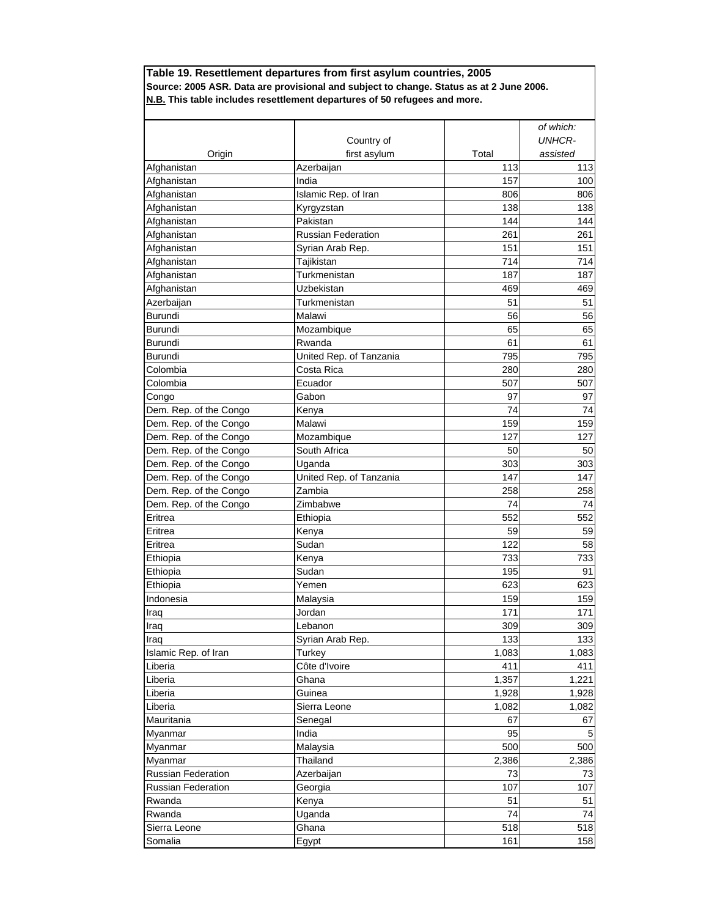**Table 19. Resettlement departures from first asylum countries, 2005**

**Source: 2005 ASR. Data are provisional and subject to change. Status as at 2 June 2006.**

**N.B. This table includes resettlement departures of 50 refugees and more.**

| Origin | Country of first asylum | Total | *of which: UNHCR-assisted* |
|---|---|---|---|
| Afghanistan | Azerbaijan | 113 | 113 |
| Afghanistan | India | 157 | 100 |
| Afghanistan | Islamic Rep. of Iran | 806 | 806 |
| Afghanistan | Kyrgyzstan | 138 | 138 |
| Afghanistan | Pakistan | 144 | 144 |
| Afghanistan | Russian Federation | 261 | 261 |
| Afghanistan | Syrian Arab Rep. | 151 | 151 |
| Afghanistan | Tajikistan | 714 | 714 |
| Afghanistan | Turkmenistan | 187 | 187 |
| Afghanistan | Uzbekistan | 469 | 469 |
| Azerbaijan | Turkmenistan | 51 | 51 |
| Burundi | Malawi | 56 | 56 |
| Burundi | Mozambique | 65 | 65 |
| Burundi | Rwanda | 61 | 61 |
| Burundi | United Rep. of Tanzania | 795 | 795 |
| Colombia | Costa Rica | 280 | 280 |
| Colombia | Ecuador | 507 | 507 |
| Congo | Gabon | 97 | 97 |
| Dem. Rep. of the Congo | Kenya | 74 | 74 |
| Dem. Rep. of the Congo | Malawi | 159 | 159 |
| Dem. Rep. of the Congo | Mozambique | 127 | 127 |
| Dem. Rep. of the Congo | South Africa | 50 | 50 |
| Dem. Rep. of the Congo | Uganda | 303 | 303 |
| Dem. Rep. of the Congo | United Rep. of Tanzania | 147 | 147 |
| Dem. Rep. of the Congo | Zambia | 258 | 258 |
| Dem. Rep. of the Congo | Zimbabwe | 74 | 74 |
| Eritrea | Ethiopia | 552 | 552 |
| Eritrea | Kenya | 59 | 59 |
| Eritrea | Sudan | 122 | 58 |
| Ethiopia | Kenya | 733 | 733 |
| Ethiopia | Sudan | 195 | 91 |
| Ethiopia | Yemen | 623 | 623 |
| Indonesia | Malaysia | 159 | 159 |
| Iraq | Jordan | 171 | 171 |
| Iraq | Lebanon | 309 | 309 |
| Iraq | Syrian Arab Rep. | 133 | 133 |
| Islamic Rep. of Iran | Turkey | 1,083 | 1,083 |
| Liberia | Côte d'Ivoire | 411 | 411 |
| Liberia | Ghana | 1,357 | 1,221 |
| Liberia | Guinea | 1,928 | 1,928 |
| Liberia | Sierra Leone | 1,082 | 1,082 |
| Mauritania | Senegal | 67 | 67 |
| Myanmar | India | 95 | 5 |
| Myanmar | Malaysia | 500 | 500 |
| Myanmar | Thailand | 2,386 | 2,386 |
| Russian Federation | Azerbaijan | 73 | 73 |
| Russian Federation | Georgia | 107 | 107 |
| Rwanda | Kenya | 51 | 51 |
| Rwanda | Uganda | 74 | 74 |
| Sierra Leone | Ghana | 518 | 518 |
| Somalia | Egypt | 161 | 158 |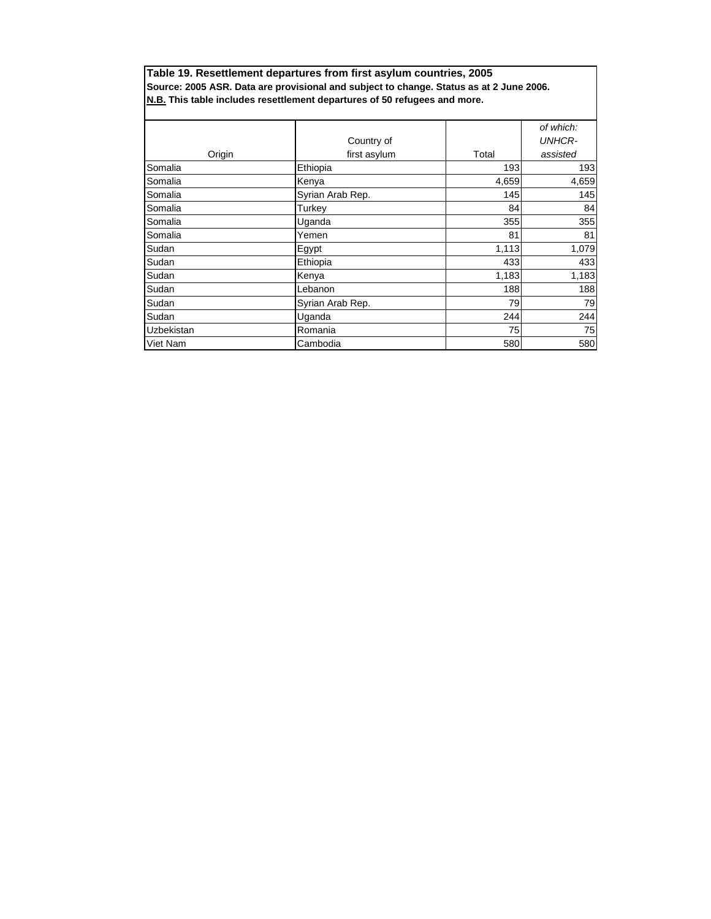**Table 19. Resettlement departures from first asylum countries, 2005**

**Source: 2005 ASR. Data are provisional and subject to change. Status as at 2 June 2006.**

**N.B. This table includes resettlement departures of 50 refugees and more.**

| Origin | Country of first asylum | Total | *of which: UNHCR-assisted* |
|---|---|---|---|
| Somalia | Ethiopia | 193 | 193 |
| Somalia | Kenya | 4,659 | 4,659 |
| Somalia | Syrian Arab Rep. | 145 | 145 |
| Somalia | Turkey | 84 | 84 |
| Somalia | Uganda | 355 | 355 |
| Somalia | Yemen | 81 | 81 |
| Sudan | Egypt | 1,113 | 1,079 |
| Sudan | Ethiopia | 433 | 433 |
| Sudan | Kenya | 1,183 | 1,183 |
| Sudan | Lebanon | 188 | 188 |
| Sudan | Syrian Arab Rep. | 79 | 79 |
| Sudan | Uganda | 244 | 244 |
| Uzbekistan | Romania | 75 | 75 |
| Viet Nam | Cambodia | 580 | 580 |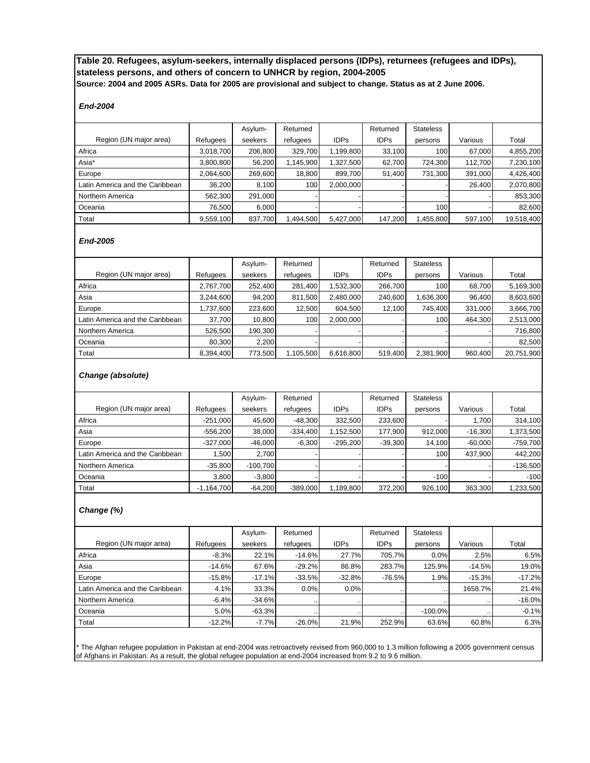**Table 20. Refugees, asylum-seekers, internally displaced persons (IDPs), returnees (refugees and IDPs), stateless persons, and others of concern to UNHCR by region, 2004-2005**

**Source: 2004 and 2005 ASRs. Data for 2005 are provisional and subject to change. Status as at 2 June 2006.**

***End-2004***

| Region (UN major area) | Refugees | Asylum-seekers | Returned refugees | IDPs | Returned IDPs | Stateless persons | Various | Total |
|---|---|---|---|---|---|---|---|---|
| Africa | 3,018,700 | 206,800 | 329,700 | 1,199,800 | 33,100 | 100 | 67,000 | 4,855,200 |
| Asia* | 3,800,800 | 56,200 | 1,145,900 | 1,327,500 | 62,700 | 724,300 | 112,700 | 7,230,100 |
| Europe | 2,064,600 | 269,600 | 18,800 | 899,700 | 51,400 | 731,300 | 391,000 | 4,426,400 |
| Latin America and the Caribbean | 36,200 | 8,100 | 100 | 2,000,000 | - | - | 26,400 | 2,070,800 |
| Northern America | 562,300 | 291,000 | - | - | - | - | - | 853,300 |
| Oceania | 76,500 | 6,000 | - | - | - | 100 | - | 82,600 |
| Total | 9,559,100 | 837,700 | 1,494,500 | 5,427,000 | 147,200 | 1,455,800 | 597,100 | 19,518,400 |

***End-2005***

| Region (UN major area) | Refugees | Asylum-seekers | Returned refugees | IDPs | Returned IDPs | Stateless persons | Various | Total |
|---|---|---|---|---|---|---|---|---|
| Africa | 2,767,700 | 252,400 | 281,400 | 1,532,300 | 266,700 | 100 | 68,700 | 5,169,300 |
| Asia | 3,244,600 | 94,200 | 811,500 | 2,480,000 | 240,600 | 1,636,300 | 96,400 | 8,603,600 |
| Europe | 1,737,600 | 223,600 | 12,500 | 604,500 | 12,100 | 745,400 | 331,000 | 3,666,700 |
| Latin America and the Caribbean | 37,700 | 10,800 | 100 | 2,000,000 | - | 100 | 464,300 | 2,513,000 |
| Northern America | 526,500 | 190,300 | - | - | - | - | - | 716,800 |
| Oceania | 80,300 | 2,200 | - | - | - | - | - | 82,500 |
| Total | 8,394,400 | 773,500 | 1,105,500 | 6,616,800 | 519,400 | 2,381,900 | 960,400 | 20,751,900 |

***Change (absolute)***

| Region (UN major area) | Refugees | Asylum-seekers | Returned refugees | IDPs | Returned IDPs | Stateless persons | Various | Total |
|---|---|---|---|---|---|---|---|---|
| Africa | -251,000 | 45,600 | -48,300 | 332,500 | 233,600 | - | 1,700 | 314,100 |
| Asia | -556,200 | 38,000 | -334,400 | 1,152,500 | 177,900 | 912,000 | -16,300 | 1,373,500 |
| Europe | -327,000 | -46,000 | -6,300 | -295,200 | -39,300 | 14,100 | -60,000 | -759,700 |
| Latin America and the Caribbean | 1,500 | 2,700 | - | - | - | 100 | 437,900 | 442,200 |
| Northern America | -35,800 | -100,700 | - | - | - | - | - | -136,500 |
| Oceania | 3,800 | -3,800 | - | - | - | -100 | - | -100 |
| Total | -1,164,700 | -64,200 | -389,000 | 1,189,800 | 372,200 | 926,100 | 363,300 | 1,233,500 |

***Change (%)***

| Region (UN major area) | Refugees | Asylum-seekers | Returned refugees | IDPs | Returned IDPs | Stateless persons | Various | Total |
|---|---|---|---|---|---|---|---|---|
| Africa | -8.3% | 22.1% | -14.6% | 27.7% | 705.7% | 0.0% | 2.5% | 6.5% |
| Asia | -14.6% | 67.6% | -29.2% | 86.8% | 283.7% | 125.9% | -14.5% | 19.0% |
| Europe | -15.8% | -17.1% | -33.5% | -32.8% | -76.5% | 1.9% | -15.3% | -17.2% |
| Latin America and the Caribbean | 4.1% | 33.3% | 0.0% | 0.0% | .. | .. | 1658.7% | 21.4% |
| Northern America | -6.4% | -34.6% | .. | .. | .. | .. | .. | -16.0% |
| Oceania | 5.0% | -63.3% | .. | .. | .. | -100.0% | .. | -0.1% |
| Total | -12.2% | -7.7% | -26.0% | 21.9% | 252.9% | 63.6% | 60.8% | 6.3% |

* The Afghan refugee population in Pakistan at end-2004 was retroactively revised from 960,000 to 1.3 million following a 2005 government census of Afghans in Pakistan. As a result, the global refugee population at end-2004 increased from 9.2 to 9.6 million.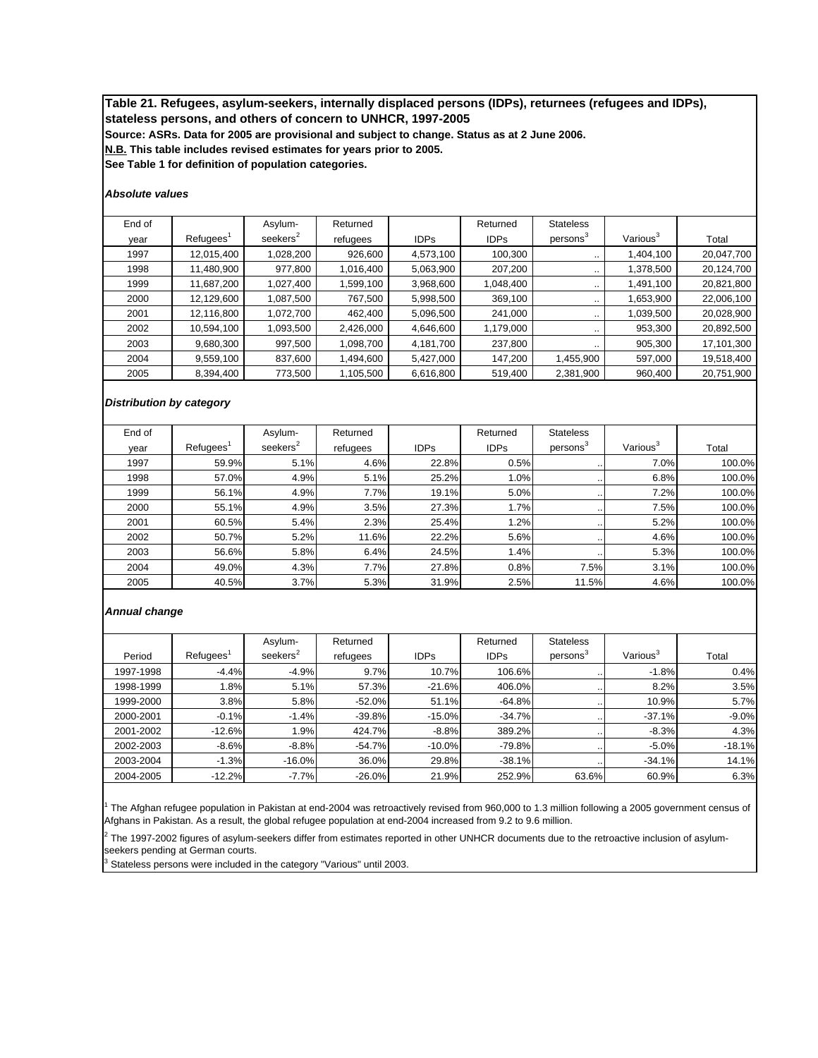**Table 21. Refugees, asylum-seekers, internally displaced persons (IDPs), returnees (refugees and IDPs), stateless persons, and others of concern to UNHCR, 1997-2005**

**Source: ASRs. Data for 2005 are provisional and subject to change. Status as at 2 June 2006.**

**N.B. This table includes revised estimates for years prior to 2005.**

**See Table 1 for definition of population categories.**

***Absolute values***

| End of year | Refugees[1] | Asylum-seekers[2] | Returned refugees | IDPs | Returned IDPs | Stateless persons[3] | Various[3] | Total |
|---|---|---|---|---|---|---|---|---|
| 1997 | 12,015,400 | 1,028,200 | 926,600 | 4,573,100 | 100,300 | .. | 1,404,100 | 20,047,700 |
| 1998 | 11,480,900 | 977,800 | 1,016,400 | 5,063,900 | 207,200 | .. | 1,378,500 | 20,124,700 |
| 1999 | 11,687,200 | 1,027,400 | 1,599,100 | 3,968,600 | 1,048,400 | .. | 1,491,100 | 20,821,800 |
| 2000 | 12,129,600 | 1,087,500 | 767,500 | 5,998,500 | 369,100 | .. | 1,653,900 | 22,006,100 |
| 2001 | 12,116,800 | 1,072,700 | 462,400 | 5,096,500 | 241,000 | .. | 1,039,500 | 20,028,900 |
| 2002 | 10,594,100 | 1,093,500 | 2,426,000 | 4,646,600 | 1,179,000 | .. | 953,300 | 20,892,500 |
| 2003 | 9,680,300 | 997,500 | 1,098,700 | 4,181,700 | 237,800 | .. | 905,300 | 17,101,300 |
| 2004 | 9,559,100 | 837,600 | 1,494,600 | 5,427,000 | 147,200 | 1,455,900 | 597,000 | 19,518,400 |
| 2005 | 8,394,400 | 773,500 | 1,105,500 | 6,616,800 | 519,400 | 2,381,900 | 960,400 | 20,751,900 |

***Distribution by category***

| End of year | Refugees[1] | Asylum-seekers[2] | Returned refugees | IDPs | Returned IDPs | Stateless persons[3] | Various[3] | Total |
|---|---|---|---|---|---|---|---|---|
| 1997 | 59.9% | 5.1% | 4.6% | 22.8% | 0.5% | .. | 7.0% | 100.0% |
| 1998 | 57.0% | 4.9% | 5.1% | 25.2% | 1.0% | .. | 6.8% | 100.0% |
| 1999 | 56.1% | 4.9% | 7.7% | 19.1% | 5.0% | .. | 7.2% | 100.0% |
| 2000 | 55.1% | 4.9% | 3.5% | 27.3% | 1.7% | .. | 7.5% | 100.0% |
| 2001 | 60.5% | 5.4% | 2.3% | 25.4% | 1.2% | .. | 5.2% | 100.0% |
| 2002 | 50.7% | 5.2% | 11.6% | 22.2% | 5.6% | .. | 4.6% | 100.0% |
| 2003 | 56.6% | 5.8% | 6.4% | 24.5% | 1.4% | .. | 5.3% | 100.0% |
| 2004 | 49.0% | 4.3% | 7.7% | 27.8% | 0.8% | 7.5% | 3.1% | 100.0% |
| 2005 | 40.5% | 3.7% | 5.3% | 31.9% | 2.5% | 11.5% | 4.6% | 100.0% |

***Annual change***

| Period | Refugees[1] | Asylum-seekers[2] | Returned refugees | IDPs | Returned IDPs | Stateless persons[3] | Various[3] | Total |
|---|---|---|---|---|---|---|---|---|
| 1997-1998 | -4.4% | -4.9% | 9.7% | 10.7% | 106.6% | .. | -1.8% | 0.4% |
| 1998-1999 | 1.8% | 5.1% | 57.3% | -21.6% | 406.0% | .. | 8.2% | 3.5% |
| 1999-2000 | 3.8% | 5.8% | -52.0% | 51.1% | -64.8% | .. | 10.9% | 5.7% |
| 2000-2001 | -0.1% | -1.4% | -39.8% | -15.0% | -34.7% | .. | -37.1% | -9.0% |
| 2001-2002 | -12.6% | 1.9% | 424.7% | -8.8% | 389.2% | .. | -8.3% | 4.3% |
| 2002-2003 | -8.6% | -8.8% | -54.7% | -10.0% | -79.8% | .. | -5.0% | -18.1% |
| 2003-2004 | -1.3% | -16.0% | 36.0% | 29.8% | -38.1% | .. | -34.1% | 14.1% |
| 2004-2005 | -12.2% | -7.7% | -26.0% | 21.9% | 252.9% | 63.6% | 60.9% | 6.3% |

[1] The Afghan refugee population in Pakistan at end-2004 was retroactively revised from 960,000 to 1.3 million following a 2005 government census of Afghans in Pakistan. As a result, the global refugee population at end-2004 increased from 9.2 to 9.6 million.

[2] The 1997-2002 figures of asylum-seekers differ from estimates reported in other UNHCR documents due to the retroactive inclusion of asylum-seekers pending at German courts.

[3] Stateless persons were included in the category "Various" until 2003.